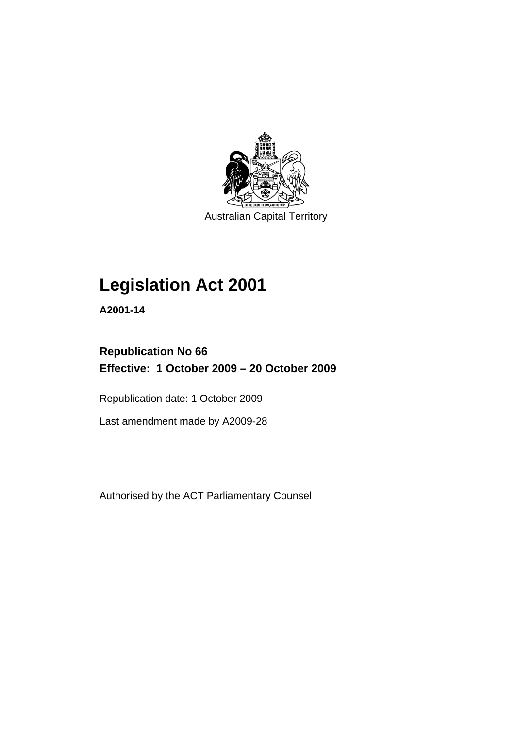Australian Capital Territory

# Legislation Act 2001

**A2001-14**

**Republication No 66**
**Effective: 1 October 2009 – 20 October 2009**

Republication date: 1 October 2009

Last amendment made by A2009-28

Authorised by the ACT Parliamentary Counsel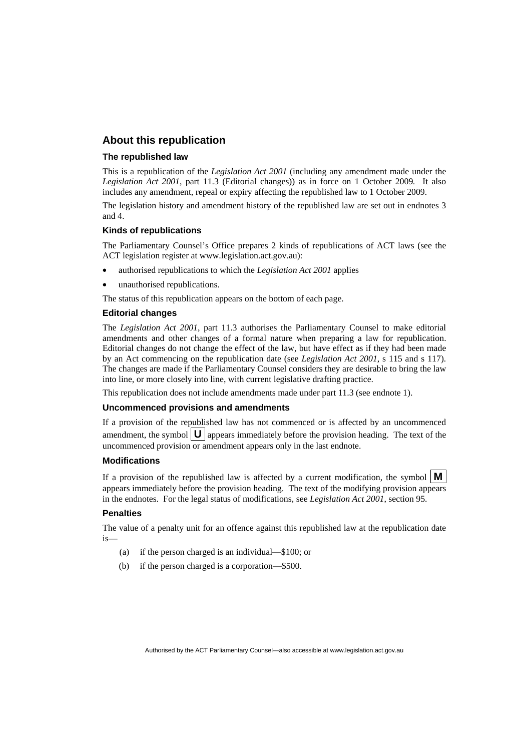## About this republication

### The republished law

This is a republication of the *Legislation Act 2001* (including any amendment made under the *Legislation Act 2001*, part 11.3 (Editorial changes)) as in force on 1 October 2009*.* It also includes any amendment, repeal or expiry affecting the republished law to 1 October 2009.

The legislation history and amendment history of the republished law are set out in endnotes 3 and 4.

### Kinds of republications

The Parliamentary Counsel's Office prepares 2 kinds of republications of ACT laws (see the ACT legislation register at www.legislation.act.gov.au):

- authorised republications to which the *Legislation Act 2001* applies
- unauthorised republications.

The status of this republication appears on the bottom of each page.

### Editorial changes

The *Legislation Act 2001*, part 11.3 authorises the Parliamentary Counsel to make editorial amendments and other changes of a formal nature when preparing a law for republication. Editorial changes do not change the effect of the law, but have effect as if they had been made by an Act commencing on the republication date (see *Legislation Act 2001*, s 115 and s 117). The changes are made if the Parliamentary Counsel considers they are desirable to bring the law into line, or more closely into line, with current legislative drafting practice.

This republication does not include amendments made under part 11.3 (see endnote 1).

### Uncommenced provisions and amendments

If a provision of the republished law has not commenced or is affected by an uncommenced amendment, the symbol **U** appears immediately before the provision heading. The text of the uncommenced provision or amendment appears only in the last endnote.

### Modifications

If a provision of the republished law is affected by a current modification, the symbol **M** appears immediately before the provision heading. The text of the modifying provision appears in the endnotes. For the legal status of modifications, see *Legislation Act 2001*, section 95.

### Penalties

The value of a penalty unit for an offence against this republished law at the republication date is—

(a) if the person charged is an individual—$100; or

(b) if the person charged is a corporation—$500.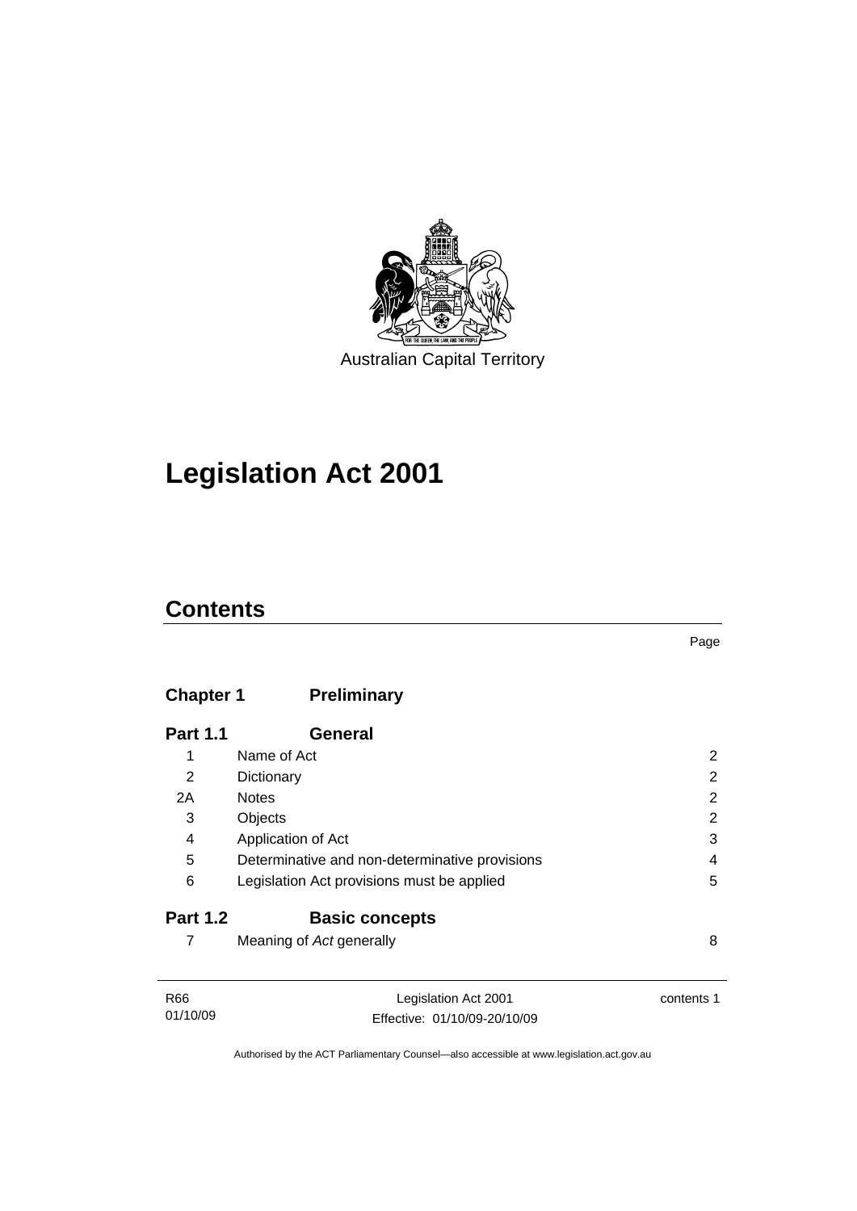Australian Capital Territory

# Legislation Act 2001

## Contents

| | | Page |
|---|---|---|
| **Chapter 1** | **Preliminary** | |
| **Part 1.1** | **General** | |
| 1 | Name of Act | 2 |
| 2 | Dictionary | 2 |
| 2A | Notes | 2 |
| 3 | Objects | 2 |
| 4 | Application of Act | 3 |
| 5 | Determinative and non-determinative provisions | 4 |
| 6 | Legislation Act provisions must be applied | 5 |
| **Part 1.2** | **Basic concepts** | |
| 7 | Meaning of *Act* generally | 8 |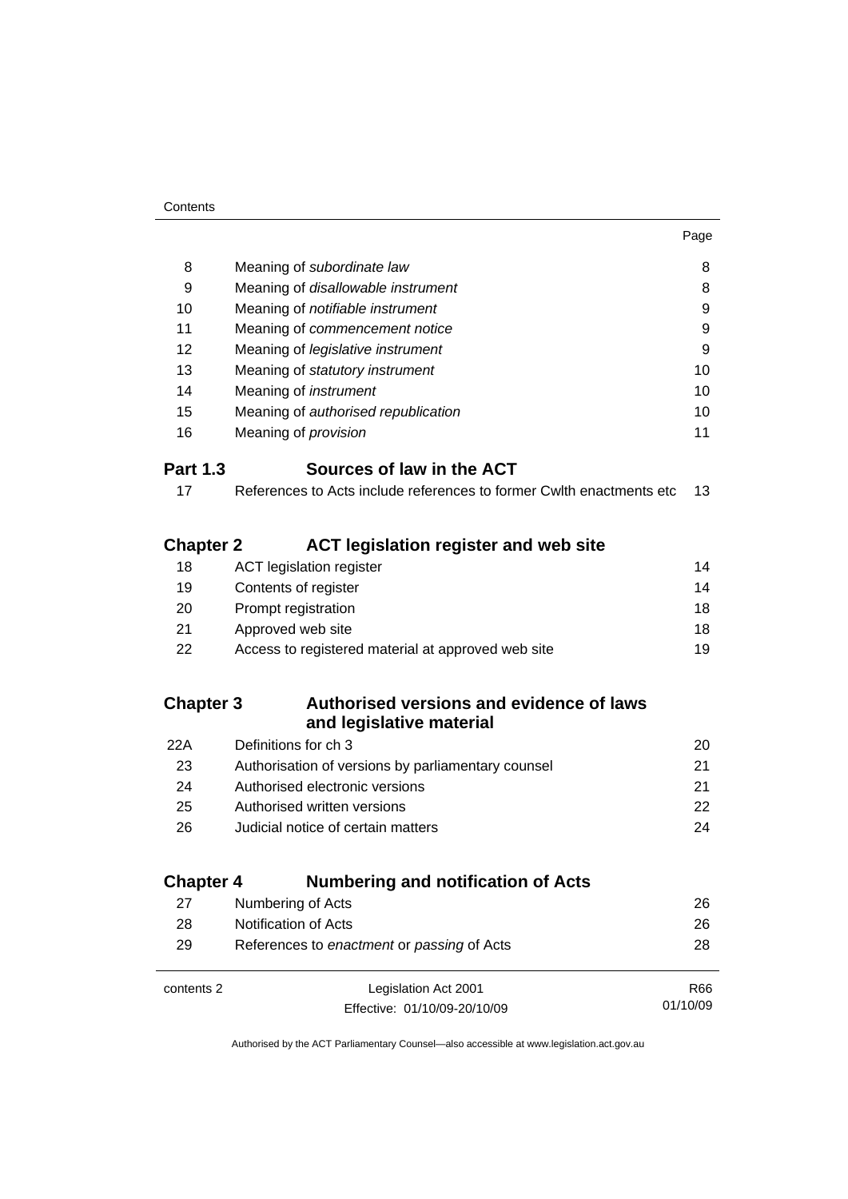| | | Page |
|---|---|---|
| 8 | Meaning of *subordinate law* | 8 |
| 9 | Meaning of *disallowable instrument* | 8 |
| 10 | Meaning of *notifiable instrument* | 9 |
| 11 | Meaning of *commencement notice* | 9 |
| 12 | Meaning of *legislative instrument* | 9 |
| 13 | Meaning of *statutory instrument* | 10 |
| 14 | Meaning of *instrument* | 10 |
| 15 | Meaning of *authorised republication* | 10 |
| 16 | Meaning of *provision* | 11 |

**Part 1.3 Sources of law in the ACT**

| | | |
|---|---|---|
| 17 | References to Acts include references to former Cwlth enactments etc | 13 |

## Chapter 2 ACT legislation register and web site

| | | |
|---|---|---|
| 18 | ACT legislation register | 14 |
| 19 | Contents of register | 14 |
| 20 | Prompt registration | 18 |
| 21 | Approved web site | 18 |
| 22 | Access to registered material at approved web site | 19 |

## Chapter 3 Authorised versions and evidence of laws and legislative material

| | | |
|---|---|---|
| 22A | Definitions for ch 3 | 20 |
| 23 | Authorisation of versions by parliamentary counsel | 21 |
| 24 | Authorised electronic versions | 21 |
| 25 | Authorised written versions | 22 |
| 26 | Judicial notice of certain matters | 24 |

## Chapter 4 Numbering and notification of Acts

| | | |
|---|---|---|
| 27 | Numbering of Acts | 26 |
| 28 | Notification of Acts | 26 |
| 29 | References to *enactment* or *passing* of Acts | 28 |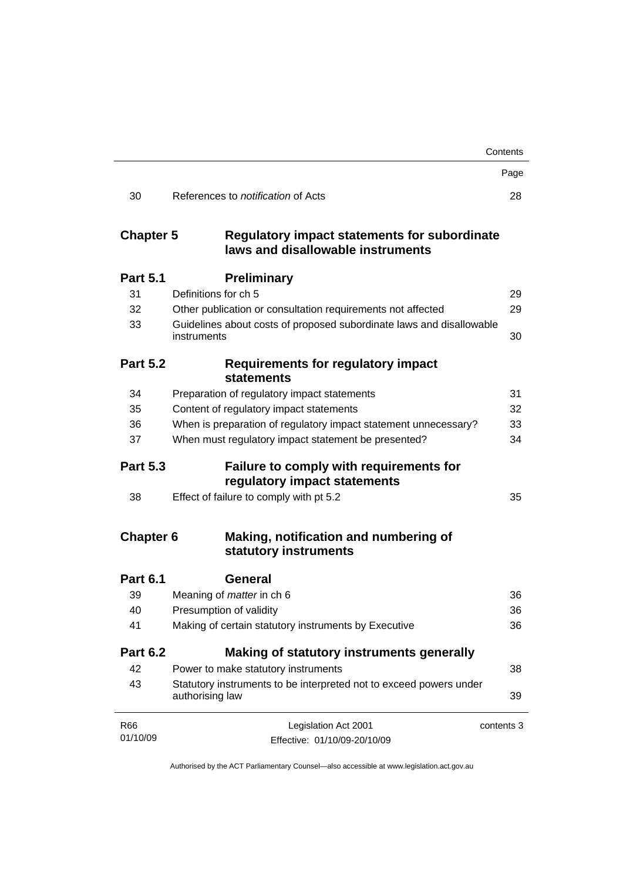| | | Page |
|---|---|---|
| 30 | References to *notification* of Acts | 28 |

## Chapter 5 Regulatory impact statements for subordinate laws and disallowable instruments

### Part 5.1 Preliminary

| | | |
|---|---|---|
| 31 | Definitions for ch 5 | 29 |
| 32 | Other publication or consultation requirements not affected | 29 |
| 33 | Guidelines about costs of proposed subordinate laws and disallowable instruments | 30 |

### Part 5.2 Requirements for regulatory impact statements

| | | |
|---|---|---|
| 34 | Preparation of regulatory impact statements | 31 |
| 35 | Content of regulatory impact statements | 32 |
| 36 | When is preparation of regulatory impact statement unnecessary? | 33 |
| 37 | When must regulatory impact statement be presented? | 34 |

### Part 5.3 Failure to comply with requirements for regulatory impact statements

| | | |
|---|---|---|
| 38 | Effect of failure to comply with pt 5.2 | 35 |

## Chapter 6 Making, notification and numbering of statutory instruments

### Part 6.1 General

| | | |
|---|---|---|
| 39 | Meaning of *matter* in ch 6 | 36 |
| 40 | Presumption of validity | 36 |
| 41 | Making of certain statutory instruments by Executive | 36 |

### Part 6.2 Making of statutory instruments generally

| | | |
|---|---|---|
| 42 | Power to make statutory instruments | 38 |
| 43 | Statutory instruments to be interpreted not to exceed powers under authorising law | 39 |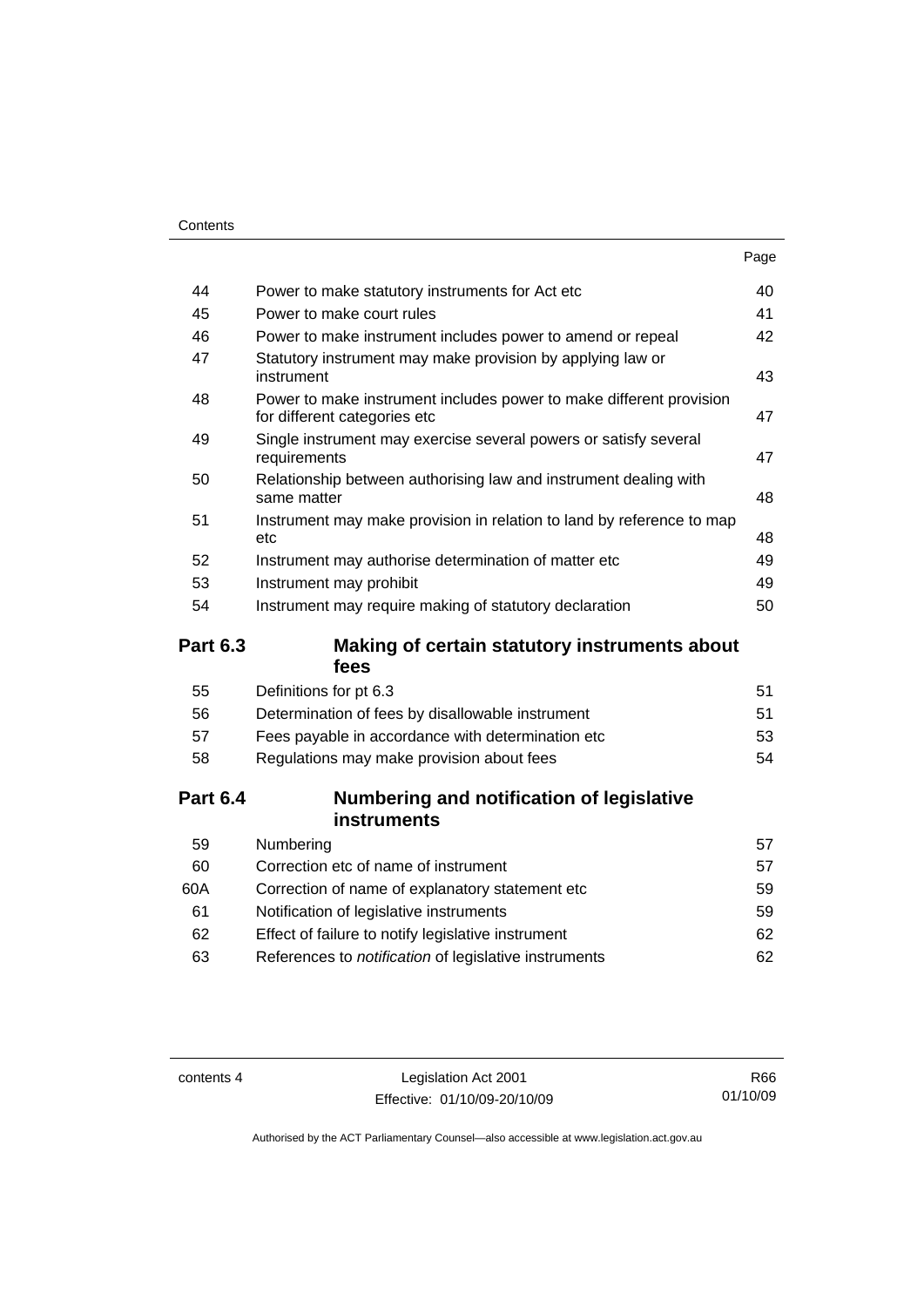| | | Page |
|---|---|---|
| 44 | Power to make statutory instruments for Act etc | 40 |
| 45 | Power to make court rules | 41 |
| 46 | Power to make instrument includes power to amend or repeal | 42 |
| 47 | Statutory instrument may make provision by applying law or instrument | 43 |
| 48 | Power to make instrument includes power to make different provision for different categories etc | 47 |
| 49 | Single instrument may exercise several powers or satisfy several requirements | 47 |
| 50 | Relationship between authorising law and instrument dealing with same matter | 48 |
| 51 | Instrument may make provision in relation to land by reference to map etc | 48 |
| 52 | Instrument may authorise determination of matter etc | 49 |
| 53 | Instrument may prohibit | 49 |
| 54 | Instrument may require making of statutory declaration | 50 |
| **Part 6.3** | **Making of certain statutory instruments about fees** | |
| 55 | Definitions for pt 6.3 | 51 |
| 56 | Determination of fees by disallowable instrument | 51 |
| 57 | Fees payable in accordance with determination etc | 53 |
| 58 | Regulations may make provision about fees | 54 |
| **Part 6.4** | **Numbering and notification of legislative instruments** | |
| 59 | Numbering | 57 |
| 60 | Correction etc of name of instrument | 57 |
| 60A | Correction of name of explanatory statement etc | 59 |
| 61 | Notification of legislative instruments | 59 |
| 62 | Effect of failure to notify legislative instrument | 62 |
| 63 | References to *notification* of legislative instruments | 62 |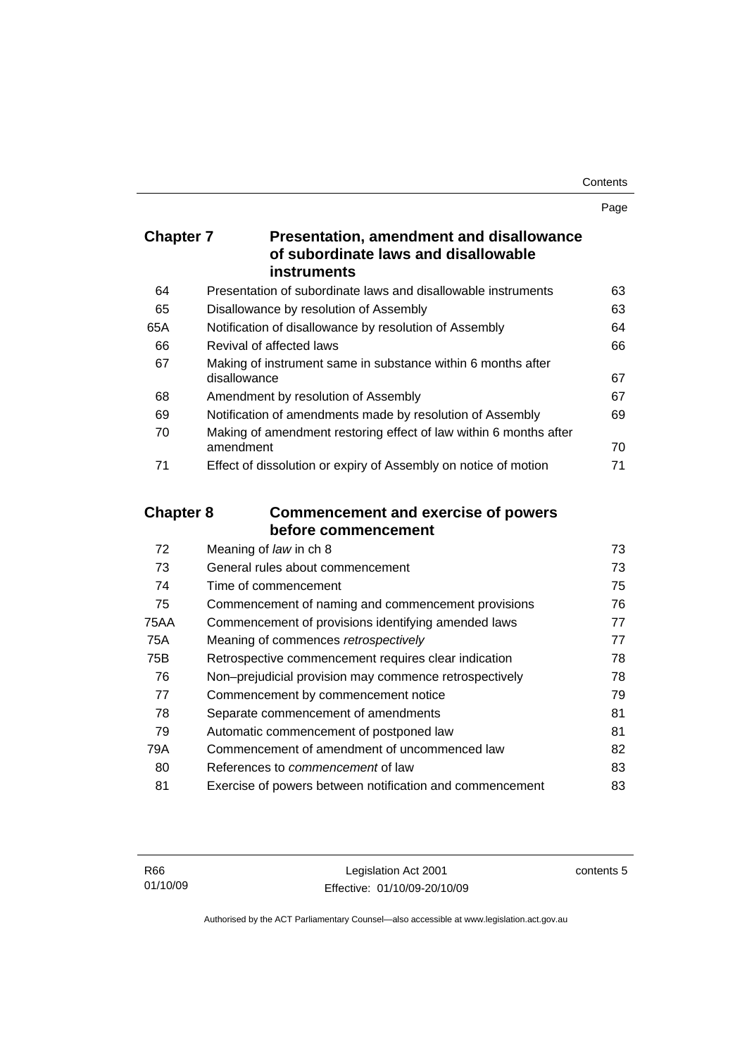## Chapter 7 Presentation, amendment and disallowance of subordinate laws and disallowable instruments

| | | Page |
|---|---|---|
| 64 | Presentation of subordinate laws and disallowable instruments | 63 |
| 65 | Disallowance by resolution of Assembly | 63 |
| 65A | Notification of disallowance by resolution of Assembly | 64 |
| 66 | Revival of affected laws | 66 |
| 67 | Making of instrument same in substance within 6 months after disallowance | 67 |
| 68 | Amendment by resolution of Assembly | 67 |
| 69 | Notification of amendments made by resolution of Assembly | 69 |
| 70 | Making of amendment restoring effect of law within 6 months after amendment | 70 |
| 71 | Effect of dissolution or expiry of Assembly on notice of motion | 71 |

## Chapter 8 Commencement and exercise of powers before commencement

| | | |
|---|---|---|
| 72 | Meaning of *law* in ch 8 | 73 |
| 73 | General rules about commencement | 73 |
| 74 | Time of commencement | 75 |
| 75 | Commencement of naming and commencement provisions | 76 |
| 75AA | Commencement of provisions identifying amended laws | 77 |
| 75A | Meaning of commences *retrospectively* | 77 |
| 75B | Retrospective commencement requires clear indication | 78 |
| 76 | Non–prejudicial provision may commence retrospectively | 78 |
| 77 | Commencement by commencement notice | 79 |
| 78 | Separate commencement of amendments | 81 |
| 79 | Automatic commencement of postponed law | 81 |
| 79A | Commencement of amendment of uncommenced law | 82 |
| 80 | References to *commencement* of law | 83 |
| 81 | Exercise of powers between notification and commencement | 83 |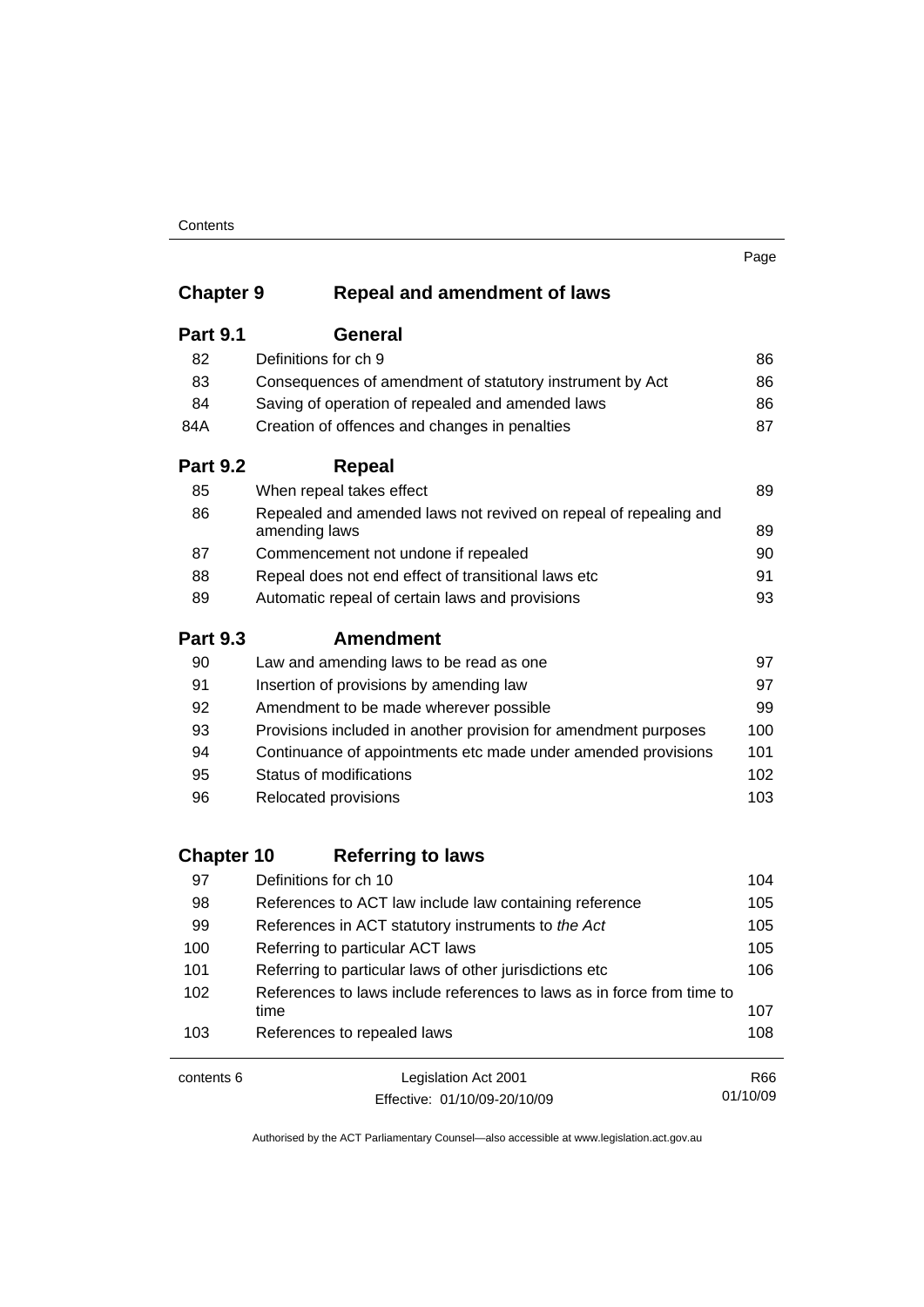Page

## Chapter 9 Repeal and amendment of laws

### Part 9.1 General

| | | |
|---|---|---|
| 82 | Definitions for ch 9 | 86 |
| 83 | Consequences of amendment of statutory instrument by Act | 86 |
| 84 | Saving of operation of repealed and amended laws | 86 |
| 84A | Creation of offences and changes in penalties | 87 |

### Part 9.2 Repeal

| | | |
|---|---|---|
| 85 | When repeal takes effect | 89 |
| 86 | Repealed and amended laws not revived on repeal of repealing and amending laws | 89 |
| 87 | Commencement not undone if repealed | 90 |
| 88 | Repeal does not end effect of transitional laws etc | 91 |
| 89 | Automatic repeal of certain laws and provisions | 93 |

### Part 9.3 Amendment

| | | |
|---|---|---|
| 90 | Law and amending laws to be read as one | 97 |
| 91 | Insertion of provisions by amending law | 97 |
| 92 | Amendment to be made wherever possible | 99 |
| 93 | Provisions included in another provision for amendment purposes | 100 |
| 94 | Continuance of appointments etc made under amended provisions | 101 |
| 95 | Status of modifications | 102 |
| 96 | Relocated provisions | 103 |

## Chapter 10 Referring to laws

| | | |
|---|---|---|
| 97 | Definitions for ch 10 | 104 |
| 98 | References to ACT law include law containing reference | 105 |
| 99 | References in ACT statutory instruments to *the Act* | 105 |
| 100 | Referring to particular ACT laws | 105 |
| 101 | Referring to particular laws of other jurisdictions etc | 106 |
| 102 | References to laws include references to laws as in force from time to time | 107 |
| 103 | References to repealed laws | 108 |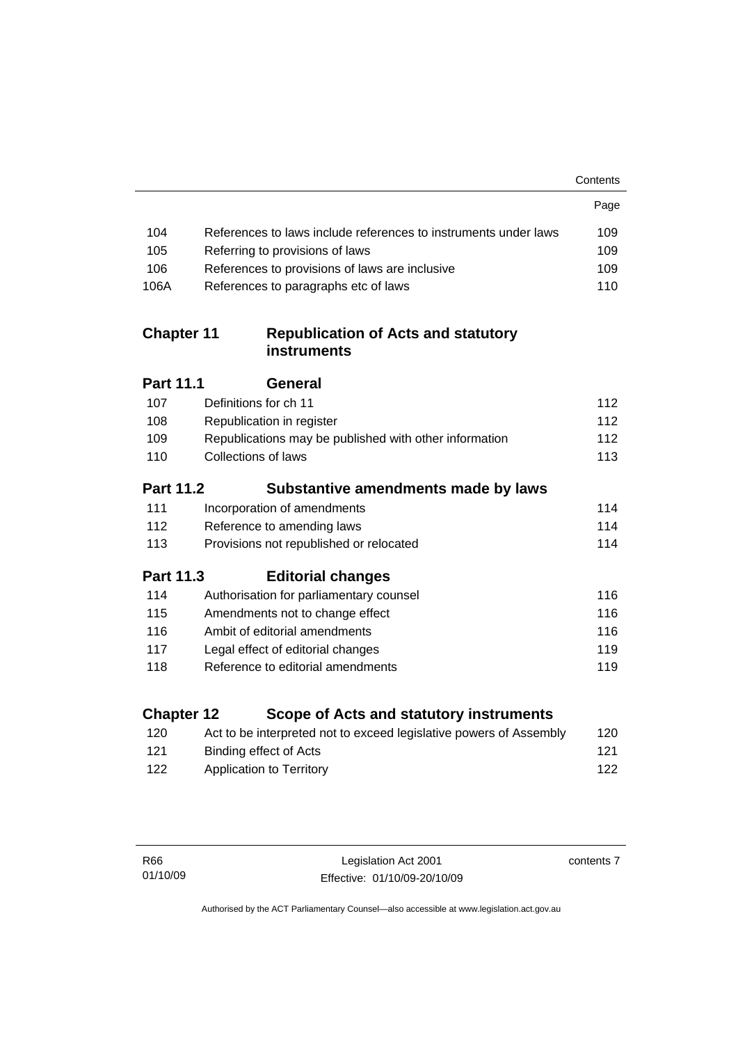| | | Page |
|---|---|---|
| 104 | References to laws include references to instruments under laws | 109 |
| 105 | Referring to provisions of laws | 109 |
| 106 | References to provisions of laws are inclusive | 109 |
| 106A | References to paragraphs etc of laws | 110 |

## Chapter 11 Republication of Acts and statutory instruments

### Part 11.1 General

| | | |
|---|---|---|
| 107 | Definitions for ch 11 | 112 |
| 108 | Republication in register | 112 |
| 109 | Republications may be published with other information | 112 |
| 110 | Collections of laws | 113 |

### Part 11.2 Substantive amendments made by laws

| | | |
|---|---|---|
| 111 | Incorporation of amendments | 114 |
| 112 | Reference to amending laws | 114 |
| 113 | Provisions not republished or relocated | 114 |

### Part 11.3 Editorial changes

| | | |
|---|---|---|
| 114 | Authorisation for parliamentary counsel | 116 |
| 115 | Amendments not to change effect | 116 |
| 116 | Ambit of editorial amendments | 116 |
| 117 | Legal effect of editorial changes | 119 |
| 118 | Reference to editorial amendments | 119 |

## Chapter 12 Scope of Acts and statutory instruments

| | | |
|---|---|---|
| 120 | Act to be interpreted not to exceed legislative powers of Assembly | 120 |
| 121 | Binding effect of Acts | 121 |
| 122 | Application to Territory | 122 |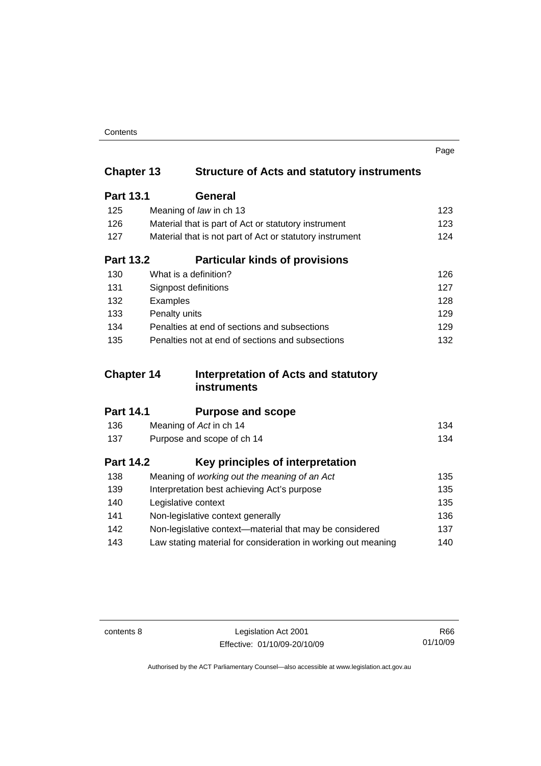Page

## Chapter 13 Structure of Acts and statutory instruments

### Part 13.1 General

| | | |
|---|---|---|
| 125 | Meaning of *law* in ch 13 | 123 |
| 126 | Material that is part of Act or statutory instrument | 123 |
| 127 | Material that is not part of Act or statutory instrument | 124 |

### Part 13.2 Particular kinds of provisions

| | | |
|---|---|---|
| 130 | What is a definition? | 126 |
| 131 | Signpost definitions | 127 |
| 132 | Examples | 128 |
| 133 | Penalty units | 129 |
| 134 | Penalties at end of sections and subsections | 129 |
| 135 | Penalties not at end of sections and subsections | 132 |

## Chapter 14 Interpretation of Acts and statutory instruments

### Part 14.1 Purpose and scope

| | | |
|---|---|---|
| 136 | Meaning of *Act* in ch 14 | 134 |
| 137 | Purpose and scope of ch 14 | 134 |

### Part 14.2 Key principles of interpretation

| | | |
|---|---|---|
| 138 | Meaning of *working out the meaning of an Act* | 135 |
| 139 | Interpretation best achieving Act's purpose | 135 |
| 140 | Legislative context | 135 |
| 141 | Non-legislative context generally | 136 |
| 142 | Non-legislative context—material that may be considered | 137 |
| 143 | Law stating material for consideration in working out meaning | 140 |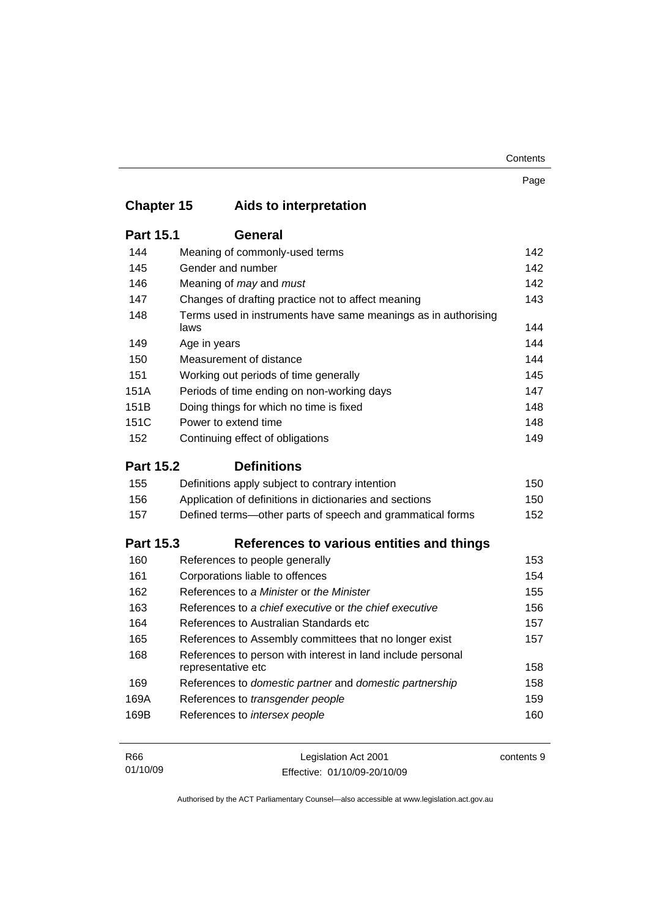## Chapter 15 Aids to interpretation

### Part 15.1 General

| | | Page |
|---|---|---|
| 144 | Meaning of commonly-used terms | 142 |
| 145 | Gender and number | 142 |
| 146 | Meaning of *may* and *must* | 142 |
| 147 | Changes of drafting practice not to affect meaning | 143 |
| 148 | Terms used in instruments have same meanings as in authorising laws | 144 |
| 149 | Age in years | 144 |
| 150 | Measurement of distance | 144 |
| 151 | Working out periods of time generally | 145 |
| 151A | Periods of time ending on non-working days | 147 |
| 151B | Doing things for which no time is fixed | 148 |
| 151C | Power to extend time | 148 |
| 152 | Continuing effect of obligations | 149 |

### Part 15.2 Definitions

| | | |
|---|---|---|
| 155 | Definitions apply subject to contrary intention | 150 |
| 156 | Application of definitions in dictionaries and sections | 150 |
| 157 | Defined terms—other parts of speech and grammatical forms | 152 |

### Part 15.3 References to various entities and things

| | | |
|---|---|---|
| 160 | References to people generally | 153 |
| 161 | Corporations liable to offences | 154 |
| 162 | References to *a Minister* or *the Minister* | 155 |
| 163 | References to *a chief executive* or *the chief executive* | 156 |
| 164 | References to Australian Standards etc | 157 |
| 165 | References to Assembly committees that no longer exist | 157 |
| 168 | References to person with interest in land include personal representative etc | 158 |
| 169 | References to *domestic partner* and *domestic partnership* | 158 |
| 169A | References to *transgender people* | 159 |
| 169B | References to *intersex people* | 160 |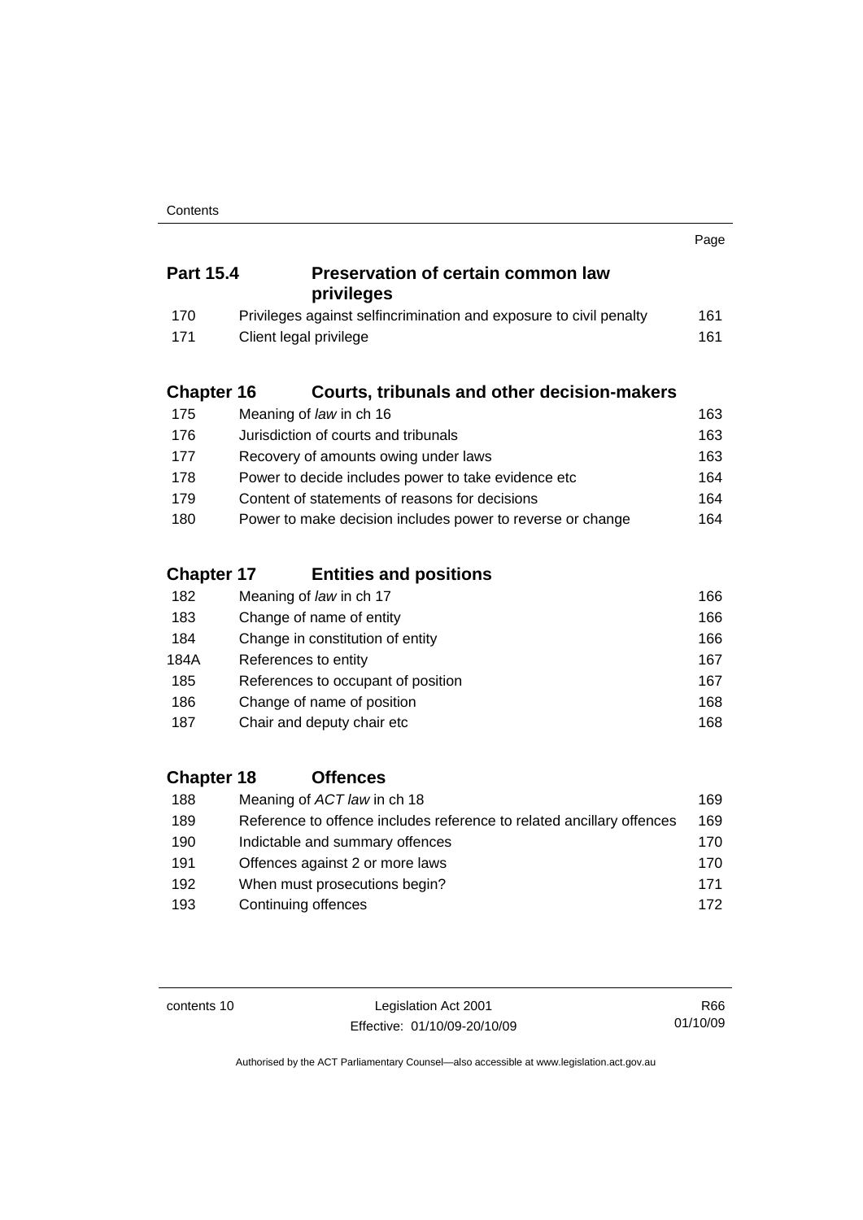| | | Page |
|---|---|---|
| **Part 15.4** | **Preservation of certain common law privileges** | |
| 170 | Privileges against selfincrimination and exposure to civil penalty | 161 |
| 171 | Client legal privilege | 161 |
| **Chapter 16** | **Courts, tribunals and other decision-makers** | |
| 175 | Meaning of *law* in ch 16 | 163 |
| 176 | Jurisdiction of courts and tribunals | 163 |
| 177 | Recovery of amounts owing under laws | 163 |
| 178 | Power to decide includes power to take evidence etc | 164 |
| 179 | Content of statements of reasons for decisions | 164 |
| 180 | Power to make decision includes power to reverse or change | 164 |
| **Chapter 17** | **Entities and positions** | |
| 182 | Meaning of *law* in ch 17 | 166 |
| 183 | Change of name of entity | 166 |
| 184 | Change in constitution of entity | 166 |
| 184A | References to entity | 167 |
| 185 | References to occupant of position | 167 |
| 186 | Change of name of position | 168 |
| 187 | Chair and deputy chair etc | 168 |
| **Chapter 18** | **Offences** | |
| 188 | Meaning of *ACT law* in ch 18 | 169 |
| 189 | Reference to offence includes reference to related ancillary offences | 169 |
| 190 | Indictable and summary offences | 170 |
| 191 | Offences against 2 or more laws | 170 |
| 192 | When must prosecutions begin? | 171 |
| 193 | Continuing offences | 172 |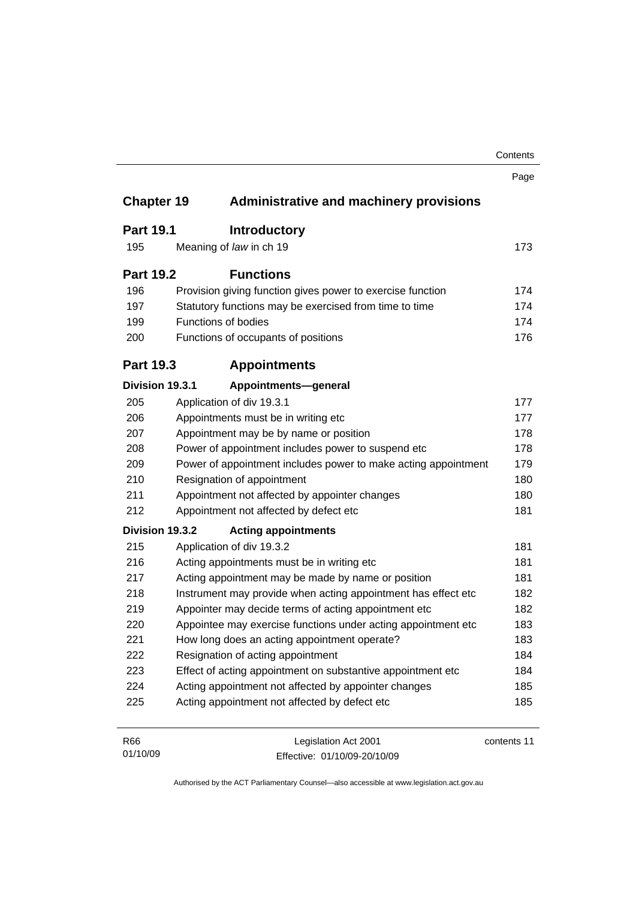| | | Page |
|---|---|---|
| **Chapter 19** | **Administrative and machinery provisions** | |
| **Part 19.1** | **Introductory** | |
| 195 | Meaning of *law* in ch 19 | 173 |
| **Part 19.2** | **Functions** | |
| 196 | Provision giving function gives power to exercise function | 174 |
| 197 | Statutory functions may be exercised from time to time | 174 |
| 199 | Functions of bodies | 174 |
| 200 | Functions of occupants of positions | 176 |
| **Part 19.3** | **Appointments** | |
| **Division 19.3.1** | **Appointments—general** | |
| 205 | Application of div 19.3.1 | 177 |
| 206 | Appointments must be in writing etc | 177 |
| 207 | Appointment may be by name or position | 178 |
| 208 | Power of appointment includes power to suspend etc | 178 |
| 209 | Power of appointment includes power to make acting appointment | 179 |
| 210 | Resignation of appointment | 180 |
| 211 | Appointment not affected by appointer changes | 180 |
| 212 | Appointment not affected by defect etc | 181 |
| **Division 19.3.2** | **Acting appointments** | |
| 215 | Application of div 19.3.2 | 181 |
| 216 | Acting appointments must be in writing etc | 181 |
| 217 | Acting appointment may be made by name or position | 181 |
| 218 | Instrument may provide when acting appointment has effect etc | 182 |
| 219 | Appointer may decide terms of acting appointment etc | 182 |
| 220 | Appointee may exercise functions under acting appointment etc | 183 |
| 221 | How long does an acting appointment operate? | 183 |
| 222 | Resignation of acting appointment | 184 |
| 223 | Effect of acting appointment on substantive appointment etc | 184 |
| 224 | Acting appointment not affected by appointer changes | 185 |
| 225 | Acting appointment not affected by defect etc | 185 |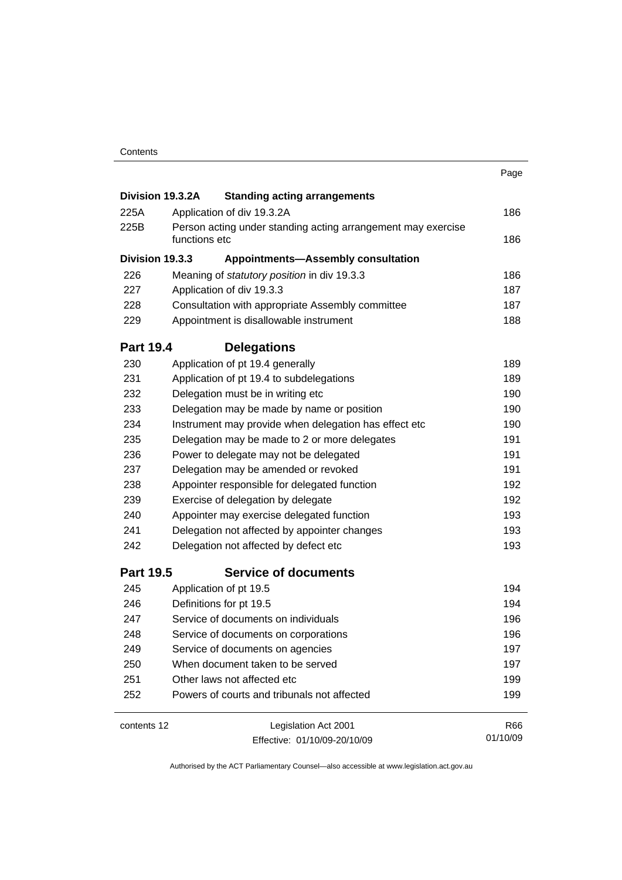| | | Page |
|---|---|---|
| **Division 19.3.2A** | **Standing acting arrangements** | |
| 225A | Application of div 19.3.2A | 186 |
| 225B | Person acting under standing acting arrangement may exercise functions etc | 186 |
| **Division 19.3.3** | **Appointments—Assembly consultation** | |
| 226 | Meaning of *statutory position* in div 19.3.3 | 186 |
| 227 | Application of div 19.3.3 | 187 |
| 228 | Consultation with appropriate Assembly committee | 187 |
| 229 | Appointment is disallowable instrument | 188 |
| **Part 19.4** | **Delegations** | |
| 230 | Application of pt 19.4 generally | 189 |
| 231 | Application of pt 19.4 to subdelegations | 189 |
| 232 | Delegation must be in writing etc | 190 |
| 233 | Delegation may be made by name or position | 190 |
| 234 | Instrument may provide when delegation has effect etc | 190 |
| 235 | Delegation may be made to 2 or more delegates | 191 |
| 236 | Power to delegate may not be delegated | 191 |
| 237 | Delegation may be amended or revoked | 191 |
| 238 | Appointer responsible for delegated function | 192 |
| 239 | Exercise of delegation by delegate | 192 |
| 240 | Appointer may exercise delegated function | 193 |
| 241 | Delegation not affected by appointer changes | 193 |
| 242 | Delegation not affected by defect etc | 193 |
| **Part 19.5** | **Service of documents** | |
| 245 | Application of pt 19.5 | 194 |
| 246 | Definitions for pt 19.5 | 194 |
| 247 | Service of documents on individuals | 196 |
| 248 | Service of documents on corporations | 196 |
| 249 | Service of documents on agencies | 197 |
| 250 | When document taken to be served | 197 |
| 251 | Other laws not affected etc | 199 |
| 252 | Powers of courts and tribunals not affected | 199 |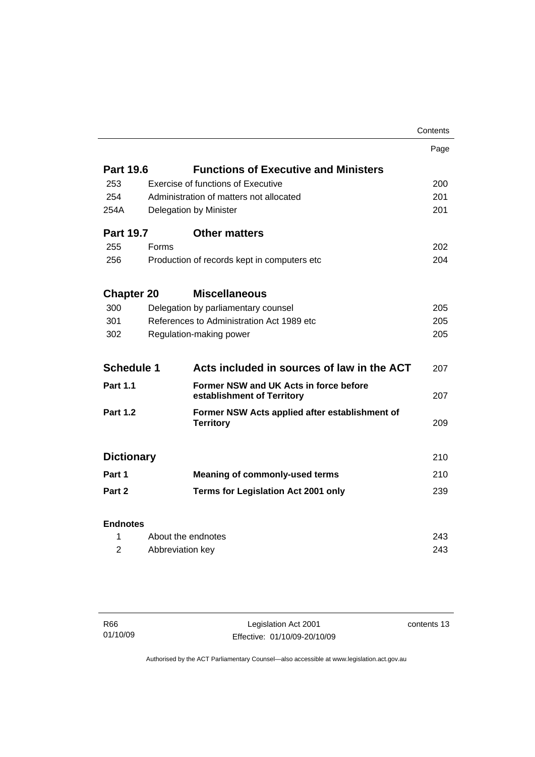| | | Page |
|---|---|---|
| **Part 19.6** | **Functions of Executive and Ministers** | |
| 253 | Exercise of functions of Executive | 200 |
| 254 | Administration of matters not allocated | 201 |
| 254A | Delegation by Minister | 201 |
| **Part 19.7** | **Other matters** | |
| 255 | Forms | 202 |
| 256 | Production of records kept in computers etc | 204 |
| **Chapter 20** | **Miscellaneous** | |
| 300 | Delegation by parliamentary counsel | 205 |
| 301 | References to Administration Act 1989 etc | 205 |
| 302 | Regulation-making power | 205 |
| **Schedule 1** | **Acts included in sources of law in the ACT** | 207 |
| **Part 1.1** | **Former NSW and UK Acts in force before establishment of Territory** | 207 |
| **Part 1.2** | **Former NSW Acts applied after establishment of Territory** | 209 |
| **Dictionary** | | 210 |
| **Part 1** | **Meaning of commonly-used terms** | 210 |
| **Part 2** | **Terms for Legislation Act 2001 only** | 239 |
| **Endnotes** | | |
| 1 | About the endnotes | 243 |
| 2 | Abbreviation key | 243 |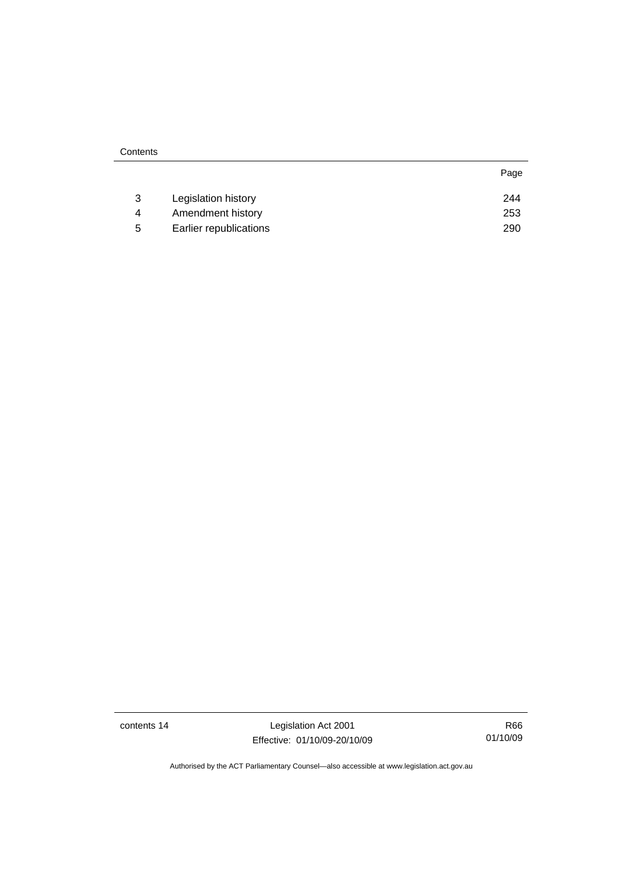| | | Page |
|---|---|---|
| 3 | Legislation history | 244 |
| 4 | Amendment history | 253 |
| 5 | Earlier republications | 290 |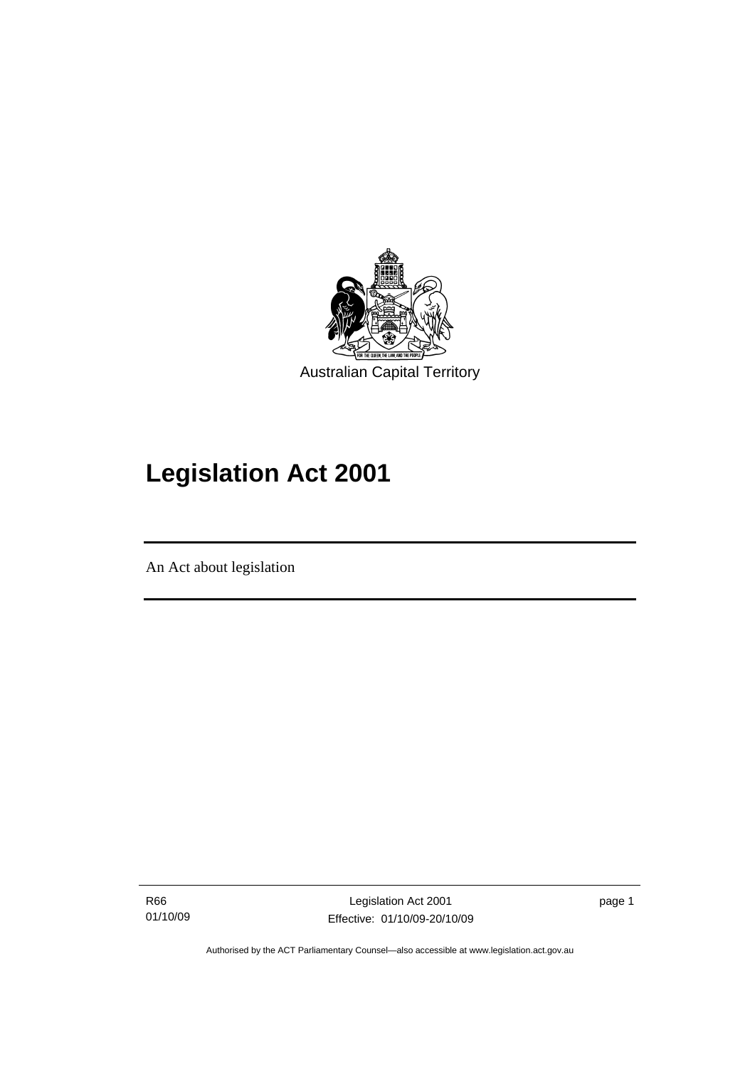Australian Capital Territory

# Legislation Act 2001

An Act about legislation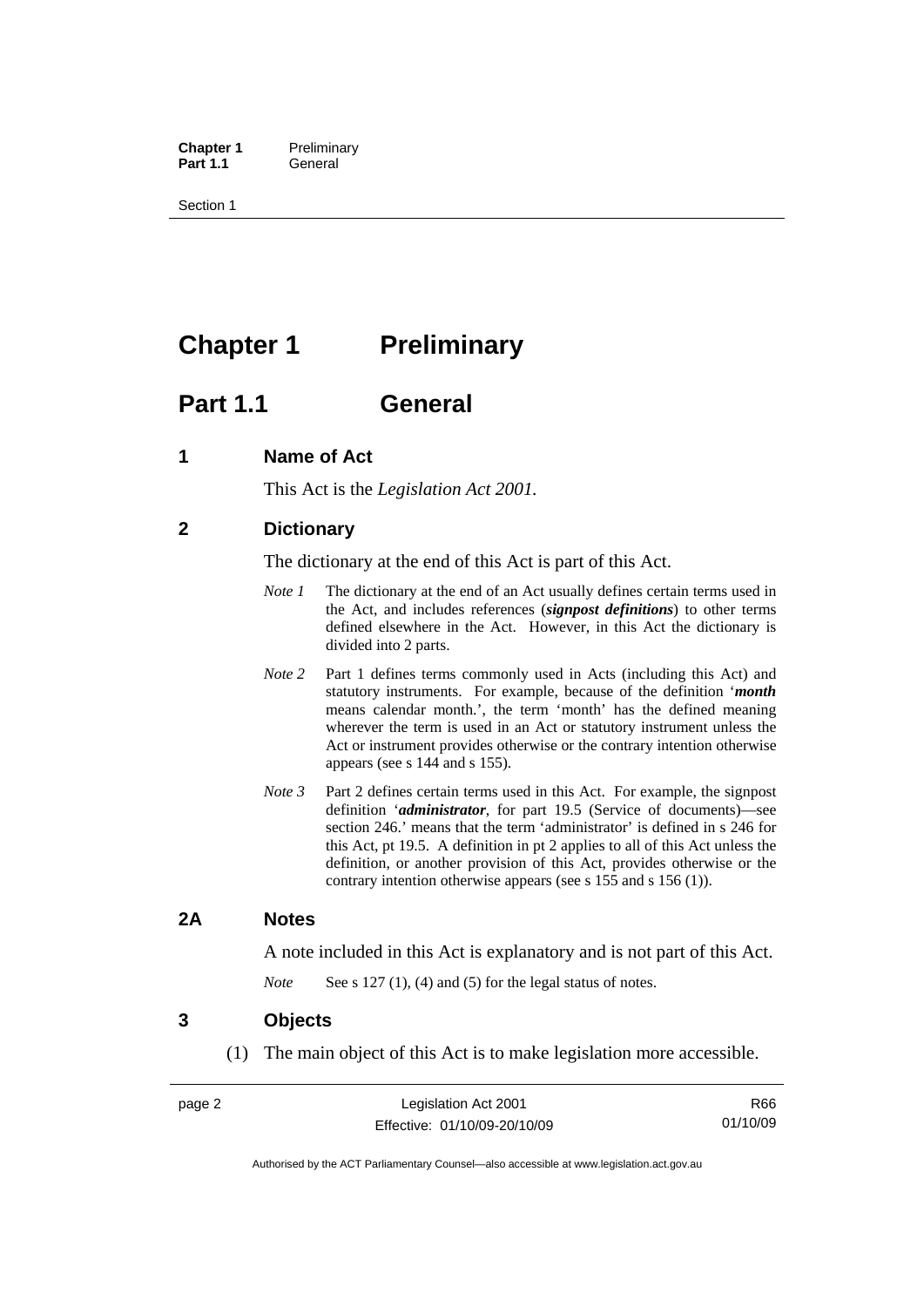# Chapter 1 Preliminary

## Part 1.1 General

### 1 Name of Act

This Act is the *Legislation Act 2001*.

### 2 Dictionary

The dictionary at the end of this Act is part of this Act.

*Note 1* The dictionary at the end of an Act usually defines certain terms used in the Act, and includes references (***signpost definitions***) to other terms defined elsewhere in the Act. However, in this Act the dictionary is divided into 2 parts.

*Note 2* Part 1 defines terms commonly used in Acts (including this Act) and statutory instruments. For example, because of the definition '***month*** means calendar month.', the term 'month' has the defined meaning wherever the term is used in an Act or statutory instrument unless the Act or instrument provides otherwise or the contrary intention otherwise appears (see s 144 and s 155).

*Note 3* Part 2 defines certain terms used in this Act. For example, the signpost definition '***administrator***, for part 19.5 (Service of documents)—see section 246.' means that the term 'administrator' is defined in s 246 for this Act, pt 19.5. A definition in pt 2 applies to all of this Act unless the definition, or another provision of this Act, provides otherwise or the contrary intention otherwise appears (see s 155 and s 156 (1)).

### 2A Notes

A note included in this Act is explanatory and is not part of this Act.

*Note* See s 127 (1), (4) and (5) for the legal status of notes.

### 3 Objects

(1) The main object of this Act is to make legislation more accessible.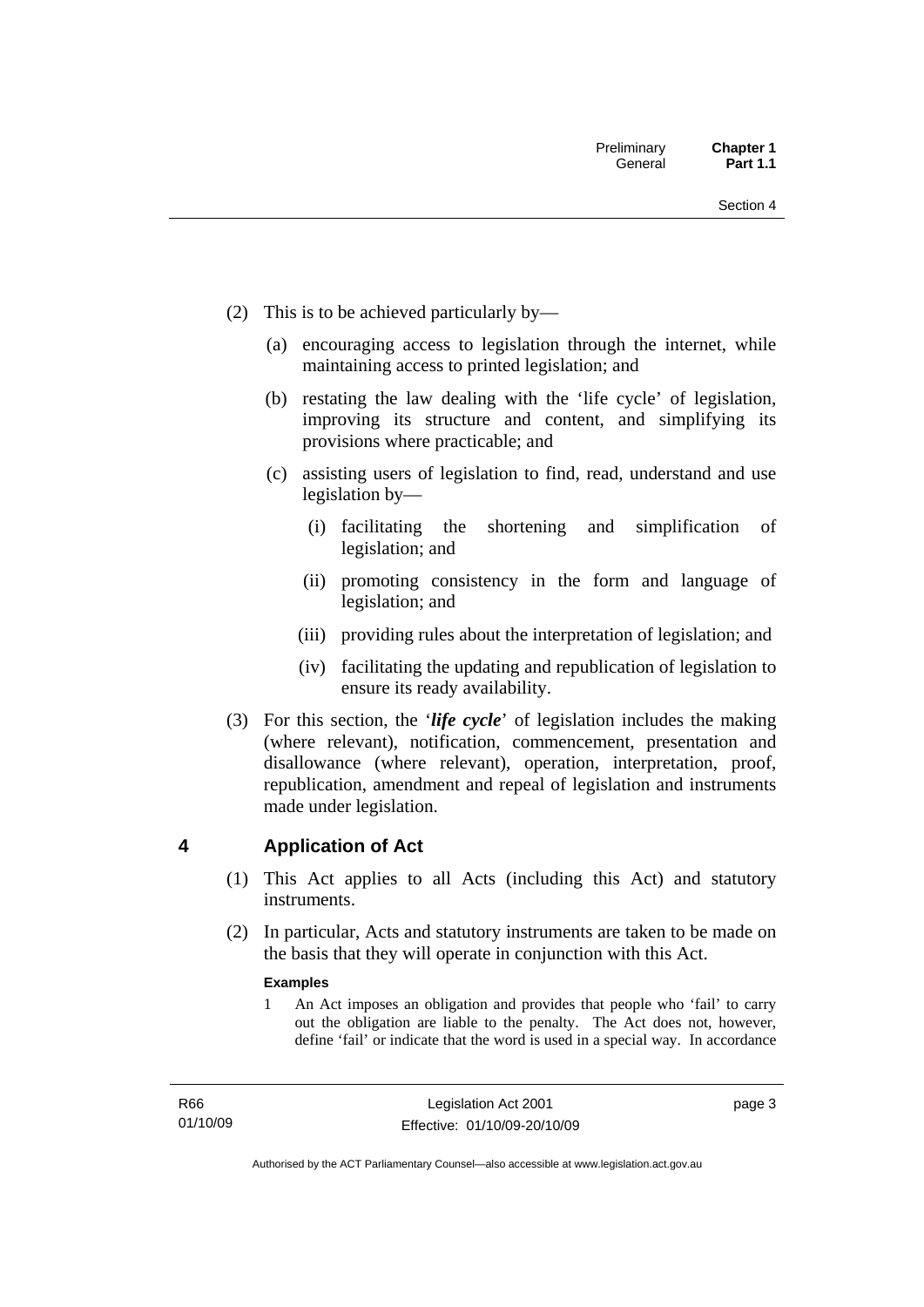(2) This is to be achieved particularly by—

(a) encouraging access to legislation through the internet, while maintaining access to printed legislation; and

(b) restating the law dealing with the 'life cycle' of legislation, improving its structure and content, and simplifying its provisions where practicable; and

(c) assisting users of legislation to find, read, understand and use legislation by—

(i) facilitating the shortening and simplification of legislation; and

(ii) promoting consistency in the form and language of legislation; and

(iii) providing rules about the interpretation of legislation; and

(iv) facilitating the updating and republication of legislation to ensure its ready availability.

(3) For this section, the '***life cycle***' of legislation includes the making (where relevant), notification, commencement, presentation and disallowance (where relevant), operation, interpretation, proof, republication, amendment and repeal of legislation and instruments made under legislation.

## 4 Application of Act

(1) This Act applies to all Acts (including this Act) and statutory instruments.

(2) In particular, Acts and statutory instruments are taken to be made on the basis that they will operate in conjunction with this Act.

**Examples**

1 An Act imposes an obligation and provides that people who 'fail' to carry out the obligation are liable to the penalty. The Act does not, however, define 'fail' or indicate that the word is used in a special way. In accordance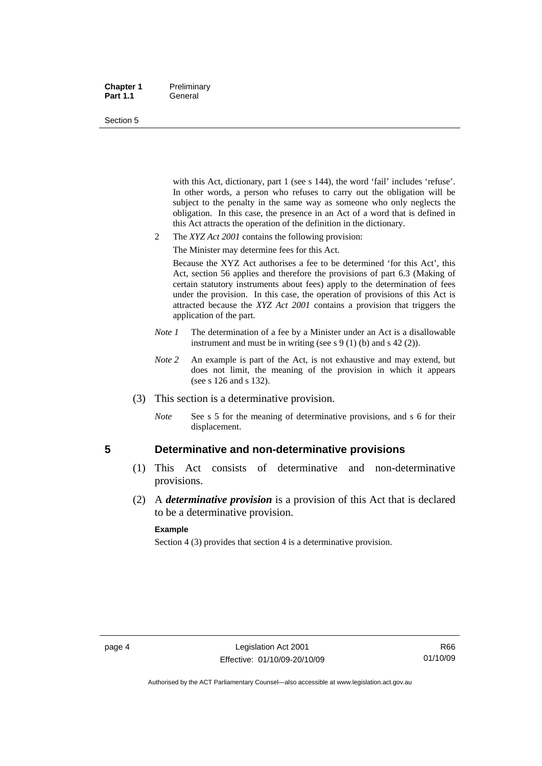with this Act, dictionary, part 1 (see s 144), the word 'fail' includes 'refuse'. In other words, a person who refuses to carry out the obligation will be subject to the penalty in the same way as someone who only neglects the obligation. In this case, the presence in an Act of a word that is defined in this Act attracts the operation of the definition in the dictionary.

2 The *XYZ Act 2001* contains the following provision:

The Minister may determine fees for this Act.

Because the XYZ Act authorises a fee to be determined 'for this Act', this Act, section 56 applies and therefore the provisions of part 6.3 (Making of certain statutory instruments about fees) apply to the determination of fees under the provision. In this case, the operation of provisions of this Act is attracted because the *XYZ Act 2001* contains a provision that triggers the application of the part.

*Note 1* The determination of a fee by a Minister under an Act is a disallowable instrument and must be in writing (see s 9 (1) (b) and s 42 (2)).

*Note 2* An example is part of the Act, is not exhaustive and may extend, but does not limit, the meaning of the provision in which it appears (see s 126 and s 132).

(3) This section is a determinative provision.

*Note* See s 5 for the meaning of determinative provisions, and s 6 for their displacement.

## 5 Determinative and non-determinative provisions

(1) This Act consists of determinative and non-determinative provisions.

(2) A ***determinative provision*** is a provision of this Act that is declared to be a determinative provision.

**Example**

Section 4 (3) provides that section 4 is a determinative provision.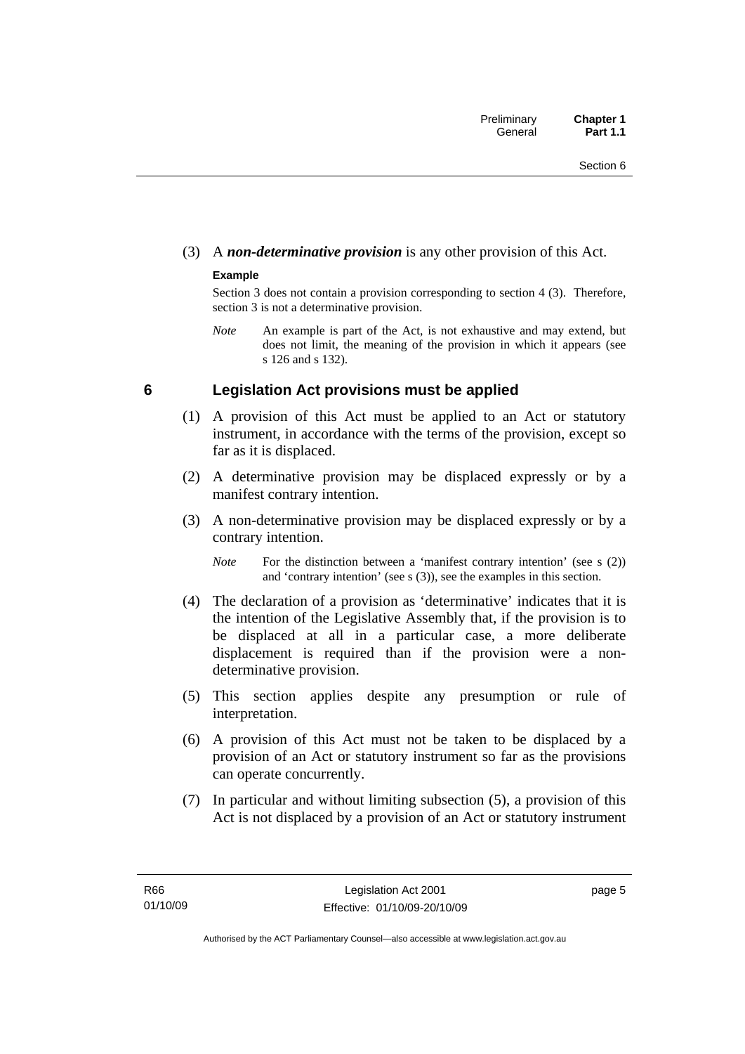(3) A ***non-determinative provision*** is any other provision of this Act.

**Example**

Section 3 does not contain a provision corresponding to section 4 (3). Therefore, section 3 is not a determinative provision.

*Note* An example is part of the Act, is not exhaustive and may extend, but does not limit, the meaning of the provision in which it appears (see s 126 and s 132).

## 6 Legislation Act provisions must be applied

(1) A provision of this Act must be applied to an Act or statutory instrument, in accordance with the terms of the provision, except so far as it is displaced.

(2) A determinative provision may be displaced expressly or by a manifest contrary intention.

(3) A non-determinative provision may be displaced expressly or by a contrary intention.

*Note* For the distinction between a 'manifest contrary intention' (see s (2)) and 'contrary intention' (see s (3)), see the examples in this section.

(4) The declaration of a provision as 'determinative' indicates that it is the intention of the Legislative Assembly that, if the provision is to be displaced at all in a particular case, a more deliberate displacement is required than if the provision were a non-determinative provision.

(5) This section applies despite any presumption or rule of interpretation.

(6) A provision of this Act must not be taken to be displaced by a provision of an Act or statutory instrument so far as the provisions can operate concurrently.

(7) In particular and without limiting subsection (5), a provision of this Act is not displaced by a provision of an Act or statutory instrument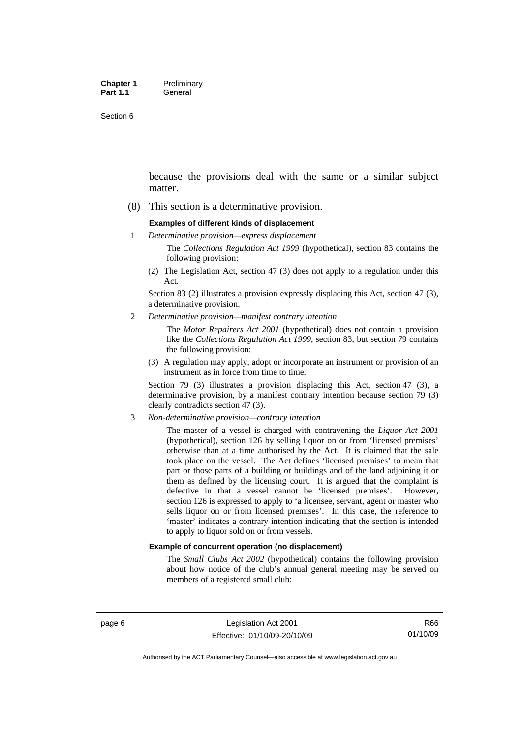because the provisions deal with the same or a similar subject matter.

(8) This section is a determinative provision.

**Examples of different kinds of displacement**

1 *Determinative provision—express displacement*

The *Collections Regulation Act 1999* (hypothetical), section 83 contains the following provision:

(2) The Legislation Act, section 47 (3) does not apply to a regulation under this Act.

Section 83 (2) illustrates a provision expressly displacing this Act, section 47 (3), a determinative provision.

2 *Determinative provision—manifest contrary intention*

The *Motor Repairers Act 2001* (hypothetical) does not contain a provision like the *Collections Regulation Act 1999*, section 83, but section 79 contains the following provision:

(3) A regulation may apply, adopt or incorporate an instrument or provision of an instrument as in force from time to time.

Section 79 (3) illustrates a provision displacing this Act, section 47 (3), a determinative provision, by a manifest contrary intention because section 79 (3) clearly contradicts section 47 (3).

3 *Non-determinative provision—contrary intention*

The master of a vessel is charged with contravening the *Liquor Act 2001* (hypothetical), section 126 by selling liquor on or from 'licensed premises' otherwise than at a time authorised by the Act. It is claimed that the sale took place on the vessel. The Act defines 'licensed premises' to mean that part or those parts of a building or buildings and of the land adjoining it or them as defined by the licensing court. It is argued that the complaint is defective in that a vessel cannot be 'licensed premises'. However, section 126 is expressed to apply to 'a licensee, servant, agent or master who sells liquor on or from licensed premises'. In this case, the reference to 'master' indicates a contrary intention indicating that the section is intended to apply to liquor sold on or from vessels.

**Example of concurrent operation (no displacement)**

The *Small Clubs Act 2002* (hypothetical) contains the following provision about how notice of the club's annual general meeting may be served on members of a registered small club: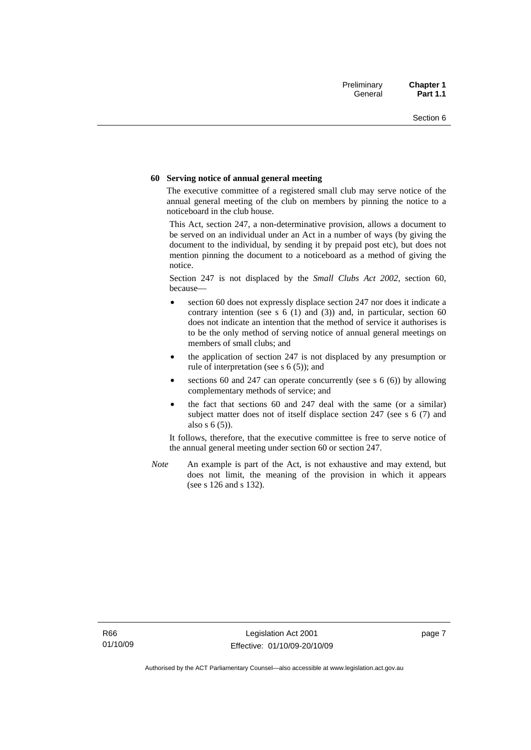**60 Serving notice of annual general meeting**

The executive committee of a registered small club may serve notice of the annual general meeting of the club on members by pinning the notice to a noticeboard in the club house.

This Act, section 247, a non-determinative provision, allows a document to be served on an individual under an Act in a number of ways (by giving the document to the individual, by sending it by prepaid post etc), but does not mention pinning the document to a noticeboard as a method of giving the notice.

Section 247 is not displaced by the *Small Clubs Act 2002*, section 60, because—

- section 60 does not expressly displace section 247 nor does it indicate a contrary intention (see s 6 (1) and (3)) and, in particular, section 60 does not indicate an intention that the method of service it authorises is to be the only method of serving notice of annual general meetings on members of small clubs; and
- the application of section 247 is not displaced by any presumption or rule of interpretation (see s 6 (5)); and
- sections 60 and 247 can operate concurrently (see s 6 (6)) by allowing complementary methods of service; and
- the fact that sections 60 and 247 deal with the same (or a similar) subject matter does not of itself displace section 247 (see s 6 (7) and also s 6 (5)).

It follows, therefore, that the executive committee is free to serve notice of the annual general meeting under section 60 or section 247.

*Note* An example is part of the Act, is not exhaustive and may extend, but does not limit, the meaning of the provision in which it appears (see s 126 and s 132).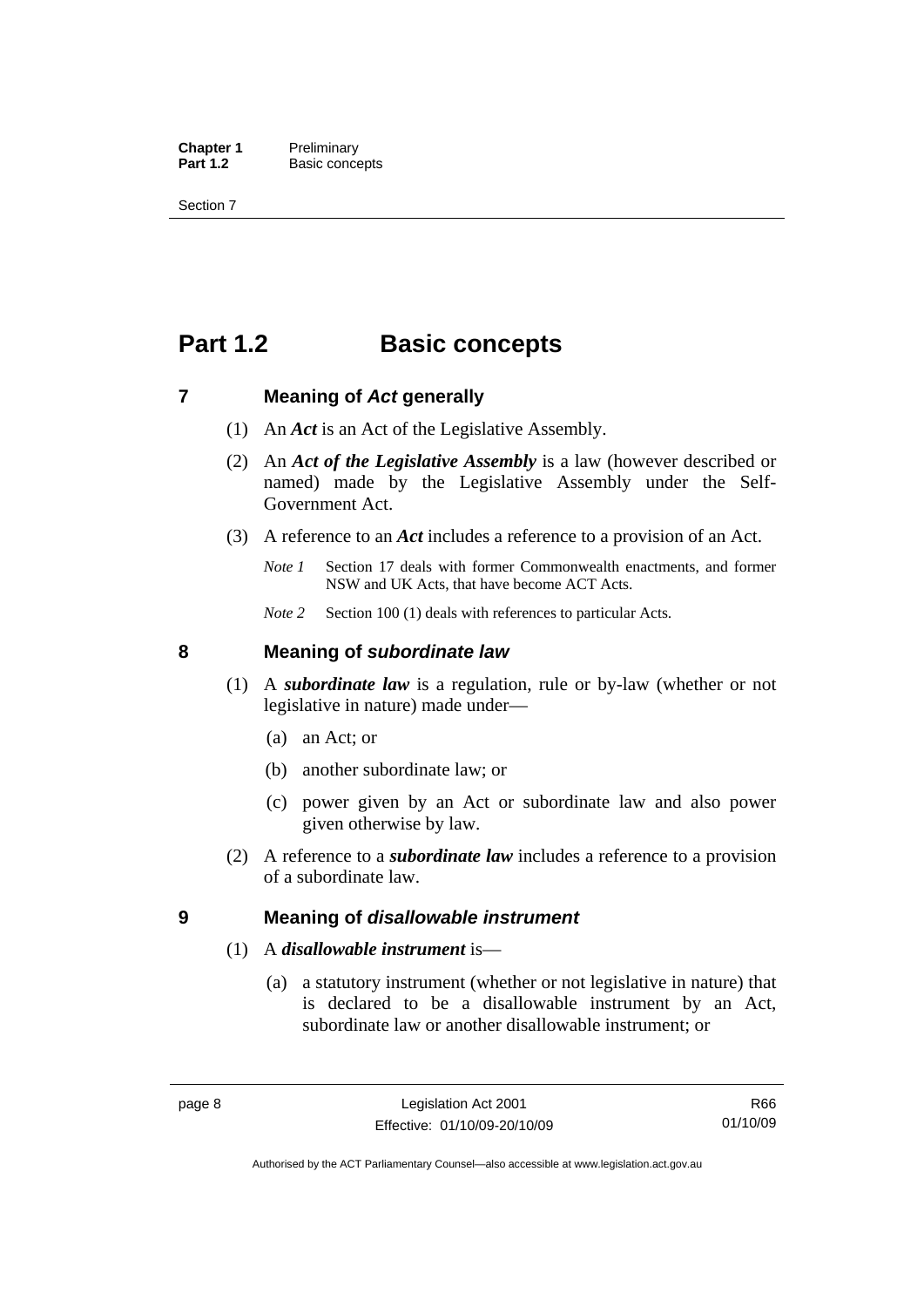# Part 1.2 Basic concepts

## 7 Meaning of *Act* generally

(1) An ***Act*** is an Act of the Legislative Assembly.

(2) An ***Act of the Legislative Assembly*** is a law (however described or named) made by the Legislative Assembly under the Self-Government Act.

(3) A reference to an ***Act*** includes a reference to a provision of an Act.

*Note 1* Section 17 deals with former Commonwealth enactments, and former NSW and UK Acts, that have become ACT Acts.

*Note 2* Section 100 (1) deals with references to particular Acts.

## 8 Meaning of *subordinate law*

(1) A ***subordinate law*** is a regulation, rule or by-law (whether or not legislative in nature) made under—

(a) an Act; or

(b) another subordinate law; or

(c) power given by an Act or subordinate law and also power given otherwise by law.

(2) A reference to a ***subordinate law*** includes a reference to a provision of a subordinate law.

## 9 Meaning of *disallowable instrument*

(1) A ***disallowable instrument*** is—

(a) a statutory instrument (whether or not legislative in nature) that is declared to be a disallowable instrument by an Act, subordinate law or another disallowable instrument; or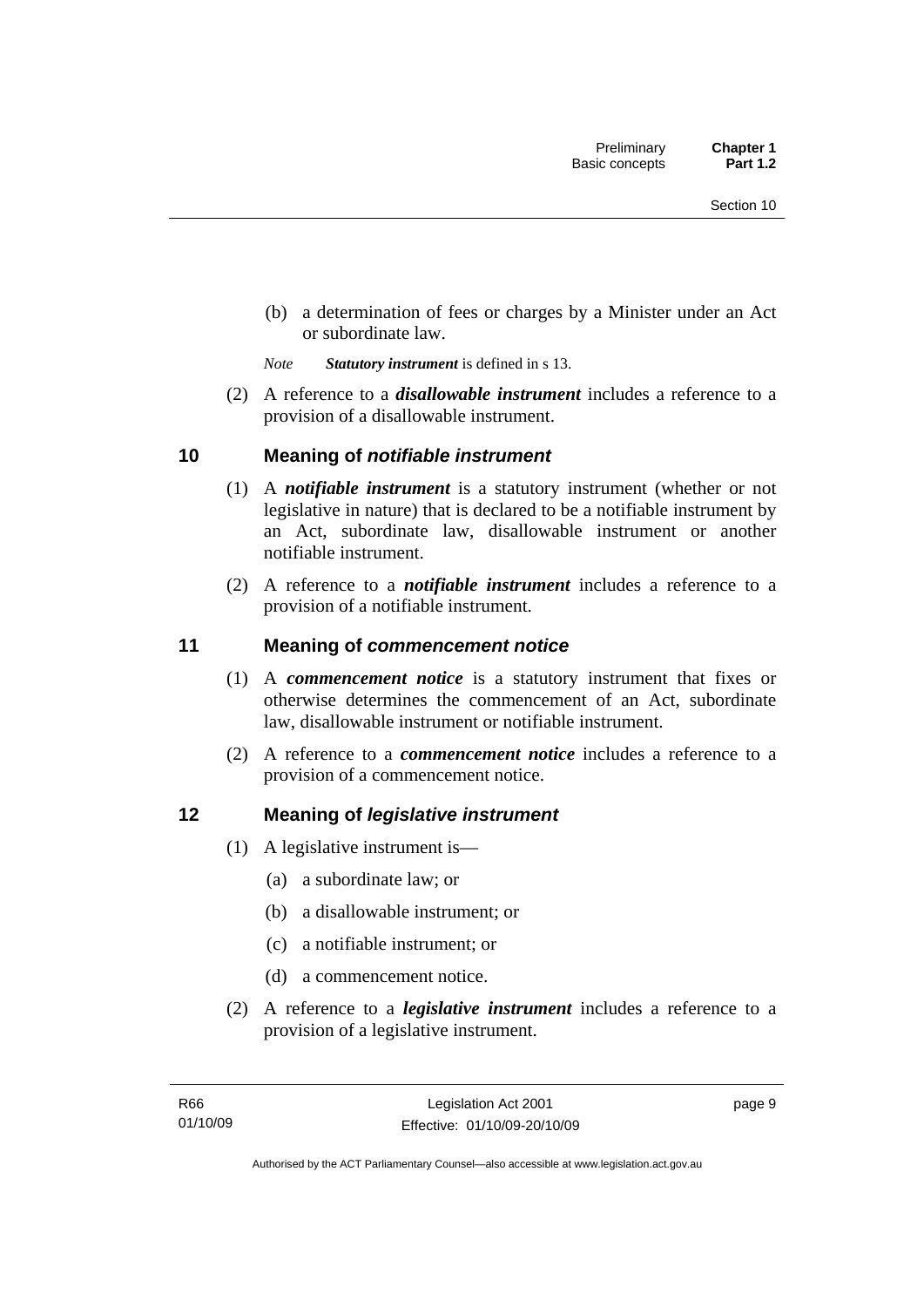(b) a determination of fees or charges by a Minister under an Act or subordinate law.

*Note* ***Statutory instrument*** is defined in s 13.

(2) A reference to a ***disallowable instrument*** includes a reference to a provision of a disallowable instrument.

## 10 Meaning of *notifiable instrument*

(1) A ***notifiable instrument*** is a statutory instrument (whether or not legislative in nature) that is declared to be a notifiable instrument by an Act, subordinate law, disallowable instrument or another notifiable instrument.

(2) A reference to a ***notifiable instrument*** includes a reference to a provision of a notifiable instrument.

## 11 Meaning of *commencement notice*

(1) A ***commencement notice*** is a statutory instrument that fixes or otherwise determines the commencement of an Act, subordinate law, disallowable instrument or notifiable instrument.

(2) A reference to a ***commencement notice*** includes a reference to a provision of a commencement notice.

## 12 Meaning of *legislative instrument*

(1) A legislative instrument is—

(a) a subordinate law; or

(b) a disallowable instrument; or

(c) a notifiable instrument; or

(d) a commencement notice.

(2) A reference to a ***legislative instrument*** includes a reference to a provision of a legislative instrument.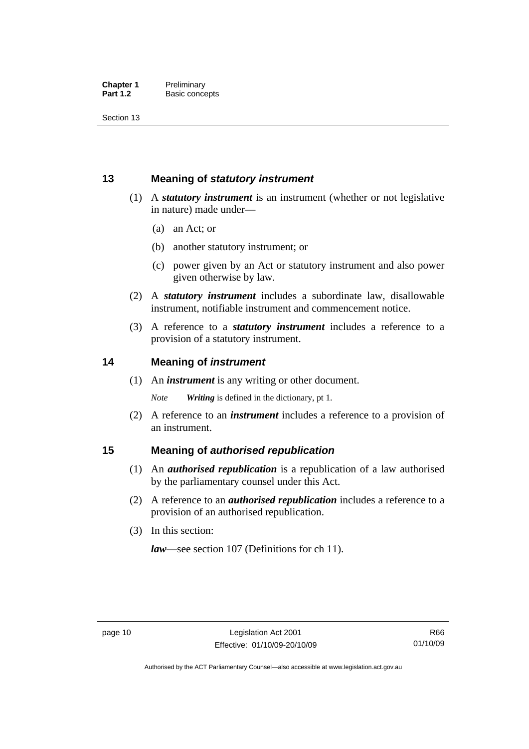## 13 Meaning of *statutory instrument*

(1) A ***statutory instrument*** is an instrument (whether or not legislative in nature) made under—

(a) an Act; or

(b) another statutory instrument; or

(c) power given by an Act or statutory instrument and also power given otherwise by law.

(2) A ***statutory instrument*** includes a subordinate law, disallowable instrument, notifiable instrument and commencement notice.

(3) A reference to a ***statutory instrument*** includes a reference to a provision of a statutory instrument.

## 14 Meaning of *instrument*

(1) An ***instrument*** is any writing or other document.

*Note* ***Writing*** is defined in the dictionary, pt 1.

(2) A reference to an ***instrument*** includes a reference to a provision of an instrument.

## 15 Meaning of *authorised republication*

(1) An ***authorised republication*** is a republication of a law authorised by the parliamentary counsel under this Act.

(2) A reference to an ***authorised republication*** includes a reference to a provision of an authorised republication.

(3) In this section:

***law***—see section 107 (Definitions for ch 11).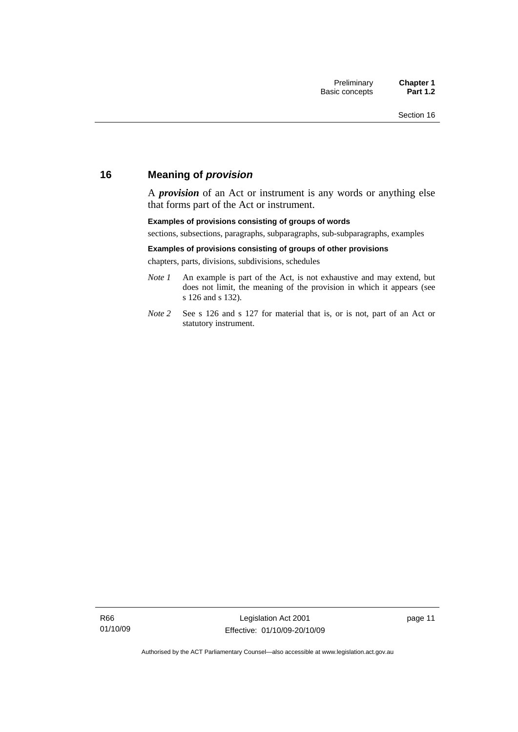## 16 Meaning of ***provision***

A ***provision*** of an Act or instrument is any words or anything else that forms part of the Act or instrument.

**Examples of provisions consisting of groups of words**

sections, subsections, paragraphs, subparagraphs, sub-subparagraphs, examples

**Examples of provisions consisting of groups of other provisions**

chapters, parts, divisions, subdivisions, schedules

*Note 1* An example is part of the Act, is not exhaustive and may extend, but does not limit, the meaning of the provision in which it appears (see s 126 and s 132).

*Note 2* See s 126 and s 127 for material that is, or is not, part of an Act or statutory instrument.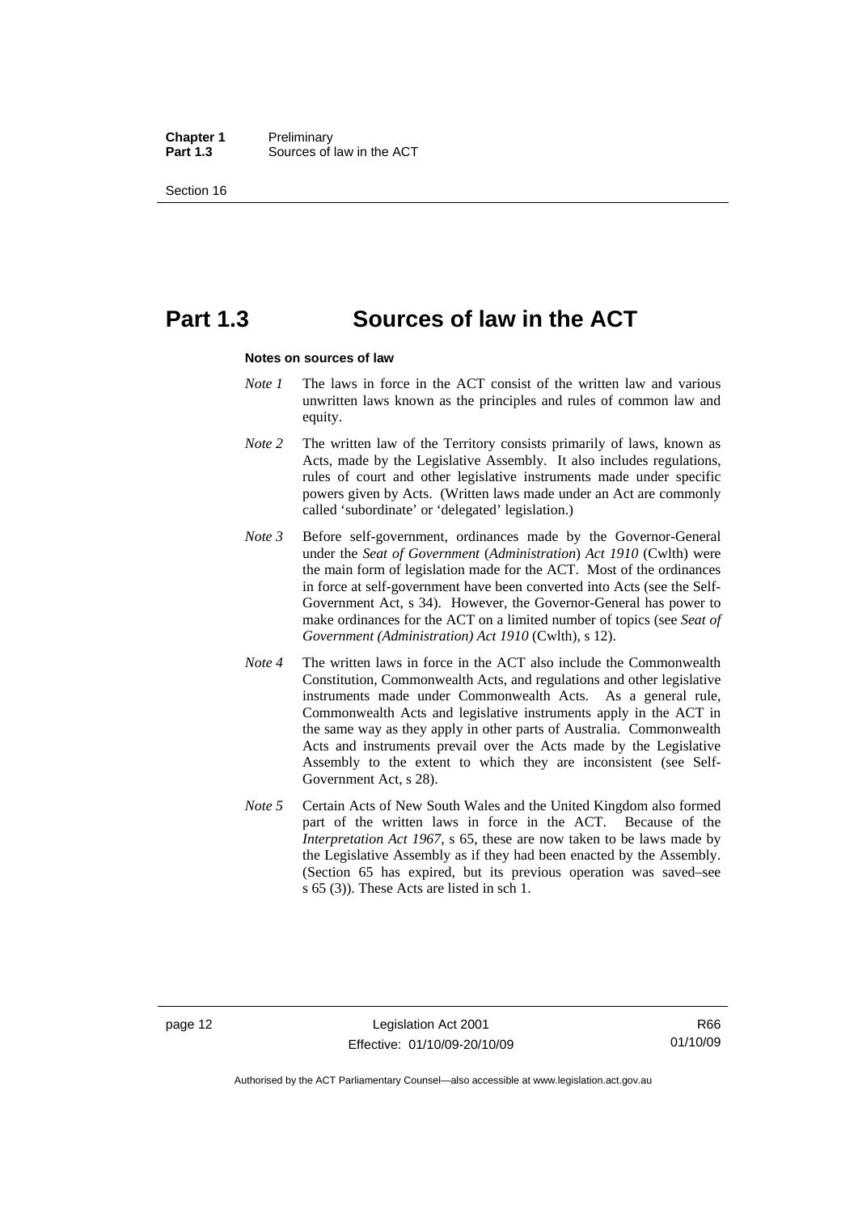# Part 1.3 Sources of law in the ACT

**Notes on sources of law**

*Note 1* The laws in force in the ACT consist of the written law and various unwritten laws known as the principles and rules of common law and equity.

*Note 2* The written law of the Territory consists primarily of laws, known as Acts, made by the Legislative Assembly. It also includes regulations, rules of court and other legislative instruments made under specific powers given by Acts. (Written laws made under an Act are commonly called 'subordinate' or 'delegated' legislation.)

*Note 3* Before self-government, ordinances made by the Governor-General under the *Seat of Government* (*Administration*) *Act 1910* (Cwlth) were the main form of legislation made for the ACT. Most of the ordinances in force at self-government have been converted into Acts (see the Self-Government Act, s 34). However, the Governor-General has power to make ordinances for the ACT on a limited number of topics (see *Seat of Government (Administration) Act 1910* (Cwlth), s 12).

*Note 4* The written laws in force in the ACT also include the Commonwealth Constitution, Commonwealth Acts, and regulations and other legislative instruments made under Commonwealth Acts. As a general rule, Commonwealth Acts and legislative instruments apply in the ACT in the same way as they apply in other parts of Australia. Commonwealth Acts and instruments prevail over the Acts made by the Legislative Assembly to the extent to which they are inconsistent (see Self-Government Act, s 28).

*Note 5* Certain Acts of New South Wales and the United Kingdom also formed part of the written laws in force in the ACT. Because of the *Interpretation Act 1967*, s 65, these are now taken to be laws made by the Legislative Assembly as if they had been enacted by the Assembly. (Section 65 has expired, but its previous operation was saved–see s 65 (3)). These Acts are listed in sch 1.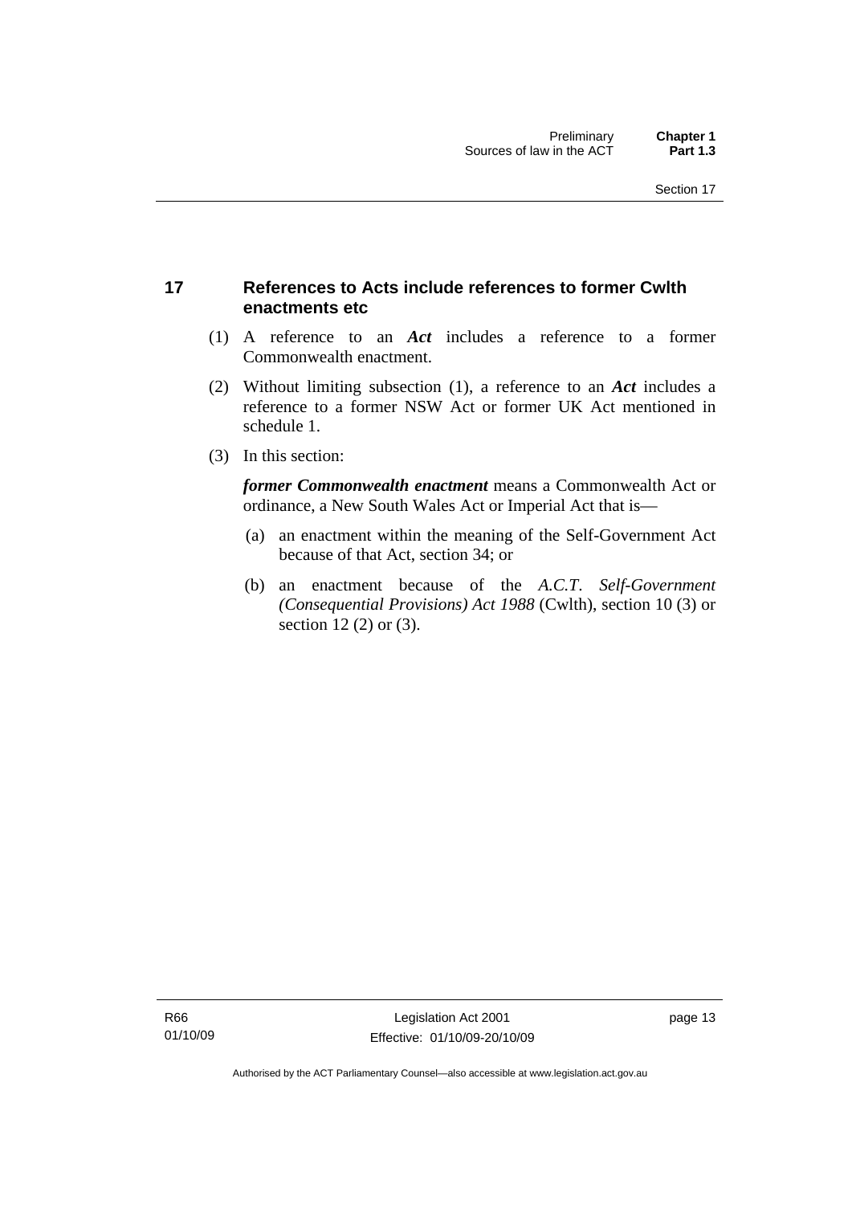## 17 References to Acts include references to former Cwlth enactments etc

(1) A reference to an ***Act*** includes a reference to a former Commonwealth enactment.

(2) Without limiting subsection (1), a reference to an ***Act*** includes a reference to a former NSW Act or former UK Act mentioned in schedule 1.

(3) In this section:

***former Commonwealth enactment*** means a Commonwealth Act or ordinance, a New South Wales Act or Imperial Act that is—

(a) an enactment within the meaning of the Self-Government Act because of that Act, section 34; or

(b) an enactment because of the *A.C.T. Self-Government (Consequential Provisions) Act 1988* (Cwlth), section 10 (3) or section 12 (2) or (3).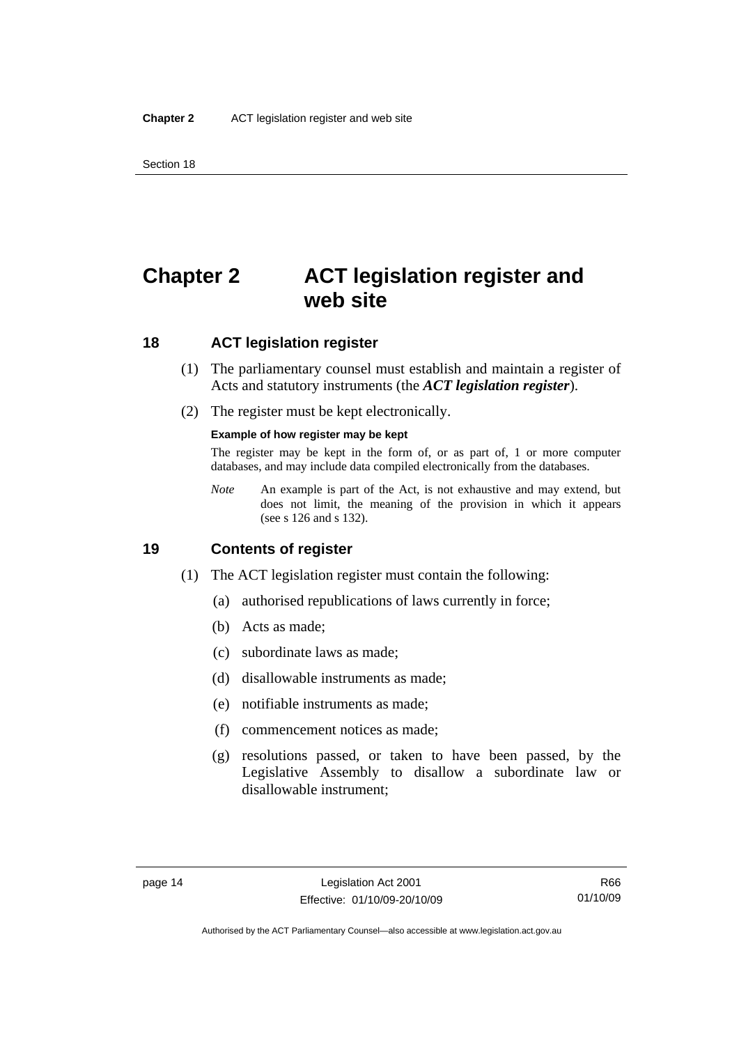# Chapter 2 ACT legislation register and web site

## 18 ACT legislation register

(1) The parliamentary counsel must establish and maintain a register of Acts and statutory instruments (the ***ACT legislation register***).

(2) The register must be kept electronically.

**Example of how register may be kept**

The register may be kept in the form of, or as part of, 1 or more computer databases, and may include data compiled electronically from the databases.

*Note* An example is part of the Act, is not exhaustive and may extend, but does not limit, the meaning of the provision in which it appears (see s 126 and s 132).

## 19 Contents of register

(1) The ACT legislation register must contain the following:

(a) authorised republications of laws currently in force;

(b) Acts as made;

(c) subordinate laws as made;

(d) disallowable instruments as made;

(e) notifiable instruments as made;

(f) commencement notices as made;

(g) resolutions passed, or taken to have been passed, by the Legislative Assembly to disallow a subordinate law or disallowable instrument;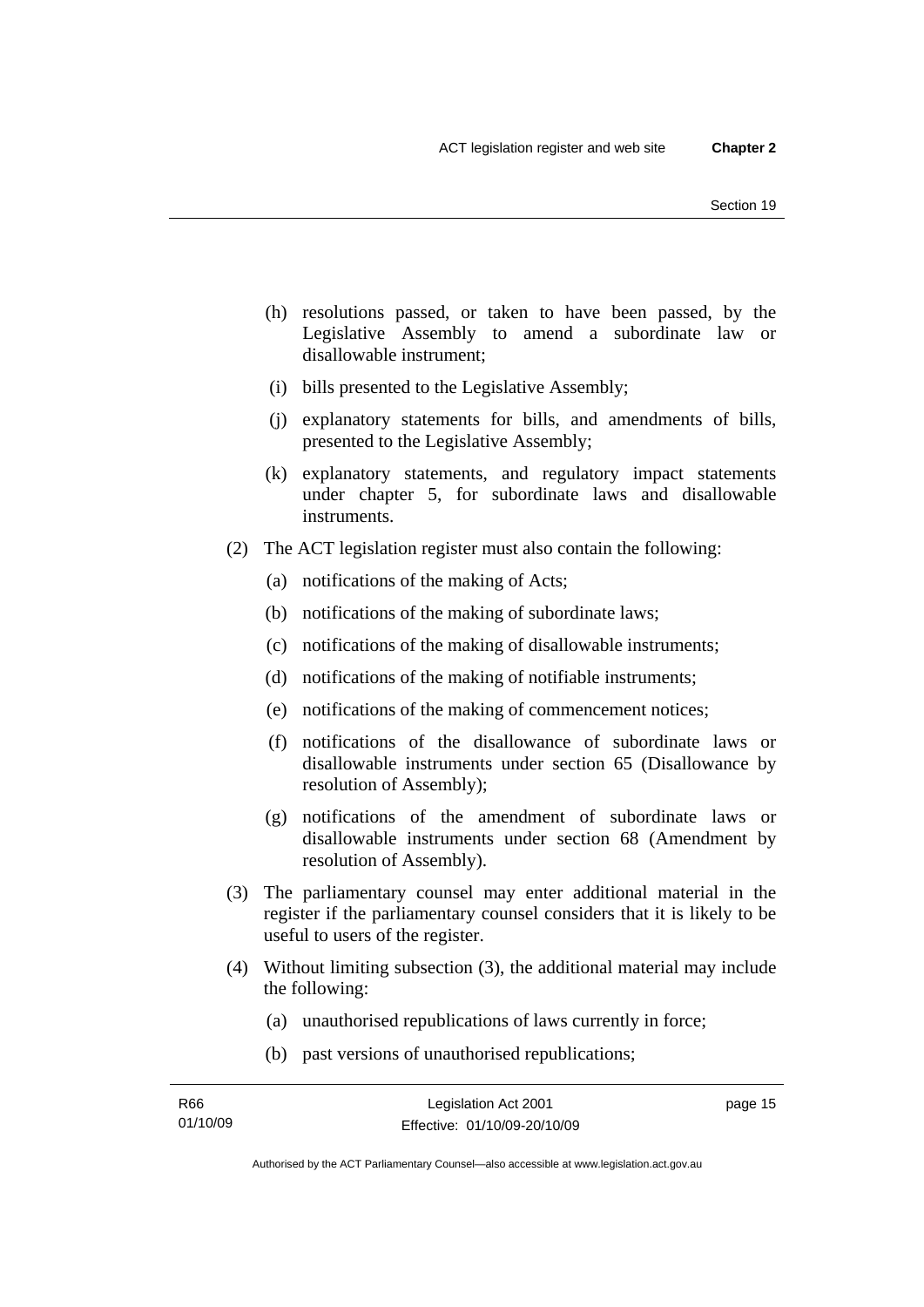(h) resolutions passed, or taken to have been passed, by the Legislative Assembly to amend a subordinate law or disallowable instrument;

(i) bills presented to the Legislative Assembly;

(j) explanatory statements for bills, and amendments of bills, presented to the Legislative Assembly;

(k) explanatory statements, and regulatory impact statements under chapter 5, for subordinate laws and disallowable instruments.

(2) The ACT legislation register must also contain the following:

(a) notifications of the making of Acts;

(b) notifications of the making of subordinate laws;

(c) notifications of the making of disallowable instruments;

(d) notifications of the making of notifiable instruments;

(e) notifications of the making of commencement notices;

(f) notifications of the disallowance of subordinate laws or disallowable instruments under section 65 (Disallowance by resolution of Assembly);

(g) notifications of the amendment of subordinate laws or disallowable instruments under section 68 (Amendment by resolution of Assembly).

(3) The parliamentary counsel may enter additional material in the register if the parliamentary counsel considers that it is likely to be useful to users of the register.

(4) Without limiting subsection (3), the additional material may include the following:

(a) unauthorised republications of laws currently in force;

(b) past versions of unauthorised republications;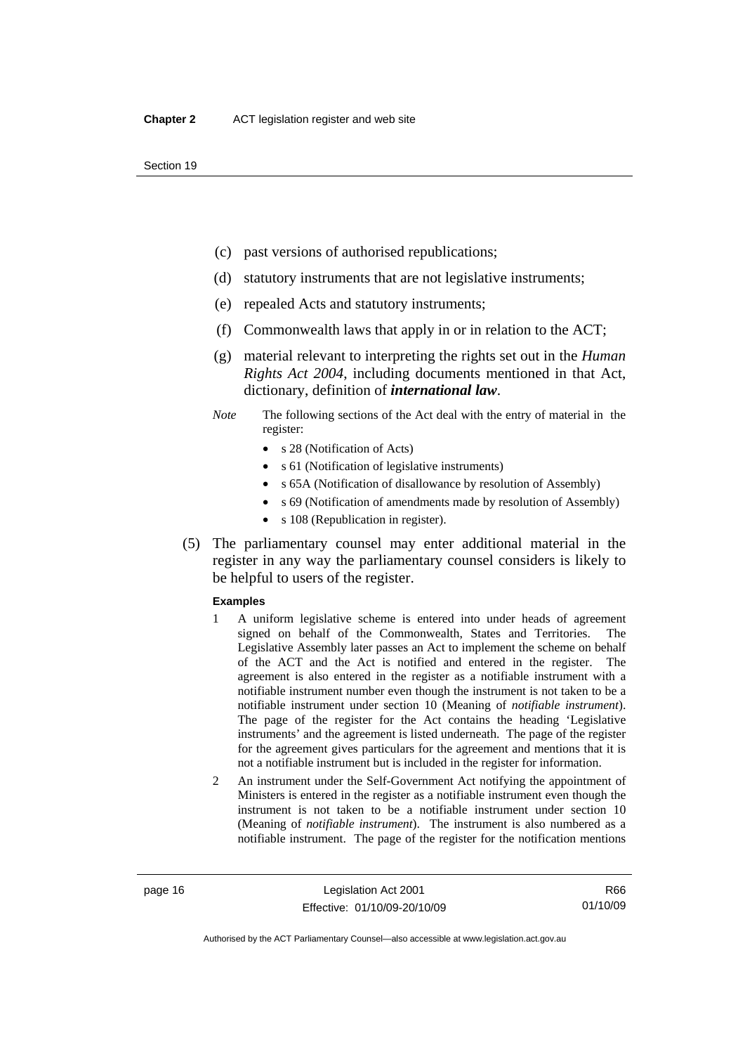(c) past versions of authorised republications;

(d) statutory instruments that are not legislative instruments;

(e) repealed Acts and statutory instruments;

(f) Commonwealth laws that apply in or in relation to the ACT;

(g) material relevant to interpreting the rights set out in the *Human Rights Act 2004*, including documents mentioned in that Act, dictionary, definition of ***international law***.

*Note* The following sections of the Act deal with the entry of material in the register:

- s 28 (Notification of Acts)
- s 61 (Notification of legislative instruments)
- s 65A (Notification of disallowance by resolution of Assembly)
- s 69 (Notification of amendments made by resolution of Assembly)
- s 108 (Republication in register).

(5) The parliamentary counsel may enter additional material in the register in any way the parliamentary counsel considers is likely to be helpful to users of the register.

**Examples**

1 A uniform legislative scheme is entered into under heads of agreement signed on behalf of the Commonwealth, States and Territories. The Legislative Assembly later passes an Act to implement the scheme on behalf of the ACT and the Act is notified and entered in the register. The agreement is also entered in the register as a notifiable instrument with a notifiable instrument number even though the instrument is not taken to be a notifiable instrument under section 10 (Meaning of *notifiable instrument*). The page of the register for the Act contains the heading 'Legislative instruments' and the agreement is listed underneath. The page of the register for the agreement gives particulars for the agreement and mentions that it is not a notifiable instrument but is included in the register for information.

2 An instrument under the Self-Government Act notifying the appointment of Ministers is entered in the register as a notifiable instrument even though the instrument is not taken to be a notifiable instrument under section 10 (Meaning of *notifiable instrument*). The instrument is also numbered as a notifiable instrument. The page of the register for the notification mentions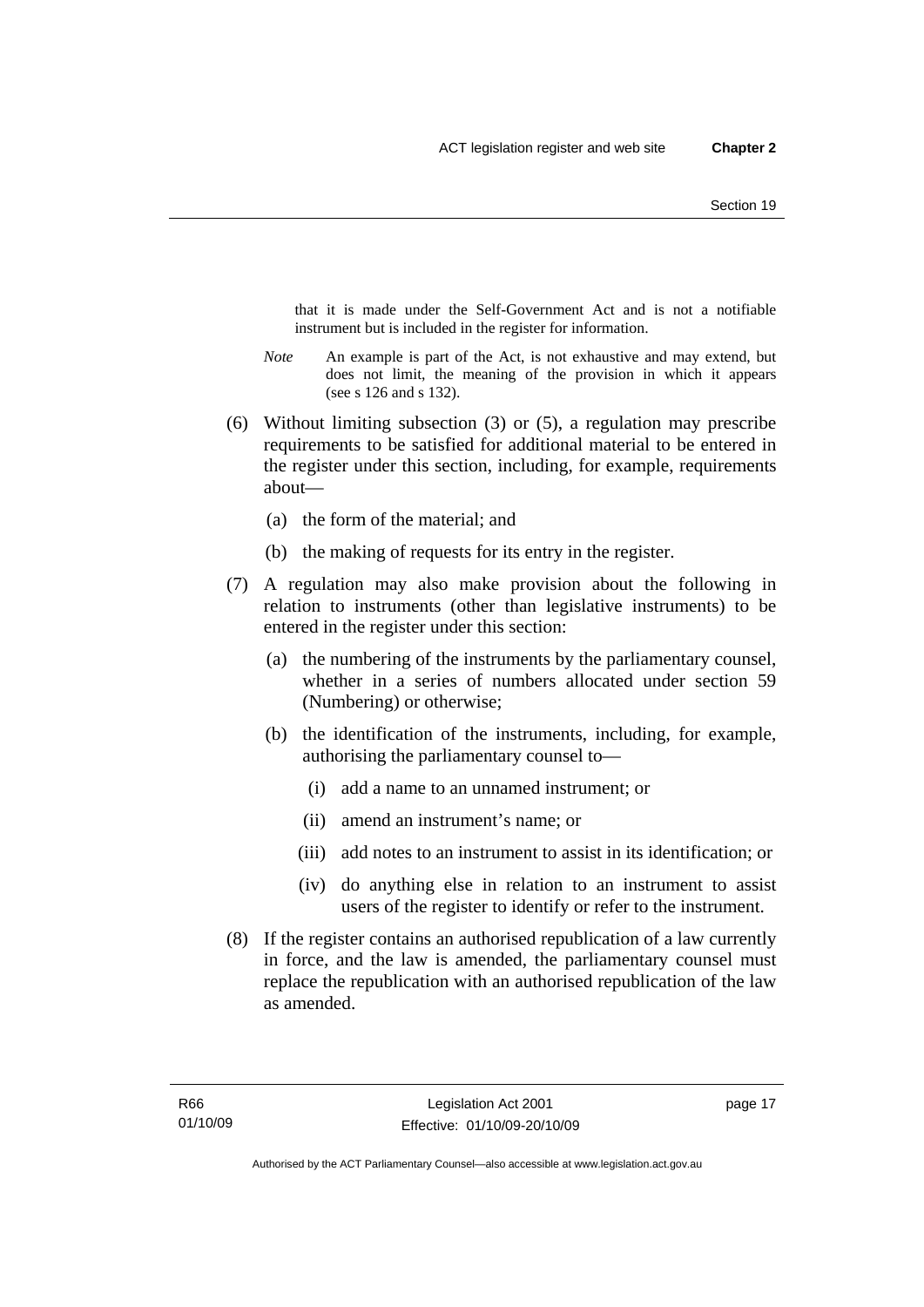that it is made under the Self-Government Act and is not a notifiable instrument but is included in the register for information.

*Note* An example is part of the Act, is not exhaustive and may extend, but does not limit, the meaning of the provision in which it appears (see s 126 and s 132).

(6) Without limiting subsection (3) or (5), a regulation may prescribe requirements to be satisfied for additional material to be entered in the register under this section, including, for example, requirements about—

(a) the form of the material; and

(b) the making of requests for its entry in the register.

(7) A regulation may also make provision about the following in relation to instruments (other than legislative instruments) to be entered in the register under this section:

(a) the numbering of the instruments by the parliamentary counsel, whether in a series of numbers allocated under section 59 (Numbering) or otherwise;

(b) the identification of the instruments, including, for example, authorising the parliamentary counsel to—

(i) add a name to an unnamed instrument; or

(ii) amend an instrument's name; or

(iii) add notes to an instrument to assist in its identification; or

(iv) do anything else in relation to an instrument to assist users of the register to identify or refer to the instrument.

(8) If the register contains an authorised republication of a law currently in force, and the law is amended, the parliamentary counsel must replace the republication with an authorised republication of the law as amended.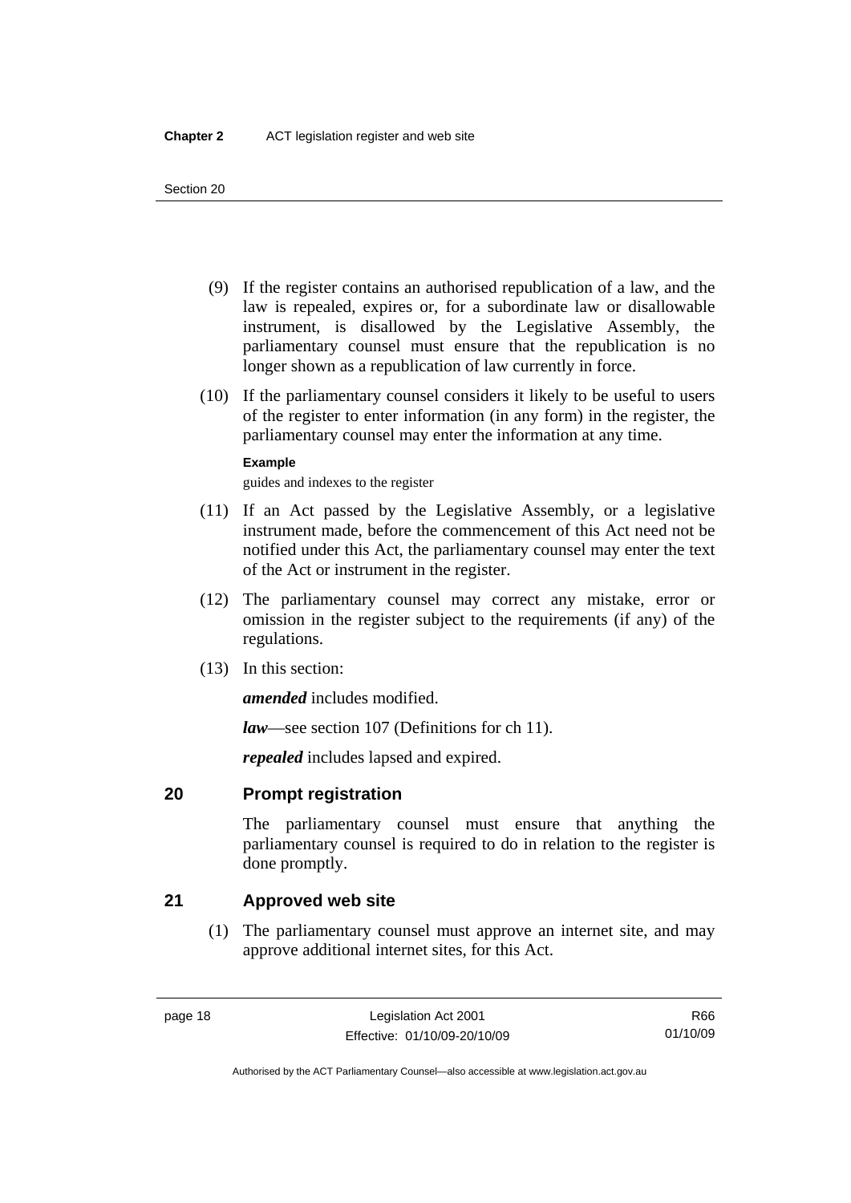(9) If the register contains an authorised republication of a law, and the law is repealed, expires or, for a subordinate law or disallowable instrument, is disallowed by the Legislative Assembly, the parliamentary counsel must ensure that the republication is no longer shown as a republication of law currently in force.

(10) If the parliamentary counsel considers it likely to be useful to users of the register to enter information (in any form) in the register, the parliamentary counsel may enter the information at any time.

**Example**

guides and indexes to the register

(11) If an Act passed by the Legislative Assembly, or a legislative instrument made, before the commencement of this Act need not be notified under this Act, the parliamentary counsel may enter the text of the Act or instrument in the register.

(12) The parliamentary counsel may correct any mistake, error or omission in the register subject to the requirements (if any) of the regulations.

(13) In this section:

***amended*** includes modified.

***law***—see section 107 (Definitions for ch 11).

***repealed*** includes lapsed and expired.

## 20 Prompt registration

The parliamentary counsel must ensure that anything the parliamentary counsel is required to do in relation to the register is done promptly.

## 21 Approved web site

(1) The parliamentary counsel must approve an internet site, and may approve additional internet sites, for this Act.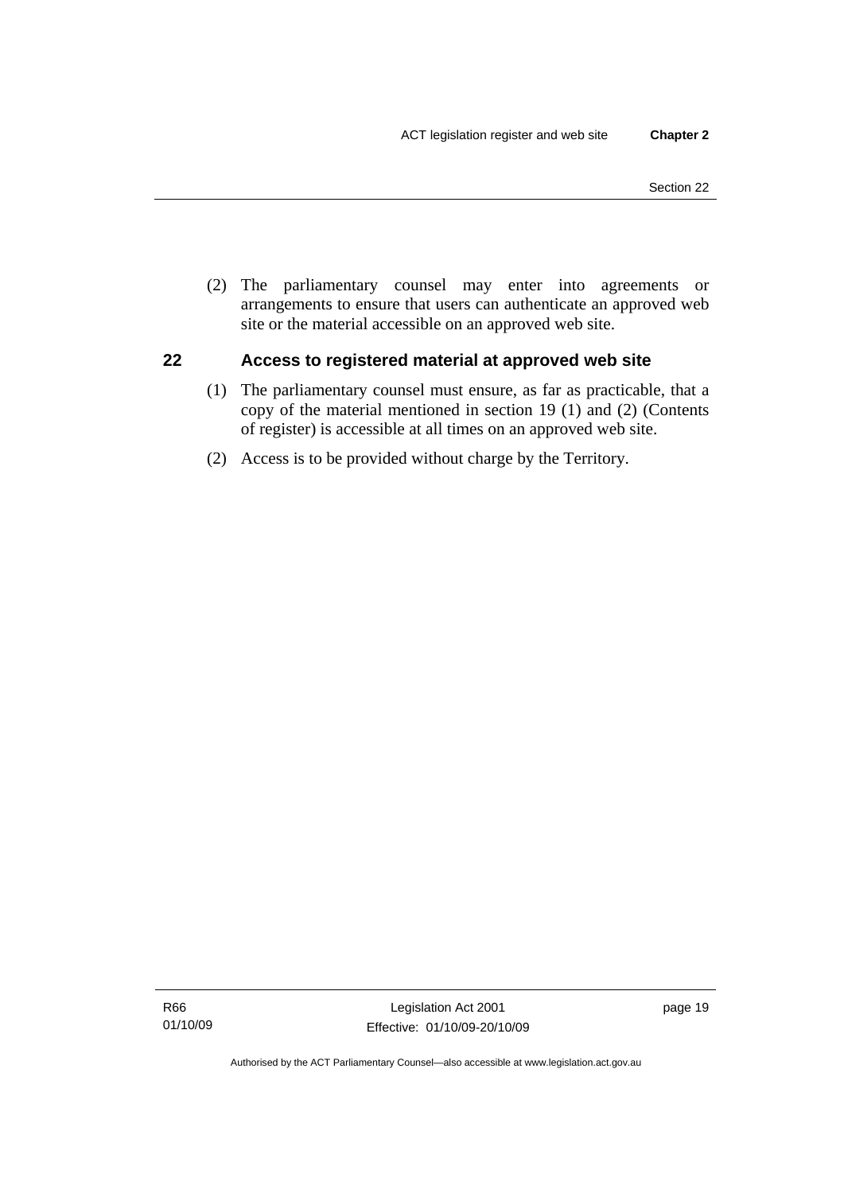(2) The parliamentary counsel may enter into agreements or arrangements to ensure that users can authenticate an approved web site or the material accessible on an approved web site.

## 22 Access to registered material at approved web site

(1) The parliamentary counsel must ensure, as far as practicable, that a copy of the material mentioned in section 19 (1) and (2) (Contents of register) is accessible at all times on an approved web site.

(2) Access is to be provided without charge by the Territory.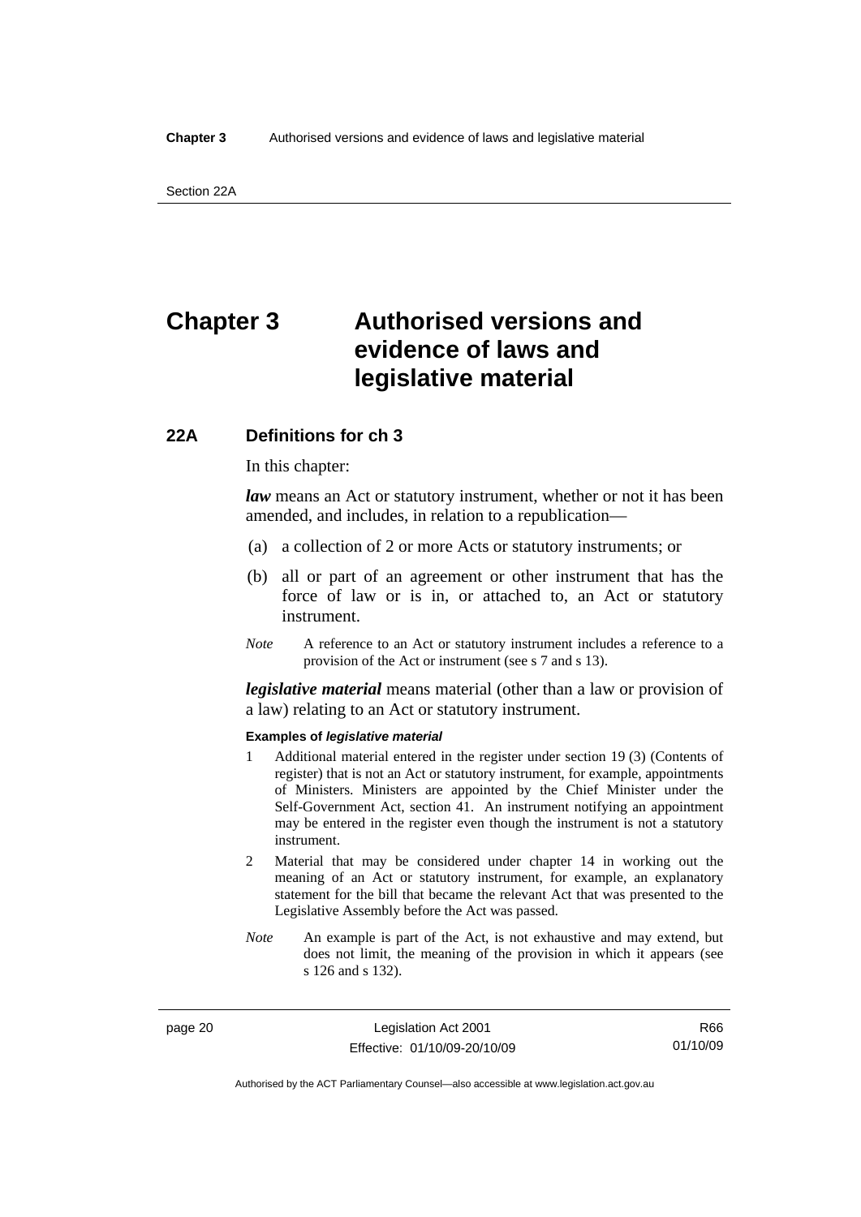# Chapter 3 Authorised versions and evidence of laws and legislative material

## 22A Definitions for ch 3

In this chapter:

***law*** means an Act or statutory instrument, whether or not it has been amended, and includes, in relation to a republication—

(a) a collection of 2 or more Acts or statutory instruments; or

(b) all or part of an agreement or other instrument that has the force of law or is in, or attached to, an Act or statutory instrument.

*Note* A reference to an Act or statutory instrument includes a reference to a provision of the Act or instrument (see s 7 and s 13).

***legislative material*** means material (other than a law or provision of a law) relating to an Act or statutory instrument.

**Examples of *legislative material***

1 Additional material entered in the register under section 19 (3) (Contents of register) that is not an Act or statutory instrument, for example, appointments of Ministers. Ministers are appointed by the Chief Minister under the Self-Government Act, section 41. An instrument notifying an appointment may be entered in the register even though the instrument is not a statutory instrument.

2 Material that may be considered under chapter 14 in working out the meaning of an Act or statutory instrument, for example, an explanatory statement for the bill that became the relevant Act that was presented to the Legislative Assembly before the Act was passed.

*Note* An example is part of the Act, is not exhaustive and may extend, but does not limit, the meaning of the provision in which it appears (see s 126 and s 132).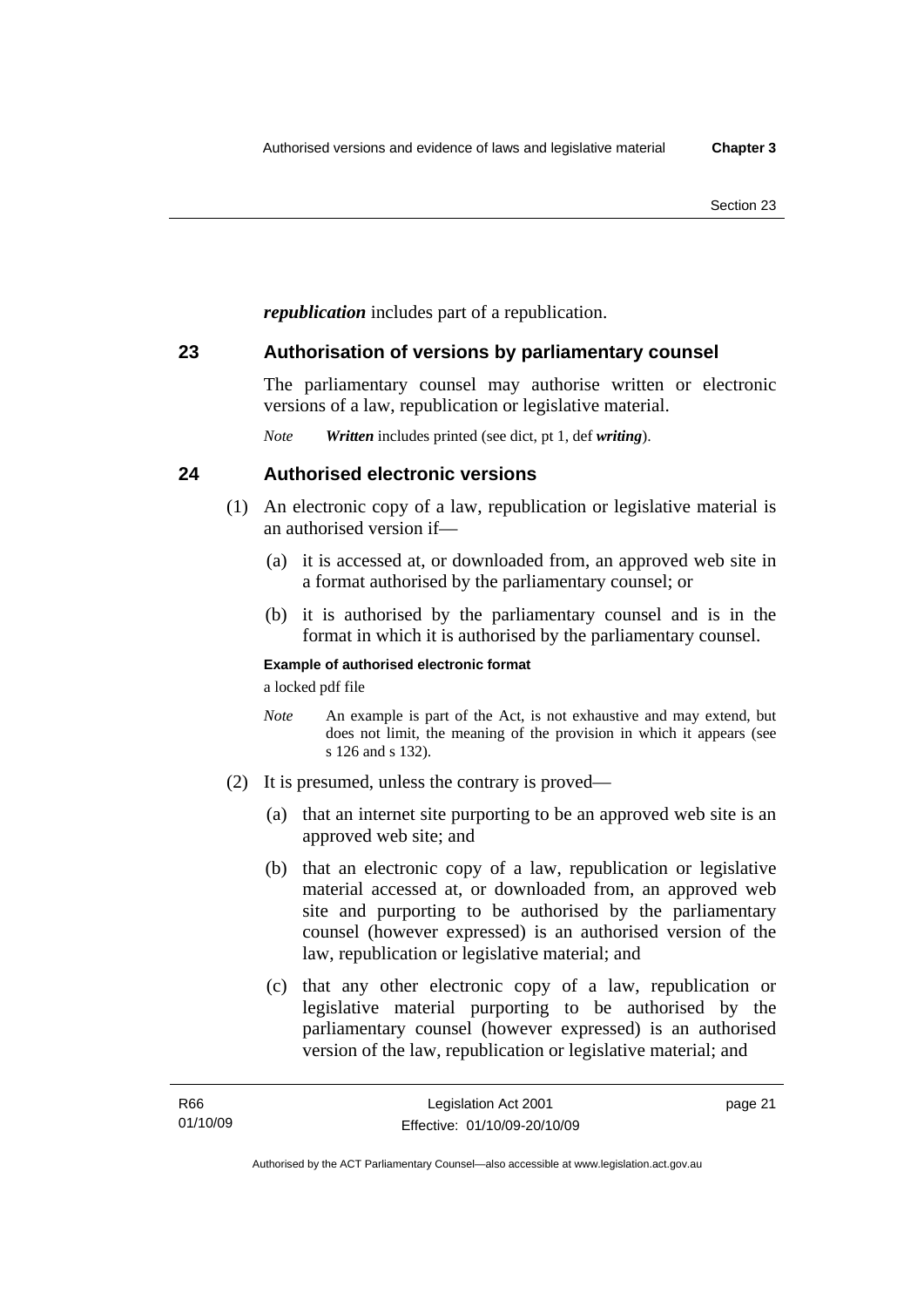***republication*** includes part of a republication.

## 23 Authorisation of versions by parliamentary counsel

The parliamentary counsel may authorise written or electronic versions of a law, republication or legislative material.

*Note* ***Written*** includes printed (see dict, pt 1, def ***writing***).

## 24 Authorised electronic versions

(1) An electronic copy of a law, republication or legislative material is an authorised version if—

(a) it is accessed at, or downloaded from, an approved web site in a format authorised by the parliamentary counsel; or

(b) it is authorised by the parliamentary counsel and is in the format in which it is authorised by the parliamentary counsel.

**Example of authorised electronic format**

a locked pdf file

*Note* An example is part of the Act, is not exhaustive and may extend, but does not limit, the meaning of the provision in which it appears (see s 126 and s 132).

(2) It is presumed, unless the contrary is proved—

(a) that an internet site purporting to be an approved web site is an approved web site; and

(b) that an electronic copy of a law, republication or legislative material accessed at, or downloaded from, an approved web site and purporting to be authorised by the parliamentary counsel (however expressed) is an authorised version of the law, republication or legislative material; and

(c) that any other electronic copy of a law, republication or legislative material purporting to be authorised by the parliamentary counsel (however expressed) is an authorised version of the law, republication or legislative material; and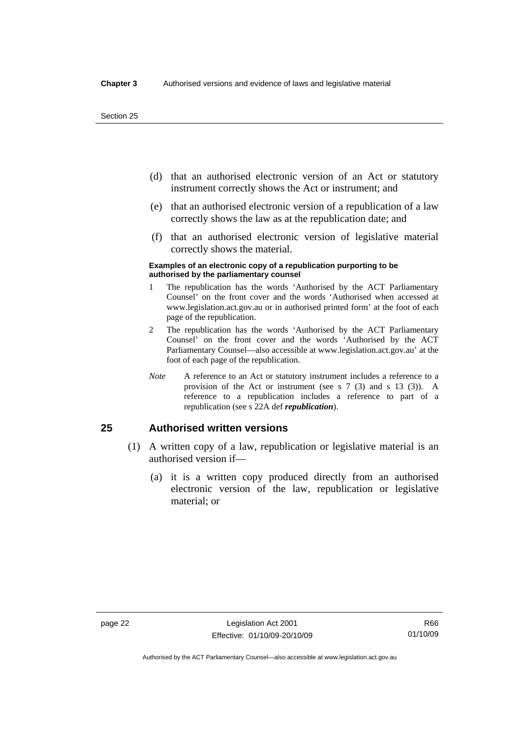(d) that an authorised electronic version of an Act or statutory instrument correctly shows the Act or instrument; and

(e) that an authorised electronic version of a republication of a law correctly shows the law as at the republication date; and

(f) that an authorised electronic version of legislative material correctly shows the material.

**Examples of an electronic copy of a republication purporting to be authorised by the parliamentary counsel**

1 The republication has the words 'Authorised by the ACT Parliamentary Counsel' on the front cover and the words 'Authorised when accessed at www.legislation.act.gov.au or in authorised printed form' at the foot of each page of the republication.

2 The republication has the words 'Authorised by the ACT Parliamentary Counsel' on the front cover and the words 'Authorised by the ACT Parliamentary Counsel—also accessible at www.legislation.act.gov.au' at the foot of each page of the republication.

*Note* A reference to an Act or statutory instrument includes a reference to a provision of the Act or instrument (see s 7 (3) and s 13 (3)). A reference to a republication includes a reference to part of a republication (see s 22A def ***republication***).

## 25 Authorised written versions

(1) A written copy of a law, republication or legislative material is an authorised version if—

(a) it is a written copy produced directly from an authorised electronic version of the law, republication or legislative material; or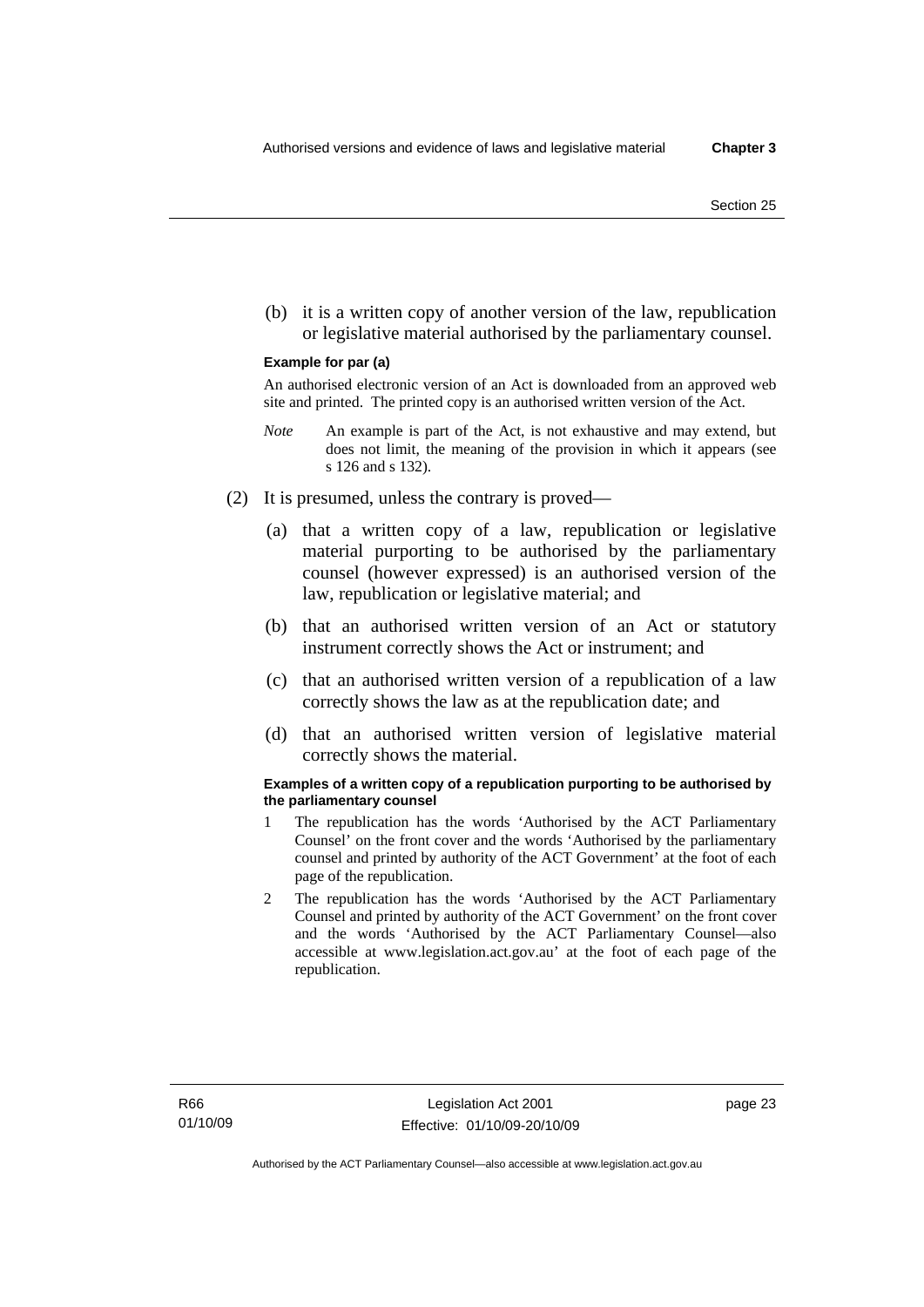(b) it is a written copy of another version of the law, republication or legislative material authorised by the parliamentary counsel.

**Example for par (a)**

An authorised electronic version of an Act is downloaded from an approved web site and printed. The printed copy is an authorised written version of the Act.

*Note* An example is part of the Act, is not exhaustive and may extend, but does not limit, the meaning of the provision in which it appears (see s 126 and s 132).

(2) It is presumed, unless the contrary is proved—

(a) that a written copy of a law, republication or legislative material purporting to be authorised by the parliamentary counsel (however expressed) is an authorised version of the law, republication or legislative material; and

(b) that an authorised written version of an Act or statutory instrument correctly shows the Act or instrument; and

(c) that an authorised written version of a republication of a law correctly shows the law as at the republication date; and

(d) that an authorised written version of legislative material correctly shows the material.

**Examples of a written copy of a republication purporting to be authorised by the parliamentary counsel**

1 The republication has the words 'Authorised by the ACT Parliamentary Counsel' on the front cover and the words 'Authorised by the parliamentary counsel and printed by authority of the ACT Government' at the foot of each page of the republication.

2 The republication has the words 'Authorised by the ACT Parliamentary Counsel and printed by authority of the ACT Government' on the front cover and the words 'Authorised by the ACT Parliamentary Counsel—also accessible at www.legislation.act.gov.au' at the foot of each page of the republication.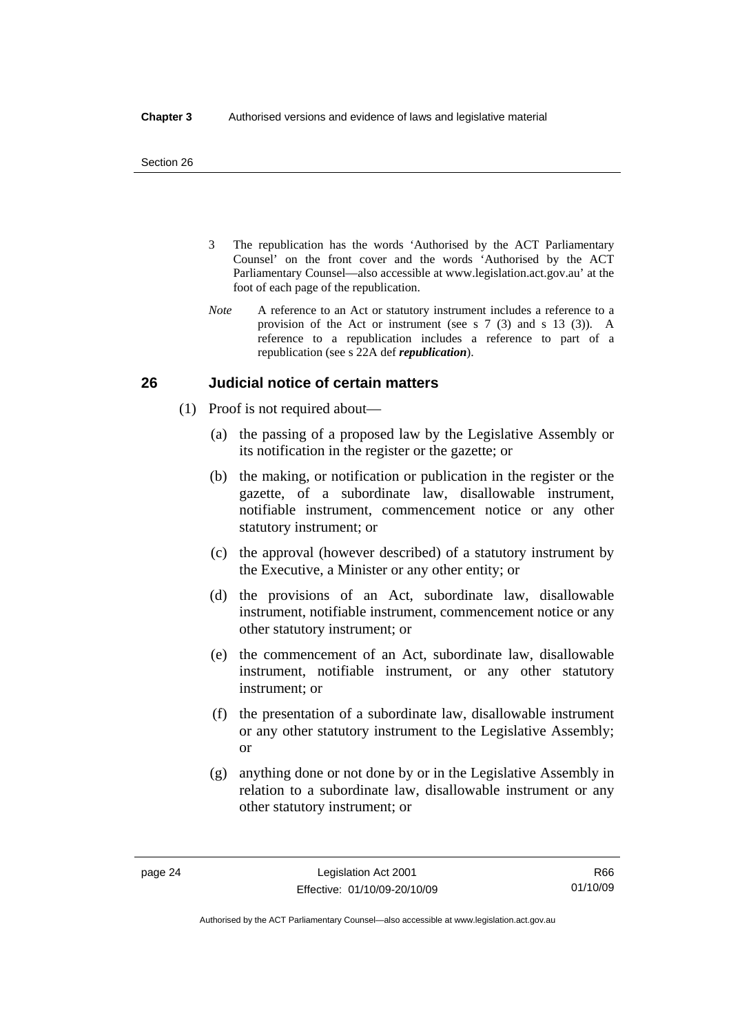3 The republication has the words 'Authorised by the ACT Parliamentary Counsel' on the front cover and the words 'Authorised by the ACT Parliamentary Counsel—also accessible at www.legislation.act.gov.au' at the foot of each page of the republication.

*Note* A reference to an Act or statutory instrument includes a reference to a provision of the Act or instrument (see s 7 (3) and s 13 (3)). A reference to a republication includes a reference to part of a republication (see s 22A def ***republication***).

## 26 Judicial notice of certain matters

(1) Proof is not required about—

(a) the passing of a proposed law by the Legislative Assembly or its notification in the register or the gazette; or

(b) the making, or notification or publication in the register or the gazette, of a subordinate law, disallowable instrument, notifiable instrument, commencement notice or any other statutory instrument; or

(c) the approval (however described) of a statutory instrument by the Executive, a Minister or any other entity; or

(d) the provisions of an Act, subordinate law, disallowable instrument, notifiable instrument, commencement notice or any other statutory instrument; or

(e) the commencement of an Act, subordinate law, disallowable instrument, notifiable instrument, or any other statutory instrument; or

(f) the presentation of a subordinate law, disallowable instrument or any other statutory instrument to the Legislative Assembly; or

(g) anything done or not done by or in the Legislative Assembly in relation to a subordinate law, disallowable instrument or any other statutory instrument; or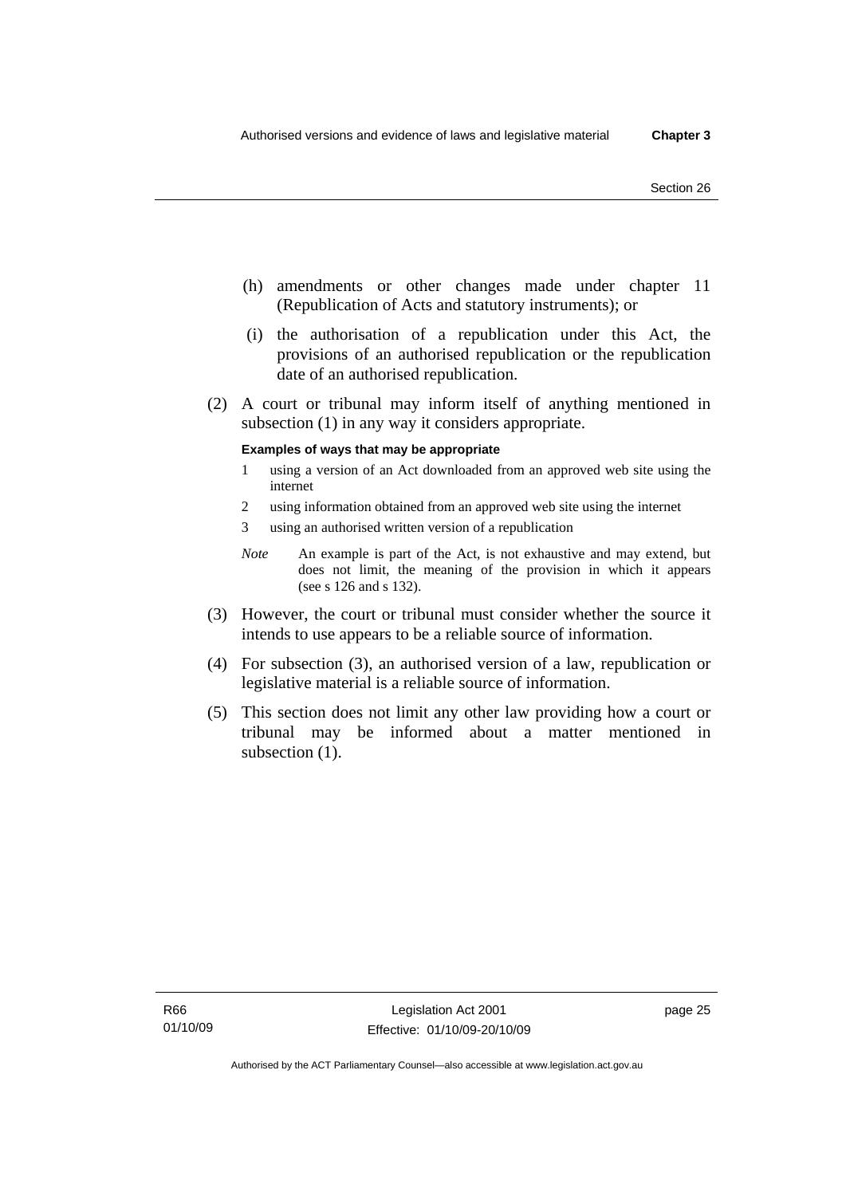(h) amendments or other changes made under chapter 11 (Republication of Acts and statutory instruments); or

(i) the authorisation of a republication under this Act, the provisions of an authorised republication or the republication date of an authorised republication.

(2) A court or tribunal may inform itself of anything mentioned in subsection (1) in any way it considers appropriate.

**Examples of ways that may be appropriate**

1 using a version of an Act downloaded from an approved web site using the internet

2 using information obtained from an approved web site using the internet

3 using an authorised written version of a republication

*Note* An example is part of the Act, is not exhaustive and may extend, but does not limit, the meaning of the provision in which it appears (see s 126 and s 132).

(3) However, the court or tribunal must consider whether the source it intends to use appears to be a reliable source of information.

(4) For subsection (3), an authorised version of a law, republication or legislative material is a reliable source of information.

(5) This section does not limit any other law providing how a court or tribunal may be informed about a matter mentioned in subsection (1).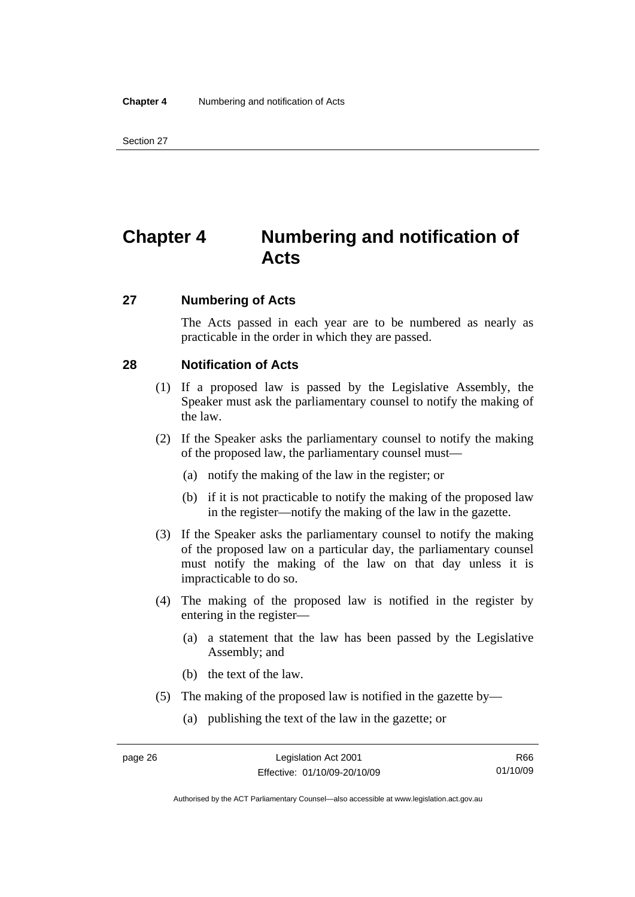# Chapter 4 Numbering and notification of Acts

## 27 Numbering of Acts

The Acts passed in each year are to be numbered as nearly as practicable in the order in which they are passed.

## 28 Notification of Acts

(1) If a proposed law is passed by the Legislative Assembly, the Speaker must ask the parliamentary counsel to notify the making of the law.

(2) If the Speaker asks the parliamentary counsel to notify the making of the proposed law, the parliamentary counsel must—

(a) notify the making of the law in the register; or

(b) if it is not practicable to notify the making of the proposed law in the register—notify the making of the law in the gazette.

(3) If the Speaker asks the parliamentary counsel to notify the making of the proposed law on a particular day, the parliamentary counsel must notify the making of the law on that day unless it is impracticable to do so.

(4) The making of the proposed law is notified in the register by entering in the register—

(a) a statement that the law has been passed by the Legislative Assembly; and

(b) the text of the law.

(5) The making of the proposed law is notified in the gazette by—

(a) publishing the text of the law in the gazette; or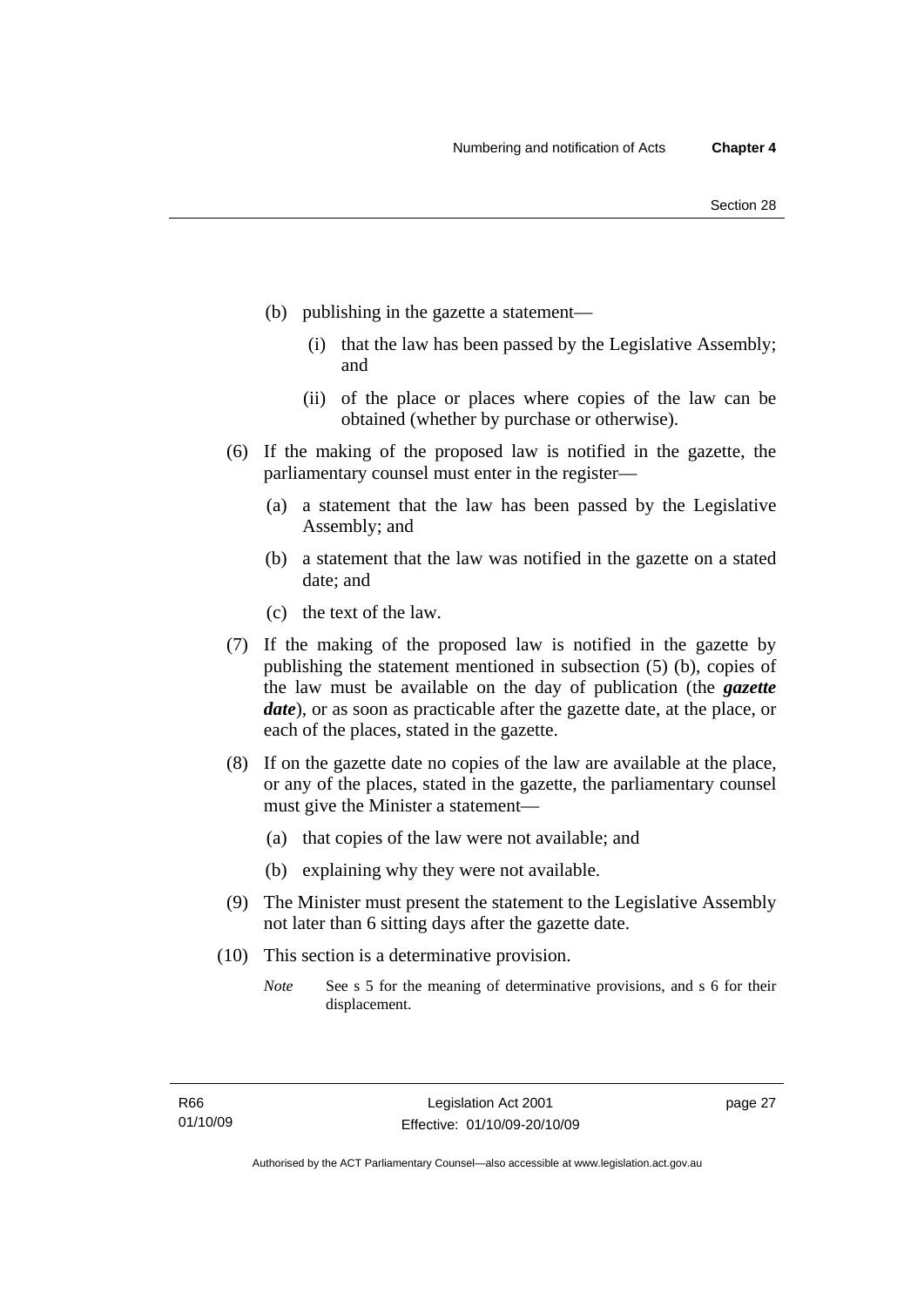(b) publishing in the gazette a statement—

   (i) that the law has been passed by the Legislative Assembly; and

   (ii) of the place or places where copies of the law can be obtained (whether by purchase or otherwise).

(6) If the making of the proposed law is notified in the gazette, the parliamentary counsel must enter in the register—

   (a) a statement that the law has been passed by the Legislative Assembly; and

   (b) a statement that the law was notified in the gazette on a stated date; and

   (c) the text of the law.

(7) If the making of the proposed law is notified in the gazette by publishing the statement mentioned in subsection (5) (b), copies of the law must be available on the day of publication (the ***gazette date***), or as soon as practicable after the gazette date, at the place, or each of the places, stated in the gazette.

(8) If on the gazette date no copies of the law are available at the place, or any of the places, stated in the gazette, the parliamentary counsel must give the Minister a statement—

   (a) that copies of the law were not available; and

   (b) explaining why they were not available.

(9) The Minister must present the statement to the Legislative Assembly not later than 6 sitting days after the gazette date.

(10) This section is a determinative provision.

*Note* See s 5 for the meaning of determinative provisions, and s 6 for their displacement.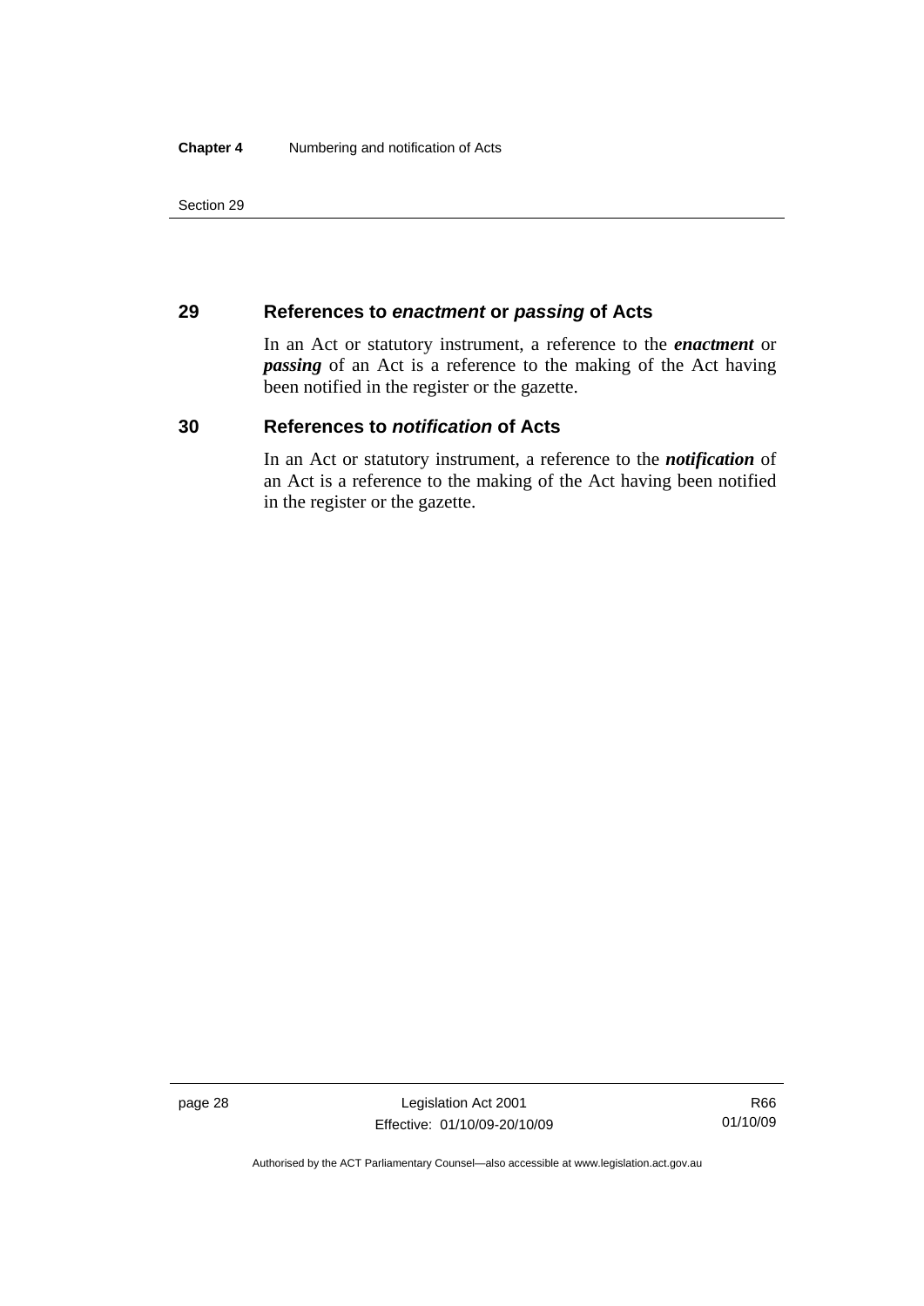## 29 References to *enactment* or *passing* of Acts

In an Act or statutory instrument, a reference to the ***enactment*** or ***passing*** of an Act is a reference to the making of the Act having been notified in the register or the gazette.

## 30 References to *notification* of Acts

In an Act or statutory instrument, a reference to the ***notification*** of an Act is a reference to the making of the Act having been notified in the register or the gazette.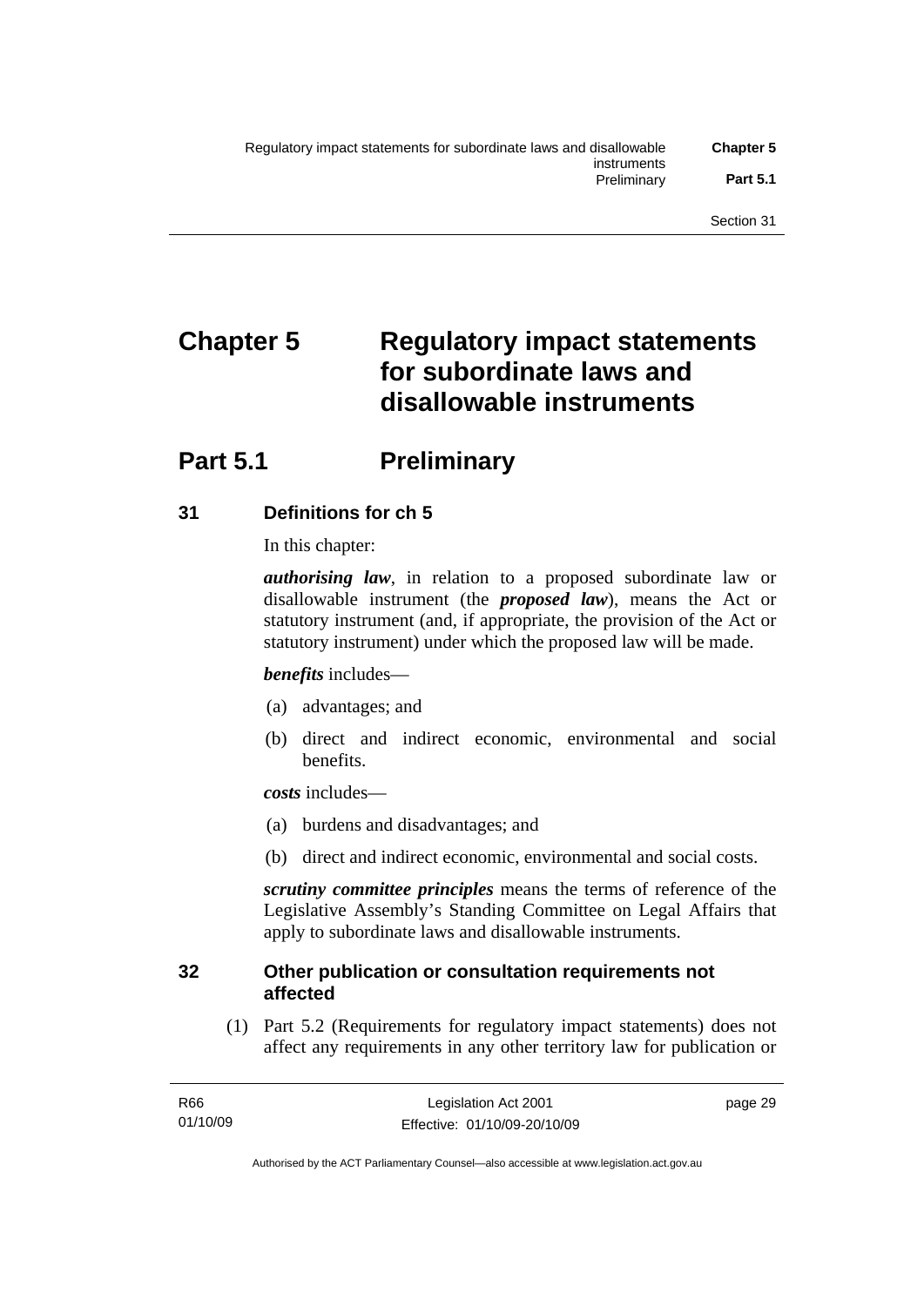# Chapter 5 Regulatory impact statements for subordinate laws and disallowable instruments

## Part 5.1 Preliminary

### 31 Definitions for ch 5

In this chapter:

***authorising law***, in relation to a proposed subordinate law or disallowable instrument (the ***proposed law***), means the Act or statutory instrument (and, if appropriate, the provision of the Act or statutory instrument) under which the proposed law will be made.

***benefits*** includes—

(a) advantages; and

(b) direct and indirect economic, environmental and social benefits.

***costs*** includes—

(a) burdens and disadvantages; and

(b) direct and indirect economic, environmental and social costs.

***scrutiny committee principles*** means the terms of reference of the Legislative Assembly's Standing Committee on Legal Affairs that apply to subordinate laws and disallowable instruments.

### 32 Other publication or consultation requirements not affected

(1) Part 5.2 (Requirements for regulatory impact statements) does not affect any requirements in any other territory law for publication or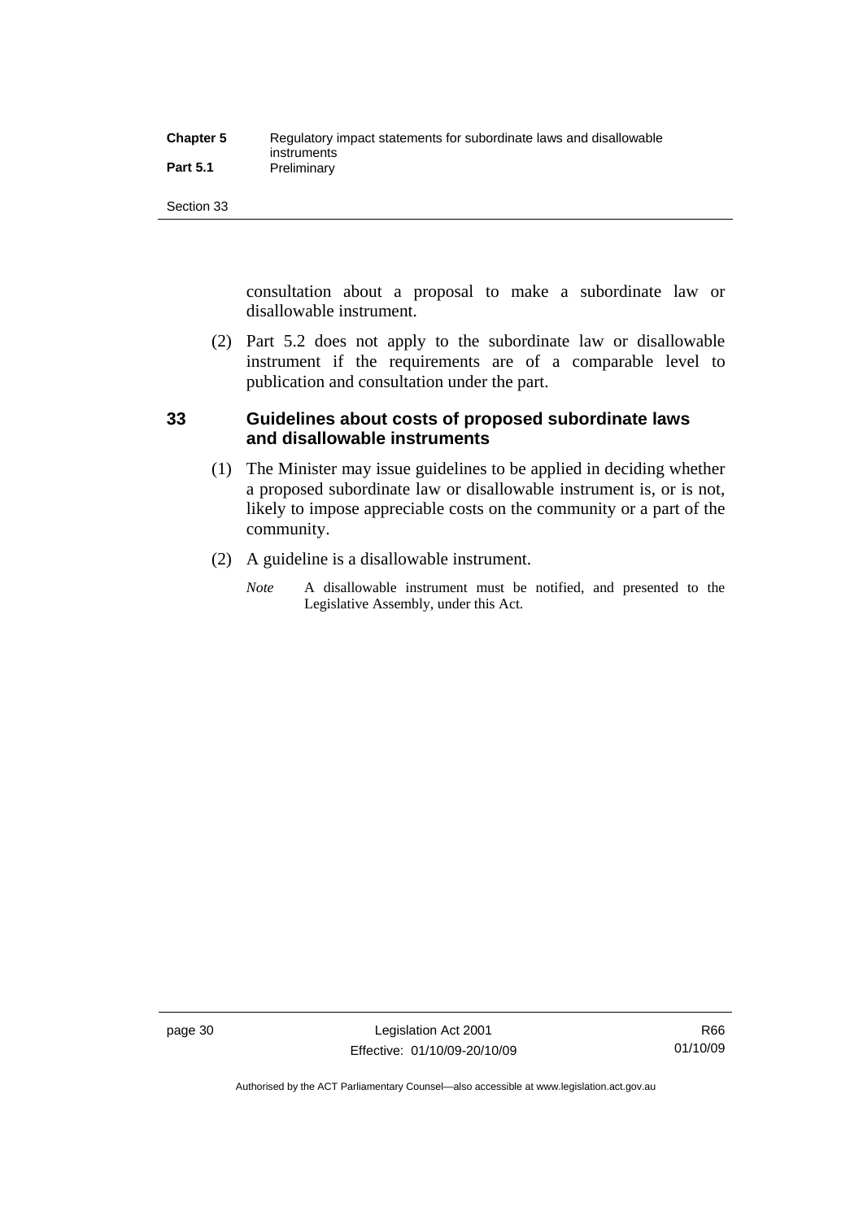consultation about a proposal to make a subordinate law or disallowable instrument.

(2) Part 5.2 does not apply to the subordinate law or disallowable instrument if the requirements are of a comparable level to publication and consultation under the part.

## 33 Guidelines about costs of proposed subordinate laws and disallowable instruments

(1) The Minister may issue guidelines to be applied in deciding whether a proposed subordinate law or disallowable instrument is, or is not, likely to impose appreciable costs on the community or a part of the community.

(2) A guideline is a disallowable instrument.

*Note* A disallowable instrument must be notified, and presented to the Legislative Assembly, under this Act.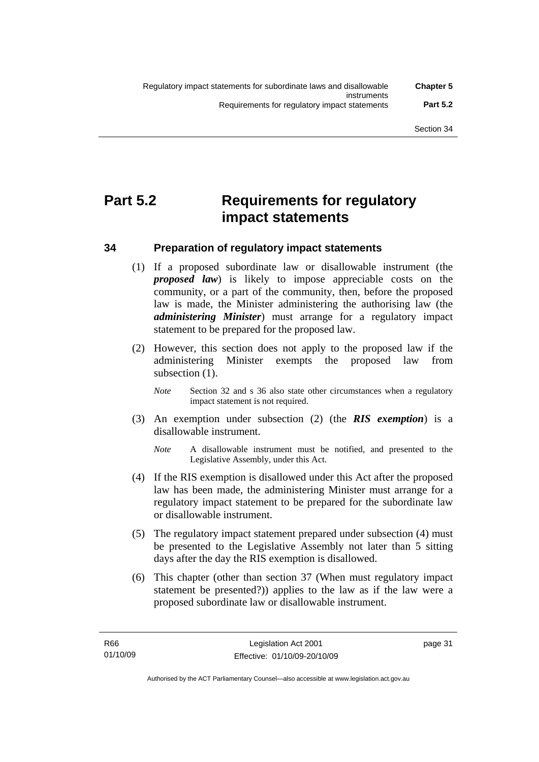# Part 5.2 Requirements for regulatory impact statements

## 34 Preparation of regulatory impact statements

(1) If a proposed subordinate law or disallowable instrument (the ***proposed law***) is likely to impose appreciable costs on the community, or a part of the community, then, before the proposed law is made, the Minister administering the authorising law (the ***administering Minister***) must arrange for a regulatory impact statement to be prepared for the proposed law.

(2) However, this section does not apply to the proposed law if the administering Minister exempts the proposed law from subsection (1).

*Note* Section 32 and s 36 also state other circumstances when a regulatory impact statement is not required.

(3) An exemption under subsection (2) (the ***RIS exemption***) is a disallowable instrument.

*Note* A disallowable instrument must be notified, and presented to the Legislative Assembly, under this Act.

(4) If the RIS exemption is disallowed under this Act after the proposed law has been made, the administering Minister must arrange for a regulatory impact statement to be prepared for the subordinate law or disallowable instrument.

(5) The regulatory impact statement prepared under subsection (4) must be presented to the Legislative Assembly not later than 5 sitting days after the day the RIS exemption is disallowed.

(6) This chapter (other than section 37 (When must regulatory impact statement be presented?)) applies to the law as if the law were a proposed subordinate law or disallowable instrument.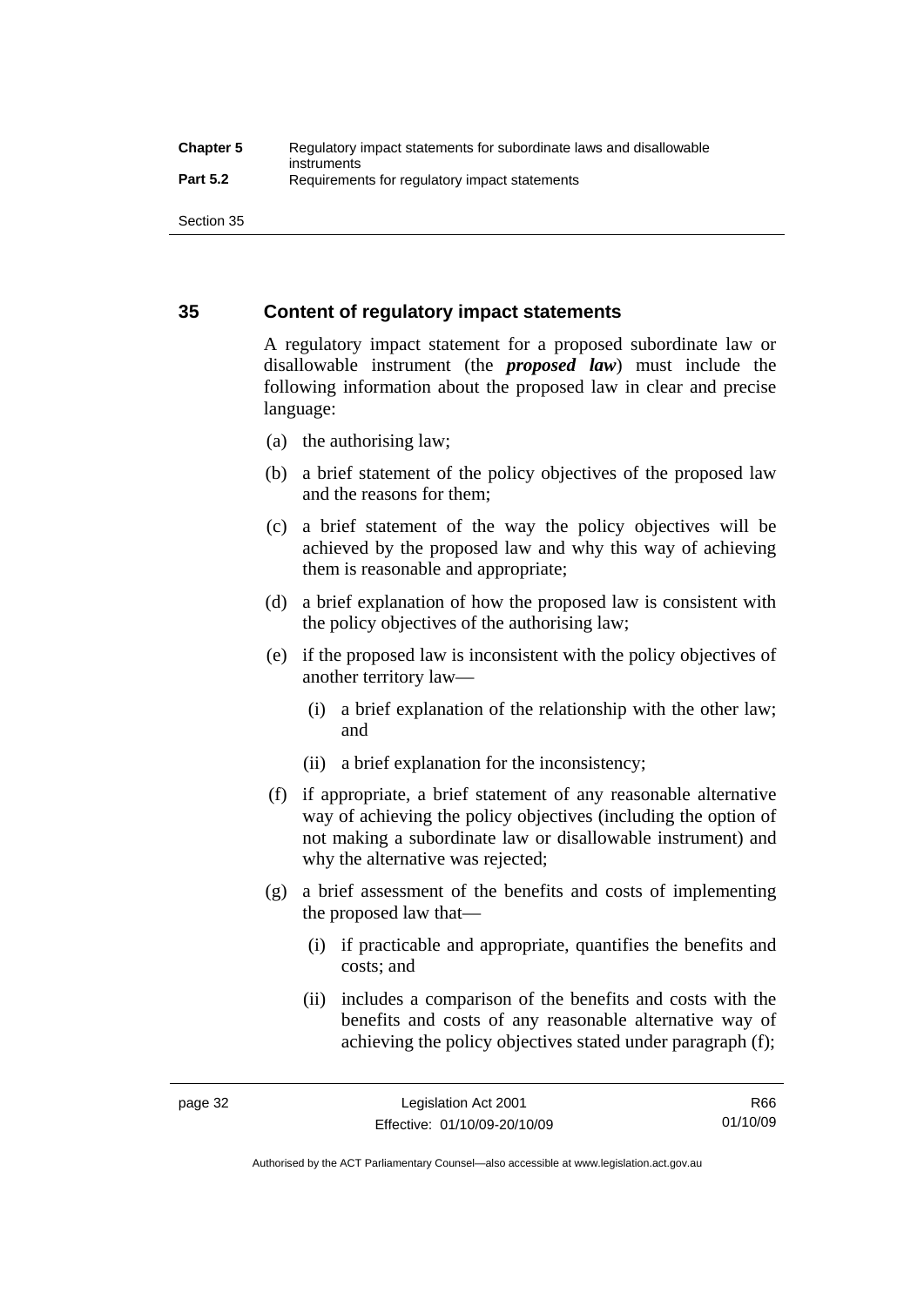## 35 Content of regulatory impact statements

A regulatory impact statement for a proposed subordinate law or disallowable instrument (the ***proposed law***) must include the following information about the proposed law in clear and precise language:

(a) the authorising law;

(b) a brief statement of the policy objectives of the proposed law and the reasons for them;

(c) a brief statement of the way the policy objectives will be achieved by the proposed law and why this way of achieving them is reasonable and appropriate;

(d) a brief explanation of how the proposed law is consistent with the policy objectives of the authorising law;

(e) if the proposed law is inconsistent with the policy objectives of another territory law—

(i) a brief explanation of the relationship with the other law; and

(ii) a brief explanation for the inconsistency;

(f) if appropriate, a brief statement of any reasonable alternative way of achieving the policy objectives (including the option of not making a subordinate law or disallowable instrument) and why the alternative was rejected;

(g) a brief assessment of the benefits and costs of implementing the proposed law that—

(i) if practicable and appropriate, quantifies the benefits and costs; and

(ii) includes a comparison of the benefits and costs with the benefits and costs of any reasonable alternative way of achieving the policy objectives stated under paragraph (f);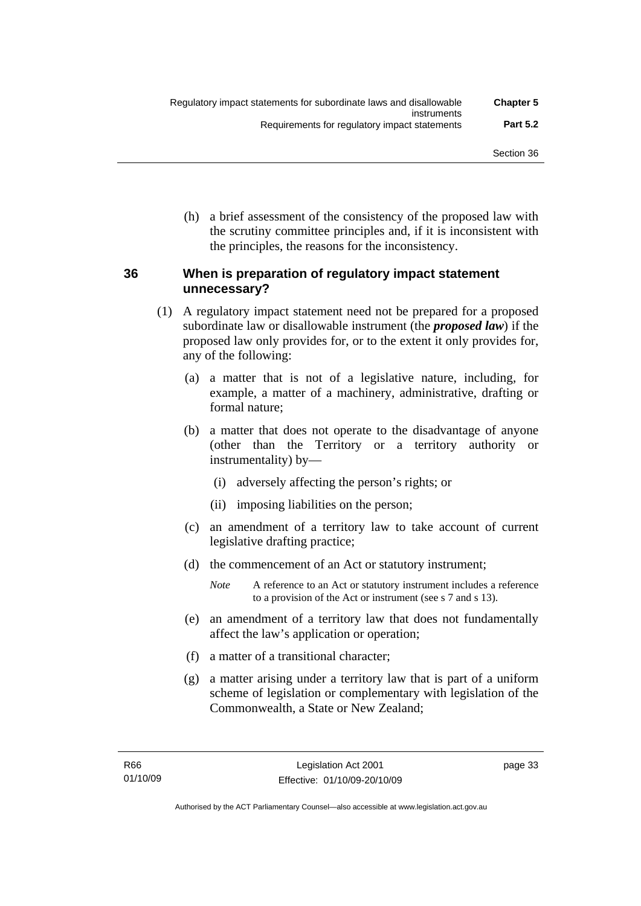(h) a brief assessment of the consistency of the proposed law with the scrutiny committee principles and, if it is inconsistent with the principles, the reasons for the inconsistency.

## 36 When is preparation of regulatory impact statement unnecessary?

(1) A regulatory impact statement need not be prepared for a proposed subordinate law or disallowable instrument (the ***proposed law***) if the proposed law only provides for, or to the extent it only provides for, any of the following:

(a) a matter that is not of a legislative nature, including, for example, a matter of a machinery, administrative, drafting or formal nature;

(b) a matter that does not operate to the disadvantage of anyone (other than the Territory or a territory authority or instrumentality) by—

(i) adversely affecting the person's rights; or

(ii) imposing liabilities on the person;

(c) an amendment of a territory law to take account of current legislative drafting practice;

(d) the commencement of an Act or statutory instrument;

*Note* A reference to an Act or statutory instrument includes a reference to a provision of the Act or instrument (see s 7 and s 13).

(e) an amendment of a territory law that does not fundamentally affect the law's application or operation;

(f) a matter of a transitional character;

(g) a matter arising under a territory law that is part of a uniform scheme of legislation or complementary with legislation of the Commonwealth, a State or New Zealand;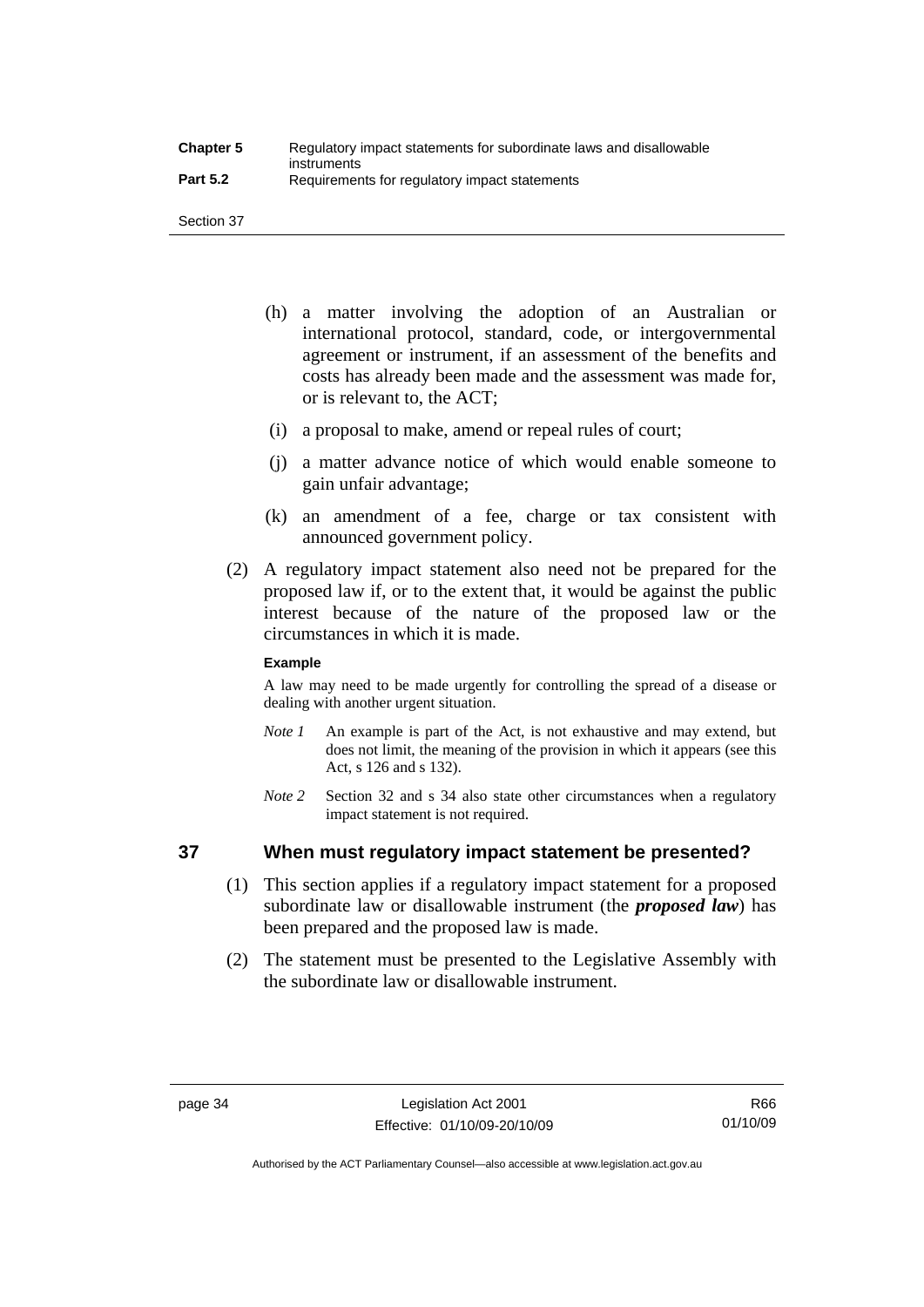(h) a matter involving the adoption of an Australian or international protocol, standard, code, or intergovernmental agreement or instrument, if an assessment of the benefits and costs has already been made and the assessment was made for, or is relevant to, the ACT;

(i) a proposal to make, amend or repeal rules of court;

(j) a matter advance notice of which would enable someone to gain unfair advantage;

(k) an amendment of a fee, charge or tax consistent with announced government policy.

(2) A regulatory impact statement also need not be prepared for the proposed law if, or to the extent that, it would be against the public interest because of the nature of the proposed law or the circumstances in which it is made.

**Example**

A law may need to be made urgently for controlling the spread of a disease or dealing with another urgent situation.

*Note 1* An example is part of the Act, is not exhaustive and may extend, but does not limit, the meaning of the provision in which it appears (see this Act, s 126 and s 132).

*Note 2* Section 32 and s 34 also state other circumstances when a regulatory impact statement is not required.

## 37 When must regulatory impact statement be presented?

(1) This section applies if a regulatory impact statement for a proposed subordinate law or disallowable instrument (the ***proposed law***) has been prepared and the proposed law is made.

(2) The statement must be presented to the Legislative Assembly with the subordinate law or disallowable instrument.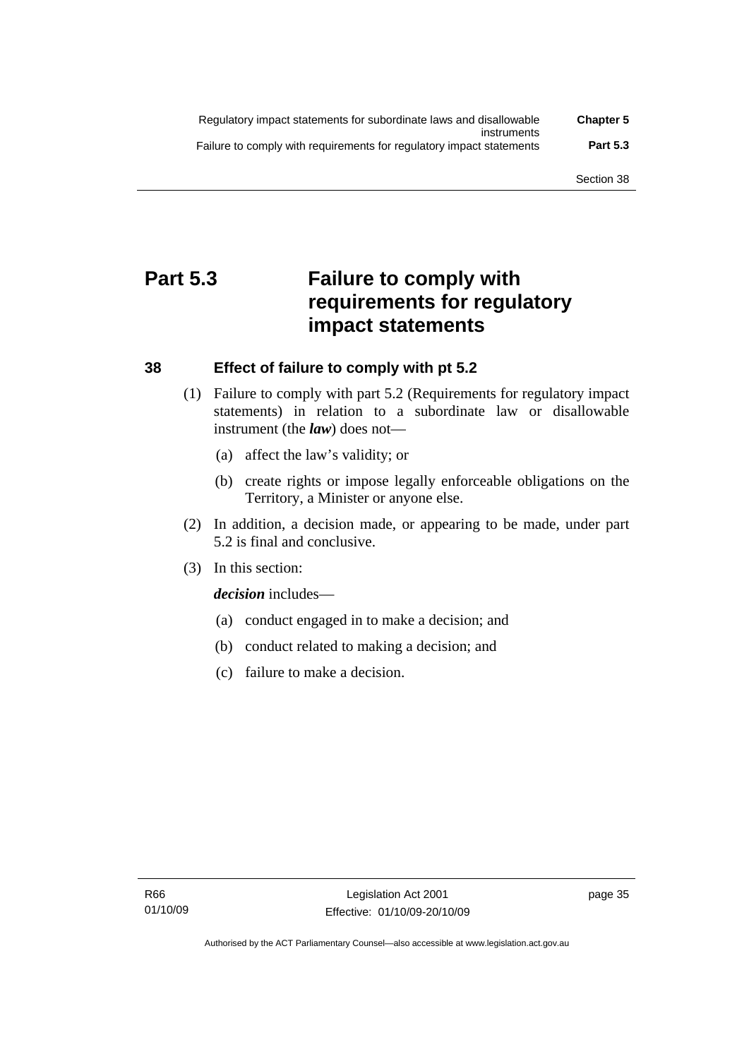# Part 5.3 Failure to comply with requirements for regulatory impact statements

## 38 Effect of failure to comply with pt 5.2

(1) Failure to comply with part 5.2 (Requirements for regulatory impact statements) in relation to a subordinate law or disallowable instrument (the ***law***) does not—

(a) affect the law's validity; or

(b) create rights or impose legally enforceable obligations on the Territory, a Minister or anyone else.

(2) In addition, a decision made, or appearing to be made, under part 5.2 is final and conclusive.

(3) In this section:

***decision*** includes—

(a) conduct engaged in to make a decision; and

(b) conduct related to making a decision; and

(c) failure to make a decision.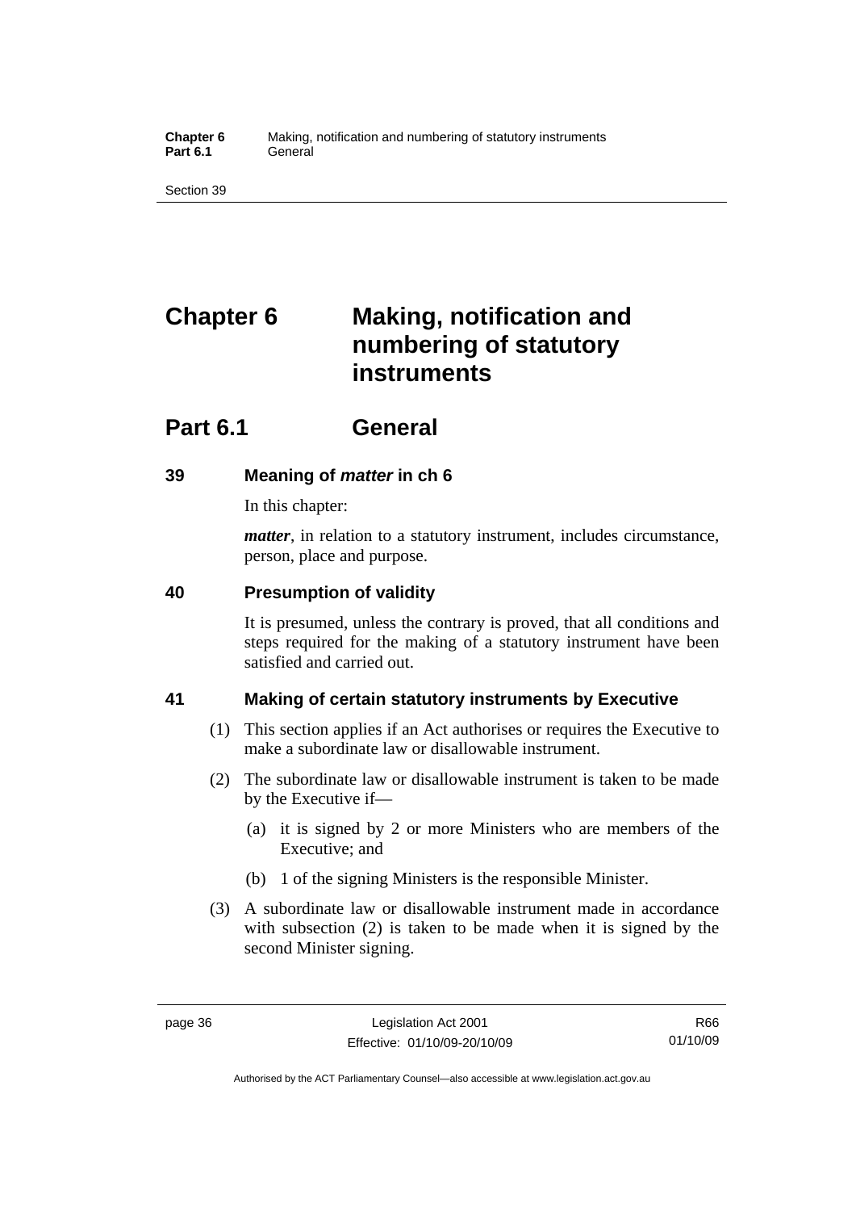# Chapter 6 Making, notification and numbering of statutory instruments

## Part 6.1 General

### 39 Meaning of *matter* in ch 6

In this chapter:

***matter***, in relation to a statutory instrument, includes circumstance, person, place and purpose.

### 40 Presumption of validity

It is presumed, unless the contrary is proved, that all conditions and steps required for the making of a statutory instrument have been satisfied and carried out.

### 41 Making of certain statutory instruments by Executive

(1) This section applies if an Act authorises or requires the Executive to make a subordinate law or disallowable instrument.

(2) The subordinate law or disallowable instrument is taken to be made by the Executive if—

(a) it is signed by 2 or more Ministers who are members of the Executive; and

(b) 1 of the signing Ministers is the responsible Minister.

(3) A subordinate law or disallowable instrument made in accordance with subsection (2) is taken to be made when it is signed by the second Minister signing.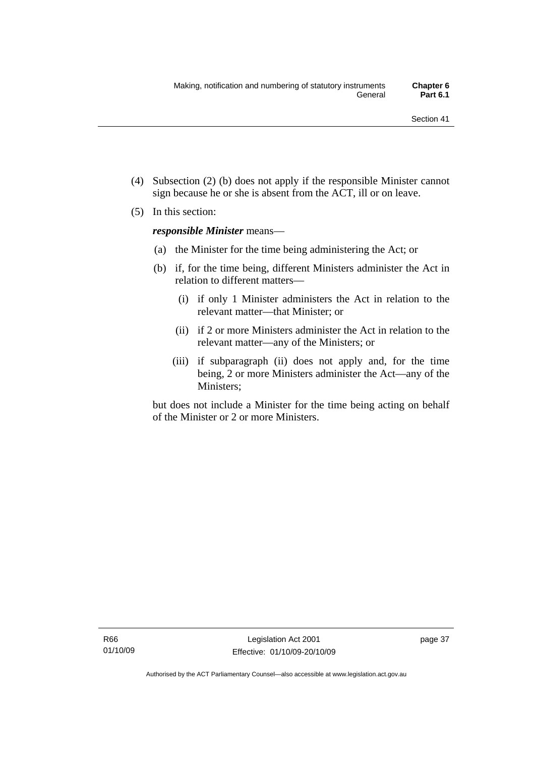(4) Subsection (2) (b) does not apply if the responsible Minister cannot sign because he or she is absent from the ACT, ill or on leave.

(5) In this section:

***responsible Minister*** means—

(a) the Minister for the time being administering the Act; or

(b) if, for the time being, different Ministers administer the Act in relation to different matters—

(i) if only 1 Minister administers the Act in relation to the relevant matter—that Minister; or

(ii) if 2 or more Ministers administer the Act in relation to the relevant matter—any of the Ministers; or

(iii) if subparagraph (ii) does not apply and, for the time being, 2 or more Ministers administer the Act—any of the Ministers;

but does not include a Minister for the time being acting on behalf of the Minister or 2 or more Ministers.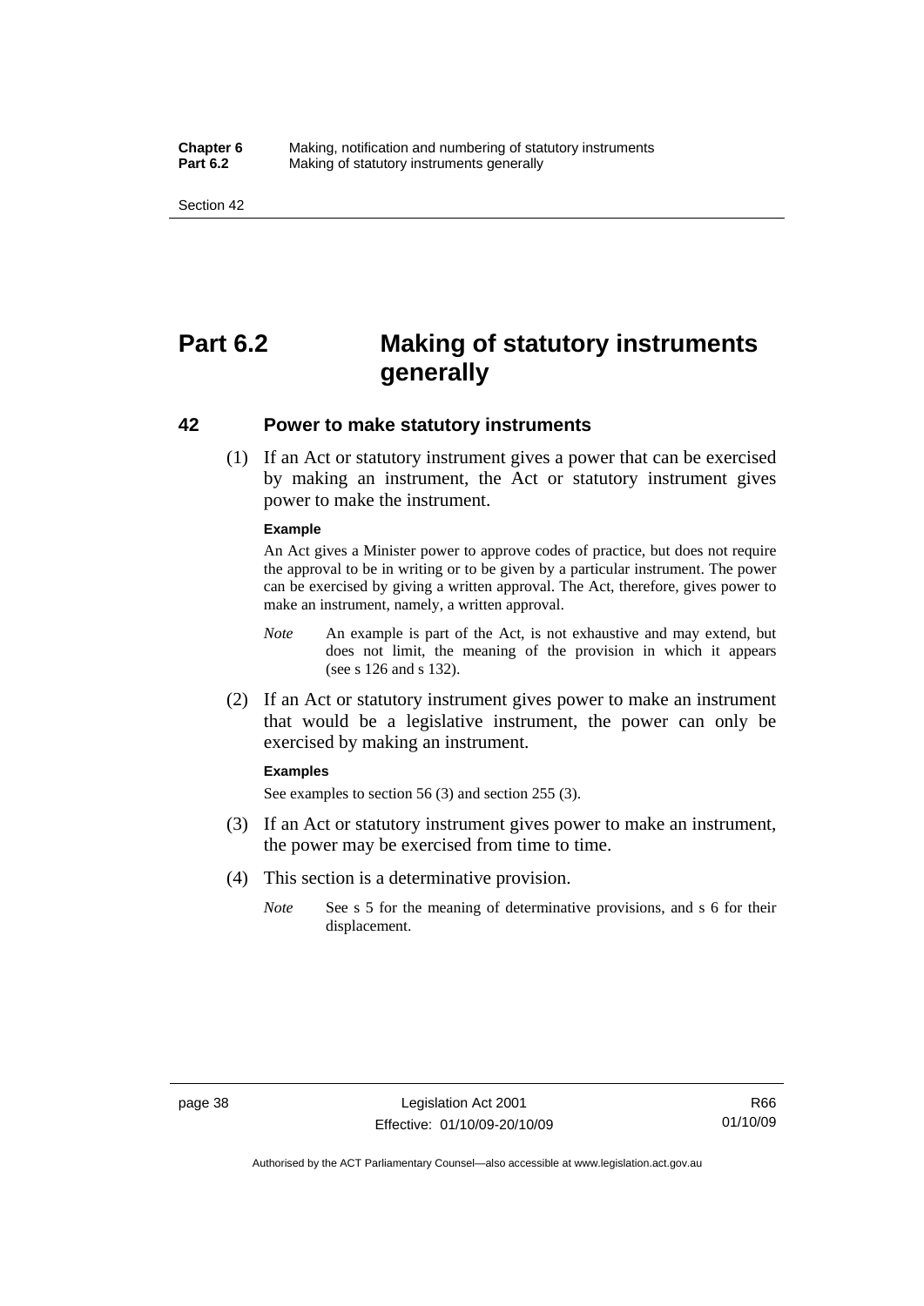# Part 6.2 Making of statutory instruments generally

## 42 Power to make statutory instruments

(1) If an Act or statutory instrument gives a power that can be exercised by making an instrument, the Act or statutory instrument gives power to make the instrument.

**Example**

An Act gives a Minister power to approve codes of practice, but does not require the approval to be in writing or to be given by a particular instrument. The power can be exercised by giving a written approval. The Act, therefore, gives power to make an instrument, namely, a written approval.

*Note* An example is part of the Act, is not exhaustive and may extend, but does not limit, the meaning of the provision in which it appears (see s 126 and s 132).

(2) If an Act or statutory instrument gives power to make an instrument that would be a legislative instrument, the power can only be exercised by making an instrument.

**Examples**

See examples to section 56 (3) and section 255 (3).

(3) If an Act or statutory instrument gives power to make an instrument, the power may be exercised from time to time.

(4) This section is a determinative provision.

*Note* See s 5 for the meaning of determinative provisions, and s 6 for their displacement.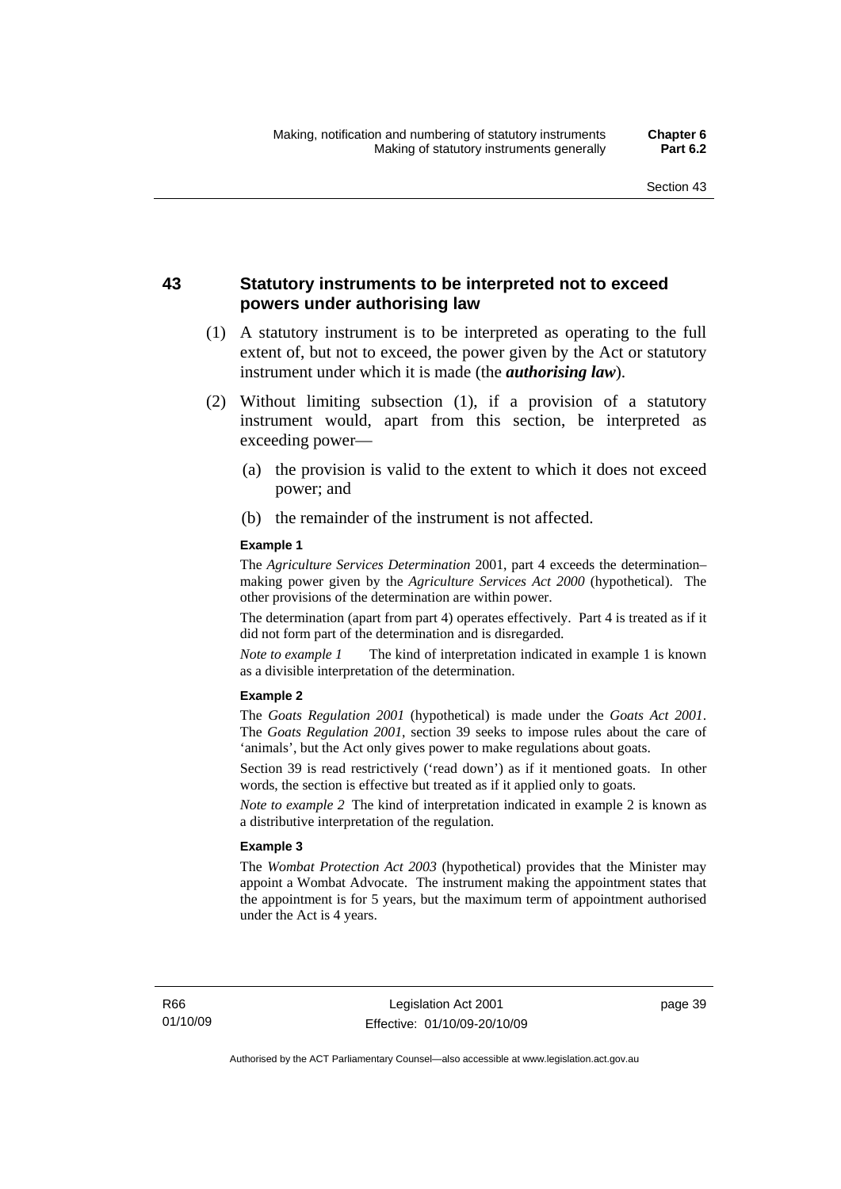## 43 Statutory instruments to be interpreted not to exceed powers under authorising law

(1) A statutory instrument is to be interpreted as operating to the full extent of, but not to exceed, the power given by the Act or statutory instrument under which it is made (the ***authorising law***).

(2) Without limiting subsection (1), if a provision of a statutory instrument would, apart from this section, be interpreted as exceeding power—

(a) the provision is valid to the extent to which it does not exceed power; and

(b) the remainder of the instrument is not affected.

**Example 1**

The *Agriculture Services Determination* 2001, part 4 exceeds the determination–making power given by the *Agriculture Services Act 2000* (hypothetical). The other provisions of the determination are within power.

The determination (apart from part 4) operates effectively. Part 4 is treated as if it did not form part of the determination and is disregarded.

*Note to example 1* The kind of interpretation indicated in example 1 is known as a divisible interpretation of the determination.

**Example 2**

The *Goats Regulation 2001* (hypothetical) is made under the *Goats Act 2001*. The *Goats Regulation 2001*, section 39 seeks to impose rules about the care of 'animals', but the Act only gives power to make regulations about goats.

Section 39 is read restrictively ('read down') as if it mentioned goats. In other words, the section is effective but treated as if it applied only to goats.

*Note to example 2* The kind of interpretation indicated in example 2 is known as a distributive interpretation of the regulation.

**Example 3**

The *Wombat Protection Act 2003* (hypothetical) provides that the Minister may appoint a Wombat Advocate. The instrument making the appointment states that the appointment is for 5 years, but the maximum term of appointment authorised under the Act is 4 years.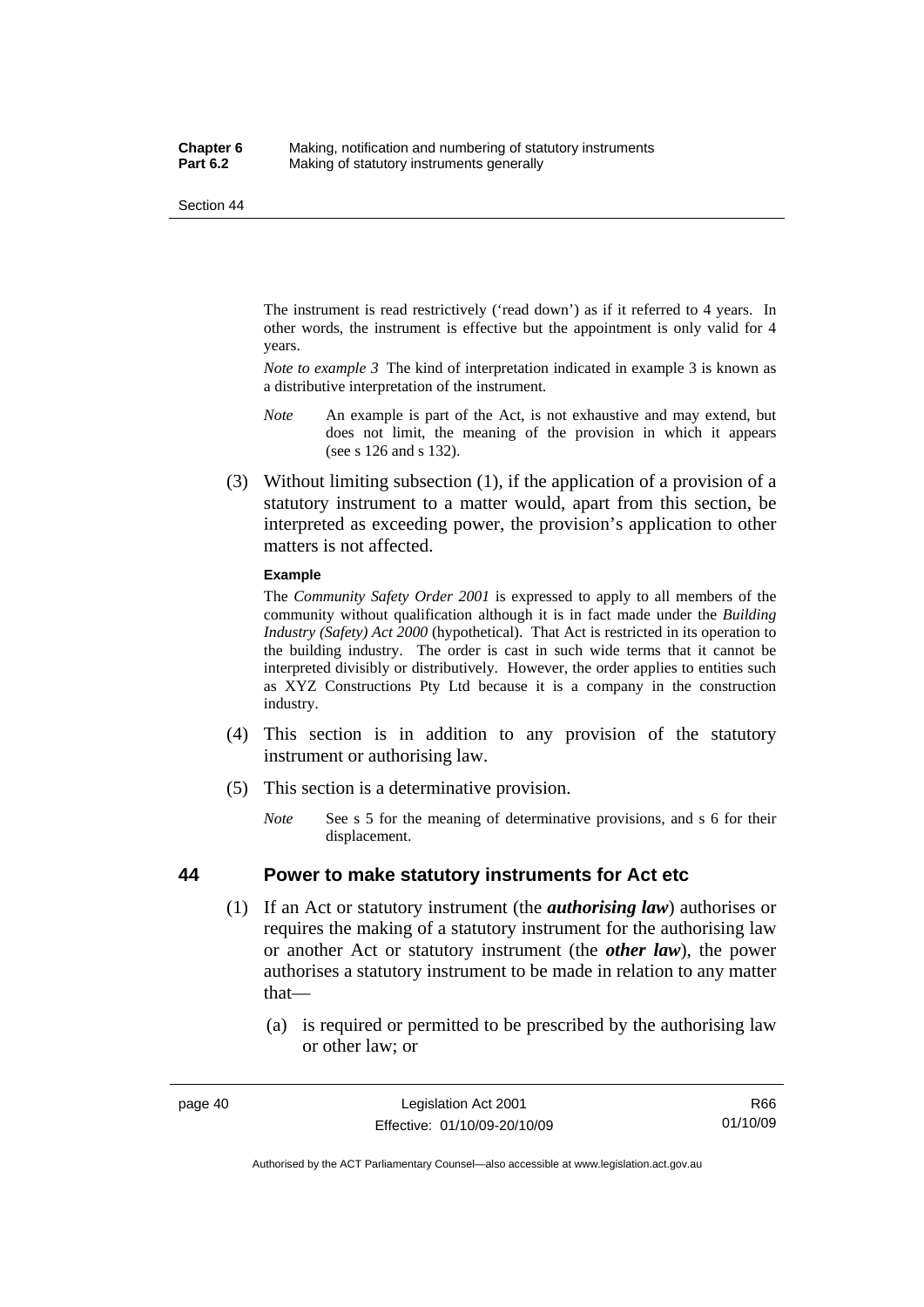The instrument is read restrictively ('read down') as if it referred to 4 years. In other words, the instrument is effective but the appointment is only valid for 4 years.

*Note to example 3* The kind of interpretation indicated in example 3 is known as a distributive interpretation of the instrument.

*Note* An example is part of the Act, is not exhaustive and may extend, but does not limit, the meaning of the provision in which it appears (see s 126 and s 132).

(3) Without limiting subsection (1), if the application of a provision of a statutory instrument to a matter would, apart from this section, be interpreted as exceeding power, the provision's application to other matters is not affected.

**Example**

The *Community Safety Order 2001* is expressed to apply to all members of the community without qualification although it is in fact made under the *Building Industry (Safety) Act 2000* (hypothetical). That Act is restricted in its operation to the building industry. The order is cast in such wide terms that it cannot be interpreted divisibly or distributively. However, the order applies to entities such as XYZ Constructions Pty Ltd because it is a company in the construction industry.

(4) This section is in addition to any provision of the statutory instrument or authorising law.

(5) This section is a determinative provision.

*Note* See s 5 for the meaning of determinative provisions, and s 6 for their displacement.

## 44 Power to make statutory instruments for Act etc

(1) If an Act or statutory instrument (the ***authorising law***) authorises or requires the making of a statutory instrument for the authorising law or another Act or statutory instrument (the ***other law***), the power authorises a statutory instrument to be made in relation to any matter that—

(a) is required or permitted to be prescribed by the authorising law or other law; or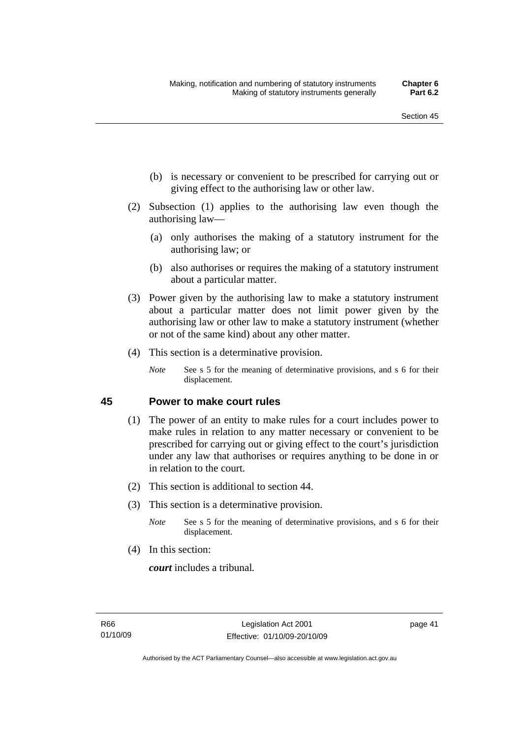(b) is necessary or convenient to be prescribed for carrying out or giving effect to the authorising law or other law.

(2) Subsection (1) applies to the authorising law even though the authorising law—

(a) only authorises the making of a statutory instrument for the authorising law; or

(b) also authorises or requires the making of a statutory instrument about a particular matter.

(3) Power given by the authorising law to make a statutory instrument about a particular matter does not limit power given by the authorising law or other law to make a statutory instrument (whether or not of the same kind) about any other matter.

(4) This section is a determinative provision.

*Note* See s 5 for the meaning of determinative provisions, and s 6 for their displacement.

## 45 Power to make court rules

(1) The power of an entity to make rules for a court includes power to make rules in relation to any matter necessary or convenient to be prescribed for carrying out or giving effect to the court's jurisdiction under any law that authorises or requires anything to be done in or in relation to the court.

(2) This section is additional to section 44.

(3) This section is a determinative provision.

*Note* See s 5 for the meaning of determinative provisions, and s 6 for their displacement.

(4) In this section:

***court*** includes a tribunal.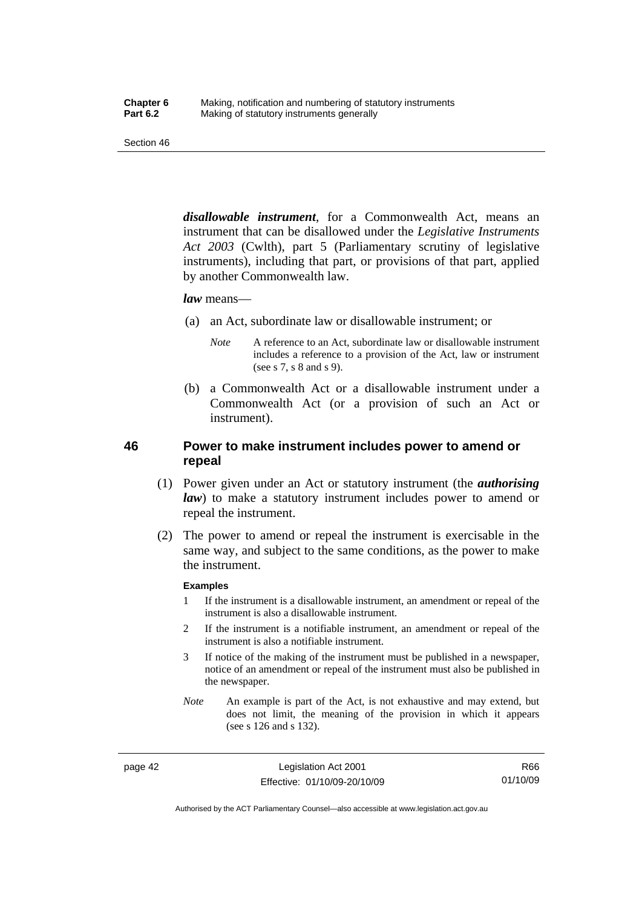***disallowable instrument***, for a Commonwealth Act, means an instrument that can be disallowed under the *Legislative Instruments Act 2003* (Cwlth), part 5 (Parliamentary scrutiny of legislative instruments), including that part, or provisions of that part, applied by another Commonwealth law.

***law*** means—

(a) an Act, subordinate law or disallowable instrument; or

*Note* A reference to an Act, subordinate law or disallowable instrument includes a reference to a provision of the Act, law or instrument (see s 7, s 8 and s 9).

(b) a Commonwealth Act or a disallowable instrument under a Commonwealth Act (or a provision of such an Act or instrument).

## 46 Power to make instrument includes power to amend or repeal

(1) Power given under an Act or statutory instrument (the ***authorising law***) to make a statutory instrument includes power to amend or repeal the instrument.

(2) The power to amend or repeal the instrument is exercisable in the same way, and subject to the same conditions, as the power to make the instrument.

**Examples**

1 If the instrument is a disallowable instrument, an amendment or repeal of the instrument is also a disallowable instrument.

2 If the instrument is a notifiable instrument, an amendment or repeal of the instrument is also a notifiable instrument.

3 If notice of the making of the instrument must be published in a newspaper, notice of an amendment or repeal of the instrument must also be published in the newspaper.

*Note* An example is part of the Act, is not exhaustive and may extend, but does not limit, the meaning of the provision in which it appears (see s 126 and s 132).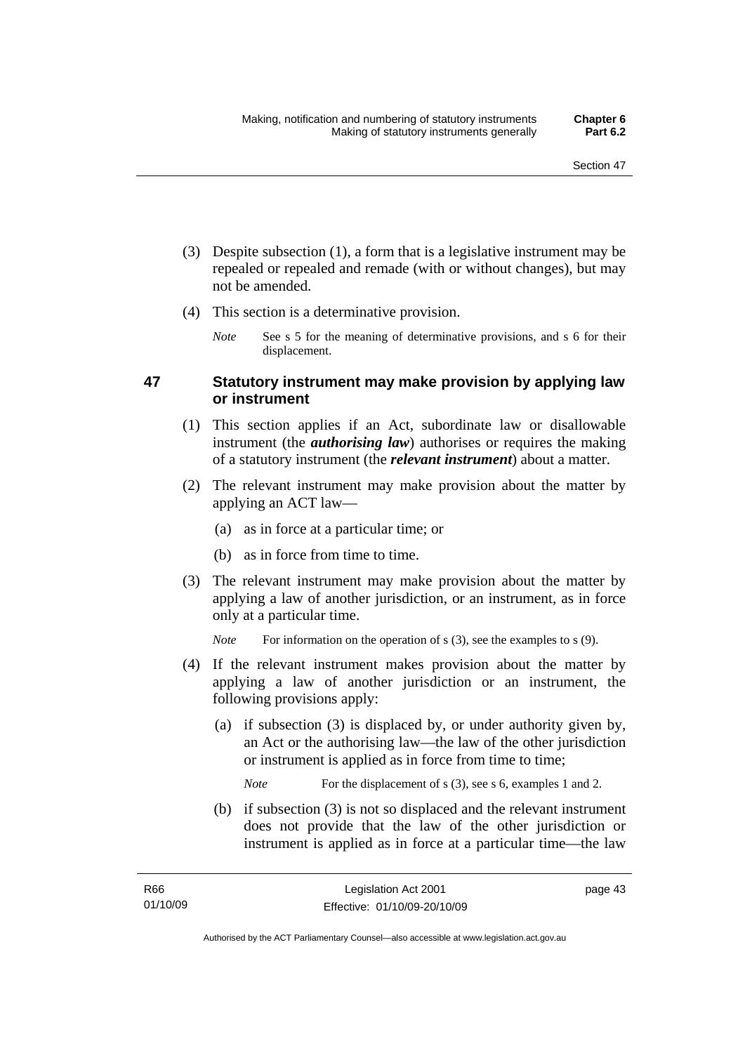(3) Despite subsection (1), a form that is a legislative instrument may be repealed or repealed and remade (with or without changes), but may not be amended.

(4) This section is a determinative provision.

*Note* See s 5 for the meaning of determinative provisions, and s 6 for their displacement.

## 47 Statutory instrument may make provision by applying law or instrument

(1) This section applies if an Act, subordinate law or disallowable instrument (the ***authorising law***) authorises or requires the making of a statutory instrument (the ***relevant instrument***) about a matter.

(2) The relevant instrument may make provision about the matter by applying an ACT law—

(a) as in force at a particular time; or

(b) as in force from time to time.

(3) The relevant instrument may make provision about the matter by applying a law of another jurisdiction, or an instrument, as in force only at a particular time.

*Note* For information on the operation of s (3), see the examples to s (9).

(4) If the relevant instrument makes provision about the matter by applying a law of another jurisdiction or an instrument, the following provisions apply:

(a) if subsection (3) is displaced by, or under authority given by, an Act or the authorising law—the law of the other jurisdiction or instrument is applied as in force from time to time;

*Note* For the displacement of s (3), see s 6, examples 1 and 2.

(b) if subsection (3) is not so displaced and the relevant instrument does not provide that the law of the other jurisdiction or instrument is applied as in force at a particular time—the law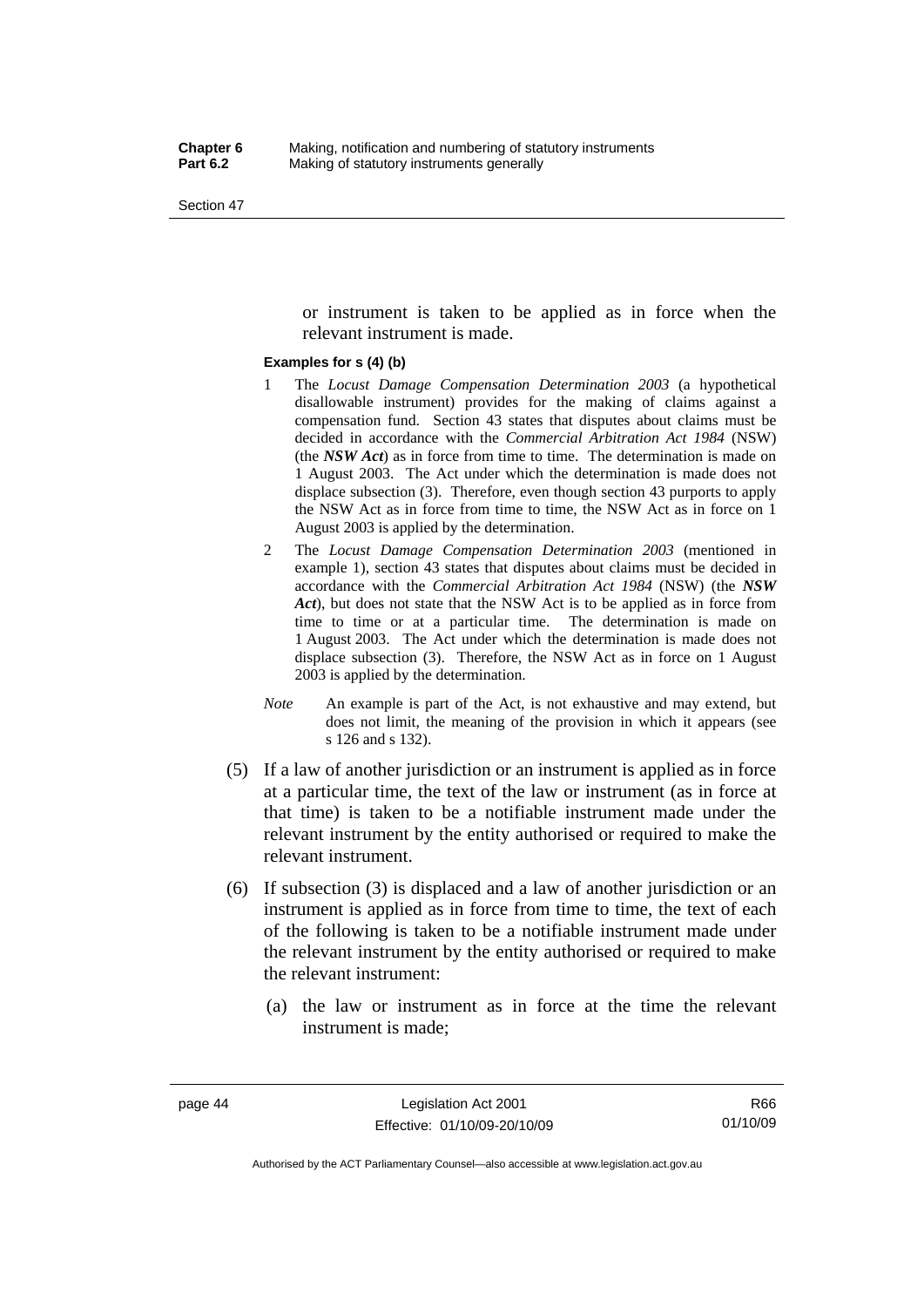or instrument is taken to be applied as in force when the relevant instrument is made.

**Examples for s (4) (b)**

1 The *Locust Damage Compensation Determination 2003* (a hypothetical disallowable instrument) provides for the making of claims against a compensation fund. Section 43 states that disputes about claims must be decided in accordance with the *Commercial Arbitration Act 1984* (NSW) (the ***NSW Act***) as in force from time to time. The determination is made on 1 August 2003. The Act under which the determination is made does not displace subsection (3). Therefore, even though section 43 purports to apply the NSW Act as in force from time to time, the NSW Act as in force on 1 August 2003 is applied by the determination.

2 The *Locust Damage Compensation Determination 2003* (mentioned in example 1), section 43 states that disputes about claims must be decided in accordance with the *Commercial Arbitration Act 1984* (NSW) (the ***NSW Act***), but does not state that the NSW Act is to be applied as in force from time to time or at a particular time. The determination is made on 1 August 2003. The Act under which the determination is made does not displace subsection (3). Therefore, the NSW Act as in force on 1 August 2003 is applied by the determination.

*Note* An example is part of the Act, is not exhaustive and may extend, but does not limit, the meaning of the provision in which it appears (see s 126 and s 132).

(5) If a law of another jurisdiction or an instrument is applied as in force at a particular time, the text of the law or instrument (as in force at that time) is taken to be a notifiable instrument made under the relevant instrument by the entity authorised or required to make the relevant instrument.

(6) If subsection (3) is displaced and a law of another jurisdiction or an instrument is applied as in force from time to time, the text of each of the following is taken to be a notifiable instrument made under the relevant instrument by the entity authorised or required to make the relevant instrument:

(a) the law or instrument as in force at the time the relevant instrument is made;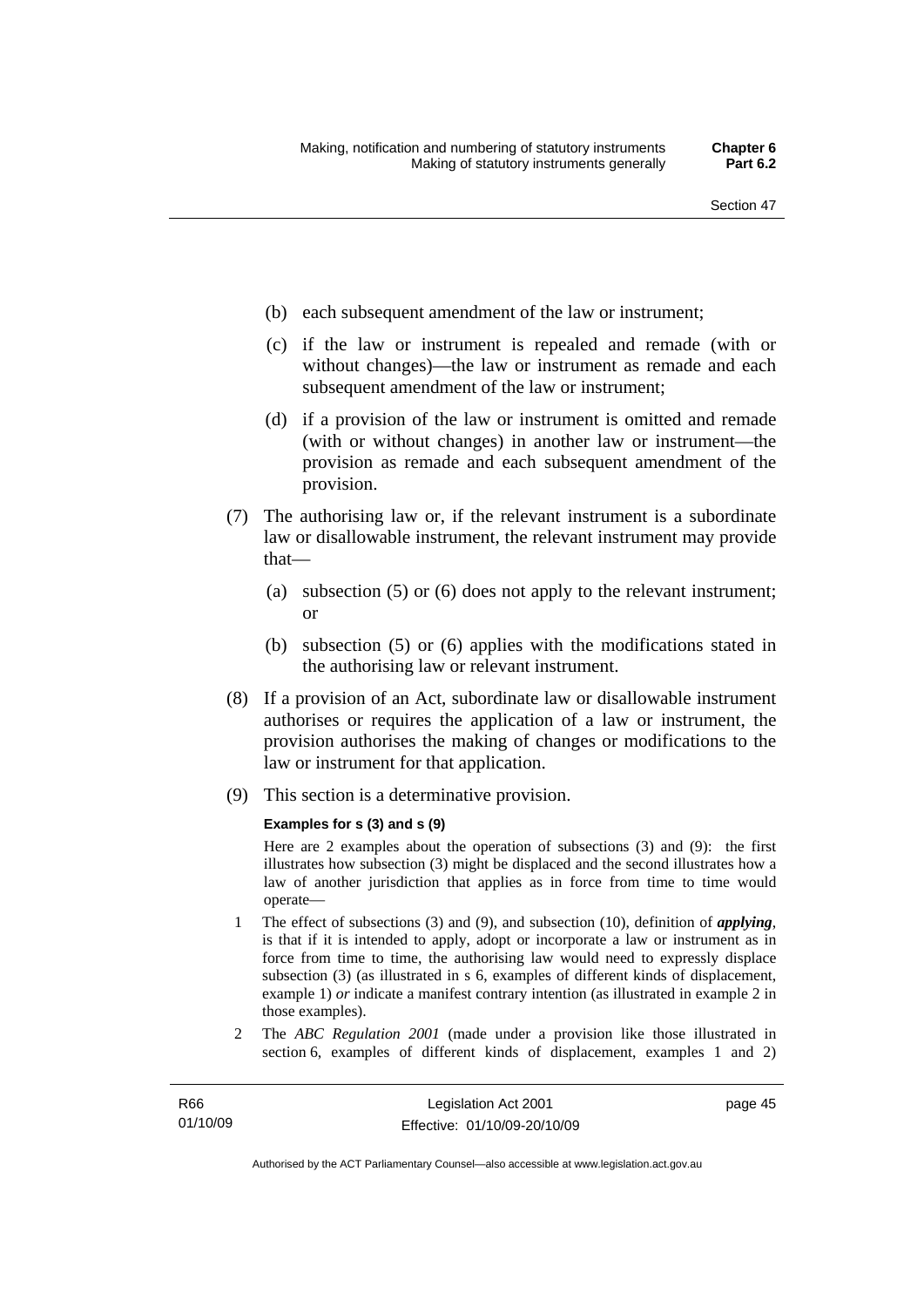(b) each subsequent amendment of the law or instrument;

(c) if the law or instrument is repealed and remade (with or without changes)—the law or instrument as remade and each subsequent amendment of the law or instrument;

(d) if a provision of the law or instrument is omitted and remade (with or without changes) in another law or instrument—the provision as remade and each subsequent amendment of the provision.

(7) The authorising law or, if the relevant instrument is a subordinate law or disallowable instrument, the relevant instrument may provide that—

(a) subsection (5) or (6) does not apply to the relevant instrument; or

(b) subsection (5) or (6) applies with the modifications stated in the authorising law or relevant instrument.

(8) If a provision of an Act, subordinate law or disallowable instrument authorises or requires the application of a law or instrument, the provision authorises the making of changes or modifications to the law or instrument for that application.

(9) This section is a determinative provision.

**Examples for s (3) and s (9)**

Here are 2 examples about the operation of subsections (3) and (9): the first illustrates how subsection (3) might be displaced and the second illustrates how a law of another jurisdiction that applies as in force from time to time would operate—

1 The effect of subsections (3) and (9), and subsection (10), definition of ***applying***, is that if it is intended to apply, adopt or incorporate a law or instrument as in force from time to time, the authorising law would need to expressly displace subsection (3) (as illustrated in s 6, examples of different kinds of displacement, example 1) *or* indicate a manifest contrary intention (as illustrated in example 2 in those examples).

2 The *ABC Regulation 2001* (made under a provision like those illustrated in section 6, examples of different kinds of displacement, examples 1 and 2)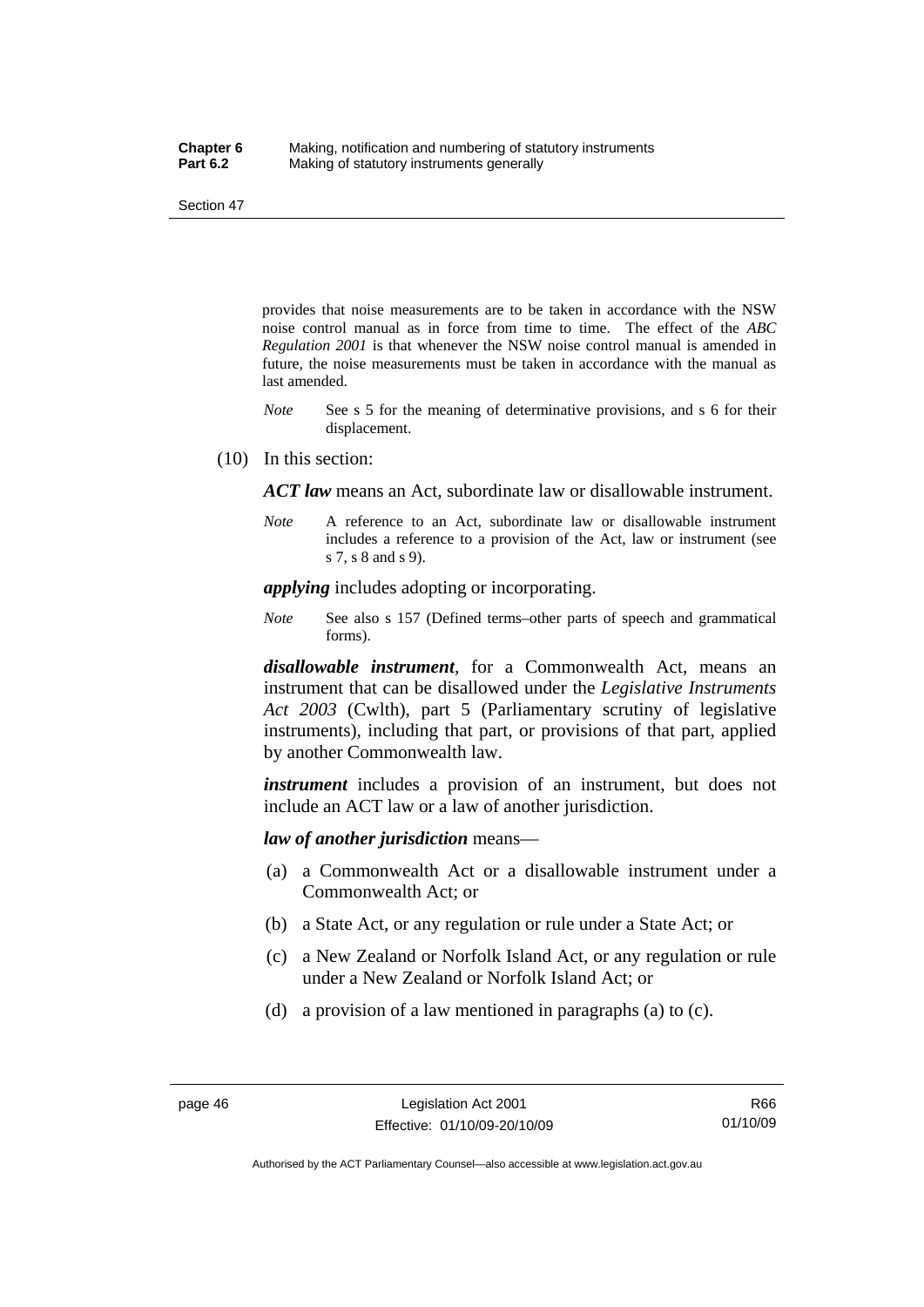provides that noise measurements are to be taken in accordance with the NSW noise control manual as in force from time to time. The effect of the *ABC Regulation 2001* is that whenever the NSW noise control manual is amended in future, the noise measurements must be taken in accordance with the manual as last amended.

*Note* See s 5 for the meaning of determinative provisions, and s 6 for their displacement.

(10) In this section:

***ACT law*** means an Act, subordinate law or disallowable instrument.

*Note* A reference to an Act, subordinate law or disallowable instrument includes a reference to a provision of the Act, law or instrument (see s 7, s 8 and s 9).

***applying*** includes adopting or incorporating.

*Note* See also s 157 (Defined terms–other parts of speech and grammatical forms).

***disallowable instrument***, for a Commonwealth Act, means an instrument that can be disallowed under the *Legislative Instruments Act 2003* (Cwlth), part 5 (Parliamentary scrutiny of legislative instruments), including that part, or provisions of that part, applied by another Commonwealth law.

***instrument*** includes a provision of an instrument, but does not include an ACT law or a law of another jurisdiction.

***law of another jurisdiction*** means—

(a) a Commonwealth Act or a disallowable instrument under a Commonwealth Act; or

(b) a State Act, or any regulation or rule under a State Act; or

(c) a New Zealand or Norfolk Island Act, or any regulation or rule under a New Zealand or Norfolk Island Act; or

(d) a provision of a law mentioned in paragraphs (a) to (c).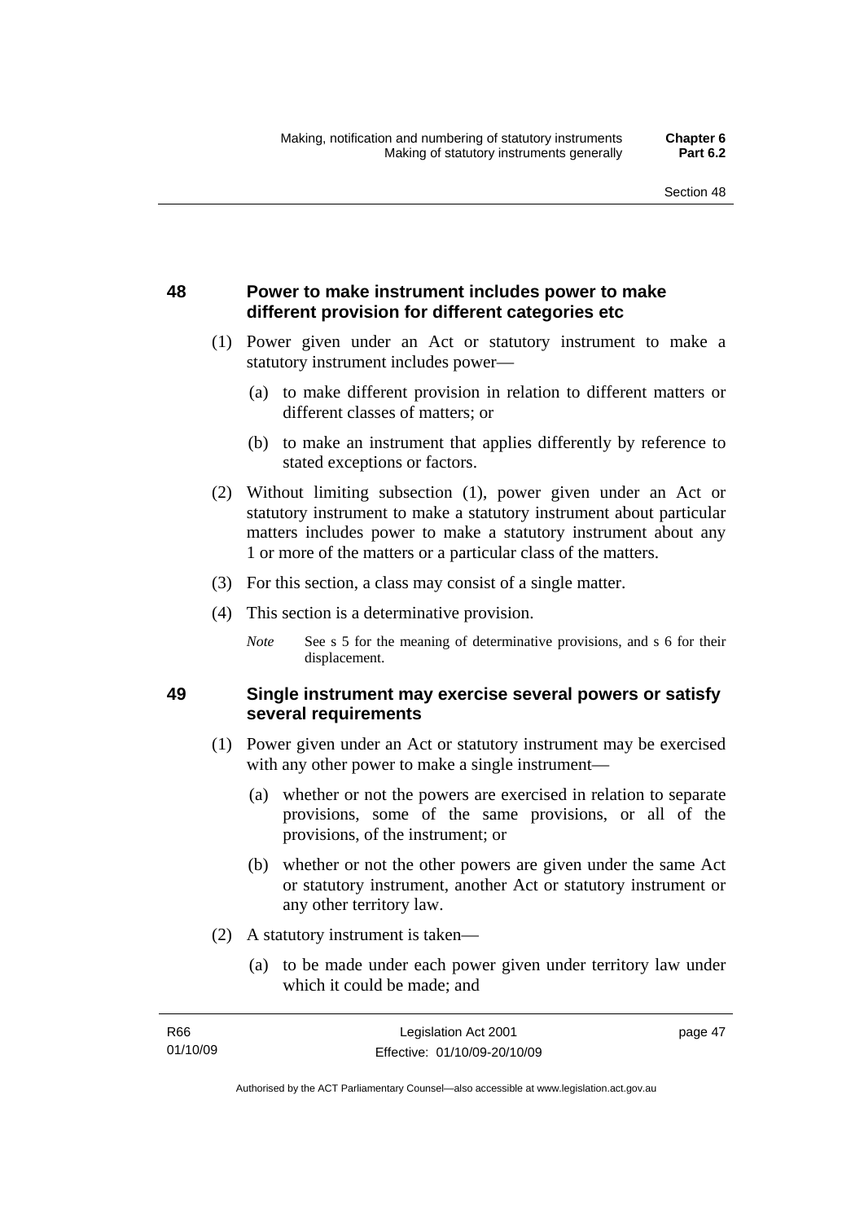### 48 Power to make instrument includes power to make different provision for different categories etc

(1) Power given under an Act or statutory instrument to make a statutory instrument includes power—

(a) to make different provision in relation to different matters or different classes of matters; or

(b) to make an instrument that applies differently by reference to stated exceptions or factors.

(2) Without limiting subsection (1), power given under an Act or statutory instrument to make a statutory instrument about particular matters includes power to make a statutory instrument about any 1 or more of the matters or a particular class of the matters.

(3) For this section, a class may consist of a single matter.

(4) This section is a determinative provision.

*Note* See s 5 for the meaning of determinative provisions, and s 6 for their displacement.

### 49 Single instrument may exercise several powers or satisfy several requirements

(1) Power given under an Act or statutory instrument may be exercised with any other power to make a single instrument—

(a) whether or not the powers are exercised in relation to separate provisions, some of the same provisions, or all of the provisions, of the instrument; or

(b) whether or not the other powers are given under the same Act or statutory instrument, another Act or statutory instrument or any other territory law.

(2) A statutory instrument is taken—

(a) to be made under each power given under territory law under which it could be made; and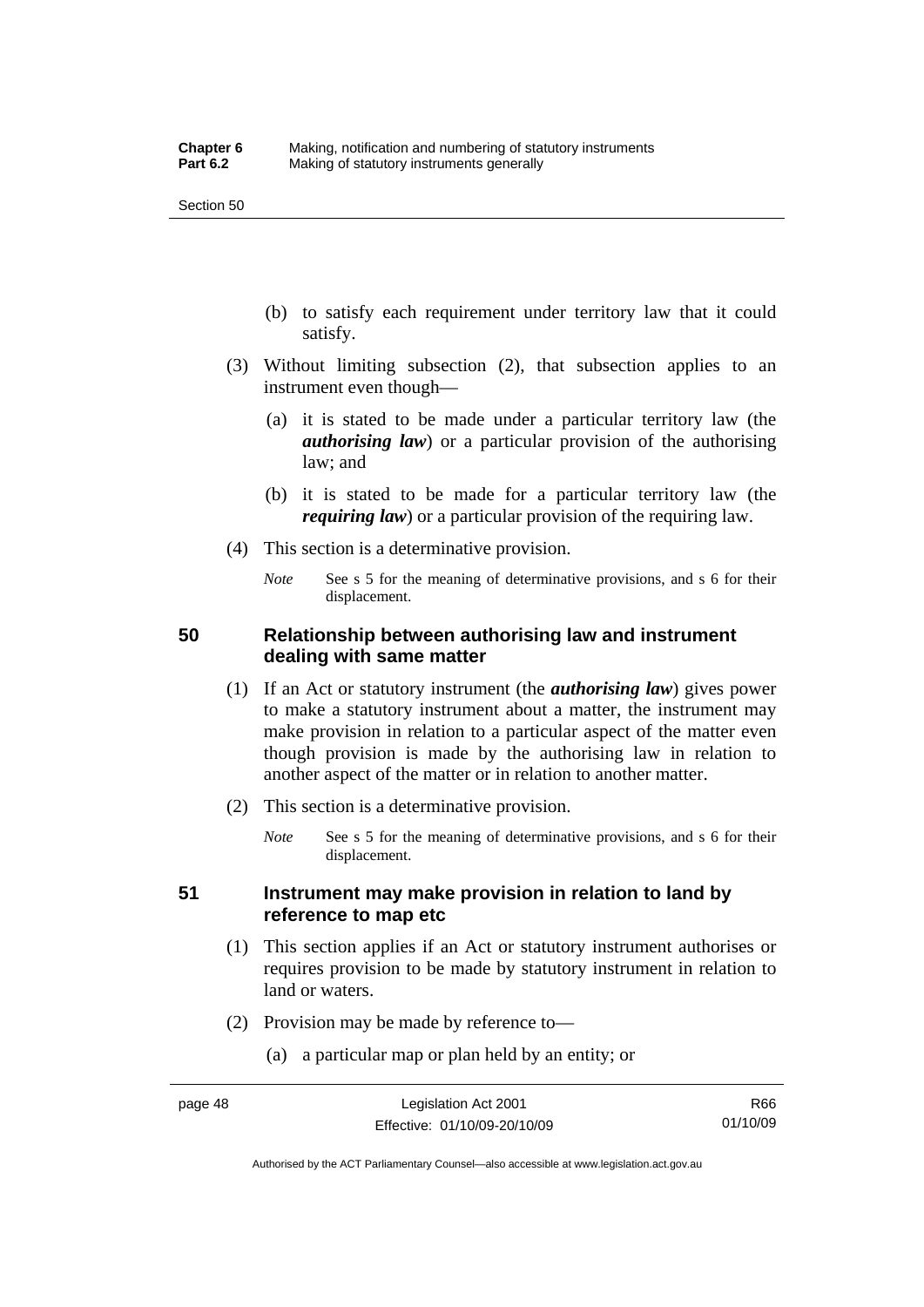(b) to satisfy each requirement under territory law that it could satisfy.

(3) Without limiting subsection (2), that subsection applies to an instrument even though—

(a) it is stated to be made under a particular territory law (the ***authorising law***) or a particular provision of the authorising law; and

(b) it is stated to be made for a particular territory law (the ***requiring law***) or a particular provision of the requiring law.

(4) This section is a determinative provision.

*Note* See s 5 for the meaning of determinative provisions, and s 6 for their displacement.

## 50 Relationship between authorising law and instrument dealing with same matter

(1) If an Act or statutory instrument (the ***authorising law***) gives power to make a statutory instrument about a matter, the instrument may make provision in relation to a particular aspect of the matter even though provision is made by the authorising law in relation to another aspect of the matter or in relation to another matter.

(2) This section is a determinative provision.

*Note* See s 5 for the meaning of determinative provisions, and s 6 for their displacement.

## 51 Instrument may make provision in relation to land by reference to map etc

(1) This section applies if an Act or statutory instrument authorises or requires provision to be made by statutory instrument in relation to land or waters.

(2) Provision may be made by reference to—

(a) a particular map or plan held by an entity; or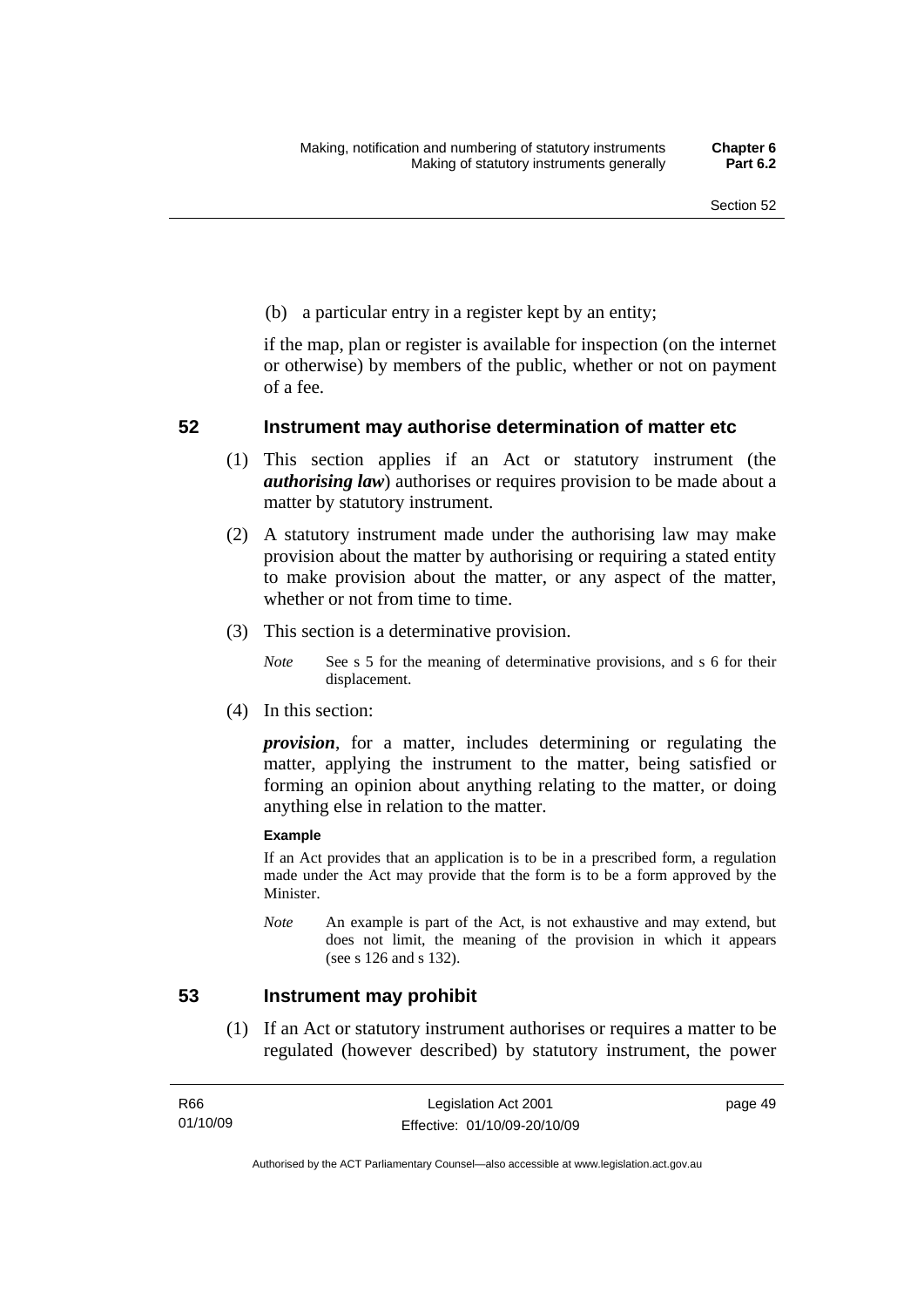(b) a particular entry in a register kept by an entity;

if the map, plan or register is available for inspection (on the internet or otherwise) by members of the public, whether or not on payment of a fee.

## 52 Instrument may authorise determination of matter etc

(1) This section applies if an Act or statutory instrument (the ***authorising law***) authorises or requires provision to be made about a matter by statutory instrument.

(2) A statutory instrument made under the authorising law may make provision about the matter by authorising or requiring a stated entity to make provision about the matter, or any aspect of the matter, whether or not from time to time.

(3) This section is a determinative provision.

*Note* See s 5 for the meaning of determinative provisions, and s 6 for their displacement.

(4) In this section:

***provision***, for a matter, includes determining or regulating the matter, applying the instrument to the matter, being satisfied or forming an opinion about anything relating to the matter, or doing anything else in relation to the matter.

**Example**

If an Act provides that an application is to be in a prescribed form, a regulation made under the Act may provide that the form is to be a form approved by the Minister.

*Note* An example is part of the Act, is not exhaustive and may extend, but does not limit, the meaning of the provision in which it appears (see s 126 and s 132).

## 53 Instrument may prohibit

(1) If an Act or statutory instrument authorises or requires a matter to be regulated (however described) by statutory instrument, the power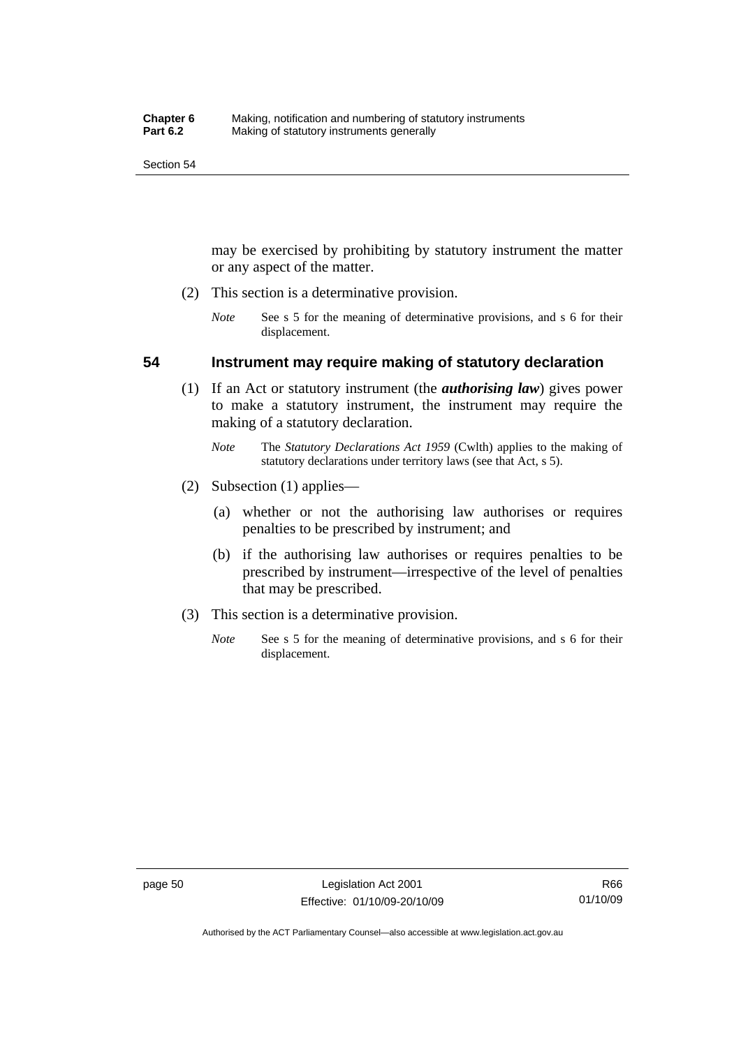may be exercised by prohibiting by statutory instrument the matter or any aspect of the matter.

(2) This section is a determinative provision.

*Note* See s 5 for the meaning of determinative provisions, and s 6 for their displacement.

## 54 Instrument may require making of statutory declaration

(1) If an Act or statutory instrument (the ***authorising law***) gives power to make a statutory instrument, the instrument may require the making of a statutory declaration.

*Note* The *Statutory Declarations Act 1959* (Cwlth) applies to the making of statutory declarations under territory laws (see that Act, s 5).

(2) Subsection (1) applies—

(a) whether or not the authorising law authorises or requires penalties to be prescribed by instrument; and

(b) if the authorising law authorises or requires penalties to be prescribed by instrument—irrespective of the level of penalties that may be prescribed.

(3) This section is a determinative provision.

*Note* See s 5 for the meaning of determinative provisions, and s 6 for their displacement.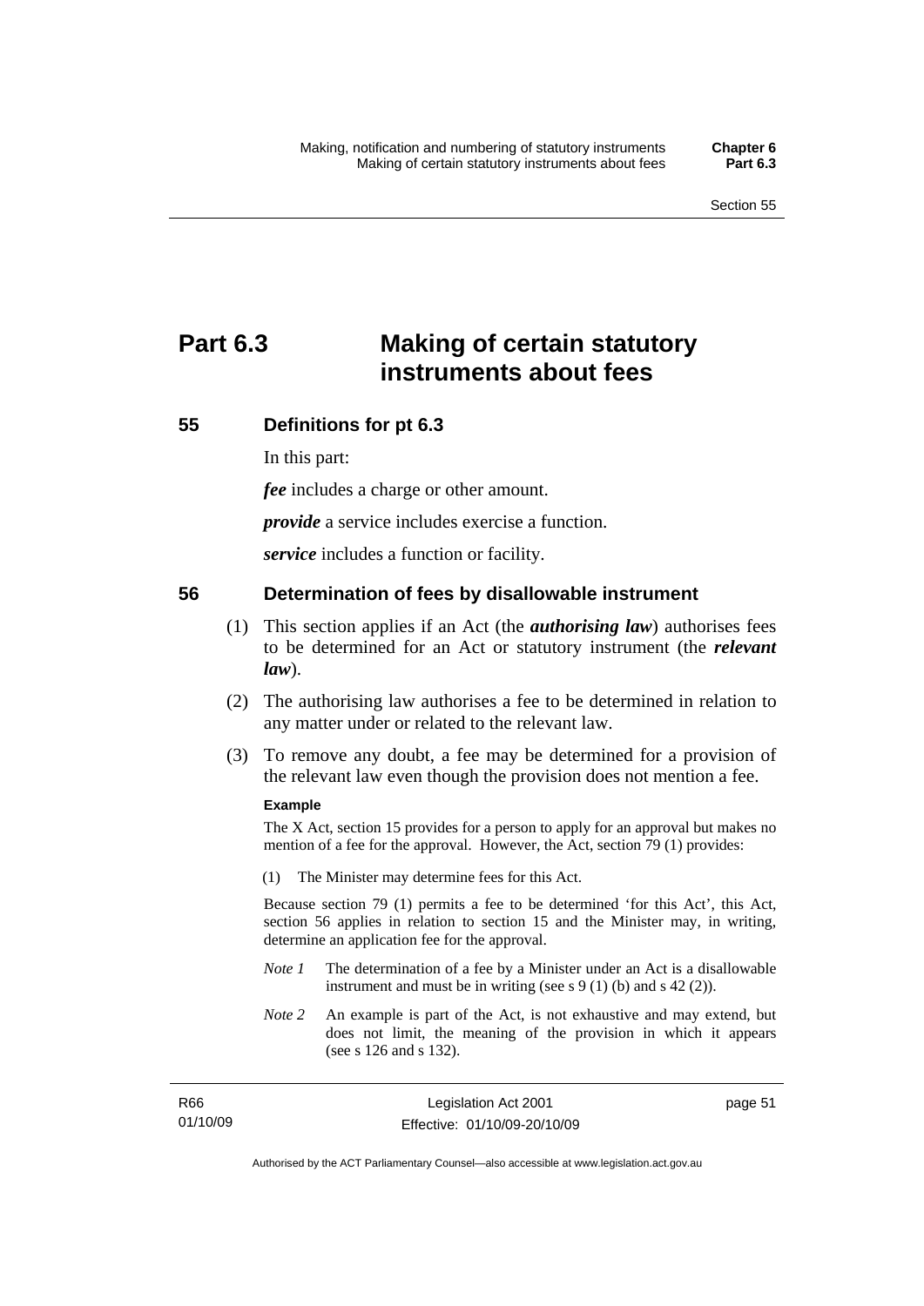# Part 6.3 Making of certain statutory instruments about fees

## 55 Definitions for pt 6.3

In this part:

***fee*** includes a charge or other amount.

***provide*** a service includes exercise a function.

***service*** includes a function or facility.

## 56 Determination of fees by disallowable instrument

(1) This section applies if an Act (the ***authorising law***) authorises fees to be determined for an Act or statutory instrument (the ***relevant law***).

(2) The authorising law authorises a fee to be determined in relation to any matter under or related to the relevant law.

(3) To remove any doubt, a fee may be determined for a provision of the relevant law even though the provision does not mention a fee.

**Example**

The X Act, section 15 provides for a person to apply for an approval but makes no mention of a fee for the approval. However, the Act, section 79 (1) provides:

(1) The Minister may determine fees for this Act.

Because section 79 (1) permits a fee to be determined 'for this Act', this Act, section 56 applies in relation to section 15 and the Minister may, in writing, determine an application fee for the approval.

*Note 1* The determination of a fee by a Minister under an Act is a disallowable instrument and must be in writing (see s 9 (1) (b) and s 42 (2)).

*Note 2* An example is part of the Act, is not exhaustive and may extend, but does not limit, the meaning of the provision in which it appears (see s 126 and s 132).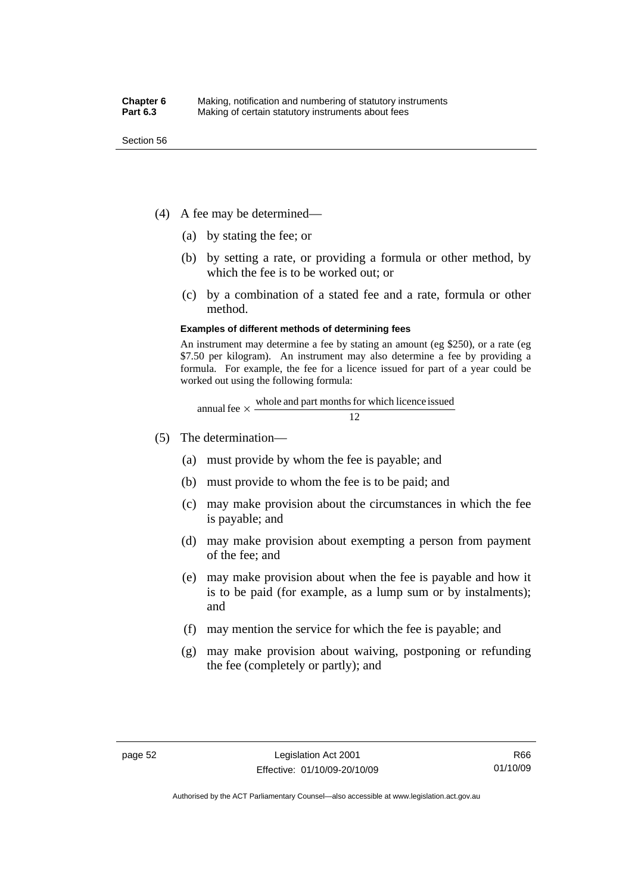(4) A fee may be determined—

(a) by stating the fee; or

(b) by setting a rate, or providing a formula or other method, by which the fee is to be worked out; or

(c) by a combination of a stated fee and a rate, formula or other method.

**Examples of different methods of determining fees**

An instrument may determine a fee by stating an amount (eg $250), or a rate (eg $7.50 per kilogram). An instrument may also determine a fee by providing a formula. For example, the fee for a licence issued for part of a year could be worked out using the following formula:

$$\text{annual fee} \times \frac{\text{whole and part months for which licence issued}}{12}$$

(5) The determination—

(a) must provide by whom the fee is payable; and

(b) must provide to whom the fee is to be paid; and

(c) may make provision about the circumstances in which the fee is payable; and

(d) may make provision about exempting a person from payment of the fee; and

(e) may make provision about when the fee is payable and how it is to be paid (for example, as a lump sum or by instalments); and

(f) may mention the service for which the fee is payable; and

(g) may make provision about waiving, postponing or refunding the fee (completely or partly); and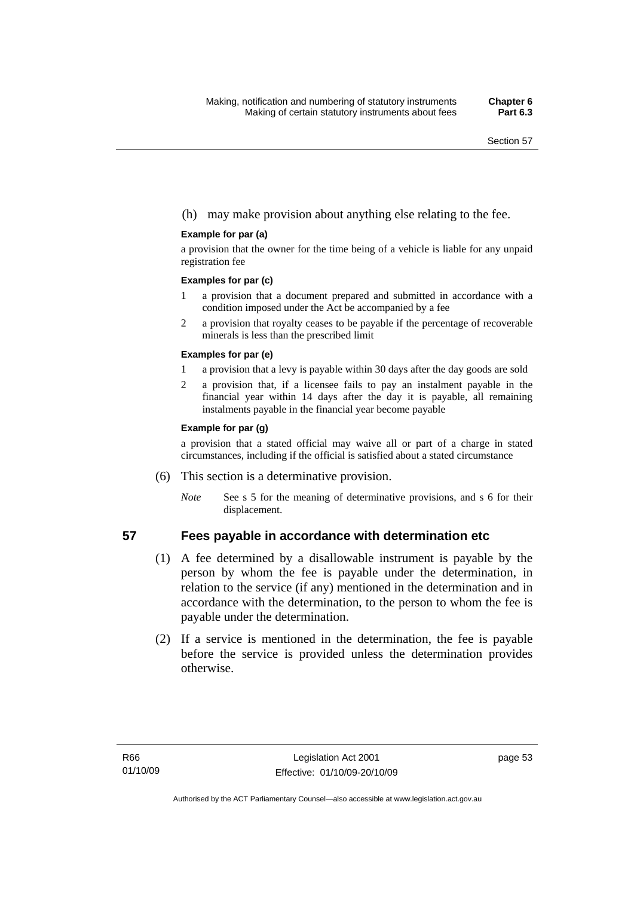(h) may make provision about anything else relating to the fee.

**Example for par (a)**

a provision that the owner for the time being of a vehicle is liable for any unpaid registration fee

**Examples for par (c)**

1. a provision that a document prepared and submitted in accordance with a condition imposed under the Act be accompanied by a fee
2. a provision that royalty ceases to be payable if the percentage of recoverable minerals is less than the prescribed limit

**Examples for par (e)**

1. a provision that a levy is payable within 30 days after the day goods are sold
2. a provision that, if a licensee fails to pay an instalment payable in the financial year within 14 days after the day it is payable, all remaining instalments payable in the financial year become payable

**Example for par (g)**

a provision that a stated official may waive all or part of a charge in stated circumstances, including if the official is satisfied about a stated circumstance

(6) This section is a determinative provision.

*Note* See s 5 for the meaning of determinative provisions, and s 6 for their displacement.

## 57 Fees payable in accordance with determination etc

(1) A fee determined by a disallowable instrument is payable by the person by whom the fee is payable under the determination, in relation to the service (if any) mentioned in the determination and in accordance with the determination, to the person to whom the fee is payable under the determination.

(2) If a service is mentioned in the determination, the fee is payable before the service is provided unless the determination provides otherwise.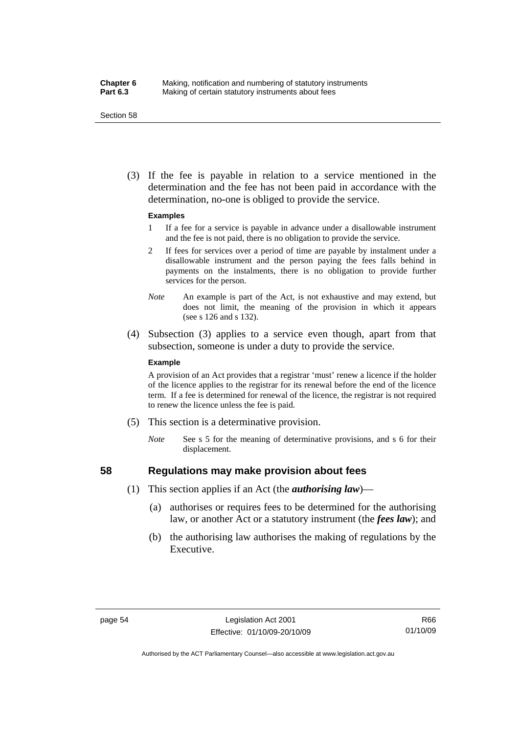(3) If the fee is payable in relation to a service mentioned in the determination and the fee has not been paid in accordance with the determination, no-one is obliged to provide the service.

**Examples**

1 If a fee for a service is payable in advance under a disallowable instrument and the fee is not paid, there is no obligation to provide the service.

2 If fees for services over a period of time are payable by instalment under a disallowable instrument and the person paying the fees falls behind in payments on the instalments, there is no obligation to provide further services for the person.

*Note* An example is part of the Act, is not exhaustive and may extend, but does not limit, the meaning of the provision in which it appears (see s 126 and s 132).

(4) Subsection (3) applies to a service even though, apart from that subsection, someone is under a duty to provide the service.

**Example**

A provision of an Act provides that a registrar 'must' renew a licence if the holder of the licence applies to the registrar for its renewal before the end of the licence term. If a fee is determined for renewal of the licence, the registrar is not required to renew the licence unless the fee is paid.

(5) This section is a determinative provision.

*Note* See s 5 for the meaning of determinative provisions, and s 6 for their displacement.

## 58 Regulations may make provision about fees

(1) This section applies if an Act (the ***authorising law***)—

(a) authorises or requires fees to be determined for the authorising law, or another Act or a statutory instrument (the ***fees law***); and

(b) the authorising law authorises the making of regulations by the Executive.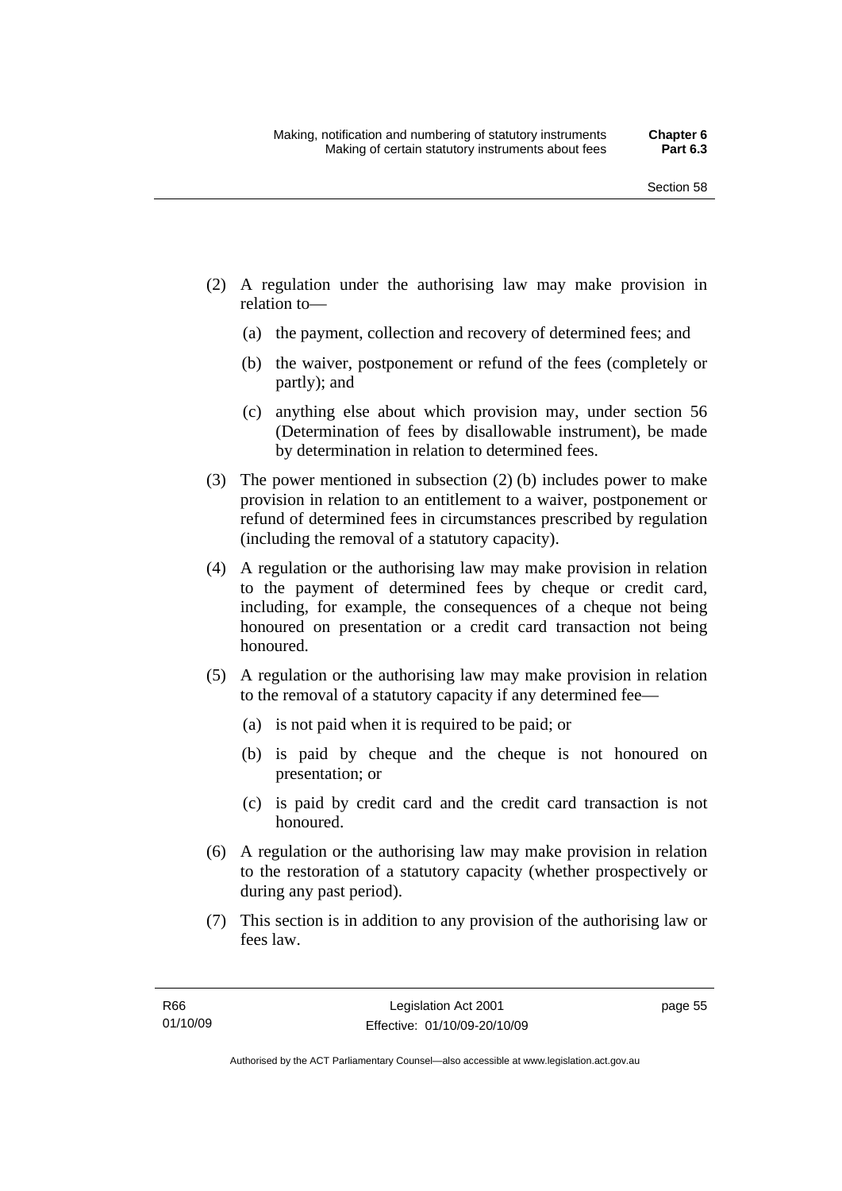(2) A regulation under the authorising law may make provision in relation to—

(a) the payment, collection and recovery of determined fees; and

(b) the waiver, postponement or refund of the fees (completely or partly); and

(c) anything else about which provision may, under section 56 (Determination of fees by disallowable instrument), be made by determination in relation to determined fees.

(3) The power mentioned in subsection (2) (b) includes power to make provision in relation to an entitlement to a waiver, postponement or refund of determined fees in circumstances prescribed by regulation (including the removal of a statutory capacity).

(4) A regulation or the authorising law may make provision in relation to the payment of determined fees by cheque or credit card, including, for example, the consequences of a cheque not being honoured on presentation or a credit card transaction not being honoured.

(5) A regulation or the authorising law may make provision in relation to the removal of a statutory capacity if any determined fee—

(a) is not paid when it is required to be paid; or

(b) is paid by cheque and the cheque is not honoured on presentation; or

(c) is paid by credit card and the credit card transaction is not honoured.

(6) A regulation or the authorising law may make provision in relation to the restoration of a statutory capacity (whether prospectively or during any past period).

(7) This section is in addition to any provision of the authorising law or fees law.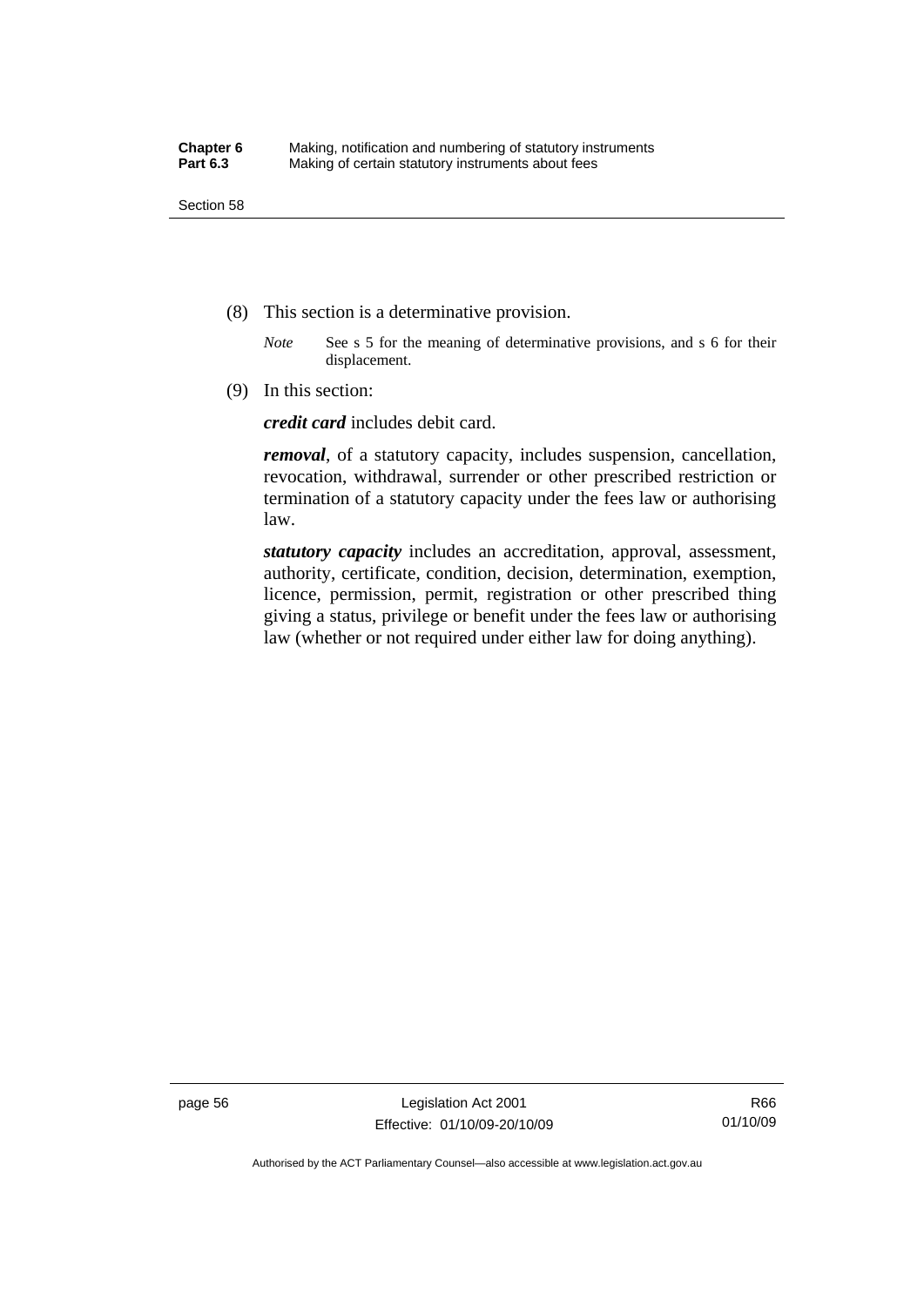(8) This section is a determinative provision.

*Note* See s 5 for the meaning of determinative provisions, and s 6 for their displacement.

(9) In this section:

***credit card*** includes debit card.

***removal***, of a statutory capacity, includes suspension, cancellation, revocation, withdrawal, surrender or other prescribed restriction or termination of a statutory capacity under the fees law or authorising law.

***statutory capacity*** includes an accreditation, approval, assessment, authority, certificate, condition, decision, determination, exemption, licence, permission, permit, registration or other prescribed thing giving a status, privilege or benefit under the fees law or authorising law (whether or not required under either law for doing anything).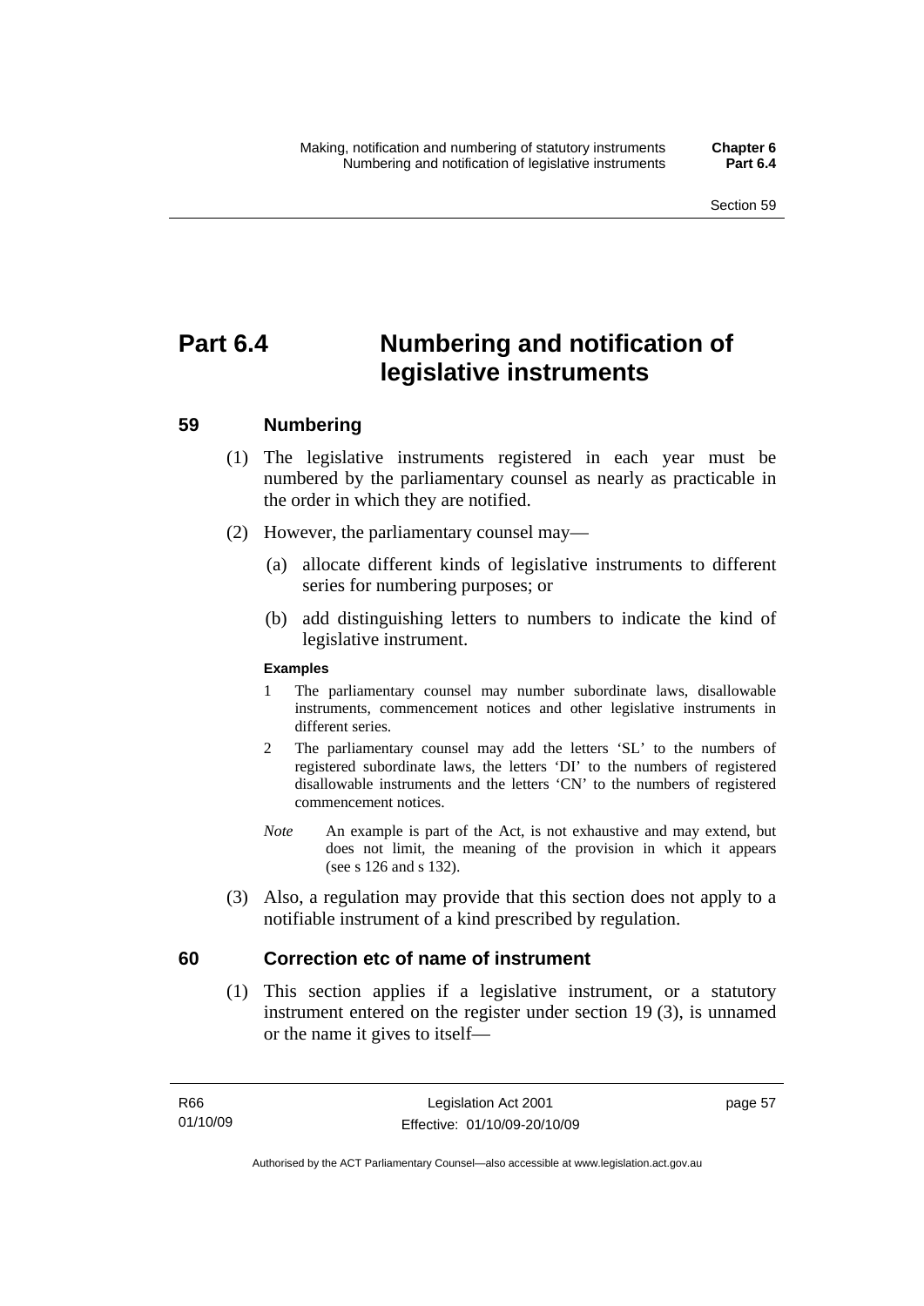# Part 6.4 Numbering and notification of legislative instruments

## 59 Numbering

(1) The legislative instruments registered in each year must be numbered by the parliamentary counsel as nearly as practicable in the order in which they are notified.

(2) However, the parliamentary counsel may—

(a) allocate different kinds of legislative instruments to different series for numbering purposes; or

(b) add distinguishing letters to numbers to indicate the kind of legislative instrument.

**Examples**

1 The parliamentary counsel may number subordinate laws, disallowable instruments, commencement notices and other legislative instruments in different series.

2 The parliamentary counsel may add the letters 'SL' to the numbers of registered subordinate laws, the letters 'DI' to the numbers of registered disallowable instruments and the letters 'CN' to the numbers of registered commencement notices.

*Note* An example is part of the Act, is not exhaustive and may extend, but does not limit, the meaning of the provision in which it appears (see s 126 and s 132).

(3) Also, a regulation may provide that this section does not apply to a notifiable instrument of a kind prescribed by regulation.

## 60 Correction etc of name of instrument

(1) This section applies if a legislative instrument, or a statutory instrument entered on the register under section 19 (3), is unnamed or the name it gives to itself—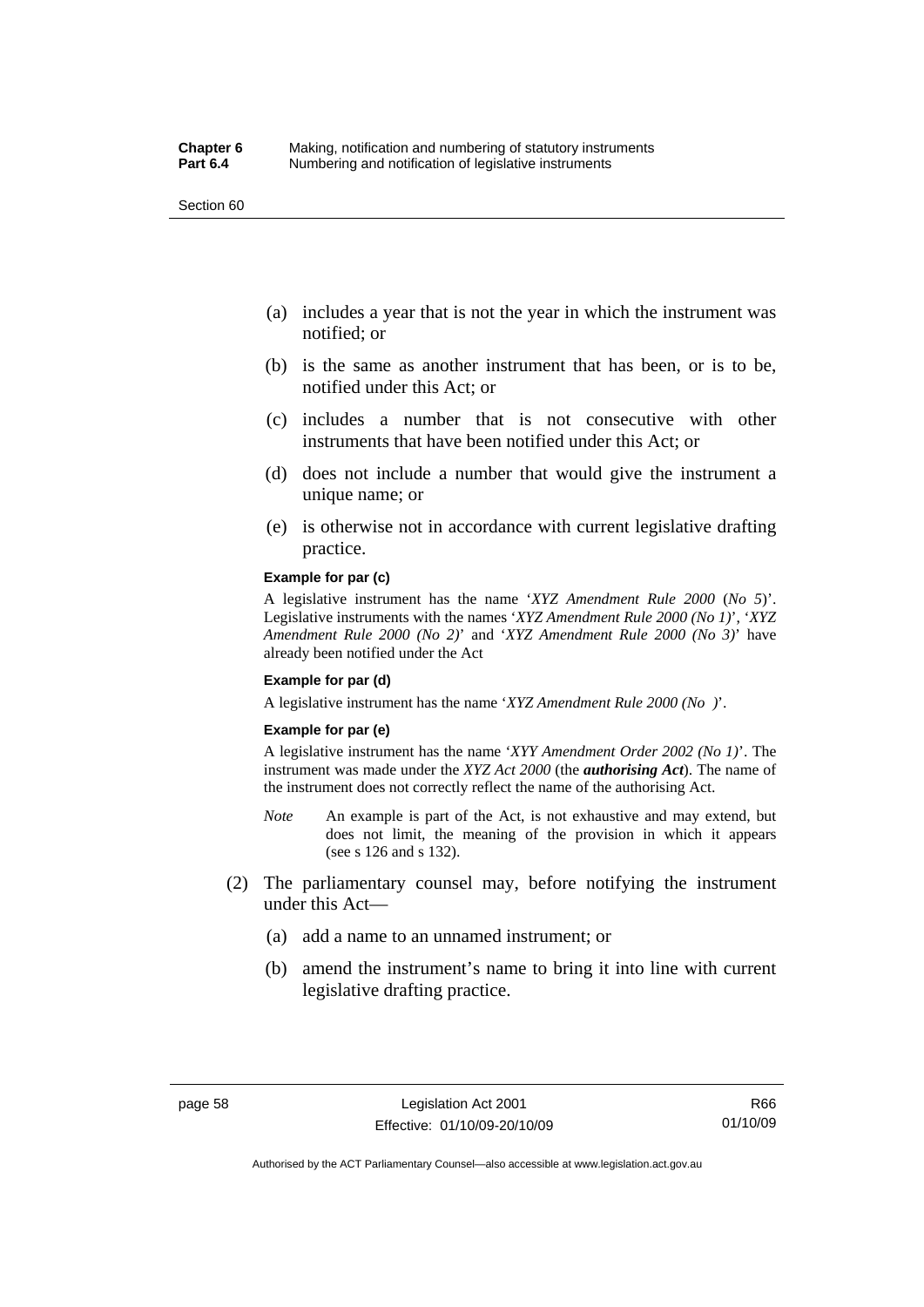(a) includes a year that is not the year in which the instrument was notified; or

(b) is the same as another instrument that has been, or is to be, notified under this Act; or

(c) includes a number that is not consecutive with other instruments that have been notified under this Act; or

(d) does not include a number that would give the instrument a unique name; or

(e) is otherwise not in accordance with current legislative drafting practice.

**Example for par (c)**

A legislative instrument has the name '*XYZ Amendment Rule 2000* (*No 5*)'. Legislative instruments with the names '*XYZ Amendment Rule 2000 (No 1)*', '*XYZ Amendment Rule 2000 (No 2)*' and '*XYZ Amendment Rule 2000 (No 3)*' have already been notified under the Act

**Example for par (d)**

A legislative instrument has the name '*XYZ Amendment Rule 2000 (No )*'.

**Example for par (e)**

A legislative instrument has the name '*XYY Amendment Order 2002 (No 1)*'. The instrument was made under the *XYZ Act 2000* (the ***authorising Act***). The name of the instrument does not correctly reflect the name of the authorising Act.

*Note* An example is part of the Act, is not exhaustive and may extend, but does not limit, the meaning of the provision in which it appears (see s 126 and s 132).

(2) The parliamentary counsel may, before notifying the instrument under this Act—

(a) add a name to an unnamed instrument; or

(b) amend the instrument's name to bring it into line with current legislative drafting practice.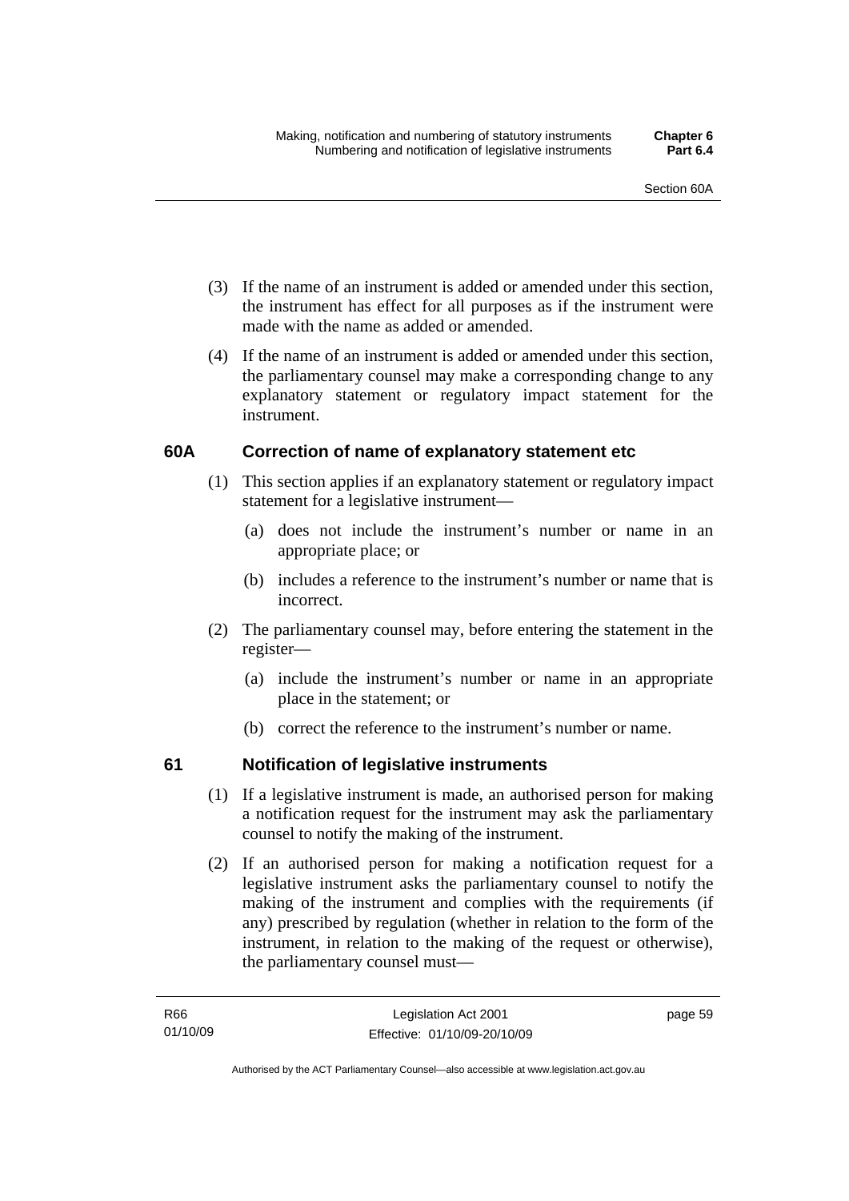(3) If the name of an instrument is added or amended under this section, the instrument has effect for all purposes as if the instrument were made with the name as added or amended.

(4) If the name of an instrument is added or amended under this section, the parliamentary counsel may make a corresponding change to any explanatory statement or regulatory impact statement for the instrument.

### 60A Correction of name of explanatory statement etc

(1) This section applies if an explanatory statement or regulatory impact statement for a legislative instrument—

(a) does not include the instrument's number or name in an appropriate place; or

(b) includes a reference to the instrument's number or name that is incorrect.

(2) The parliamentary counsel may, before entering the statement in the register—

(a) include the instrument's number or name in an appropriate place in the statement; or

(b) correct the reference to the instrument's number or name.

### 61 Notification of legislative instruments

(1) If a legislative instrument is made, an authorised person for making a notification request for the instrument may ask the parliamentary counsel to notify the making of the instrument.

(2) If an authorised person for making a notification request for a legislative instrument asks the parliamentary counsel to notify the making of the instrument and complies with the requirements (if any) prescribed by regulation (whether in relation to the form of the instrument, in relation to the making of the request or otherwise), the parliamentary counsel must—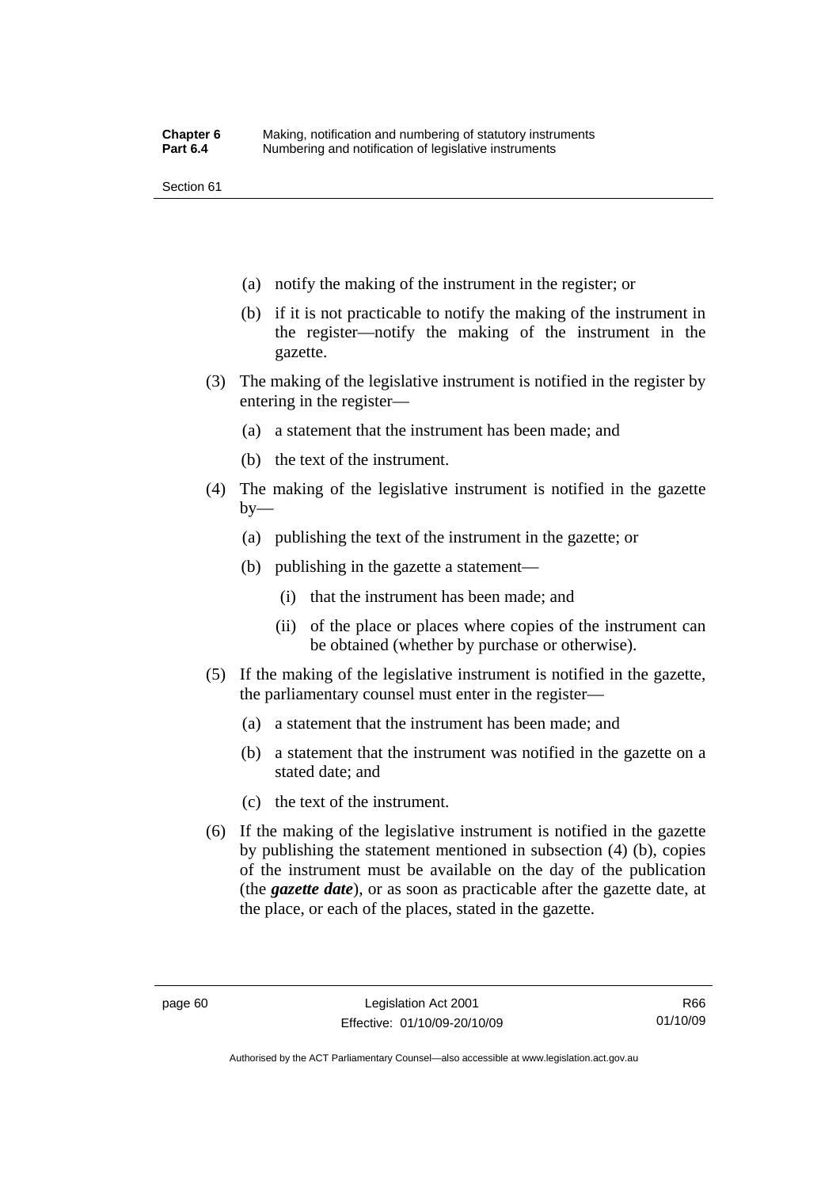(a) notify the making of the instrument in the register; or

(b) if it is not practicable to notify the making of the instrument in the register—notify the making of the instrument in the gazette.

(3) The making of the legislative instrument is notified in the register by entering in the register—

(a) a statement that the instrument has been made; and

(b) the text of the instrument.

(4) The making of the legislative instrument is notified in the gazette by—

(a) publishing the text of the instrument in the gazette; or

(b) publishing in the gazette a statement—

(i) that the instrument has been made; and

(ii) of the place or places where copies of the instrument can be obtained (whether by purchase or otherwise).

(5) If the making of the legislative instrument is notified in the gazette, the parliamentary counsel must enter in the register—

(a) a statement that the instrument has been made; and

(b) a statement that the instrument was notified in the gazette on a stated date; and

(c) the text of the instrument.

(6) If the making of the legislative instrument is notified in the gazette by publishing the statement mentioned in subsection (4) (b), copies of the instrument must be available on the day of the publication (the ***gazette date***), or as soon as practicable after the gazette date, at the place, or each of the places, stated in the gazette.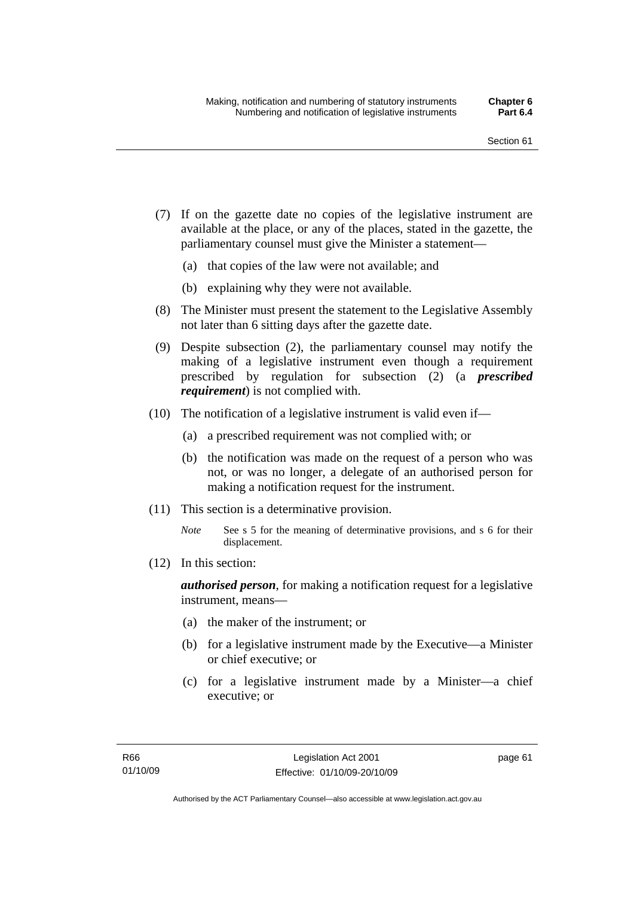(7) If on the gazette date no copies of the legislative instrument are available at the place, or any of the places, stated in the gazette, the parliamentary counsel must give the Minister a statement—

 (a) that copies of the law were not available; and

 (b) explaining why they were not available.

(8) The Minister must present the statement to the Legislative Assembly not later than 6 sitting days after the gazette date.

(9) Despite subsection (2), the parliamentary counsel may notify the making of a legislative instrument even though a requirement prescribed by regulation for subsection (2) (a ***prescribed requirement***) is not complied with.

(10) The notification of a legislative instrument is valid even if—

 (a) a prescribed requirement was not complied with; or

 (b) the notification was made on the request of a person who was not, or was no longer, a delegate of an authorised person for making a notification request for the instrument.

(11) This section is a determinative provision.

*Note* See s 5 for the meaning of determinative provisions, and s 6 for their displacement.

(12) In this section:

***authorised person***, for making a notification request for a legislative instrument, means—

 (a) the maker of the instrument; or

 (b) for a legislative instrument made by the Executive—a Minister or chief executive; or

 (c) for a legislative instrument made by a Minister—a chief executive; or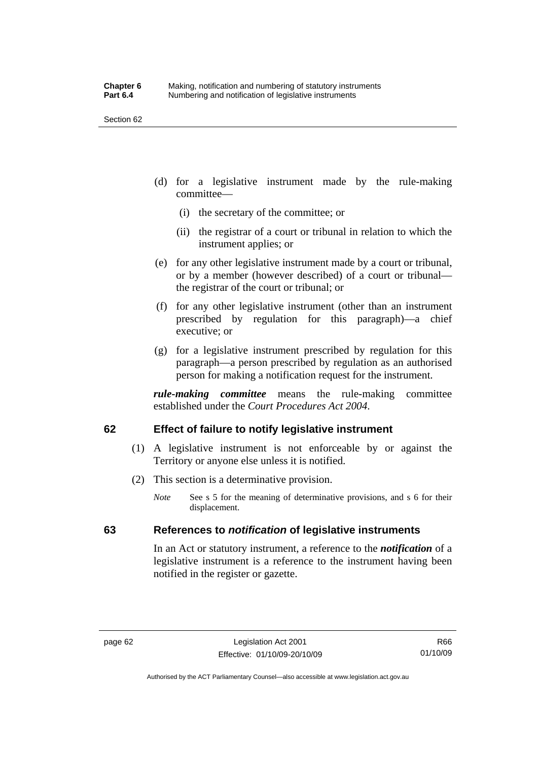(d) for a legislative instrument made by the rule-making committee—

   (i) the secretary of the committee; or

   (ii) the registrar of a court or tribunal in relation to which the instrument applies; or

(e) for any other legislative instrument made by a court or tribunal, or by a member (however described) of a court or tribunal—the registrar of the court or tribunal; or

(f) for any other legislative instrument (other than an instrument prescribed by regulation for this paragraph)—a chief executive; or

(g) for a legislative instrument prescribed by regulation for this paragraph—a person prescribed by regulation as an authorised person for making a notification request for the instrument.

***rule-making committee*** means the rule-making committee established under the *Court Procedures Act 2004*.

## 62 Effect of failure to notify legislative instrument

(1) A legislative instrument is not enforceable by or against the Territory or anyone else unless it is notified.

(2) This section is a determinative provision.

*Note* See s 5 for the meaning of determinative provisions, and s 6 for their displacement.

## 63 References to *notification* of legislative instruments

In an Act or statutory instrument, a reference to the ***notification*** of a legislative instrument is a reference to the instrument having been notified in the register or gazette.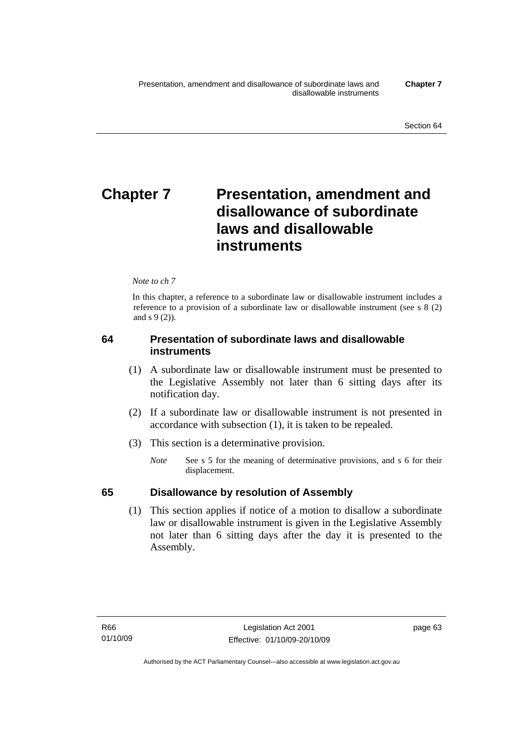# Chapter 7 Presentation, amendment and disallowance of subordinate laws and disallowable instruments

*Note to ch 7*

In this chapter, a reference to a subordinate law or disallowable instrument includes a reference to a provision of a subordinate law or disallowable instrument (see s 8 (2) and s 9 (2)).

## 64 Presentation of subordinate laws and disallowable instruments

(1) A subordinate law or disallowable instrument must be presented to the Legislative Assembly not later than 6 sitting days after its notification day.

(2) If a subordinate law or disallowable instrument is not presented in accordance with subsection (1), it is taken to be repealed.

(3) This section is a determinative provision.

*Note* See s 5 for the meaning of determinative provisions, and s 6 for their displacement.

## 65 Disallowance by resolution of Assembly

(1) This section applies if notice of a motion to disallow a subordinate law or disallowable instrument is given in the Legislative Assembly not later than 6 sitting days after the day it is presented to the Assembly.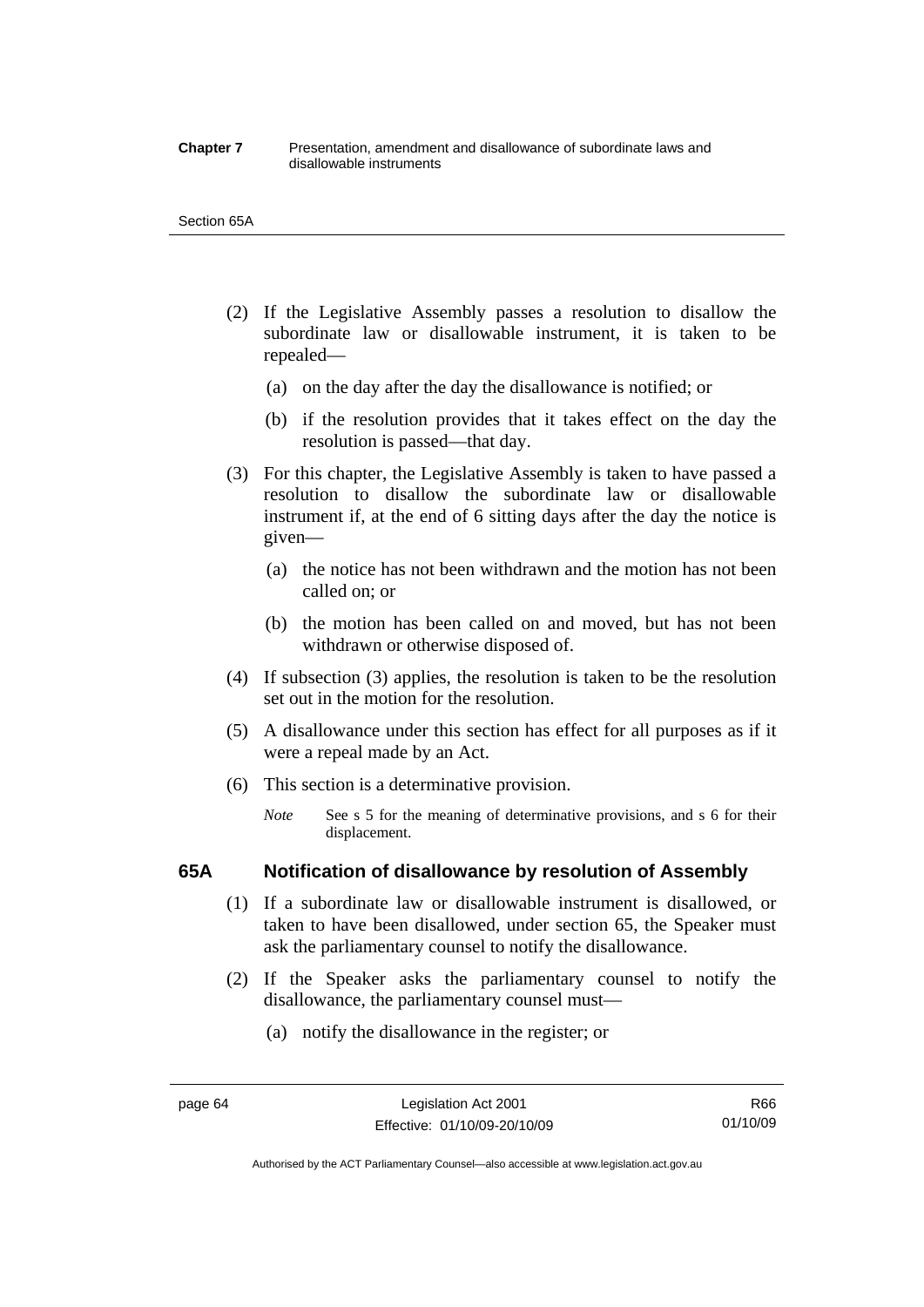(2) If the Legislative Assembly passes a resolution to disallow the subordinate law or disallowable instrument, it is taken to be repealed—

(a) on the day after the day the disallowance is notified; or

(b) if the resolution provides that it takes effect on the day the resolution is passed—that day.

(3) For this chapter, the Legislative Assembly is taken to have passed a resolution to disallow the subordinate law or disallowable instrument if, at the end of 6 sitting days after the day the notice is given—

(a) the notice has not been withdrawn and the motion has not been called on; or

(b) the motion has been called on and moved, but has not been withdrawn or otherwise disposed of.

(4) If subsection (3) applies, the resolution is taken to be the resolution set out in the motion for the resolution.

(5) A disallowance under this section has effect for all purposes as if it were a repeal made by an Act.

(6) This section is a determinative provision.

*Note* See s 5 for the meaning of determinative provisions, and s 6 for their displacement.

## 65A Notification of disallowance by resolution of Assembly

(1) If a subordinate law or disallowable instrument is disallowed, or taken to have been disallowed, under section 65, the Speaker must ask the parliamentary counsel to notify the disallowance.

(2) If the Speaker asks the parliamentary counsel to notify the disallowance, the parliamentary counsel must—

(a) notify the disallowance in the register; or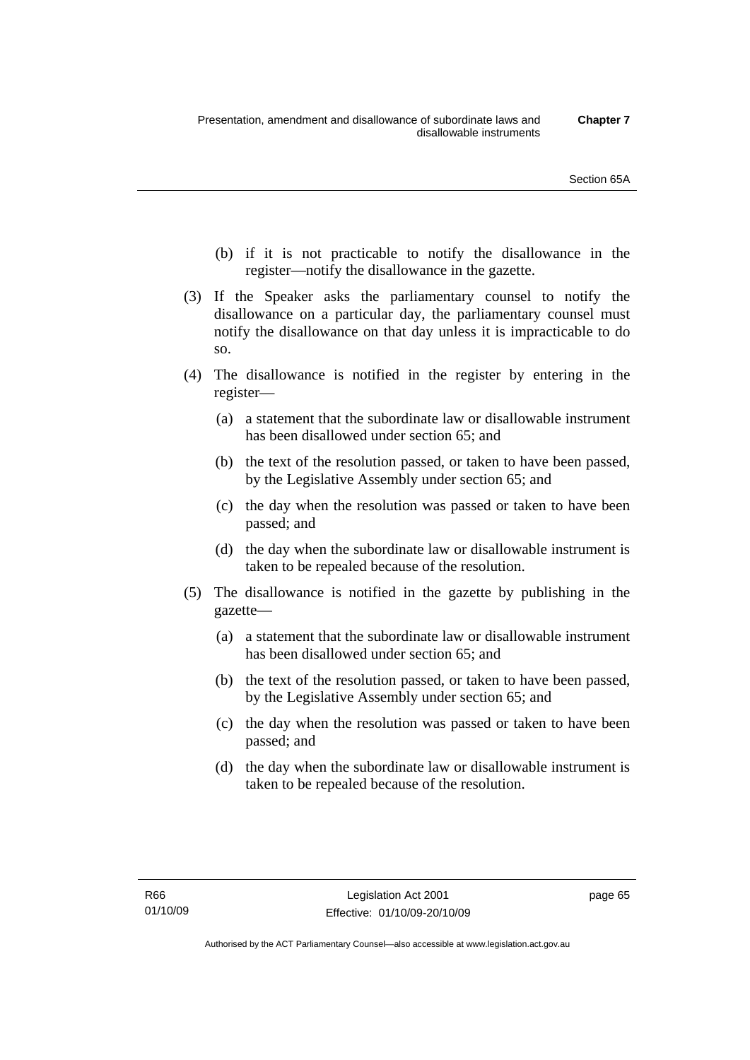(b) if it is not practicable to notify the disallowance in the register—notify the disallowance in the gazette.

(3) If the Speaker asks the parliamentary counsel to notify the disallowance on a particular day, the parliamentary counsel must notify the disallowance on that day unless it is impracticable to do so.

(4) The disallowance is notified in the register by entering in the register—

(a) a statement that the subordinate law or disallowable instrument has been disallowed under section 65; and

(b) the text of the resolution passed, or taken to have been passed, by the Legislative Assembly under section 65; and

(c) the day when the resolution was passed or taken to have been passed; and

(d) the day when the subordinate law or disallowable instrument is taken to be repealed because of the resolution.

(5) The disallowance is notified in the gazette by publishing in the gazette—

(a) a statement that the subordinate law or disallowable instrument has been disallowed under section 65; and

(b) the text of the resolution passed, or taken to have been passed, by the Legislative Assembly under section 65; and

(c) the day when the resolution was passed or taken to have been passed; and

(d) the day when the subordinate law or disallowable instrument is taken to be repealed because of the resolution.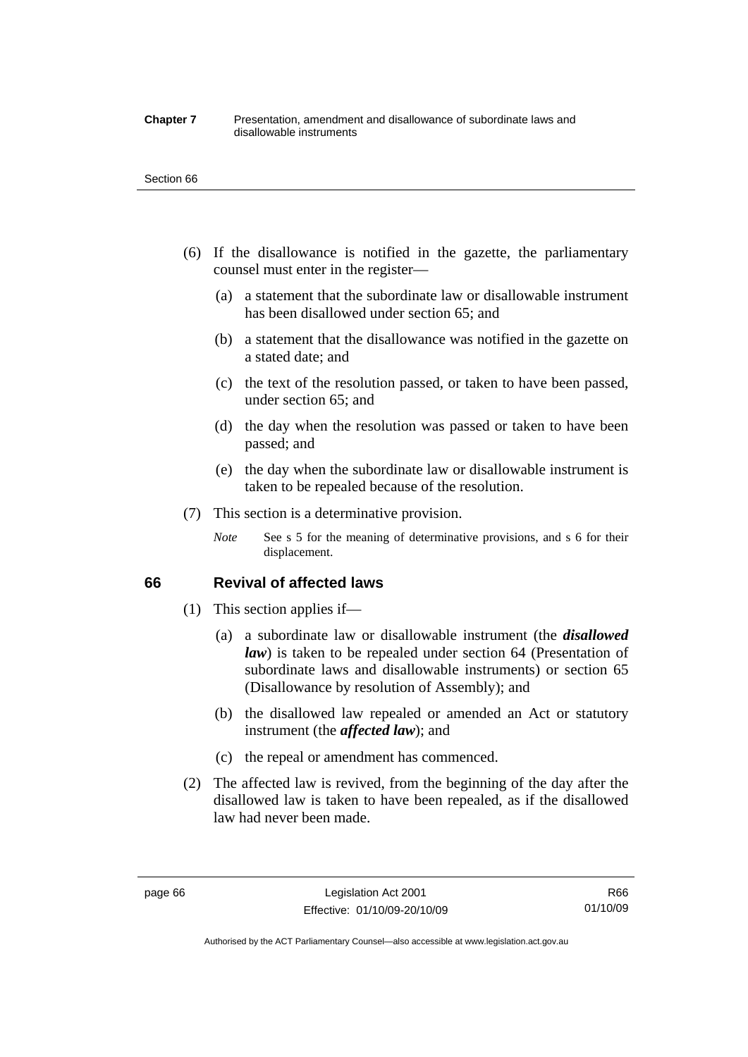(6) If the disallowance is notified in the gazette, the parliamentary counsel must enter in the register—

(a) a statement that the subordinate law or disallowable instrument has been disallowed under section 65; and

(b) a statement that the disallowance was notified in the gazette on a stated date; and

(c) the text of the resolution passed, or taken to have been passed, under section 65; and

(d) the day when the resolution was passed or taken to have been passed; and

(e) the day when the subordinate law or disallowable instrument is taken to be repealed because of the resolution.

(7) This section is a determinative provision.

*Note* See s 5 for the meaning of determinative provisions, and s 6 for their displacement.

## 66 Revival of affected laws

(1) This section applies if—

(a) a subordinate law or disallowable instrument (the ***disallowed law***) is taken to be repealed under section 64 (Presentation of subordinate laws and disallowable instruments) or section 65 (Disallowance by resolution of Assembly); and

(b) the disallowed law repealed or amended an Act or statutory instrument (the ***affected law***); and

(c) the repeal or amendment has commenced.

(2) The affected law is revived, from the beginning of the day after the disallowed law is taken to have been repealed, as if the disallowed law had never been made.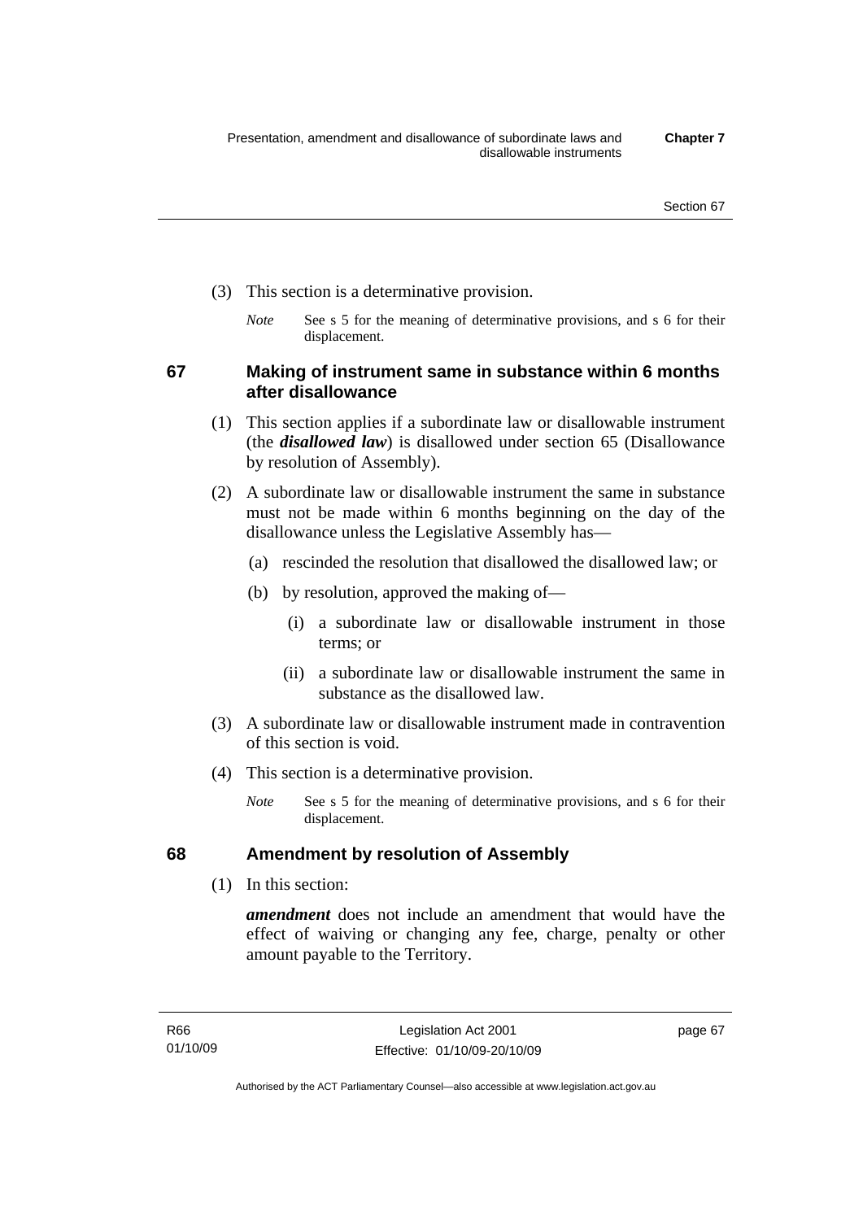(3) This section is a determinative provision.

*Note* See s 5 for the meaning of determinative provisions, and s 6 for their displacement.

## 67 Making of instrument same in substance within 6 months after disallowance

(1) This section applies if a subordinate law or disallowable instrument (the ***disallowed law***) is disallowed under section 65 (Disallowance by resolution of Assembly).

(2) A subordinate law or disallowable instrument the same in substance must not be made within 6 months beginning on the day of the disallowance unless the Legislative Assembly has—

(a) rescinded the resolution that disallowed the disallowed law; or

(b) by resolution, approved the making of—

(i) a subordinate law or disallowable instrument in those terms; or

(ii) a subordinate law or disallowable instrument the same in substance as the disallowed law.

(3) A subordinate law or disallowable instrument made in contravention of this section is void.

(4) This section is a determinative provision.

*Note* See s 5 for the meaning of determinative provisions, and s 6 for their displacement.

## 68 Amendment by resolution of Assembly

(1) In this section:

***amendment*** does not include an amendment that would have the effect of waiving or changing any fee, charge, penalty or other amount payable to the Territory.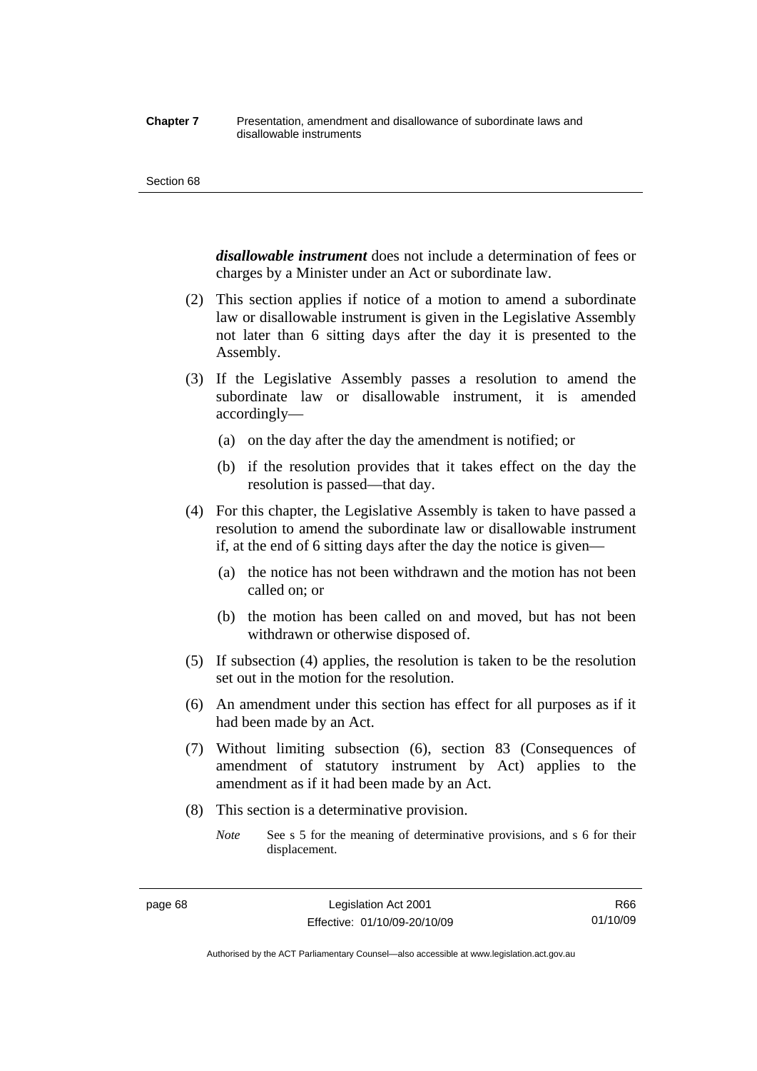***disallowable instrument*** does not include a determination of fees or charges by a Minister under an Act or subordinate law.

(2) This section applies if notice of a motion to amend a subordinate law or disallowable instrument is given in the Legislative Assembly not later than 6 sitting days after the day it is presented to the Assembly.

(3) If the Legislative Assembly passes a resolution to amend the subordinate law or disallowable instrument, it is amended accordingly—

(a) on the day after the day the amendment is notified; or

(b) if the resolution provides that it takes effect on the day the resolution is passed—that day.

(4) For this chapter, the Legislative Assembly is taken to have passed a resolution to amend the subordinate law or disallowable instrument if, at the end of 6 sitting days after the day the notice is given—

(a) the notice has not been withdrawn and the motion has not been called on; or

(b) the motion has been called on and moved, but has not been withdrawn or otherwise disposed of.

(5) If subsection (4) applies, the resolution is taken to be the resolution set out in the motion for the resolution.

(6) An amendment under this section has effect for all purposes as if it had been made by an Act.

(7) Without limiting subsection (6), section 83 (Consequences of amendment of statutory instrument by Act) applies to the amendment as if it had been made by an Act.

(8) This section is a determinative provision.

*Note* See s 5 for the meaning of determinative provisions, and s 6 for their displacement.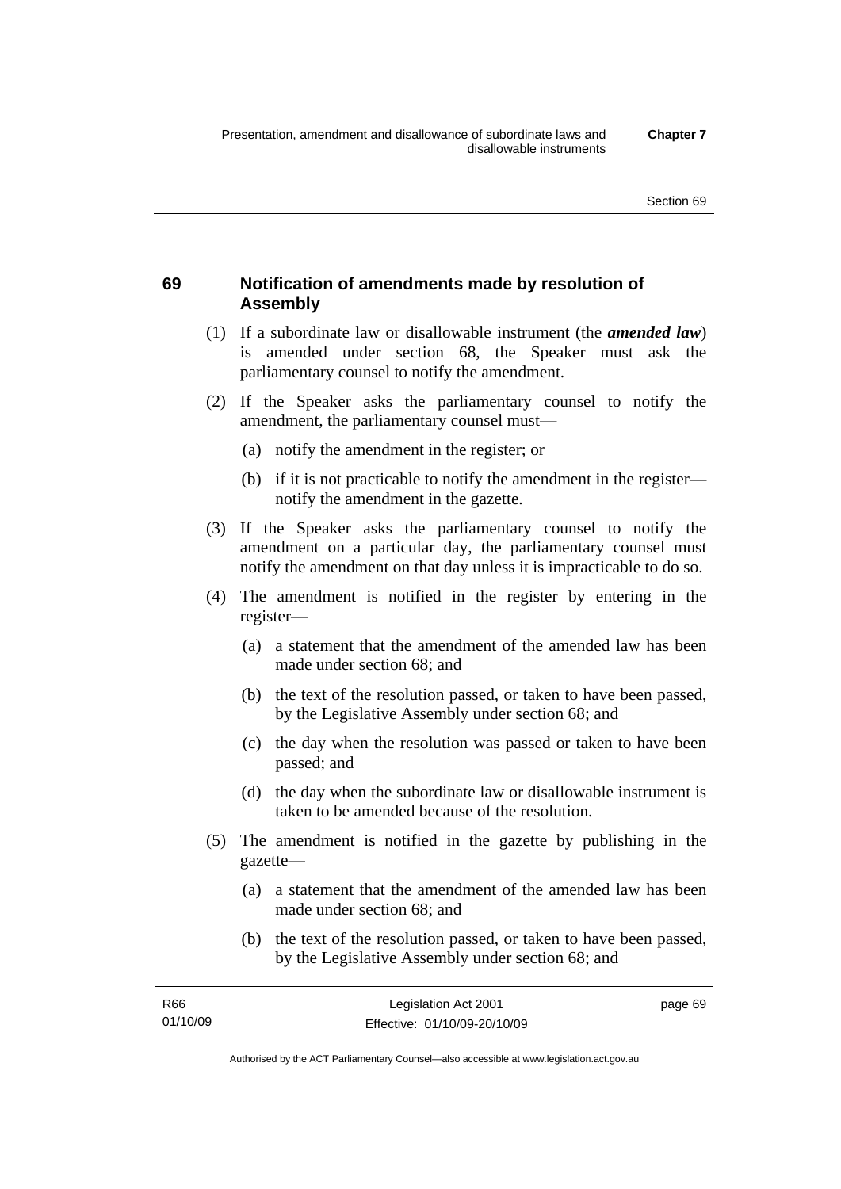## 69 Notification of amendments made by resolution of Assembly

(1) If a subordinate law or disallowable instrument (the ***amended law***) is amended under section 68, the Speaker must ask the parliamentary counsel to notify the amendment.

(2) If the Speaker asks the parliamentary counsel to notify the amendment, the parliamentary counsel must—

  (a) notify the amendment in the register; or

  (b) if it is not practicable to notify the amendment in the register—notify the amendment in the gazette.

(3) If the Speaker asks the parliamentary counsel to notify the amendment on a particular day, the parliamentary counsel must notify the amendment on that day unless it is impracticable to do so.

(4) The amendment is notified in the register by entering in the register—

  (a) a statement that the amendment of the amended law has been made under section 68; and

  (b) the text of the resolution passed, or taken to have been passed, by the Legislative Assembly under section 68; and

  (c) the day when the resolution was passed or taken to have been passed; and

  (d) the day when the subordinate law or disallowable instrument is taken to be amended because of the resolution.

(5) The amendment is notified in the gazette by publishing in the gazette—

  (a) a statement that the amendment of the amended law has been made under section 68; and

  (b) the text of the resolution passed, or taken to have been passed, by the Legislative Assembly under section 68; and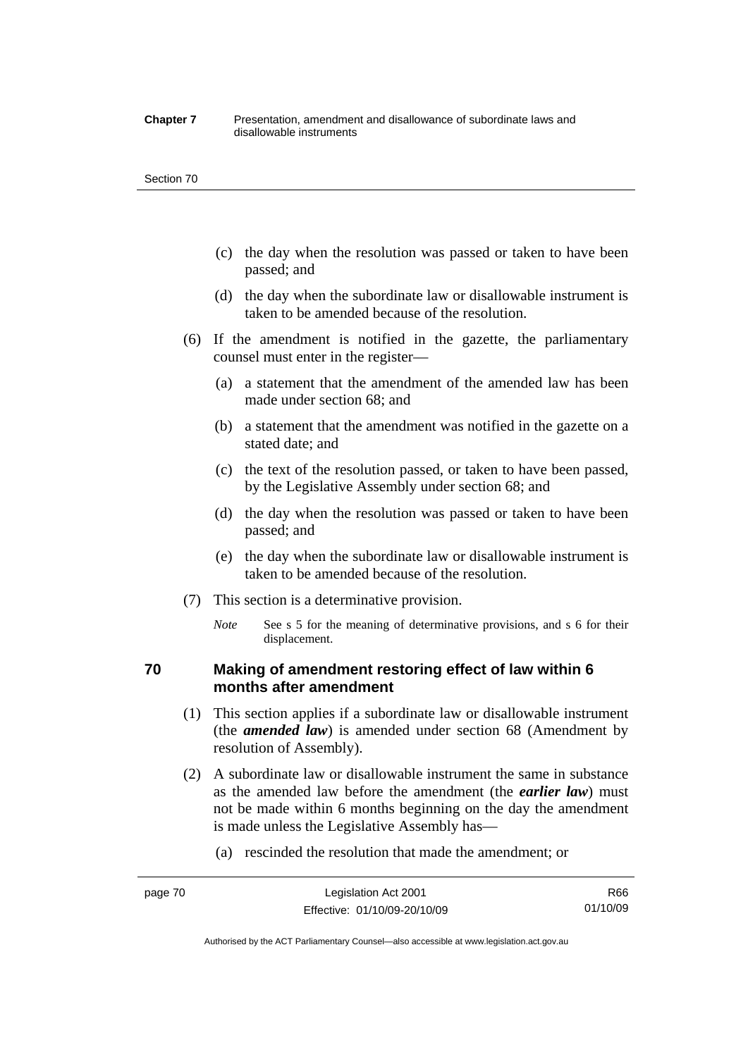(c) the day when the resolution was passed or taken to have been passed; and

(d) the day when the subordinate law or disallowable instrument is taken to be amended because of the resolution.

(6) If the amendment is notified in the gazette, the parliamentary counsel must enter in the register—

(a) a statement that the amendment of the amended law has been made under section 68; and

(b) a statement that the amendment was notified in the gazette on a stated date; and

(c) the text of the resolution passed, or taken to have been passed, by the Legislative Assembly under section 68; and

(d) the day when the resolution was passed or taken to have been passed; and

(e) the day when the subordinate law or disallowable instrument is taken to be amended because of the resolution.

(7) This section is a determinative provision.

*Note* See s 5 for the meaning of determinative provisions, and s 6 for their displacement.

## 70 Making of amendment restoring effect of law within 6 months after amendment

(1) This section applies if a subordinate law or disallowable instrument (the ***amended law***) is amended under section 68 (Amendment by resolution of Assembly).

(2) A subordinate law or disallowable instrument the same in substance as the amended law before the amendment (the ***earlier law***) must not be made within 6 months beginning on the day the amendment is made unless the Legislative Assembly has—

(a) rescinded the resolution that made the amendment; or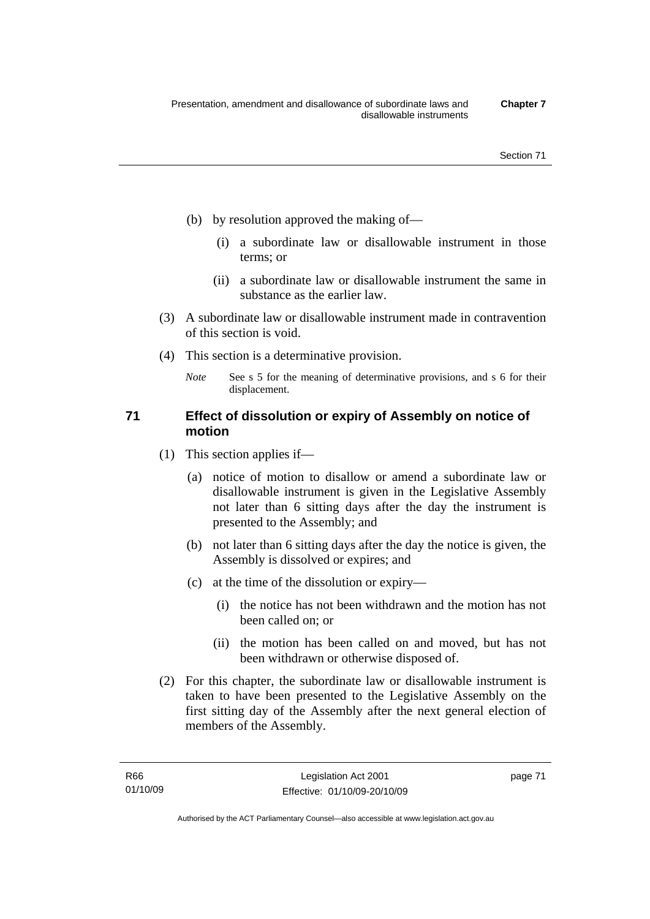(b) by resolution approved the making of—

(i) a subordinate law or disallowable instrument in those terms; or

(ii) a subordinate law or disallowable instrument the same in substance as the earlier law.

(3) A subordinate law or disallowable instrument made in contravention of this section is void.

(4) This section is a determinative provision.

*Note* See s 5 for the meaning of determinative provisions, and s 6 for their displacement.

### 71 Effect of dissolution or expiry of Assembly on notice of motion

(1) This section applies if—

(a) notice of motion to disallow or amend a subordinate law or disallowable instrument is given in the Legislative Assembly not later than 6 sitting days after the day the instrument is presented to the Assembly; and

(b) not later than 6 sitting days after the day the notice is given, the Assembly is dissolved or expires; and

(c) at the time of the dissolution or expiry—

(i) the notice has not been withdrawn and the motion has not been called on; or

(ii) the motion has been called on and moved, but has not been withdrawn or otherwise disposed of.

(2) For this chapter, the subordinate law or disallowable instrument is taken to have been presented to the Legislative Assembly on the first sitting day of the Assembly after the next general election of members of the Assembly.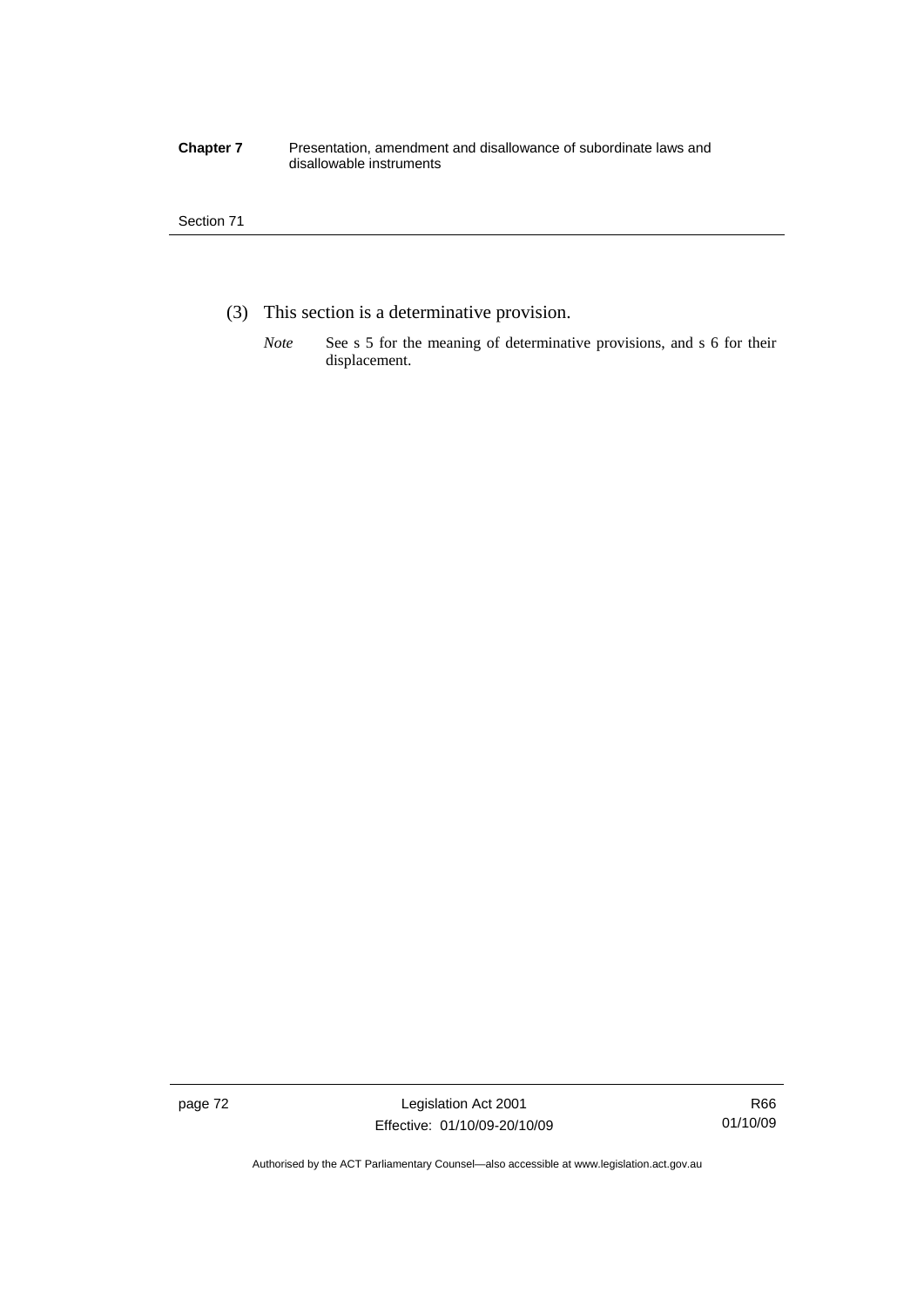(3) This section is a determinative provision.

*Note* See s 5 for the meaning of determinative provisions, and s 6 for their displacement.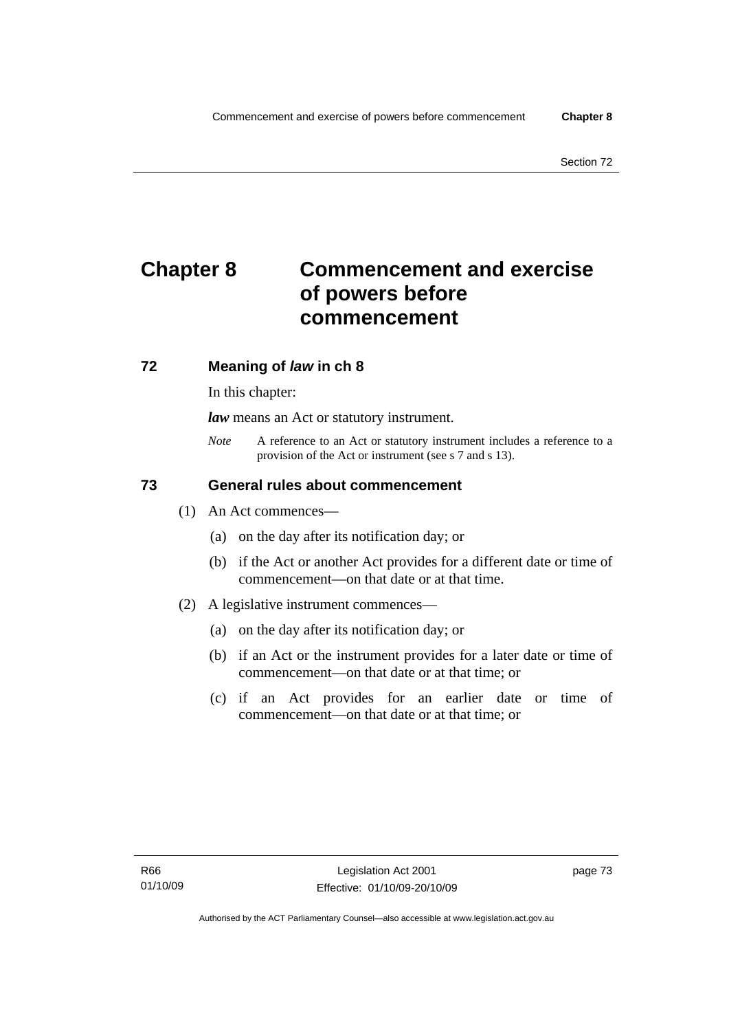# Chapter 8 Commencement and exercise of powers before commencement

## 72 Meaning of *law* in ch 8

In this chapter:

***law*** means an Act or statutory instrument.

*Note* A reference to an Act or statutory instrument includes a reference to a provision of the Act or instrument (see s 7 and s 13).

## 73 General rules about commencement

(1) An Act commences—

(a) on the day after its notification day; or

(b) if the Act or another Act provides for a different date or time of commencement—on that date or at that time.

(2) A legislative instrument commences—

(a) on the day after its notification day; or

(b) if an Act or the instrument provides for a later date or time of commencement—on that date or at that time; or

(c) if an Act provides for an earlier date or time of commencement—on that date or at that time; or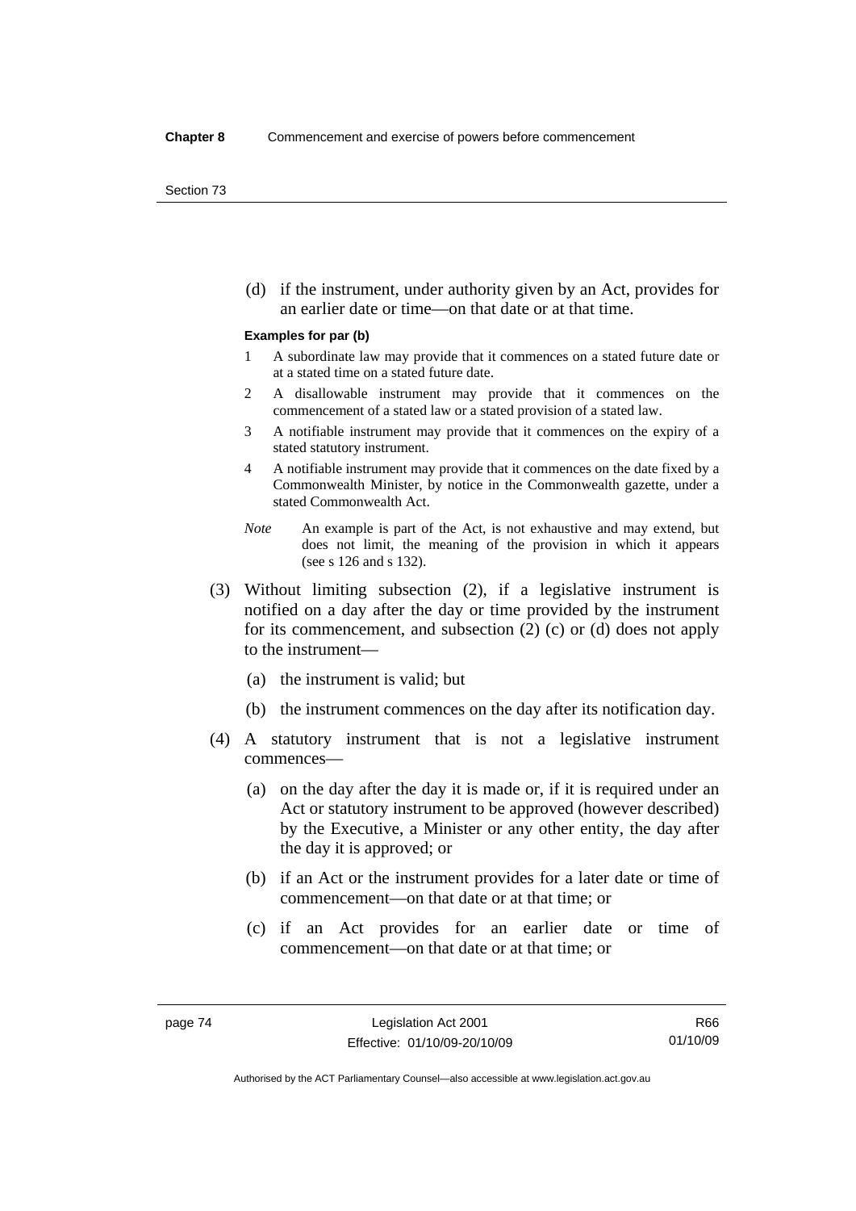(d) if the instrument, under authority given by an Act, provides for an earlier date or time—on that date or at that time.

**Examples for par (b)**

1 A subordinate law may provide that it commences on a stated future date or at a stated time on a stated future date.

2 A disallowable instrument may provide that it commences on the commencement of a stated law or a stated provision of a stated law.

3 A notifiable instrument may provide that it commences on the expiry of a stated statutory instrument.

4 A notifiable instrument may provide that it commences on the date fixed by a Commonwealth Minister, by notice in the Commonwealth gazette, under a stated Commonwealth Act.

*Note* An example is part of the Act, is not exhaustive and may extend, but does not limit, the meaning of the provision in which it appears (see s 126 and s 132).

(3) Without limiting subsection (2), if a legislative instrument is notified on a day after the day or time provided by the instrument for its commencement, and subsection (2) (c) or (d) does not apply to the instrument—

(a) the instrument is valid; but

(b) the instrument commences on the day after its notification day.

(4) A statutory instrument that is not a legislative instrument commences—

(a) on the day after the day it is made or, if it is required under an Act or statutory instrument to be approved (however described) by the Executive, a Minister or any other entity, the day after the day it is approved; or

(b) if an Act or the instrument provides for a later date or time of commencement—on that date or at that time; or

(c) if an Act provides for an earlier date or time of commencement—on that date or at that time; or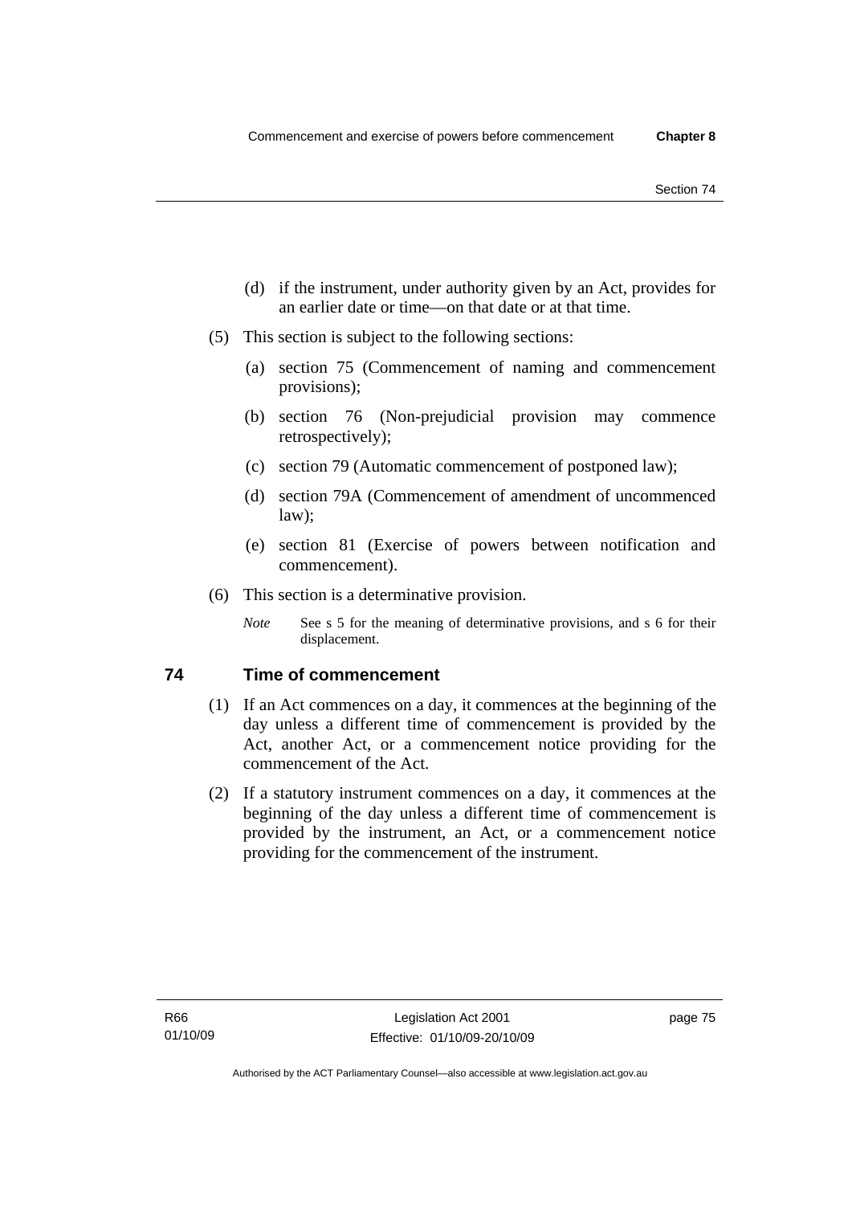(d) if the instrument, under authority given by an Act, provides for an earlier date or time—on that date or at that time.

(5) This section is subject to the following sections:

(a) section 75 (Commencement of naming and commencement provisions);

(b) section 76 (Non-prejudicial provision may commence retrospectively);

(c) section 79 (Automatic commencement of postponed law);

(d) section 79A (Commencement of amendment of uncommenced law);

(e) section 81 (Exercise of powers between notification and commencement).

(6) This section is a determinative provision.

*Note* See s 5 for the meaning of determinative provisions, and s 6 for their displacement.

## 74 Time of commencement

(1) If an Act commences on a day, it commences at the beginning of the day unless a different time of commencement is provided by the Act, another Act, or a commencement notice providing for the commencement of the Act.

(2) If a statutory instrument commences on a day, it commences at the beginning of the day unless a different time of commencement is provided by the instrument, an Act, or a commencement notice providing for the commencement of the instrument.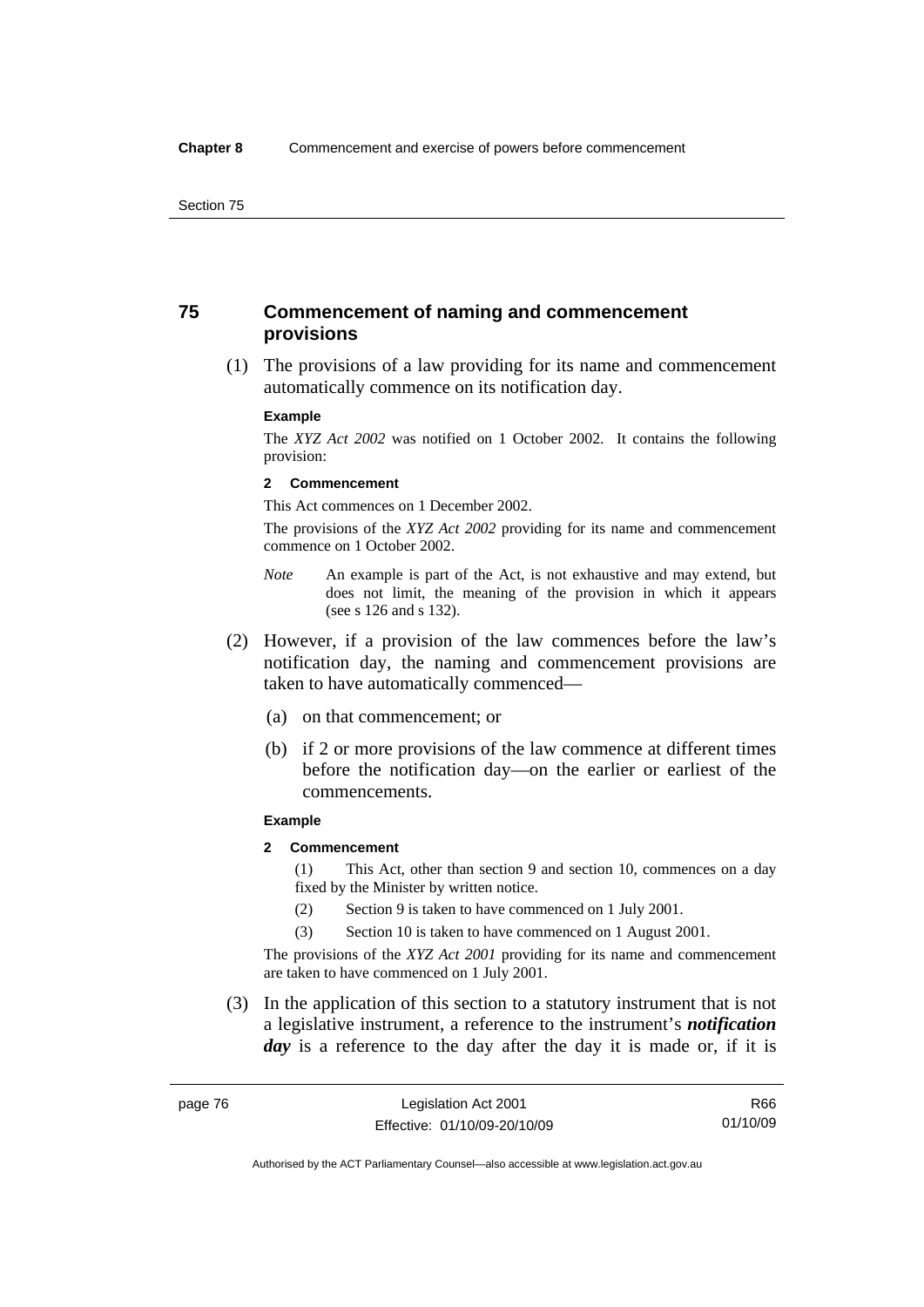## 75 Commencement of naming and commencement provisions

(1) The provisions of a law providing for its name and commencement automatically commence on its notification day.

**Example**

The *XYZ Act 2002* was notified on 1 October 2002. It contains the following provision:

**2 Commencement**

This Act commences on 1 December 2002.

The provisions of the *XYZ Act 2002* providing for its name and commencement commence on 1 October 2002.

*Note* An example is part of the Act, is not exhaustive and may extend, but does not limit, the meaning of the provision in which it appears (see s 126 and s 132).

(2) However, if a provision of the law commences before the law's notification day, the naming and commencement provisions are taken to have automatically commenced—

(a) on that commencement; or

(b) if 2 or more provisions of the law commence at different times before the notification day—on the earlier or earliest of the commencements.

**Example**

**2 Commencement**

(1) This Act, other than section 9 and section 10, commences on a day fixed by the Minister by written notice.

(2) Section 9 is taken to have commenced on 1 July 2001.

(3) Section 10 is taken to have commenced on 1 August 2001.

The provisions of the *XYZ Act 2001* providing for its name and commencement are taken to have commenced on 1 July 2001.

(3) In the application of this section to a statutory instrument that is not a legislative instrument, a reference to the instrument's ***notification day*** is a reference to the day after the day it is made or, if it is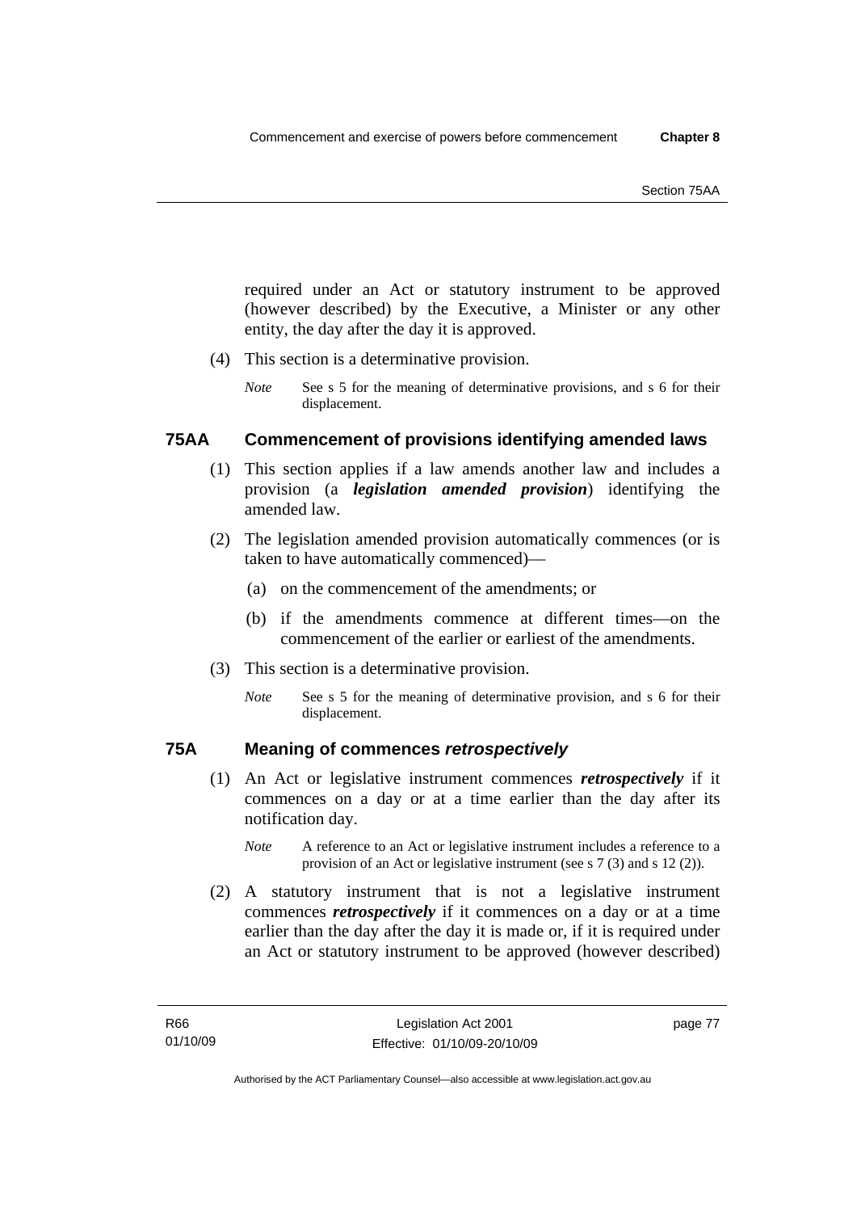required under an Act or statutory instrument to be approved (however described) by the Executive, a Minister or any other entity, the day after the day it is approved.

(4) This section is a determinative provision.

*Note* See s 5 for the meaning of determinative provisions, and s 6 for their displacement.

## 75AA Commencement of provisions identifying amended laws

(1) This section applies if a law amends another law and includes a provision (a ***legislation amended provision***) identifying the amended law.

(2) The legislation amended provision automatically commences (or is taken to have automatically commenced)—

(a) on the commencement of the amendments; or

(b) if the amendments commence at different times—on the commencement of the earlier or earliest of the amendments.

(3) This section is a determinative provision.

*Note* See s 5 for the meaning of determinative provision, and s 6 for their displacement.

## 75A Meaning of commences *retrospectively*

(1) An Act or legislative instrument commences ***retrospectively*** if it commences on a day or at a time earlier than the day after its notification day.

*Note* A reference to an Act or legislative instrument includes a reference to a provision of an Act or legislative instrument (see s 7 (3) and s 12 (2)).

(2) A statutory instrument that is not a legislative instrument commences ***retrospectively*** if it commences on a day or at a time earlier than the day after the day it is made or, if it is required under an Act or statutory instrument to be approved (however described)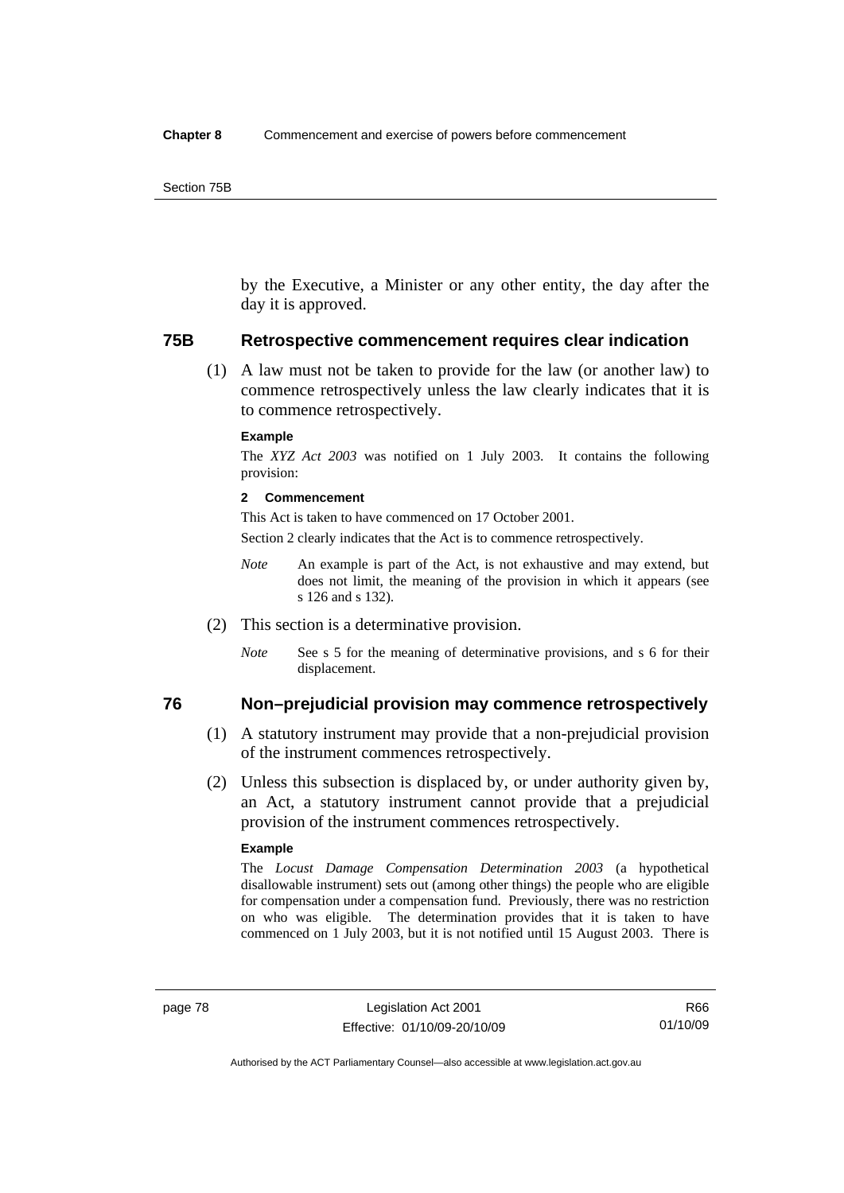by the Executive, a Minister or any other entity, the day after the day it is approved.

### 75B Retrospective commencement requires clear indication

(1) A law must not be taken to provide for the law (or another law) to commence retrospectively unless the law clearly indicates that it is to commence retrospectively.

**Example**

The *XYZ Act 2003* was notified on 1 July 2003. It contains the following provision:

**2 Commencement**

This Act is taken to have commenced on 17 October 2001.

Section 2 clearly indicates that the Act is to commence retrospectively.

*Note* An example is part of the Act, is not exhaustive and may extend, but does not limit, the meaning of the provision in which it appears (see s 126 and s 132).

(2) This section is a determinative provision.

*Note* See s 5 for the meaning of determinative provisions, and s 6 for their displacement.

### 76 Non–prejudicial provision may commence retrospectively

(1) A statutory instrument may provide that a non-prejudicial provision of the instrument commences retrospectively.

(2) Unless this subsection is displaced by, or under authority given by, an Act, a statutory instrument cannot provide that a prejudicial provision of the instrument commences retrospectively.

**Example**

The *Locust Damage Compensation Determination 2003* (a hypothetical disallowable instrument) sets out (among other things) the people who are eligible for compensation under a compensation fund. Previously, there was no restriction on who was eligible. The determination provides that it is taken to have commenced on 1 July 2003, but it is not notified until 15 August 2003. There is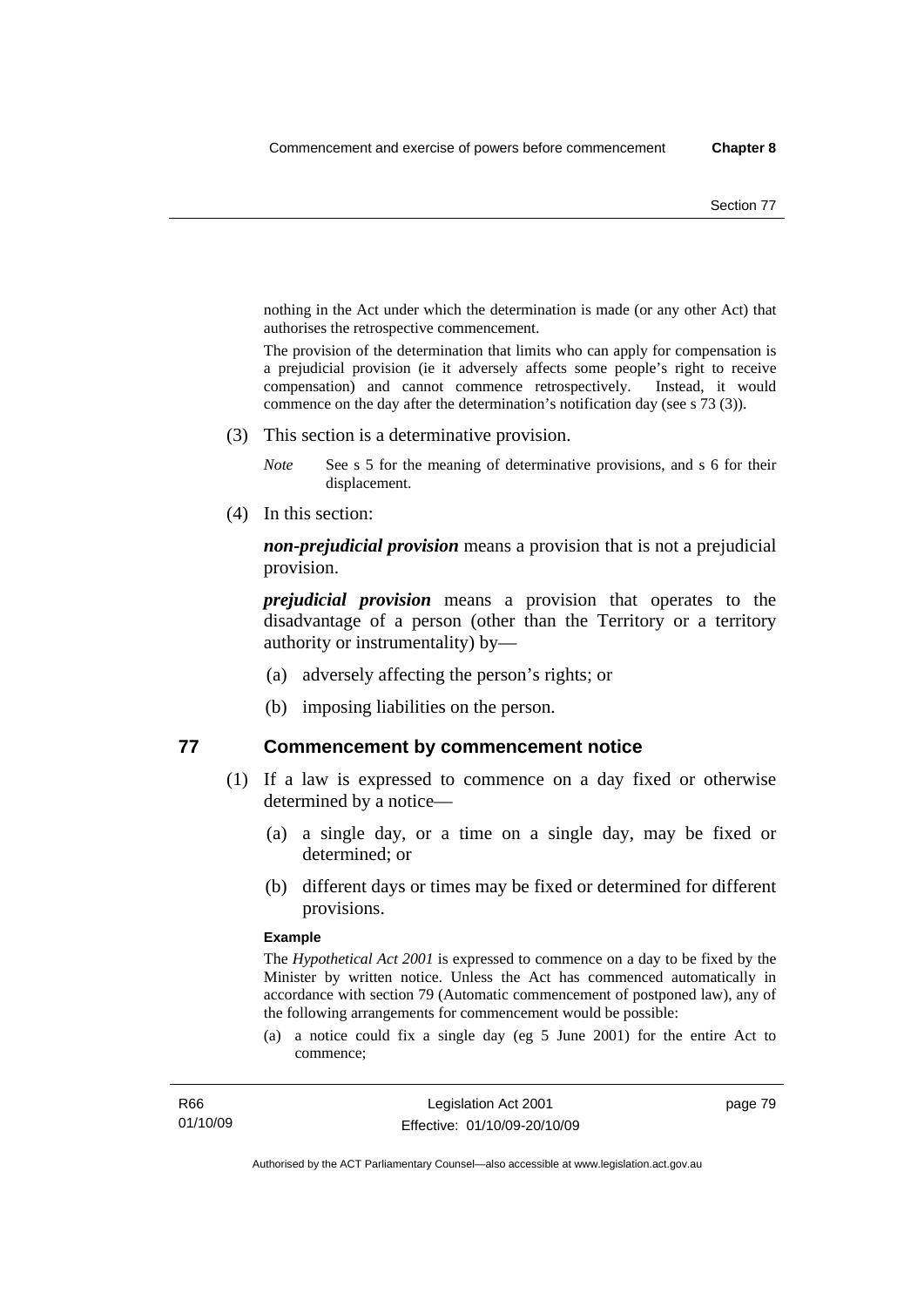nothing in the Act under which the determination is made (or any other Act) that authorises the retrospective commencement.

The provision of the determination that limits who can apply for compensation is a prejudicial provision (ie it adversely affects some people's right to receive compensation) and cannot commence retrospectively. Instead, it would commence on the day after the determination's notification day (see s 73 (3)).

(3) This section is a determinative provision.

*Note* See s 5 for the meaning of determinative provisions, and s 6 for their displacement.

(4) In this section:

***non-prejudicial provision*** means a provision that is not a prejudicial provision.

***prejudicial provision*** means a provision that operates to the disadvantage of a person (other than the Territory or a territory authority or instrumentality) by—

(a) adversely affecting the person's rights; or

(b) imposing liabilities on the person.

## 77 Commencement by commencement notice

(1) If a law is expressed to commence on a day fixed or otherwise determined by a notice—

(a) a single day, or a time on a single day, may be fixed or determined; or

(b) different days or times may be fixed or determined for different provisions.

**Example**

The *Hypothetical Act 2001* is expressed to commence on a day to be fixed by the Minister by written notice. Unless the Act has commenced automatically in accordance with section 79 (Automatic commencement of postponed law), any of the following arrangements for commencement would be possible:

(a) a notice could fix a single day (eg 5 June 2001) for the entire Act to commence;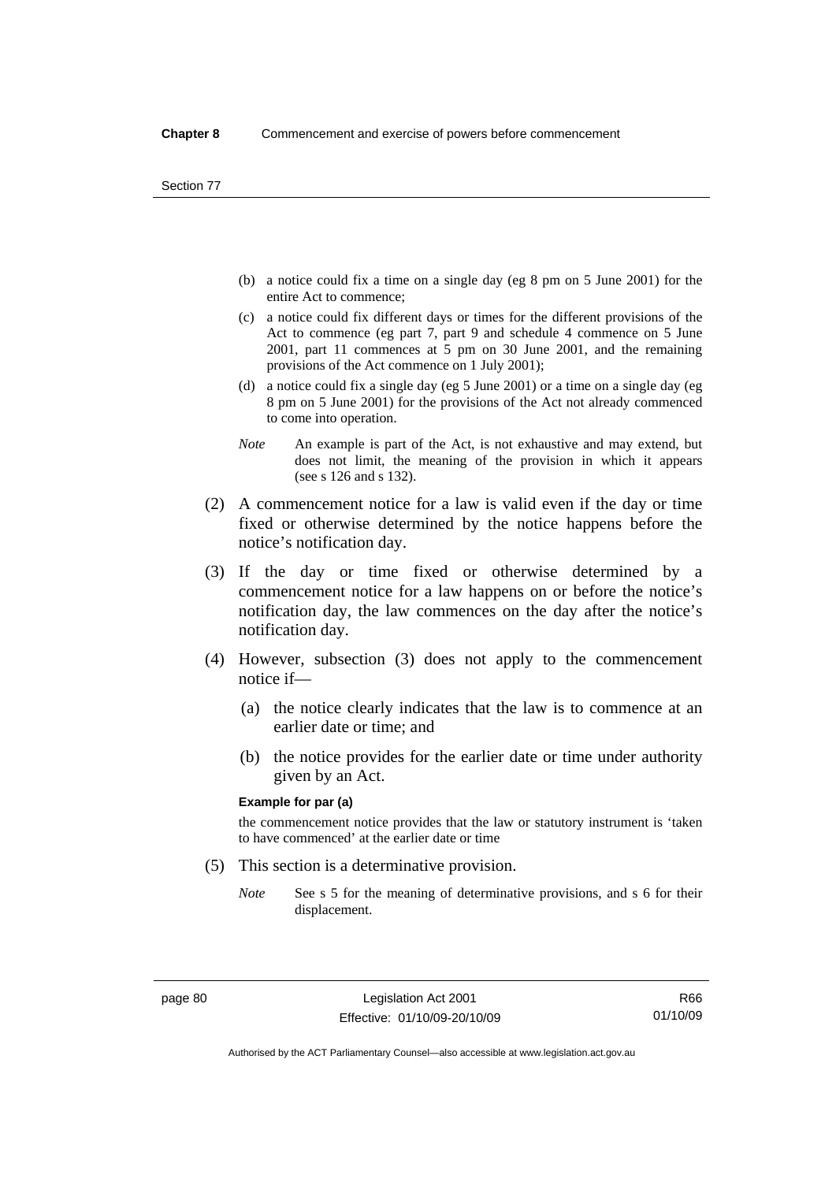(b) a notice could fix a time on a single day (eg 8 pm on 5 June 2001) for the entire Act to commence;

(c) a notice could fix different days or times for the different provisions of the Act to commence (eg part 7, part 9 and schedule 4 commence on 5 June 2001, part 11 commences at 5 pm on 30 June 2001, and the remaining provisions of the Act commence on 1 July 2001);

(d) a notice could fix a single day (eg 5 June 2001) or a time on a single day (eg 8 pm on 5 June 2001) for the provisions of the Act not already commenced to come into operation.

*Note* An example is part of the Act, is not exhaustive and may extend, but does not limit, the meaning of the provision in which it appears (see s 126 and s 132).

(2) A commencement notice for a law is valid even if the day or time fixed or otherwise determined by the notice happens before the notice's notification day.

(3) If the day or time fixed or otherwise determined by a commencement notice for a law happens on or before the notice's notification day, the law commences on the day after the notice's notification day.

(4) However, subsection (3) does not apply to the commencement notice if—

(a) the notice clearly indicates that the law is to commence at an earlier date or time; and

(b) the notice provides for the earlier date or time under authority given by an Act.

**Example for par (a)**

the commencement notice provides that the law or statutory instrument is 'taken to have commenced' at the earlier date or time

(5) This section is a determinative provision.

*Note* See s 5 for the meaning of determinative provisions, and s 6 for their displacement.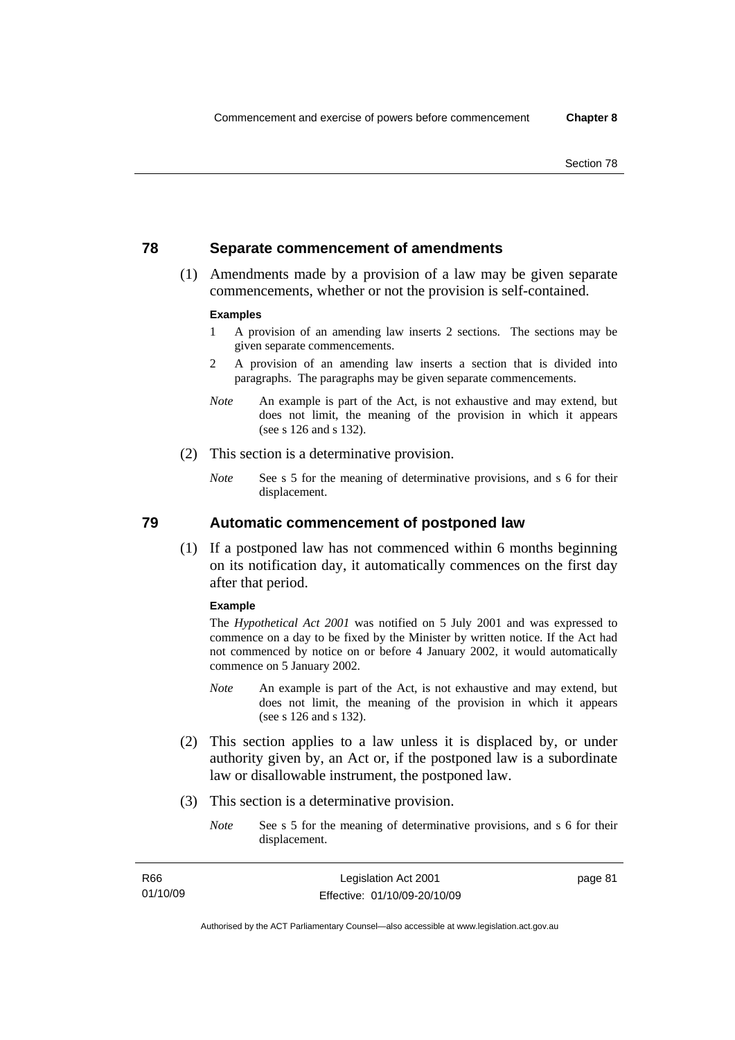## 78 Separate commencement of amendments

(1) Amendments made by a provision of a law may be given separate commencements, whether or not the provision is self-contained.

**Examples**

1 A provision of an amending law inserts 2 sections. The sections may be given separate commencements.

2 A provision of an amending law inserts a section that is divided into paragraphs. The paragraphs may be given separate commencements.

*Note* An example is part of the Act, is not exhaustive and may extend, but does not limit, the meaning of the provision in which it appears (see s 126 and s 132).

(2) This section is a determinative provision.

*Note* See s 5 for the meaning of determinative provisions, and s 6 for their displacement.

## 79 Automatic commencement of postponed law

(1) If a postponed law has not commenced within 6 months beginning on its notification day, it automatically commences on the first day after that period.

**Example**

The *Hypothetical Act 2001* was notified on 5 July 2001 and was expressed to commence on a day to be fixed by the Minister by written notice. If the Act had not commenced by notice on or before 4 January 2002, it would automatically commence on 5 January 2002.

*Note* An example is part of the Act, is not exhaustive and may extend, but does not limit, the meaning of the provision in which it appears (see s 126 and s 132).

(2) This section applies to a law unless it is displaced by, or under authority given by, an Act or, if the postponed law is a subordinate law or disallowable instrument, the postponed law.

(3) This section is a determinative provision.

*Note* See s 5 for the meaning of determinative provisions, and s 6 for their displacement.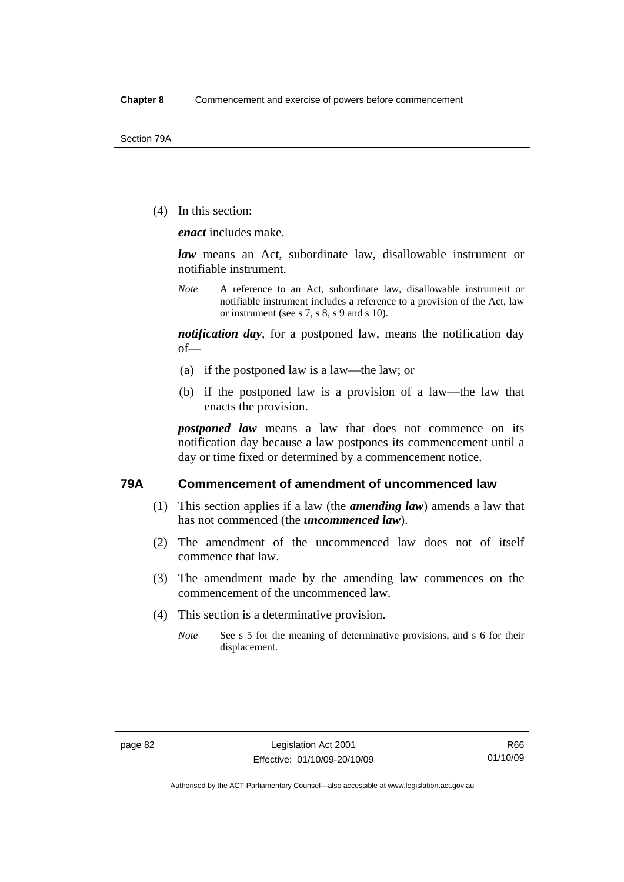(4) In this section:

***enact*** includes make.

***law*** means an Act, subordinate law, disallowable instrument or notifiable instrument.

*Note* A reference to an Act, subordinate law, disallowable instrument or notifiable instrument includes a reference to a provision of the Act, law or instrument (see s 7, s 8, s 9 and s 10).

***notification day***, for a postponed law, means the notification day of—

(a) if the postponed law is a law—the law; or

(b) if the postponed law is a provision of a law—the law that enacts the provision.

***postponed law*** means a law that does not commence on its notification day because a law postpones its commencement until a day or time fixed or determined by a commencement notice.

## 79A Commencement of amendment of uncommenced law

(1) This section applies if a law (the ***amending law***) amends a law that has not commenced (the ***uncommenced law***).

(2) The amendment of the uncommenced law does not of itself commence that law.

(3) The amendment made by the amending law commences on the commencement of the uncommenced law.

(4) This section is a determinative provision.

*Note* See s 5 for the meaning of determinative provisions, and s 6 for their displacement.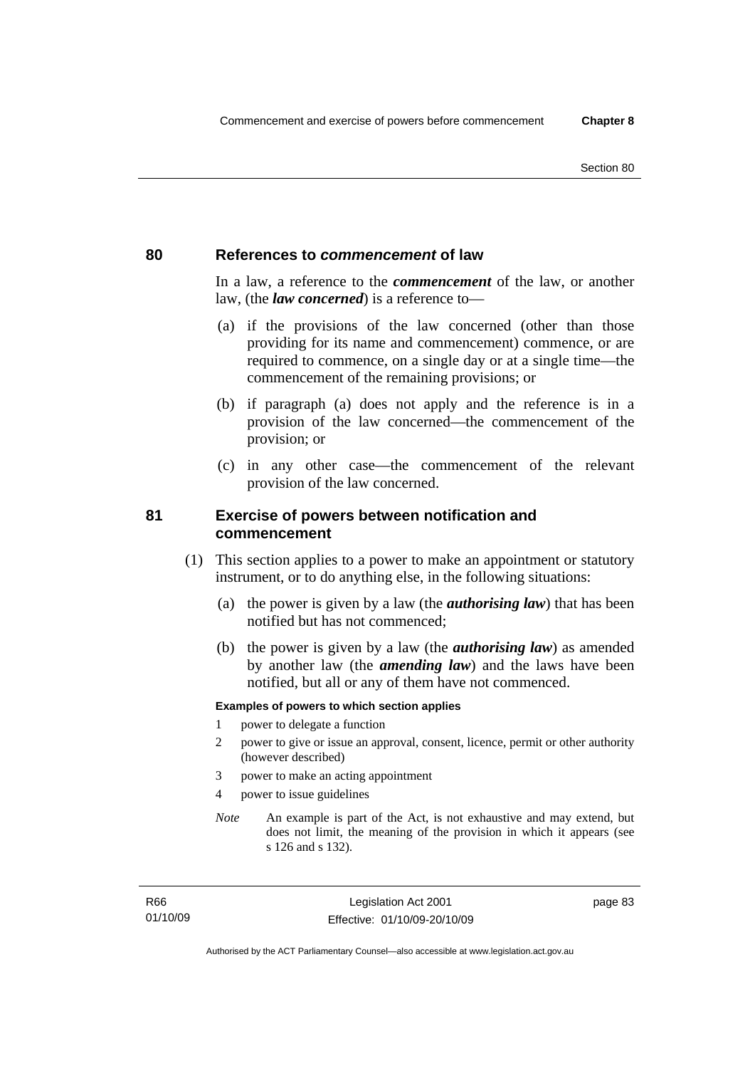## 80 References to *commencement* of law

In a law, a reference to the ***commencement*** of the law, or another law, (the ***law concerned***) is a reference to—

(a) if the provisions of the law concerned (other than those providing for its name and commencement) commence, or are required to commence, on a single day or at a single time—the commencement of the remaining provisions; or

(b) if paragraph (a) does not apply and the reference is in a provision of the law concerned—the commencement of the provision; or

(c) in any other case—the commencement of the relevant provision of the law concerned.

## 81 Exercise of powers between notification and commencement

(1) This section applies to a power to make an appointment or statutory instrument, or to do anything else, in the following situations:

(a) the power is given by a law (the ***authorising law***) that has been notified but has not commenced;

(b) the power is given by a law (the ***authorising law***) as amended by another law (the ***amending law***) and the laws have been notified, but all or any of them have not commenced.

**Examples of powers to which section applies**

1 power to delegate a function

2 power to give or issue an approval, consent, licence, permit or other authority (however described)

3 power to make an acting appointment

4 power to issue guidelines

*Note* An example is part of the Act, is not exhaustive and may extend, but does not limit, the meaning of the provision in which it appears (see s 126 and s 132).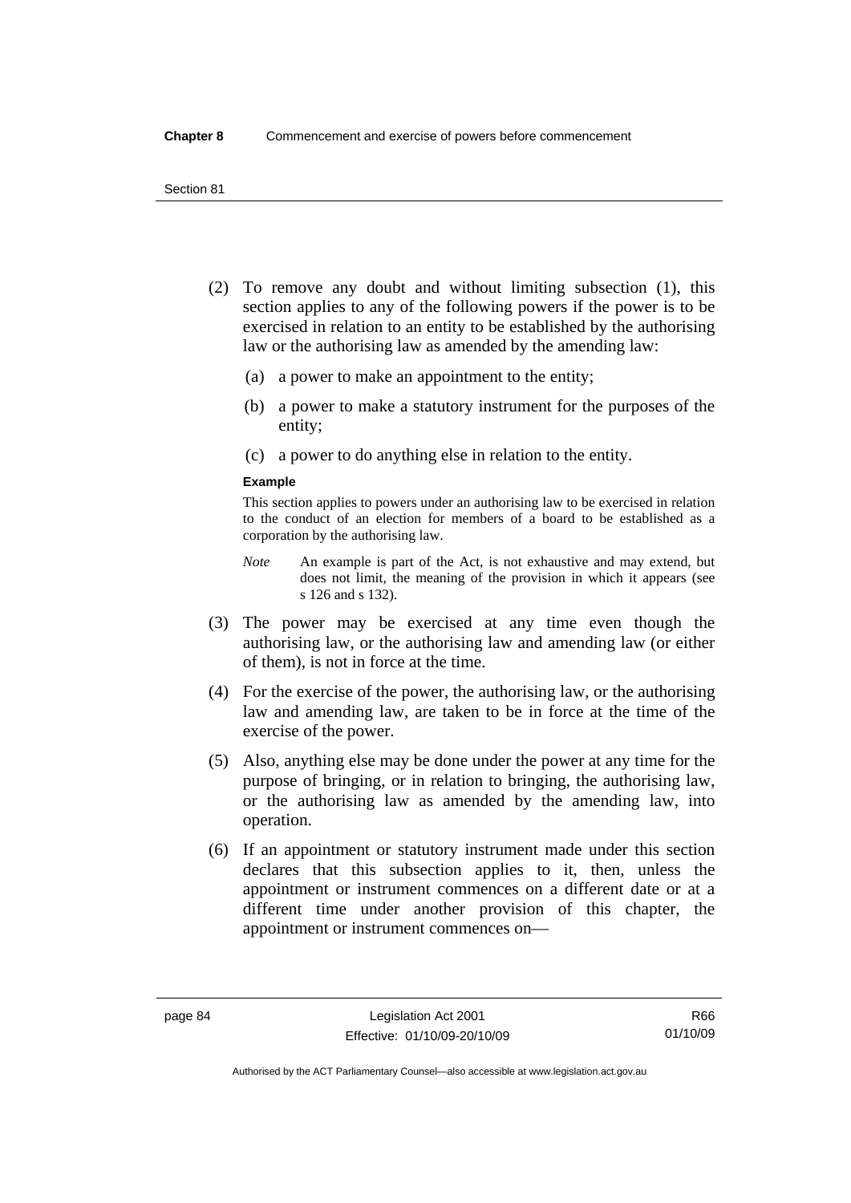(2) To remove any doubt and without limiting subsection (1), this section applies to any of the following powers if the power is to be exercised in relation to an entity to be established by the authorising law or the authorising law as amended by the amending law:

   (a) a power to make an appointment to the entity;

   (b) a power to make a statutory instrument for the purposes of the entity;

   (c) a power to do anything else in relation to the entity.

**Example**

This section applies to powers under an authorising law to be exercised in relation to the conduct of an election for members of a board to be established as a corporation by the authorising law.

*Note* An example is part of the Act, is not exhaustive and may extend, but does not limit, the meaning of the provision in which it appears (see s 126 and s 132).

(3) The power may be exercised at any time even though the authorising law, or the authorising law and amending law (or either of them), is not in force at the time.

(4) For the exercise of the power, the authorising law, or the authorising law and amending law, are taken to be in force at the time of the exercise of the power.

(5) Also, anything else may be done under the power at any time for the purpose of bringing, or in relation to bringing, the authorising law, or the authorising law as amended by the amending law, into operation.

(6) If an appointment or statutory instrument made under this section declares that this subsection applies to it, then, unless the appointment or instrument commences on a different date or at a different time under another provision of this chapter, the appointment or instrument commences on—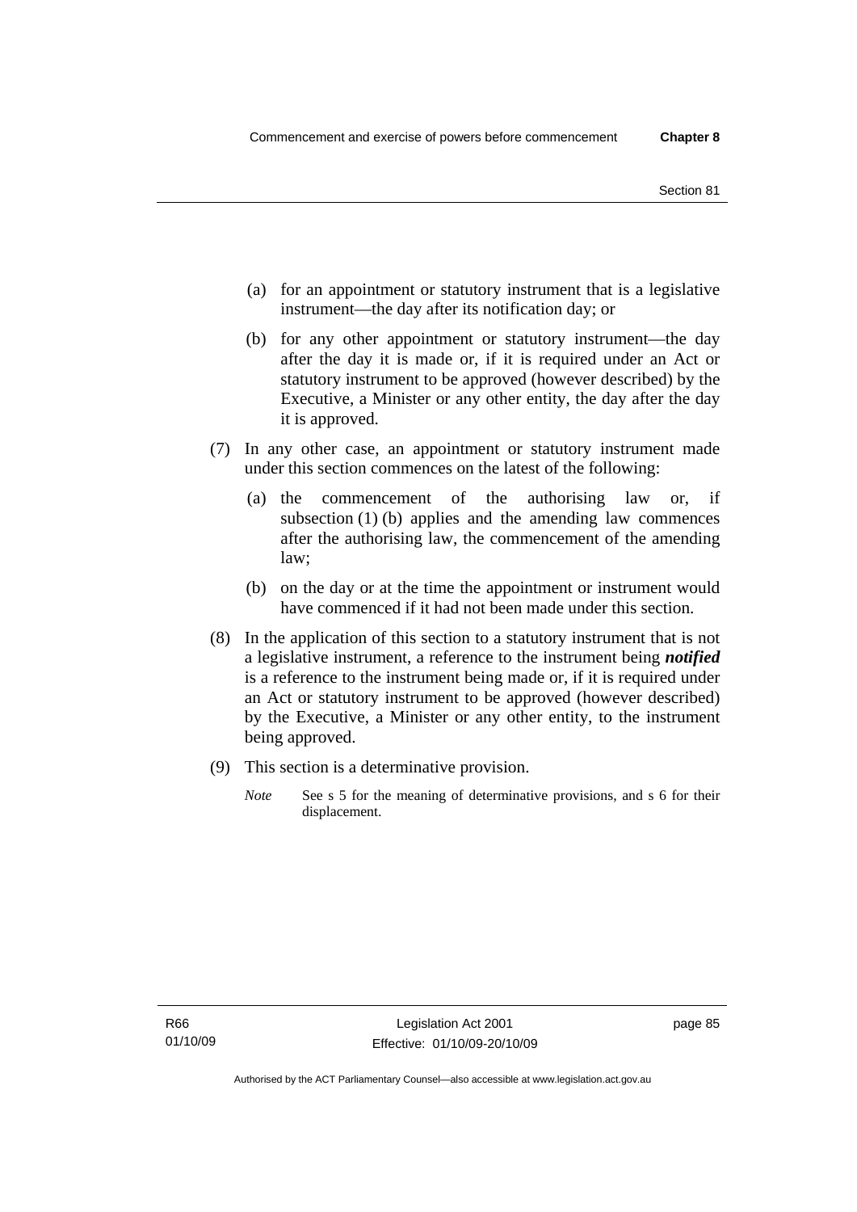(a) for an appointment or statutory instrument that is a legislative instrument—the day after its notification day; or

(b) for any other appointment or statutory instrument—the day after the day it is made or, if it is required under an Act or statutory instrument to be approved (however described) by the Executive, a Minister or any other entity, the day after the day it is approved.

(7) In any other case, an appointment or statutory instrument made under this section commences on the latest of the following:

(a) the commencement of the authorising law or, if subsection (1) (b) applies and the amending law commences after the authorising law, the commencement of the amending law;

(b) on the day or at the time the appointment or instrument would have commenced if it had not been made under this section.

(8) In the application of this section to a statutory instrument that is not a legislative instrument, a reference to the instrument being ***notified*** is a reference to the instrument being made or, if it is required under an Act or statutory instrument to be approved (however described) by the Executive, a Minister or any other entity, to the instrument being approved.

(9) This section is a determinative provision.

*Note* See s 5 for the meaning of determinative provisions, and s 6 for their displacement.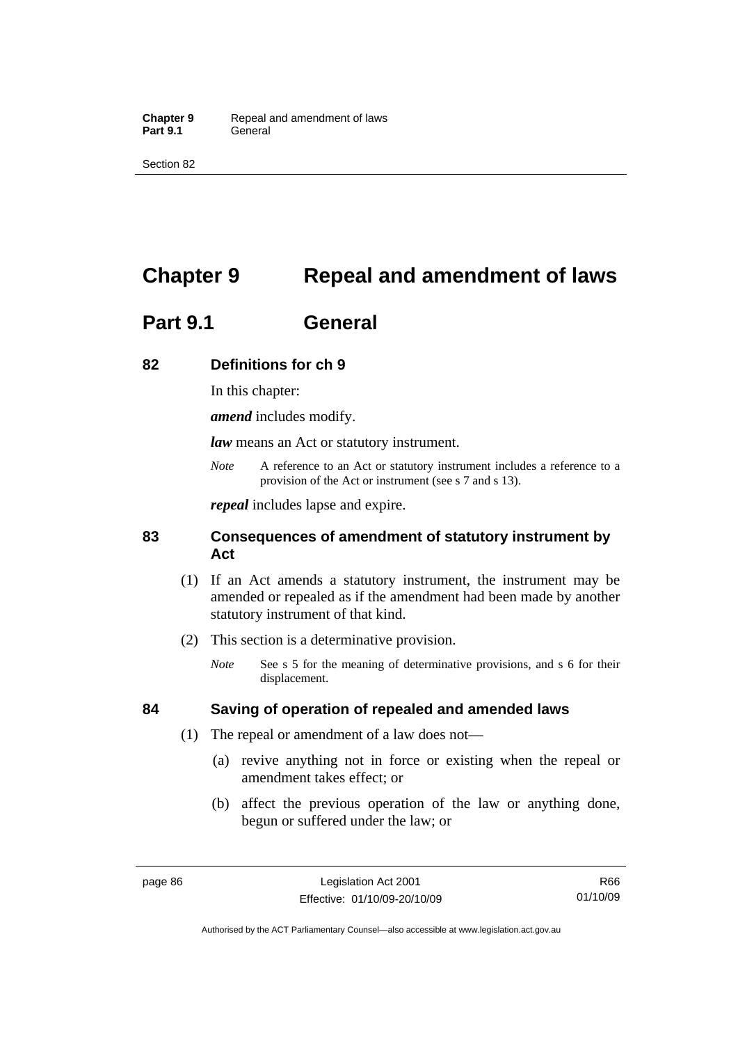# Chapter 9 Repeal and amendment of laws

## Part 9.1 General

### 82 Definitions for ch 9

In this chapter:

***amend*** includes modify.

***law*** means an Act or statutory instrument.

*Note* A reference to an Act or statutory instrument includes a reference to a provision of the Act or instrument (see s 7 and s 13).

***repeal*** includes lapse and expire.

### 83 Consequences of amendment of statutory instrument by Act

(1) If an Act amends a statutory instrument, the instrument may be amended or repealed as if the amendment had been made by another statutory instrument of that kind.

(2) This section is a determinative provision.

*Note* See s 5 for the meaning of determinative provisions, and s 6 for their displacement.

### 84 Saving of operation of repealed and amended laws

(1) The repeal or amendment of a law does not—

(a) revive anything not in force or existing when the repeal or amendment takes effect; or

(b) affect the previous operation of the law or anything done, begun or suffered under the law; or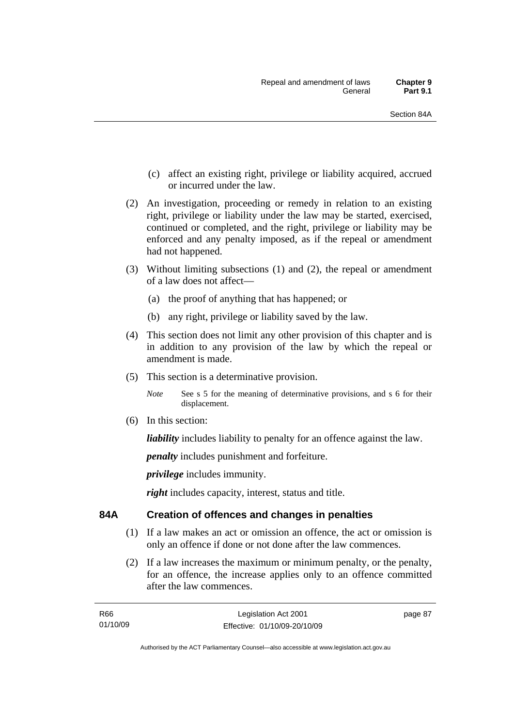(c) affect an existing right, privilege or liability acquired, accrued or incurred under the law.

(2) An investigation, proceeding or remedy in relation to an existing right, privilege or liability under the law may be started, exercised, continued or completed, and the right, privilege or liability may be enforced and any penalty imposed, as if the repeal or amendment had not happened.

(3) Without limiting subsections (1) and (2), the repeal or amendment of a law does not affect—

(a) the proof of anything that has happened; or

(b) any right, privilege or liability saved by the law.

(4) This section does not limit any other provision of this chapter and is in addition to any provision of the law by which the repeal or amendment is made.

(5) This section is a determinative provision.

*Note* See s 5 for the meaning of determinative provisions, and s 6 for their displacement.

(6) In this section:

***liability*** includes liability to penalty for an offence against the law.

***penalty*** includes punishment and forfeiture.

***privilege*** includes immunity.

***right*** includes capacity, interest, status and title.

## 84A Creation of offences and changes in penalties

(1) If a law makes an act or omission an offence, the act or omission is only an offence if done or not done after the law commences.

(2) If a law increases the maximum or minimum penalty, or the penalty, for an offence, the increase applies only to an offence committed after the law commences.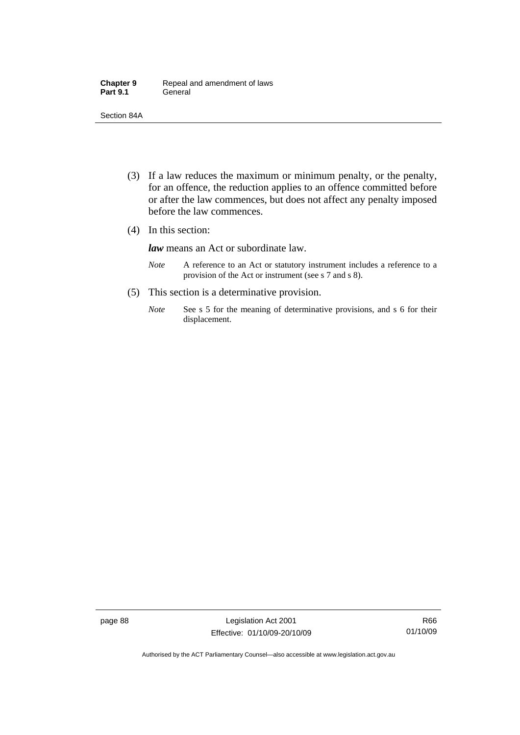(3) If a law reduces the maximum or minimum penalty, or the penalty, for an offence, the reduction applies to an offence committed before or after the law commences, but does not affect any penalty imposed before the law commences.

(4) In this section:

***law*** means an Act or subordinate law.

*Note* A reference to an Act or statutory instrument includes a reference to a provision of the Act or instrument (see s 7 and s 8).

(5) This section is a determinative provision.

*Note* See s 5 for the meaning of determinative provisions, and s 6 for their displacement.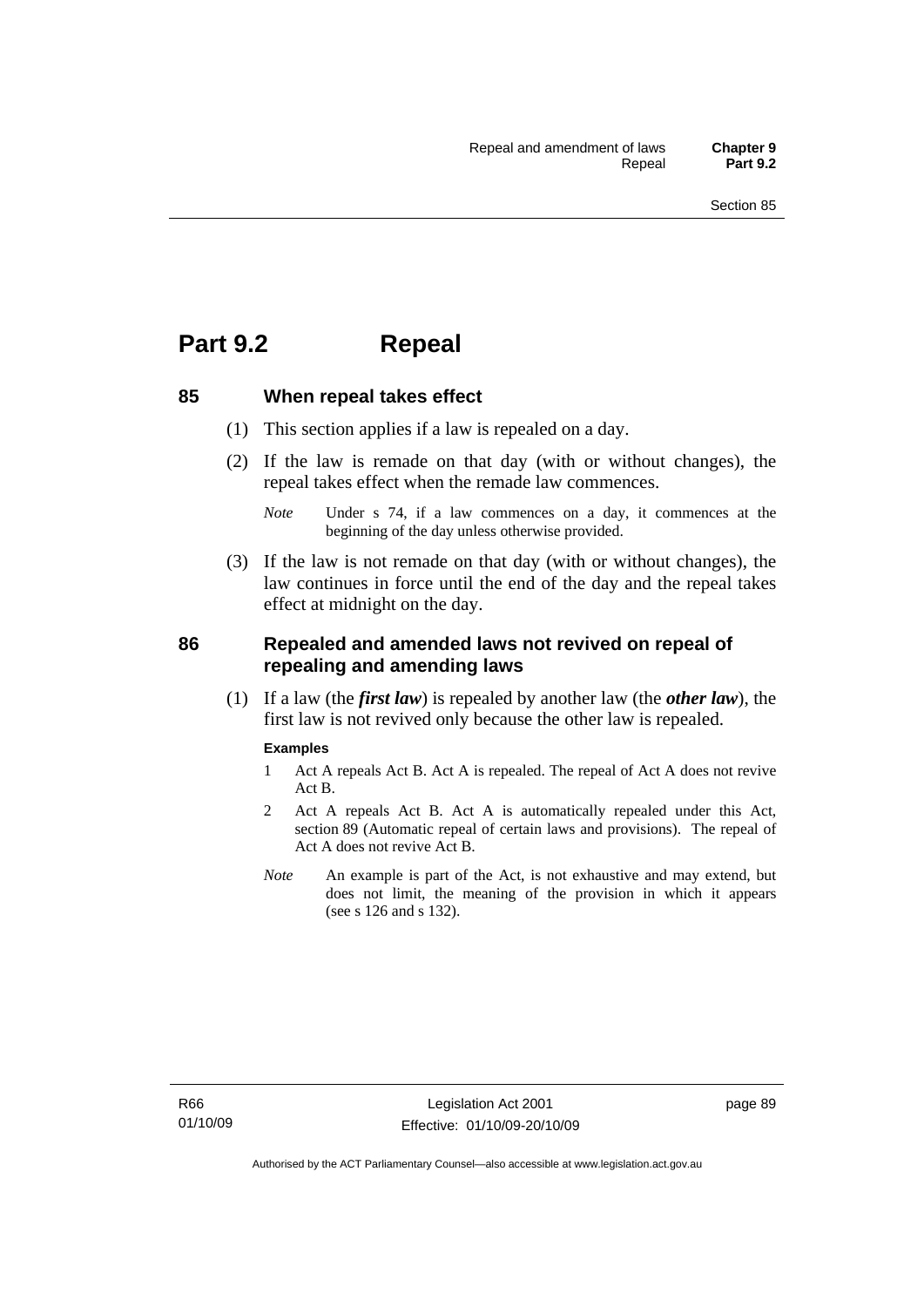# Part 9.2 Repeal

## 85 When repeal takes effect

(1) This section applies if a law is repealed on a day.

(2) If the law is remade on that day (with or without changes), the repeal takes effect when the remade law commences.

*Note* Under s 74, if a law commences on a day, it commences at the beginning of the day unless otherwise provided.

(3) If the law is not remade on that day (with or without changes), the law continues in force until the end of the day and the repeal takes effect at midnight on the day.

## 86 Repealed and amended laws not revived on repeal of repealing and amending laws

(1) If a law (the ***first law***) is repealed by another law (the ***other law***), the first law is not revived only because the other law is repealed.

**Examples**

1 Act A repeals Act B. Act A is repealed. The repeal of Act A does not revive Act B.

2 Act A repeals Act B. Act A is automatically repealed under this Act, section 89 (Automatic repeal of certain laws and provisions). The repeal of Act A does not revive Act B.

*Note* An example is part of the Act, is not exhaustive and may extend, but does not limit, the meaning of the provision in which it appears (see s 126 and s 132).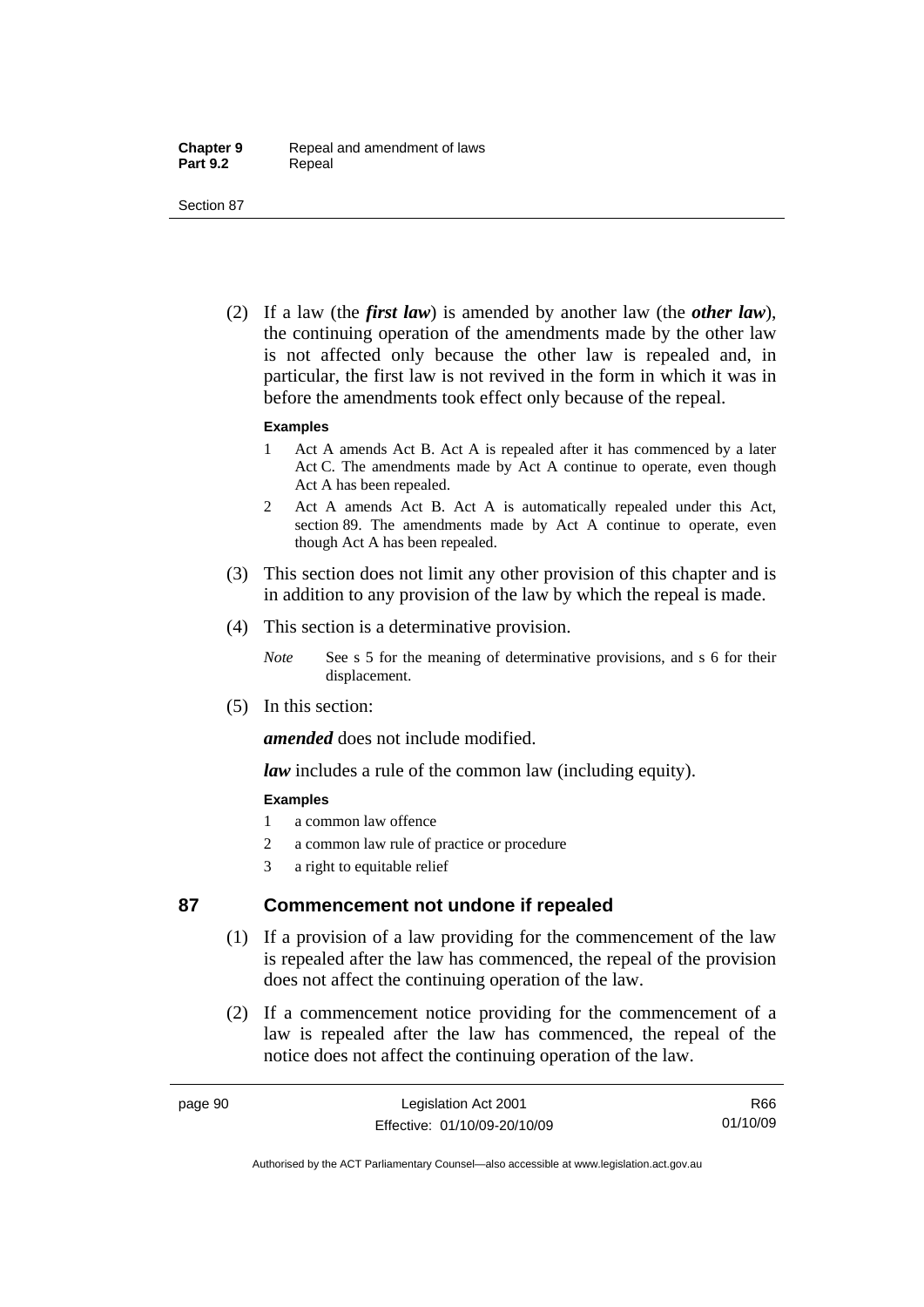(2) If a law (the ***first law***) is amended by another law (the ***other law***), the continuing operation of the amendments made by the other law is not affected only because the other law is repealed and, in particular, the first law is not revived in the form in which it was in before the amendments took effect only because of the repeal.

**Examples**

1 Act A amends Act B. Act A is repealed after it has commenced by a later Act C. The amendments made by Act A continue to operate, even though Act A has been repealed.

2 Act A amends Act B. Act A is automatically repealed under this Act, section 89. The amendments made by Act A continue to operate, even though Act A has been repealed.

(3) This section does not limit any other provision of this chapter and is in addition to any provision of the law by which the repeal is made.

(4) This section is a determinative provision.

*Note* See s 5 for the meaning of determinative provisions, and s 6 for their displacement.

(5) In this section:

***amended*** does not include modified.

***law*** includes a rule of the common law (including equity).

**Examples**

1 a common law offence

2 a common law rule of practice or procedure

3 a right to equitable relief

## 87 Commencement not undone if repealed

(1) If a provision of a law providing for the commencement of the law is repealed after the law has commenced, the repeal of the provision does not affect the continuing operation of the law.

(2) If a commencement notice providing for the commencement of a law is repealed after the law has commenced, the repeal of the notice does not affect the continuing operation of the law.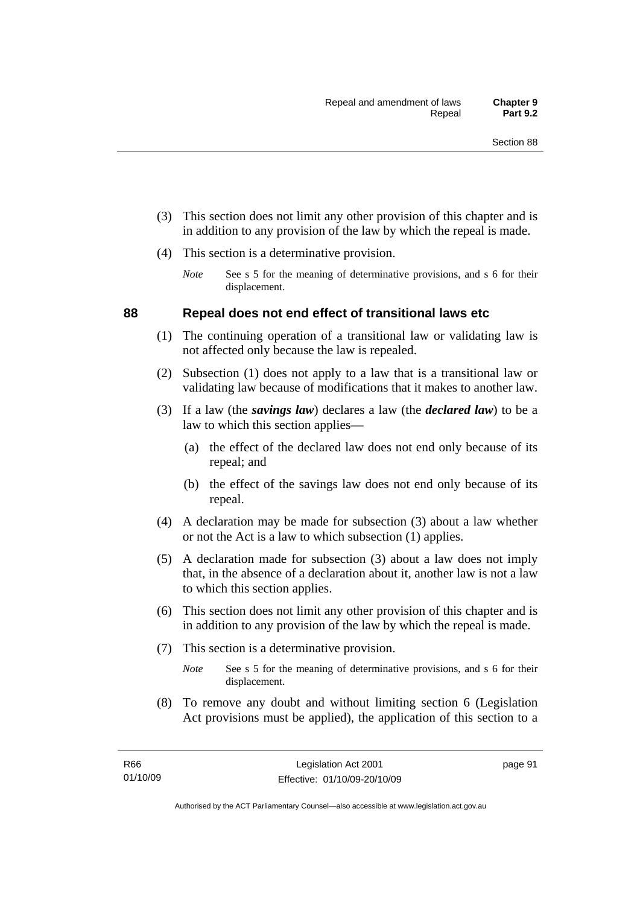(3) This section does not limit any other provision of this chapter and is in addition to any provision of the law by which the repeal is made.

(4) This section is a determinative provision.

*Note* See s 5 for the meaning of determinative provisions, and s 6 for their displacement.

## 88 Repeal does not end effect of transitional laws etc

(1) The continuing operation of a transitional law or validating law is not affected only because the law is repealed.

(2) Subsection (1) does not apply to a law that is a transitional law or validating law because of modifications that it makes to another law.

(3) If a law (the ***savings law***) declares a law (the ***declared law***) to be a law to which this section applies—

(a) the effect of the declared law does not end only because of its repeal; and

(b) the effect of the savings law does not end only because of its repeal.

(4) A declaration may be made for subsection (3) about a law whether or not the Act is a law to which subsection (1) applies.

(5) A declaration made for subsection (3) about a law does not imply that, in the absence of a declaration about it, another law is not a law to which this section applies.

(6) This section does not limit any other provision of this chapter and is in addition to any provision of the law by which the repeal is made.

(7) This section is a determinative provision.

*Note* See s 5 for the meaning of determinative provisions, and s 6 for their displacement.

(8) To remove any doubt and without limiting section 6 (Legislation Act provisions must be applied), the application of this section to a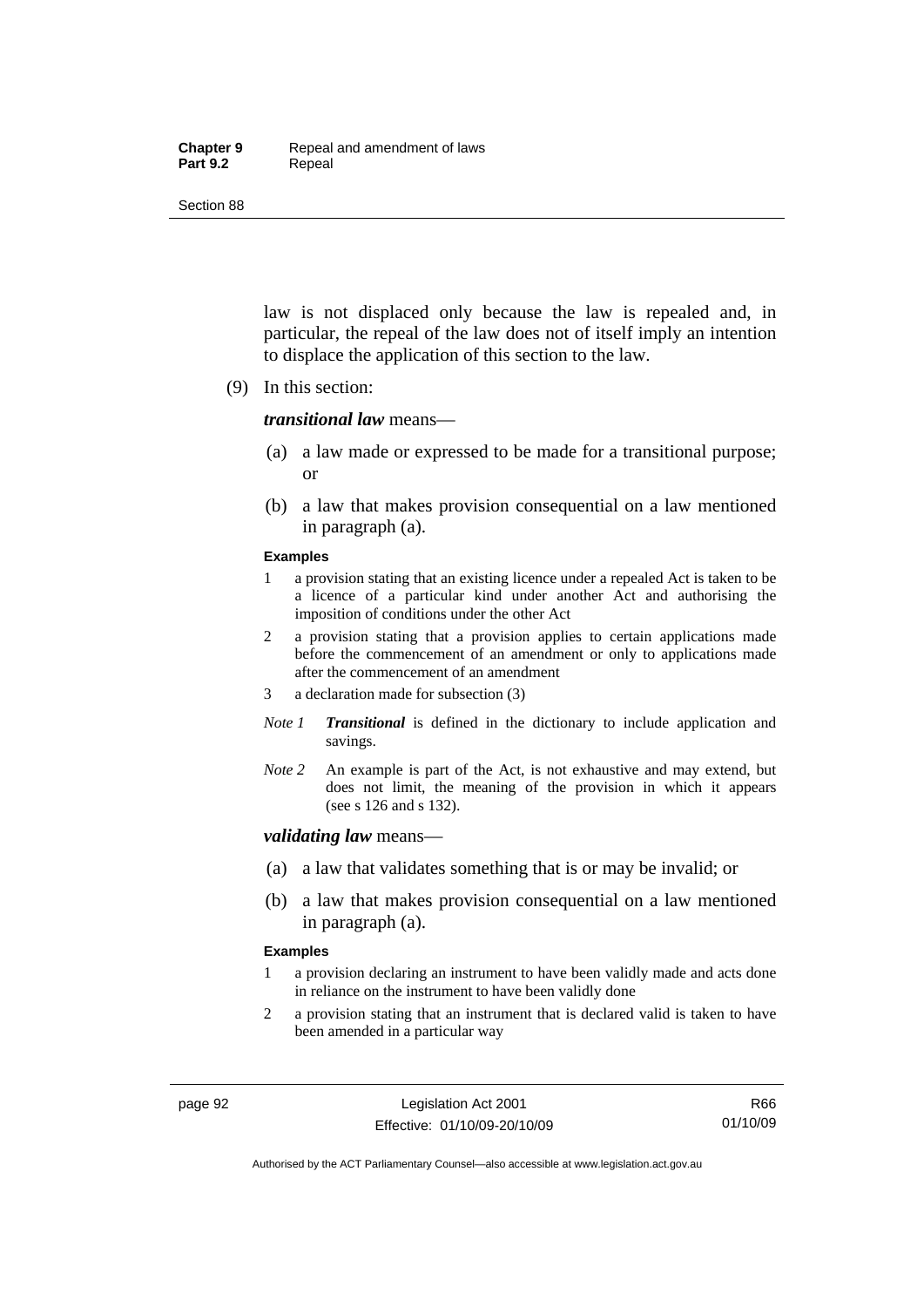law is not displaced only because the law is repealed and, in particular, the repeal of the law does not of itself imply an intention to displace the application of this section to the law.

(9) In this section:

***transitional law*** means—

(a) a law made or expressed to be made for a transitional purpose; or

(b) a law that makes provision consequential on a law mentioned in paragraph (a).

**Examples**

1 a provision stating that an existing licence under a repealed Act is taken to be a licence of a particular kind under another Act and authorising the imposition of conditions under the other Act

2 a provision stating that a provision applies to certain applications made before the commencement of an amendment or only to applications made after the commencement of an amendment

3 a declaration made for subsection (3)

*Note 1* ***Transitional*** is defined in the dictionary to include application and savings.

*Note 2* An example is part of the Act, is not exhaustive and may extend, but does not limit, the meaning of the provision in which it appears (see s 126 and s 132).

***validating law*** means—

(a) a law that validates something that is or may be invalid; or

(b) a law that makes provision consequential on a law mentioned in paragraph (a).

**Examples**

1 a provision declaring an instrument to have been validly made and acts done in reliance on the instrument to have been validly done

2 a provision stating that an instrument that is declared valid is taken to have been amended in a particular way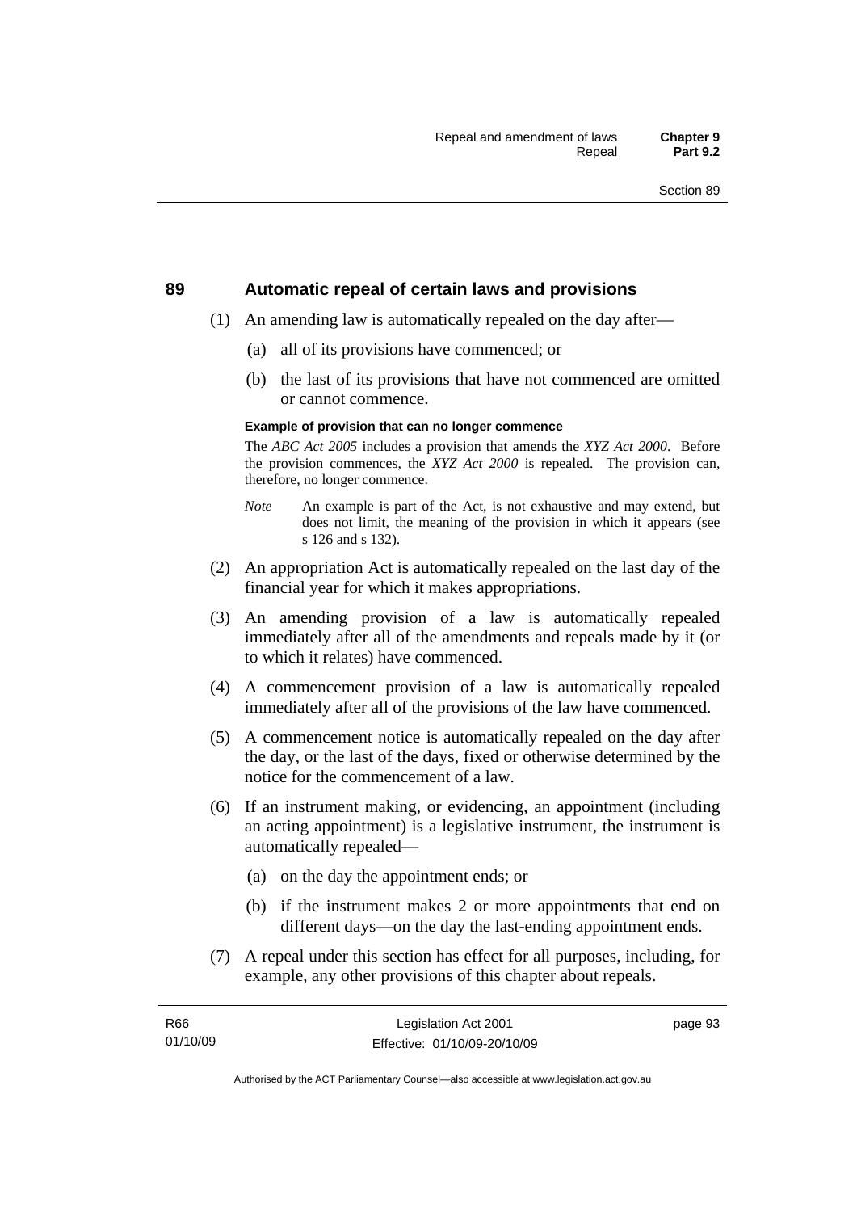## 89 Automatic repeal of certain laws and provisions

(1) An amending law is automatically repealed on the day after—

(a) all of its provisions have commenced; or

(b) the last of its provisions that have not commenced are omitted or cannot commence.

**Example of provision that can no longer commence**

The *ABC Act 2005* includes a provision that amends the *XYZ Act 2000*. Before the provision commences, the *XYZ Act 2000* is repealed. The provision can, therefore, no longer commence.

*Note* An example is part of the Act, is not exhaustive and may extend, but does not limit, the meaning of the provision in which it appears (see s 126 and s 132).

(2) An appropriation Act is automatically repealed on the last day of the financial year for which it makes appropriations.

(3) An amending provision of a law is automatically repealed immediately after all of the amendments and repeals made by it (or to which it relates) have commenced.

(4) A commencement provision of a law is automatically repealed immediately after all of the provisions of the law have commenced.

(5) A commencement notice is automatically repealed on the day after the day, or the last of the days, fixed or otherwise determined by the notice for the commencement of a law.

(6) If an instrument making, or evidencing, an appointment (including an acting appointment) is a legislative instrument, the instrument is automatically repealed—

(a) on the day the appointment ends; or

(b) if the instrument makes 2 or more appointments that end on different days—on the day the last-ending appointment ends.

(7) A repeal under this section has effect for all purposes, including, for example, any other provisions of this chapter about repeals.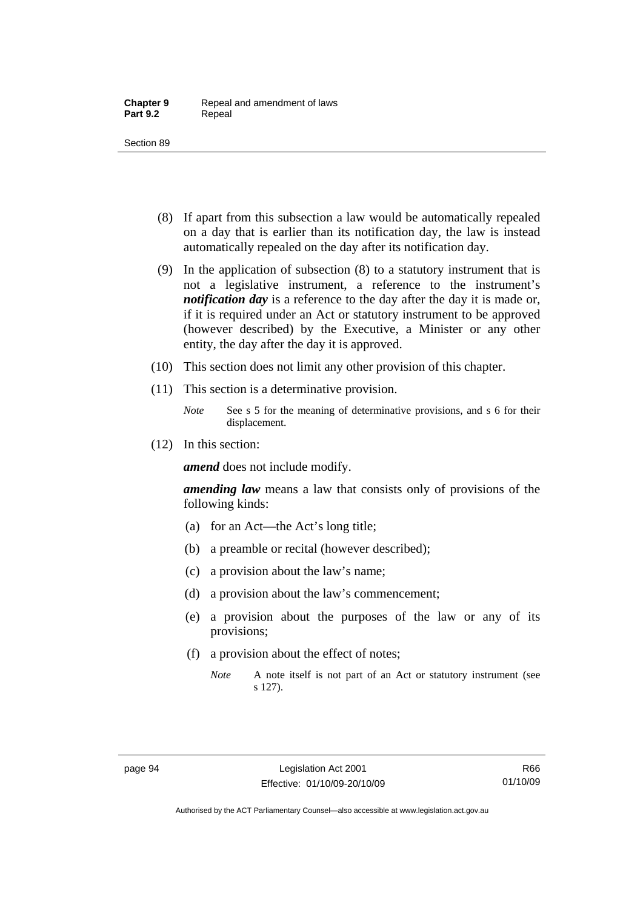(8) If apart from this subsection a law would be automatically repealed on a day that is earlier than its notification day, the law is instead automatically repealed on the day after its notification day.

(9) In the application of subsection (8) to a statutory instrument that is not a legislative instrument, a reference to the instrument's ***notification day*** is a reference to the day after the day it is made or, if it is required under an Act or statutory instrument to be approved (however described) by the Executive, a Minister or any other entity, the day after the day it is approved.

(10) This section does not limit any other provision of this chapter.

(11) This section is a determinative provision.

*Note* See s 5 for the meaning of determinative provisions, and s 6 for their displacement.

(12) In this section:

***amend*** does not include modify.

***amending law*** means a law that consists only of provisions of the following kinds:

(a) for an Act—the Act's long title;

(b) a preamble or recital (however described);

(c) a provision about the law's name;

(d) a provision about the law's commencement;

(e) a provision about the purposes of the law or any of its provisions;

(f) a provision about the effect of notes;

*Note* A note itself is not part of an Act or statutory instrument (see s 127).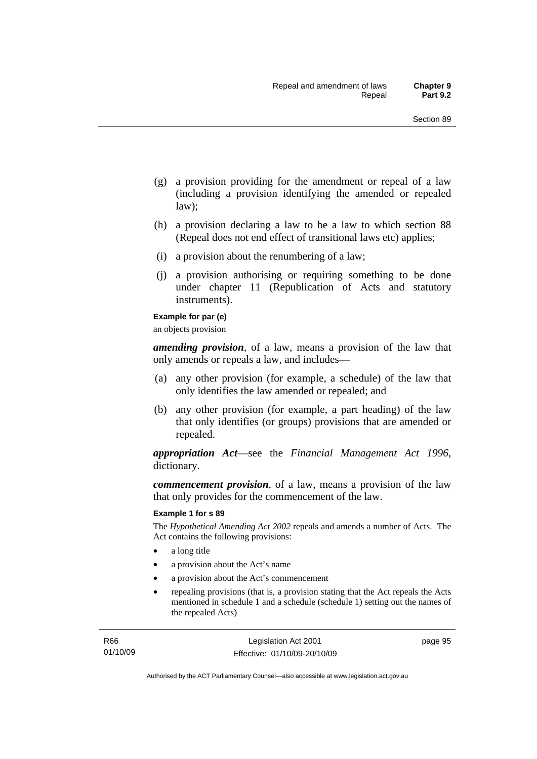(g) a provision providing for the amendment or repeal of a law (including a provision identifying the amended or repealed law);

(h) a provision declaring a law to be a law to which section 88 (Repeal does not end effect of transitional laws etc) applies;

(i) a provision about the renumbering of a law;

(j) a provision authorising or requiring something to be done under chapter 11 (Republication of Acts and statutory instruments).

**Example for par (e)**

an objects provision

***amending provision***, of a law, means a provision of the law that only amends or repeals a law, and includes—

(a) any other provision (for example, a schedule) of the law that only identifies the law amended or repealed; and

(b) any other provision (for example, a part heading) of the law that only identifies (or groups) provisions that are amended or repealed.

***appropriation Act***—see the *Financial Management Act 1996*, dictionary.

***commencement provision***, of a law, means a provision of the law that only provides for the commencement of the law.

**Example 1 for s 89**

The *Hypothetical Amending Act 2002* repeals and amends a number of Acts. The Act contains the following provisions:

- a long title
- a provision about the Act's name
- a provision about the Act's commencement
- repealing provisions (that is, a provision stating that the Act repeals the Acts mentioned in schedule 1 and a schedule (schedule 1) setting out the names of the repealed Acts)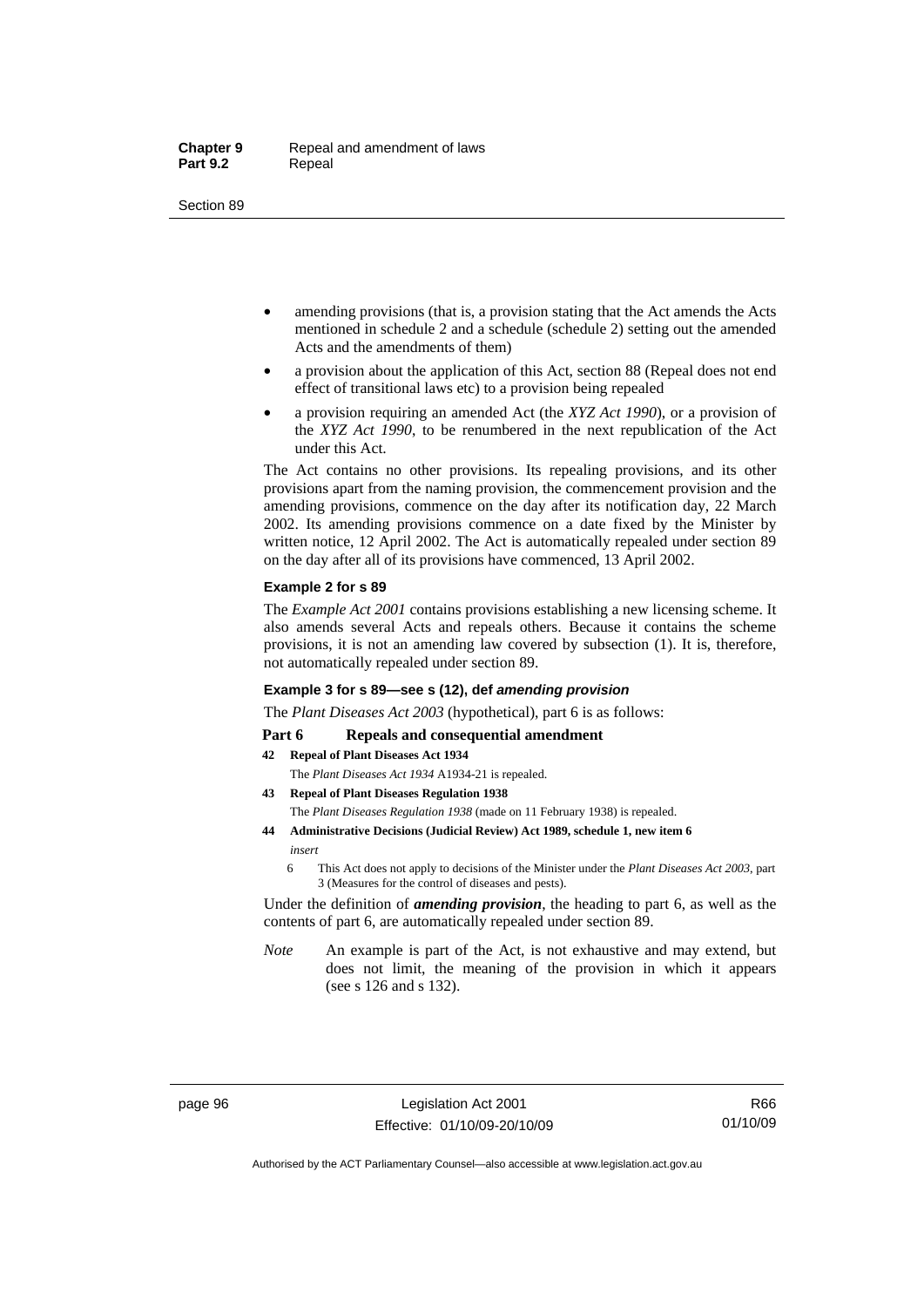- amending provisions (that is, a provision stating that the Act amends the Acts mentioned in schedule 2 and a schedule (schedule 2) setting out the amended Acts and the amendments of them)
- a provision about the application of this Act, section 88 (Repeal does not end effect of transitional laws etc) to a provision being repealed
- a provision requiring an amended Act (the *XYZ Act 1990*), or a provision of the *XYZ Act 1990*, to be renumbered in the next republication of the Act under this Act.

The Act contains no other provisions. Its repealing provisions, and its other provisions apart from the naming provision, the commencement provision and the amending provisions, commence on the day after its notification day, 22 March 2002. Its amending provisions commence on a date fixed by the Minister by written notice, 12 April 2002. The Act is automatically repealed under section 89 on the day after all of its provisions have commenced, 13 April 2002.

**Example 2 for s 89**

The *Example Act 2001* contains provisions establishing a new licensing scheme. It also amends several Acts and repeals others. Because it contains the scheme provisions, it is not an amending law covered by subsection (1). It is, therefore, not automatically repealed under section 89.

**Example 3 for s 89—see s (12), def *amending provision***

The *Plant Diseases Act 2003* (hypothetical), part 6 is as follows:

**Part 6 Repeals and consequential amendment**

**42 Repeal of Plant Diseases Act 1934**

The *Plant Diseases Act 1934* A1934-21 is repealed.

**43 Repeal of Plant Diseases Regulation 1938**

The *Plant Diseases Regulation 1938* (made on 11 February 1938) is repealed.

**44 Administrative Decisions (Judicial Review) Act 1989, schedule 1, new item 6**

*insert*

6 This Act does not apply to decisions of the Minister under the *Plant Diseases Act 2003*, part 3 (Measures for the control of diseases and pests).

Under the definition of ***amending provision***, the heading to part 6, as well as the contents of part 6, are automatically repealed under section 89.

*Note* An example is part of the Act, is not exhaustive and may extend, but does not limit, the meaning of the provision in which it appears (see s 126 and s 132).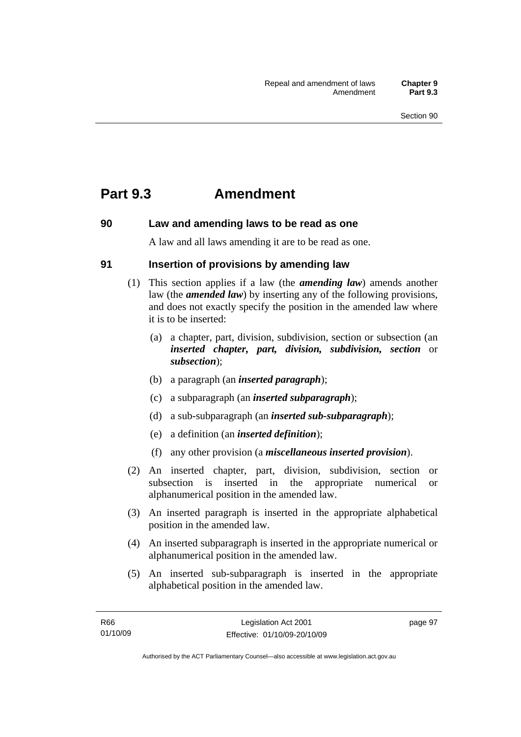# Part 9.3 Amendment

## 90 Law and amending laws to be read as one

A law and all laws amending it are to be read as one.

## 91 Insertion of provisions by amending law

(1) This section applies if a law (the ***amending law***) amends another law (the ***amended law***) by inserting any of the following provisions, and does not exactly specify the position in the amended law where it is to be inserted:

(a) a chapter, part, division, subdivision, section or subsection (an ***inserted chapter, part, division, subdivision, section*** or ***subsection***);

(b) a paragraph (an ***inserted paragraph***);

(c) a subparagraph (an ***inserted subparagraph***);

(d) a sub-subparagraph (an ***inserted sub-subparagraph***);

(e) a definition (an ***inserted definition***);

(f) any other provision (a ***miscellaneous inserted provision***).

(2) An inserted chapter, part, division, subdivision, section or subsection is inserted in the appropriate numerical or alphanumerical position in the amended law.

(3) An inserted paragraph is inserted in the appropriate alphabetical position in the amended law.

(4) An inserted subparagraph is inserted in the appropriate numerical or alphanumerical position in the amended law.

(5) An inserted sub-subparagraph is inserted in the appropriate alphabetical position in the amended law.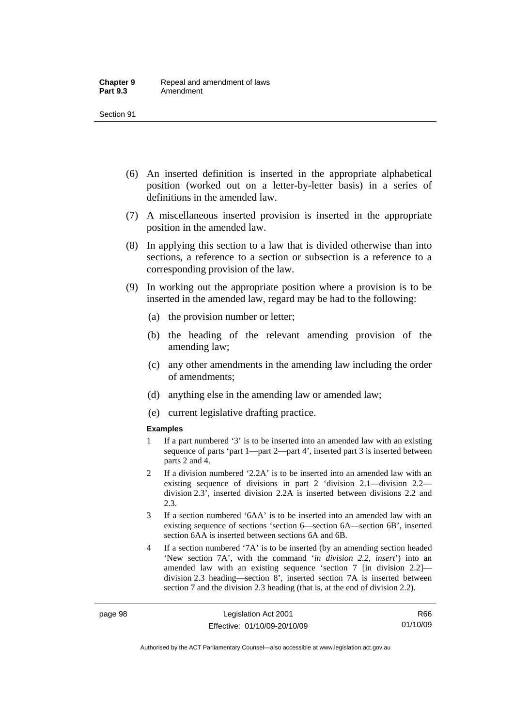(6) An inserted definition is inserted in the appropriate alphabetical position (worked out on a letter-by-letter basis) in a series of definitions in the amended law.

(7) A miscellaneous inserted provision is inserted in the appropriate position in the amended law.

(8) In applying this section to a law that is divided otherwise than into sections, a reference to a section or subsection is a reference to a corresponding provision of the law.

(9) In working out the appropriate position where a provision is to be inserted in the amended law, regard may be had to the following:

(a) the provision number or letter;

(b) the heading of the relevant amending provision of the amending law;

(c) any other amendments in the amending law including the order of amendments;

(d) anything else in the amending law or amended law;

(e) current legislative drafting practice.

**Examples**

1 If a part numbered '3' is to be inserted into an amended law with an existing sequence of parts 'part 1—part 2—part 4', inserted part 3 is inserted between parts 2 and 4.

2 If a division numbered '2.2A' is to be inserted into an amended law with an existing sequence of divisions in part 2 'division 2.1—division 2.2—division 2.3', inserted division 2.2A is inserted between divisions 2.2 and 2.3.

3 If a section numbered '6AA' is to be inserted into an amended law with an existing sequence of sections 'section 6—section 6A—section 6B', inserted section 6AA is inserted between sections 6A and 6B.

4 If a section numbered '7A' is to be inserted (by an amending section headed 'New section 7A', with the command '*in division 2.2, insert*') into an amended law with an existing sequence 'section 7 [in division 2.2]—division 2.3 heading—section 8', inserted section 7A is inserted between section 7 and the division 2.3 heading (that is, at the end of division 2.2).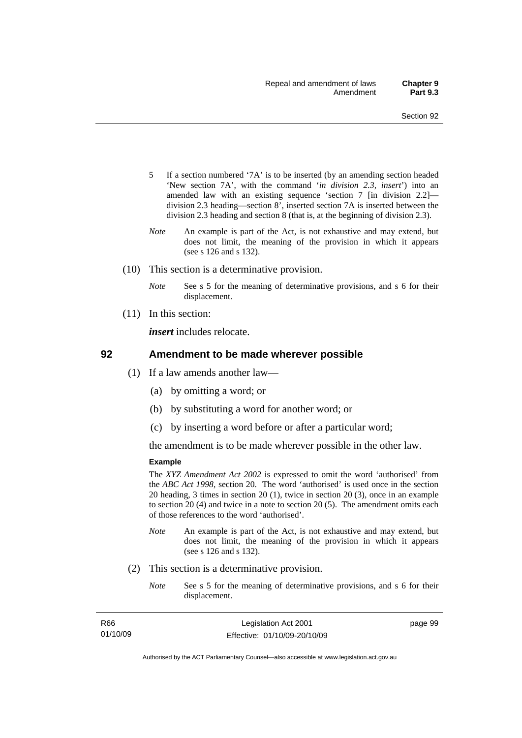5 If a section numbered '7A' is to be inserted (by an amending section headed 'New section 7A', with the command '*in division 2.3, insert*') into an amended law with an existing sequence 'section 7 [in division 2.2]—division 2.3 heading—section 8', inserted section 7A is inserted between the division 2.3 heading and section 8 (that is, at the beginning of division 2.3).

*Note* An example is part of the Act, is not exhaustive and may extend, but does not limit, the meaning of the provision in which it appears (see s 126 and s 132).

(10) This section is a determinative provision.

*Note* See s 5 for the meaning of determinative provisions, and s 6 for their displacement.

(11) In this section:

***insert*** includes relocate.

## 92 Amendment to be made wherever possible

(1) If a law amends another law—

(a) by omitting a word; or

(b) by substituting a word for another word; or

(c) by inserting a word before or after a particular word;

the amendment is to be made wherever possible in the other law.

**Example**

The *XYZ Amendment Act 2002* is expressed to omit the word 'authorised' from the *ABC Act 1998*, section 20. The word 'authorised' is used once in the section 20 heading, 3 times in section 20 (1), twice in section 20 (3), once in an example to section 20 (4) and twice in a note to section 20 (5). The amendment omits each of those references to the word 'authorised'.

*Note* An example is part of the Act, is not exhaustive and may extend, but does not limit, the meaning of the provision in which it appears (see s 126 and s 132).

(2) This section is a determinative provision.

*Note* See s 5 for the meaning of determinative provisions, and s 6 for their displacement.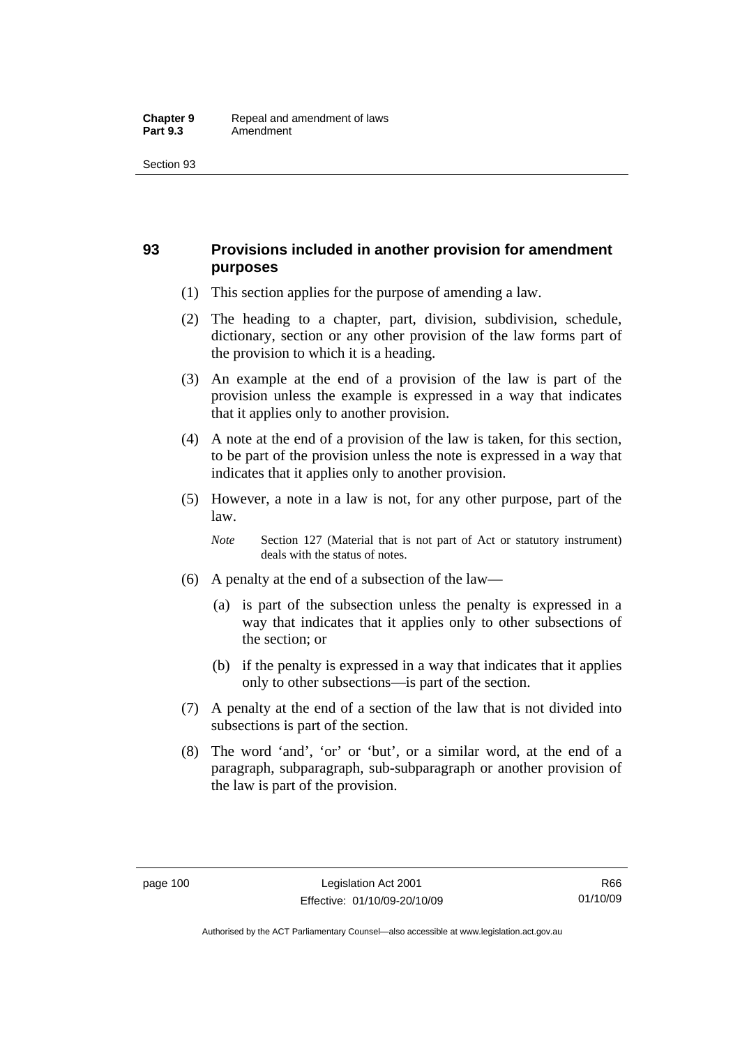## 93 Provisions included in another provision for amendment purposes

(1) This section applies for the purpose of amending a law.

(2) The heading to a chapter, part, division, subdivision, schedule, dictionary, section or any other provision of the law forms part of the provision to which it is a heading.

(3) An example at the end of a provision of the law is part of the provision unless the example is expressed in a way that indicates that it applies only to another provision.

(4) A note at the end of a provision of the law is taken, for this section, to be part of the provision unless the note is expressed in a way that indicates that it applies only to another provision.

(5) However, a note in a law is not, for any other purpose, part of the law.

*Note* Section 127 (Material that is not part of Act or statutory instrument) deals with the status of notes.

(6) A penalty at the end of a subsection of the law—

(a) is part of the subsection unless the penalty is expressed in a way that indicates that it applies only to other subsections of the section; or

(b) if the penalty is expressed in a way that indicates that it applies only to other subsections—is part of the section.

(7) A penalty at the end of a section of the law that is not divided into subsections is part of the section.

(8) The word 'and', 'or' or 'but', or a similar word, at the end of a paragraph, subparagraph, sub-subparagraph or another provision of the law is part of the provision.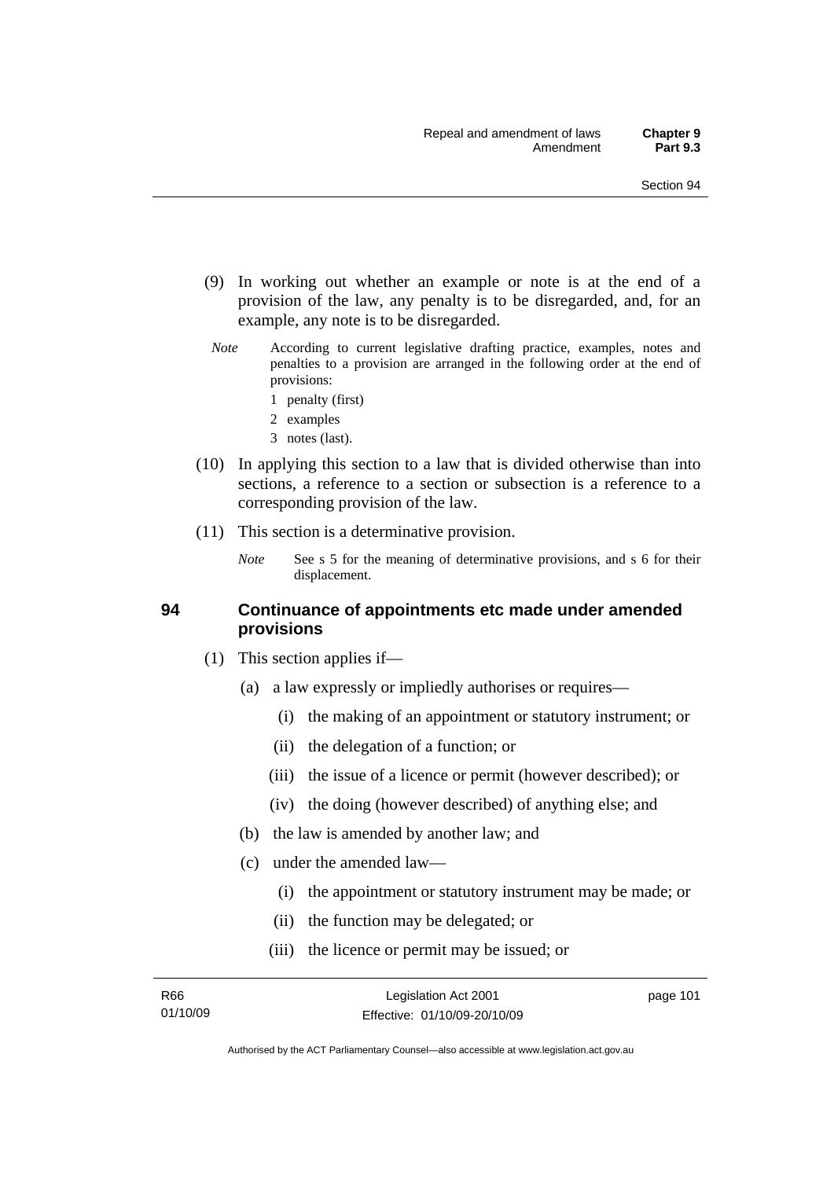(9) In working out whether an example or note is at the end of a provision of the law, any penalty is to be disregarded, and, for an example, any note is to be disregarded.

*Note* According to current legislative drafting practice, examples, notes and penalties to a provision are arranged in the following order at the end of provisions:

1 penalty (first)

2 examples

3 notes (last).

(10) In applying this section to a law that is divided otherwise than into sections, a reference to a section or subsection is a reference to a corresponding provision of the law.

(11) This section is a determinative provision.

*Note* See s 5 for the meaning of determinative provisions, and s 6 for their displacement.

### 94 Continuance of appointments etc made under amended provisions

(1) This section applies if—

(a) a law expressly or impliedly authorises or requires—

(i) the making of an appointment or statutory instrument; or

(ii) the delegation of a function; or

(iii) the issue of a licence or permit (however described); or

(iv) the doing (however described) of anything else; and

(b) the law is amended by another law; and

(c) under the amended law—

(i) the appointment or statutory instrument may be made; or

(ii) the function may be delegated; or

(iii) the licence or permit may be issued; or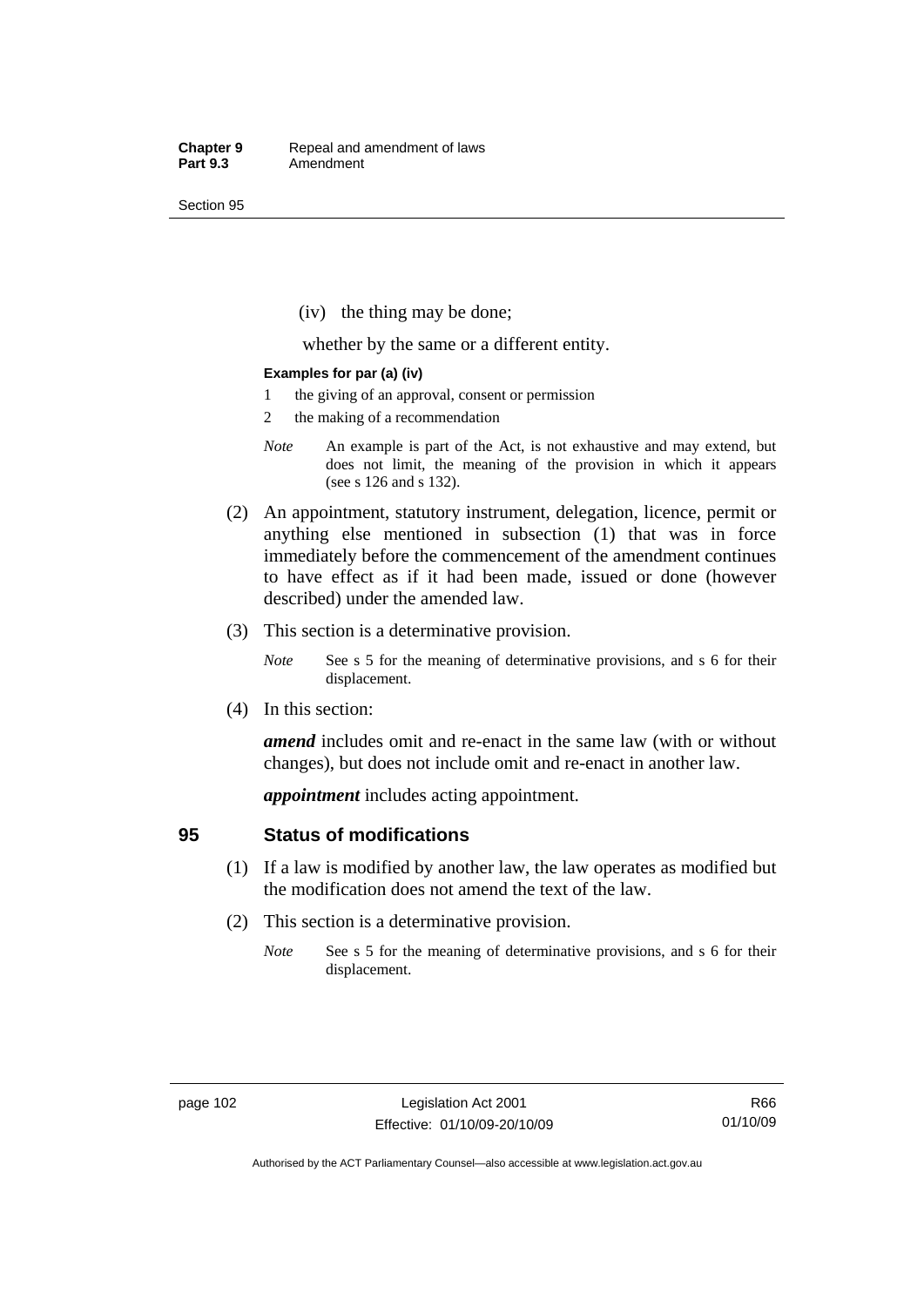(iv) the thing may be done;

whether by the same or a different entity.

**Examples for par (a) (iv)**

1 the giving of an approval, consent or permission

2 the making of a recommendation

*Note* An example is part of the Act, is not exhaustive and may extend, but does not limit, the meaning of the provision in which it appears (see s 126 and s 132).

(2) An appointment, statutory instrument, delegation, licence, permit or anything else mentioned in subsection (1) that was in force immediately before the commencement of the amendment continues to have effect as if it had been made, issued or done (however described) under the amended law.

(3) This section is a determinative provision.

*Note* See s 5 for the meaning of determinative provisions, and s 6 for their displacement.

(4) In this section:

***amend*** includes omit and re-enact in the same law (with or without changes), but does not include omit and re-enact in another law.

***appointment*** includes acting appointment.

## 95 Status of modifications

(1) If a law is modified by another law, the law operates as modified but the modification does not amend the text of the law.

(2) This section is a determinative provision.

*Note* See s 5 for the meaning of determinative provisions, and s 6 for their displacement.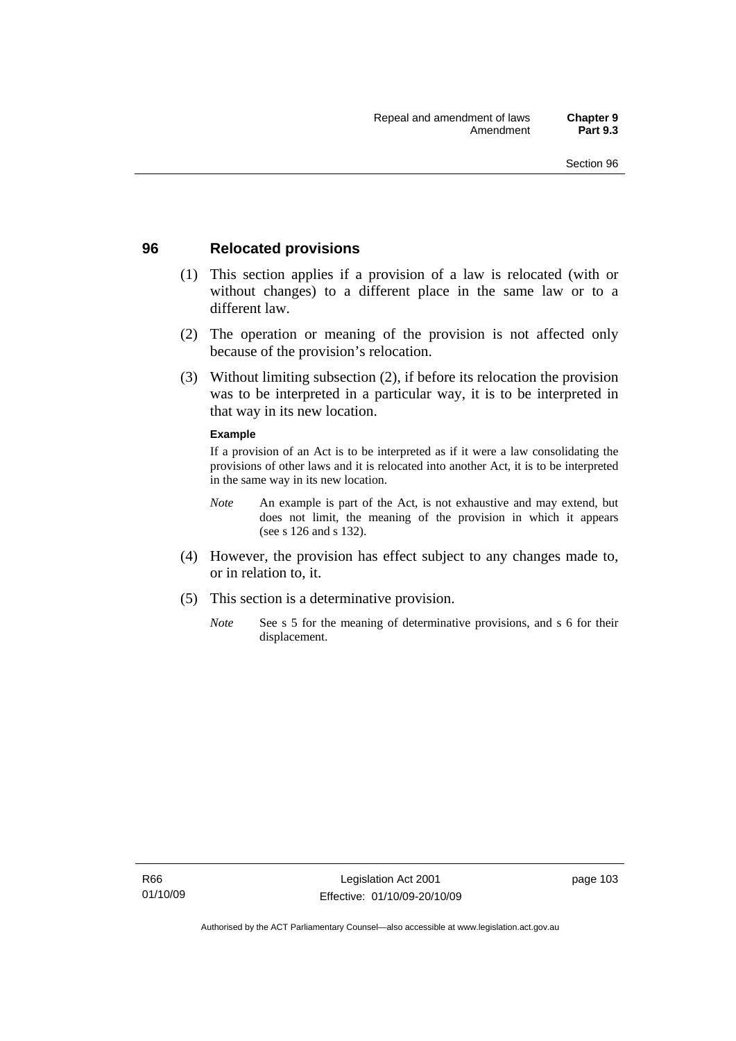## 96 Relocated provisions

(1) This section applies if a provision of a law is relocated (with or without changes) to a different place in the same law or to a different law.

(2) The operation or meaning of the provision is not affected only because of the provision's relocation.

(3) Without limiting subsection (2), if before its relocation the provision was to be interpreted in a particular way, it is to be interpreted in that way in its new location.

**Example**

If a provision of an Act is to be interpreted as if it were a law consolidating the provisions of other laws and it is relocated into another Act, it is to be interpreted in the same way in its new location.

*Note* An example is part of the Act, is not exhaustive and may extend, but does not limit, the meaning of the provision in which it appears (see s 126 and s 132).

(4) However, the provision has effect subject to any changes made to, or in relation to, it.

(5) This section is a determinative provision.

*Note* See s 5 for the meaning of determinative provisions, and s 6 for their displacement.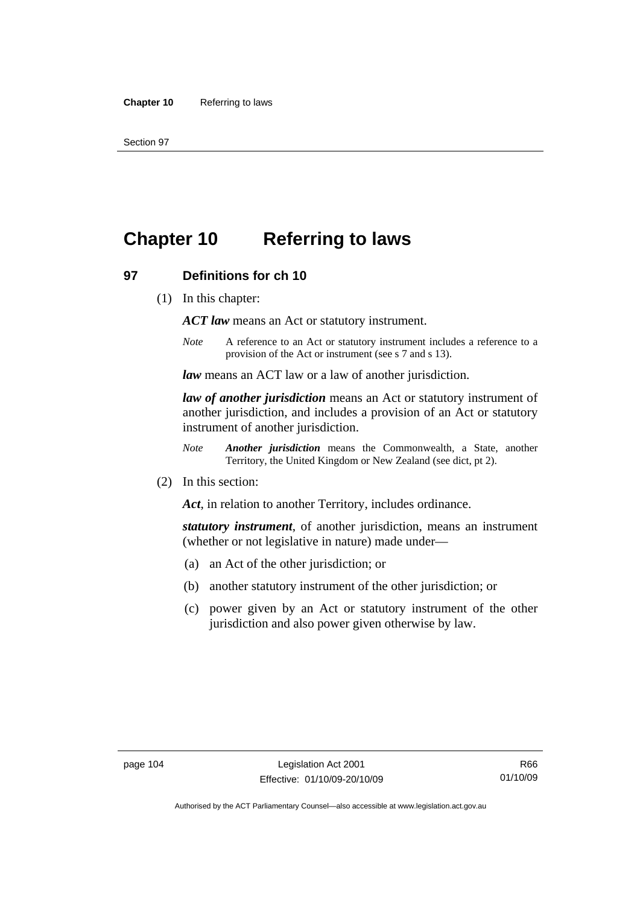# Chapter 10 Referring to laws

## 97 Definitions for ch 10

(1) In this chapter:

***ACT law*** means an Act or statutory instrument.

*Note* A reference to an Act or statutory instrument includes a reference to a provision of the Act or instrument (see s 7 and s 13).

***law*** means an ACT law or a law of another jurisdiction.

***law of another jurisdiction*** means an Act or statutory instrument of another jurisdiction, and includes a provision of an Act or statutory instrument of another jurisdiction.

*Note* ***Another jurisdiction*** means the Commonwealth, a State, another Territory, the United Kingdom or New Zealand (see dict, pt 2).

(2) In this section:

***Act***, in relation to another Territory, includes ordinance.

***statutory instrument***, of another jurisdiction, means an instrument (whether or not legislative in nature) made under—

(a) an Act of the other jurisdiction; or

(b) another statutory instrument of the other jurisdiction; or

(c) power given by an Act or statutory instrument of the other jurisdiction and also power given otherwise by law.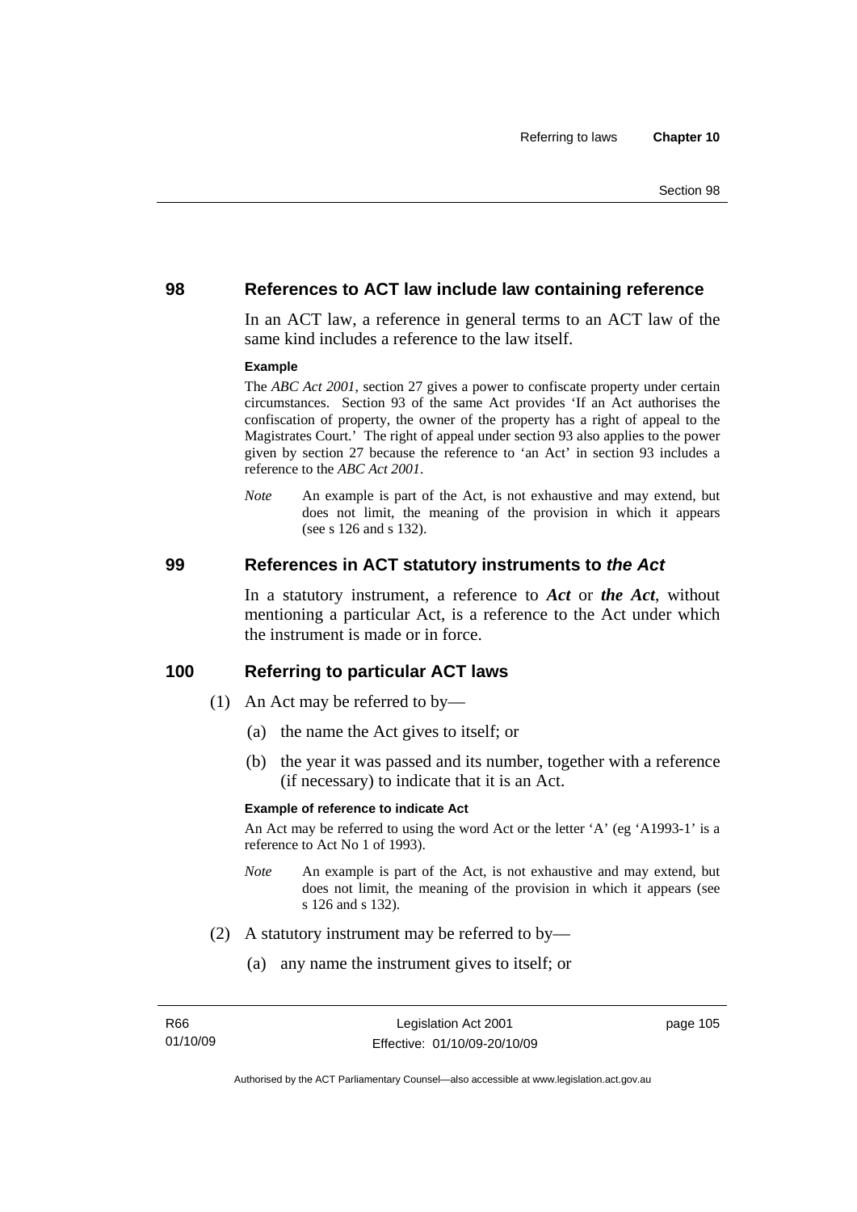## 98 References to ACT law include law containing reference

In an ACT law, a reference in general terms to an ACT law of the same kind includes a reference to the law itself.

**Example**

The *ABC Act 2001*, section 27 gives a power to confiscate property under certain circumstances. Section 93 of the same Act provides 'If an Act authorises the confiscation of property, the owner of the property has a right of appeal to the Magistrates Court.' The right of appeal under section 93 also applies to the power given by section 27 because the reference to 'an Act' in section 93 includes a reference to the *ABC Act 2001*.

*Note* An example is part of the Act, is not exhaustive and may extend, but does not limit, the meaning of the provision in which it appears (see s 126 and s 132).

## 99 References in ACT statutory instruments to *the Act*

In a statutory instrument, a reference to ***Act*** or ***the Act***, without mentioning a particular Act, is a reference to the Act under which the instrument is made or in force.

## 100 Referring to particular ACT laws

(1) An Act may be referred to by—

(a) the name the Act gives to itself; or

(b) the year it was passed and its number, together with a reference (if necessary) to indicate that it is an Act.

**Example of reference to indicate Act**

An Act may be referred to using the word Act or the letter 'A' (eg 'A1993-1' is a reference to Act No 1 of 1993).

*Note* An example is part of the Act, is not exhaustive and may extend, but does not limit, the meaning of the provision in which it appears (see s 126 and s 132).

(2) A statutory instrument may be referred to by—

(a) any name the instrument gives to itself; or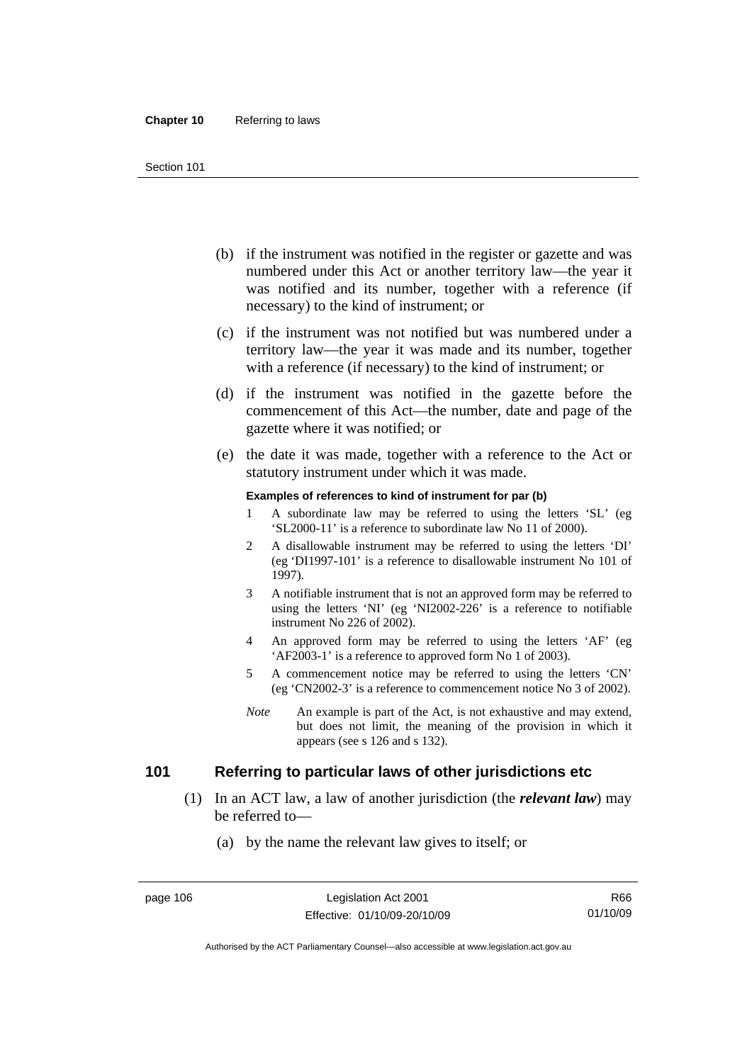(b) if the instrument was notified in the register or gazette and was numbered under this Act or another territory law—the year it was notified and its number, together with a reference (if necessary) to the kind of instrument; or

(c) if the instrument was not notified but was numbered under a territory law—the year it was made and its number, together with a reference (if necessary) to the kind of instrument; or

(d) if the instrument was notified in the gazette before the commencement of this Act—the number, date and page of the gazette where it was notified; or

(e) the date it was made, together with a reference to the Act or statutory instrument under which it was made.

**Examples of references to kind of instrument for par (b)**

1 A subordinate law may be referred to using the letters 'SL' (eg 'SL2000-11' is a reference to subordinate law No 11 of 2000).

2 A disallowable instrument may be referred to using the letters 'DI' (eg 'DI1997-101' is a reference to disallowable instrument No 101 of 1997).

3 A notifiable instrument that is not an approved form may be referred to using the letters 'NI' (eg 'NI2002-226' is a reference to notifiable instrument No 226 of 2002).

4 An approved form may be referred to using the letters 'AF' (eg 'AF2003-1' is a reference to approved form No 1 of 2003).

5 A commencement notice may be referred to using the letters 'CN' (eg 'CN2002-3' is a reference to commencement notice No 3 of 2002).

*Note* An example is part of the Act, is not exhaustive and may extend, but does not limit, the meaning of the provision in which it appears (see s 126 and s 132).

## 101 Referring to particular laws of other jurisdictions etc

(1) In an ACT law, a law of another jurisdiction (the ***relevant law***) may be referred to—

(a) by the name the relevant law gives to itself; or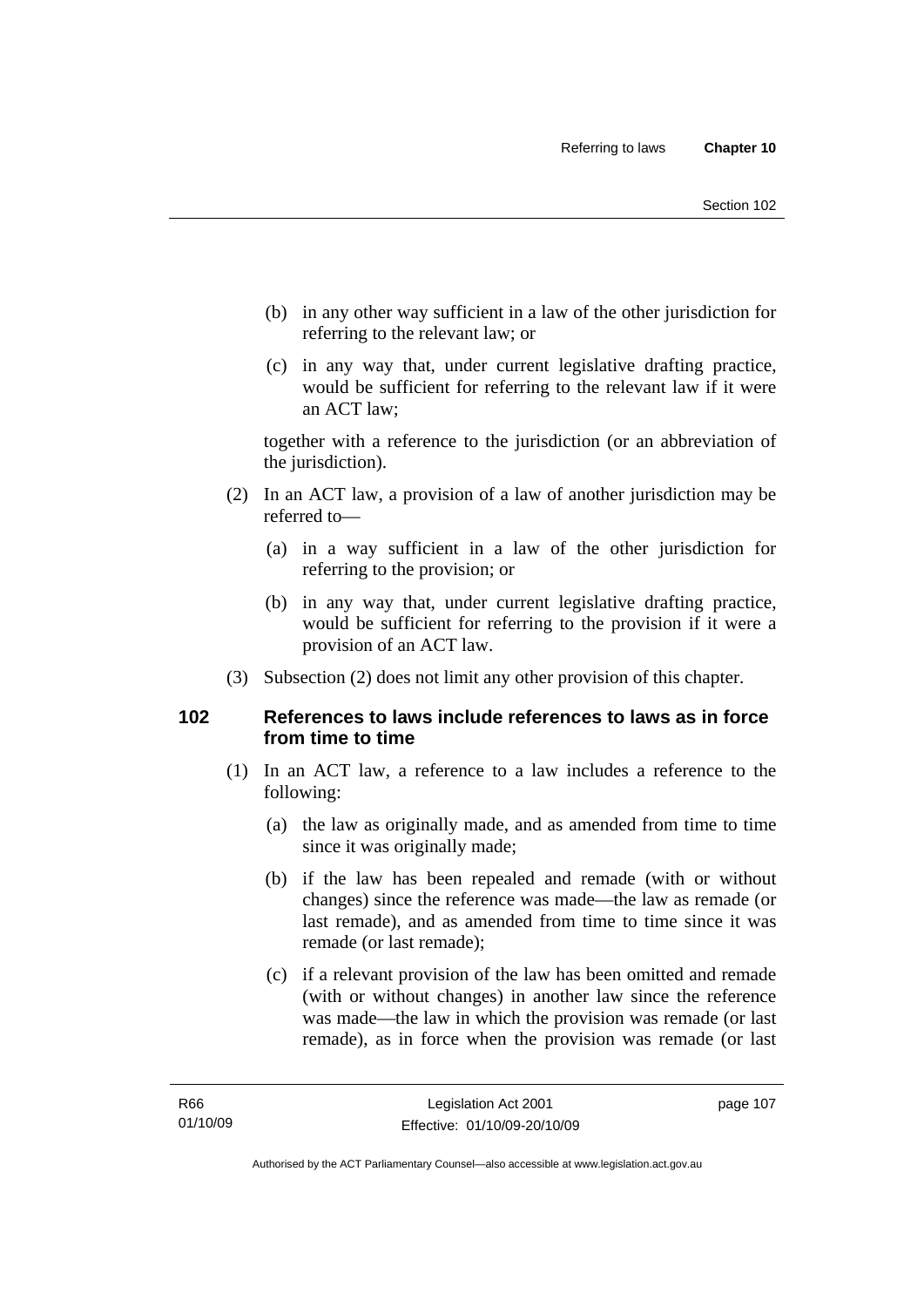(b) in any other way sufficient in a law of the other jurisdiction for referring to the relevant law; or

(c) in any way that, under current legislative drafting practice, would be sufficient for referring to the relevant law if it were an ACT law;

together with a reference to the jurisdiction (or an abbreviation of the jurisdiction).

(2) In an ACT law, a provision of a law of another jurisdiction may be referred to—

(a) in a way sufficient in a law of the other jurisdiction for referring to the provision; or

(b) in any way that, under current legislative drafting practice, would be sufficient for referring to the provision if it were a provision of an ACT law.

(3) Subsection (2) does not limit any other provision of this chapter.

### 102 References to laws include references to laws as in force from time to time

(1) In an ACT law, a reference to a law includes a reference to the following:

(a) the law as originally made, and as amended from time to time since it was originally made;

(b) if the law has been repealed and remade (with or without changes) since the reference was made—the law as remade (or last remade), and as amended from time to time since it was remade (or last remade);

(c) if a relevant provision of the law has been omitted and remade (with or without changes) in another law since the reference was made—the law in which the provision was remade (or last remade), as in force when the provision was remade (or last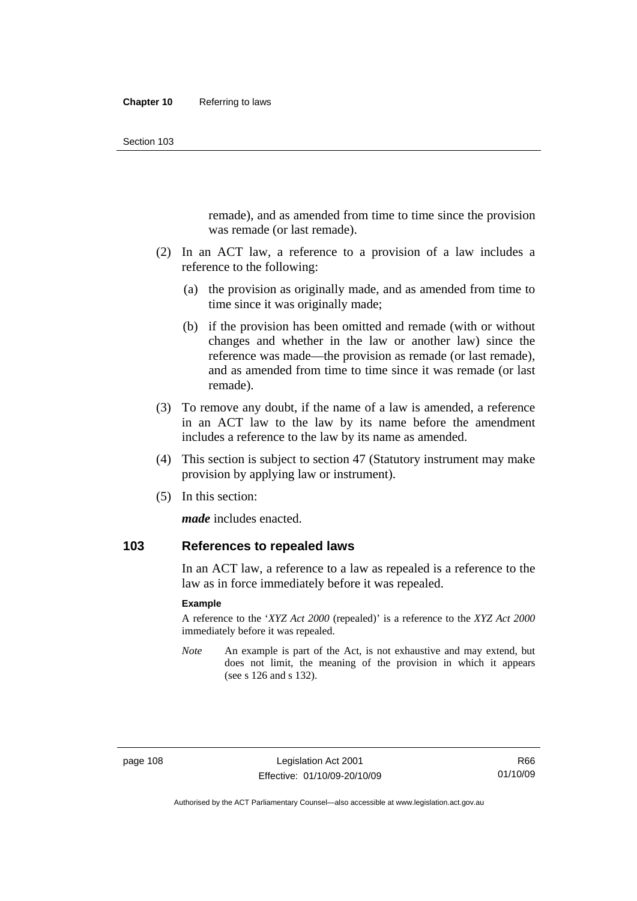remade), and as amended from time to time since the provision was remade (or last remade).

(2) In an ACT law, a reference to a provision of a law includes a reference to the following:

(a) the provision as originally made, and as amended from time to time since it was originally made;

(b) if the provision has been omitted and remade (with or without changes and whether in the law or another law) since the reference was made—the provision as remade (or last remade), and as amended from time to time since it was remade (or last remade).

(3) To remove any doubt, if the name of a law is amended, a reference in an ACT law to the law by its name before the amendment includes a reference to the law by its name as amended.

(4) This section is subject to section 47 (Statutory instrument may make provision by applying law or instrument).

(5) In this section:

***made*** includes enacted.

## 103 References to repealed laws

In an ACT law, a reference to a law as repealed is a reference to the law as in force immediately before it was repealed.

**Example**

A reference to the '*XYZ Act 2000* (repealed)' is a reference to the *XYZ Act 2000* immediately before it was repealed.

*Note* An example is part of the Act, is not exhaustive and may extend, but does not limit, the meaning of the provision in which it appears (see s 126 and s 132).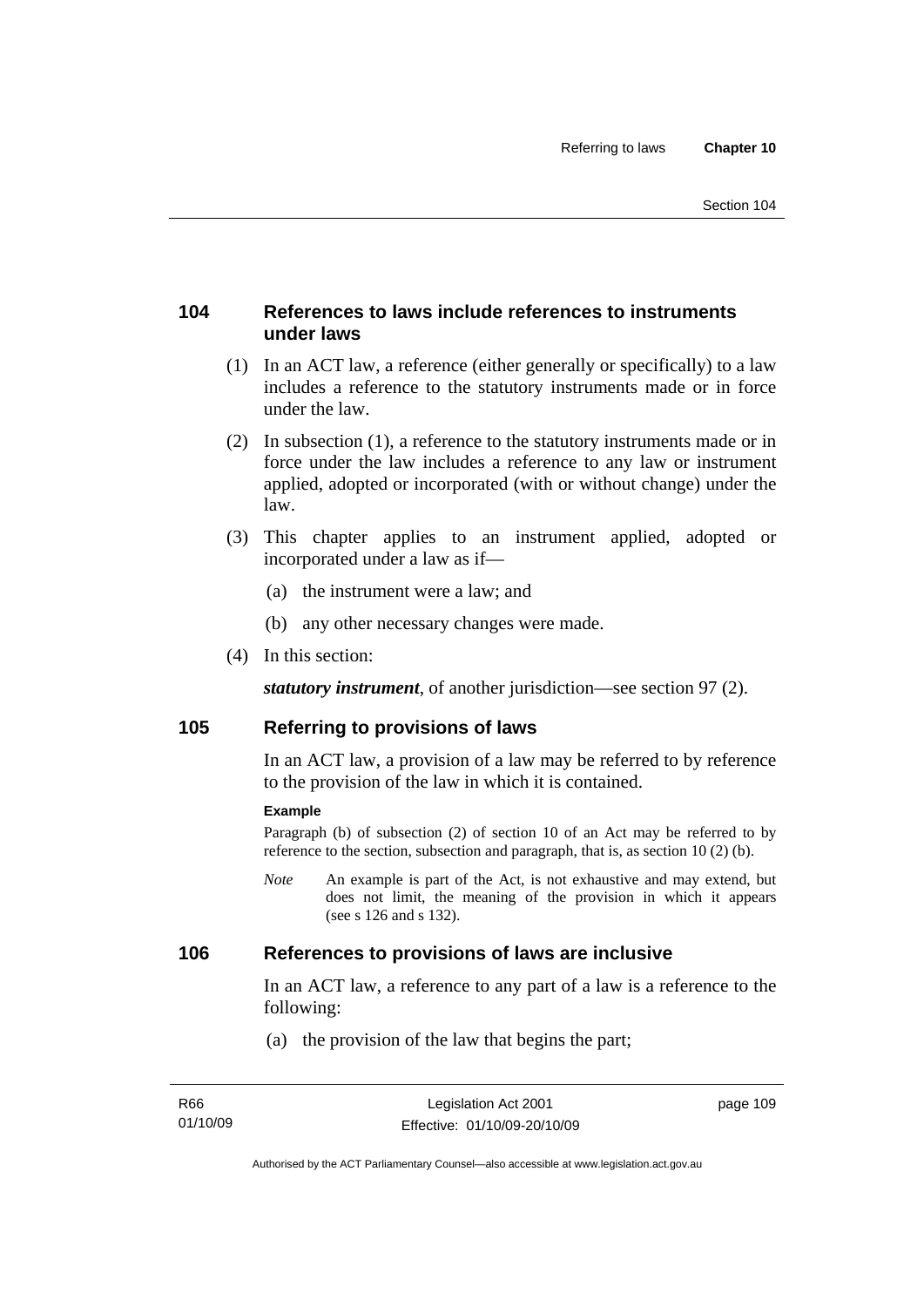## 104 References to laws include references to instruments under laws

(1) In an ACT law, a reference (either generally or specifically) to a law includes a reference to the statutory instruments made or in force under the law.

(2) In subsection (1), a reference to the statutory instruments made or in force under the law includes a reference to any law or instrument applied, adopted or incorporated (with or without change) under the law.

(3) This chapter applies to an instrument applied, adopted or incorporated under a law as if—

(a) the instrument were a law; and

(b) any other necessary changes were made.

(4) In this section:

***statutory instrument***, of another jurisdiction—see section 97 (2).

## 105 Referring to provisions of laws

In an ACT law, a provision of a law may be referred to by reference to the provision of the law in which it is contained.

**Example**

Paragraph (b) of subsection (2) of section 10 of an Act may be referred to by reference to the section, subsection and paragraph, that is, as section 10 (2) (b).

*Note* An example is part of the Act, is not exhaustive and may extend, but does not limit, the meaning of the provision in which it appears (see s 126 and s 132).

## 106 References to provisions of laws are inclusive

In an ACT law, a reference to any part of a law is a reference to the following:

(a) the provision of the law that begins the part;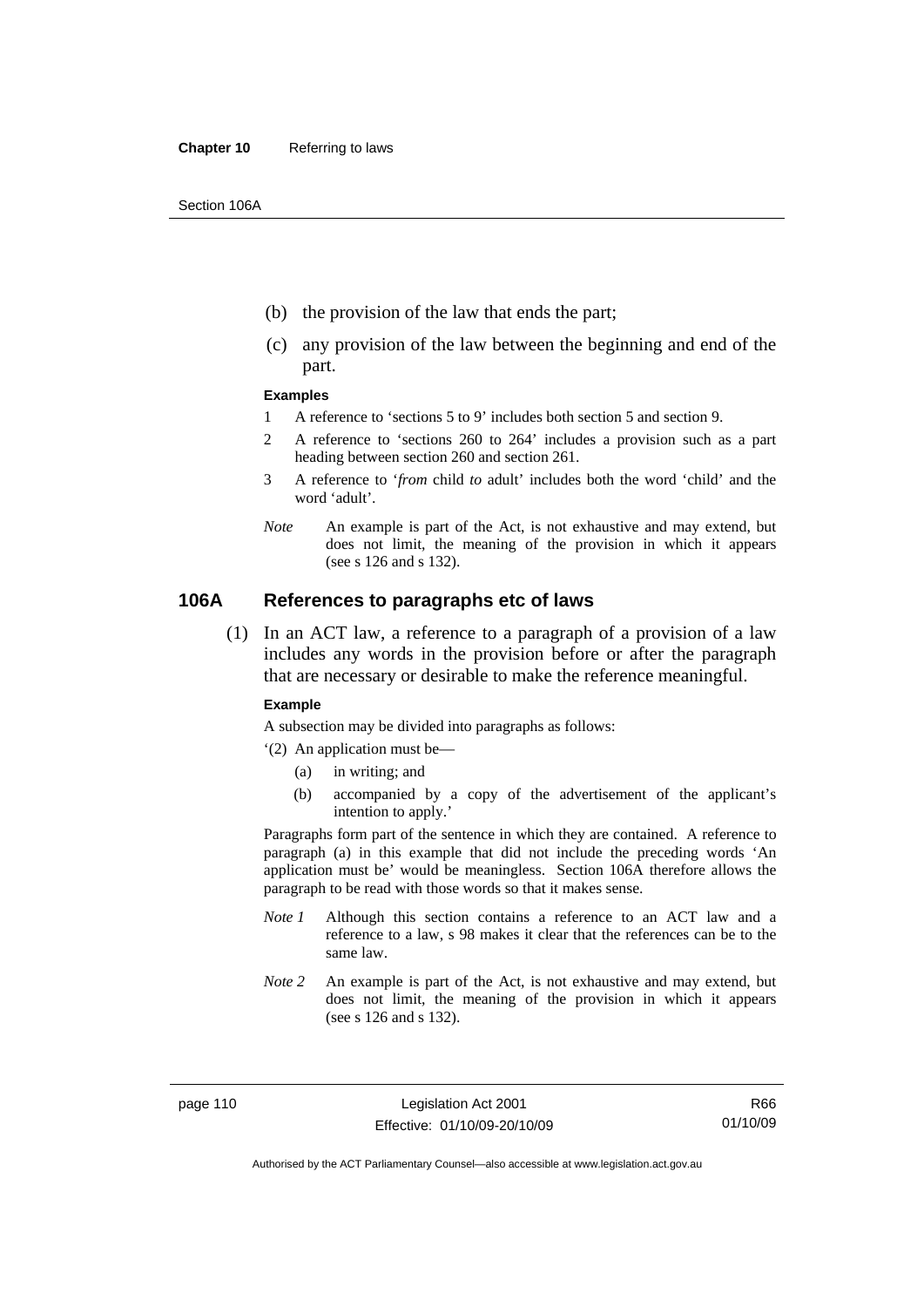(b) the provision of the law that ends the part;

(c) any provision of the law between the beginning and end of the part.

**Examples**

1 A reference to 'sections 5 to 9' includes both section 5 and section 9.

2 A reference to 'sections 260 to 264' includes a provision such as a part heading between section 260 and section 261.

3 A reference to '*from* child *to* adult' includes both the word 'child' and the word 'adult'.

*Note* An example is part of the Act, is not exhaustive and may extend, but does not limit, the meaning of the provision in which it appears (see s 126 and s 132).

## 106A References to paragraphs etc of laws

(1) In an ACT law, a reference to a paragraph of a provision of a law includes any words in the provision before or after the paragraph that are necessary or desirable to make the reference meaningful.

**Example**

A subsection may be divided into paragraphs as follows:

'(2) An application must be—

(a) in writing; and

(b) accompanied by a copy of the advertisement of the applicant's intention to apply.'

Paragraphs form part of the sentence in which they are contained. A reference to paragraph (a) in this example that did not include the preceding words 'An application must be' would be meaningless. Section 106A therefore allows the paragraph to be read with those words so that it makes sense.

*Note 1* Although this section contains a reference to an ACT law and a reference to a law, s 98 makes it clear that the references can be to the same law.

*Note 2* An example is part of the Act, is not exhaustive and may extend, but does not limit, the meaning of the provision in which it appears (see s 126 and s 132).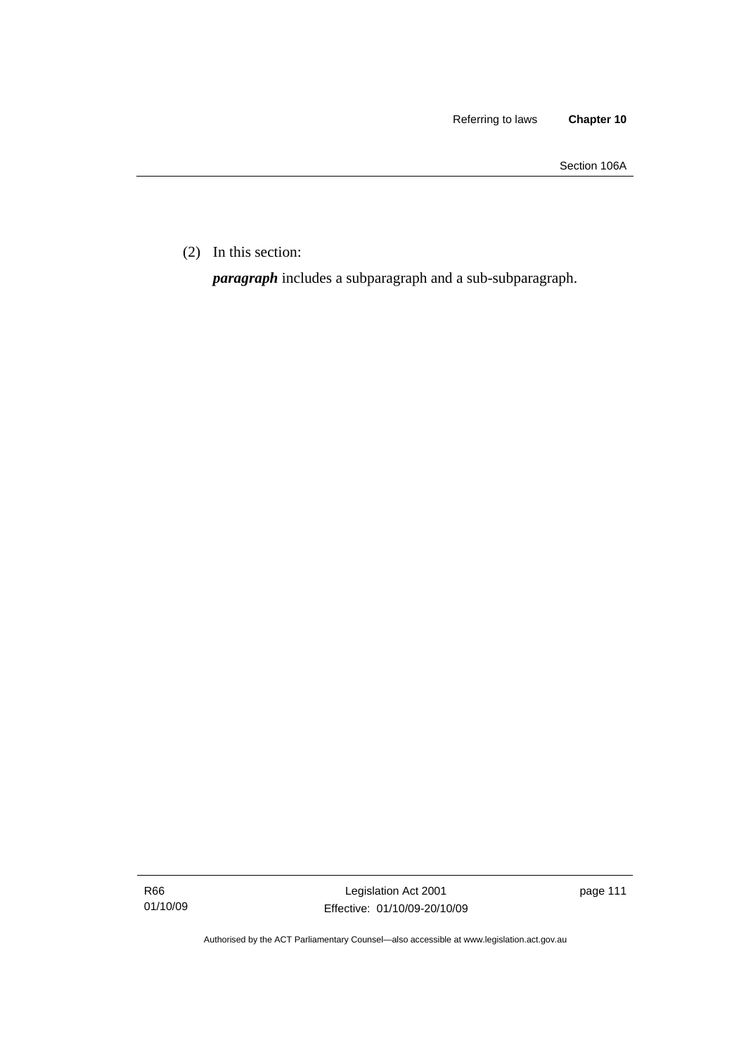(2) In this section:

***paragraph*** includes a subparagraph and a sub-subparagraph.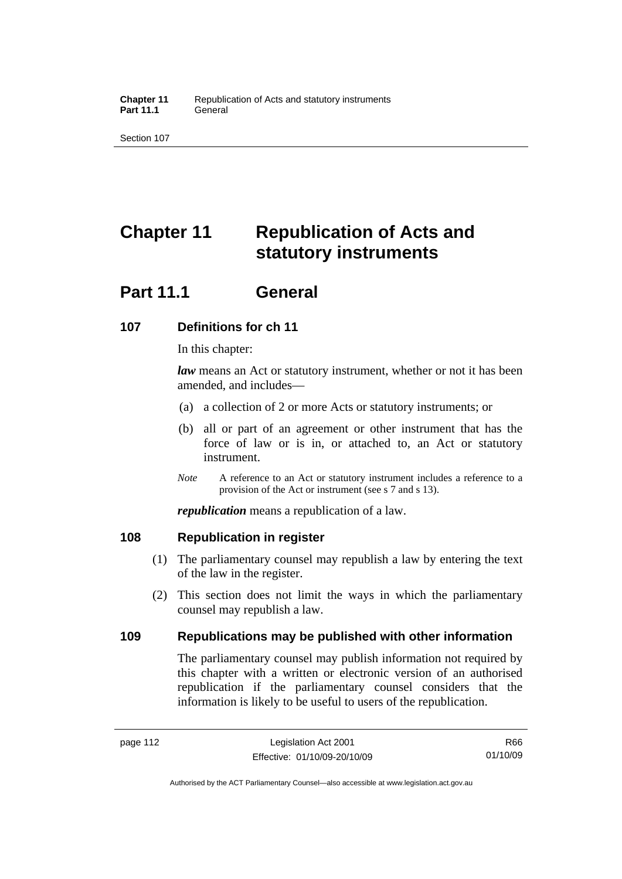# Chapter 11 Republication of Acts and statutory instruments

## Part 11.1 General

### 107 Definitions for ch 11

In this chapter:

***law*** means an Act or statutory instrument, whether or not it has been amended, and includes—

(a) a collection of 2 or more Acts or statutory instruments; or

(b) all or part of an agreement or other instrument that has the force of law or is in, or attached to, an Act or statutory instrument.

*Note* A reference to an Act or statutory instrument includes a reference to a provision of the Act or instrument (see s 7 and s 13).

***republication*** means a republication of a law.

### 108 Republication in register

(1) The parliamentary counsel may republish a law by entering the text of the law in the register.

(2) This section does not limit the ways in which the parliamentary counsel may republish a law.

### 109 Republications may be published with other information

The parliamentary counsel may publish information not required by this chapter with a written or electronic version of an authorised republication if the parliamentary counsel considers that the information is likely to be useful to users of the republication.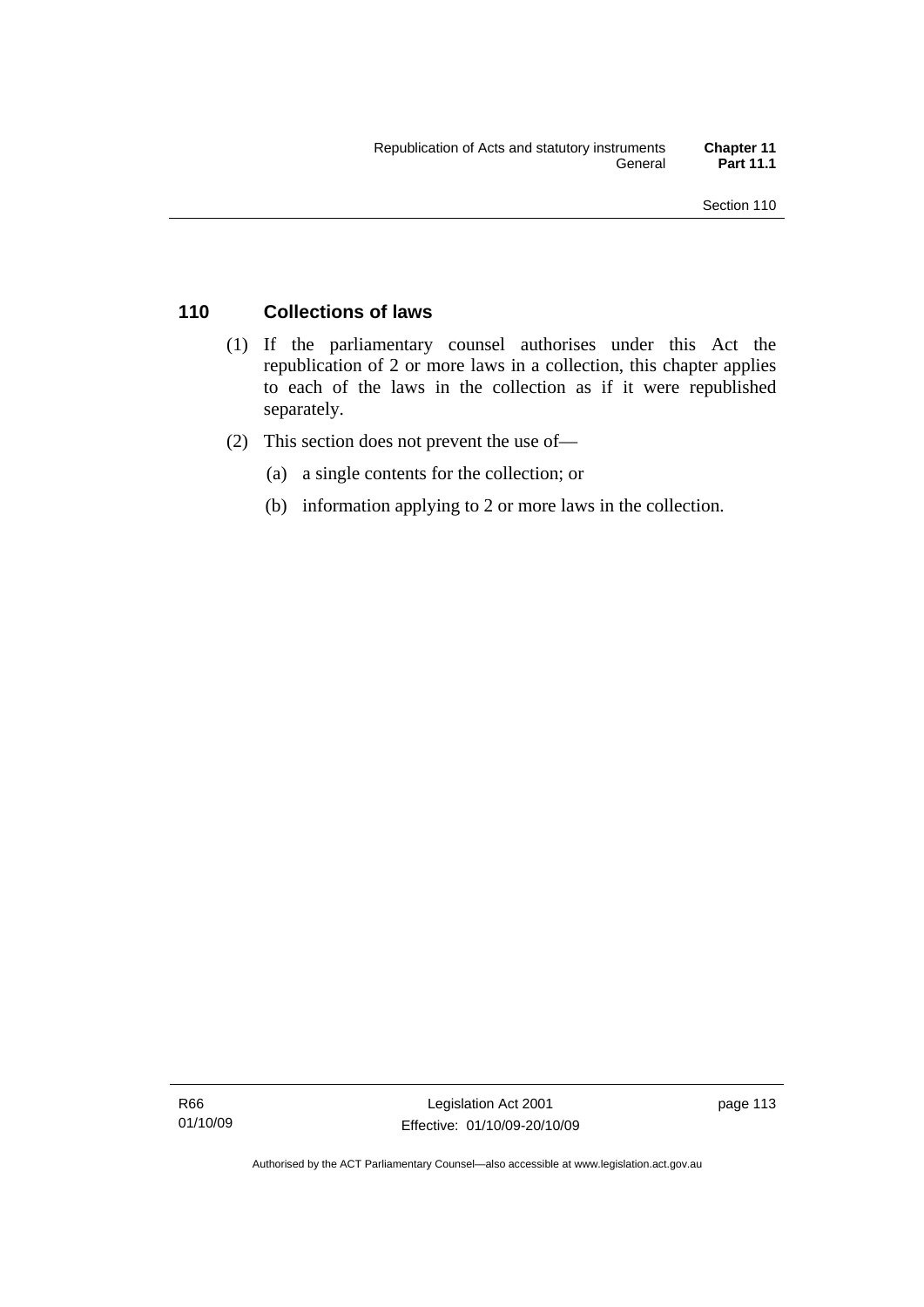## 110 Collections of laws

(1) If the parliamentary counsel authorises under this Act the republication of 2 or more laws in a collection, this chapter applies to each of the laws in the collection as if it were republished separately.

(2) This section does not prevent the use of—

(a) a single contents for the collection; or

(b) information applying to 2 or more laws in the collection.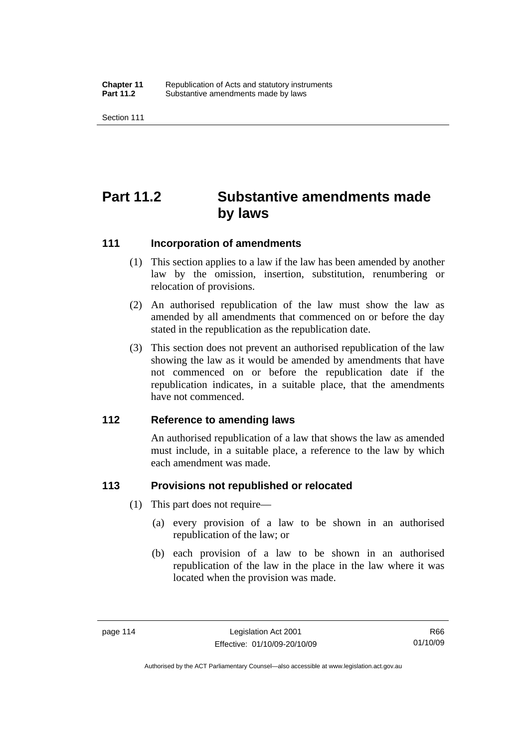# Part 11.2 Substantive amendments made by laws

## 111 Incorporation of amendments

(1) This section applies to a law if the law has been amended by another law by the omission, insertion, substitution, renumbering or relocation of provisions.

(2) An authorised republication of the law must show the law as amended by all amendments that commenced on or before the day stated in the republication as the republication date.

(3) This section does not prevent an authorised republication of the law showing the law as it would be amended by amendments that have not commenced on or before the republication date if the republication indicates, in a suitable place, that the amendments have not commenced.

## 112 Reference to amending laws

An authorised republication of a law that shows the law as amended must include, in a suitable place, a reference to the law by which each amendment was made.

## 113 Provisions not republished or relocated

(1) This part does not require—

(a) every provision of a law to be shown in an authorised republication of the law; or

(b) each provision of a law to be shown in an authorised republication of the law in the place in the law where it was located when the provision was made.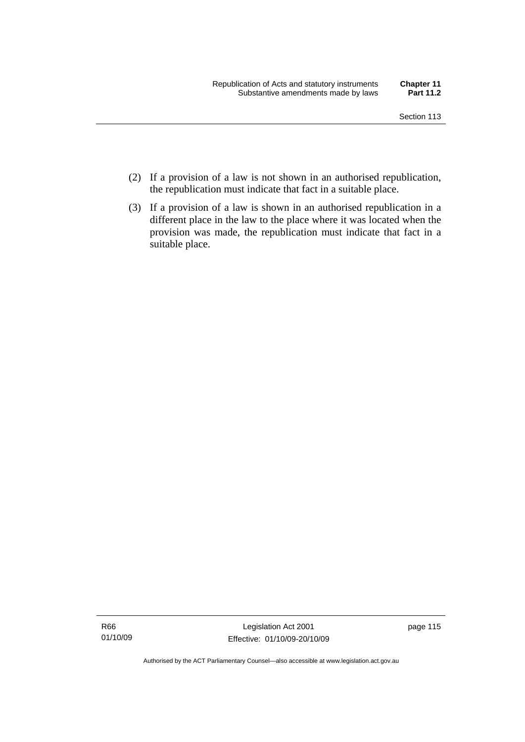(2) If a provision of a law is not shown in an authorised republication, the republication must indicate that fact in a suitable place.

(3) If a provision of a law is shown in an authorised republication in a different place in the law to the place where it was located when the provision was made, the republication must indicate that fact in a suitable place.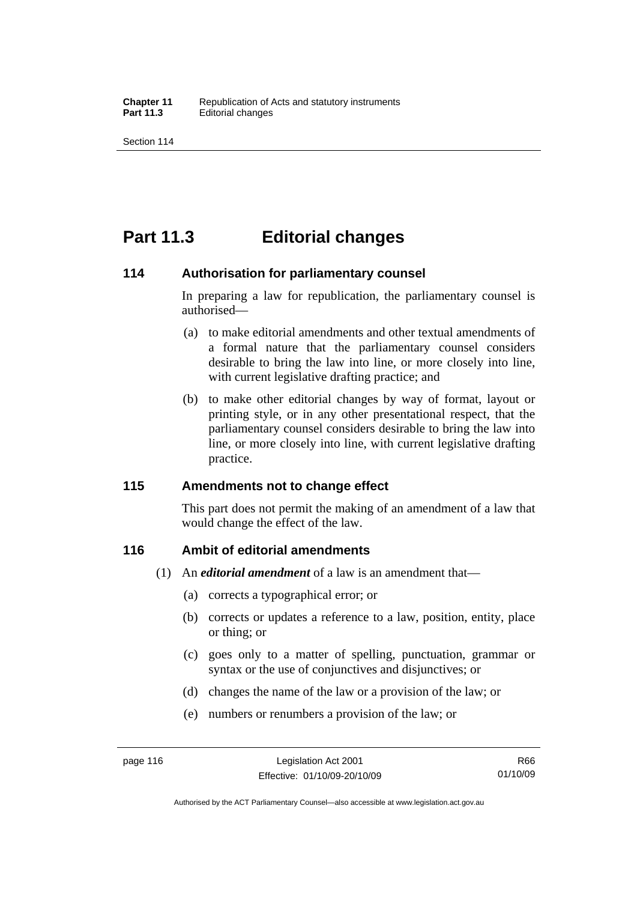# Part 11.3 Editorial changes

### 114 Authorisation for parliamentary counsel

In preparing a law for republication, the parliamentary counsel is authorised—

(a) to make editorial amendments and other textual amendments of a formal nature that the parliamentary counsel considers desirable to bring the law into line, or more closely into line, with current legislative drafting practice; and

(b) to make other editorial changes by way of format, layout or printing style, or in any other presentational respect, that the parliamentary counsel considers desirable to bring the law into line, or more closely into line, with current legislative drafting practice.

### 115 Amendments not to change effect

This part does not permit the making of an amendment of a law that would change the effect of the law.

### 116 Ambit of editorial amendments

(1) An ***editorial amendment*** of a law is an amendment that—

(a) corrects a typographical error; or

(b) corrects or updates a reference to a law, position, entity, place or thing; or

(c) goes only to a matter of spelling, punctuation, grammar or syntax or the use of conjunctives and disjunctives; or

(d) changes the name of the law or a provision of the law; or

(e) numbers or renumbers a provision of the law; or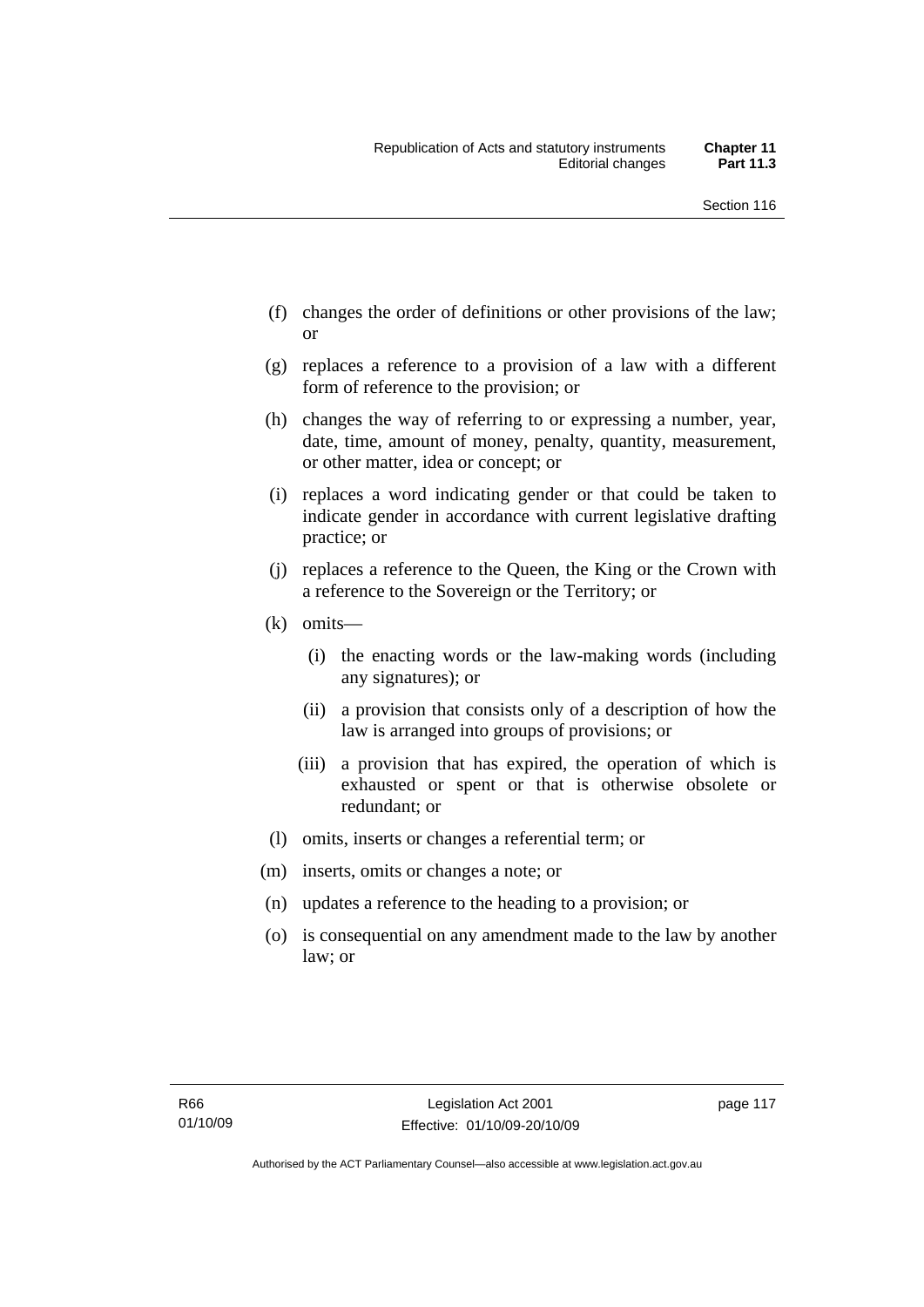(f) changes the order of definitions or other provisions of the law; or

(g) replaces a reference to a provision of a law with a different form of reference to the provision; or

(h) changes the way of referring to or expressing a number, year, date, time, amount of money, penalty, quantity, measurement, or other matter, idea or concept; or

(i) replaces a word indicating gender or that could be taken to indicate gender in accordance with current legislative drafting practice; or

(j) replaces a reference to the Queen, the King or the Crown with a reference to the Sovereign or the Territory; or

(k) omits—

(i) the enacting words or the law-making words (including any signatures); or

(ii) a provision that consists only of a description of how the law is arranged into groups of provisions; or

(iii) a provision that has expired, the operation of which is exhausted or spent or that is otherwise obsolete or redundant; or

(l) omits, inserts or changes a referential term; or

(m) inserts, omits or changes a note; or

(n) updates a reference to the heading to a provision; or

(o) is consequential on any amendment made to the law by another law; or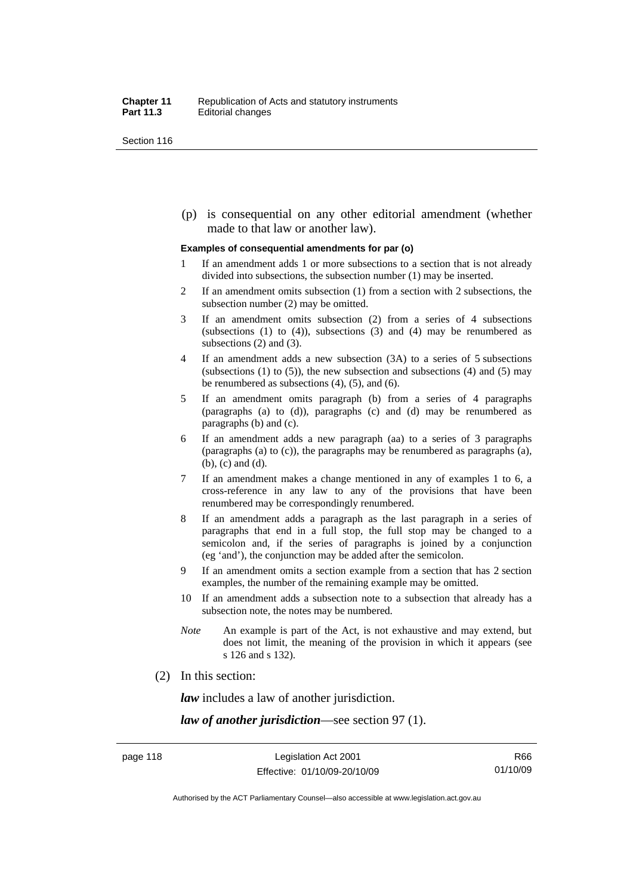(p) is consequential on any other editorial amendment (whether made to that law or another law).

**Examples of consequential amendments for par (o)**

1 If an amendment adds 1 or more subsections to a section that is not already divided into subsections, the subsection number (1) may be inserted.

2 If an amendment omits subsection (1) from a section with 2 subsections, the subsection number (2) may be omitted.

3 If an amendment omits subsection (2) from a series of 4 subsections (subsections (1) to (4)), subsections (3) and (4) may be renumbered as subsections (2) and (3).

4 If an amendment adds a new subsection (3A) to a series of 5 subsections (subsections (1) to (5)), the new subsection and subsections (4) and (5) may be renumbered as subsections (4), (5), and (6).

5 If an amendment omits paragraph (b) from a series of 4 paragraphs (paragraphs (a) to (d)), paragraphs (c) and (d) may be renumbered as paragraphs (b) and (c).

6 If an amendment adds a new paragraph (aa) to a series of 3 paragraphs (paragraphs (a) to (c)), the paragraphs may be renumbered as paragraphs (a), (b), (c) and (d).

7 If an amendment makes a change mentioned in any of examples 1 to 6, a cross-reference in any law to any of the provisions that have been renumbered may be correspondingly renumbered.

8 If an amendment adds a paragraph as the last paragraph in a series of paragraphs that end in a full stop, the full stop may be changed to a semicolon and, if the series of paragraphs is joined by a conjunction (eg 'and'), the conjunction may be added after the semicolon.

9 If an amendment omits a section example from a section that has 2 section examples, the number of the remaining example may be omitted.

10 If an amendment adds a subsection note to a subsection that already has a subsection note, the notes may be numbered.

*Note* An example is part of the Act, is not exhaustive and may extend, but does not limit, the meaning of the provision in which it appears (see s 126 and s 132).

(2) In this section:

***law*** includes a law of another jurisdiction.

***law of another jurisdiction***—see section 97 (1).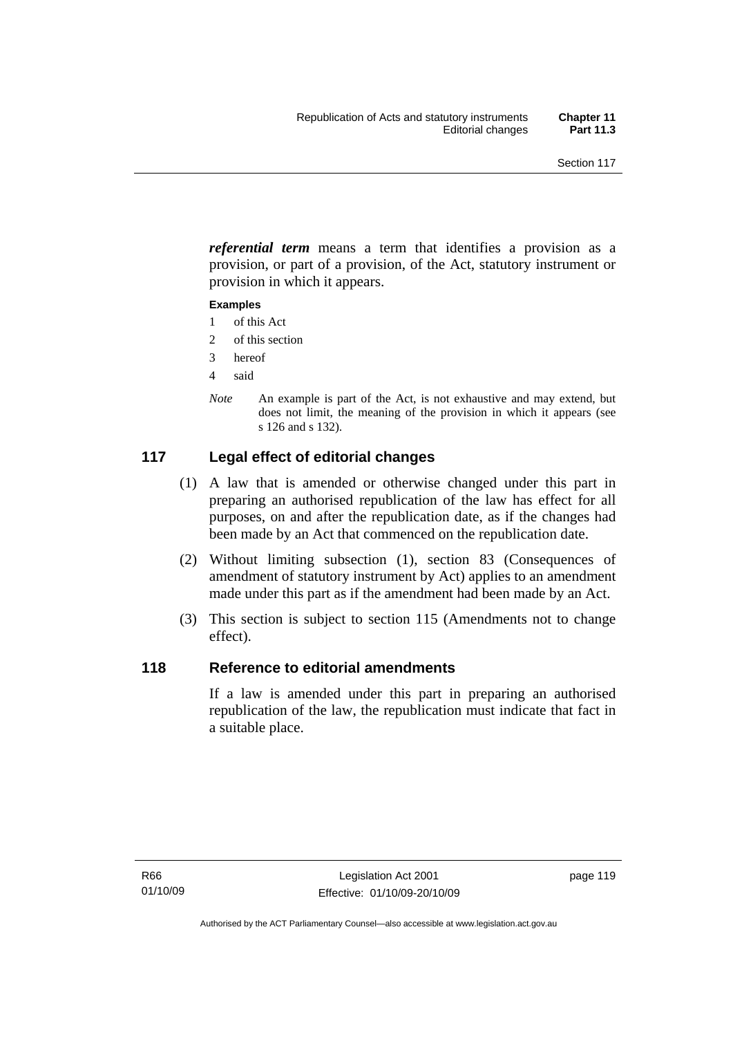***referential term*** means a term that identifies a provision as a provision, or part of a provision, of the Act, statutory instrument or provision in which it appears.

**Examples**

1 of this Act
2 of this section
3 hereof
4 said

*Note* An example is part of the Act, is not exhaustive and may extend, but does not limit, the meaning of the provision in which it appears (see s 126 and s 132).

## 117 Legal effect of editorial changes

(1) A law that is amended or otherwise changed under this part in preparing an authorised republication of the law has effect for all purposes, on and after the republication date, as if the changes had been made by an Act that commenced on the republication date.

(2) Without limiting subsection (1), section 83 (Consequences of amendment of statutory instrument by Act) applies to an amendment made under this part as if the amendment had been made by an Act.

(3) This section is subject to section 115 (Amendments not to change effect).

## 118 Reference to editorial amendments

If a law is amended under this part in preparing an authorised republication of the law, the republication must indicate that fact in a suitable place.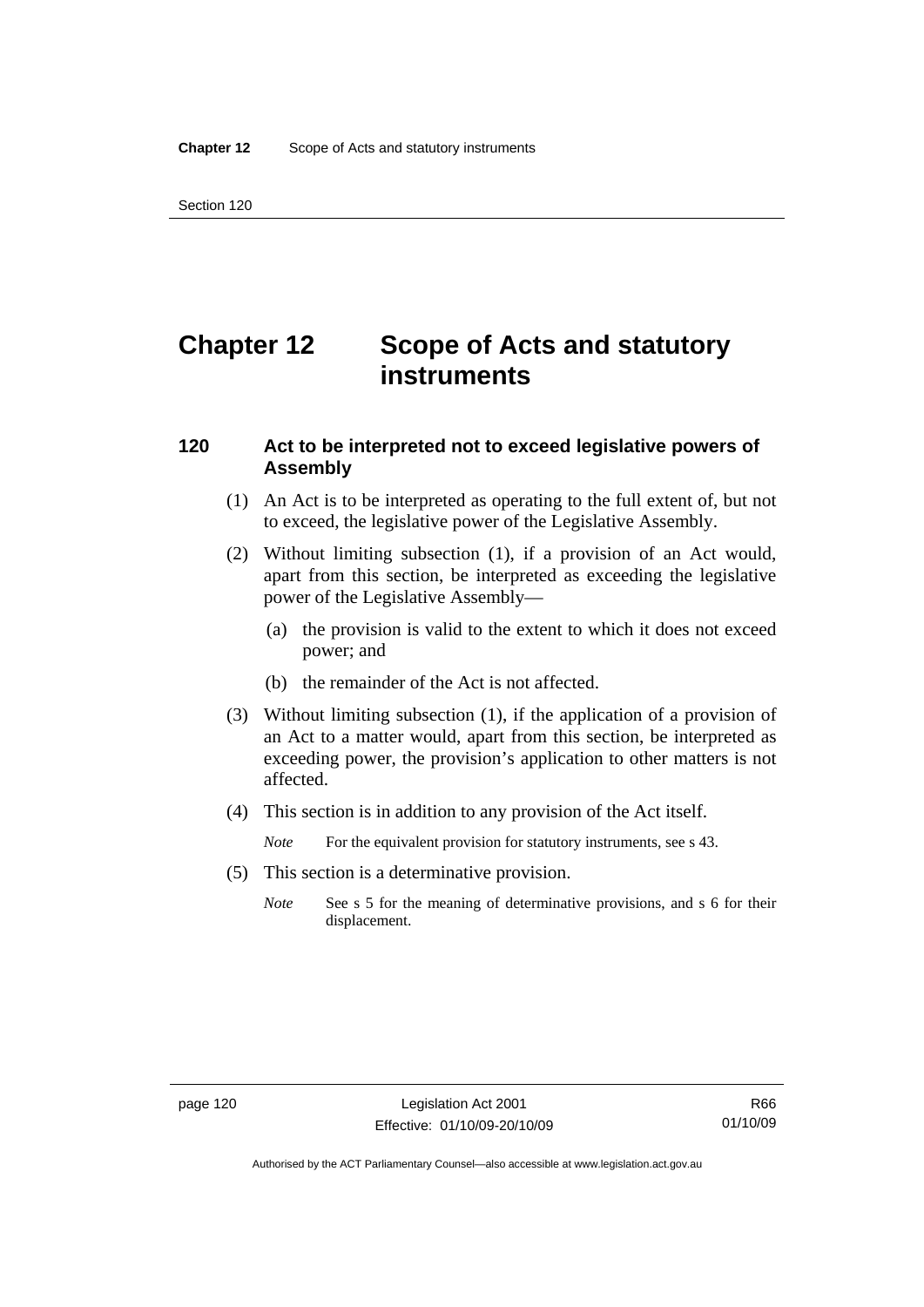# Chapter 12 Scope of Acts and statutory instruments

## 120 Act to be interpreted not to exceed legislative powers of Assembly

(1) An Act is to be interpreted as operating to the full extent of, but not to exceed, the legislative power of the Legislative Assembly.

(2) Without limiting subsection (1), if a provision of an Act would, apart from this section, be interpreted as exceeding the legislative power of the Legislative Assembly—

(a) the provision is valid to the extent to which it does not exceed power; and

(b) the remainder of the Act is not affected.

(3) Without limiting subsection (1), if the application of a provision of an Act to a matter would, apart from this section, be interpreted as exceeding power, the provision's application to other matters is not affected.

(4) This section is in addition to any provision of the Act itself.

*Note* For the equivalent provision for statutory instruments, see s 43.

(5) This section is a determinative provision.

*Note* See s 5 for the meaning of determinative provisions, and s 6 for their displacement.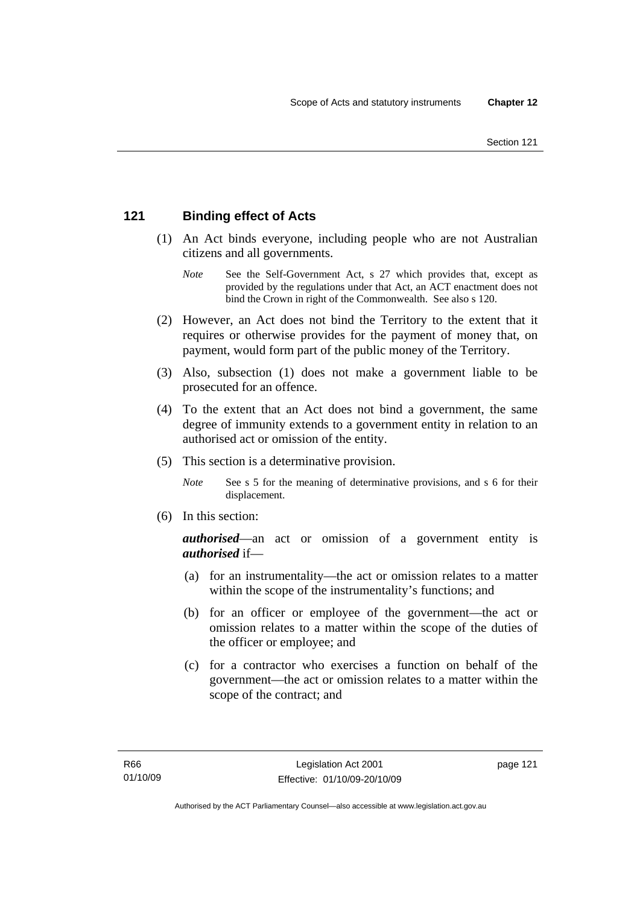## 121 Binding effect of Acts

(1) An Act binds everyone, including people who are not Australian citizens and all governments.

*Note* See the Self-Government Act, s 27 which provides that, except as provided by the regulations under that Act, an ACT enactment does not bind the Crown in right of the Commonwealth. See also s 120.

(2) However, an Act does not bind the Territory to the extent that it requires or otherwise provides for the payment of money that, on payment, would form part of the public money of the Territory.

(3) Also, subsection (1) does not make a government liable to be prosecuted for an offence.

(4) To the extent that an Act does not bind a government, the same degree of immunity extends to a government entity in relation to an authorised act or omission of the entity.

(5) This section is a determinative provision.

*Note* See s 5 for the meaning of determinative provisions, and s 6 for their displacement.

(6) In this section:

***authorised***—an act or omission of a government entity is ***authorised*** if—

(a) for an instrumentality—the act or omission relates to a matter within the scope of the instrumentality's functions; and

(b) for an officer or employee of the government—the act or omission relates to a matter within the scope of the duties of the officer or employee; and

(c) for a contractor who exercises a function on behalf of the government—the act or omission relates to a matter within the scope of the contract; and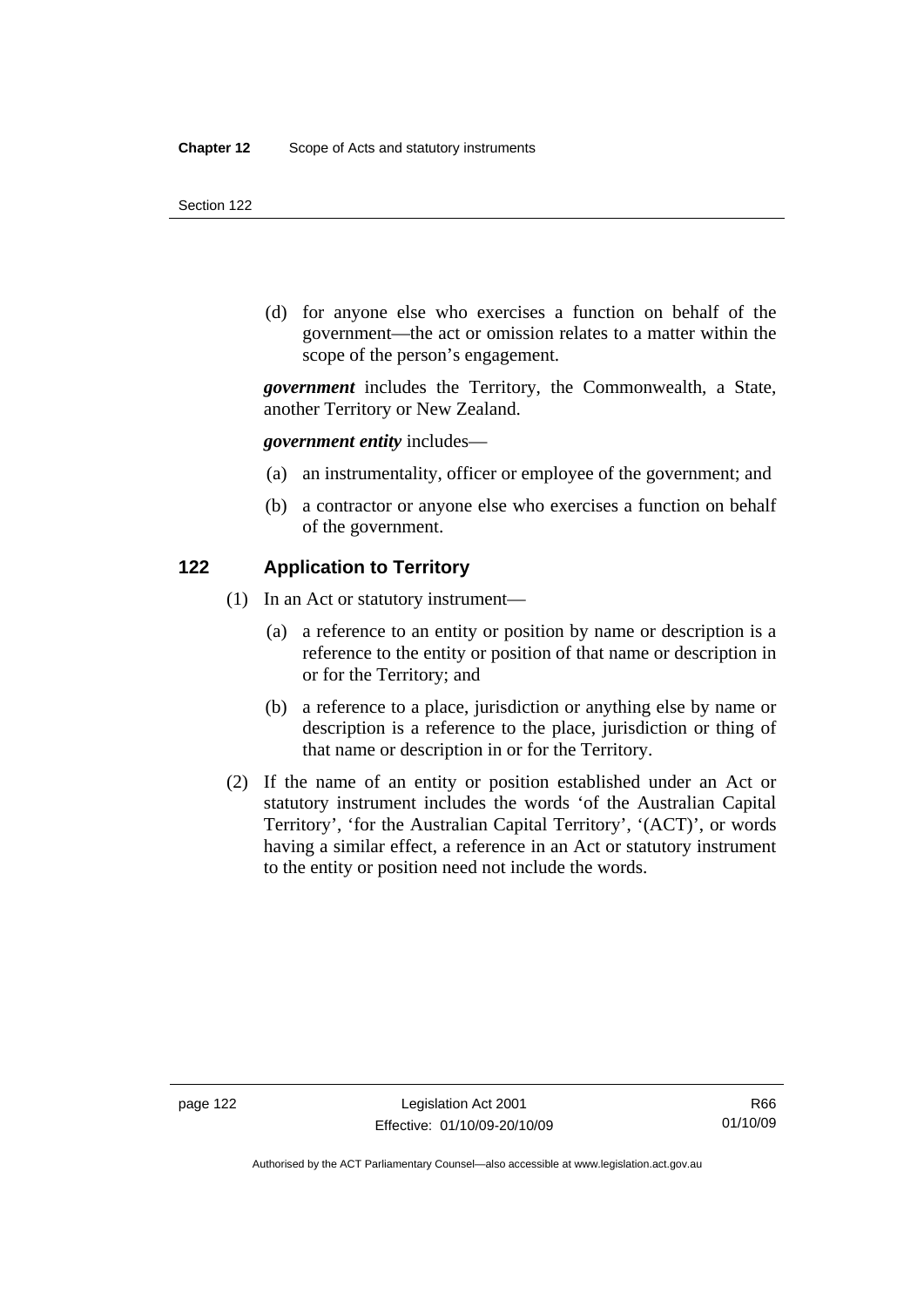(d) for anyone else who exercises a function on behalf of the government—the act or omission relates to a matter within the scope of the person's engagement.

***government*** includes the Territory, the Commonwealth, a State, another Territory or New Zealand.

***government entity*** includes—

(a) an instrumentality, officer or employee of the government; and

(b) a contractor or anyone else who exercises a function on behalf of the government.

## 122 Application to Territory

(1) In an Act or statutory instrument—

(a) a reference to an entity or position by name or description is a reference to the entity or position of that name or description in or for the Territory; and

(b) a reference to a place, jurisdiction or anything else by name or description is a reference to the place, jurisdiction or thing of that name or description in or for the Territory.

(2) If the name of an entity or position established under an Act or statutory instrument includes the words 'of the Australian Capital Territory', 'for the Australian Capital Territory', '(ACT)', or words having a similar effect, a reference in an Act or statutory instrument to the entity or position need not include the words.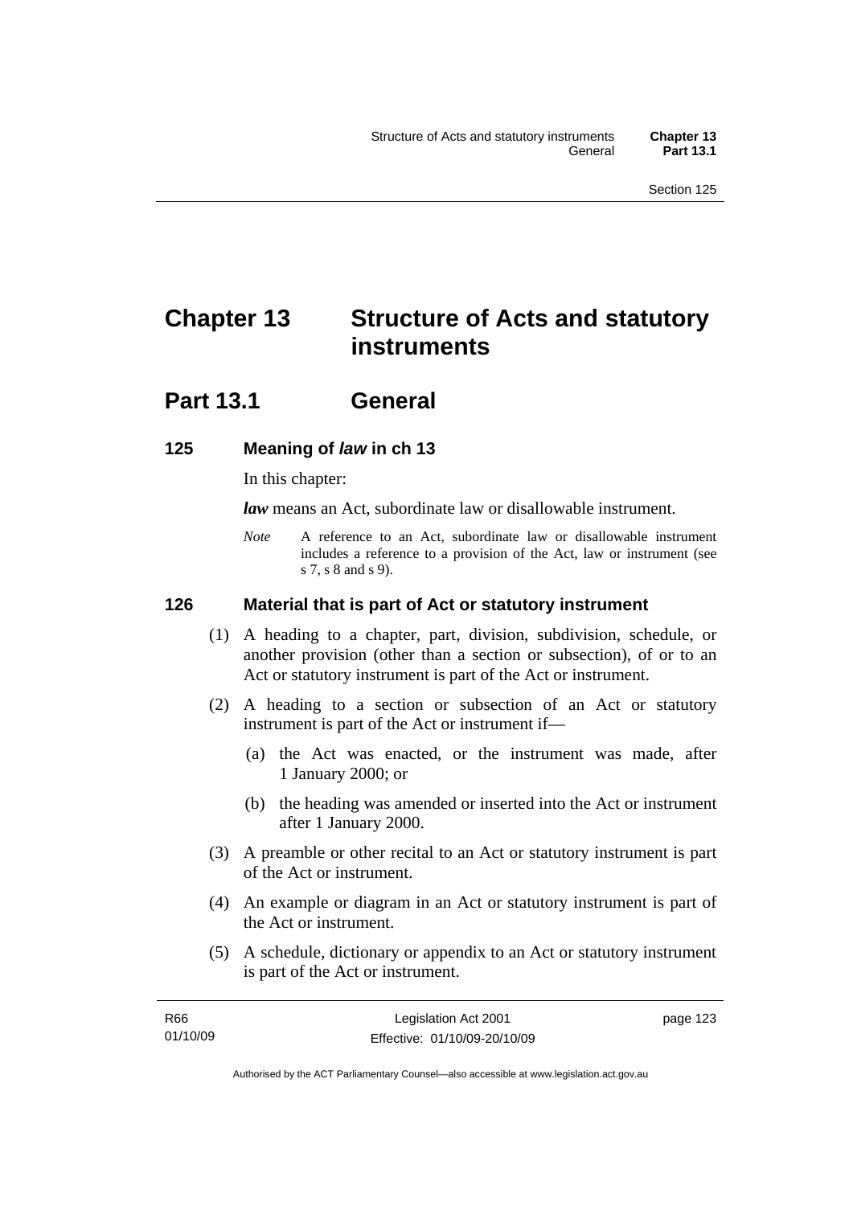# Chapter 13 Structure of Acts and statutory instruments

## Part 13.1 General

### 125 Meaning of *law* in ch 13

In this chapter:

***law*** means an Act, subordinate law or disallowable instrument.

*Note* A reference to an Act, subordinate law or disallowable instrument includes a reference to a provision of the Act, law or instrument (see s 7, s 8 and s 9).

### 126 Material that is part of Act or statutory instrument

(1) A heading to a chapter, part, division, subdivision, schedule, or another provision (other than a section or subsection), of or to an Act or statutory instrument is part of the Act or instrument.

(2) A heading to a section or subsection of an Act or statutory instrument is part of the Act or instrument if—

(a) the Act was enacted, or the instrument was made, after 1 January 2000; or

(b) the heading was amended or inserted into the Act or instrument after 1 January 2000.

(3) A preamble or other recital to an Act or statutory instrument is part of the Act or instrument.

(4) An example or diagram in an Act or statutory instrument is part of the Act or instrument.

(5) A schedule, dictionary or appendix to an Act or statutory instrument is part of the Act or instrument.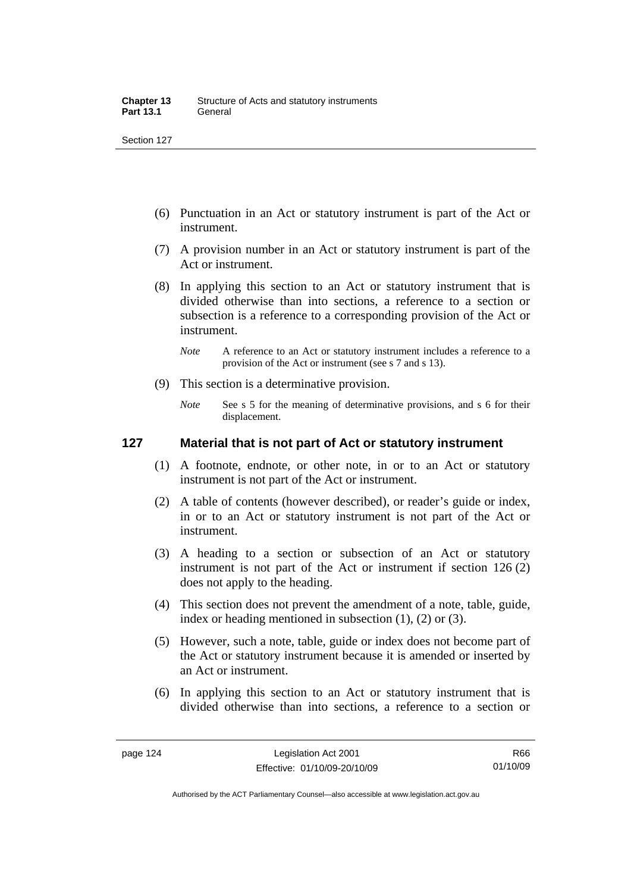(6) Punctuation in an Act or statutory instrument is part of the Act or instrument.

(7) A provision number in an Act or statutory instrument is part of the Act or instrument.

(8) In applying this section to an Act or statutory instrument that is divided otherwise than into sections, a reference to a section or subsection is a reference to a corresponding provision of the Act or instrument.

*Note* A reference to an Act or statutory instrument includes a reference to a provision of the Act or instrument (see s 7 and s 13).

(9) This section is a determinative provision.

*Note* See s 5 for the meaning of determinative provisions, and s 6 for their displacement.

## 127 Material that is not part of Act or statutory instrument

(1) A footnote, endnote, or other note, in or to an Act or statutory instrument is not part of the Act or instrument.

(2) A table of contents (however described), or reader's guide or index, in or to an Act or statutory instrument is not part of the Act or instrument.

(3) A heading to a section or subsection of an Act or statutory instrument is not part of the Act or instrument if section 126 (2) does not apply to the heading.

(4) This section does not prevent the amendment of a note, table, guide, index or heading mentioned in subsection (1), (2) or (3).

(5) However, such a note, table, guide or index does not become part of the Act or statutory instrument because it is amended or inserted by an Act or instrument.

(6) In applying this section to an Act or statutory instrument that is divided otherwise than into sections, a reference to a section or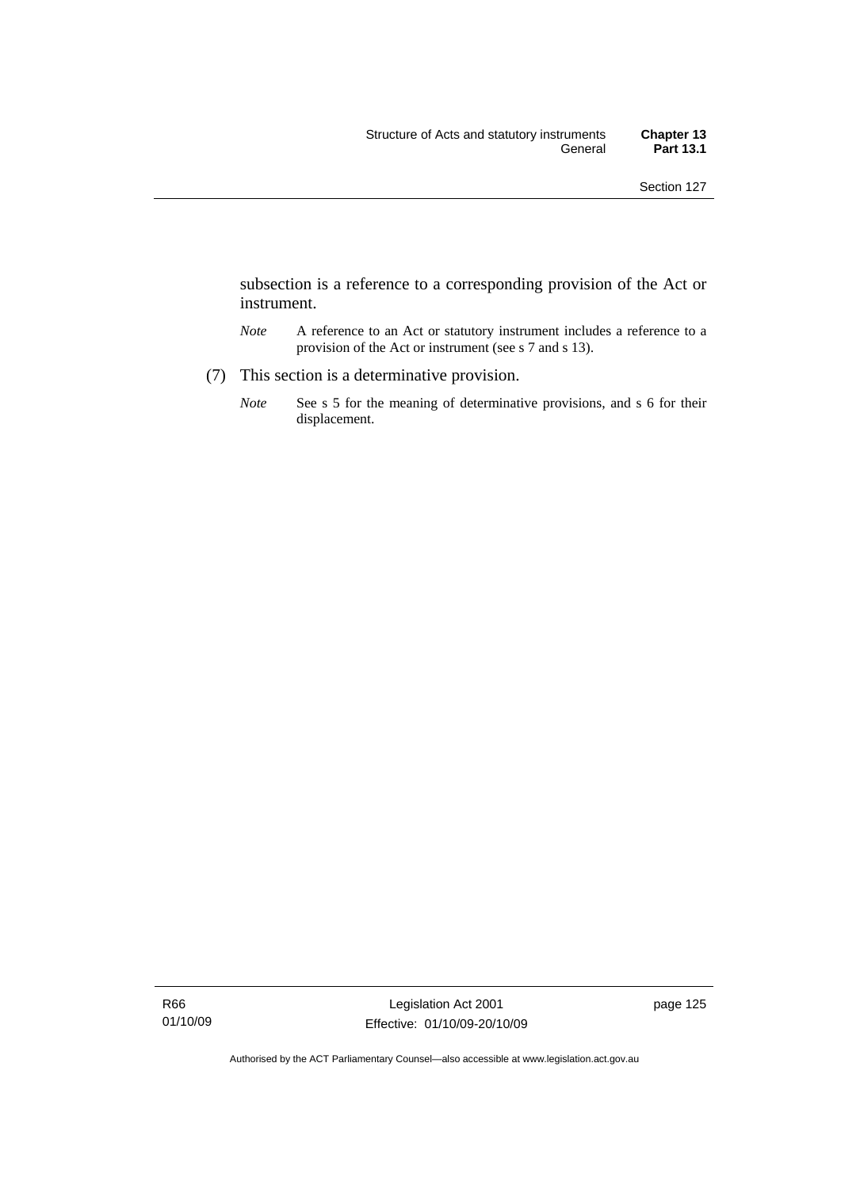subsection is a reference to a corresponding provision of the Act or instrument.

*Note* A reference to an Act or statutory instrument includes a reference to a provision of the Act or instrument (see s 7 and s 13).

(7) This section is a determinative provision.

*Note* See s 5 for the meaning of determinative provisions, and s 6 for their displacement.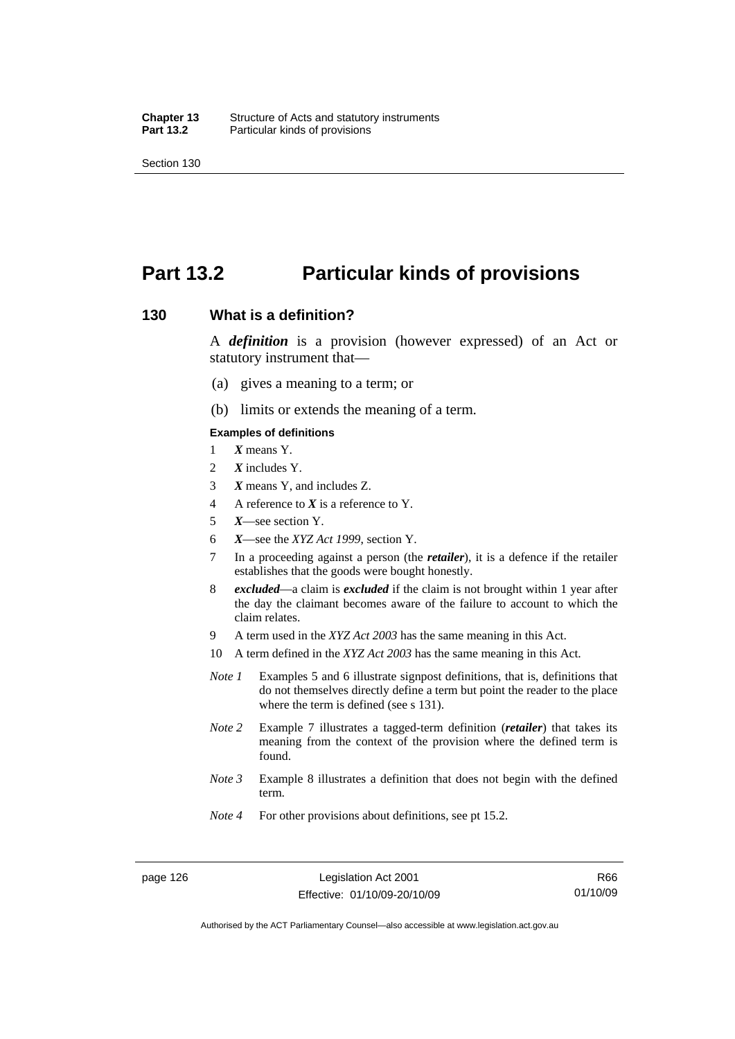# Part 13.2 Particular kinds of provisions

## 130 What is a definition?

A ***definition*** is a provision (however expressed) of an Act or statutory instrument that—

(a) gives a meaning to a term; or

(b) limits or extends the meaning of a term.

#### Examples of definitions

1 ***X*** means Y.

2 ***X*** includes Y.

3 ***X*** means Y, and includes Z.

4 A reference to ***X*** is a reference to Y.

5 ***X***—see section Y.

6 ***X***—see the *XYZ Act 1999*, section Y.

7 In a proceeding against a person (the ***retailer***), it is a defence if the retailer establishes that the goods were bought honestly.

8 ***excluded***—a claim is ***excluded*** if the claim is not brought within 1 year after the day the claimant becomes aware of the failure to account to which the claim relates.

9 A term used in the *XYZ Act 2003* has the same meaning in this Act.

10 A term defined in the *XYZ Act 2003* has the same meaning in this Act.

*Note 1* Examples 5 and 6 illustrate signpost definitions, that is, definitions that do not themselves directly define a term but point the reader to the place where the term is defined (see s 131).

*Note 2* Example 7 illustrates a tagged-term definition (***retailer***) that takes its meaning from the context of the provision where the defined term is found.

*Note 3* Example 8 illustrates a definition that does not begin with the defined term.

*Note 4* For other provisions about definitions, see pt 15.2.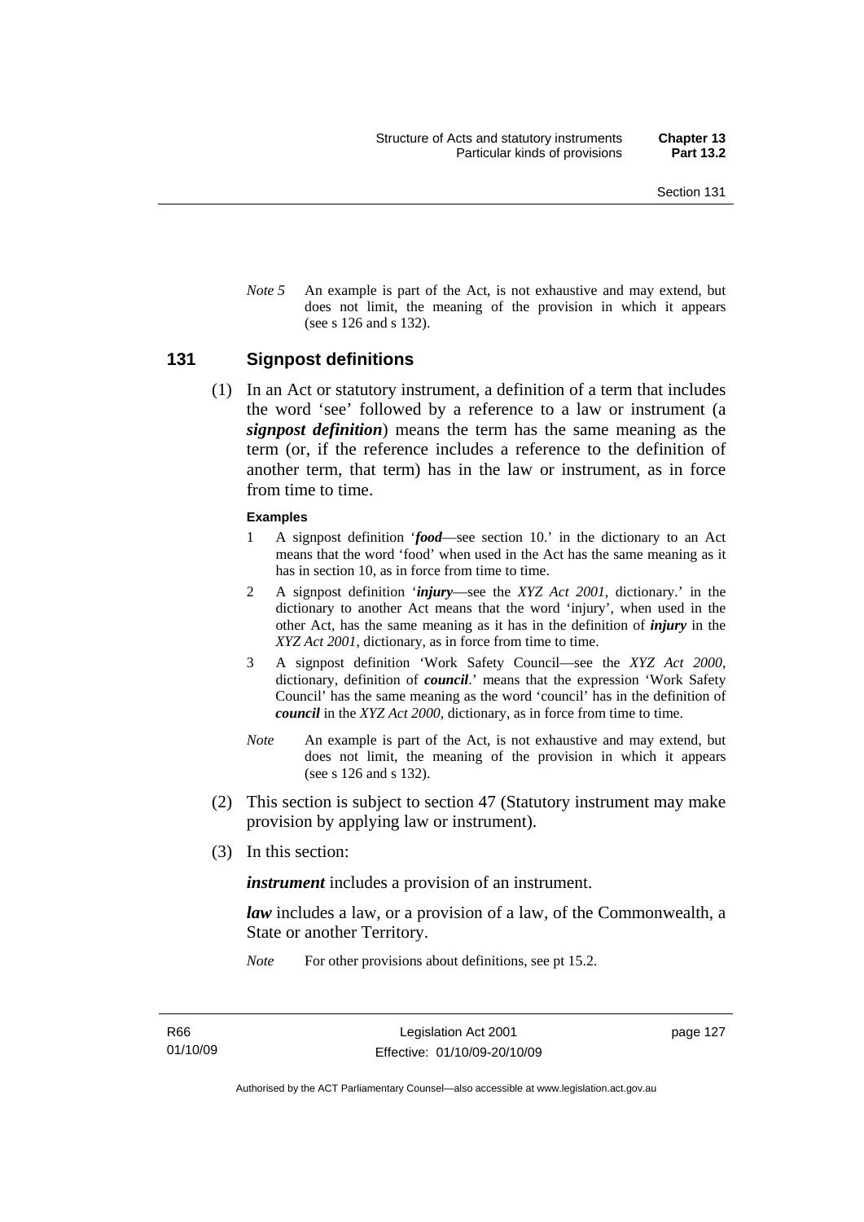*Note 5* An example is part of the Act, is not exhaustive and may extend, but does not limit, the meaning of the provision in which it appears (see s 126 and s 132).

## 131 Signpost definitions

(1) In an Act or statutory instrument, a definition of a term that includes the word 'see' followed by a reference to a law or instrument (a ***signpost definition***) means the term has the same meaning as the term (or, if the reference includes a reference to the definition of another term, that term) has in the law or instrument, as in force from time to time.

**Examples**

1 A signpost definition '***food***—see section 10.' in the dictionary to an Act means that the word 'food' when used in the Act has the same meaning as it has in section 10, as in force from time to time.

2 A signpost definition '***injury***—see the *XYZ Act 2001*, dictionary.' in the dictionary to another Act means that the word 'injury', when used in the other Act, has the same meaning as it has in the definition of ***injury*** in the *XYZ Act 2001*, dictionary, as in force from time to time.

3 A signpost definition 'Work Safety Council—see the *XYZ Act 2000*, dictionary, definition of ***council***.' means that the expression 'Work Safety Council' has the same meaning as the word 'council' has in the definition of ***council*** in the *XYZ Act 2000*, dictionary, as in force from time to time.

*Note* An example is part of the Act, is not exhaustive and may extend, but does not limit, the meaning of the provision in which it appears (see s 126 and s 132).

(2) This section is subject to section 47 (Statutory instrument may make provision by applying law or instrument).

(3) In this section:

***instrument*** includes a provision of an instrument.

***law*** includes a law, or a provision of a law, of the Commonwealth, a State or another Territory.

*Note* For other provisions about definitions, see pt 15.2.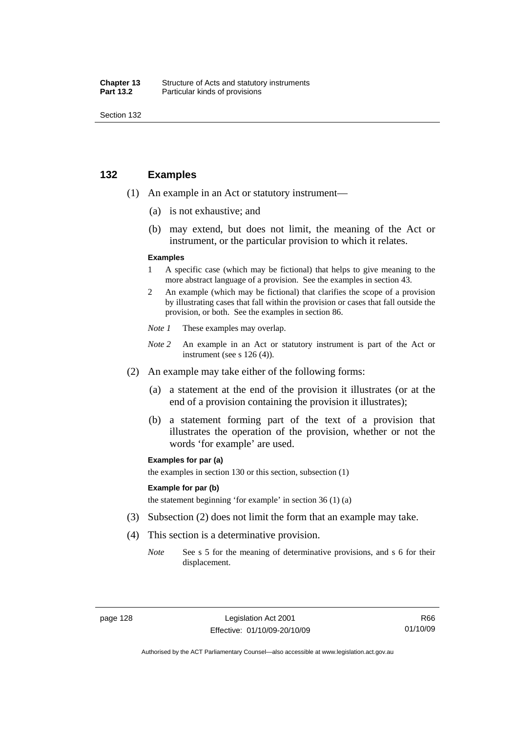## 132 Examples

(1) An example in an Act or statutory instrument—

(a) is not exhaustive; and

(b) may extend, but does not limit, the meaning of the Act or instrument, or the particular provision to which it relates.

**Examples**

1 A specific case (which may be fictional) that helps to give meaning to the more abstract language of a provision. See the examples in section 43.

2 An example (which may be fictional) that clarifies the scope of a provision by illustrating cases that fall within the provision or cases that fall outside the provision, or both. See the examples in section 86.

*Note 1* These examples may overlap.

*Note 2* An example in an Act or statutory instrument is part of the Act or instrument (see s 126 (4)).

(2) An example may take either of the following forms:

(a) a statement at the end of the provision it illustrates (or at the end of a provision containing the provision it illustrates);

(b) a statement forming part of the text of a provision that illustrates the operation of the provision, whether or not the words 'for example' are used.

**Examples for par (a)**

the examples in section 130 or this section, subsection (1)

**Example for par (b)**

the statement beginning 'for example' in section 36 (1) (a)

(3) Subsection (2) does not limit the form that an example may take.

(4) This section is a determinative provision.

*Note* See s 5 for the meaning of determinative provisions, and s 6 for their displacement.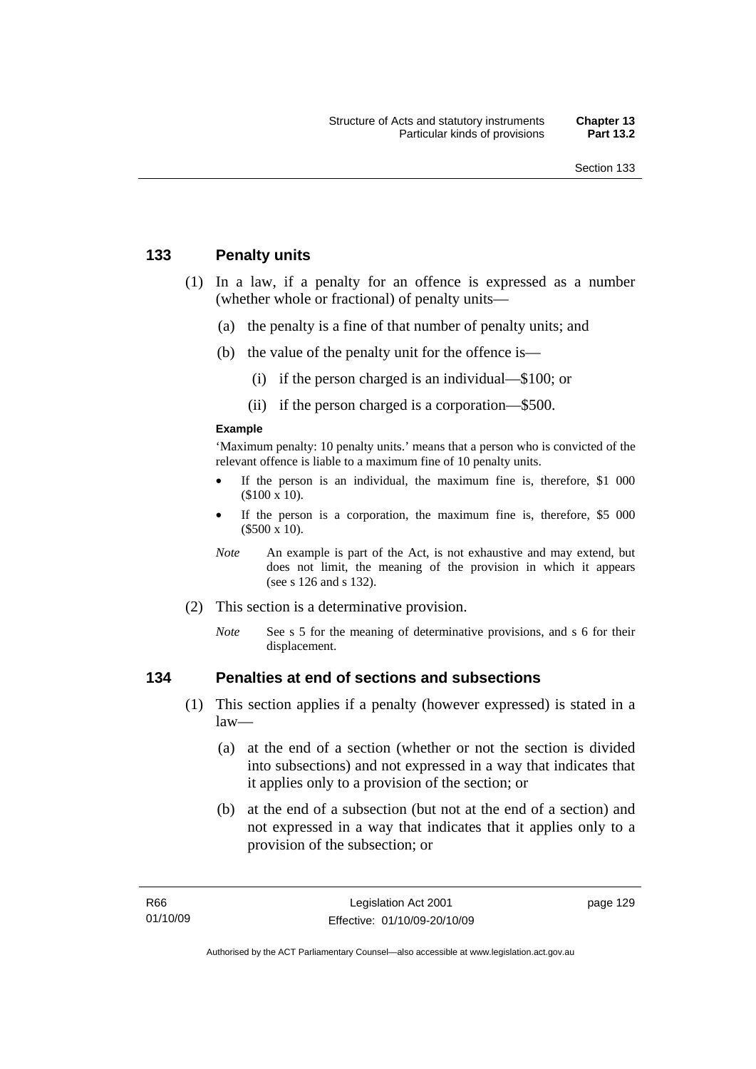## 133 Penalty units

(1) In a law, if a penalty for an offence is expressed as a number (whether whole or fractional) of penalty units—

(a) the penalty is a fine of that number of penalty units; and

(b) the value of the penalty unit for the offence is—

(i) if the person charged is an individual—$100; or

(ii) if the person charged is a corporation—$500.

**Example**

'Maximum penalty: 10 penalty units.' means that a person who is convicted of the relevant offence is liable to a maximum fine of 10 penalty units.

- If the person is an individual, the maximum fine is, therefore, $1 000 ($100 x 10).
- If the person is a corporation, the maximum fine is, therefore, $5 000 ($500 x 10).

*Note* An example is part of the Act, is not exhaustive and may extend, but does not limit, the meaning of the provision in which it appears (see s 126 and s 132).

(2) This section is a determinative provision.

*Note* See s 5 for the meaning of determinative provisions, and s 6 for their displacement.

## 134 Penalties at end of sections and subsections

(1) This section applies if a penalty (however expressed) is stated in a law—

(a) at the end of a section (whether or not the section is divided into subsections) and not expressed in a way that indicates that it applies only to a provision of the section; or

(b) at the end of a subsection (but not at the end of a section) and not expressed in a way that indicates that it applies only to a provision of the subsection; or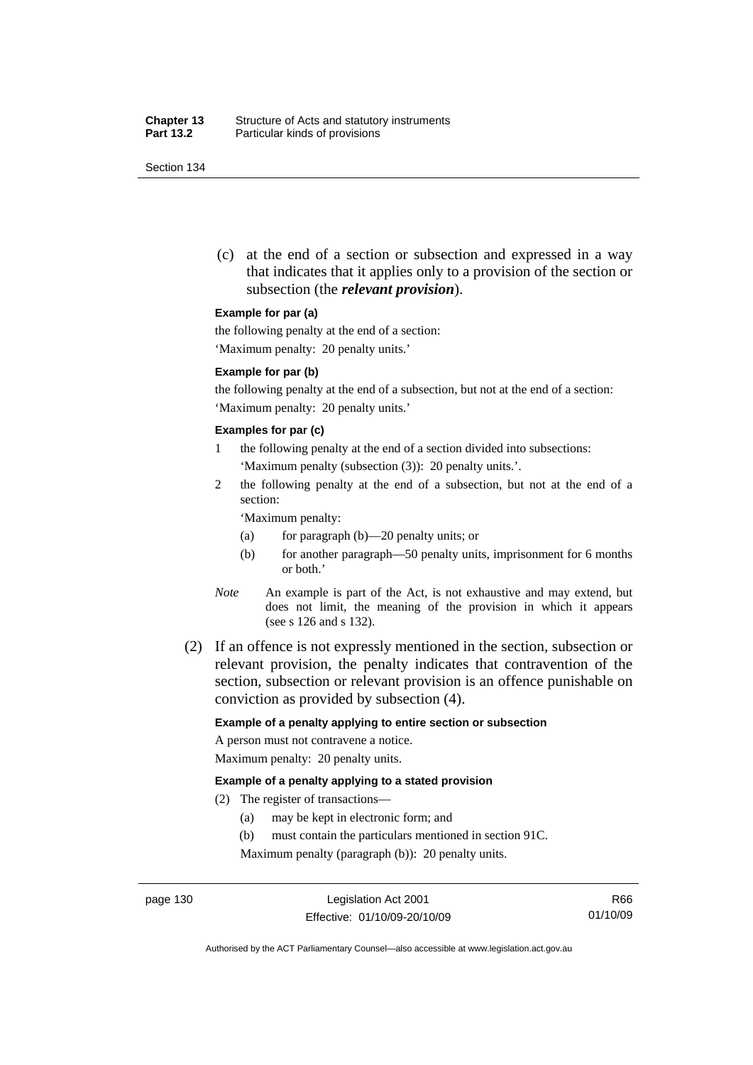(c) at the end of a section or subsection and expressed in a way that indicates that it applies only to a provision of the section or subsection (the ***relevant provision***).

**Example for par (a)**

the following penalty at the end of a section:

'Maximum penalty: 20 penalty units.'

**Example for par (b)**

the following penalty at the end of a subsection, but not at the end of a section:

'Maximum penalty: 20 penalty units.'

**Examples for par (c)**

1 the following penalty at the end of a section divided into subsections: 'Maximum penalty (subsection (3)): 20 penalty units.'.

2 the following penalty at the end of a subsection, but not at the end of a section:

'Maximum penalty:

(a) for paragraph (b)—20 penalty units; or

(b) for another paragraph—50 penalty units, imprisonment for 6 months or both.'

*Note* An example is part of the Act, is not exhaustive and may extend, but does not limit, the meaning of the provision in which it appears (see s 126 and s 132).

(2) If an offence is not expressly mentioned in the section, subsection or relevant provision, the penalty indicates that contravention of the section, subsection or relevant provision is an offence punishable on conviction as provided by subsection (4).

**Example of a penalty applying to entire section or subsection**

A person must not contravene a notice.

Maximum penalty: 20 penalty units.

**Example of a penalty applying to a stated provision**

(2) The register of transactions—

(a) may be kept in electronic form; and

(b) must contain the particulars mentioned in section 91C.

Maximum penalty (paragraph (b)): 20 penalty units.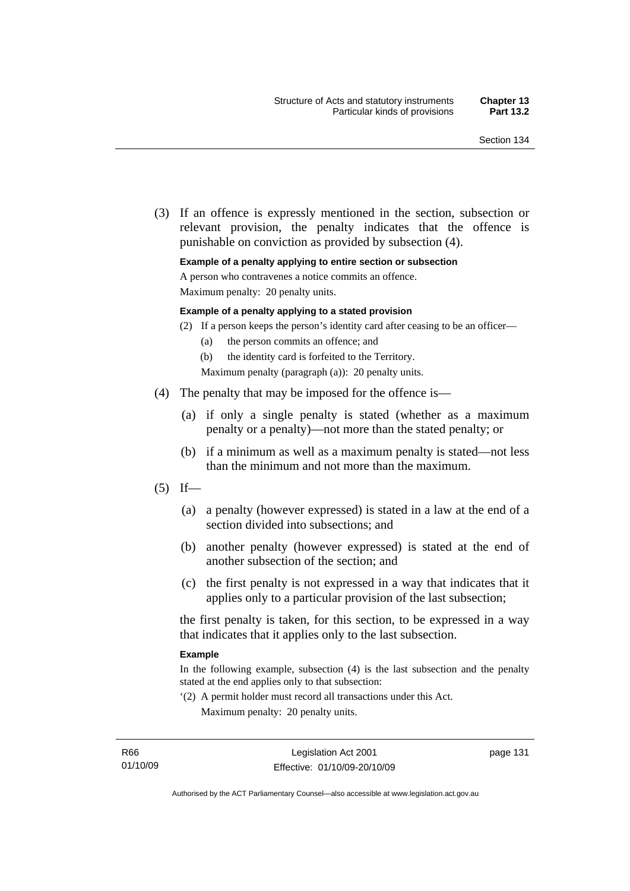(3) If an offence is expressly mentioned in the section, subsection or relevant provision, the penalty indicates that the offence is punishable on conviction as provided by subsection (4).

**Example of a penalty applying to entire section or subsection**

A person who contravenes a notice commits an offence.

Maximum penalty: 20 penalty units.

**Example of a penalty applying to a stated provision**

(2) If a person keeps the person's identity card after ceasing to be an officer—

(a) the person commits an offence; and

(b) the identity card is forfeited to the Territory.

Maximum penalty (paragraph (a)): 20 penalty units.

(4) The penalty that may be imposed for the offence is—

(a) if only a single penalty is stated (whether as a maximum penalty or a penalty)—not more than the stated penalty; or

(b) if a minimum as well as a maximum penalty is stated—not less than the minimum and not more than the maximum.

(5) If—

(a) a penalty (however expressed) is stated in a law at the end of a section divided into subsections; and

(b) another penalty (however expressed) is stated at the end of another subsection of the section; and

(c) the first penalty is not expressed in a way that indicates that it applies only to a particular provision of the last subsection;

the first penalty is taken, for this section, to be expressed in a way that indicates that it applies only to the last subsection.

**Example**

In the following example, subsection (4) is the last subsection and the penalty stated at the end applies only to that subsection:

'(2) A permit holder must record all transactions under this Act.

Maximum penalty: 20 penalty units.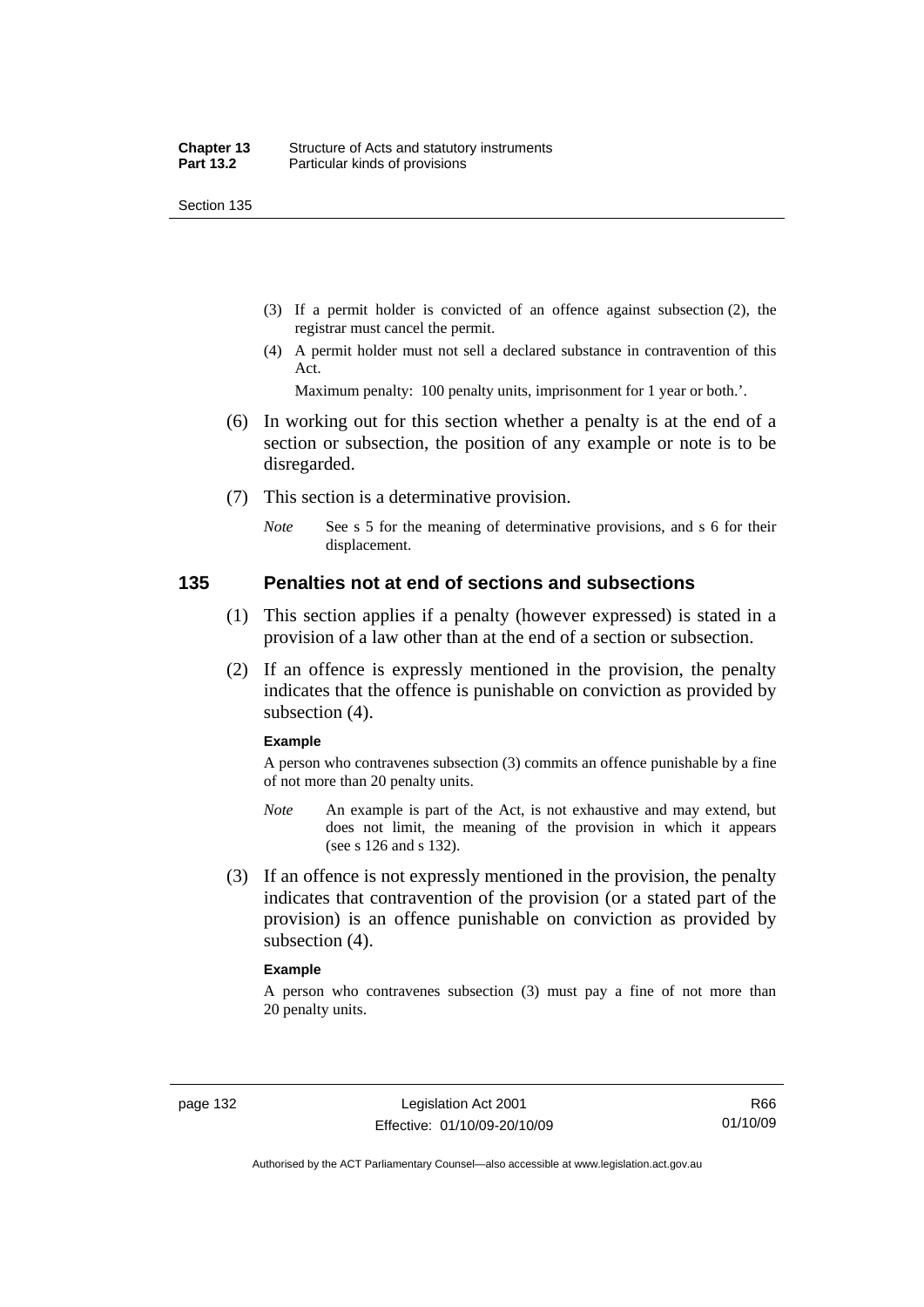(3) If a permit holder is convicted of an offence against subsection (2), the registrar must cancel the permit.

(4) A permit holder must not sell a declared substance in contravention of this Act.

Maximum penalty: 100 penalty units, imprisonment for 1 year or both.'.

(6) In working out for this section whether a penalty is at the end of a section or subsection, the position of any example or note is to be disregarded.

(7) This section is a determinative provision.

*Note* See s 5 for the meaning of determinative provisions, and s 6 for their displacement.

## 135 Penalties not at end of sections and subsections

(1) This section applies if a penalty (however expressed) is stated in a provision of a law other than at the end of a section or subsection.

(2) If an offence is expressly mentioned in the provision, the penalty indicates that the offence is punishable on conviction as provided by subsection (4).

**Example**

A person who contravenes subsection (3) commits an offence punishable by a fine of not more than 20 penalty units.

*Note* An example is part of the Act, is not exhaustive and may extend, but does not limit, the meaning of the provision in which it appears (see s 126 and s 132).

(3) If an offence is not expressly mentioned in the provision, the penalty indicates that contravention of the provision (or a stated part of the provision) is an offence punishable on conviction as provided by subsection (4).

**Example**

A person who contravenes subsection (3) must pay a fine of not more than 20 penalty units.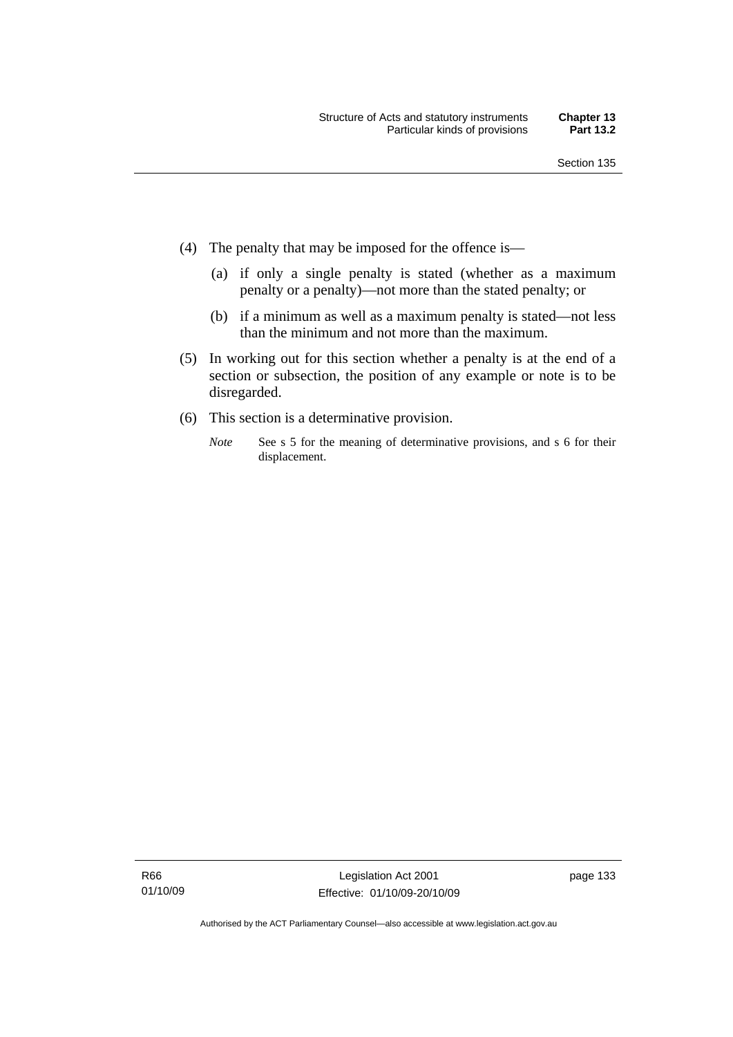(4) The penalty that may be imposed for the offence is—

(a) if only a single penalty is stated (whether as a maximum penalty or a penalty)—not more than the stated penalty; or

(b) if a minimum as well as a maximum penalty is stated—not less than the minimum and not more than the maximum.

(5) In working out for this section whether a penalty is at the end of a section or subsection, the position of any example or note is to be disregarded.

(6) This section is a determinative provision.

*Note* See s 5 for the meaning of determinative provisions, and s 6 for their displacement.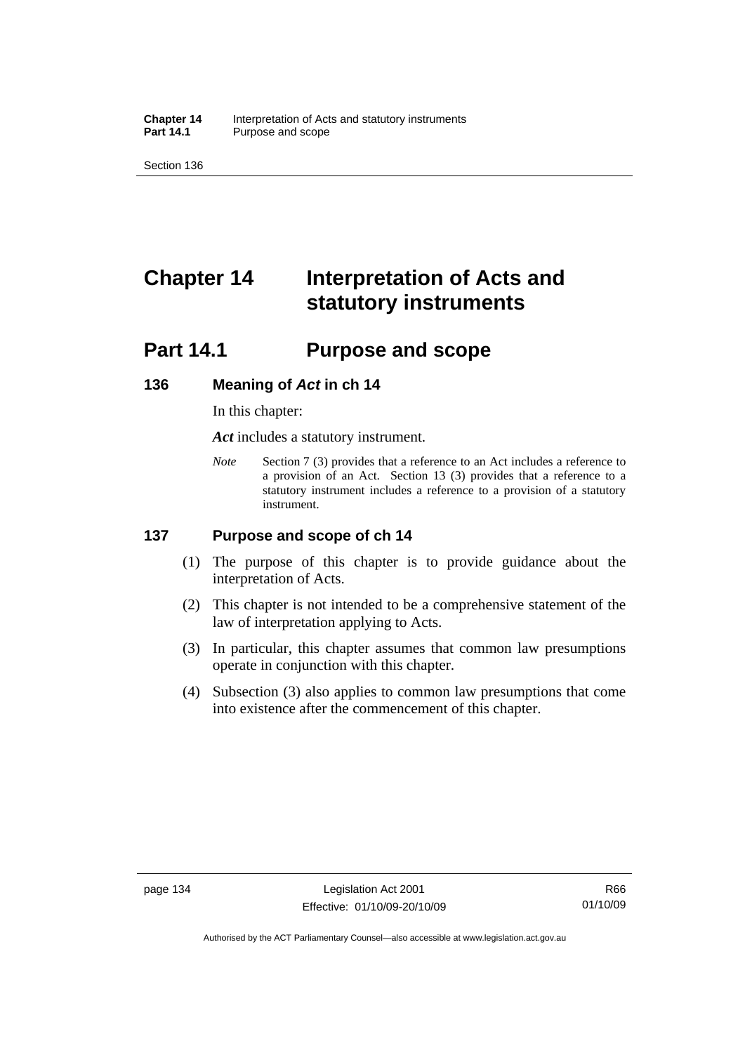# Chapter 14 Interpretation of Acts and statutory instruments

## Part 14.1 Purpose and scope

### 136 Meaning of *Act* in ch 14

In this chapter:

***Act*** includes a statutory instrument.

*Note* Section 7 (3) provides that a reference to an Act includes a reference to a provision of an Act. Section 13 (3) provides that a reference to a statutory instrument includes a reference to a provision of a statutory instrument.

### 137 Purpose and scope of ch 14

(1) The purpose of this chapter is to provide guidance about the interpretation of Acts.

(2) This chapter is not intended to be a comprehensive statement of the law of interpretation applying to Acts.

(3) In particular, this chapter assumes that common law presumptions operate in conjunction with this chapter.

(4) Subsection (3) also applies to common law presumptions that come into existence after the commencement of this chapter.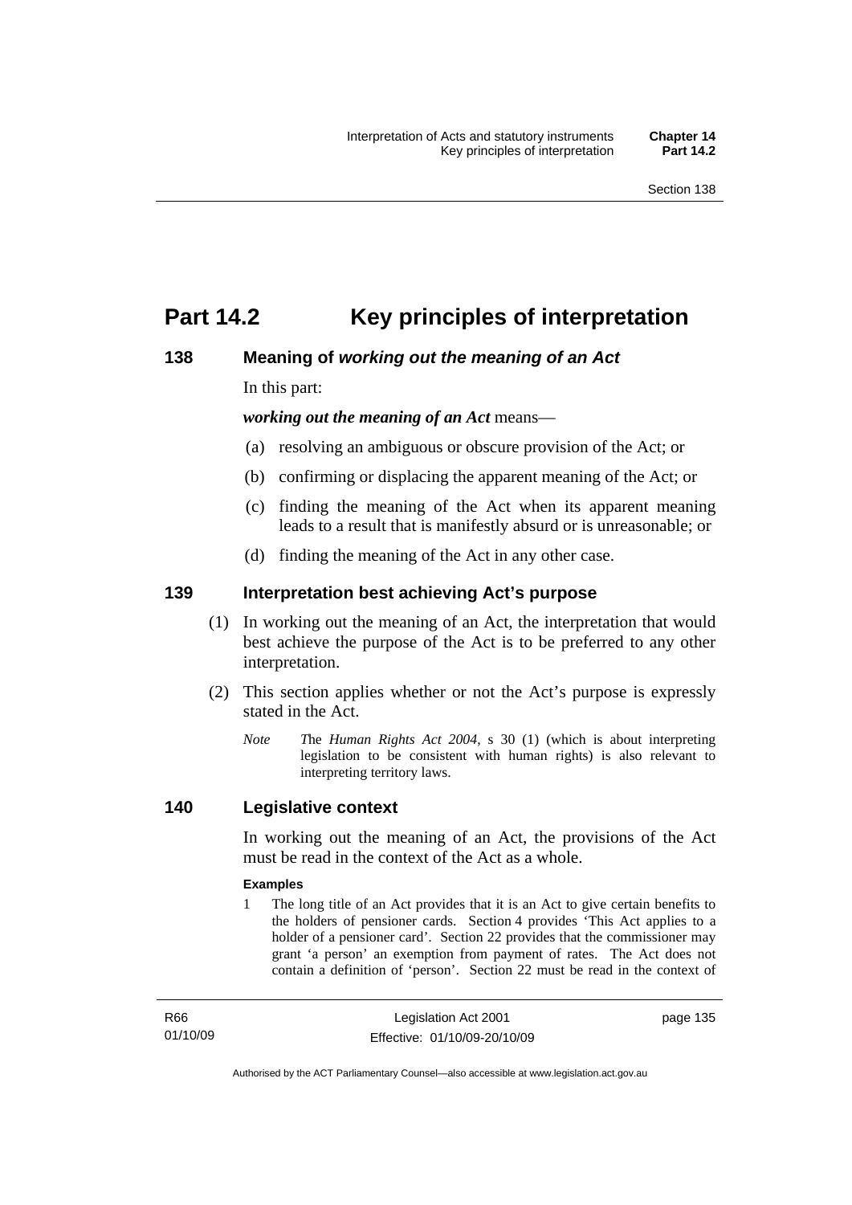# Part 14.2 Key principles of interpretation

### 138 Meaning of *working out the meaning of an Act*

In this part:

***working out the meaning of an Act*** means—

(a) resolving an ambiguous or obscure provision of the Act; or

(b) confirming or displacing the apparent meaning of the Act; or

(c) finding the meaning of the Act when its apparent meaning leads to a result that is manifestly absurd or is unreasonable; or

(d) finding the meaning of the Act in any other case.

### 139 Interpretation best achieving Act's purpose

(1) In working out the meaning of an Act, the interpretation that would best achieve the purpose of the Act is to be preferred to any other interpretation.

(2) This section applies whether or not the Act's purpose is expressly stated in the Act.

*Note* *T*he *Human Rights Act 2004*, s 30 (1) (which is about interpreting legislation to be consistent with human rights) is also relevant to interpreting territory laws.

### 140 Legislative context

In working out the meaning of an Act, the provisions of the Act must be read in the context of the Act as a whole.

**Examples**

1 The long title of an Act provides that it is an Act to give certain benefits to the holders of pensioner cards. Section 4 provides 'This Act applies to a holder of a pensioner card'. Section 22 provides that the commissioner may grant 'a person' an exemption from payment of rates. The Act does not contain a definition of 'person'. Section 22 must be read in the context of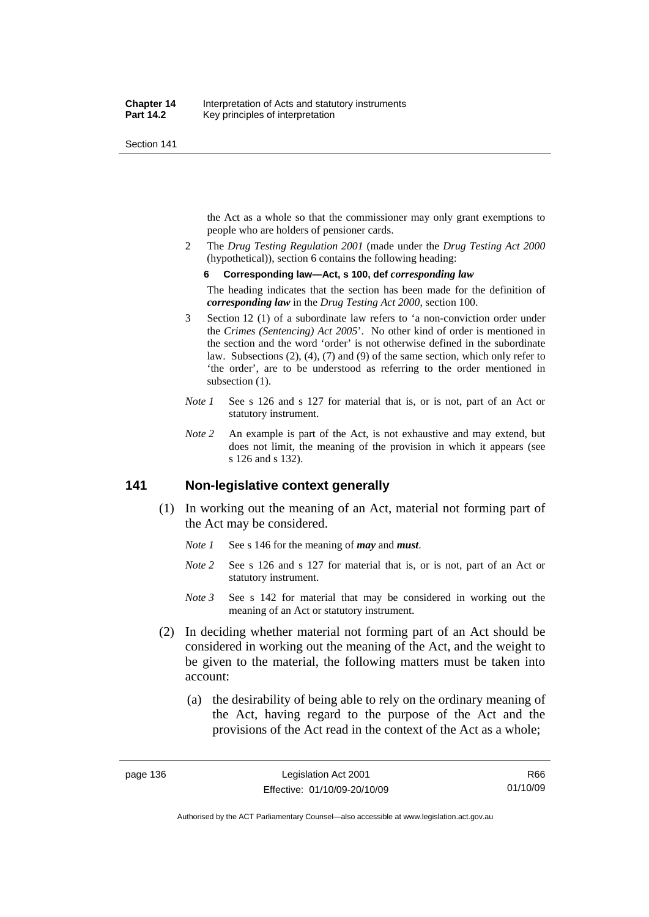the Act as a whole so that the commissioner may only grant exemptions to people who are holders of pensioner cards.

2 The *Drug Testing Regulation 2001* (made under the *Drug Testing Act 2000* (hypothetical)), section 6 contains the following heading:

**6 Corresponding law—Act, s 100, def *corresponding law***

The heading indicates that the section has been made for the definition of ***corresponding law*** in the *Drug Testing Act 2000*, section 100.

3 Section 12 (1) of a subordinate law refers to 'a non-conviction order under the *Crimes (Sentencing) Act 2005*'. No other kind of order is mentioned in the section and the word 'order' is not otherwise defined in the subordinate law. Subsections (2), (4), (7) and (9) of the same section, which only refer to 'the order', are to be understood as referring to the order mentioned in subsection (1).

*Note 1* See s 126 and s 127 for material that is, or is not, part of an Act or statutory instrument.

*Note 2* An example is part of the Act, is not exhaustive and may extend, but does not limit, the meaning of the provision in which it appears (see s 126 and s 132).

## 141 Non-legislative context generally

(1) In working out the meaning of an Act, material not forming part of the Act may be considered.

*Note 1* See s 146 for the meaning of ***may*** and ***must***.

*Note 2* See s 126 and s 127 for material that is, or is not, part of an Act or statutory instrument.

*Note 3* See s 142 for material that may be considered in working out the meaning of an Act or statutory instrument.

(2) In deciding whether material not forming part of an Act should be considered in working out the meaning of the Act, and the weight to be given to the material, the following matters must be taken into account:

(a) the desirability of being able to rely on the ordinary meaning of the Act, having regard to the purpose of the Act and the provisions of the Act read in the context of the Act as a whole;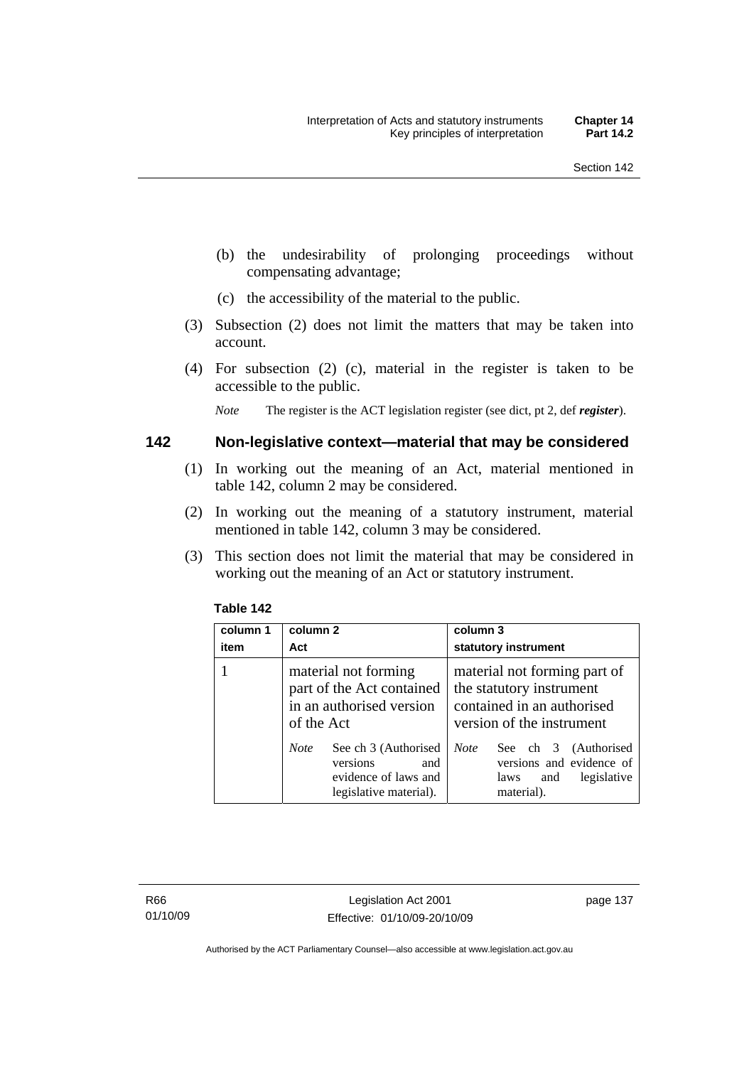(b) the undesirability of prolonging proceedings without compensating advantage;

(c) the accessibility of the material to the public.

(3) Subsection (2) does not limit the matters that may be taken into account.

(4) For subsection (2) (c), material in the register is taken to be accessible to the public.

*Note* The register is the ACT legislation register (see dict, pt 2, def ***register***).

## 142 Non-legislative context—material that may be considered

(1) In working out the meaning of an Act, material mentioned in table 142, column 2 may be considered.

(2) In working out the meaning of a statutory instrument, material mentioned in table 142, column 3 may be considered.

(3) This section does not limit the material that may be considered in working out the meaning of an Act or statutory instrument.

**Table 142**

| column 1<br>item | column 2<br>Act | column 3<br>statutory instrument |
|---|---|---|
| 1 | material not forming part of the Act contained in an authorised version of the Act<br><br>*Note* See ch 3 (Authorised versions and evidence of laws and legislative material). | material not forming part of the statutory instrument contained in an authorised version of the instrument<br><br>*Note* See ch 3 (Authorised versions and evidence of laws and legislative material). |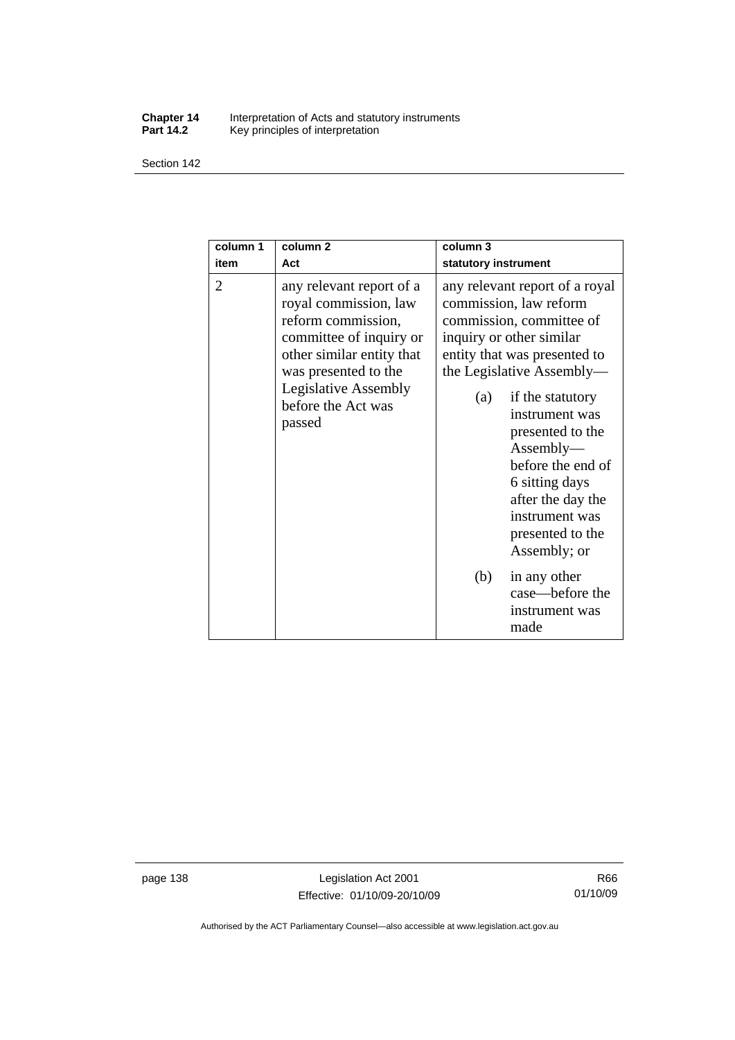| column 1<br>item | column 2<br>Act | column 3<br>statutory instrument |
|---|---|---|
| 2 | any relevant report of a royal commission, law reform commission, committee of inquiry or other similar entity that was presented to the Legislative Assembly before the Act was passed | any relevant report of a royal commission, law reform commission, committee of inquiry or other similar entity that was presented to the Legislative Assembly—<br>(a) if the statutory instrument was presented to the Assembly—before the end of 6 sitting days after the day the instrument was presented to the Assembly; or<br>(b) in any other case—before the instrument was made |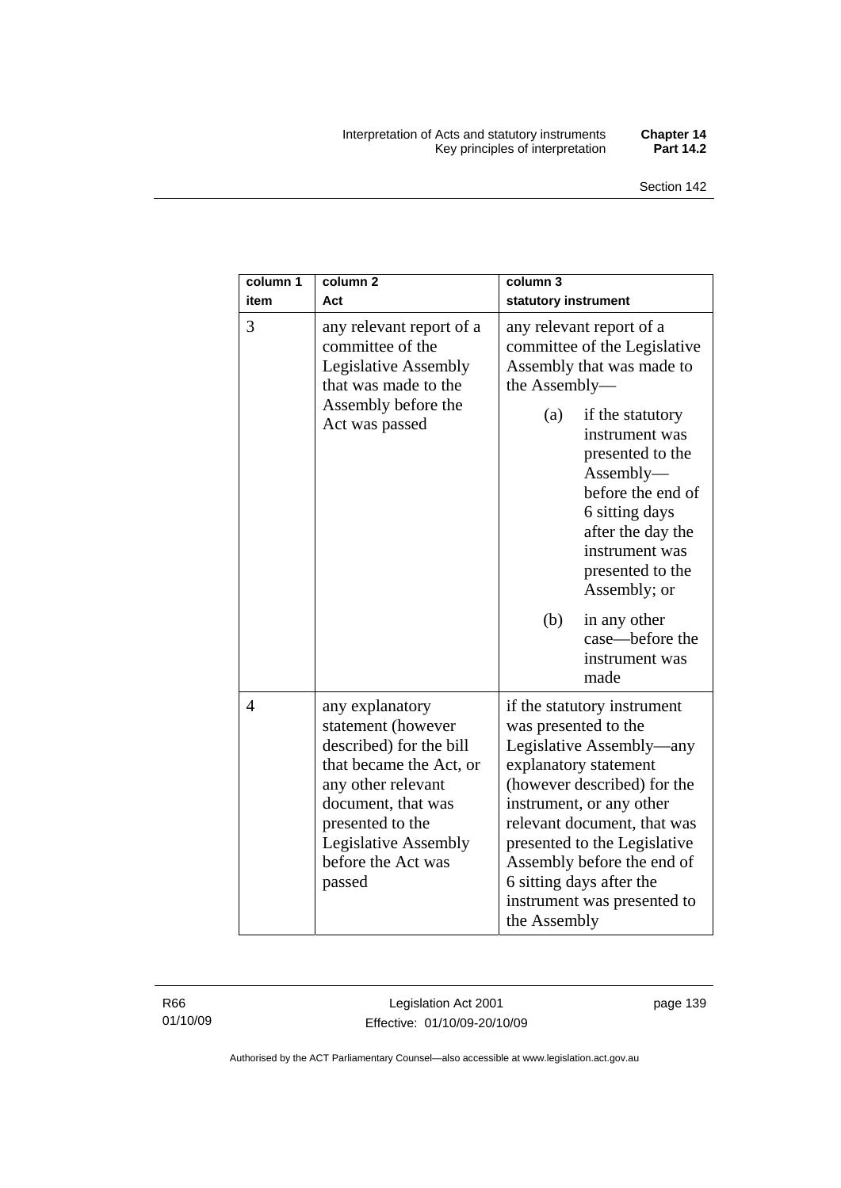| column 1 item | column 2 Act | column 3 statutory instrument |
|---|---|---|
| 3 | any relevant report of a committee of the Legislative Assembly that was made to the Assembly before the Act was passed | any relevant report of a committee of the Legislative Assembly that was made to the Assembly—<br>(a) if the statutory instrument was presented to the Assembly—before the end of 6 sitting days after the day the instrument was presented to the Assembly; or<br>(b) in any other case—before the instrument was made |
| 4 | any explanatory statement (however described) for the bill that became the Act, or any other relevant document, that was presented to the Legislative Assembly before the Act was passed | if the statutory instrument was presented to the Legislative Assembly—any explanatory statement (however described) for the instrument, or any other relevant document, that was presented to the Legislative Assembly before the end of 6 sitting days after the instrument was presented to the Assembly |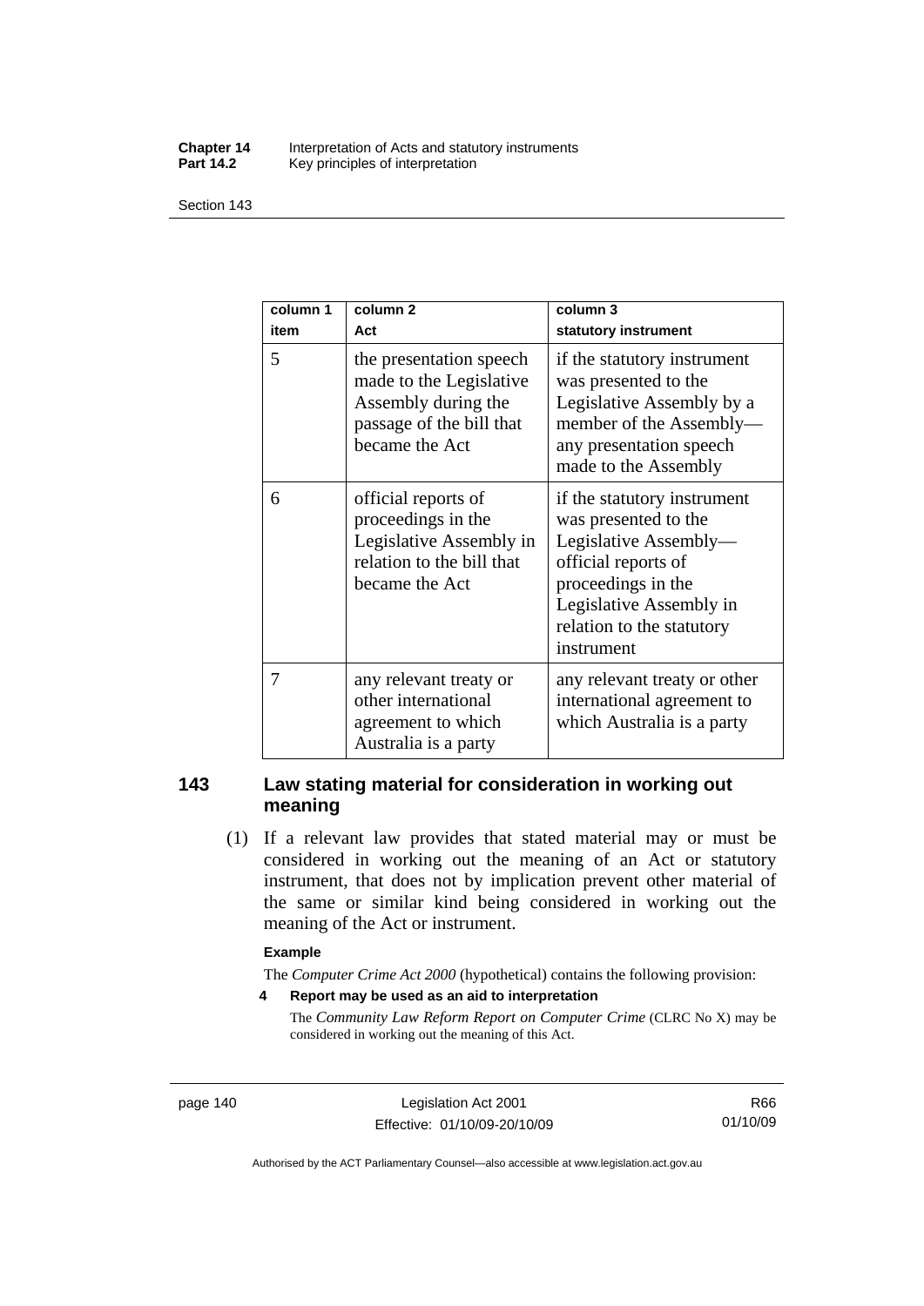| column 1<br>item | column 2<br>Act | column 3<br>statutory instrument |
|---|---|---|
| 5 | the presentation speech made to the Legislative Assembly during the passage of the bill that became the Act | if the statutory instrument was presented to the Legislative Assembly by a member of the Assembly—any presentation speech made to the Assembly |
| 6 | official reports of proceedings in the Legislative Assembly in relation to the bill that became the Act | if the statutory instrument was presented to the Legislative Assembly—official reports of proceedings in the Legislative Assembly in relation to the statutory instrument |
| 7 | any relevant treaty or other international agreement to which Australia is a party | any relevant treaty or other international agreement to which Australia is a party |

## 143 Law stating material for consideration in working out meaning

(1) If a relevant law provides that stated material may or must be considered in working out the meaning of an Act or statutory instrument, that does not by implication prevent other material of the same or similar kind being considered in working out the meaning of the Act or instrument.

**Example**

The *Computer Crime Act 2000* (hypothetical) contains the following provision:

**4 Report may be used as an aid to interpretation**

The *Community Law Reform Report on Computer Crime* (CLRC No X) may be considered in working out the meaning of this Act.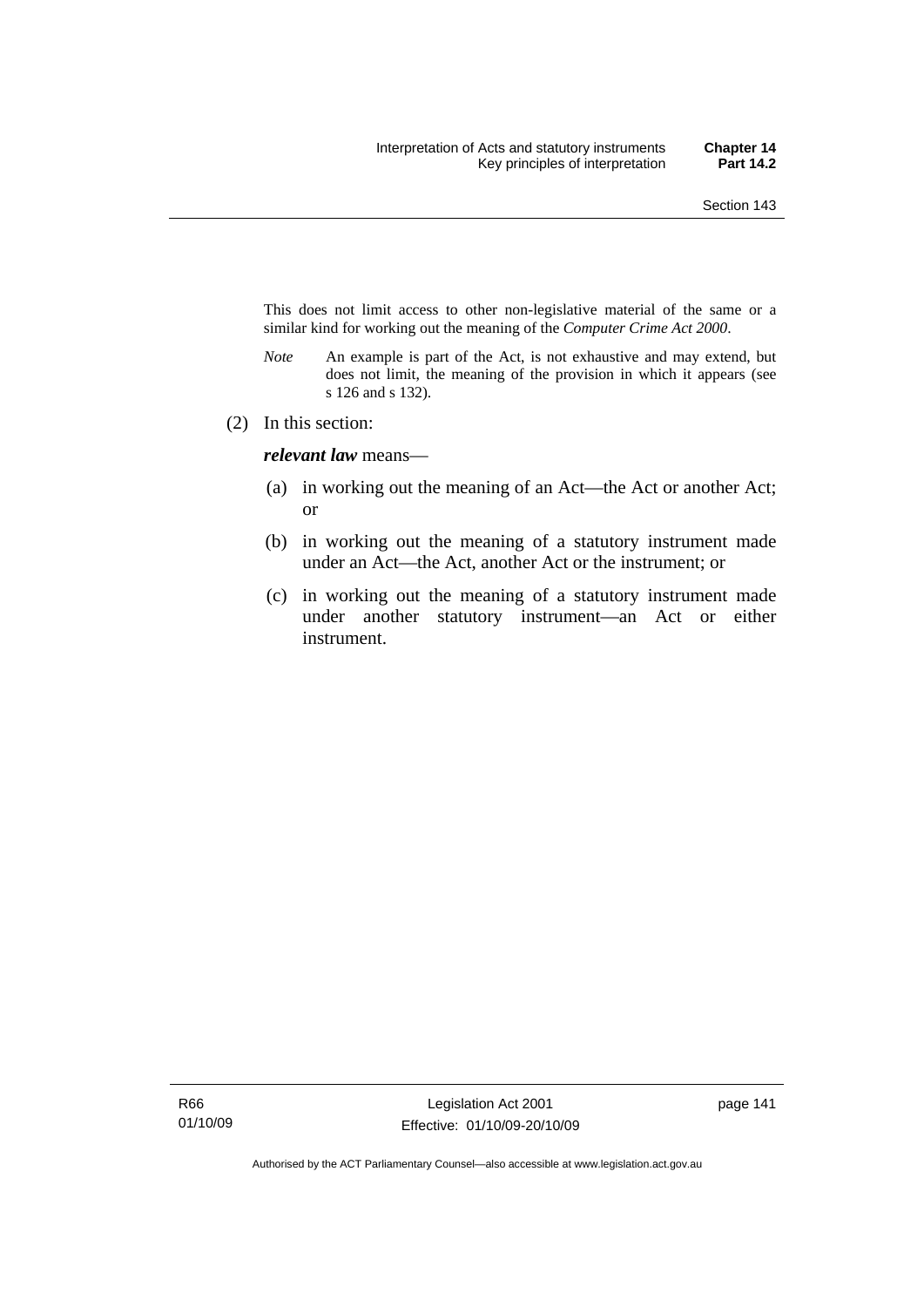This does not limit access to other non-legislative material of the same or a similar kind for working out the meaning of the *Computer Crime Act 2000*.

*Note* An example is part of the Act, is not exhaustive and may extend, but does not limit, the meaning of the provision in which it appears (see s 126 and s 132).

(2) In this section:

***relevant law*** means—

(a) in working out the meaning of an Act—the Act or another Act; or

(b) in working out the meaning of a statutory instrument made under an Act—the Act, another Act or the instrument; or

(c) in working out the meaning of a statutory instrument made under another statutory instrument—an Act or either instrument.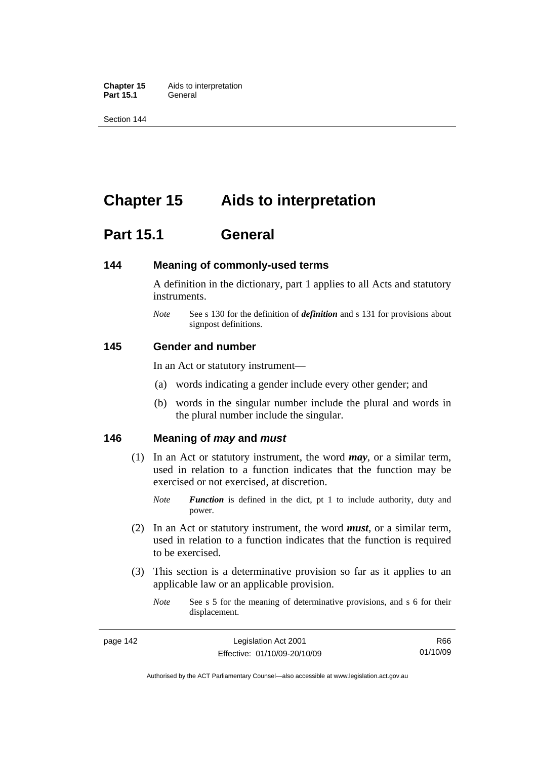# Chapter 15 Aids to interpretation

## Part 15.1 General

### 144 Meaning of commonly-used terms

A definition in the dictionary, part 1 applies to all Acts and statutory instruments.

*Note* See s 130 for the definition of ***definition*** and s 131 for provisions about signpost definitions.

### 145 Gender and number

In an Act or statutory instrument—

(a) words indicating a gender include every other gender; and

(b) words in the singular number include the plural and words in the plural number include the singular.

### 146 Meaning of *may* and *must*

(1) In an Act or statutory instrument, the word ***may***, or a similar term, used in relation to a function indicates that the function may be exercised or not exercised, at discretion.

*Note* ***Function*** is defined in the dict, pt 1 to include authority, duty and power.

(2) In an Act or statutory instrument, the word ***must***, or a similar term, used in relation to a function indicates that the function is required to be exercised.

(3) This section is a determinative provision so far as it applies to an applicable law or an applicable provision.

*Note* See s 5 for the meaning of determinative provisions, and s 6 for their displacement.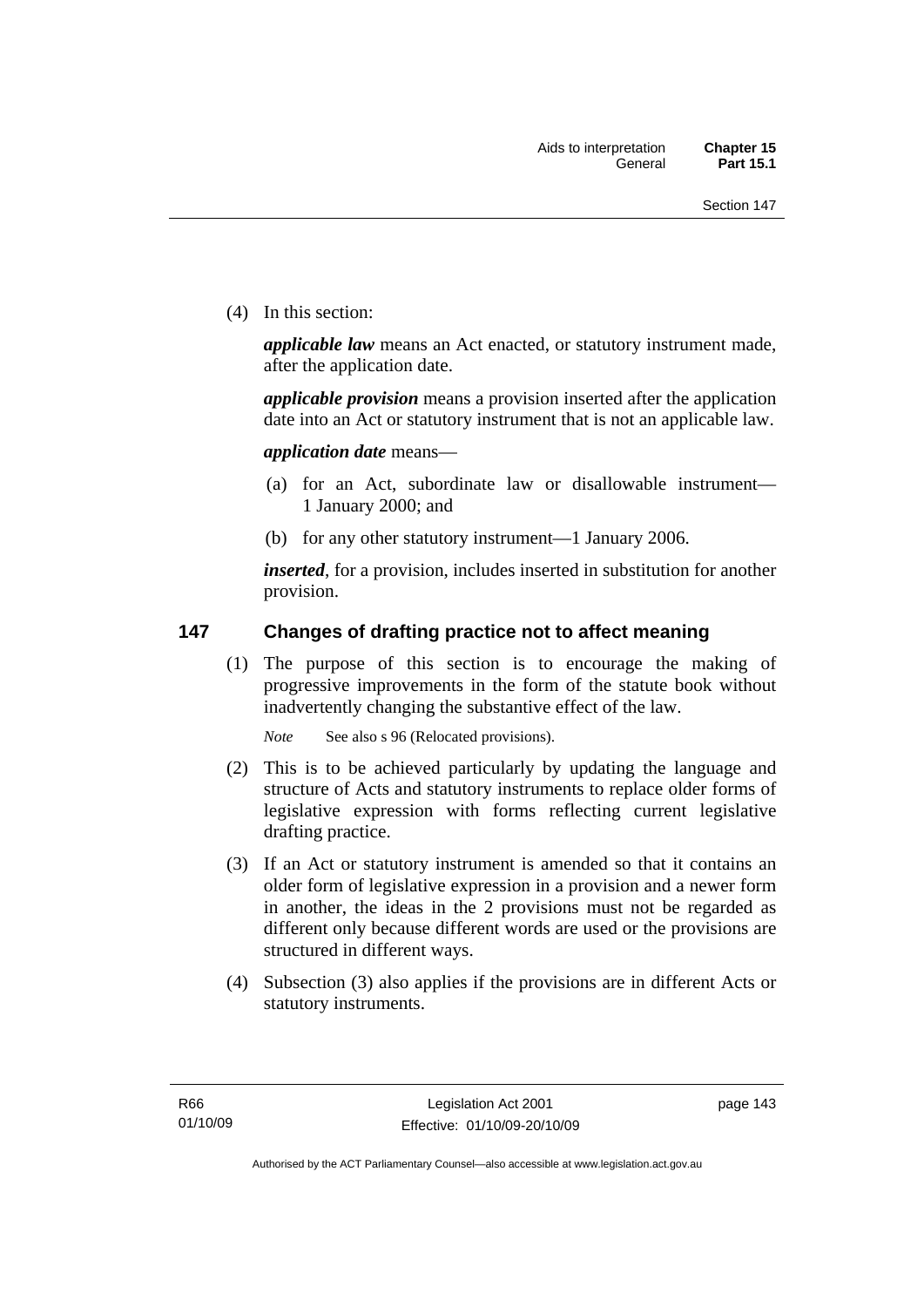(4) In this section:

***applicable law*** means an Act enacted, or statutory instrument made, after the application date.

***applicable provision*** means a provision inserted after the application date into an Act or statutory instrument that is not an applicable law.

***application date*** means—

(a) for an Act, subordinate law or disallowable instrument—1 January 2000; and

(b) for any other statutory instrument—1 January 2006.

***inserted***, for a provision, includes inserted in substitution for another provision.

## 147 Changes of drafting practice not to affect meaning

(1) The purpose of this section is to encourage the making of progressive improvements in the form of the statute book without inadvertently changing the substantive effect of the law.

*Note* See also s 96 (Relocated provisions).

(2) This is to be achieved particularly by updating the language and structure of Acts and statutory instruments to replace older forms of legislative expression with forms reflecting current legislative drafting practice.

(3) If an Act or statutory instrument is amended so that it contains an older form of legislative expression in a provision and a newer form in another, the ideas in the 2 provisions must not be regarded as different only because different words are used or the provisions are structured in different ways.

(4) Subsection (3) also applies if the provisions are in different Acts or statutory instruments.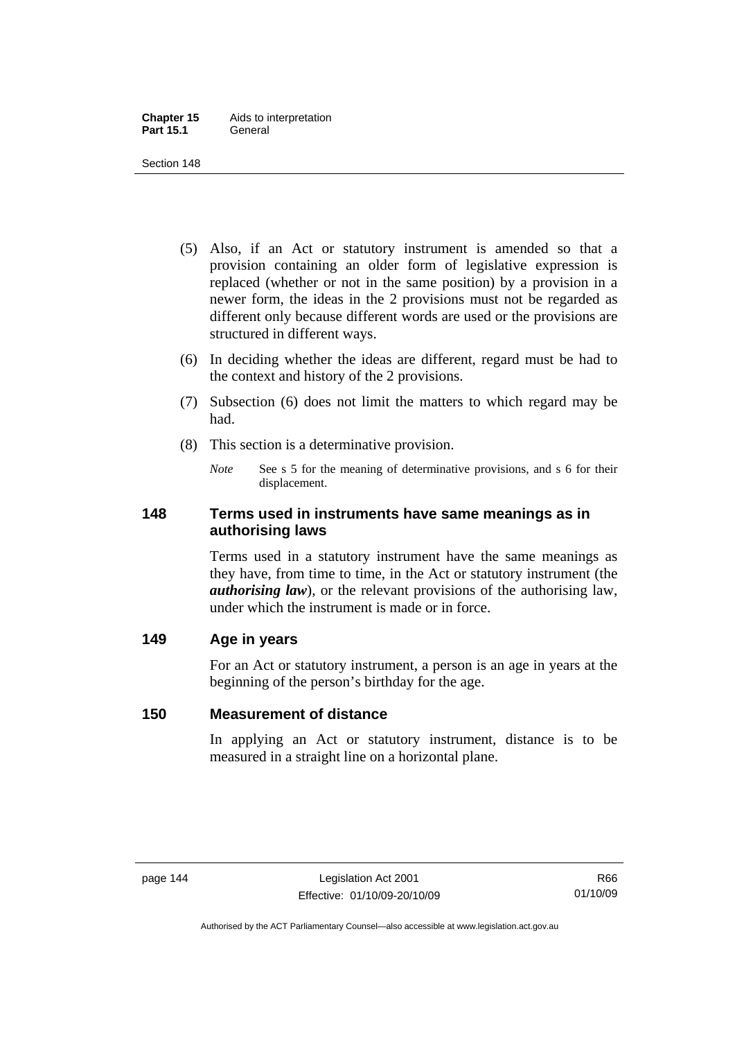(5) Also, if an Act or statutory instrument is amended so that a provision containing an older form of legislative expression is replaced (whether or not in the same position) by a provision in a newer form, the ideas in the 2 provisions must not be regarded as different only because different words are used or the provisions are structured in different ways.

(6) In deciding whether the ideas are different, regard must be had to the context and history of the 2 provisions.

(7) Subsection (6) does not limit the matters to which regard may be had.

(8) This section is a determinative provision.

*Note* See s 5 for the meaning of determinative provisions, and s 6 for their displacement.

## 148 Terms used in instruments have same meanings as in authorising laws

Terms used in a statutory instrument have the same meanings as they have, from time to time, in the Act or statutory instrument (the ***authorising law***), or the relevant provisions of the authorising law, under which the instrument is made or in force.

## 149 Age in years

For an Act or statutory instrument, a person is an age in years at the beginning of the person's birthday for the age.

## 150 Measurement of distance

In applying an Act or statutory instrument, distance is to be measured in a straight line on a horizontal plane.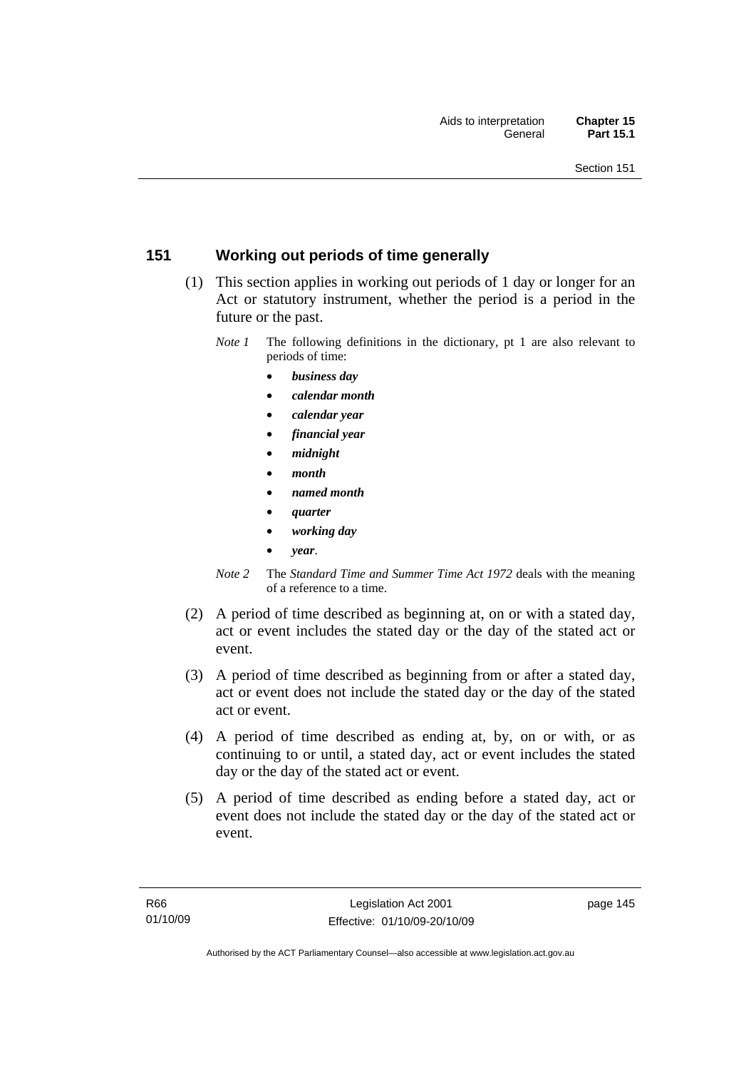## 151 Working out periods of time generally

(1) This section applies in working out periods of 1 day or longer for an Act or statutory instrument, whether the period is a period in the future or the past.

*Note 1* The following definitions in the dictionary, pt 1 are also relevant to periods of time:

- ***business day***
- ***calendar month***
- ***calendar year***
- ***financial year***
- ***midnight***
- ***month***
- ***named month***
- ***quarter***
- ***working day***
- ***year***.

*Note 2* The *Standard Time and Summer Time Act 1972* deals with the meaning of a reference to a time.

(2) A period of time described as beginning at, on or with a stated day, act or event includes the stated day or the day of the stated act or event.

(3) A period of time described as beginning from or after a stated day, act or event does not include the stated day or the day of the stated act or event.

(4) A period of time described as ending at, by, on or with, or as continuing to or until, a stated day, act or event includes the stated day or the day of the stated act or event.

(5) A period of time described as ending before a stated day, act or event does not include the stated day or the day of the stated act or event.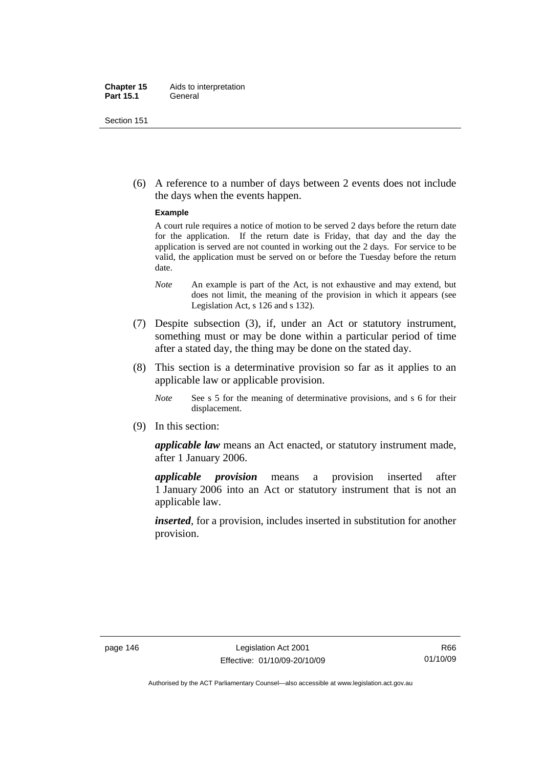(6) A reference to a number of days between 2 events does not include the days when the events happen.

**Example**

A court rule requires a notice of motion to be served 2 days before the return date for the application. If the return date is Friday, that day and the day the application is served are not counted in working out the 2 days. For service to be valid, the application must be served on or before the Tuesday before the return date.

*Note* An example is part of the Act, is not exhaustive and may extend, but does not limit, the meaning of the provision in which it appears (see Legislation Act, s 126 and s 132).

(7) Despite subsection (3), if, under an Act or statutory instrument, something must or may be done within a particular period of time after a stated day, the thing may be done on the stated day.

(8) This section is a determinative provision so far as it applies to an applicable law or applicable provision.

*Note* See s 5 for the meaning of determinative provisions, and s 6 for their displacement.

(9) In this section:

***applicable law*** means an Act enacted, or statutory instrument made, after 1 January 2006.

***applicable provision*** means a provision inserted after 1 January 2006 into an Act or statutory instrument that is not an applicable law.

***inserted***, for a provision, includes inserted in substitution for another provision.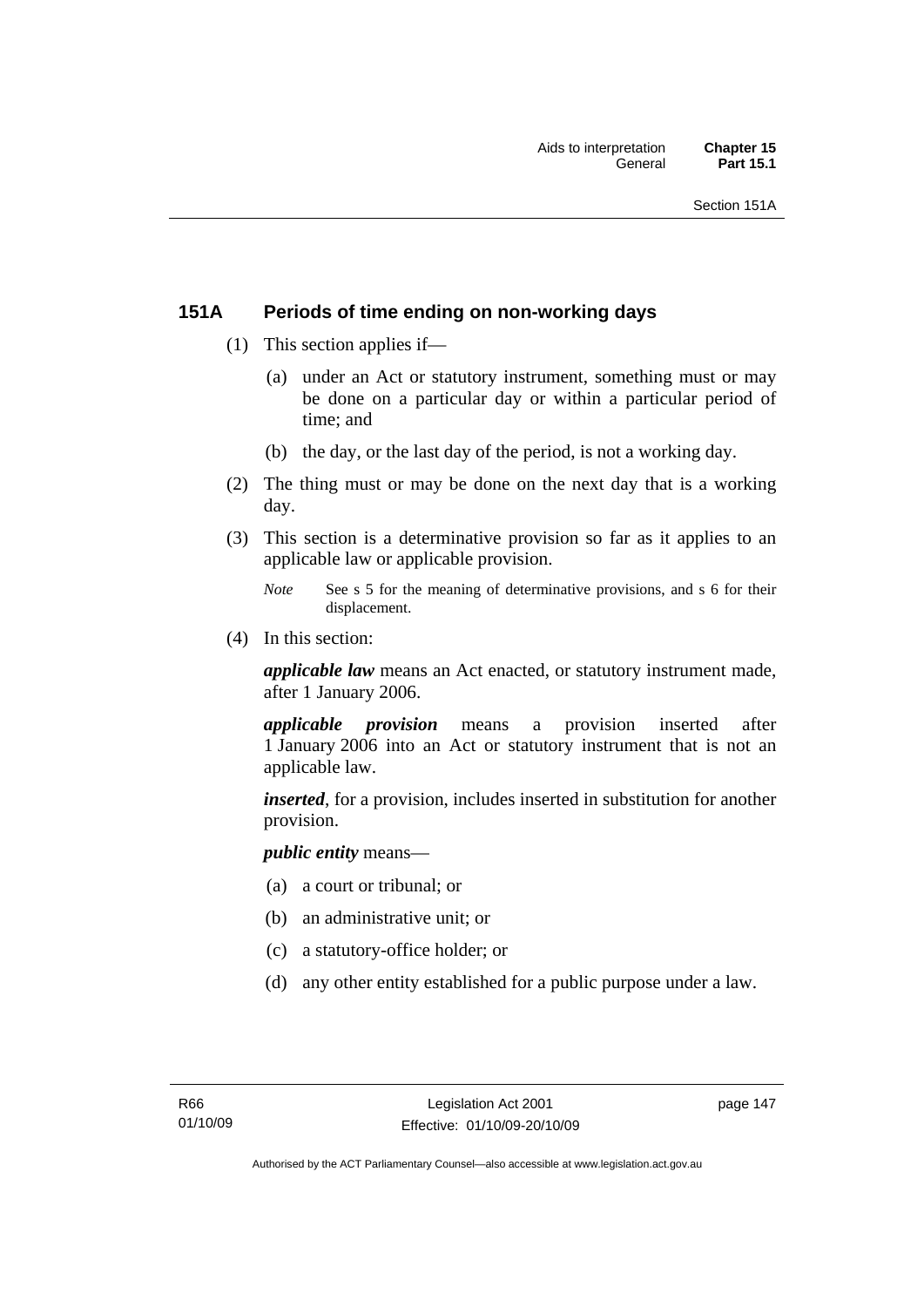## 151A Periods of time ending on non-working days

(1) This section applies if—

(a) under an Act or statutory instrument, something must or may be done on a particular day or within a particular period of time; and

(b) the day, or the last day of the period, is not a working day.

(2) The thing must or may be done on the next day that is a working day.

(3) This section is a determinative provision so far as it applies to an applicable law or applicable provision.

*Note* See s 5 for the meaning of determinative provisions, and s 6 for their displacement.

(4) In this section:

***applicable law*** means an Act enacted, or statutory instrument made, after 1 January 2006.

***applicable provision*** means a provision inserted after 1 January 2006 into an Act or statutory instrument that is not an applicable law.

***inserted***, for a provision, includes inserted in substitution for another provision.

***public entity*** means—

(a) a court or tribunal; or

(b) an administrative unit; or

(c) a statutory-office holder; or

(d) any other entity established for a public purpose under a law.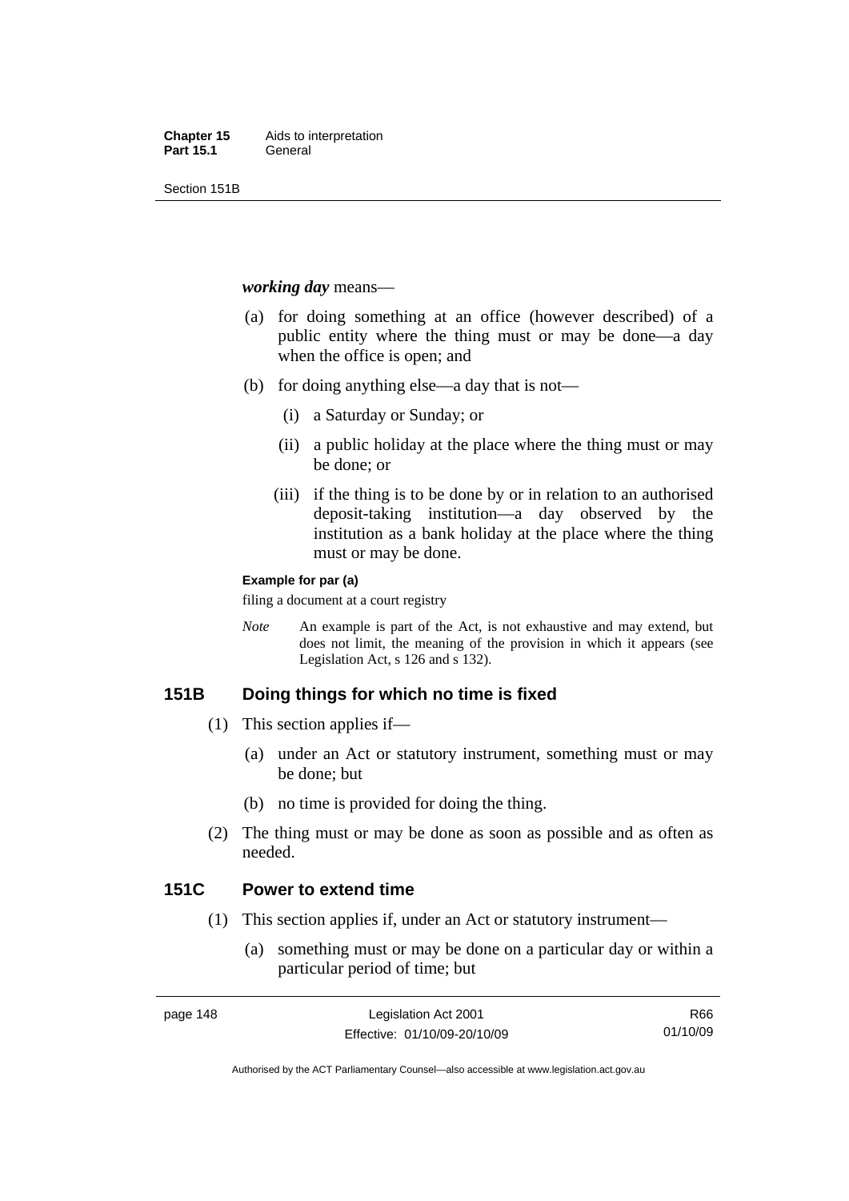***working day*** means—

(a) for doing something at an office (however described) of a public entity where the thing must or may be done—a day when the office is open; and

(b) for doing anything else—a day that is not—

  (i) a Saturday or Sunday; or

  (ii) a public holiday at the place where the thing must or may be done; or

  (iii) if the thing is to be done by or in relation to an authorised deposit-taking institution—a day observed by the institution as a bank holiday at the place where the thing must or may be done.

**Example for par (a)**

filing a document at a court registry

*Note* An example is part of the Act, is not exhaustive and may extend, but does not limit, the meaning of the provision in which it appears (see Legislation Act, s 126 and s 132).

## 151B Doing things for which no time is fixed

(1) This section applies if—

  (a) under an Act or statutory instrument, something must or may be done; but

  (b) no time is provided for doing the thing.

(2) The thing must or may be done as soon as possible and as often as needed.

## 151C Power to extend time

(1) This section applies if, under an Act or statutory instrument—

  (a) something must or may be done on a particular day or within a particular period of time; but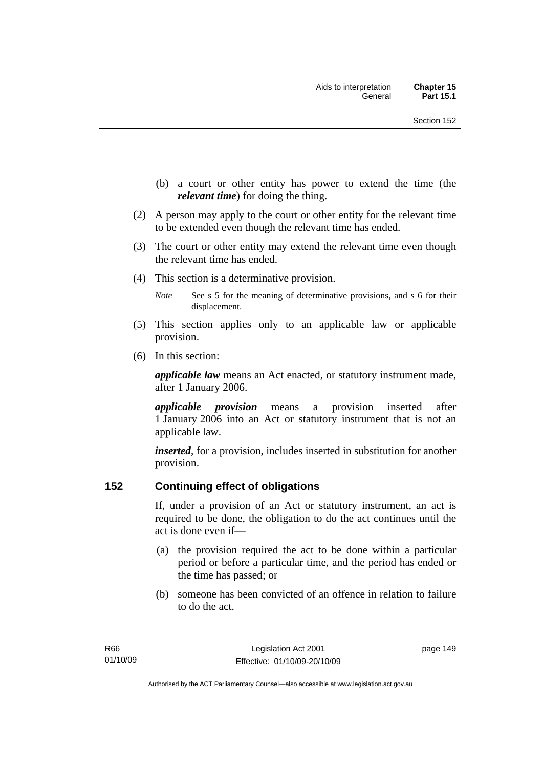(b) a court or other entity has power to extend the time (the ***relevant time***) for doing the thing.

(2) A person may apply to the court or other entity for the relevant time to be extended even though the relevant time has ended.

(3) The court or other entity may extend the relevant time even though the relevant time has ended.

(4) This section is a determinative provision.

*Note* See s 5 for the meaning of determinative provisions, and s 6 for their displacement.

(5) This section applies only to an applicable law or applicable provision.

(6) In this section:

***applicable law*** means an Act enacted, or statutory instrument made, after 1 January 2006.

***applicable provision*** means a provision inserted after 1 January 2006 into an Act or statutory instrument that is not an applicable law.

***inserted***, for a provision, includes inserted in substitution for another provision.

## 152 Continuing effect of obligations

If, under a provision of an Act or statutory instrument, an act is required to be done, the obligation to do the act continues until the act is done even if—

(a) the provision required the act to be done within a particular period or before a particular time, and the period has ended or the time has passed; or

(b) someone has been convicted of an offence in relation to failure to do the act.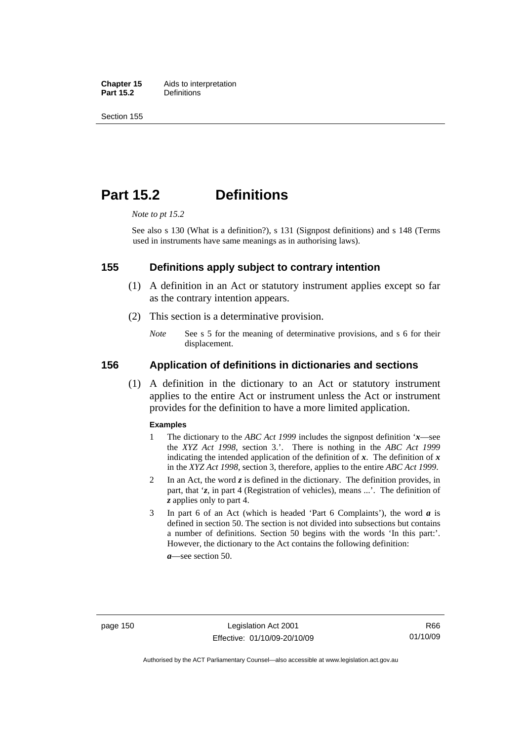# Part 15.2 Definitions

*Note to pt 15.2*

See also s 130 (What is a definition?), s 131 (Signpost definitions) and s 148 (Terms used in instruments have same meanings as in authorising laws).

## 155 Definitions apply subject to contrary intention

(1) A definition in an Act or statutory instrument applies except so far as the contrary intention appears.

(2) This section is a determinative provision.

*Note* See s 5 for the meaning of determinative provisions, and s 6 for their displacement.

## 156 Application of definitions in dictionaries and sections

(1) A definition in the dictionary to an Act or statutory instrument applies to the entire Act or instrument unless the Act or instrument provides for the definition to have a more limited application.

**Examples**

1 The dictionary to the *ABC Act 1999* includes the signpost definition '***x***—see the *XYZ Act 1998*, section 3.'. There is nothing in the *ABC Act 1999* indicating the intended application of the definition of ***x***. The definition of ***x*** in the *XYZ Act 1998*, section 3, therefore, applies to the entire *ABC Act 1999*.

2 In an Act, the word ***z*** is defined in the dictionary. The definition provides, in part, that '***z***, in part 4 (Registration of vehicles), means ...'. The definition of ***z*** applies only to part 4.

3 In part 6 of an Act (which is headed 'Part 6 Complaints'), the word ***a*** is defined in section 50. The section is not divided into subsections but contains a number of definitions. Section 50 begins with the words 'In this part:'. However, the dictionary to the Act contains the following definition:

***a***—see section 50.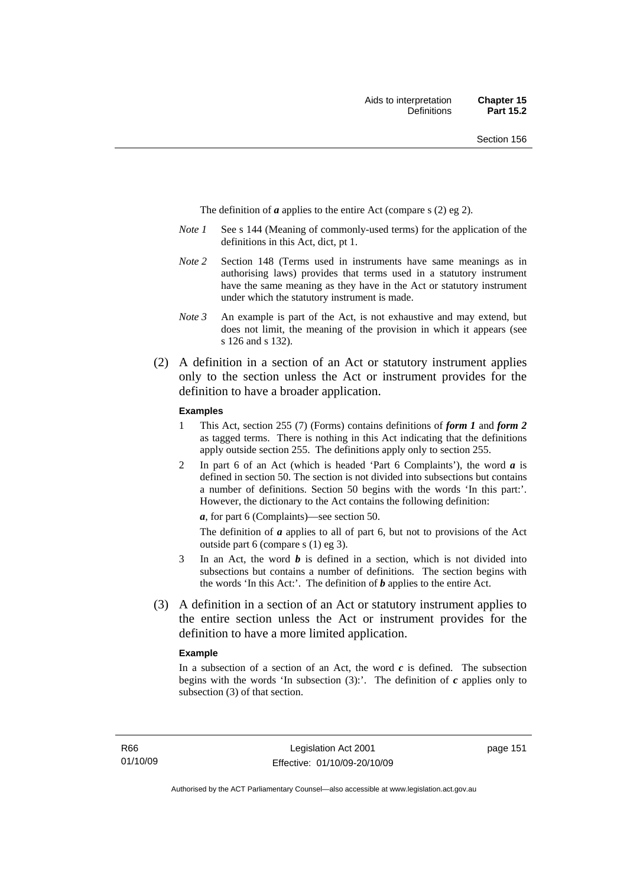The definition of ***a*** applies to the entire Act (compare s (2) eg 2).

*Note 1* See s 144 (Meaning of commonly-used terms) for the application of the definitions in this Act, dict, pt 1.

*Note 2* Section 148 (Terms used in instruments have same meanings as in authorising laws) provides that terms used in a statutory instrument have the same meaning as they have in the Act or statutory instrument under which the statutory instrument is made.

*Note 3* An example is part of the Act, is not exhaustive and may extend, but does not limit, the meaning of the provision in which it appears (see s 126 and s 132).

(2) A definition in a section of an Act or statutory instrument applies only to the section unless the Act or instrument provides for the definition to have a broader application.

**Examples**

1 This Act, section 255 (7) (Forms) contains definitions of ***form 1*** and ***form 2*** as tagged terms. There is nothing in this Act indicating that the definitions apply outside section 255. The definitions apply only to section 255.

2 In part 6 of an Act (which is headed 'Part 6 Complaints'), the word ***a*** is defined in section 50. The section is not divided into subsections but contains a number of definitions. Section 50 begins with the words 'In this part:'. However, the dictionary to the Act contains the following definition:

***a***, for part 6 (Complaints)—see section 50.

The definition of ***a*** applies to all of part 6, but not to provisions of the Act outside part 6 (compare s (1) eg 3).

3 In an Act, the word ***b*** is defined in a section, which is not divided into subsections but contains a number of definitions. The section begins with the words 'In this Act:'. The definition of ***b*** applies to the entire Act.

(3) A definition in a section of an Act or statutory instrument applies to the entire section unless the Act or instrument provides for the definition to have a more limited application.

**Example**

In a subsection of a section of an Act, the word ***c*** is defined. The subsection begins with the words 'In subsection (3):'. The definition of ***c*** applies only to subsection (3) of that section.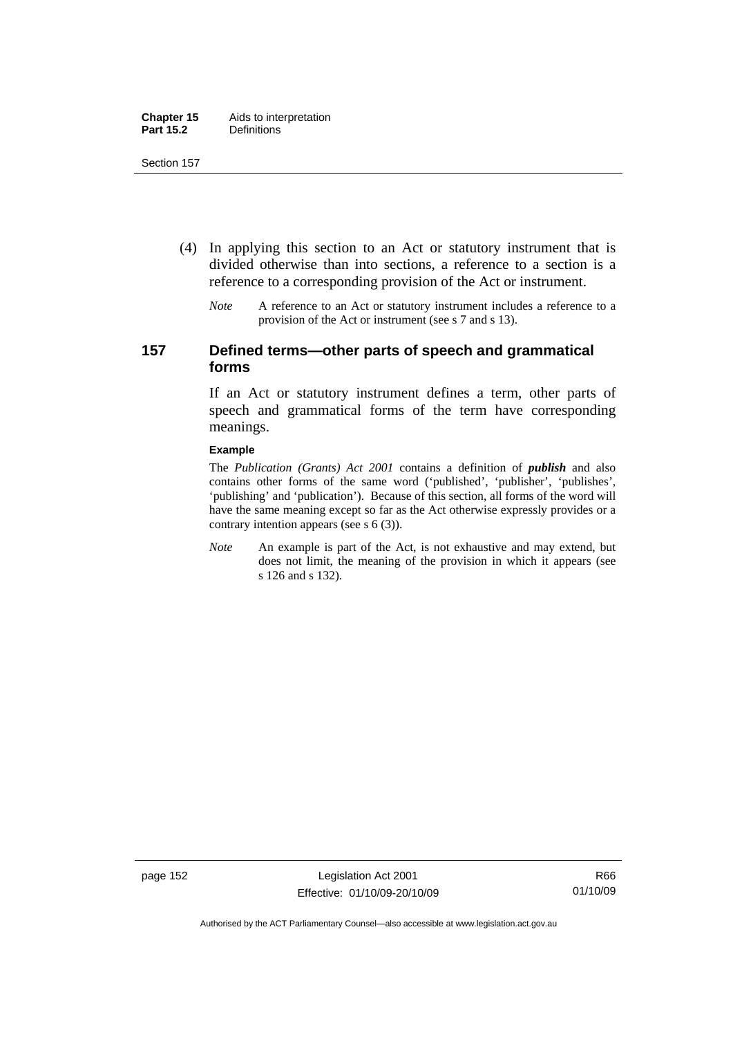(4) In applying this section to an Act or statutory instrument that is divided otherwise than into sections, a reference to a section is a reference to a corresponding provision of the Act or instrument.

*Note* A reference to an Act or statutory instrument includes a reference to a provision of the Act or instrument (see s 7 and s 13).

## 157 Defined terms—other parts of speech and grammatical forms

If an Act or statutory instrument defines a term, other parts of speech and grammatical forms of the term have corresponding meanings.

**Example**

The *Publication (Grants) Act 2001* contains a definition of ***publish*** and also contains other forms of the same word ('published', 'publisher', 'publishes', 'publishing' and 'publication'). Because of this section, all forms of the word will have the same meaning except so far as the Act otherwise expressly provides or a contrary intention appears (see s 6 (3)).

*Note* An example is part of the Act, is not exhaustive and may extend, but does not limit, the meaning of the provision in which it appears (see s 126 and s 132).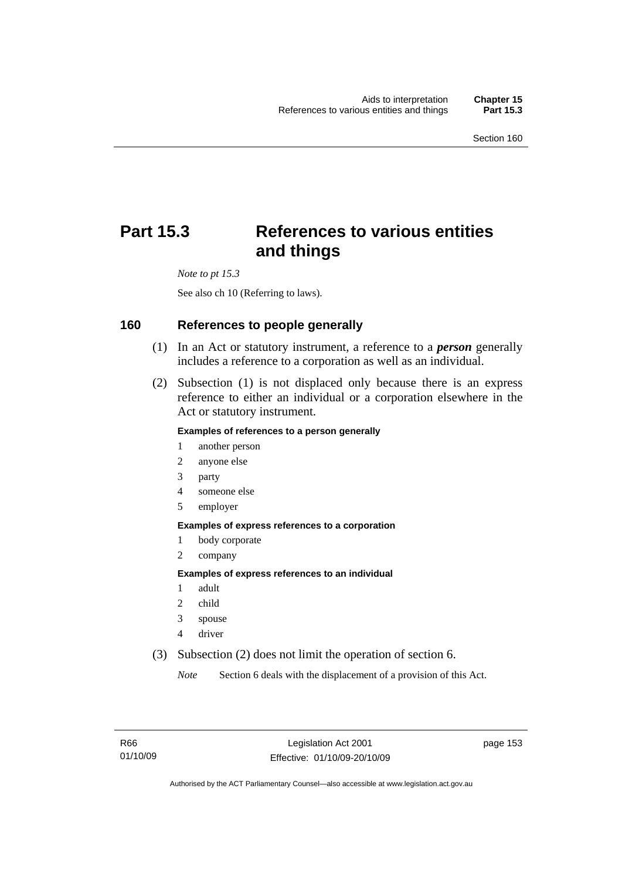# Part 15.3 References to various entities and things

*Note to pt 15.3*

See also ch 10 (Referring to laws).

## 160 References to people generally

(1) In an Act or statutory instrument, a reference to a ***person*** generally includes a reference to a corporation as well as an individual.

(2) Subsection (1) is not displaced only because there is an express reference to either an individual or a corporation elsewhere in the Act or statutory instrument.

**Examples of references to a person generally**

1 another person
2 anyone else
3 party
4 someone else
5 employer

**Examples of express references to a corporation**

1 body corporate
2 company

**Examples of express references to an individual**

1 adult
2 child
3 spouse
4 driver

(3) Subsection (2) does not limit the operation of section 6.

*Note* Section 6 deals with the displacement of a provision of this Act.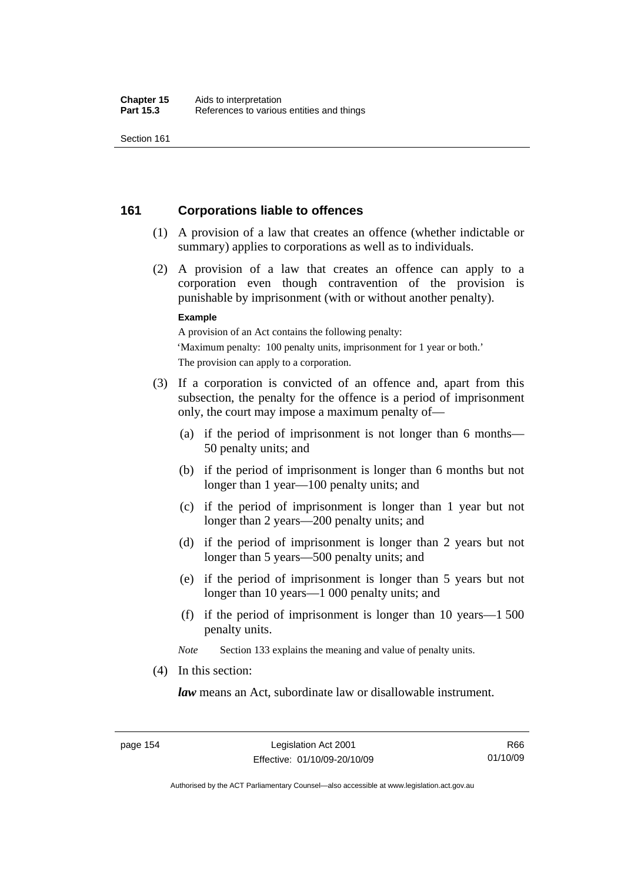## 161 Corporations liable to offences

(1) A provision of a law that creates an offence (whether indictable or summary) applies to corporations as well as to individuals.

(2) A provision of a law that creates an offence can apply to a corporation even though contravention of the provision is punishable by imprisonment (with or without another penalty).

**Example**

A provision of an Act contains the following penalty:

'Maximum penalty: 100 penalty units, imprisonment for 1 year or both.'

The provision can apply to a corporation.

(3) If a corporation is convicted of an offence and, apart from this subsection, the penalty for the offence is a period of imprisonment only, the court may impose a maximum penalty of—

(a) if the period of imprisonment is not longer than 6 months—50 penalty units; and

(b) if the period of imprisonment is longer than 6 months but not longer than 1 year—100 penalty units; and

(c) if the period of imprisonment is longer than 1 year but not longer than 2 years—200 penalty units; and

(d) if the period of imprisonment is longer than 2 years but not longer than 5 years—500 penalty units; and

(e) if the period of imprisonment is longer than 5 years but not longer than 10 years—1 000 penalty units; and

(f) if the period of imprisonment is longer than 10 years—1 500 penalty units.

*Note* Section 133 explains the meaning and value of penalty units.

(4) In this section:

***law*** means an Act, subordinate law or disallowable instrument.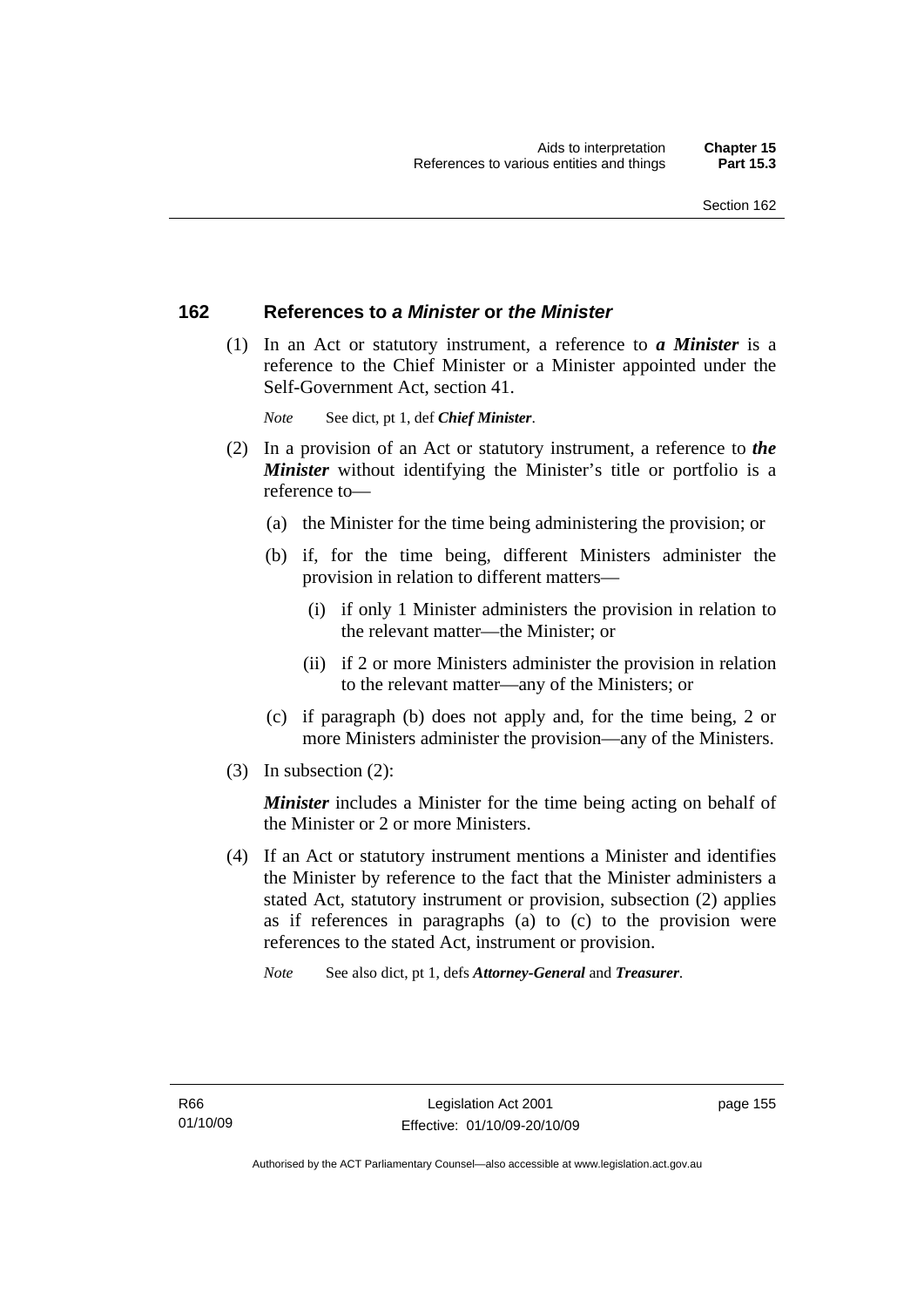## 162 References to *a Minister* or *the Minister*

(1) In an Act or statutory instrument, a reference to ***a Minister*** is a reference to the Chief Minister or a Minister appointed under the Self-Government Act, section 41.

*Note* See dict, pt 1, def ***Chief Minister***.

(2) In a provision of an Act or statutory instrument, a reference to ***the Minister*** without identifying the Minister's title or portfolio is a reference to—

(a) the Minister for the time being administering the provision; or

(b) if, for the time being, different Ministers administer the provision in relation to different matters—

(i) if only 1 Minister administers the provision in relation to the relevant matter—the Minister; or

(ii) if 2 or more Ministers administer the provision in relation to the relevant matter—any of the Ministers; or

(c) if paragraph (b) does not apply and, for the time being, 2 or more Ministers administer the provision—any of the Ministers.

(3) In subsection (2):

***Minister*** includes a Minister for the time being acting on behalf of the Minister or 2 or more Ministers.

(4) If an Act or statutory instrument mentions a Minister and identifies the Minister by reference to the fact that the Minister administers a stated Act, statutory instrument or provision, subsection (2) applies as if references in paragraphs (a) to (c) to the provision were references to the stated Act, instrument or provision.

*Note* See also dict, pt 1, defs ***Attorney-General*** and ***Treasurer***.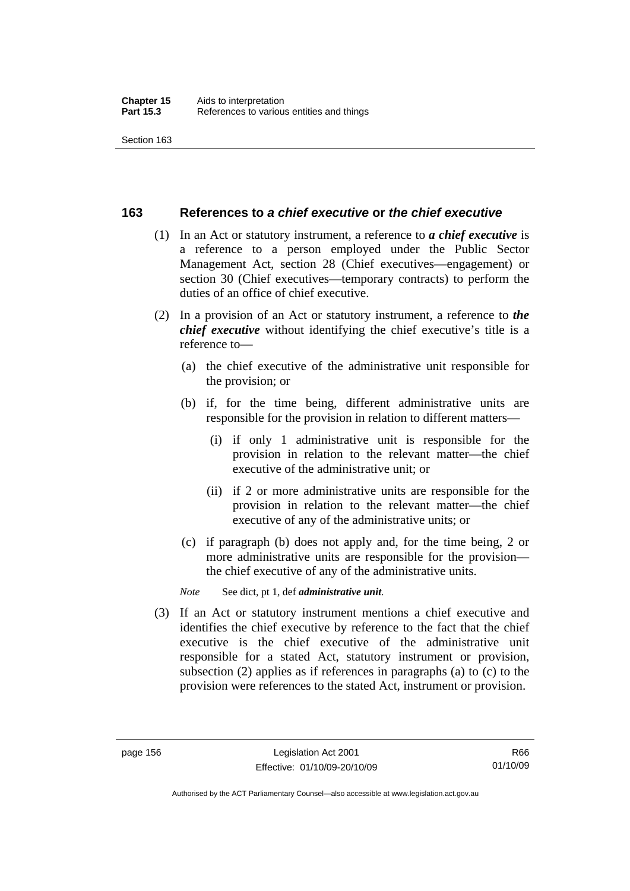## 163 References to *a chief executive* or *the chief executive*

(1) In an Act or statutory instrument, a reference to ***a chief executive*** is a reference to a person employed under the Public Sector Management Act, section 28 (Chief executives—engagement) or section 30 (Chief executives—temporary contracts) to perform the duties of an office of chief executive.

(2) In a provision of an Act or statutory instrument, a reference to ***the chief executive*** without identifying the chief executive's title is a reference to—

(a) the chief executive of the administrative unit responsible for the provision; or

(b) if, for the time being, different administrative units are responsible for the provision in relation to different matters—

(i) if only 1 administrative unit is responsible for the provision in relation to the relevant matter—the chief executive of the administrative unit; or

(ii) if 2 or more administrative units are responsible for the provision in relation to the relevant matter—the chief executive of any of the administrative units; or

(c) if paragraph (b) does not apply and, for the time being, 2 or more administrative units are responsible for the provision—the chief executive of any of the administrative units.

*Note* See dict, pt 1, def ***administrative unit***.

(3) If an Act or statutory instrument mentions a chief executive and identifies the chief executive by reference to the fact that the chief executive is the chief executive of the administrative unit responsible for a stated Act, statutory instrument or provision, subsection (2) applies as if references in paragraphs (a) to (c) to the provision were references to the stated Act, instrument or provision.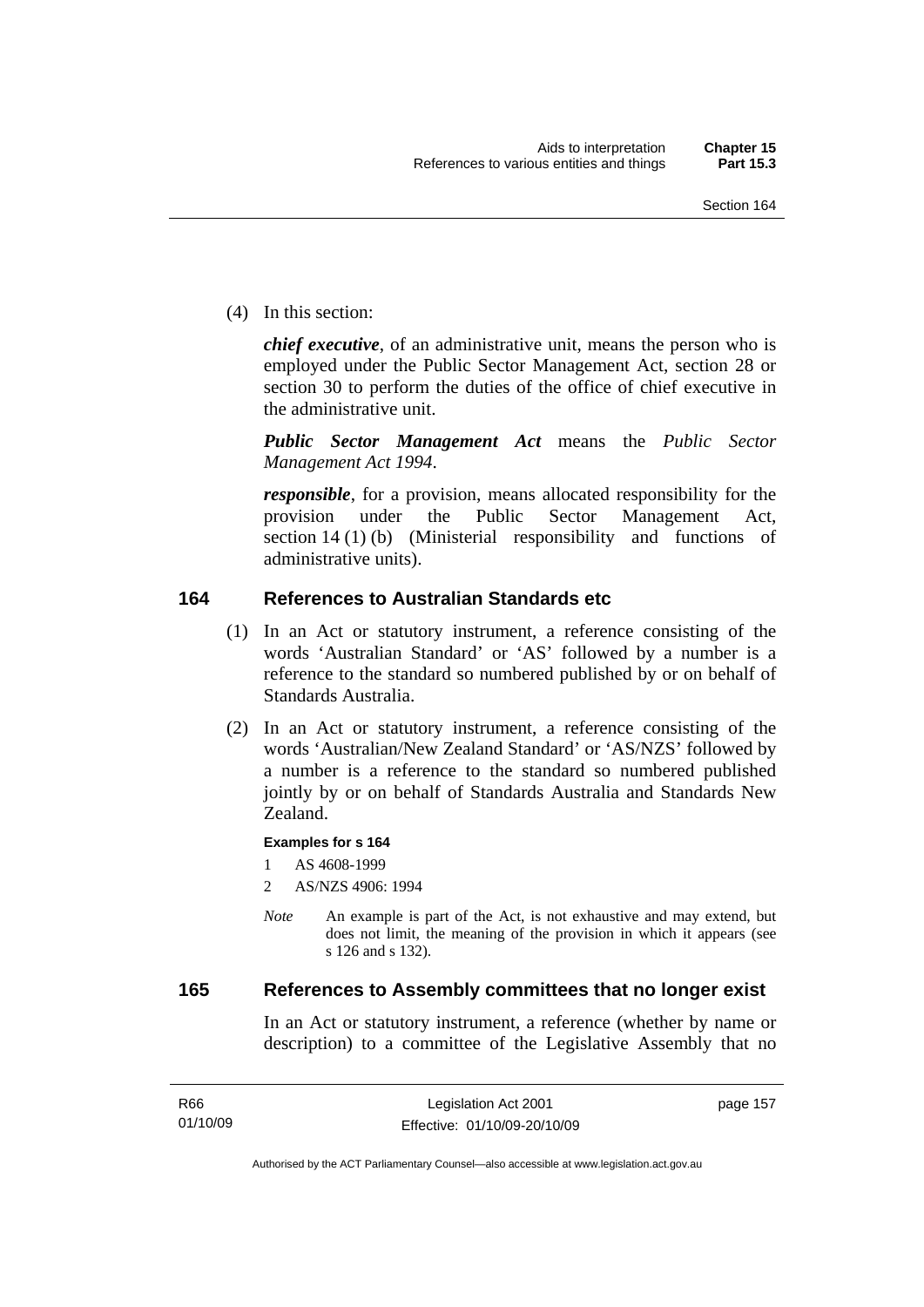(4) In this section:

***chief executive***, of an administrative unit, means the person who is employed under the Public Sector Management Act, section 28 or section 30 to perform the duties of the office of chief executive in the administrative unit.

***Public Sector Management Act*** means the *Public Sector Management Act 1994*.

***responsible***, for a provision, means allocated responsibility for the provision under the Public Sector Management Act, section 14 (1) (b) (Ministerial responsibility and functions of administrative units).

## 164 References to Australian Standards etc

(1) In an Act or statutory instrument, a reference consisting of the words 'Australian Standard' or 'AS' followed by a number is a reference to the standard so numbered published by or on behalf of Standards Australia.

(2) In an Act or statutory instrument, a reference consisting of the words 'Australian/New Zealand Standard' or 'AS/NZS' followed by a number is a reference to the standard so numbered published jointly by or on behalf of Standards Australia and Standards New Zealand.

**Examples for s 164**

1 AS 4608-1999

2 AS/NZS 4906: 1994

*Note* An example is part of the Act, is not exhaustive and may extend, but does not limit, the meaning of the provision in which it appears (see s 126 and s 132).

## 165 References to Assembly committees that no longer exist

In an Act or statutory instrument, a reference (whether by name or description) to a committee of the Legislative Assembly that no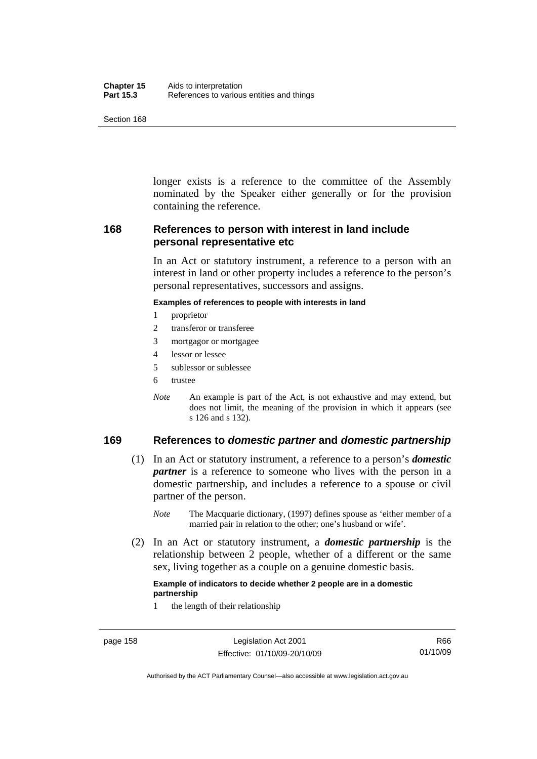longer exists is a reference to the committee of the Assembly nominated by the Speaker either generally or for the provision containing the reference.

## 168 References to person with interest in land include personal representative etc

In an Act or statutory instrument, a reference to a person with an interest in land or other property includes a reference to the person's personal representatives, successors and assigns.

**Examples of references to people with interests in land**

1 proprietor
2 transferor or transferee
3 mortgagor or mortgagee
4 lessor or lessee
5 sublessor or sublessee
6 trustee

*Note* An example is part of the Act, is not exhaustive and may extend, but does not limit, the meaning of the provision in which it appears (see s 126 and s 132).

## 169 References to *domestic partner* and *domestic partnership*

(1) In an Act or statutory instrument, a reference to a person's ***domestic partner*** is a reference to someone who lives with the person in a domestic partnership, and includes a reference to a spouse or civil partner of the person.

*Note* The Macquarie dictionary, (1997) defines spouse as 'either member of a married pair in relation to the other; one's husband or wife'.

(2) In an Act or statutory instrument, a ***domestic partnership*** is the relationship between 2 people, whether of a different or the same sex, living together as a couple on a genuine domestic basis.

**Example of indicators to decide whether 2 people are in a domestic partnership**

1 the length of their relationship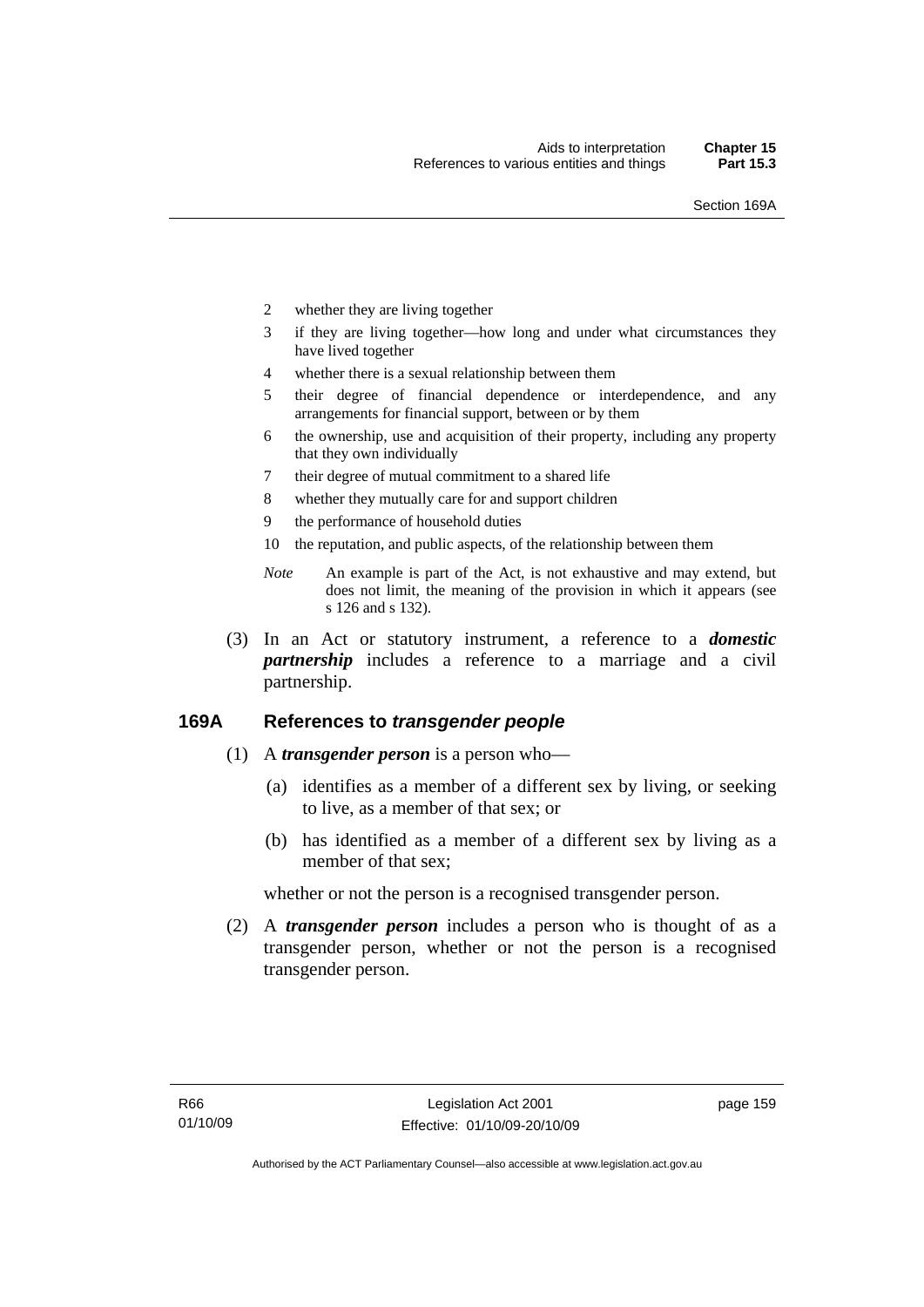2 whether they are living together

3 if they are living together—how long and under what circumstances they have lived together

4 whether there is a sexual relationship between them

5 their degree of financial dependence or interdependence, and any arrangements for financial support, between or by them

6 the ownership, use and acquisition of their property, including any property that they own individually

7 their degree of mutual commitment to a shared life

8 whether they mutually care for and support children

9 the performance of household duties

10 the reputation, and public aspects, of the relationship between them

*Note* An example is part of the Act, is not exhaustive and may extend, but does not limit, the meaning of the provision in which it appears (see s 126 and s 132).

(3) In an Act or statutory instrument, a reference to a ***domestic partnership*** includes a reference to a marriage and a civil partnership.

## 169A References to *transgender people*

(1) A ***transgender person*** is a person who—

(a) identifies as a member of a different sex by living, or seeking to live, as a member of that sex; or

(b) has identified as a member of a different sex by living as a member of that sex;

whether or not the person is a recognised transgender person.

(2) A ***transgender person*** includes a person who is thought of as a transgender person, whether or not the person is a recognised transgender person.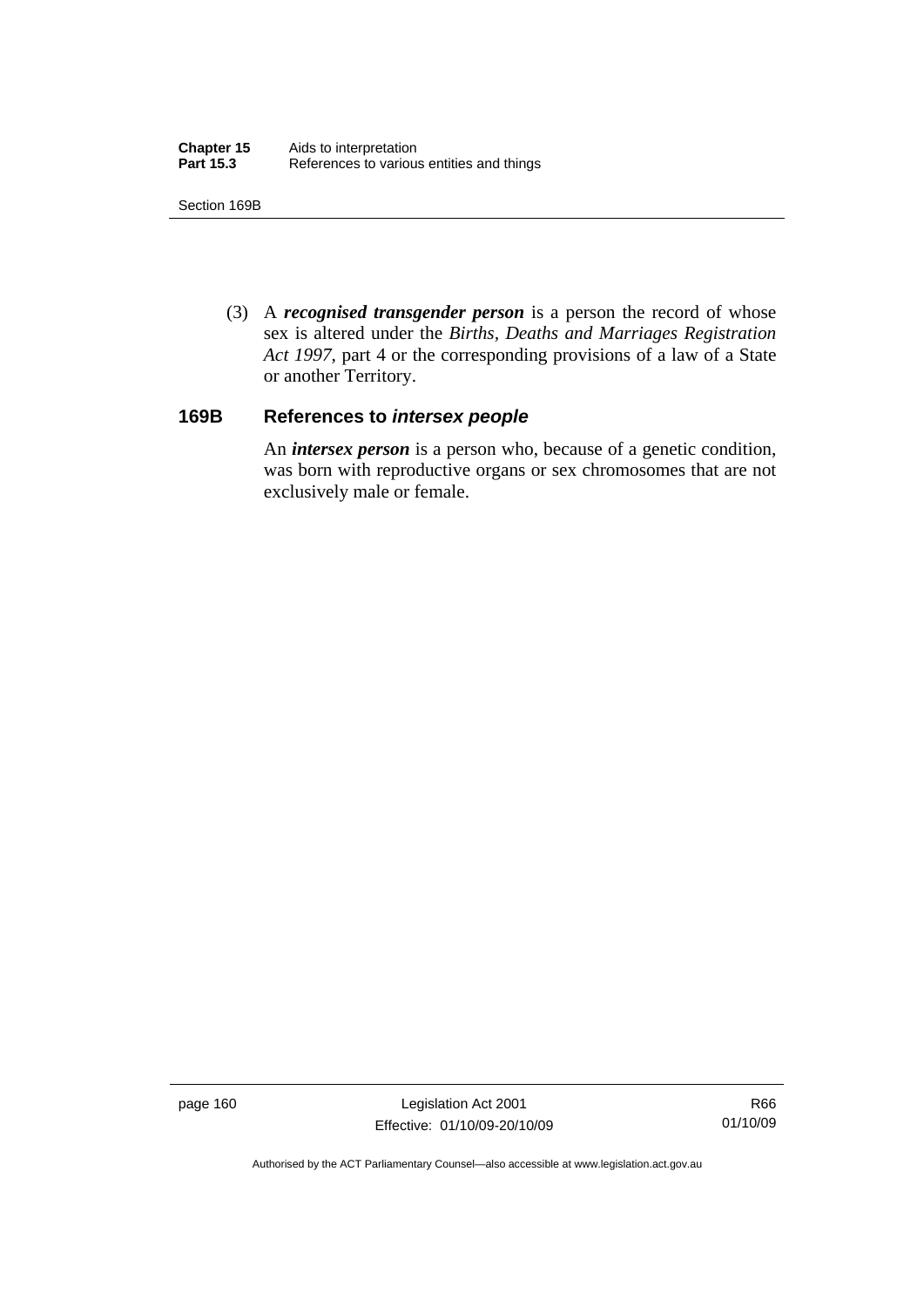(3) A ***recognised transgender person*** is a person the record of whose sex is altered under the *Births, Deaths and Marriages Registration Act 1997*, part 4 or the corresponding provisions of a law of a State or another Territory.

### 169B References to *intersex people*

An ***intersex person*** is a person who, because of a genetic condition, was born with reproductive organs or sex chromosomes that are not exclusively male or female.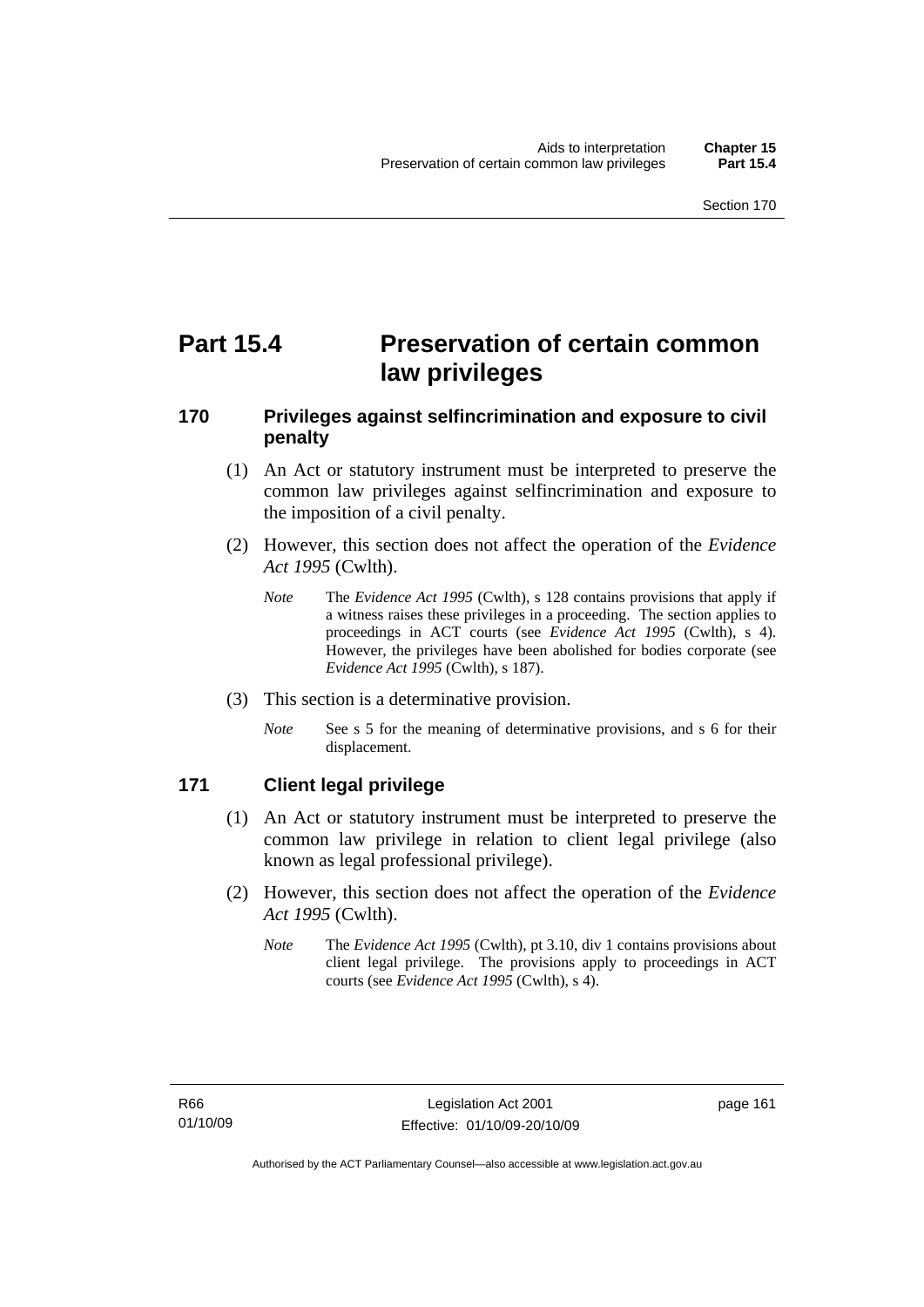# Part 15.4 Preservation of certain common law privileges

## 170 Privileges against selfincrimination and exposure to civil penalty

(1) An Act or statutory instrument must be interpreted to preserve the common law privileges against selfincrimination and exposure to the imposition of a civil penalty.

(2) However, this section does not affect the operation of the *Evidence Act 1995* (Cwlth).

*Note* The *Evidence Act 1995* (Cwlth), s 128 contains provisions that apply if a witness raises these privileges in a proceeding. The section applies to proceedings in ACT courts (see *Evidence Act 1995* (Cwlth), s 4). However, the privileges have been abolished for bodies corporate (see *Evidence Act 1995* (Cwlth), s 187).

(3) This section is a determinative provision.

*Note* See s 5 for the meaning of determinative provisions, and s 6 for their displacement.

## 171 Client legal privilege

(1) An Act or statutory instrument must be interpreted to preserve the common law privilege in relation to client legal privilege (also known as legal professional privilege).

(2) However, this section does not affect the operation of the *Evidence Act 1995* (Cwlth).

*Note* The *Evidence Act 1995* (Cwlth), pt 3.10, div 1 contains provisions about client legal privilege. The provisions apply to proceedings in ACT courts (see *Evidence Act 1995* (Cwlth), s 4).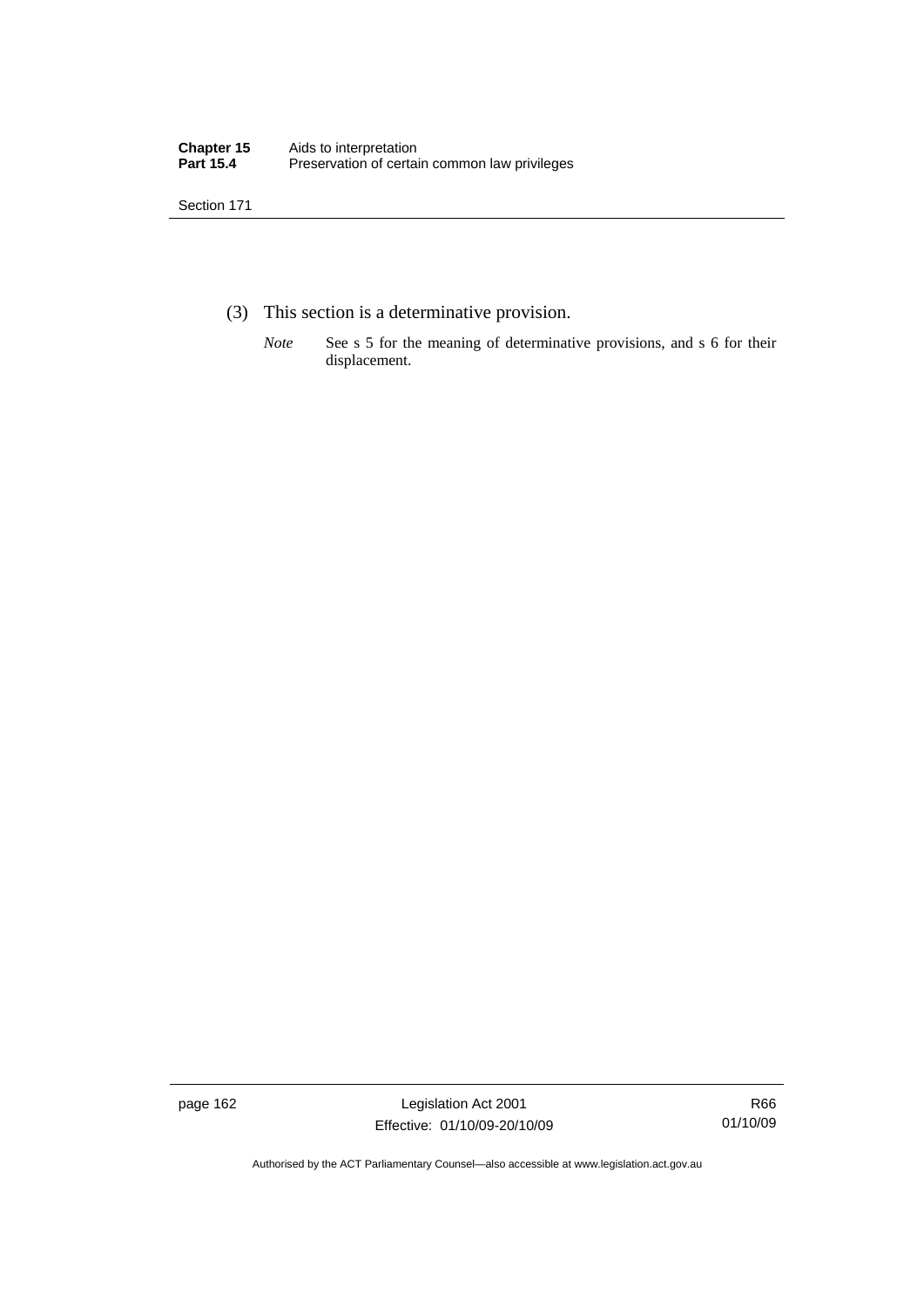(3) This section is a determinative provision.

*Note* See s 5 for the meaning of determinative provisions, and s 6 for their displacement.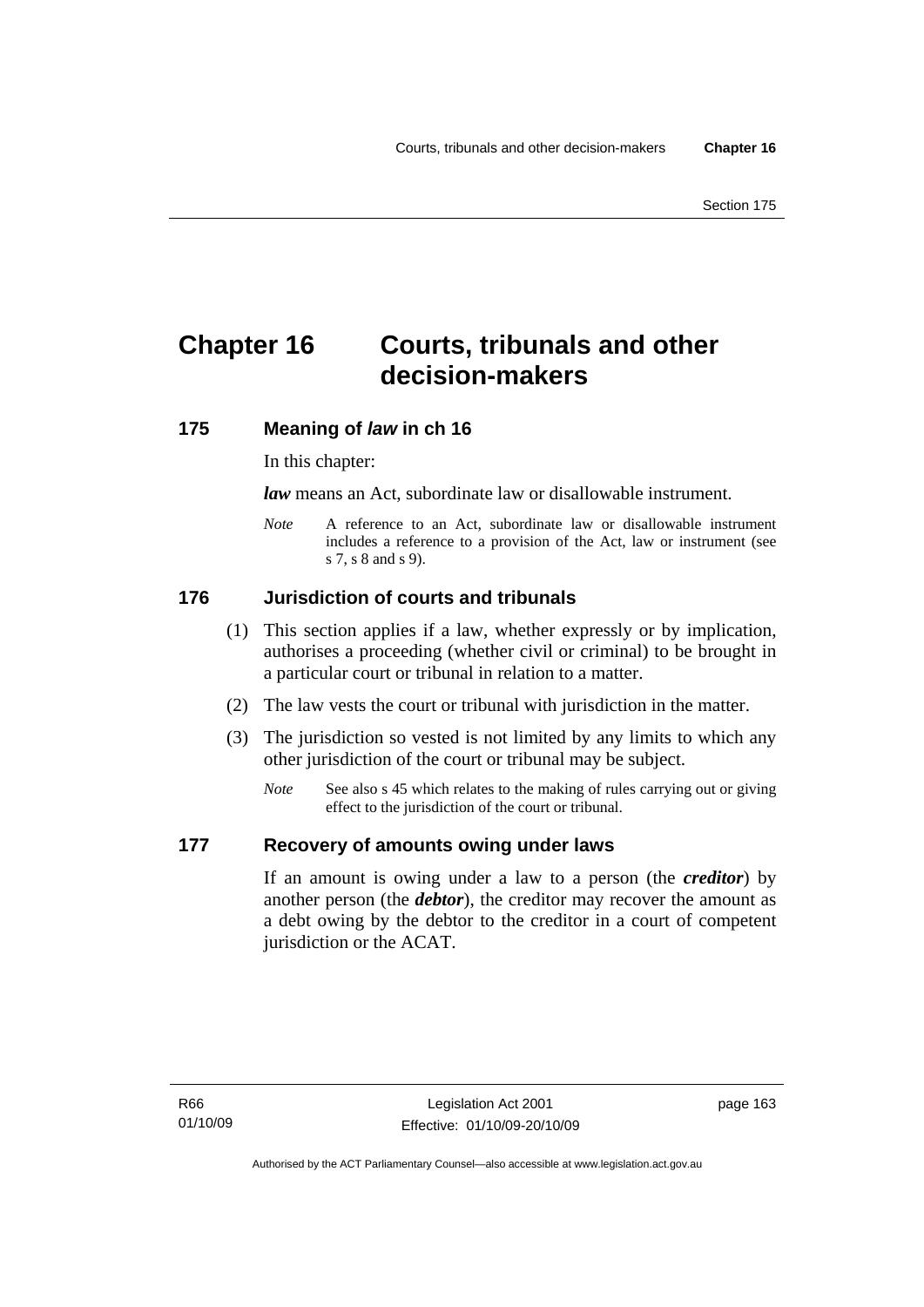# Chapter 16 Courts, tribunals and other decision-makers

## 175 Meaning of *law* in ch 16

In this chapter:

***law*** means an Act, subordinate law or disallowable instrument.

*Note* A reference to an Act, subordinate law or disallowable instrument includes a reference to a provision of the Act, law or instrument (see s 7, s 8 and s 9).

## 176 Jurisdiction of courts and tribunals

(1) This section applies if a law, whether expressly or by implication, authorises a proceeding (whether civil or criminal) to be brought in a particular court or tribunal in relation to a matter.

(2) The law vests the court or tribunal with jurisdiction in the matter.

(3) The jurisdiction so vested is not limited by any limits to which any other jurisdiction of the court or tribunal may be subject.

*Note* See also s 45 which relates to the making of rules carrying out or giving effect to the jurisdiction of the court or tribunal.

## 177 Recovery of amounts owing under laws

If an amount is owing under a law to a person (the ***creditor***) by another person (the ***debtor***), the creditor may recover the amount as a debt owing by the debtor to the creditor in a court of competent jurisdiction or the ACAT.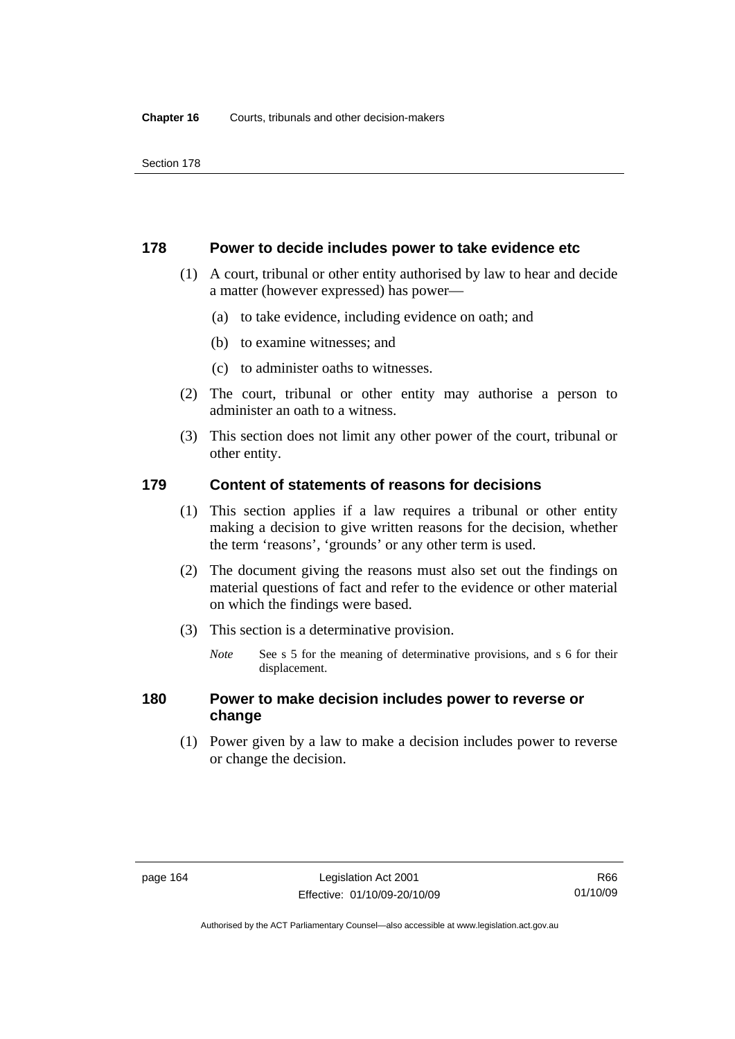## 178 Power to decide includes power to take evidence etc

(1) A court, tribunal or other entity authorised by law to hear and decide a matter (however expressed) has power—

- (a) to take evidence, including evidence on oath; and
- (b) to examine witnesses; and
- (c) to administer oaths to witnesses.

(2) The court, tribunal or other entity may authorise a person to administer an oath to a witness.

(3) This section does not limit any other power of the court, tribunal or other entity.

## 179 Content of statements of reasons for decisions

(1) This section applies if a law requires a tribunal or other entity making a decision to give written reasons for the decision, whether the term 'reasons', 'grounds' or any other term is used.

(2) The document giving the reasons must also set out the findings on material questions of fact and refer to the evidence or other material on which the findings were based.

(3) This section is a determinative provision.

*Note* See s 5 for the meaning of determinative provisions, and s 6 for their displacement.

## 180 Power to make decision includes power to reverse or change

(1) Power given by a law to make a decision includes power to reverse or change the decision.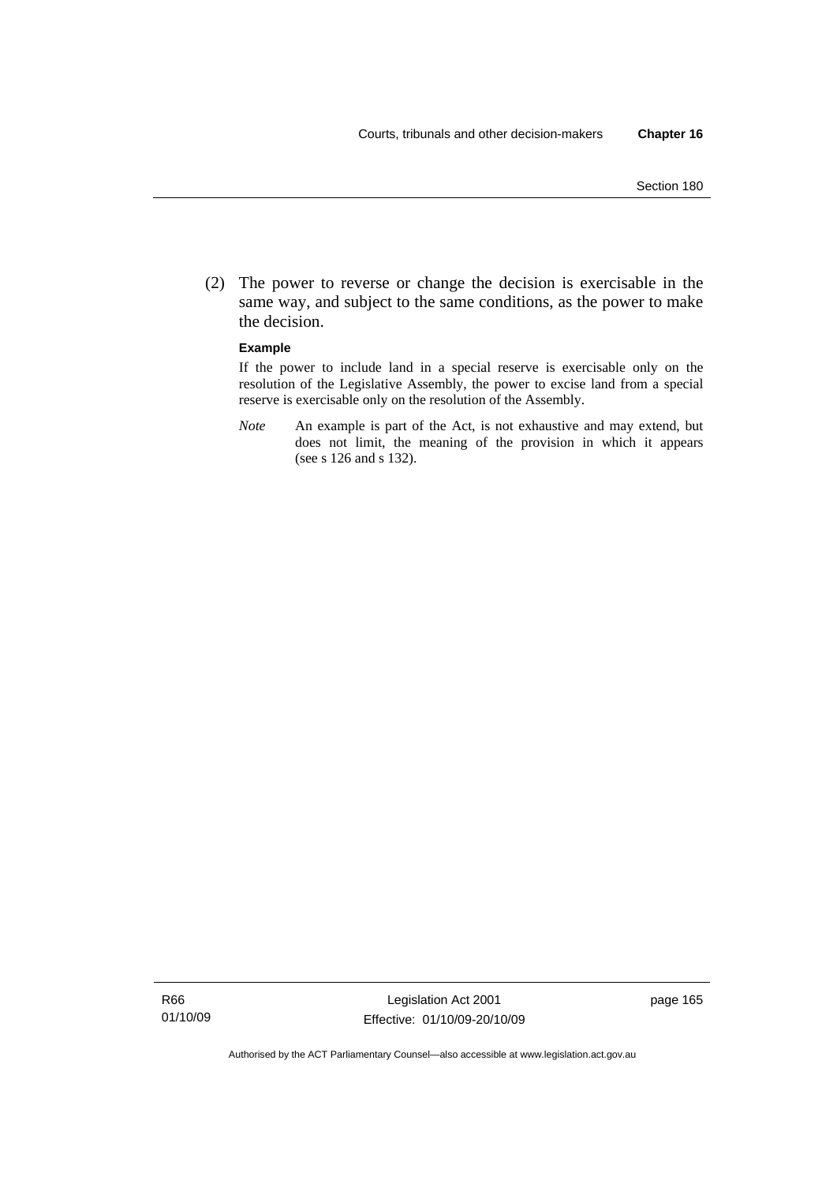(2) The power to reverse or change the decision is exercisable in the same way, and subject to the same conditions, as the power to make the decision.

**Example**

If the power to include land in a special reserve is exercisable only on the resolution of the Legislative Assembly, the power to excise land from a special reserve is exercisable only on the resolution of the Assembly.

*Note* An example is part of the Act, is not exhaustive and may extend, but does not limit, the meaning of the provision in which it appears (see s 126 and s 132).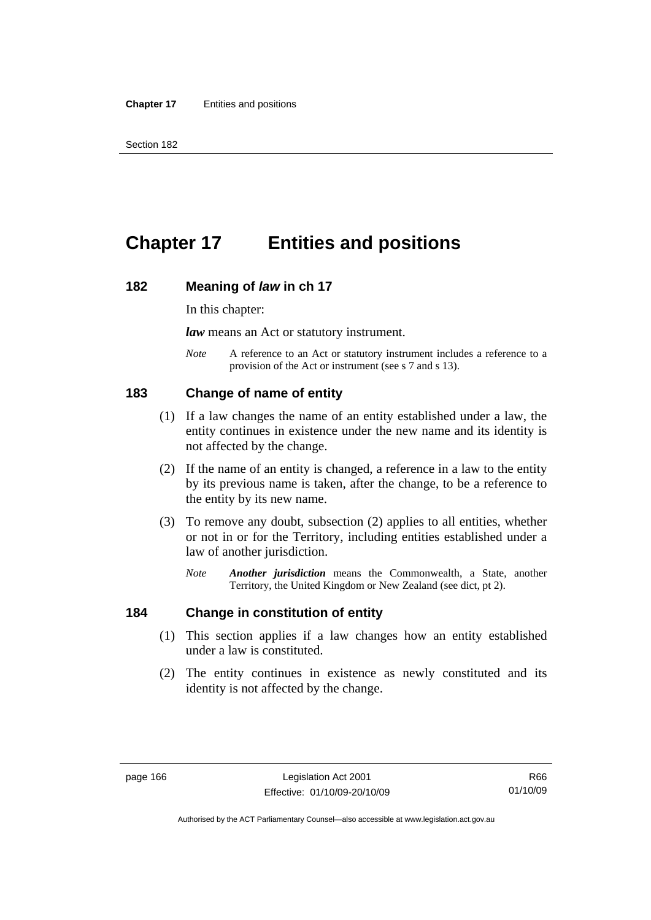# Chapter 17 Entities and positions

## 182 Meaning of *law* in ch 17

In this chapter:

***law*** means an Act or statutory instrument.

*Note* A reference to an Act or statutory instrument includes a reference to a provision of the Act or instrument (see s 7 and s 13).

## 183 Change of name of entity

(1) If a law changes the name of an entity established under a law, the entity continues in existence under the new name and its identity is not affected by the change.

(2) If the name of an entity is changed, a reference in a law to the entity by its previous name is taken, after the change, to be a reference to the entity by its new name.

(3) To remove any doubt, subsection (2) applies to all entities, whether or not in or for the Territory, including entities established under a law of another jurisdiction.

*Note* ***Another jurisdiction*** means the Commonwealth, a State, another Territory, the United Kingdom or New Zealand (see dict, pt 2).

## 184 Change in constitution of entity

(1) This section applies if a law changes how an entity established under a law is constituted.

(2) The entity continues in existence as newly constituted and its identity is not affected by the change.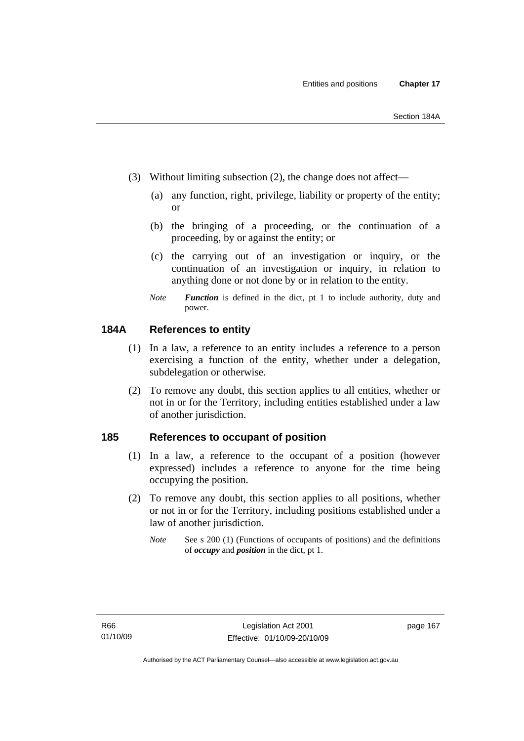(3) Without limiting subsection (2), the change does not affect—

(a) any function, right, privilege, liability or property of the entity; or

(b) the bringing of a proceeding, or the continuation of a proceeding, by or against the entity; or

(c) the carrying out of an investigation or inquiry, or the continuation of an investigation or inquiry, in relation to anything done or not done by or in relation to the entity.

*Note* ***Function*** is defined in the dict, pt 1 to include authority, duty and power.

## 184A References to entity

(1) In a law, a reference to an entity includes a reference to a person exercising a function of the entity, whether under a delegation, subdelegation or otherwise.

(2) To remove any doubt, this section applies to all entities, whether or not in or for the Territory, including entities established under a law of another jurisdiction.

## 185 References to occupant of position

(1) In a law, a reference to the occupant of a position (however expressed) includes a reference to anyone for the time being occupying the position.

(2) To remove any doubt, this section applies to all positions, whether or not in or for the Territory, including positions established under a law of another jurisdiction.

*Note* See s 200 (1) (Functions of occupants of positions) and the definitions of ***occupy*** and ***position*** in the dict, pt 1.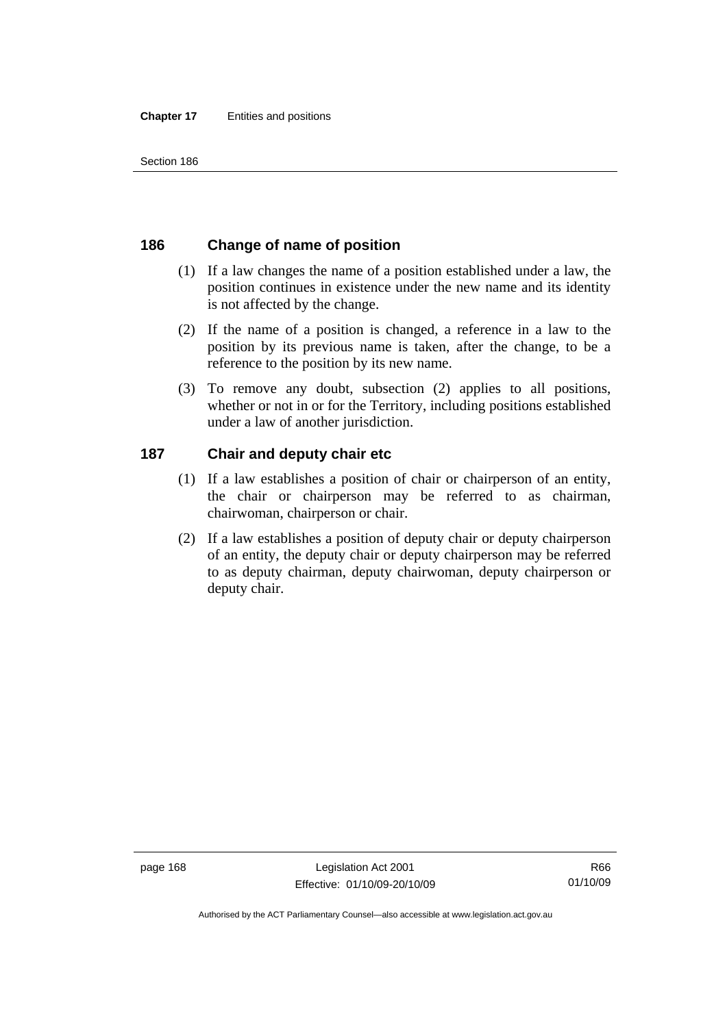## 186 Change of name of position

(1) If a law changes the name of a position established under a law, the position continues in existence under the new name and its identity is not affected by the change.

(2) If the name of a position is changed, a reference in a law to the position by its previous name is taken, after the change, to be a reference to the position by its new name.

(3) To remove any doubt, subsection (2) applies to all positions, whether or not in or for the Territory, including positions established under a law of another jurisdiction.

## 187 Chair and deputy chair etc

(1) If a law establishes a position of chair or chairperson of an entity, the chair or chairperson may be referred to as chairman, chairwoman, chairperson or chair.

(2) If a law establishes a position of deputy chair or deputy chairperson of an entity, the deputy chair or deputy chairperson may be referred to as deputy chairman, deputy chairwoman, deputy chairperson or deputy chair.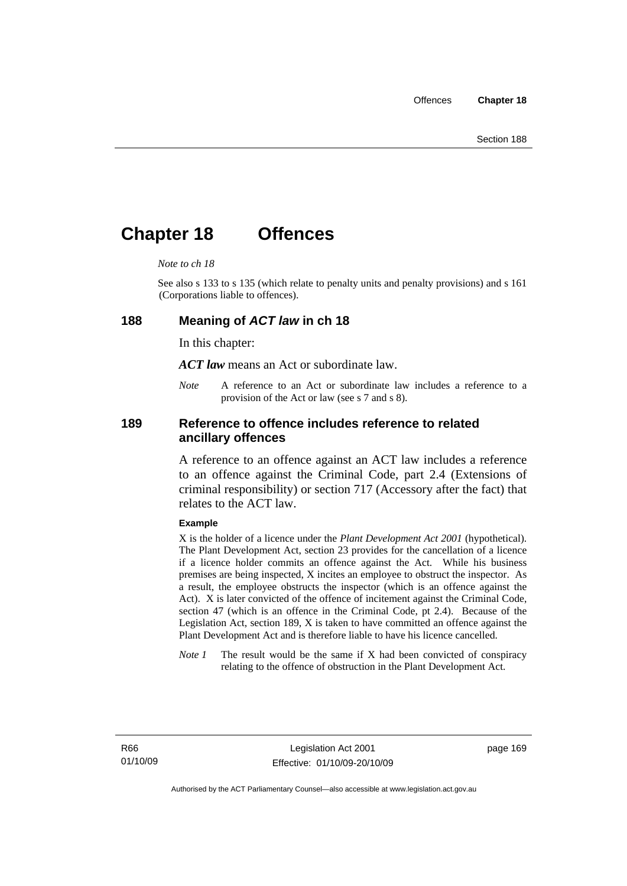# Chapter 18 Offences

*Note to ch 18*

See also s 133 to s 135 (which relate to penalty units and penalty provisions) and s 161 (Corporations liable to offences).

## 188 Meaning of *ACT law* in ch 18

In this chapter:

***ACT law*** means an Act or subordinate law.

*Note* A reference to an Act or subordinate law includes a reference to a provision of the Act or law (see s 7 and s 8).

## 189 Reference to offence includes reference to related ancillary offences

A reference to an offence against an ACT law includes a reference to an offence against the Criminal Code, part 2.4 (Extensions of criminal responsibility) or section 717 (Accessory after the fact) that relates to the ACT law.

**Example**

X is the holder of a licence under the *Plant Development Act 2001* (hypothetical). The Plant Development Act, section 23 provides for the cancellation of a licence if a licence holder commits an offence against the Act. While his business premises are being inspected, X incites an employee to obstruct the inspector. As a result, the employee obstructs the inspector (which is an offence against the Act). X is later convicted of the offence of incitement against the Criminal Code, section 47 (which is an offence in the Criminal Code, pt 2.4). Because of the Legislation Act, section 189, X is taken to have committed an offence against the Plant Development Act and is therefore liable to have his licence cancelled.

*Note 1* The result would be the same if X had been convicted of conspiracy relating to the offence of obstruction in the Plant Development Act.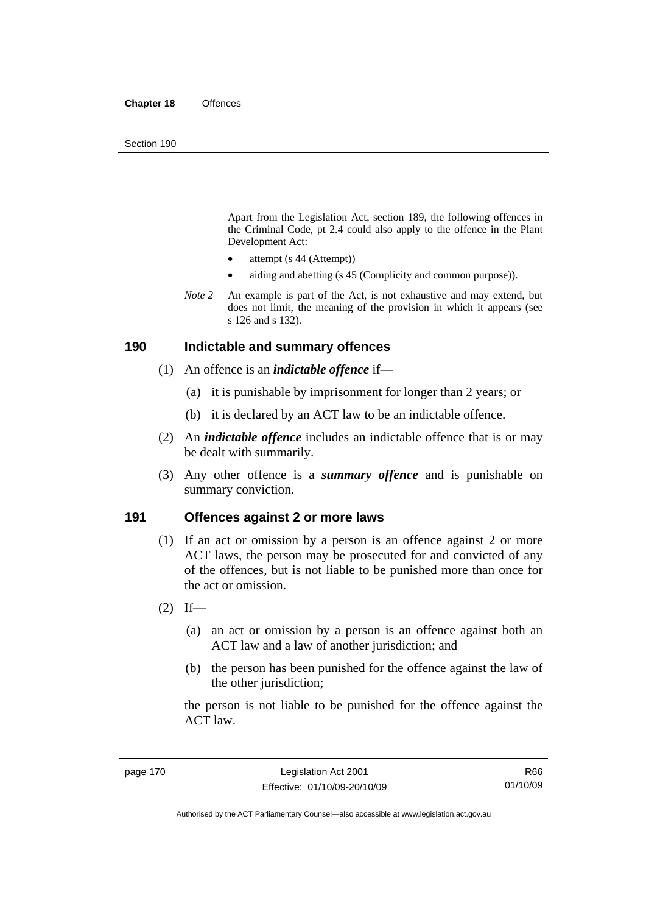Apart from the Legislation Act, section 189, the following offences in the Criminal Code, pt 2.4 could also apply to the offence in the Plant Development Act:

- attempt (s 44 (Attempt))
- aiding and abetting (s 45 (Complicity and common purpose)).

*Note 2* An example is part of the Act, is not exhaustive and may extend, but does not limit, the meaning of the provision in which it appears (see s 126 and s 132).

## 190 Indictable and summary offences

(1) An offence is an ***indictable offence*** if—

(a) it is punishable by imprisonment for longer than 2 years; or

(b) it is declared by an ACT law to be an indictable offence.

(2) An ***indictable offence*** includes an indictable offence that is or may be dealt with summarily.

(3) Any other offence is a ***summary offence*** and is punishable on summary conviction.

## 191 Offences against 2 or more laws

(1) If an act or omission by a person is an offence against 2 or more ACT laws, the person may be prosecuted for and convicted of any of the offences, but is not liable to be punished more than once for the act or omission.

(2) If—

(a) an act or omission by a person is an offence against both an ACT law and a law of another jurisdiction; and

(b) the person has been punished for the offence against the law of the other jurisdiction;

the person is not liable to be punished for the offence against the ACT law.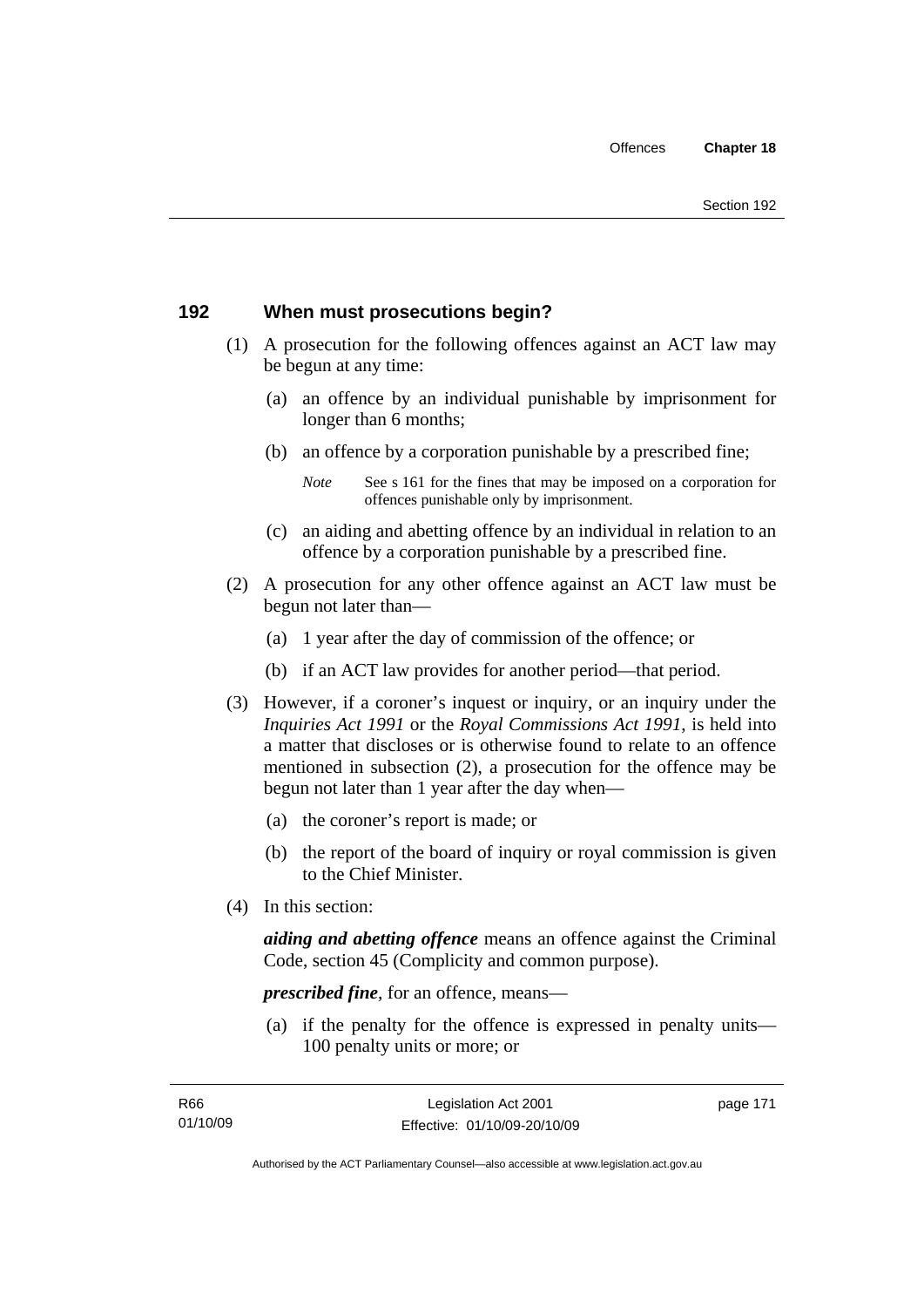## 192 When must prosecutions begin?

(1) A prosecution for the following offences against an ACT law may be begun at any time:

(a) an offence by an individual punishable by imprisonment for longer than 6 months;

(b) an offence by a corporation punishable by a prescribed fine;

*Note* See s 161 for the fines that may be imposed on a corporation for offences punishable only by imprisonment.

(c) an aiding and abetting offence by an individual in relation to an offence by a corporation punishable by a prescribed fine.

(2) A prosecution for any other offence against an ACT law must be begun not later than—

(a) 1 year after the day of commission of the offence; or

(b) if an ACT law provides for another period—that period.

(3) However, if a coroner's inquest or inquiry, or an inquiry under the *Inquiries Act 1991* or the *Royal Commissions Act 1991*, is held into a matter that discloses or is otherwise found to relate to an offence mentioned in subsection (2), a prosecution for the offence may be begun not later than 1 year after the day when—

(a) the coroner's report is made; or

(b) the report of the board of inquiry or royal commission is given to the Chief Minister.

(4) In this section:

***aiding and abetting offence*** means an offence against the Criminal Code, section 45 (Complicity and common purpose).

***prescribed fine***, for an offence, means—

(a) if the penalty for the offence is expressed in penalty units—100 penalty units or more; or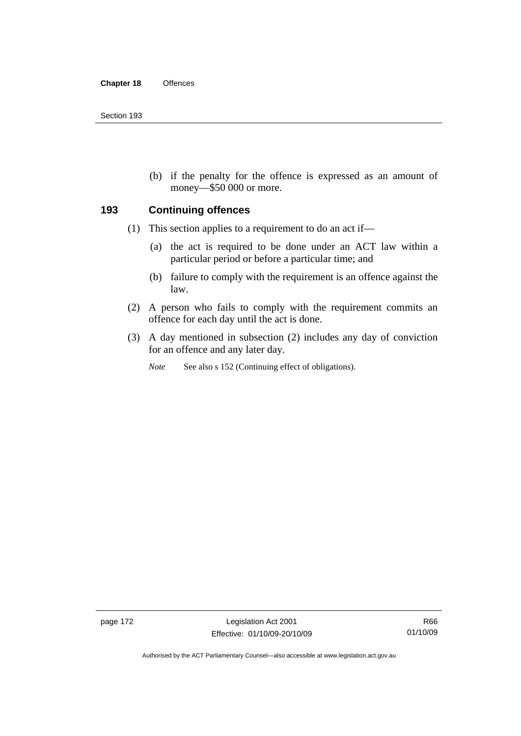(b) if the penalty for the offence is expressed as an amount of money—$50 000 or more.

## 193 Continuing offences

(1) This section applies to a requirement to do an act if—

(a) the act is required to be done under an ACT law within a particular period or before a particular time; and

(b) failure to comply with the requirement is an offence against the law.

(2) A person who fails to comply with the requirement commits an offence for each day until the act is done.

(3) A day mentioned in subsection (2) includes any day of conviction for an offence and any later day.

*Note* See also s 152 (Continuing effect of obligations).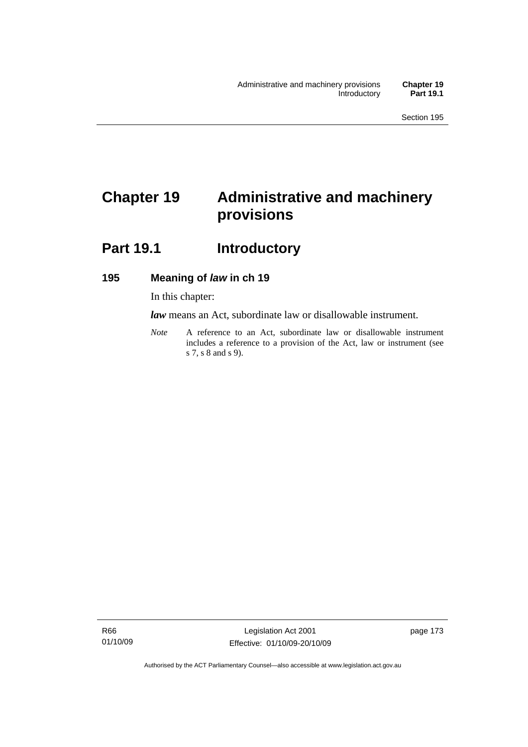# Chapter 19 Administrative and machinery provisions

## Part 19.1 Introductory

### 195 Meaning of *law* in ch 19

In this chapter:

***law*** means an Act, subordinate law or disallowable instrument.

*Note* A reference to an Act, subordinate law or disallowable instrument includes a reference to a provision of the Act, law or instrument (see s 7, s 8 and s 9).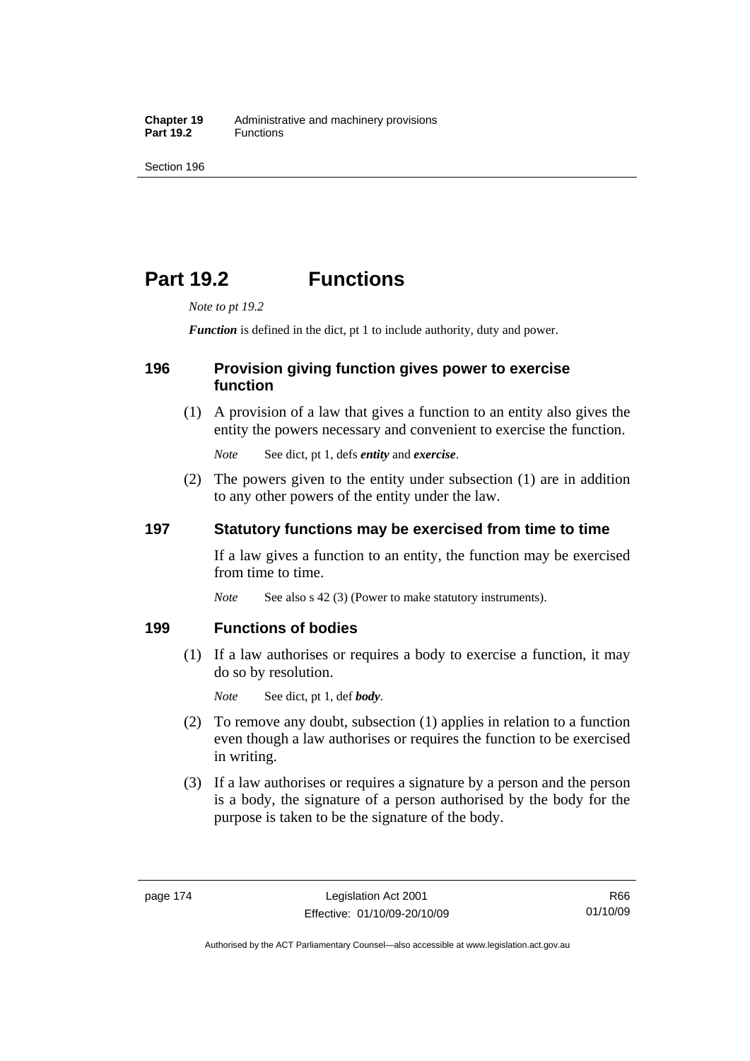# Part 19.2 Functions

*Note to pt 19.2*

***Function*** is defined in the dict, pt 1 to include authority, duty and power.

## 196 Provision giving function gives power to exercise function

(1) A provision of a law that gives a function to an entity also gives the entity the powers necessary and convenient to exercise the function.

*Note* See dict, pt 1, defs ***entity*** and ***exercise***.

(2) The powers given to the entity under subsection (1) are in addition to any other powers of the entity under the law.

## 197 Statutory functions may be exercised from time to time

If a law gives a function to an entity, the function may be exercised from time to time.

*Note* See also s 42 (3) (Power to make statutory instruments).

## 199 Functions of bodies

(1) If a law authorises or requires a body to exercise a function, it may do so by resolution.

*Note* See dict, pt 1, def ***body***.

(2) To remove any doubt, subsection (1) applies in relation to a function even though a law authorises or requires the function to be exercised in writing.

(3) If a law authorises or requires a signature by a person and the person is a body, the signature of a person authorised by the body for the purpose is taken to be the signature of the body.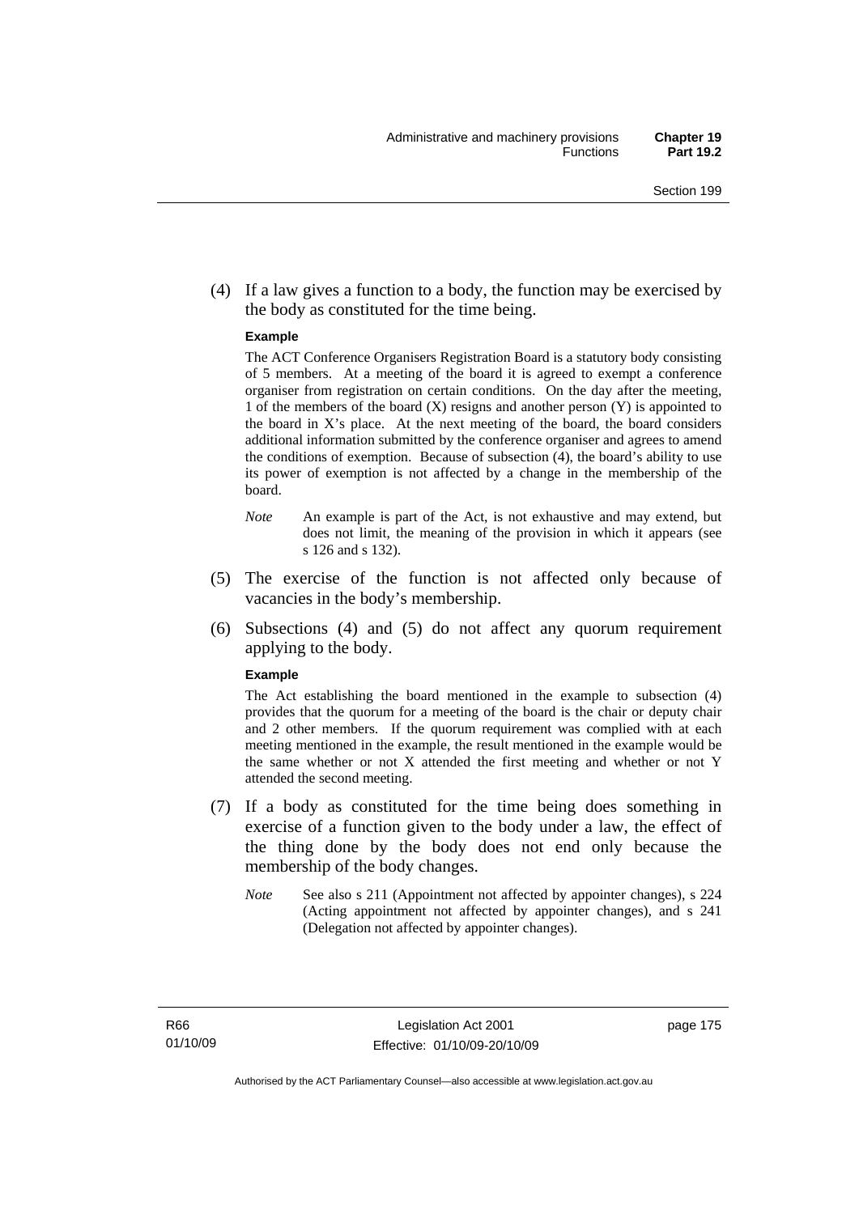(4) If a law gives a function to a body, the function may be exercised by the body as constituted for the time being.

**Example**

The ACT Conference Organisers Registration Board is a statutory body consisting of 5 members. At a meeting of the board it is agreed to exempt a conference organiser from registration on certain conditions. On the day after the meeting, 1 of the members of the board (X) resigns and another person (Y) is appointed to the board in X's place. At the next meeting of the board, the board considers additional information submitted by the conference organiser and agrees to amend the conditions of exemption. Because of subsection (4), the board's ability to use its power of exemption is not affected by a change in the membership of the board.

*Note* An example is part of the Act, is not exhaustive and may extend, but does not limit, the meaning of the provision in which it appears (see s 126 and s 132).

(5) The exercise of the function is not affected only because of vacancies in the body's membership.

(6) Subsections (4) and (5) do not affect any quorum requirement applying to the body.

**Example**

The Act establishing the board mentioned in the example to subsection (4) provides that the quorum for a meeting of the board is the chair or deputy chair and 2 other members. If the quorum requirement was complied with at each meeting mentioned in the example, the result mentioned in the example would be the same whether or not X attended the first meeting and whether or not Y attended the second meeting.

(7) If a body as constituted for the time being does something in exercise of a function given to the body under a law, the effect of the thing done by the body does not end only because the membership of the body changes.

*Note* See also s 211 (Appointment not affected by appointer changes), s 224 (Acting appointment not affected by appointer changes), and s 241 (Delegation not affected by appointer changes).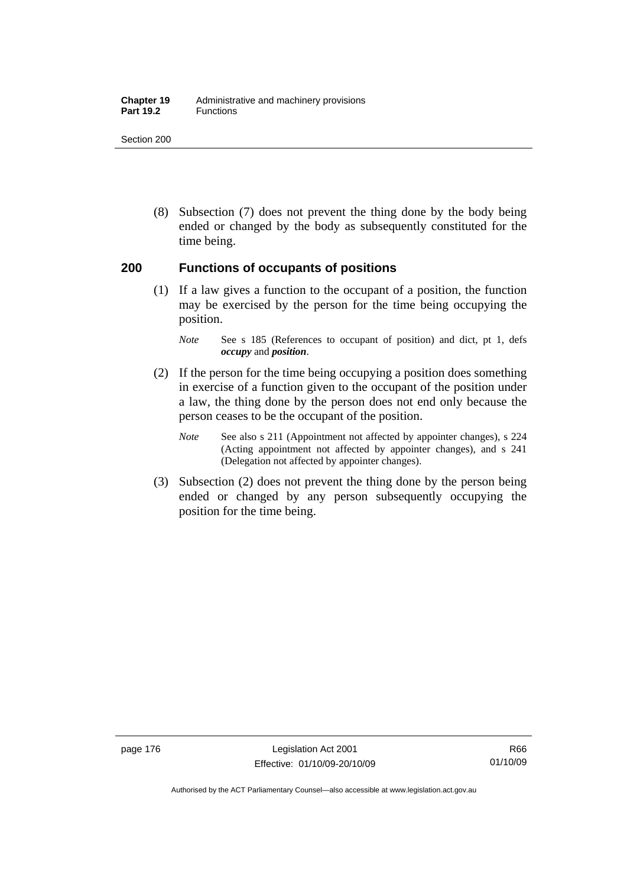(8) Subsection (7) does not prevent the thing done by the body being ended or changed by the body as subsequently constituted for the time being.

## 200 Functions of occupants of positions

(1) If a law gives a function to the occupant of a position, the function may be exercised by the person for the time being occupying the position.

*Note* See s 185 (References to occupant of position) and dict, pt 1, defs ***occupy*** and ***position***.

(2) If the person for the time being occupying a position does something in exercise of a function given to the occupant of the position under a law, the thing done by the person does not end only because the person ceases to be the occupant of the position.

*Note* See also s 211 (Appointment not affected by appointer changes), s 224 (Acting appointment not affected by appointer changes), and s 241 (Delegation not affected by appointer changes).

(3) Subsection (2) does not prevent the thing done by the person being ended or changed by any person subsequently occupying the position for the time being.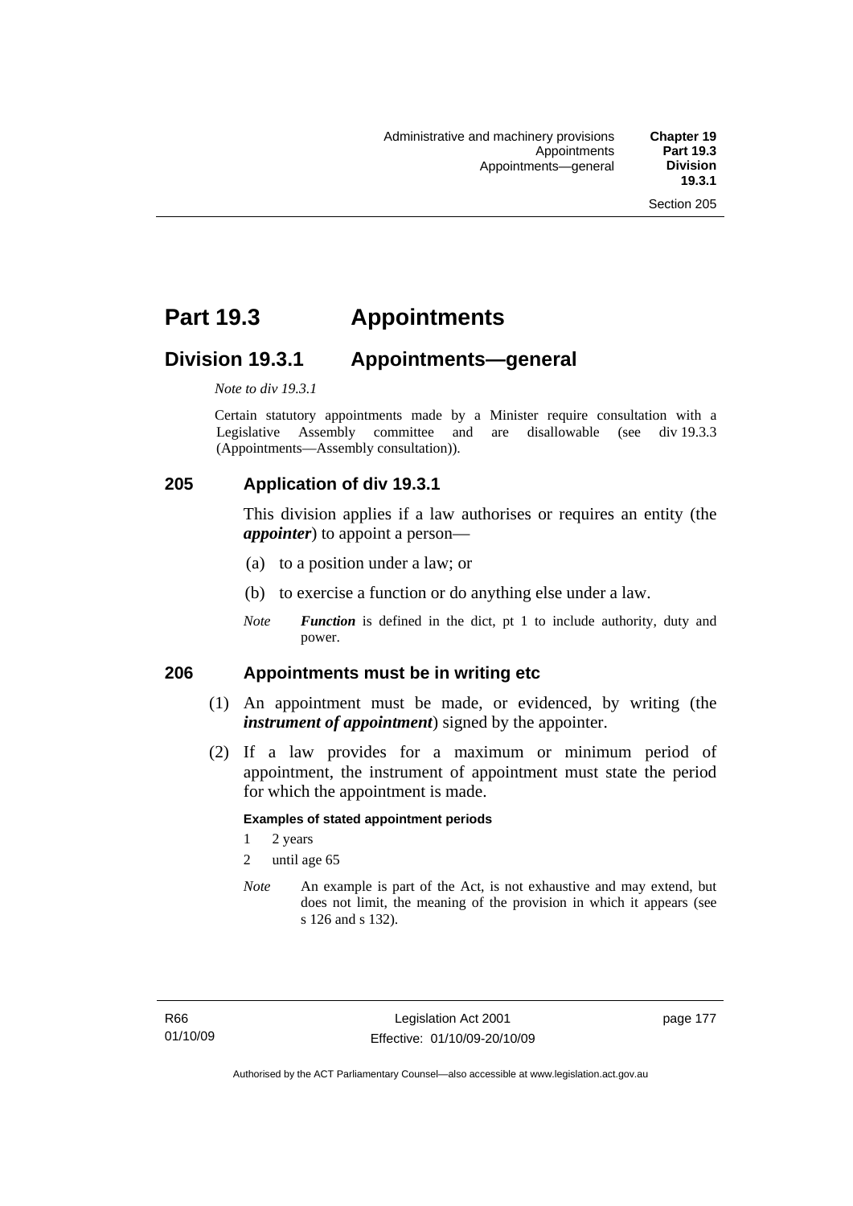# Part 19.3 Appointments

## Division 19.3.1 Appointments—general

*Note to div 19.3.1*

Certain statutory appointments made by a Minister require consultation with a Legislative Assembly committee and are disallowable (see div 19.3.3 (Appointments—Assembly consultation)).

### 205 Application of div 19.3.1

This division applies if a law authorises or requires an entity (the ***appointer***) to appoint a person—

(a) to a position under a law; or

(b) to exercise a function or do anything else under a law.

*Note* ***Function*** is defined in the dict, pt 1 to include authority, duty and power.

### 206 Appointments must be in writing etc

(1) An appointment must be made, or evidenced, by writing (the ***instrument of appointment***) signed by the appointer.

(2) If a law provides for a maximum or minimum period of appointment, the instrument of appointment must state the period for which the appointment is made.

**Examples of stated appointment periods**

1 2 years

2 until age 65

*Note* An example is part of the Act, is not exhaustive and may extend, but does not limit, the meaning of the provision in which it appears (see s 126 and s 132).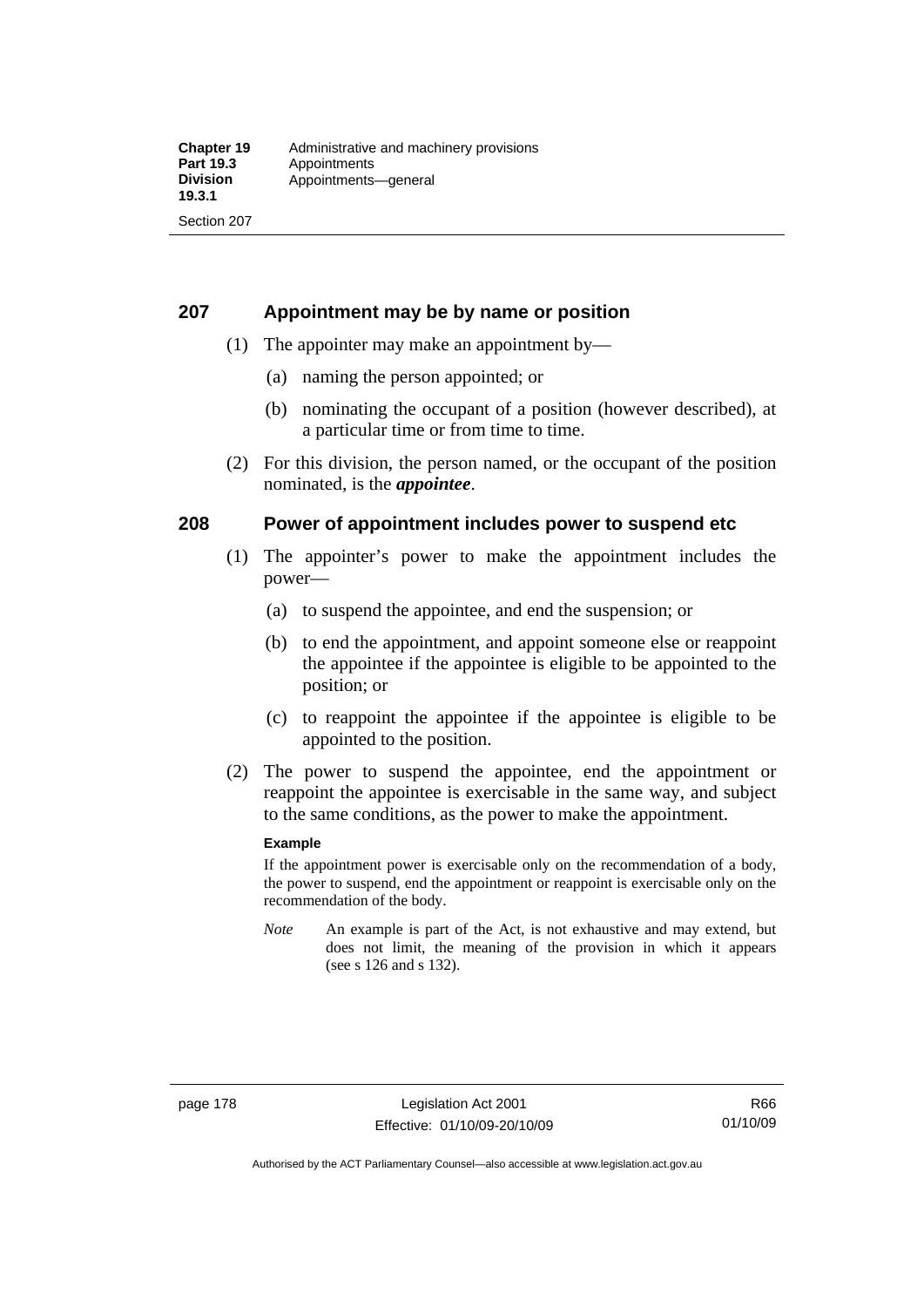## 207 Appointment may be by name or position

(1) The appointer may make an appointment by—

(a) naming the person appointed; or

(b) nominating the occupant of a position (however described), at a particular time or from time to time.

(2) For this division, the person named, or the occupant of the position nominated, is the ***appointee***.

## 208 Power of appointment includes power to suspend etc

(1) The appointer's power to make the appointment includes the power—

(a) to suspend the appointee, and end the suspension; or

(b) to end the appointment, and appoint someone else or reappoint the appointee if the appointee is eligible to be appointed to the position; or

(c) to reappoint the appointee if the appointee is eligible to be appointed to the position.

(2) The power to suspend the appointee, end the appointment or reappoint the appointee is exercisable in the same way, and subject to the same conditions, as the power to make the appointment.

**Example**

If the appointment power is exercisable only on the recommendation of a body, the power to suspend, end the appointment or reappoint is exercisable only on the recommendation of the body.

*Note* An example is part of the Act, is not exhaustive and may extend, but does not limit, the meaning of the provision in which it appears (see s 126 and s 132).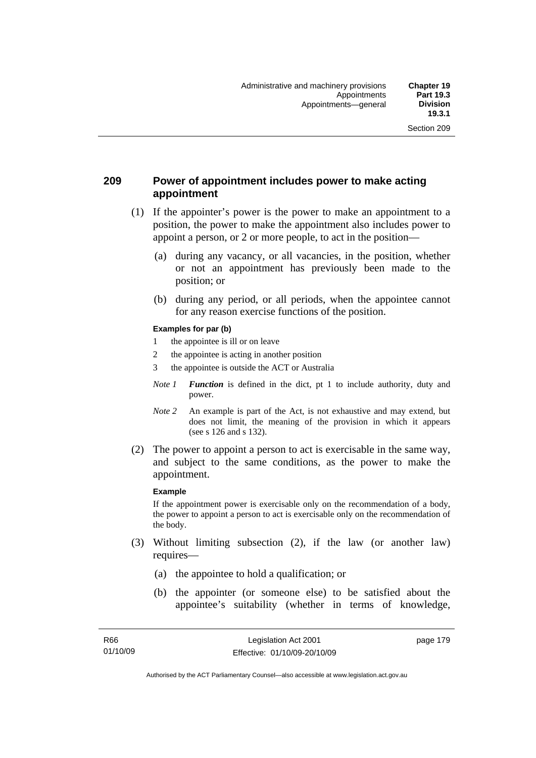## 209 Power of appointment includes power to make acting appointment

(1) If the appointer's power is the power to make an appointment to a position, the power to make the appointment also includes power to appoint a person, or 2 or more people, to act in the position—

(a) during any vacancy, or all vacancies, in the position, whether or not an appointment has previously been made to the position; or

(b) during any period, or all periods, when the appointee cannot for any reason exercise functions of the position.

**Examples for par (b)**

1 the appointee is ill or on leave

2 the appointee is acting in another position

3 the appointee is outside the ACT or Australia

*Note 1* ***Function*** is defined in the dict, pt 1 to include authority, duty and power.

*Note 2* An example is part of the Act, is not exhaustive and may extend, but does not limit, the meaning of the provision in which it appears (see s 126 and s 132).

(2) The power to appoint a person to act is exercisable in the same way, and subject to the same conditions, as the power to make the appointment.

**Example**

If the appointment power is exercisable only on the recommendation of a body, the power to appoint a person to act is exercisable only on the recommendation of the body.

(3) Without limiting subsection (2), if the law (or another law) requires—

(a) the appointee to hold a qualification; or

(b) the appointer (or someone else) to be satisfied about the appointee's suitability (whether in terms of knowledge,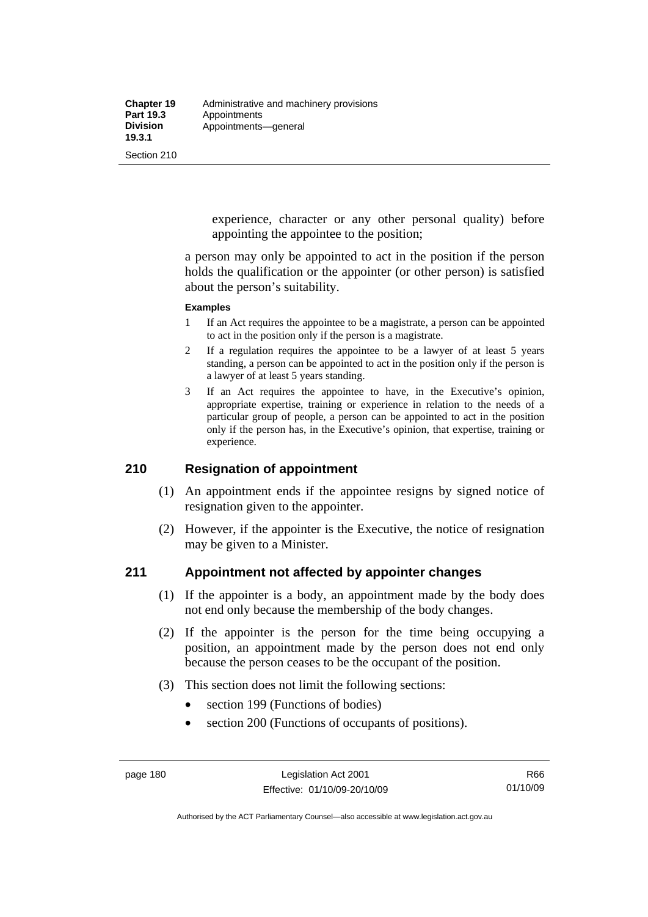experience, character or any other personal quality) before appointing the appointee to the position;

a person may only be appointed to act in the position if the person holds the qualification or the appointer (or other person) is satisfied about the person's suitability.

**Examples**

1 If an Act requires the appointee to be a magistrate, a person can be appointed to act in the position only if the person is a magistrate.

2 If a regulation requires the appointee to be a lawyer of at least 5 years standing, a person can be appointed to act in the position only if the person is a lawyer of at least 5 years standing.

3 If an Act requires the appointee to have, in the Executive's opinion, appropriate expertise, training or experience in relation to the needs of a particular group of people, a person can be appointed to act in the position only if the person has, in the Executive's opinion, that expertise, training or experience.

## 210 Resignation of appointment

(1) An appointment ends if the appointee resigns by signed notice of resignation given to the appointer.

(2) However, if the appointer is the Executive, the notice of resignation may be given to a Minister.

## 211 Appointment not affected by appointer changes

(1) If the appointer is a body, an appointment made by the body does not end only because the membership of the body changes.

(2) If the appointer is the person for the time being occupying a position, an appointment made by the person does not end only because the person ceases to be the occupant of the position.

(3) This section does not limit the following sections:

- section 199 (Functions of bodies)
- section 200 (Functions of occupants of positions).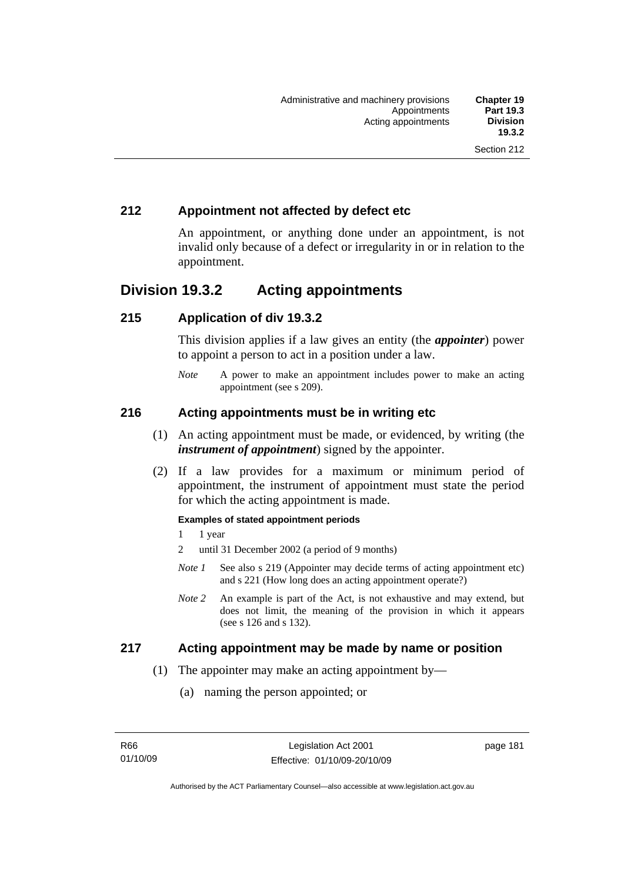### 212 Appointment not affected by defect etc

An appointment, or anything done under an appointment, is not invalid only because of a defect or irregularity in or in relation to the appointment.

## Division 19.3.2 Acting appointments

### 215 Application of div 19.3.2

This division applies if a law gives an entity (the ***appointer***) power to appoint a person to act in a position under a law.

*Note* A power to make an appointment includes power to make an acting appointment (see s 209).

### 216 Acting appointments must be in writing etc

(1) An acting appointment must be made, or evidenced, by writing (the ***instrument of appointment***) signed by the appointer.

(2) If a law provides for a maximum or minimum period of appointment, the instrument of appointment must state the period for which the acting appointment is made.

**Examples of stated appointment periods**

1 1 year

2 until 31 December 2002 (a period of 9 months)

*Note 1* See also s 219 (Appointer may decide terms of acting appointment etc) and s 221 (How long does an acting appointment operate?)

*Note 2* An example is part of the Act, is not exhaustive and may extend, but does not limit, the meaning of the provision in which it appears (see s 126 and s 132).

### 217 Acting appointment may be made by name or position

(1) The appointer may make an acting appointment by—

(a) naming the person appointed; or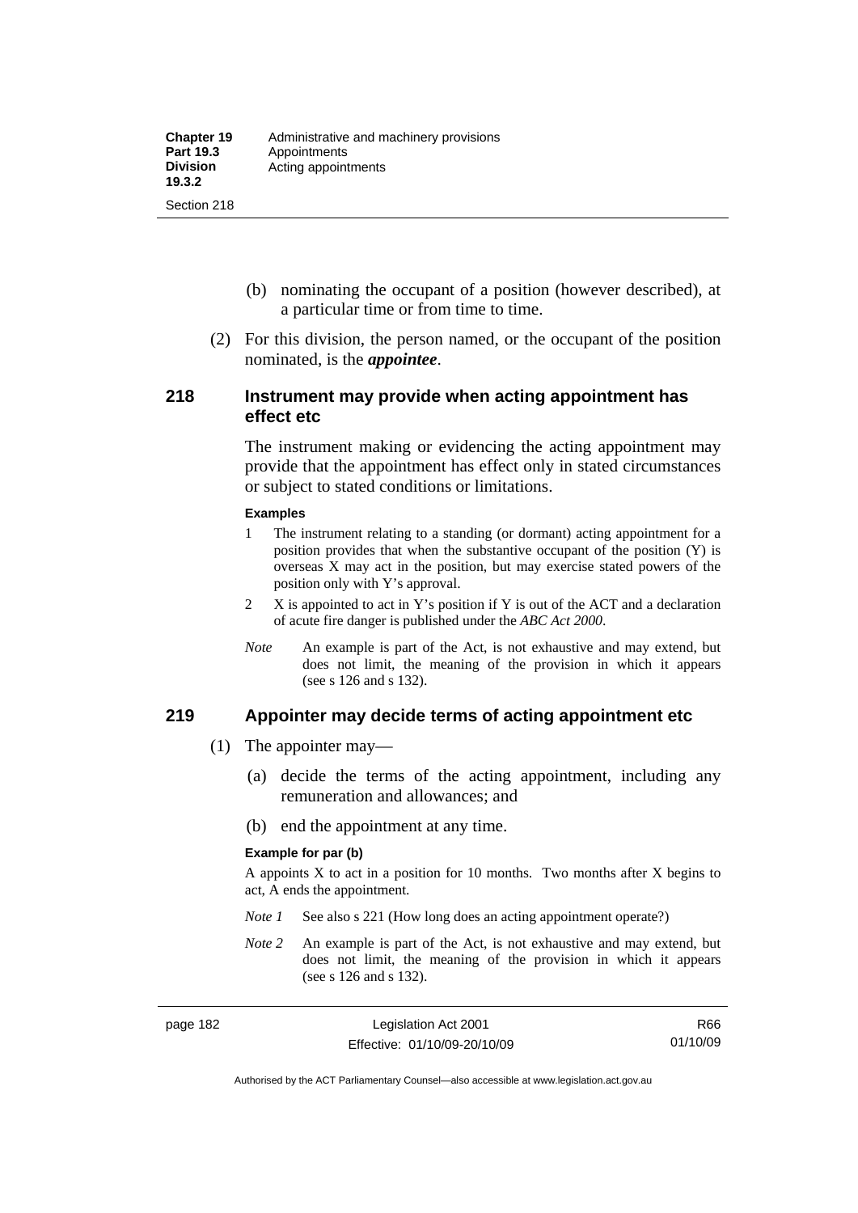(b) nominating the occupant of a position (however described), at a particular time or from time to time.

(2) For this division, the person named, or the occupant of the position nominated, is the ***appointee***.

## 218 Instrument may provide when acting appointment has effect etc

The instrument making or evidencing the acting appointment may provide that the appointment has effect only in stated circumstances or subject to stated conditions or limitations.

**Examples**

1 The instrument relating to a standing (or dormant) acting appointment for a position provides that when the substantive occupant of the position (Y) is overseas X may act in the position, but may exercise stated powers of the position only with Y's approval.

2 X is appointed to act in Y's position if Y is out of the ACT and a declaration of acute fire danger is published under the *ABC Act 2000*.

*Note* An example is part of the Act, is not exhaustive and may extend, but does not limit, the meaning of the provision in which it appears (see s 126 and s 132).

## 219 Appointer may decide terms of acting appointment etc

(1) The appointer may—

(a) decide the terms of the acting appointment, including any remuneration and allowances; and

(b) end the appointment at any time.

**Example for par (b)**

A appoints X to act in a position for 10 months. Two months after X begins to act, A ends the appointment.

*Note 1* See also s 221 (How long does an acting appointment operate?)

*Note 2* An example is part of the Act, is not exhaustive and may extend, but does not limit, the meaning of the provision in which it appears (see s 126 and s 132).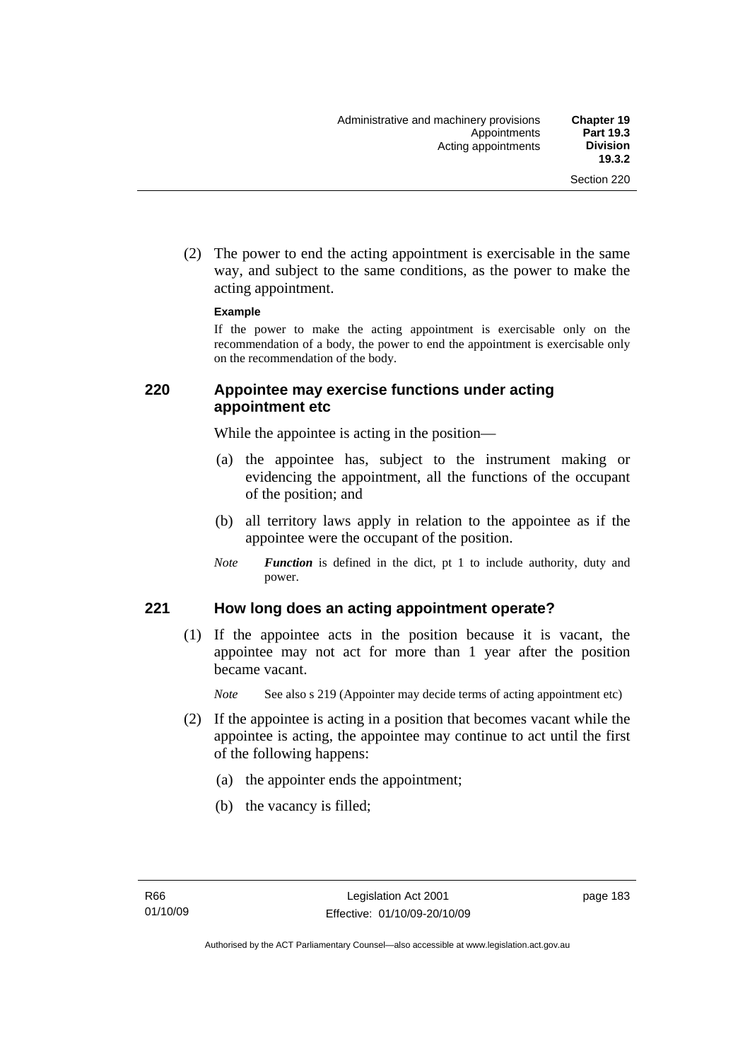(2) The power to end the acting appointment is exercisable in the same way, and subject to the same conditions, as the power to make the acting appointment.

**Example**

If the power to make the acting appointment is exercisable only on the recommendation of a body, the power to end the appointment is exercisable only on the recommendation of the body.

### 220 Appointee may exercise functions under acting appointment etc

While the appointee is acting in the position—

(a) the appointee has, subject to the instrument making or evidencing the appointment, all the functions of the occupant of the position; and

(b) all territory laws apply in relation to the appointee as if the appointee were the occupant of the position.

*Note* ***Function*** is defined in the dict, pt 1 to include authority, duty and power.

### 221 How long does an acting appointment operate?

(1) If the appointee acts in the position because it is vacant, the appointee may not act for more than 1 year after the position became vacant.

*Note* See also s 219 (Appointer may decide terms of acting appointment etc)

(2) If the appointee is acting in a position that becomes vacant while the appointee is acting, the appointee may continue to act until the first of the following happens:

(a) the appointer ends the appointment;

(b) the vacancy is filled;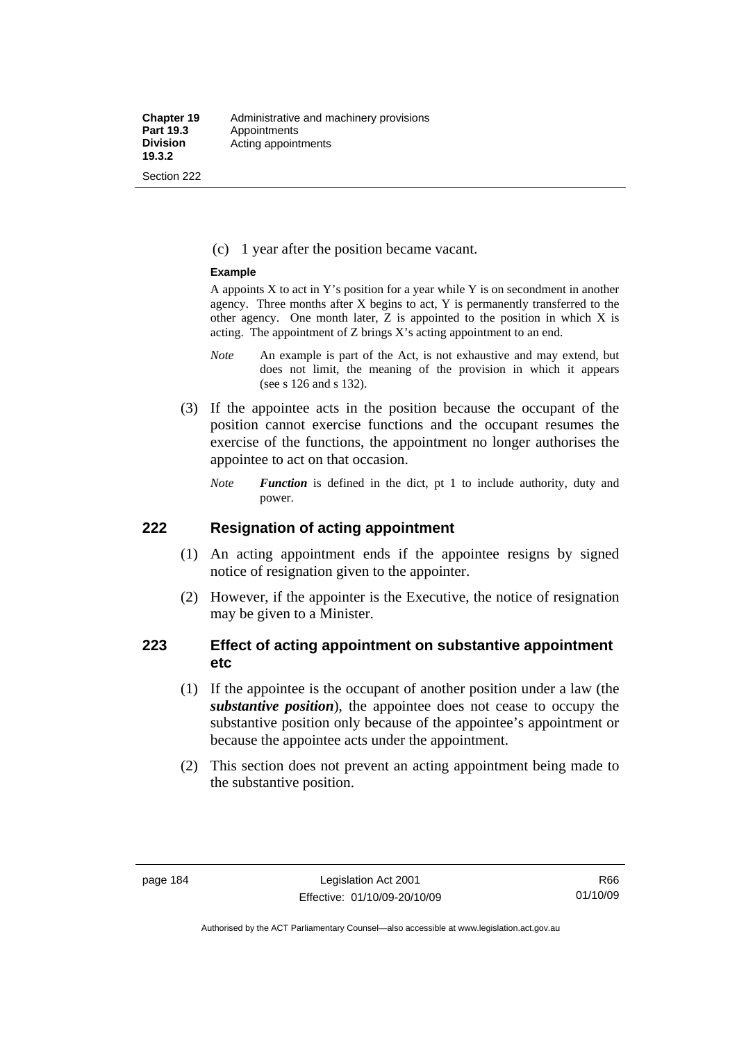(c) 1 year after the position became vacant.

**Example**

A appoints X to act in Y's position for a year while Y is on secondment in another agency. Three months after X begins to act, Y is permanently transferred to the other agency. One month later, Z is appointed to the position in which X is acting. The appointment of Z brings X's acting appointment to an end.

*Note* An example is part of the Act, is not exhaustive and may extend, but does not limit, the meaning of the provision in which it appears (see s 126 and s 132).

(3) If the appointee acts in the position because the occupant of the position cannot exercise functions and the occupant resumes the exercise of the functions, the appointment no longer authorises the appointee to act on that occasion.

*Note* ***Function*** is defined in the dict, pt 1 to include authority, duty and power.

## 222 Resignation of acting appointment

(1) An acting appointment ends if the appointee resigns by signed notice of resignation given to the appointer.

(2) However, if the appointer is the Executive, the notice of resignation may be given to a Minister.

## 223 Effect of acting appointment on substantive appointment etc

(1) If the appointee is the occupant of another position under a law (the ***substantive position***), the appointee does not cease to occupy the substantive position only because of the appointee's appointment or because the appointee acts under the appointment.

(2) This section does not prevent an acting appointment being made to the substantive position.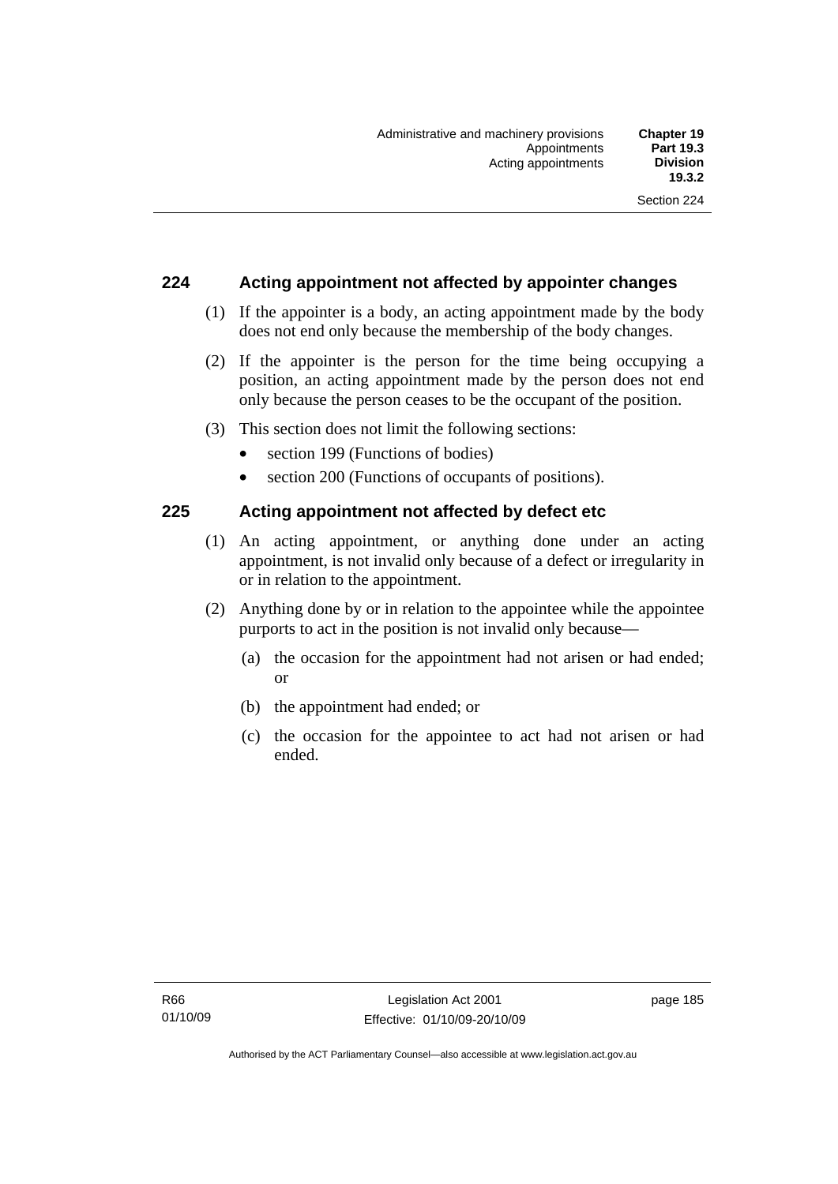## 224 Acting appointment not affected by appointer changes

(1) If the appointer is a body, an acting appointment made by the body does not end only because the membership of the body changes.

(2) If the appointer is the person for the time being occupying a position, an acting appointment made by the person does not end only because the person ceases to be the occupant of the position.

(3) This section does not limit the following sections:

- section 199 (Functions of bodies)
- section 200 (Functions of occupants of positions).

## 225 Acting appointment not affected by defect etc

(1) An acting appointment, or anything done under an acting appointment, is not invalid only because of a defect or irregularity in or in relation to the appointment.

(2) Anything done by or in relation to the appointee while the appointee purports to act in the position is not invalid only because—

(a) the occasion for the appointment had not arisen or had ended; or

(b) the appointment had ended; or

(c) the occasion for the appointee to act had not arisen or had ended.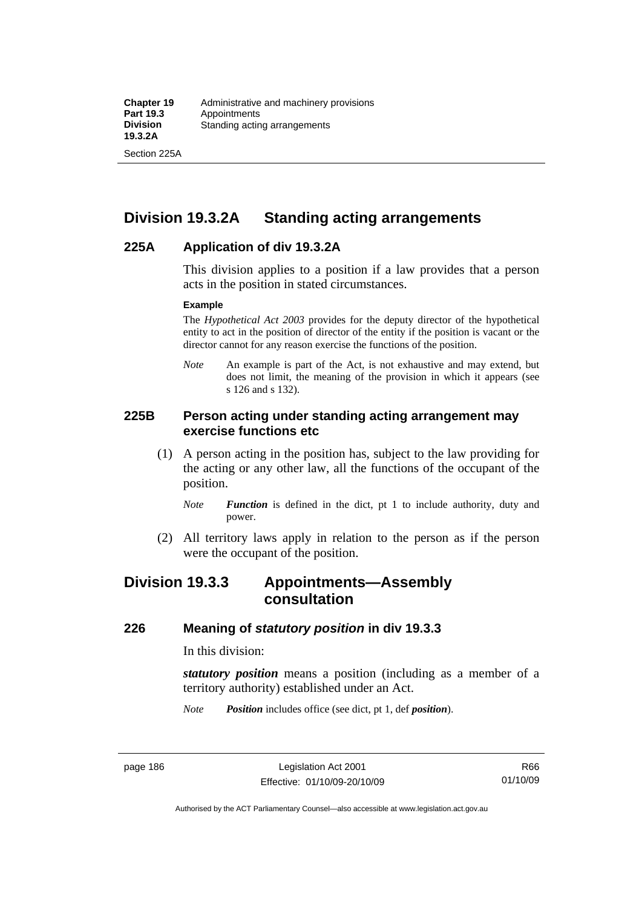## Division 19.3.2A Standing acting arrangements

### 225A Application of div 19.3.2A

This division applies to a position if a law provides that a person acts in the position in stated circumstances.

**Example**

The *Hypothetical Act 2003* provides for the deputy director of the hypothetical entity to act in the position of director of the entity if the position is vacant or the director cannot for any reason exercise the functions of the position.

*Note* An example is part of the Act, is not exhaustive and may extend, but does not limit, the meaning of the provision in which it appears (see s 126 and s 132).

### 225B Person acting under standing acting arrangement may exercise functions etc

(1) A person acting in the position has, subject to the law providing for the acting or any other law, all the functions of the occupant of the position.

*Note* ***Function*** is defined in the dict, pt 1 to include authority, duty and power.

(2) All territory laws apply in relation to the person as if the person were the occupant of the position.

## Division 19.3.3 Appointments—Assembly consultation

### 226 Meaning of *statutory position* in div 19.3.3

In this division:

***statutory position*** means a position (including as a member of a territory authority) established under an Act.

*Note* ***Position*** includes office (see dict, pt 1, def ***position***).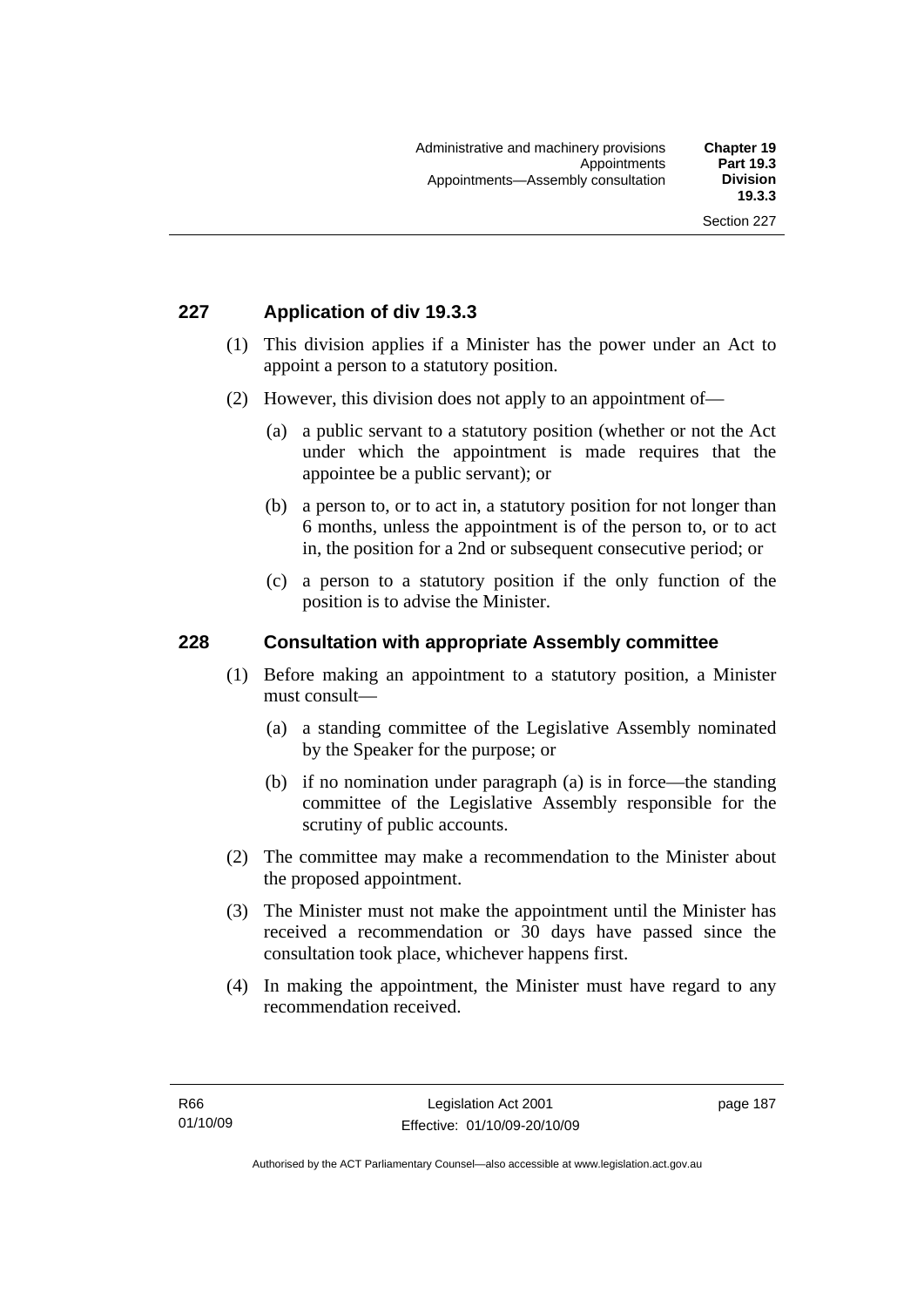## 227 Application of div 19.3.3

(1) This division applies if a Minister has the power under an Act to appoint a person to a statutory position.

(2) However, this division does not apply to an appointment of—

(a) a public servant to a statutory position (whether or not the Act under which the appointment is made requires that the appointee be a public servant); or

(b) a person to, or to act in, a statutory position for not longer than 6 months, unless the appointment is of the person to, or to act in, the position for a 2nd or subsequent consecutive period; or

(c) a person to a statutory position if the only function of the position is to advise the Minister.

## 228 Consultation with appropriate Assembly committee

(1) Before making an appointment to a statutory position, a Minister must consult—

(a) a standing committee of the Legislative Assembly nominated by the Speaker for the purpose; or

(b) if no nomination under paragraph (a) is in force—the standing committee of the Legislative Assembly responsible for the scrutiny of public accounts.

(2) The committee may make a recommendation to the Minister about the proposed appointment.

(3) The Minister must not make the appointment until the Minister has received a recommendation or 30 days have passed since the consultation took place, whichever happens first.

(4) In making the appointment, the Minister must have regard to any recommendation received.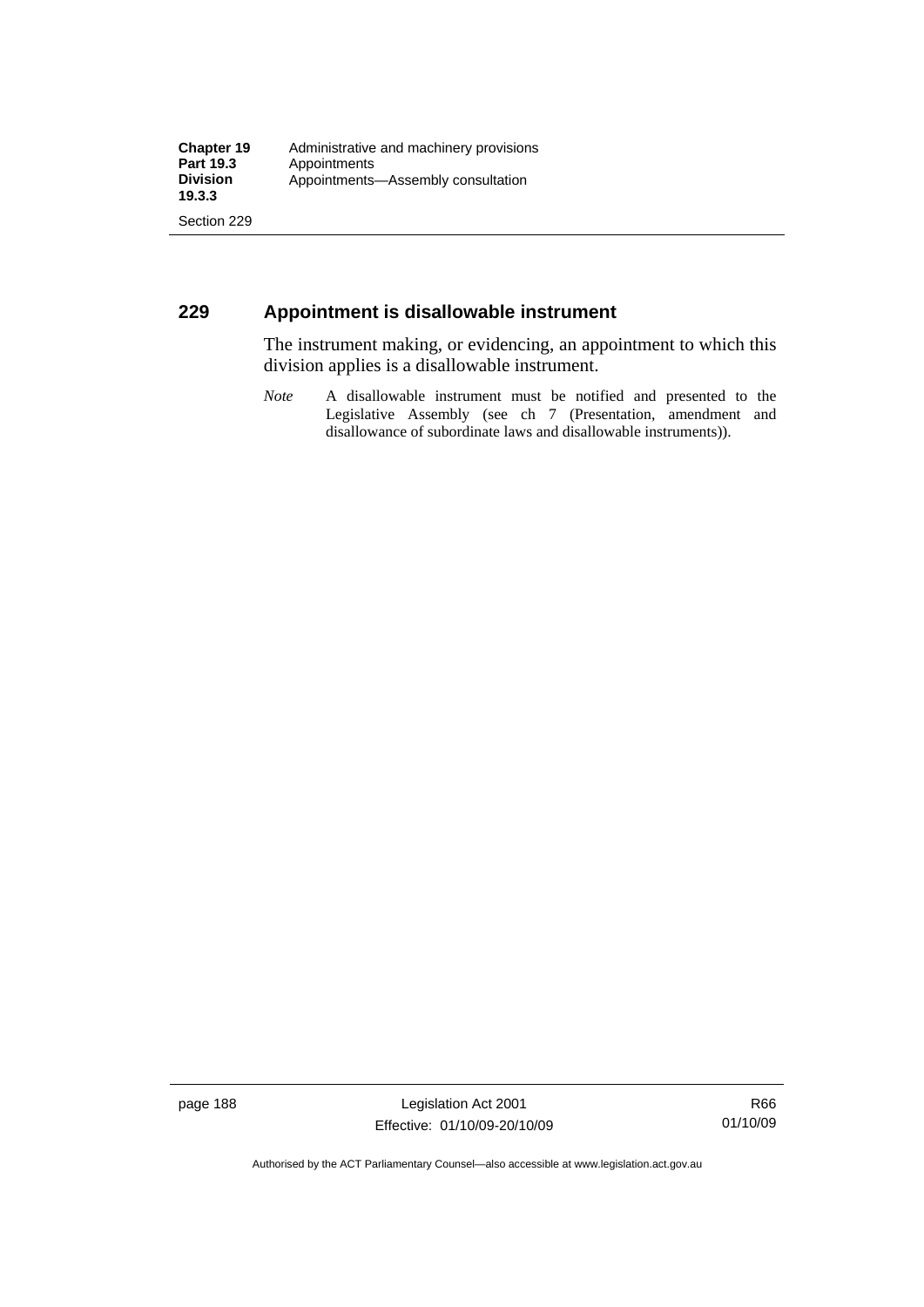## 229 Appointment is disallowable instrument

The instrument making, or evidencing, an appointment to which this division applies is a disallowable instrument.

*Note* A disallowable instrument must be notified and presented to the Legislative Assembly (see ch 7 (Presentation, amendment and disallowance of subordinate laws and disallowable instruments)).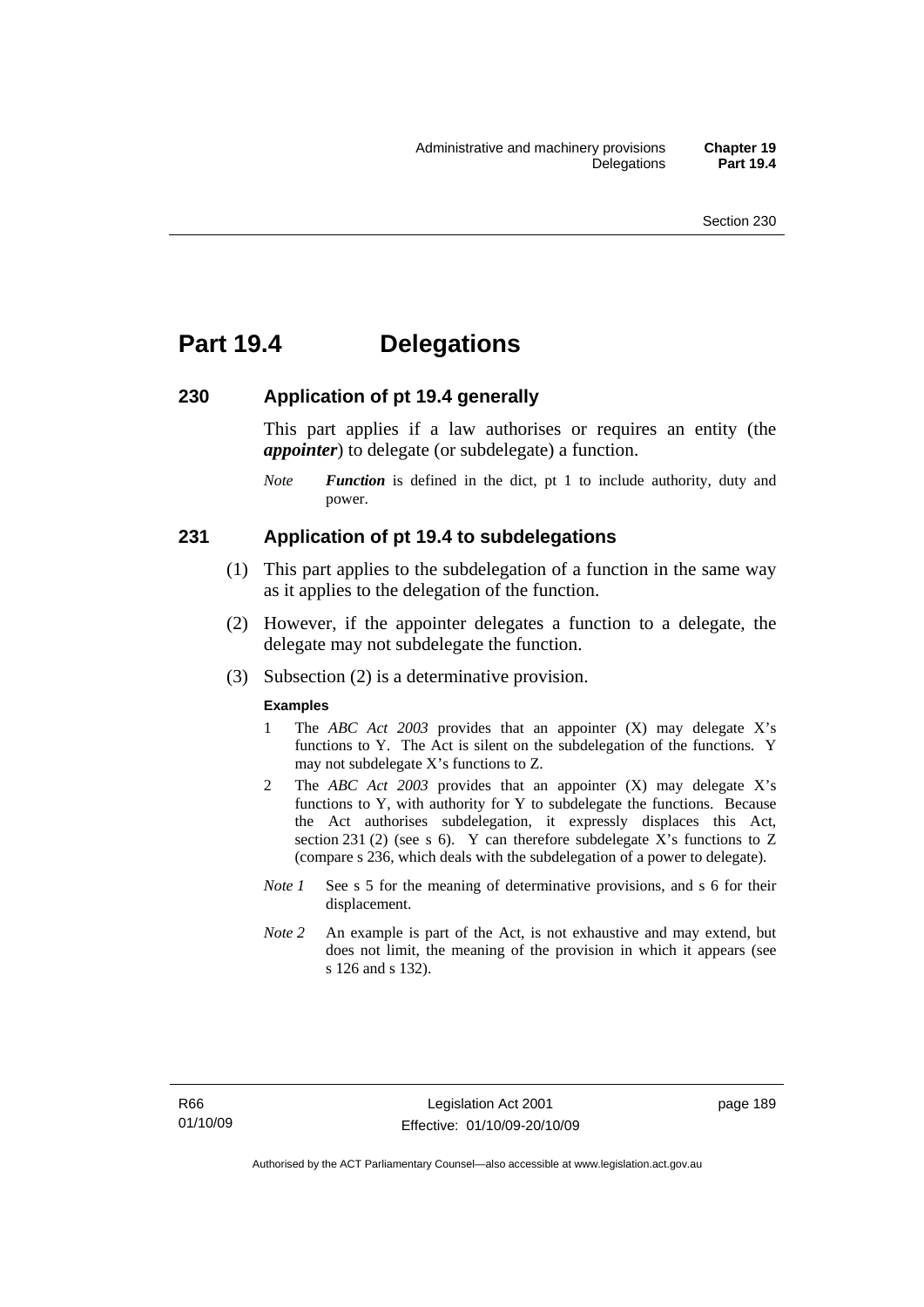# Part 19.4 Delegations

## 230 Application of pt 19.4 generally

This part applies if a law authorises or requires an entity (the ***appointer***) to delegate (or subdelegate) a function.

*Note* ***Function*** is defined in the dict, pt 1 to include authority, duty and power.

## 231 Application of pt 19.4 to subdelegations

(1) This part applies to the subdelegation of a function in the same way as it applies to the delegation of the function.

(2) However, if the appointer delegates a function to a delegate, the delegate may not subdelegate the function.

(3) Subsection (2) is a determinative provision.

**Examples**

1 The *ABC Act 2003* provides that an appointer (X) may delegate X's functions to Y. The Act is silent on the subdelegation of the functions. Y may not subdelegate X's functions to Z.

2 The *ABC Act 2003* provides that an appointer (X) may delegate X's functions to Y, with authority for Y to subdelegate the functions. Because the Act authorises subdelegation, it expressly displaces this Act, section 231 (2) (see s 6). Y can therefore subdelegate X's functions to Z (compare s 236, which deals with the subdelegation of a power to delegate).

*Note 1* See s 5 for the meaning of determinative provisions, and s 6 for their displacement.

*Note 2* An example is part of the Act, is not exhaustive and may extend, but does not limit, the meaning of the provision in which it appears (see s 126 and s 132).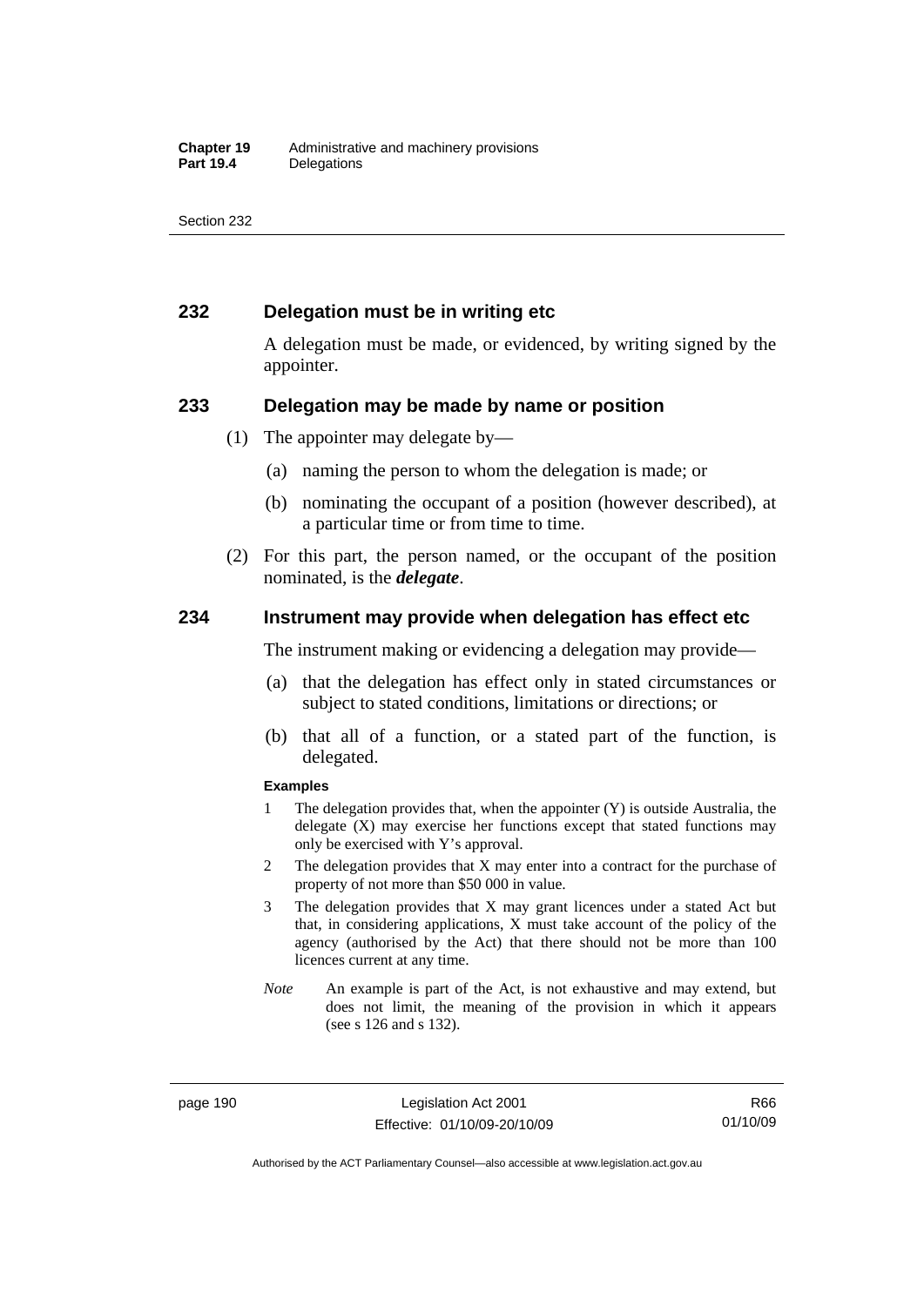## 232 Delegation must be in writing etc

A delegation must be made, or evidenced, by writing signed by the appointer.

## 233 Delegation may be made by name or position

(1) The appointer may delegate by—

  (a) naming the person to whom the delegation is made; or

  (b) nominating the occupant of a position (however described), at a particular time or from time to time.

(2) For this part, the person named, or the occupant of the position nominated, is the ***delegate***.

## 234 Instrument may provide when delegation has effect etc

The instrument making or evidencing a delegation may provide—

  (a) that the delegation has effect only in stated circumstances or subject to stated conditions, limitations or directions; or

  (b) that all of a function, or a stated part of the function, is delegated.

**Examples**

1 The delegation provides that, when the appointer (Y) is outside Australia, the delegate (X) may exercise her functions except that stated functions may only be exercised with Y's approval.

2 The delegation provides that X may enter into a contract for the purchase of property of not more than $50 000 in value.

3 The delegation provides that X may grant licences under a stated Act but that, in considering applications, X must take account of the policy of the agency (authorised by the Act) that there should not be more than 100 licences current at any time.

*Note* An example is part of the Act, is not exhaustive and may extend, but does not limit, the meaning of the provision in which it appears (see s 126 and s 132).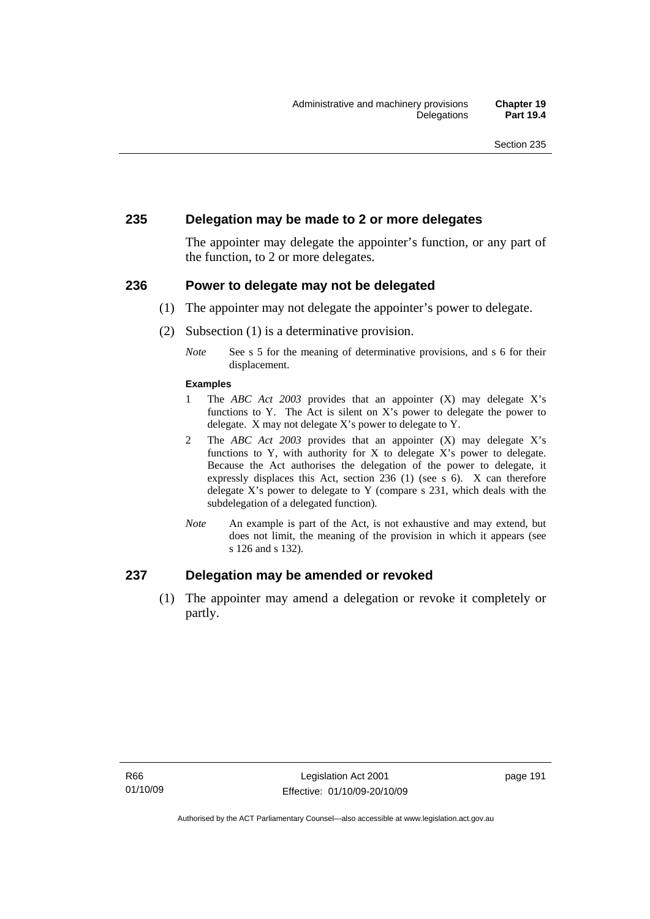## 235 Delegation may be made to 2 or more delegates

The appointer may delegate the appointer's function, or any part of the function, to 2 or more delegates.

## 236 Power to delegate may not be delegated

(1) The appointer may not delegate the appointer's power to delegate.

(2) Subsection (1) is a determinative provision.

*Note* See s 5 for the meaning of determinative provisions, and s 6 for their displacement.

**Examples**

1 The *ABC Act 2003* provides that an appointer (X) may delegate X's functions to Y. The Act is silent on X's power to delegate the power to delegate. X may not delegate X's power to delegate to Y.

2 The *ABC Act 2003* provides that an appointer (X) may delegate X's functions to Y, with authority for X to delegate X's power to delegate. Because the Act authorises the delegation of the power to delegate, it expressly displaces this Act, section 236 (1) (see s 6). X can therefore delegate X's power to delegate to Y (compare s 231, which deals with the subdelegation of a delegated function).

*Note* An example is part of the Act, is not exhaustive and may extend, but does not limit, the meaning of the provision in which it appears (see s 126 and s 132).

## 237 Delegation may be amended or revoked

(1) The appointer may amend a delegation or revoke it completely or partly.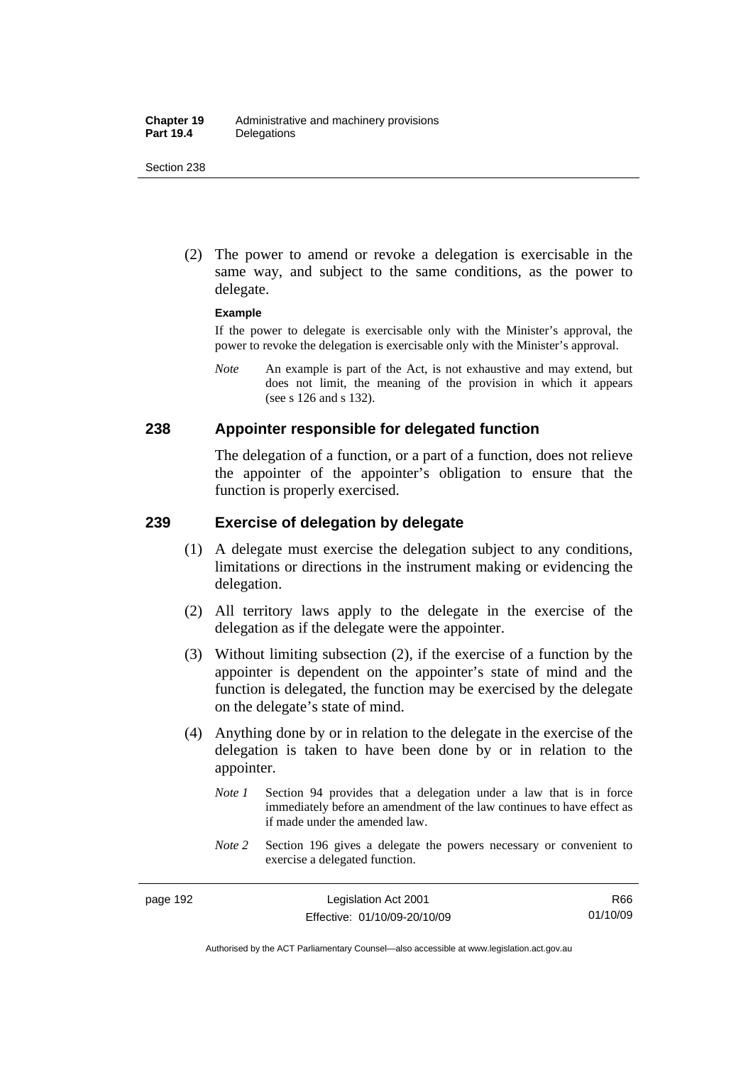(2) The power to amend or revoke a delegation is exercisable in the same way, and subject to the same conditions, as the power to delegate.

**Example**

If the power to delegate is exercisable only with the Minister's approval, the power to revoke the delegation is exercisable only with the Minister's approval.

*Note* An example is part of the Act, is not exhaustive and may extend, but does not limit, the meaning of the provision in which it appears (see s 126 and s 132).

## 238 Appointer responsible for delegated function

The delegation of a function, or a part of a function, does not relieve the appointer of the appointer's obligation to ensure that the function is properly exercised.

## 239 Exercise of delegation by delegate

(1) A delegate must exercise the delegation subject to any conditions, limitations or directions in the instrument making or evidencing the delegation.

(2) All territory laws apply to the delegate in the exercise of the delegation as if the delegate were the appointer.

(3) Without limiting subsection (2), if the exercise of a function by the appointer is dependent on the appointer's state of mind and the function is delegated, the function may be exercised by the delegate on the delegate's state of mind.

(4) Anything done by or in relation to the delegate in the exercise of the delegation is taken to have been done by or in relation to the appointer.

*Note 1* Section 94 provides that a delegation under a law that is in force immediately before an amendment of the law continues to have effect as if made under the amended law.

*Note 2* Section 196 gives a delegate the powers necessary or convenient to exercise a delegated function.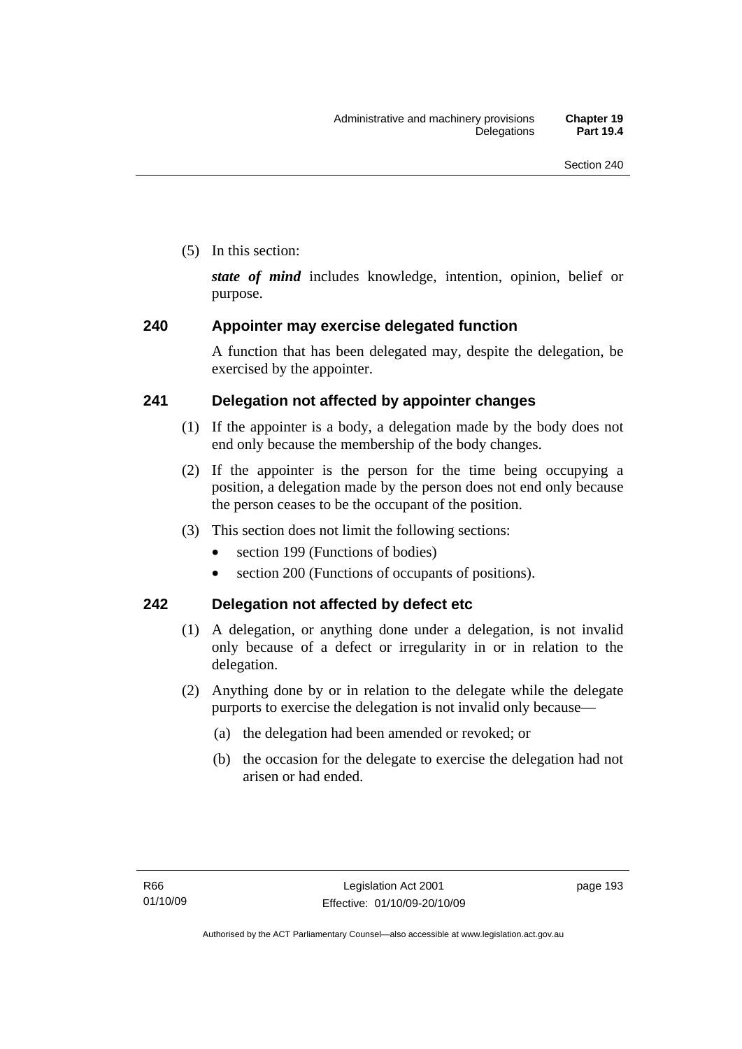(5) In this section:

***state of mind*** includes knowledge, intention, opinion, belief or purpose.

## 240 Appointer may exercise delegated function

A function that has been delegated may, despite the delegation, be exercised by the appointer.

## 241 Delegation not affected by appointer changes

(1) If the appointer is a body, a delegation made by the body does not end only because the membership of the body changes.

(2) If the appointer is the person for the time being occupying a position, a delegation made by the person does not end only because the person ceases to be the occupant of the position.

(3) This section does not limit the following sections:

- section 199 (Functions of bodies)
- section 200 (Functions of occupants of positions).

## 242 Delegation not affected by defect etc

(1) A delegation, or anything done under a delegation, is not invalid only because of a defect or irregularity in or in relation to the delegation.

(2) Anything done by or in relation to the delegate while the delegate purports to exercise the delegation is not invalid only because—

(a) the delegation had been amended or revoked; or

(b) the occasion for the delegate to exercise the delegation had not arisen or had ended.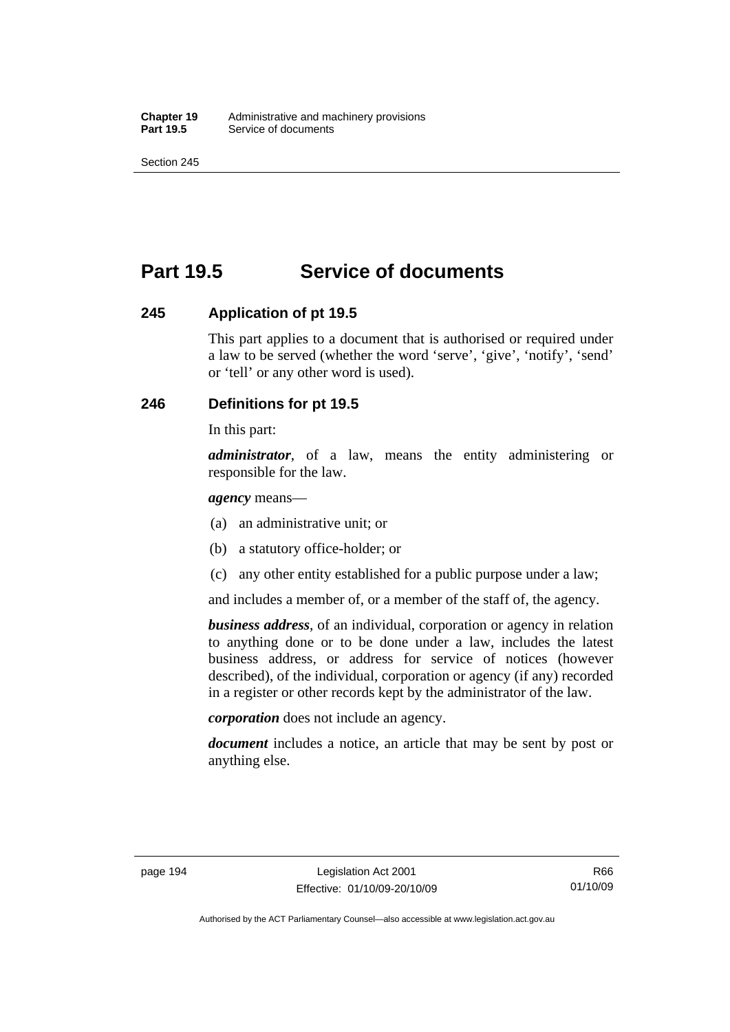# Part 19.5 Service of documents

## 245 Application of pt 19.5

This part applies to a document that is authorised or required under a law to be served (whether the word 'serve', 'give', 'notify', 'send' or 'tell' or any other word is used).

## 246 Definitions for pt 19.5

In this part:

***administrator***, of a law, means the entity administering or responsible for the law.

***agency*** means—

(a) an administrative unit; or

(b) a statutory office-holder; or

(c) any other entity established for a public purpose under a law;

and includes a member of, or a member of the staff of, the agency.

***business address***, of an individual, corporation or agency in relation to anything done or to be done under a law, includes the latest business address, or address for service of notices (however described), of the individual, corporation or agency (if any) recorded in a register or other records kept by the administrator of the law.

***corporation*** does not include an agency.

***document*** includes a notice, an article that may be sent by post or anything else.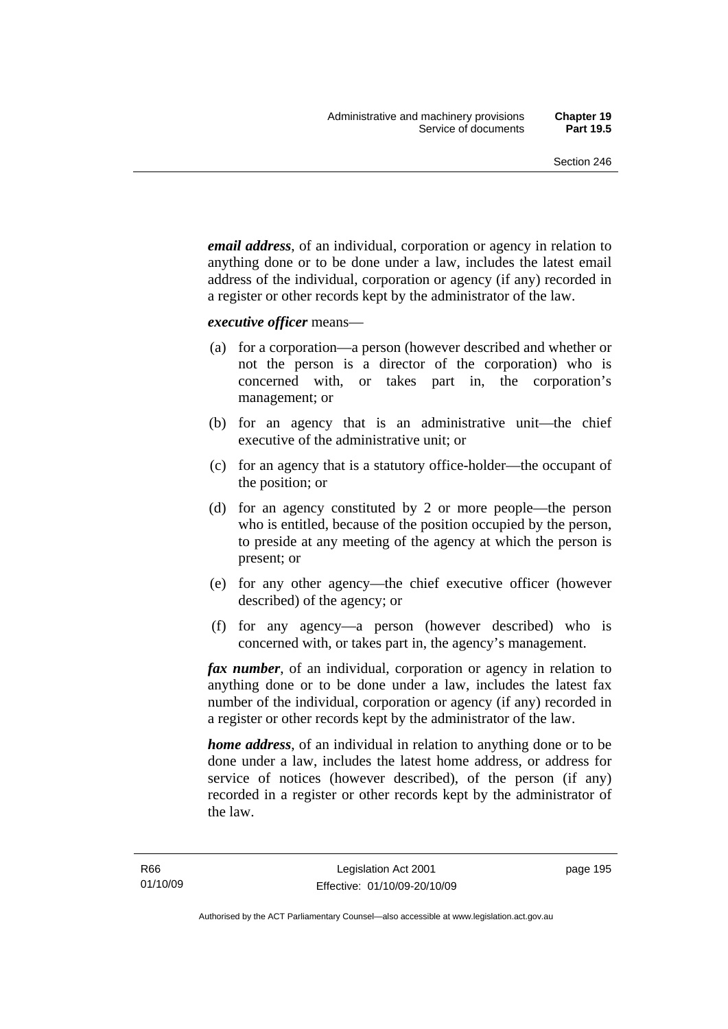***email address***, of an individual, corporation or agency in relation to anything done or to be done under a law, includes the latest email address of the individual, corporation or agency (if any) recorded in a register or other records kept by the administrator of the law.

***executive officer*** means—

(a) for a corporation—a person (however described and whether or not the person is a director of the corporation) who is concerned with, or takes part in, the corporation's management; or

(b) for an agency that is an administrative unit—the chief executive of the administrative unit; or

(c) for an agency that is a statutory office-holder—the occupant of the position; or

(d) for an agency constituted by 2 or more people—the person who is entitled, because of the position occupied by the person, to preside at any meeting of the agency at which the person is present; or

(e) for any other agency—the chief executive officer (however described) of the agency; or

(f) for any agency—a person (however described) who is concerned with, or takes part in, the agency's management.

***fax number***, of an individual, corporation or agency in relation to anything done or to be done under a law, includes the latest fax number of the individual, corporation or agency (if any) recorded in a register or other records kept by the administrator of the law.

***home address***, of an individual in relation to anything done or to be done under a law, includes the latest home address, or address for service of notices (however described), of the person (if any) recorded in a register or other records kept by the administrator of the law.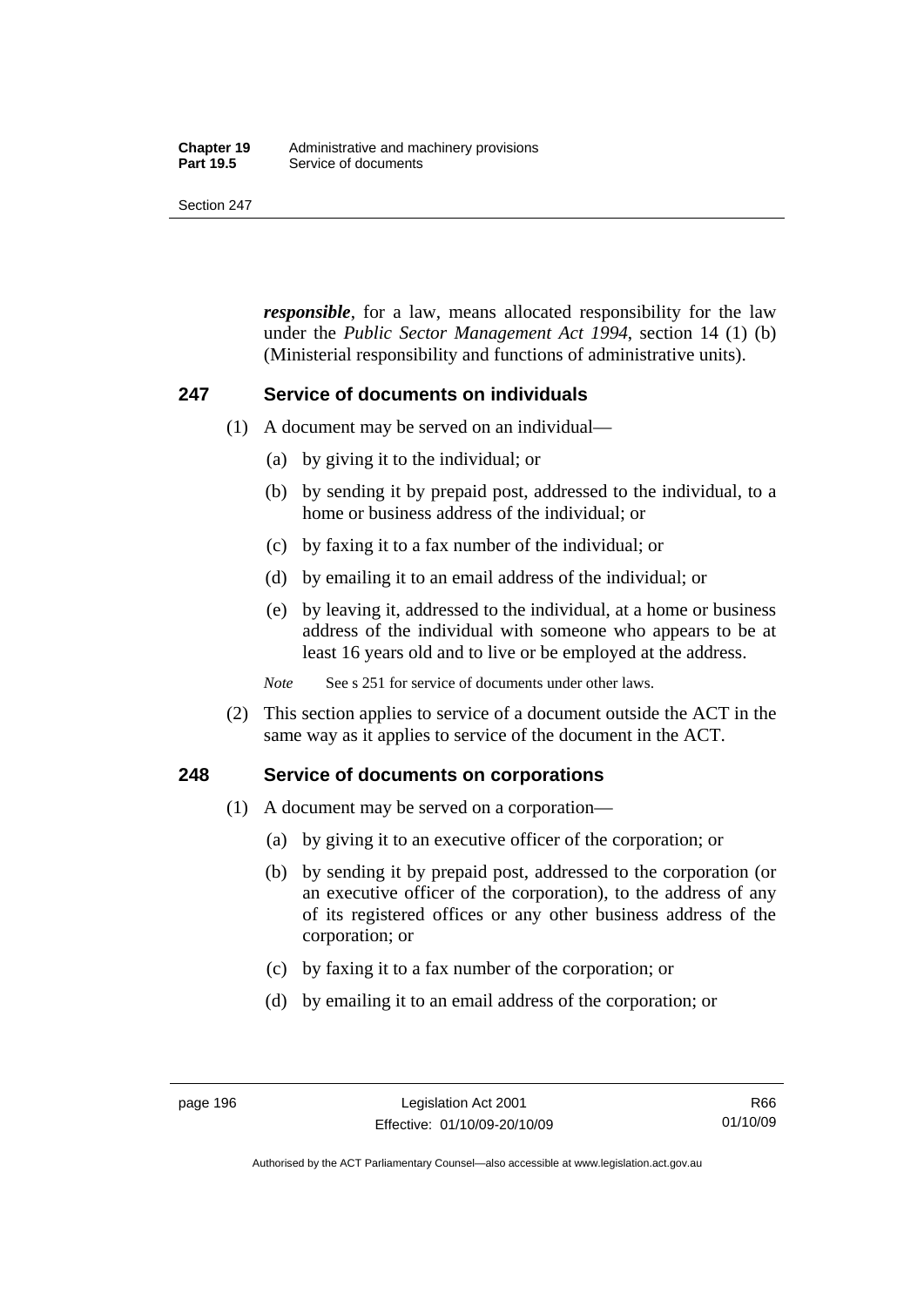***responsible***, for a law, means allocated responsibility for the law under the *Public Sector Management Act 1994*, section 14 (1) (b) (Ministerial responsibility and functions of administrative units).

## 247 Service of documents on individuals

(1) A document may be served on an individual—

(a) by giving it to the individual; or

(b) by sending it by prepaid post, addressed to the individual, to a home or business address of the individual; or

(c) by faxing it to a fax number of the individual; or

(d) by emailing it to an email address of the individual; or

(e) by leaving it, addressed to the individual, at a home or business address of the individual with someone who appears to be at least 16 years old and to live or be employed at the address.

*Note* See s 251 for service of documents under other laws.

(2) This section applies to service of a document outside the ACT in the same way as it applies to service of the document in the ACT.

## 248 Service of documents on corporations

(1) A document may be served on a corporation—

(a) by giving it to an executive officer of the corporation; or

(b) by sending it by prepaid post, addressed to the corporation (or an executive officer of the corporation), to the address of any of its registered offices or any other business address of the corporation; or

(c) by faxing it to a fax number of the corporation; or

(d) by emailing it to an email address of the corporation; or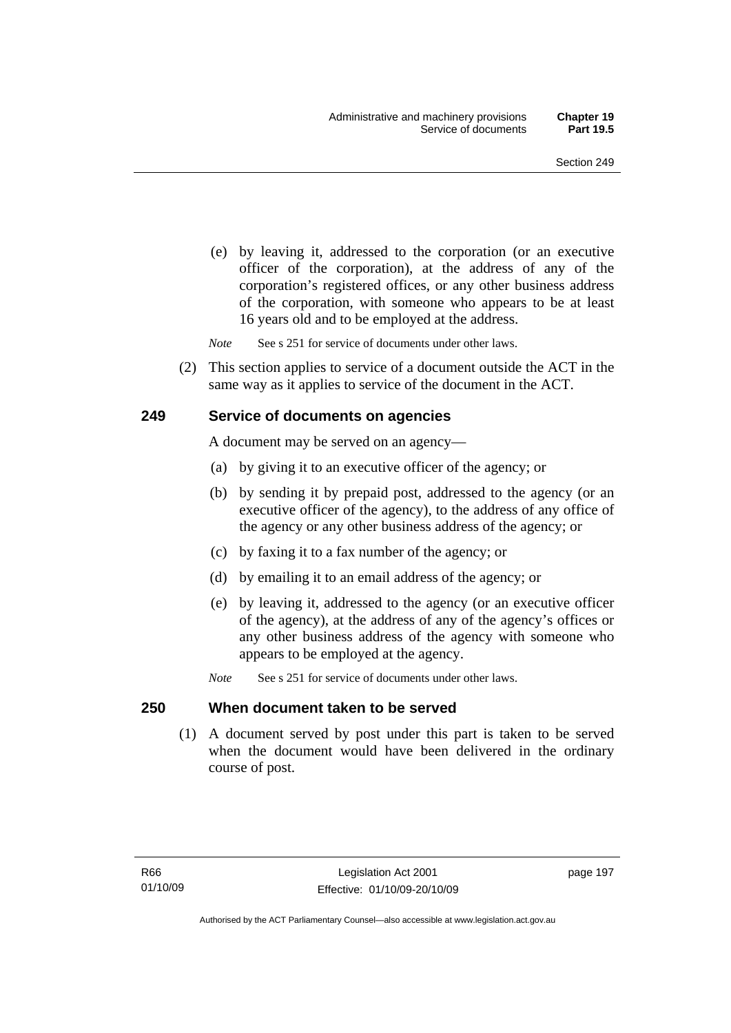(e) by leaving it, addressed to the corporation (or an executive officer of the corporation), at the address of any of the corporation's registered offices, or any other business address of the corporation, with someone who appears to be at least 16 years old and to be employed at the address.

*Note* See s 251 for service of documents under other laws.

(2) This section applies to service of a document outside the ACT in the same way as it applies to service of the document in the ACT.

### 249 Service of documents on agencies

A document may be served on an agency—

(a) by giving it to an executive officer of the agency; or

(b) by sending it by prepaid post, addressed to the agency (or an executive officer of the agency), to the address of any office of the agency or any other business address of the agency; or

(c) by faxing it to a fax number of the agency; or

(d) by emailing it to an email address of the agency; or

(e) by leaving it, addressed to the agency (or an executive officer of the agency), at the address of any of the agency's offices or any other business address of the agency with someone who appears to be employed at the agency.

*Note* See s 251 for service of documents under other laws.

### 250 When document taken to be served

(1) A document served by post under this part is taken to be served when the document would have been delivered in the ordinary course of post.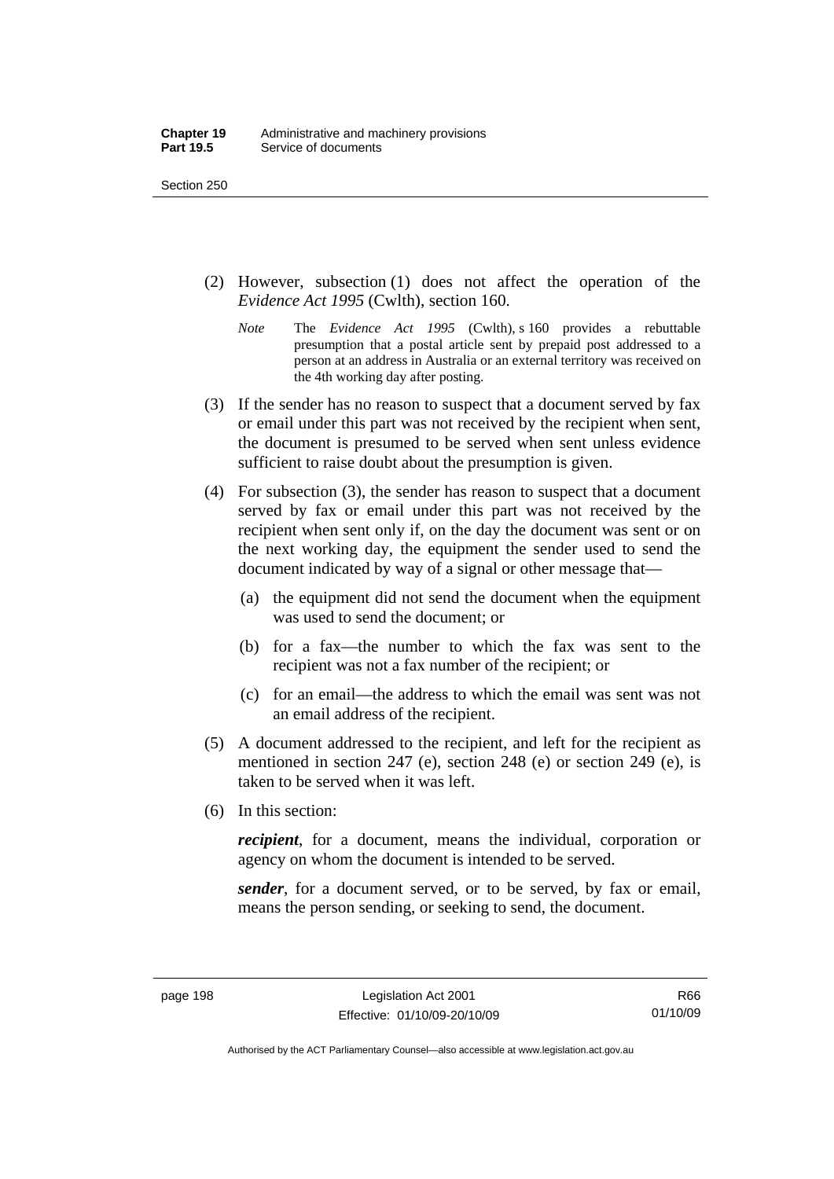(2) However, subsection (1) does not affect the operation of the *Evidence Act 1995* (Cwlth), section 160.

*Note* The *Evidence Act 1995* (Cwlth), s 160 provides a rebuttable presumption that a postal article sent by prepaid post addressed to a person at an address in Australia or an external territory was received on the 4th working day after posting.

(3) If the sender has no reason to suspect that a document served by fax or email under this part was not received by the recipient when sent, the document is presumed to be served when sent unless evidence sufficient to raise doubt about the presumption is given.

(4) For subsection (3), the sender has reason to suspect that a document served by fax or email under this part was not received by the recipient when sent only if, on the day the document was sent or on the next working day, the equipment the sender used to send the document indicated by way of a signal or other message that—

(a) the equipment did not send the document when the equipment was used to send the document; or

(b) for a fax—the number to which the fax was sent to the recipient was not a fax number of the recipient; or

(c) for an email—the address to which the email was sent was not an email address of the recipient.

(5) A document addressed to the recipient, and left for the recipient as mentioned in section 247 (e), section 248 (e) or section 249 (e), is taken to be served when it was left.

(6) In this section:

***recipient***, for a document, means the individual, corporation or agency on whom the document is intended to be served.

***sender***, for a document served, or to be served, by fax or email, means the person sending, or seeking to send, the document.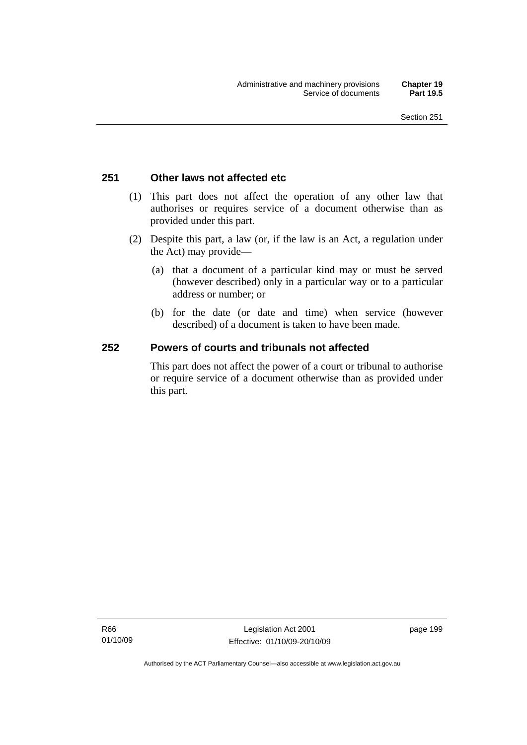## 251 Other laws not affected etc

(1) This part does not affect the operation of any other law that authorises or requires service of a document otherwise than as provided under this part.

(2) Despite this part, a law (or, if the law is an Act, a regulation under the Act) may provide—

(a) that a document of a particular kind may or must be served (however described) only in a particular way or to a particular address or number; or

(b) for the date (or date and time) when service (however described) of a document is taken to have been made.

## 252 Powers of courts and tribunals not affected

This part does not affect the power of a court or tribunal to authorise or require service of a document otherwise than as provided under this part.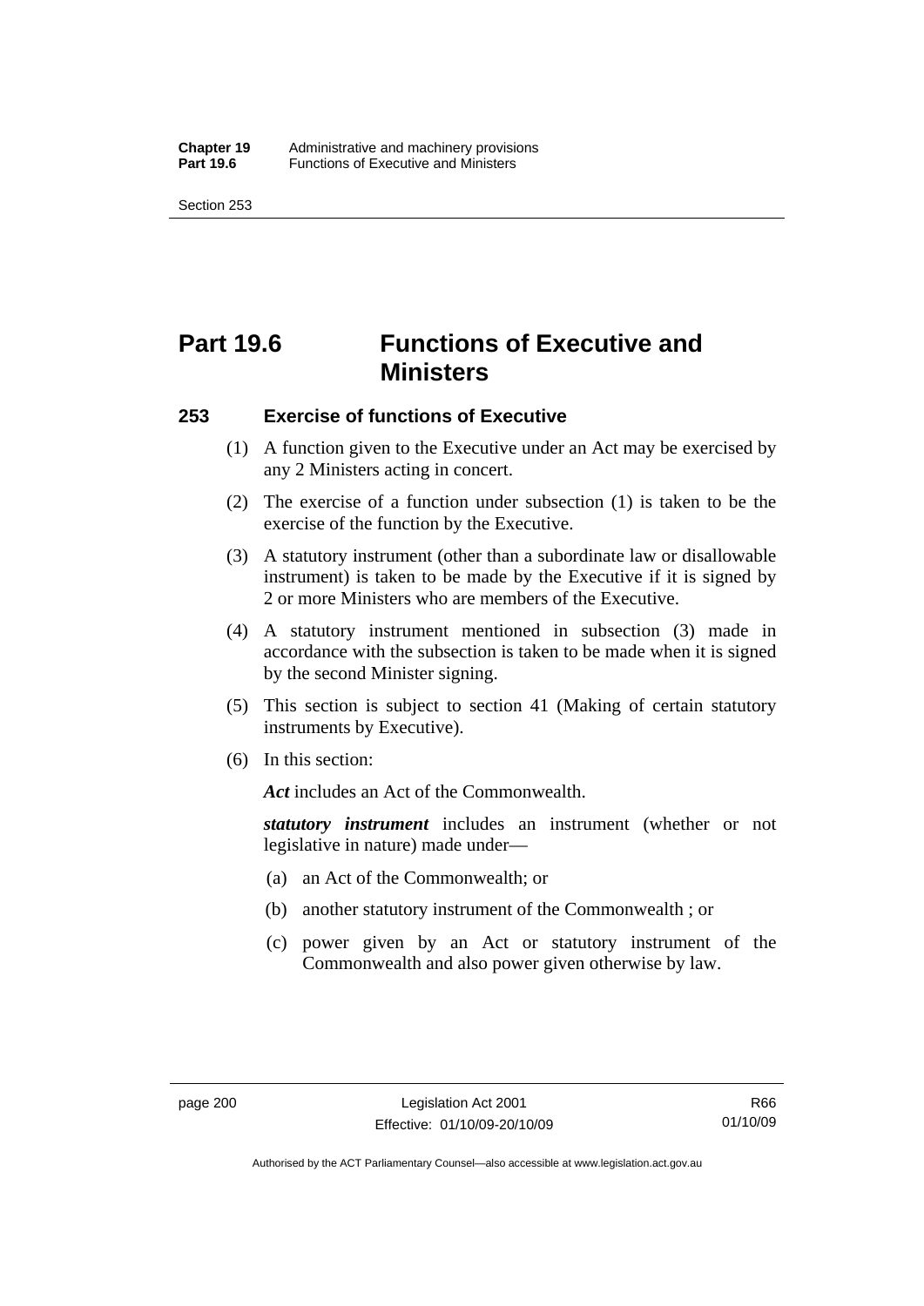# Part 19.6 Functions of Executive and Ministers

## 253 Exercise of functions of Executive

(1) A function given to the Executive under an Act may be exercised by any 2 Ministers acting in concert.

(2) The exercise of a function under subsection (1) is taken to be the exercise of the function by the Executive.

(3) A statutory instrument (other than a subordinate law or disallowable instrument) is taken to be made by the Executive if it is signed by 2 or more Ministers who are members of the Executive.

(4) A statutory instrument mentioned in subsection (3) made in accordance with the subsection is taken to be made when it is signed by the second Minister signing.

(5) This section is subject to section 41 (Making of certain statutory instruments by Executive).

(6) In this section:

***Act*** includes an Act of the Commonwealth.

***statutory instrument*** includes an instrument (whether or not legislative in nature) made under—

(a) an Act of the Commonwealth; or

(b) another statutory instrument of the Commonwealth ; or

(c) power given by an Act or statutory instrument of the Commonwealth and also power given otherwise by law.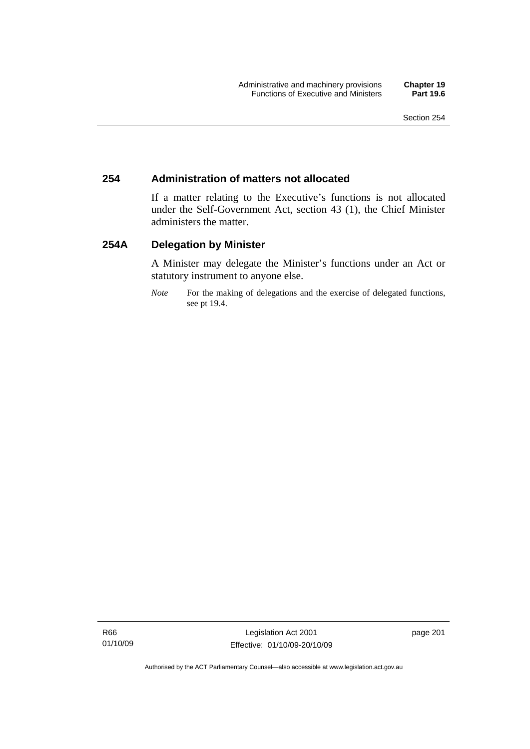### 254 Administration of matters not allocated

If a matter relating to the Executive's functions is not allocated under the Self-Government Act, section 43 (1), the Chief Minister administers the matter.

### 254A Delegation by Minister

A Minister may delegate the Minister's functions under an Act or statutory instrument to anyone else.

*Note* For the making of delegations and the exercise of delegated functions, see pt 19.4.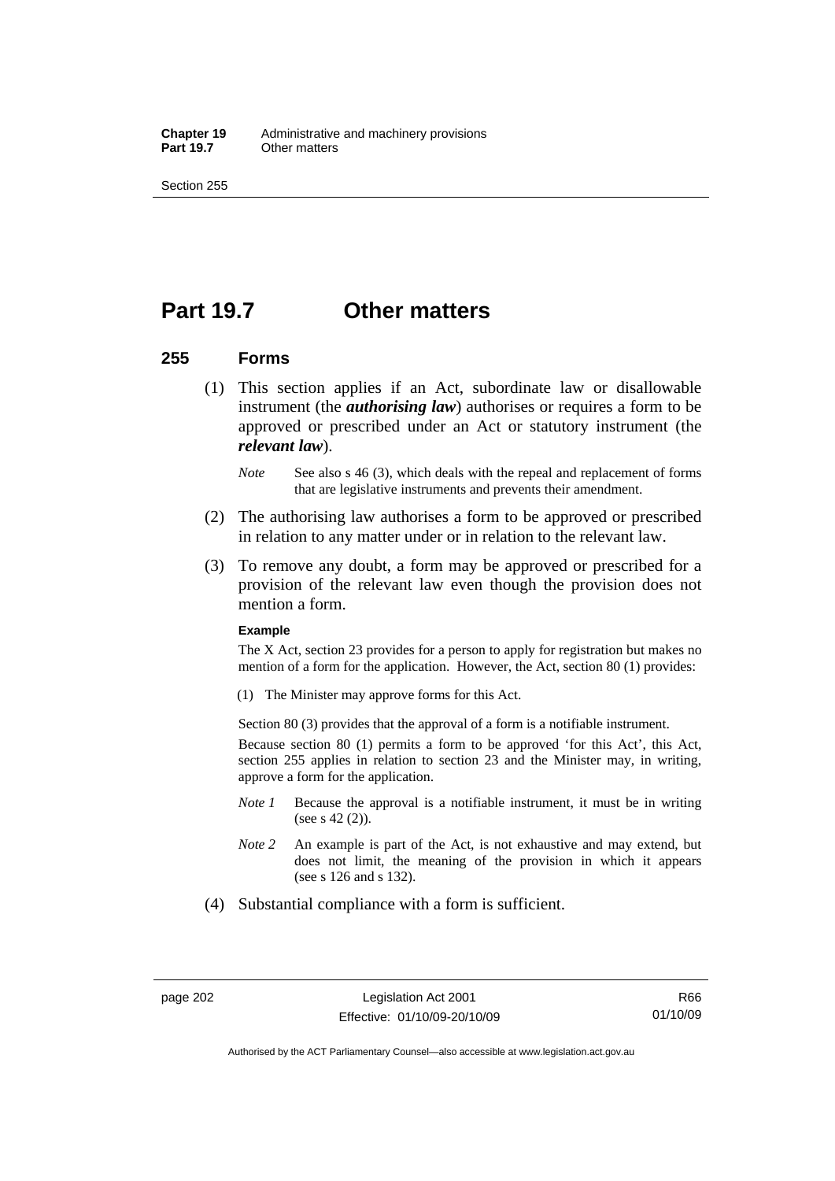# Part 19.7 Other matters

## 255 Forms

(1) This section applies if an Act, subordinate law or disallowable instrument (the ***authorising law***) authorises or requires a form to be approved or prescribed under an Act or statutory instrument (the ***relevant law***).

*Note* See also s 46 (3), which deals with the repeal and replacement of forms that are legislative instruments and prevents their amendment.

(2) The authorising law authorises a form to be approved or prescribed in relation to any matter under or in relation to the relevant law.

(3) To remove any doubt, a form may be approved or prescribed for a provision of the relevant law even though the provision does not mention a form.

**Example**

The X Act, section 23 provides for a person to apply for registration but makes no mention of a form for the application. However, the Act, section 80 (1) provides:

(1) The Minister may approve forms for this Act.

Section 80 (3) provides that the approval of a form is a notifiable instrument.

Because section 80 (1) permits a form to be approved 'for this Act', this Act, section 255 applies in relation to section 23 and the Minister may, in writing, approve a form for the application.

*Note 1* Because the approval is a notifiable instrument, it must be in writing (see s 42 (2)).

*Note 2* An example is part of the Act, is not exhaustive and may extend, but does not limit, the meaning of the provision in which it appears (see s 126 and s 132).

(4) Substantial compliance with a form is sufficient.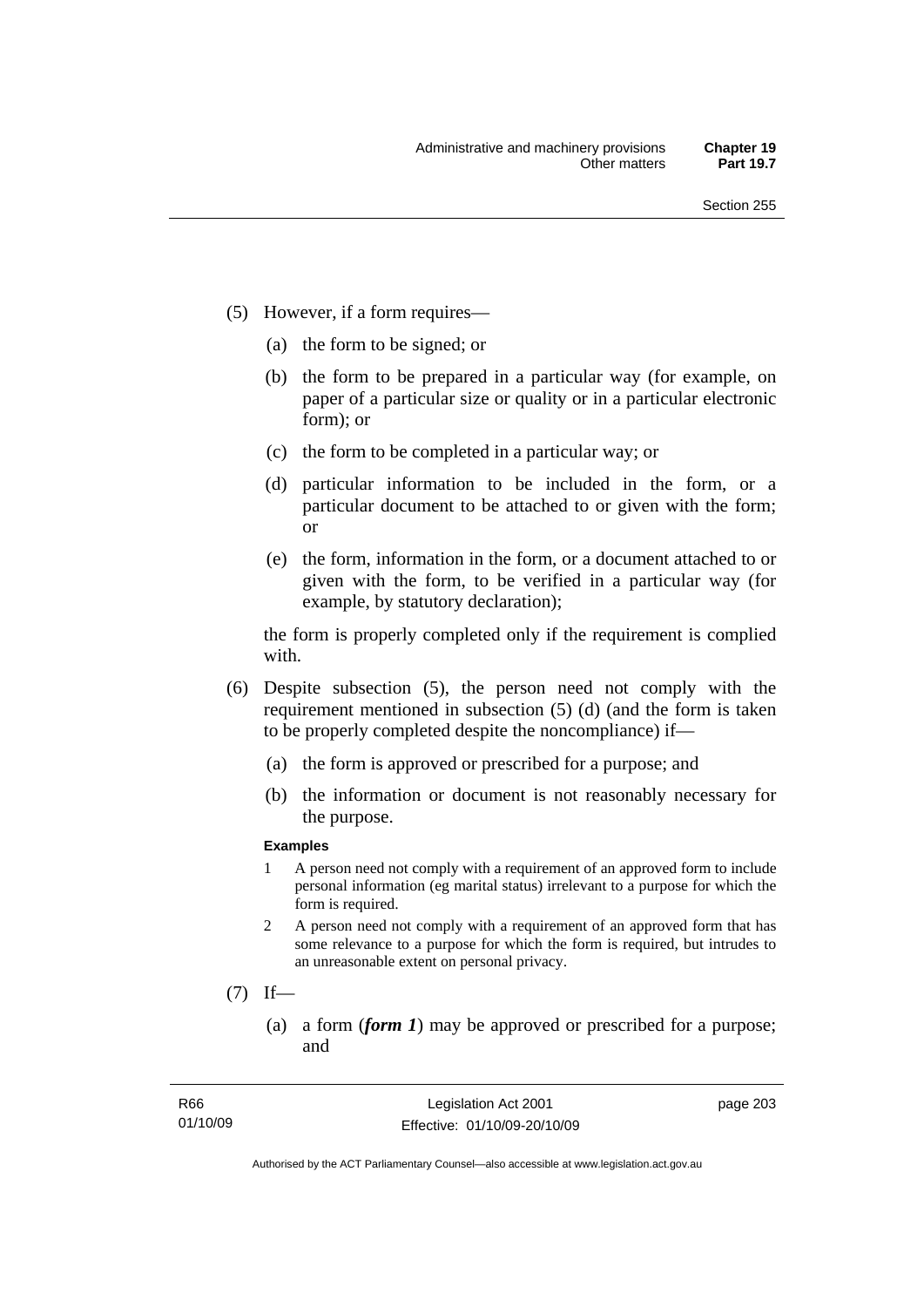(5) However, if a form requires—

(a) the form to be signed; or

(b) the form to be prepared in a particular way (for example, on paper of a particular size or quality or in a particular electronic form); or

(c) the form to be completed in a particular way; or

(d) particular information to be included in the form, or a particular document to be attached to or given with the form; or

(e) the form, information in the form, or a document attached to or given with the form, to be verified in a particular way (for example, by statutory declaration);

the form is properly completed only if the requirement is complied with.

(6) Despite subsection (5), the person need not comply with the requirement mentioned in subsection (5) (d) (and the form is taken to be properly completed despite the noncompliance) if—

(a) the form is approved or prescribed for a purpose; and

(b) the information or document is not reasonably necessary for the purpose.

**Examples**

1 A person need not comply with a requirement of an approved form to include personal information (eg marital status) irrelevant to a purpose for which the form is required.

2 A person need not comply with a requirement of an approved form that has some relevance to a purpose for which the form is required, but intrudes to an unreasonable extent on personal privacy.

(7) If—

(a) a form (***form 1***) may be approved or prescribed for a purpose; and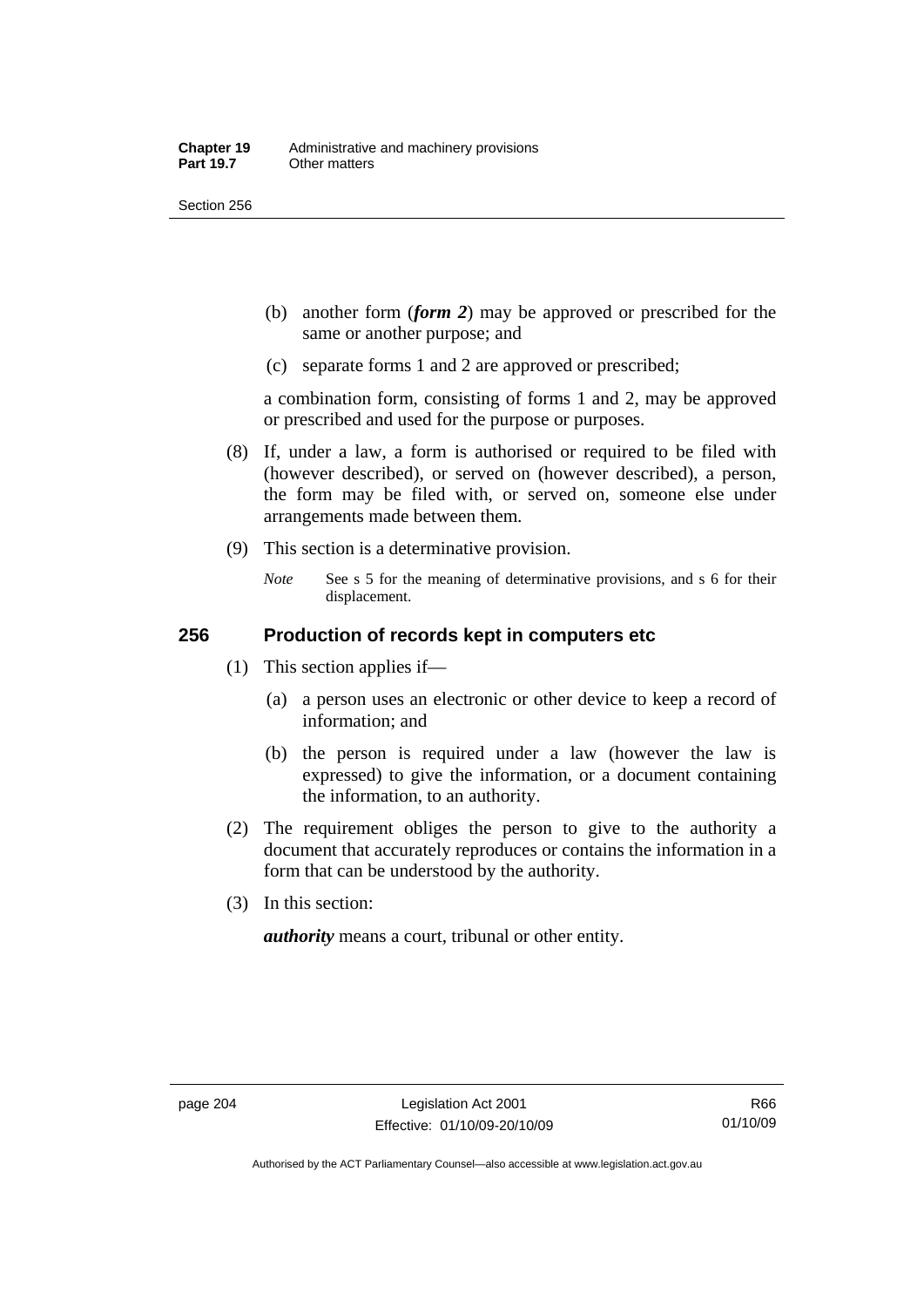(b) another form (***form 2***) may be approved or prescribed for the same or another purpose; and

(c) separate forms 1 and 2 are approved or prescribed;

a combination form, consisting of forms 1 and 2, may be approved or prescribed and used for the purpose or purposes.

(8) If, under a law, a form is authorised or required to be filed with (however described), or served on (however described), a person, the form may be filed with, or served on, someone else under arrangements made between them.

(9) This section is a determinative provision.

*Note* See s 5 for the meaning of determinative provisions, and s 6 for their displacement.

## 256 Production of records kept in computers etc

(1) This section applies if—

(a) a person uses an electronic or other device to keep a record of information; and

(b) the person is required under a law (however the law is expressed) to give the information, or a document containing the information, to an authority.

(2) The requirement obliges the person to give to the authority a document that accurately reproduces or contains the information in a form that can be understood by the authority.

(3) In this section:

***authority*** means a court, tribunal or other entity.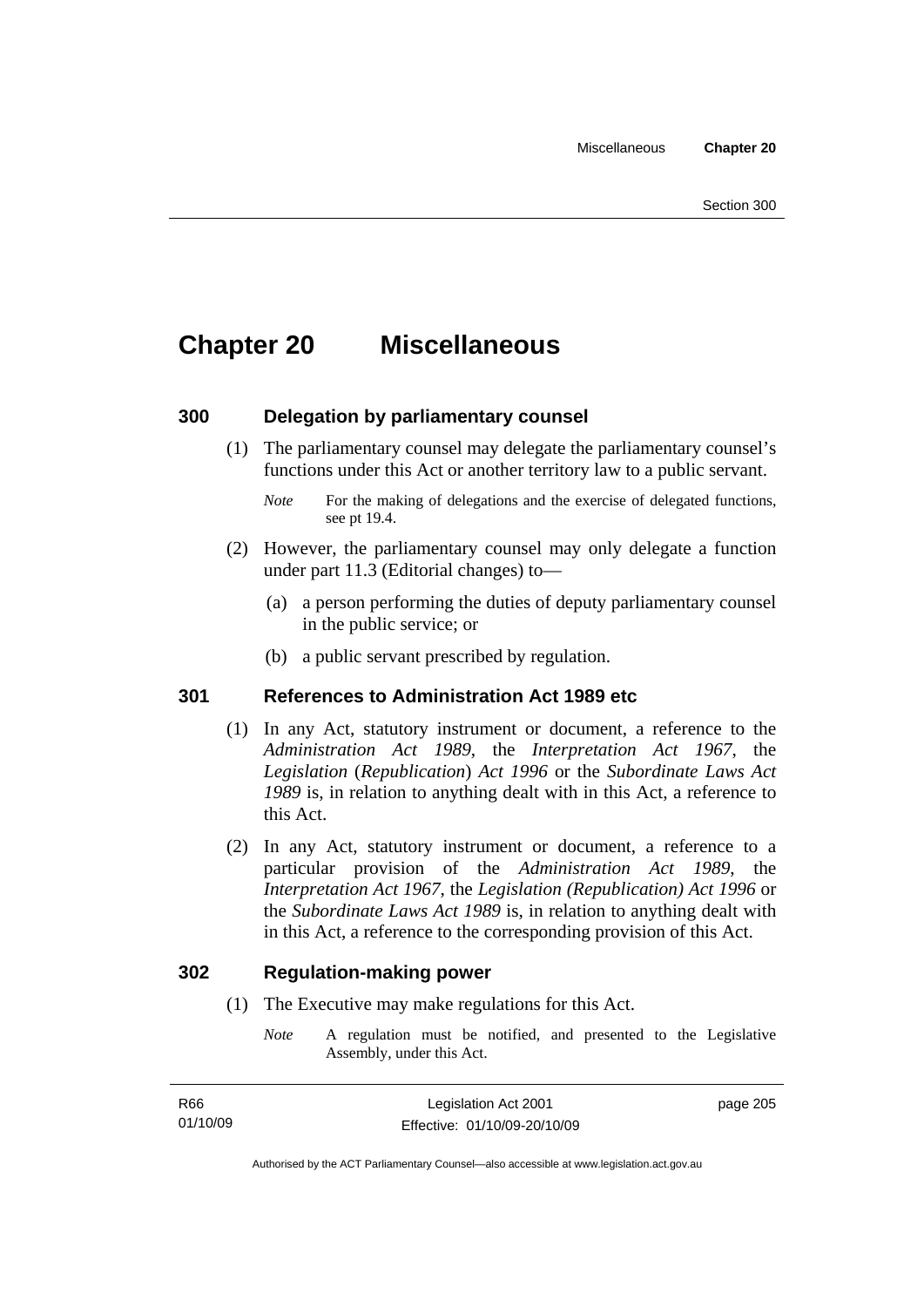# Chapter 20 Miscellaneous

## 300 Delegation by parliamentary counsel

(1) The parliamentary counsel may delegate the parliamentary counsel's functions under this Act or another territory law to a public servant.

*Note* For the making of delegations and the exercise of delegated functions, see pt 19.4.

(2) However, the parliamentary counsel may only delegate a function under part 11.3 (Editorial changes) to—

(a) a person performing the duties of deputy parliamentary counsel in the public service; or

(b) a public servant prescribed by regulation.

## 301 References to Administration Act 1989 etc

(1) In any Act, statutory instrument or document, a reference to the *Administration Act 1989*, the *Interpretation Act 1967*, the *Legislation* (*Republication*) *Act 1996* or the *Subordinate Laws Act 1989* is, in relation to anything dealt with in this Act, a reference to this Act.

(2) In any Act, statutory instrument or document, a reference to a particular provision of the *Administration Act 1989*, the *Interpretation Act 1967*, the *Legislation (Republication) Act 1996* or the *Subordinate Laws Act 1989* is, in relation to anything dealt with in this Act, a reference to the corresponding provision of this Act.

## 302 Regulation-making power

(1) The Executive may make regulations for this Act.

*Note* A regulation must be notified, and presented to the Legislative Assembly, under this Act.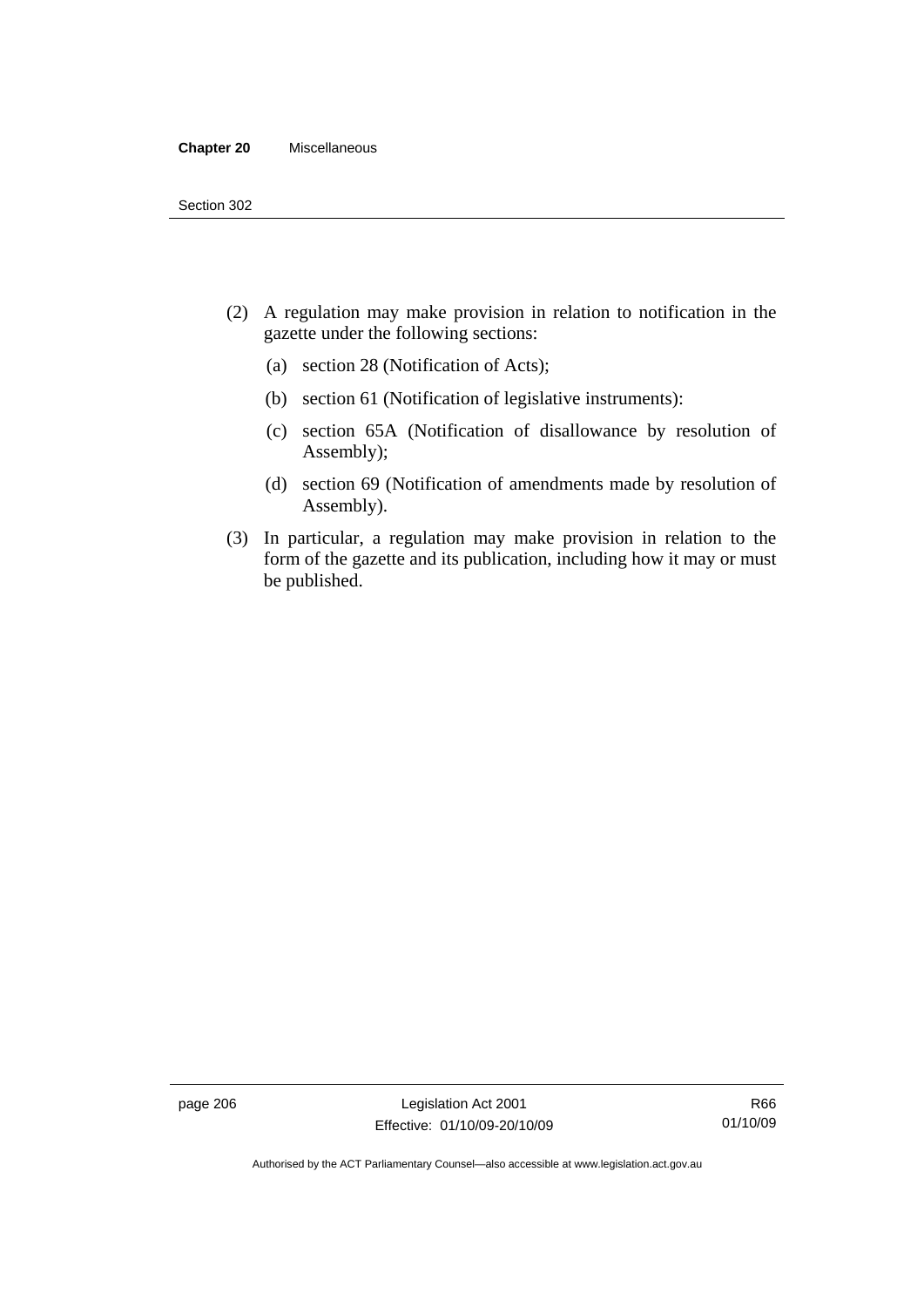(2) A regulation may make provision in relation to notification in the gazette under the following sections:

   (a) section 28 (Notification of Acts);

   (b) section 61 (Notification of legislative instruments):

   (c) section 65A (Notification of disallowance by resolution of Assembly);

   (d) section 69 (Notification of amendments made by resolution of Assembly).

(3) In particular, a regulation may make provision in relation to the form of the gazette and its publication, including how it may or must be published.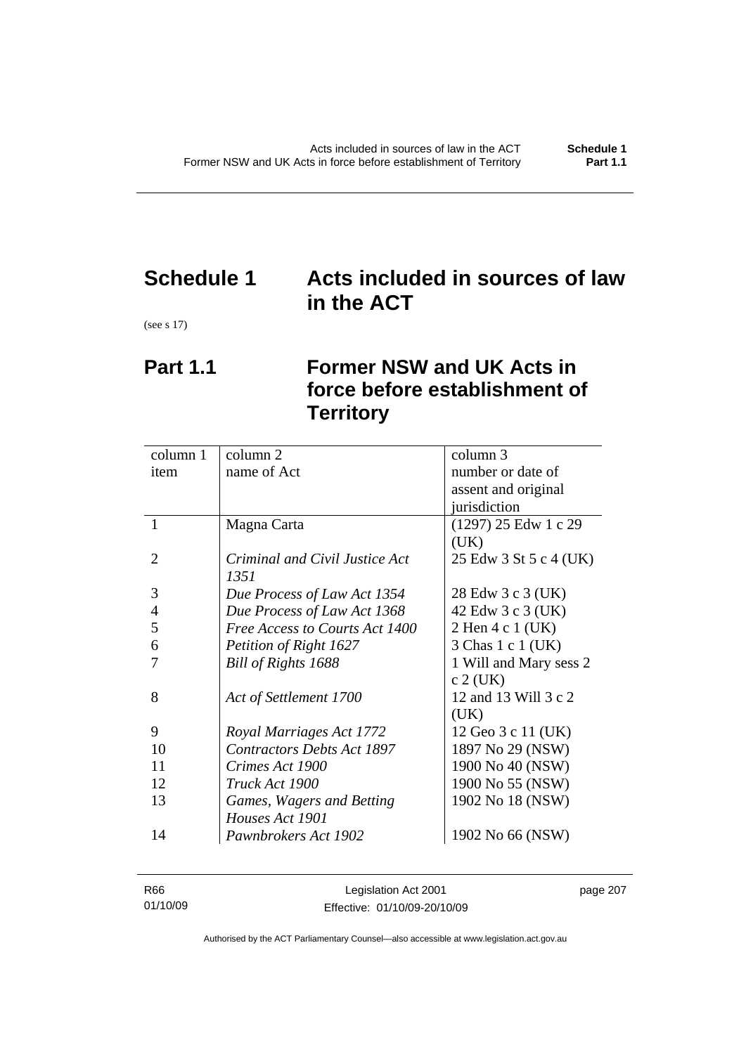# Schedule 1 Acts included in sources of law in the ACT

(see s 17)

## Part 1.1 Former NSW and UK Acts in force before establishment of Territory

| column 1<br>item | column 2<br>name of Act | column 3<br>number or date of assent and original jurisdiction |
|---|---|---|
| 1 | Magna Carta | (1297) 25 Edw 1 c 29 (UK) |
| 2 | *Criminal and Civil Justice Act 1351* | 25 Edw 3 St 5 c 4 (UK) |
| 3 | *Due Process of Law Act 1354* | 28 Edw 3 c 3 (UK) |
| 4 | *Due Process of Law Act 1368* | 42 Edw 3 c 3 (UK) |
| 5 | *Free Access to Courts Act 1400* | 2 Hen 4 c 1 (UK) |
| 6 | *Petition of Right 1627* | 3 Chas 1 c 1 (UK) |
| 7 | *Bill of Rights 1688* | 1 Will and Mary sess 2 c 2 (UK) |
| 8 | *Act of Settlement 1700* | 12 and 13 Will 3 c 2 (UK) |
| 9 | *Royal Marriages Act 1772* | 12 Geo 3 c 11 (UK) |
| 10 | *Contractors Debts Act 1897* | 1897 No 29 (NSW) |
| 11 | *Crimes Act 1900* | 1900 No 40 (NSW) |
| 12 | *Truck Act 1900* | 1900 No 55 (NSW) |
| 13 | *Games, Wagers and Betting Houses Act 1901* | 1902 No 18 (NSW) |
| 14 | *Pawnbrokers Act 1902* | 1902 No 66 (NSW) |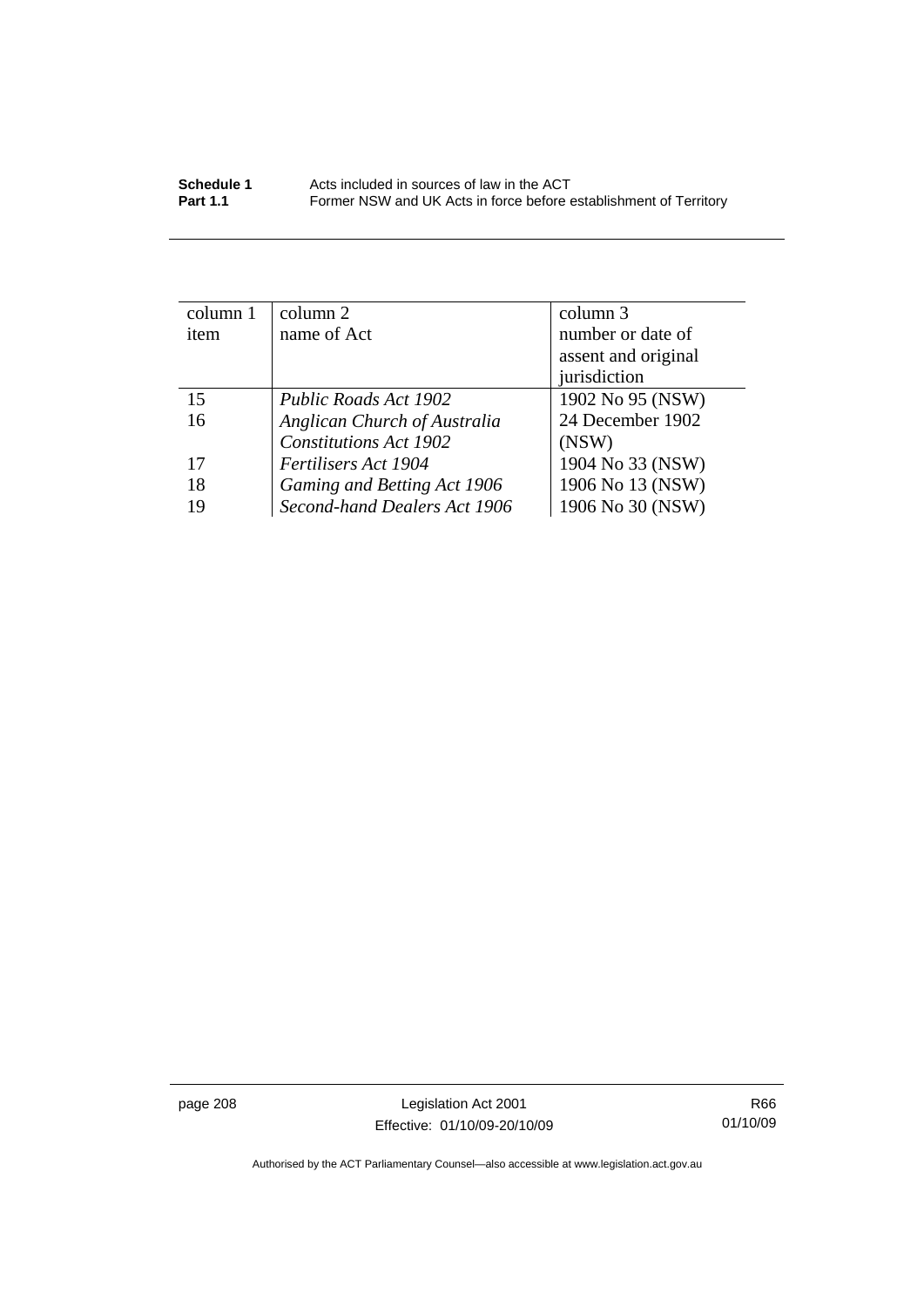| column 1 item | column 2 name of Act | column 3 number or date of assent and original jurisdiction |
|---|---|---|
| 15 | *Public Roads Act 1902* | 1902 No 95 (NSW) |
| 16 | *Anglican Church of Australia Constitutions Act 1902* | 24 December 1902 (NSW) |
| 17 | *Fertilisers Act 1904* | 1904 No 33 (NSW) |
| 18 | *Gaming and Betting Act 1906* | 1906 No 13 (NSW) |
| 19 | *Second-hand Dealers Act 1906* | 1906 No 30 (NSW) |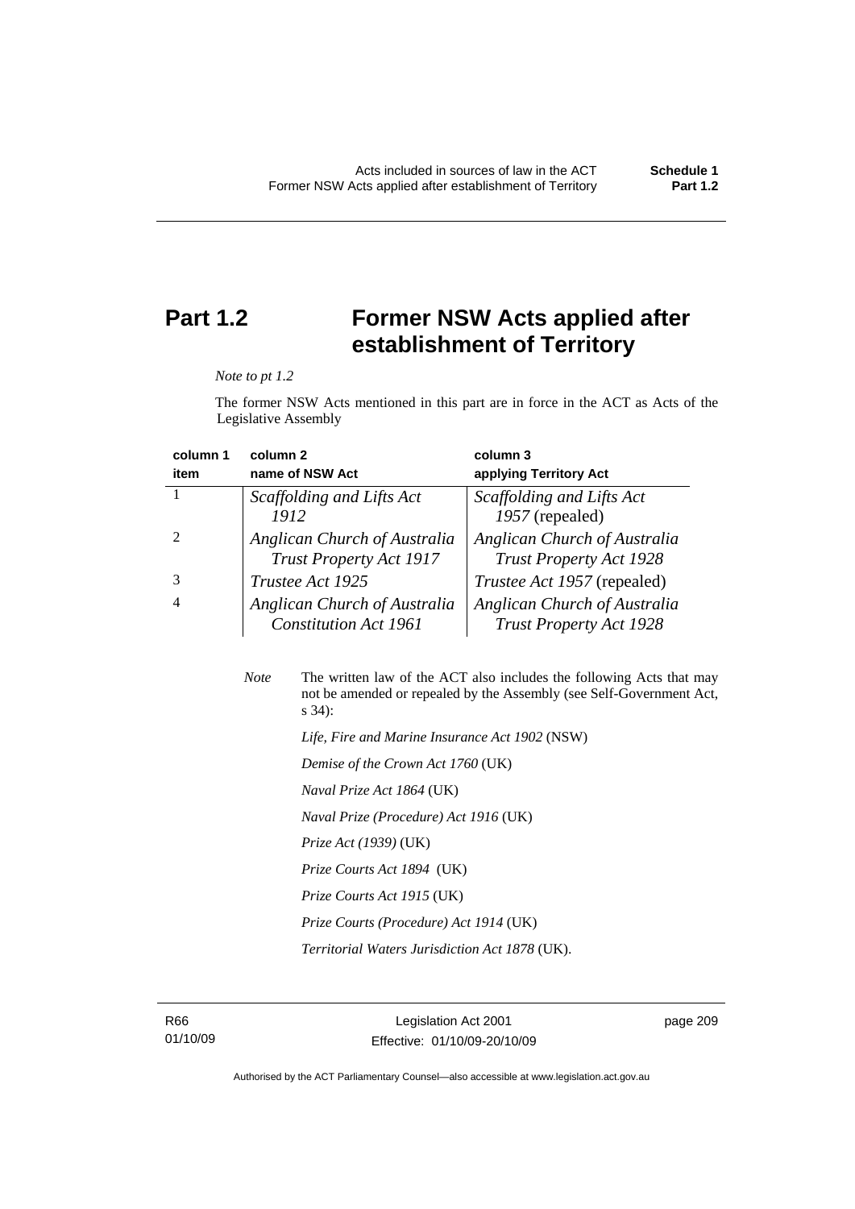## Part 1.2 Former NSW Acts applied after establishment of Territory

*Note to pt 1.2*

The former NSW Acts mentioned in this part are in force in the ACT as Acts of the Legislative Assembly

| column 1<br>item | column 2<br>name of NSW Act | column 3<br>applying Territory Act |
|---|---|---|
| 1 | *Scaffolding and Lifts Act 1912* | *Scaffolding and Lifts Act 1957* (repealed) |
| 2 | *Anglican Church of Australia Trust Property Act 1917* | *Anglican Church of Australia Trust Property Act 1928* |
| 3 | *Trustee Act 1925* | *Trustee Act 1957* (repealed) |
| 4 | *Anglican Church of Australia Constitution Act 1961* | *Anglican Church of Australia Trust Property Act 1928* |

*Note* The written law of the ACT also includes the following Acts that may not be amended or repealed by the Assembly (see Self-Government Act, s 34):

*Life, Fire and Marine Insurance Act 1902* (NSW)

*Demise of the Crown Act 1760* (UK)

*Naval Prize Act 1864* (UK)

*Naval Prize (Procedure) Act 1916* (UK)

*Prize Act (1939)* (UK)

*Prize Courts Act 1894* (UK)

*Prize Courts Act 1915* (UK)

*Prize Courts (Procedure) Act 1914* (UK)

*Territorial Waters Jurisdiction Act 1878* (UK).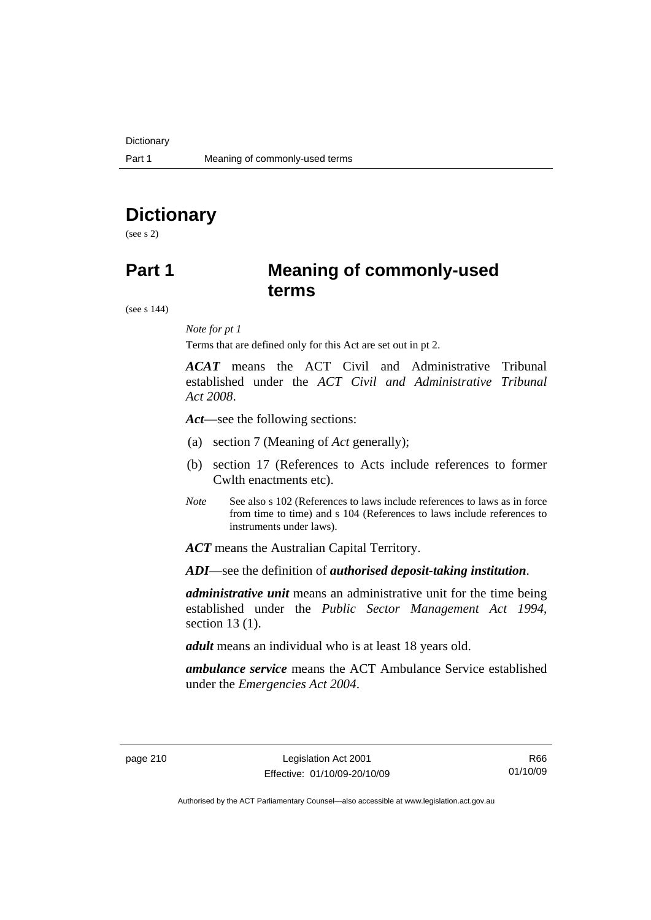# Dictionary

(see s 2)

# Part 1 Meaning of commonly-used terms

(see s 144)

*Note for pt 1*

Terms that are defined only for this Act are set out in pt 2.

***ACAT*** means the ACT Civil and Administrative Tribunal established under the *ACT Civil and Administrative Tribunal Act 2008*.

***Act***—see the following sections:

(a) section 7 (Meaning of *Act* generally);

(b) section 17 (References to Acts include references to former Cwlth enactments etc).

*Note* See also s 102 (References to laws include references to laws as in force from time to time) and s 104 (References to laws include references to instruments under laws).

***ACT*** means the Australian Capital Territory.

***ADI***—see the definition of ***authorised deposit-taking institution***.

***administrative unit*** means an administrative unit for the time being established under the *Public Sector Management Act 1994*, section 13 (1).

***adult*** means an individual who is at least 18 years old.

***ambulance service*** means the ACT Ambulance Service established under the *Emergencies Act 2004*.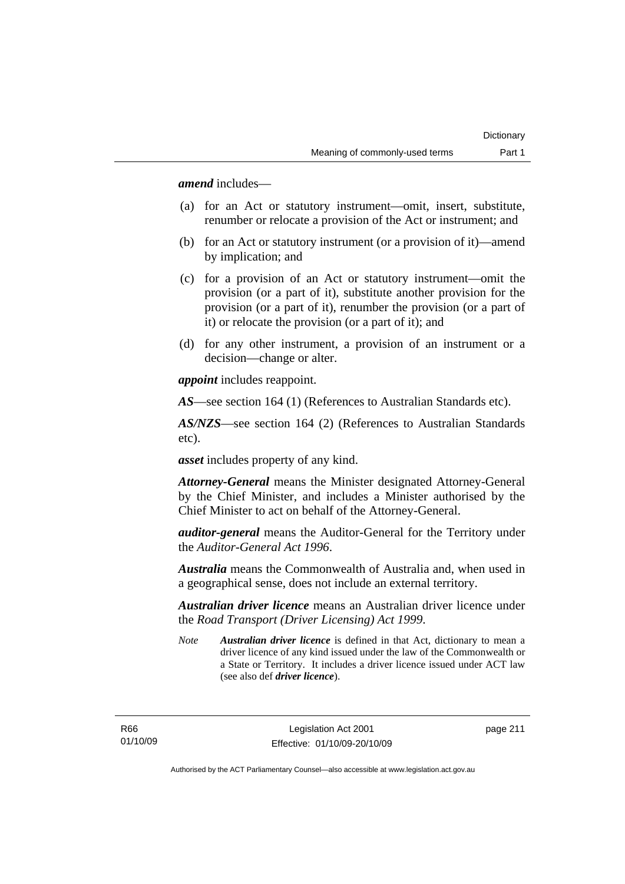***amend*** includes—

(a) for an Act or statutory instrument—omit, insert, substitute, renumber or relocate a provision of the Act or instrument; and

(b) for an Act or statutory instrument (or a provision of it)—amend by implication; and

(c) for a provision of an Act or statutory instrument—omit the provision (or a part of it), substitute another provision for the provision (or a part of it), renumber the provision (or a part of it) or relocate the provision (or a part of it); and

(d) for any other instrument, a provision of an instrument or a decision—change or alter.

***appoint*** includes reappoint.

***AS***—see section 164 (1) (References to Australian Standards etc).

***AS/NZS***—see section 164 (2) (References to Australian Standards etc).

***asset*** includes property of any kind.

***Attorney-General*** means the Minister designated Attorney-General by the Chief Minister, and includes a Minister authorised by the Chief Minister to act on behalf of the Attorney-General.

***auditor-general*** means the Auditor-General for the Territory under the *Auditor-General Act 1996*.

***Australia*** means the Commonwealth of Australia and, when used in a geographical sense, does not include an external territory.

***Australian driver licence*** means an Australian driver licence under the *Road Transport (Driver Licensing) Act 1999*.

*Note* ***Australian driver licence*** is defined in that Act, dictionary to mean a driver licence of any kind issued under the law of the Commonwealth or a State or Territory. It includes a driver licence issued under ACT law (see also def ***driver licence***).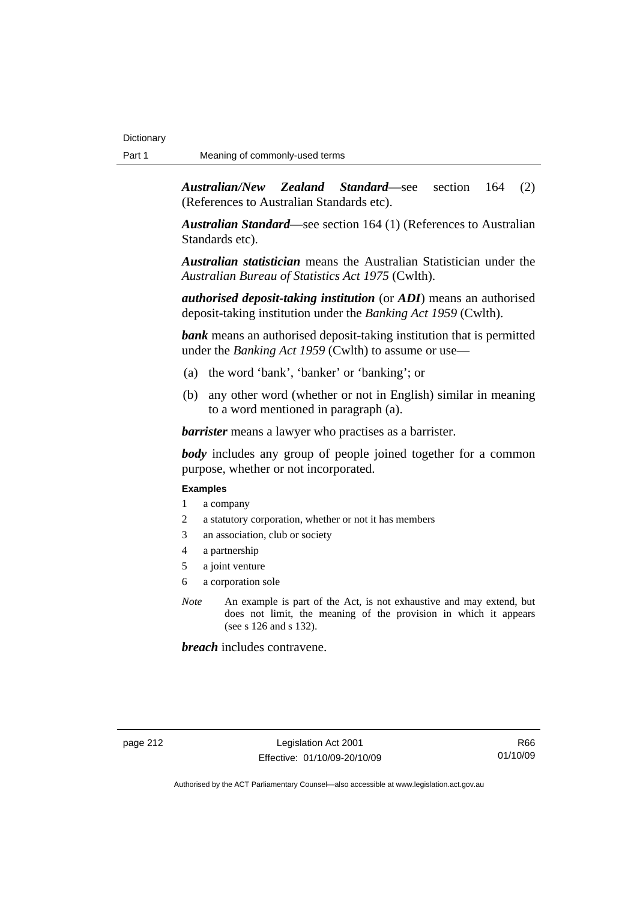***Australian/New Zealand Standard***—see section 164 (2) (References to Australian Standards etc).

***Australian Standard***—see section 164 (1) (References to Australian Standards etc).

***Australian statistician*** means the Australian Statistician under the *Australian Bureau of Statistics Act 1975* (Cwlth).

***authorised deposit-taking institution*** (or ***ADI***) means an authorised deposit-taking institution under the *Banking Act 1959* (Cwlth).

***bank*** means an authorised deposit-taking institution that is permitted under the *Banking Act 1959* (Cwlth) to assume or use—

(a) the word 'bank', 'banker' or 'banking'; or

(b) any other word (whether or not in English) similar in meaning to a word mentioned in paragraph (a).

***barrister*** means a lawyer who practises as a barrister.

***body*** includes any group of people joined together for a common purpose, whether or not incorporated.

**Examples**

1 a company
2 a statutory corporation, whether or not it has members
3 an association, club or society
4 a partnership
5 a joint venture
6 a corporation sole

*Note* An example is part of the Act, is not exhaustive and may extend, but does not limit, the meaning of the provision in which it appears (see s 126 and s 132).

***breach*** includes contravene.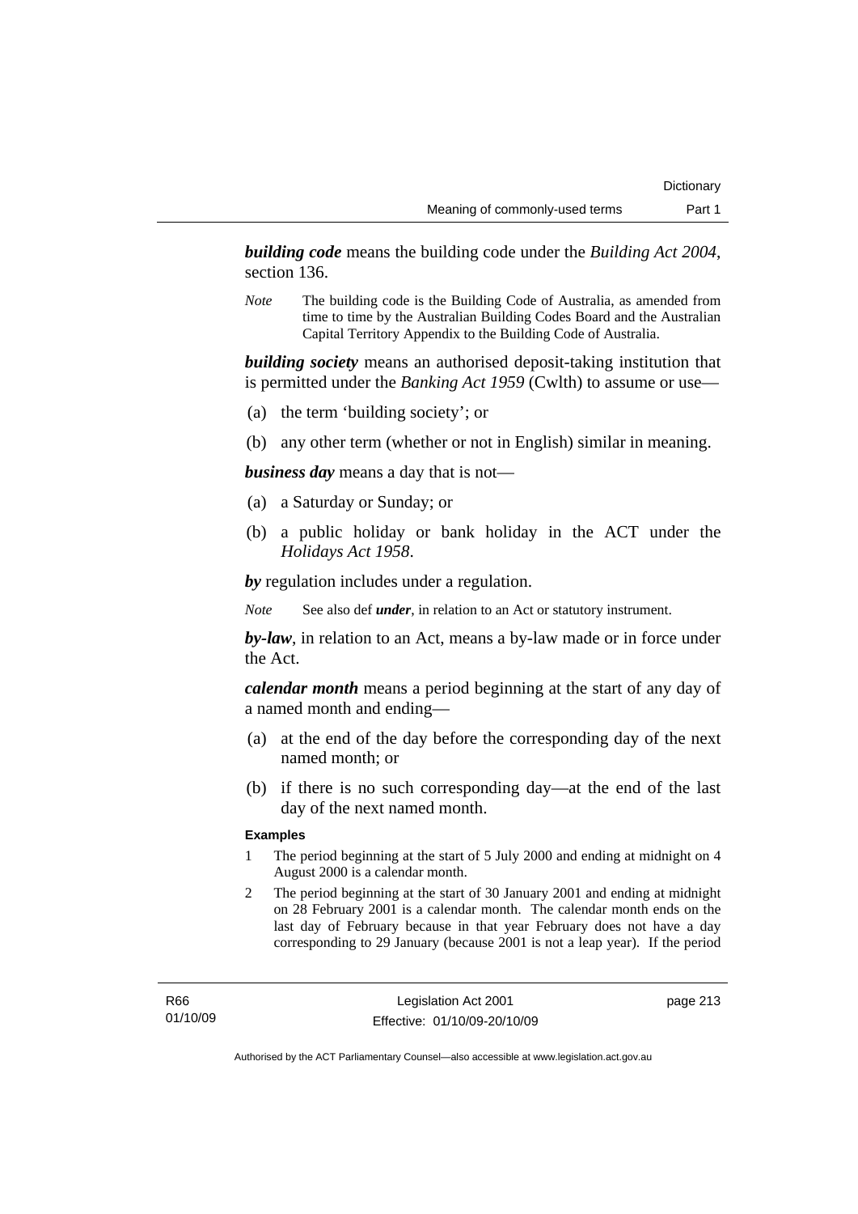***building code*** means the building code under the *Building Act 2004*, section 136.

*Note* The building code is the Building Code of Australia, as amended from time to time by the Australian Building Codes Board and the Australian Capital Territory Appendix to the Building Code of Australia.

***building society*** means an authorised deposit-taking institution that is permitted under the *Banking Act 1959* (Cwlth) to assume or use—

(a) the term 'building society'; or

(b) any other term (whether or not in English) similar in meaning.

***business day*** means a day that is not—

(a) a Saturday or Sunday; or

(b) a public holiday or bank holiday in the ACT under the *Holidays Act 1958*.

***by*** regulation includes under a regulation.

*Note* See also def ***under***, in relation to an Act or statutory instrument.

***by-law***, in relation to an Act, means a by-law made or in force under the Act.

***calendar month*** means a period beginning at the start of any day of a named month and ending—

(a) at the end of the day before the corresponding day of the next named month; or

(b) if there is no such corresponding day—at the end of the last day of the next named month.

**Examples**

1 The period beginning at the start of 5 July 2000 and ending at midnight on 4 August 2000 is a calendar month.

2 The period beginning at the start of 30 January 2001 and ending at midnight on 28 February 2001 is a calendar month. The calendar month ends on the last day of February because in that year February does not have a day corresponding to 29 January (because 2001 is not a leap year). If the period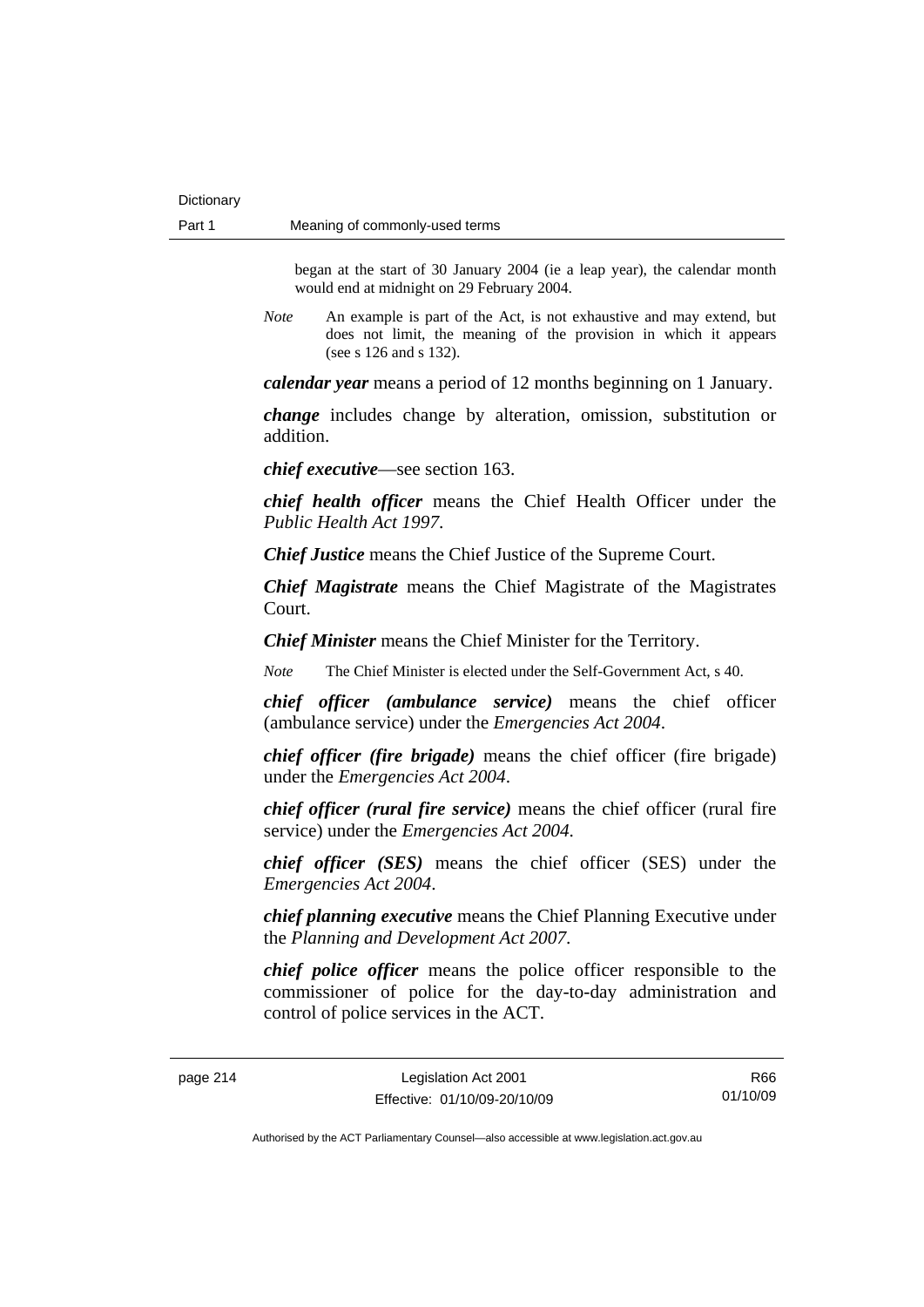began at the start of 30 January 2004 (ie a leap year), the calendar month would end at midnight on 29 February 2004.

*Note* An example is part of the Act, is not exhaustive and may extend, but does not limit, the meaning of the provision in which it appears (see s 126 and s 132).

***calendar year*** means a period of 12 months beginning on 1 January.

***change*** includes change by alteration, omission, substitution or addition.

***chief executive***—see section 163.

***chief health officer*** means the Chief Health Officer under the *Public Health Act 1997*.

***Chief Justice*** means the Chief Justice of the Supreme Court.

***Chief Magistrate*** means the Chief Magistrate of the Magistrates Court.

***Chief Minister*** means the Chief Minister for the Territory.

*Note* The Chief Minister is elected under the Self-Government Act, s 40.

***chief officer (ambulance service)*** means the chief officer (ambulance service) under the *Emergencies Act 2004*.

***chief officer (fire brigade)*** means the chief officer (fire brigade) under the *Emergencies Act 2004*.

***chief officer (rural fire service)*** means the chief officer (rural fire service) under the *Emergencies Act 2004*.

***chief officer (SES)*** means the chief officer (SES) under the *Emergencies Act 2004*.

***chief planning executive*** means the Chief Planning Executive under the *Planning and Development Act 2007*.

***chief police officer*** means the police officer responsible to the commissioner of police for the day-to-day administration and control of police services in the ACT.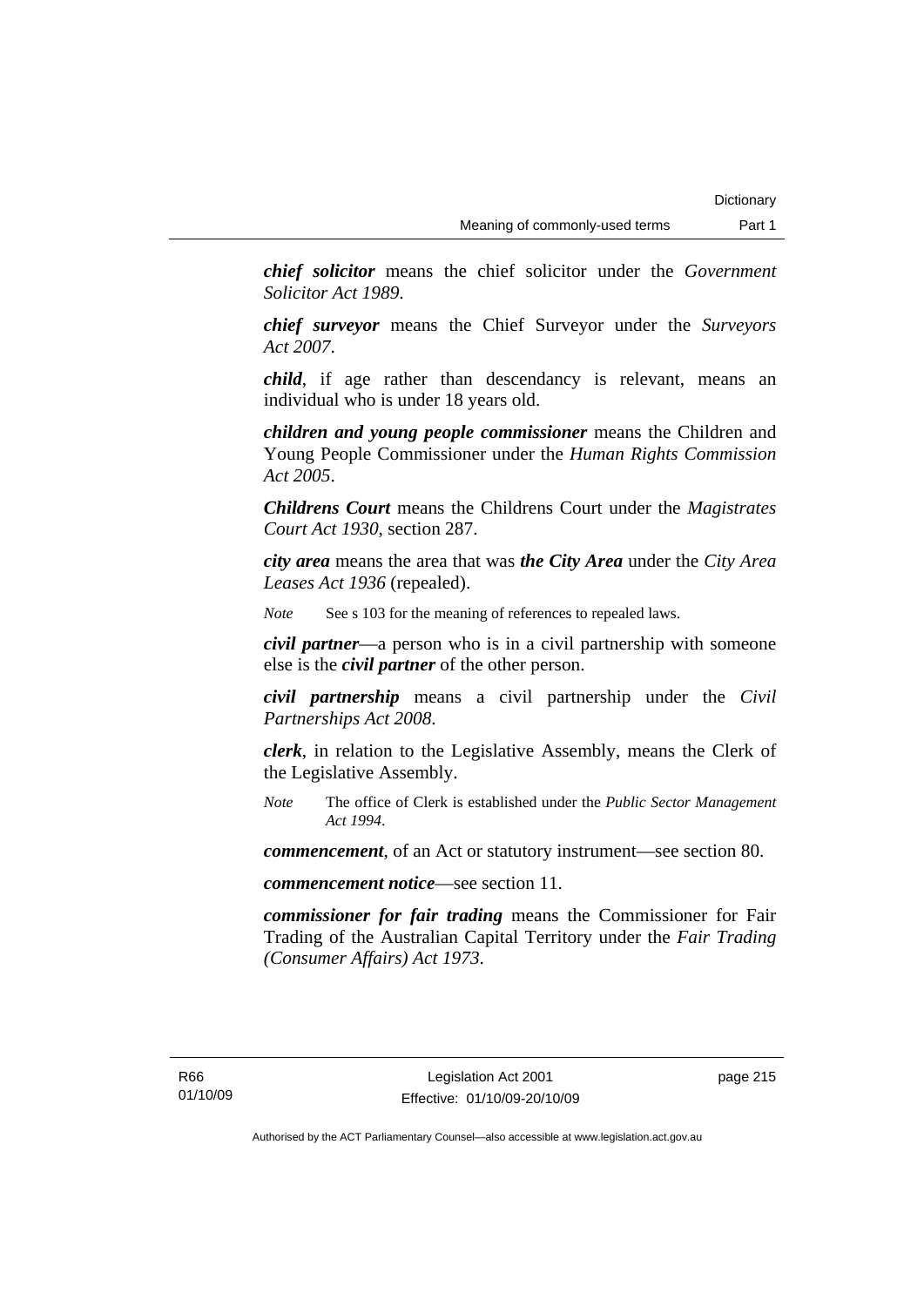***chief solicitor*** means the chief solicitor under the *Government Solicitor Act 1989*.

***chief surveyor*** means the Chief Surveyor under the *Surveyors Act 2007*.

***child***, if age rather than descendancy is relevant, means an individual who is under 18 years old.

***children and young people commissioner*** means the Children and Young People Commissioner under the *Human Rights Commission Act 2005*.

***Childrens Court*** means the Childrens Court under the *Magistrates Court Act 1930*, section 287.

***city area*** means the area that was ***the City Area*** under the *City Area Leases Act 1936* (repealed).

*Note* See s 103 for the meaning of references to repealed laws.

***civil partner***—a person who is in a civil partnership with someone else is the ***civil partner*** of the other person.

***civil partnership*** means a civil partnership under the *Civil Partnerships Act 2008*.

***clerk***, in relation to the Legislative Assembly, means the Clerk of the Legislative Assembly.

*Note* The office of Clerk is established under the *Public Sector Management Act 1994*.

***commencement***, of an Act or statutory instrument—see section 80.

***commencement notice***—see section 11.

***commissioner for fair trading*** means the Commissioner for Fair Trading of the Australian Capital Territory under the *Fair Trading (Consumer Affairs) Act 1973*.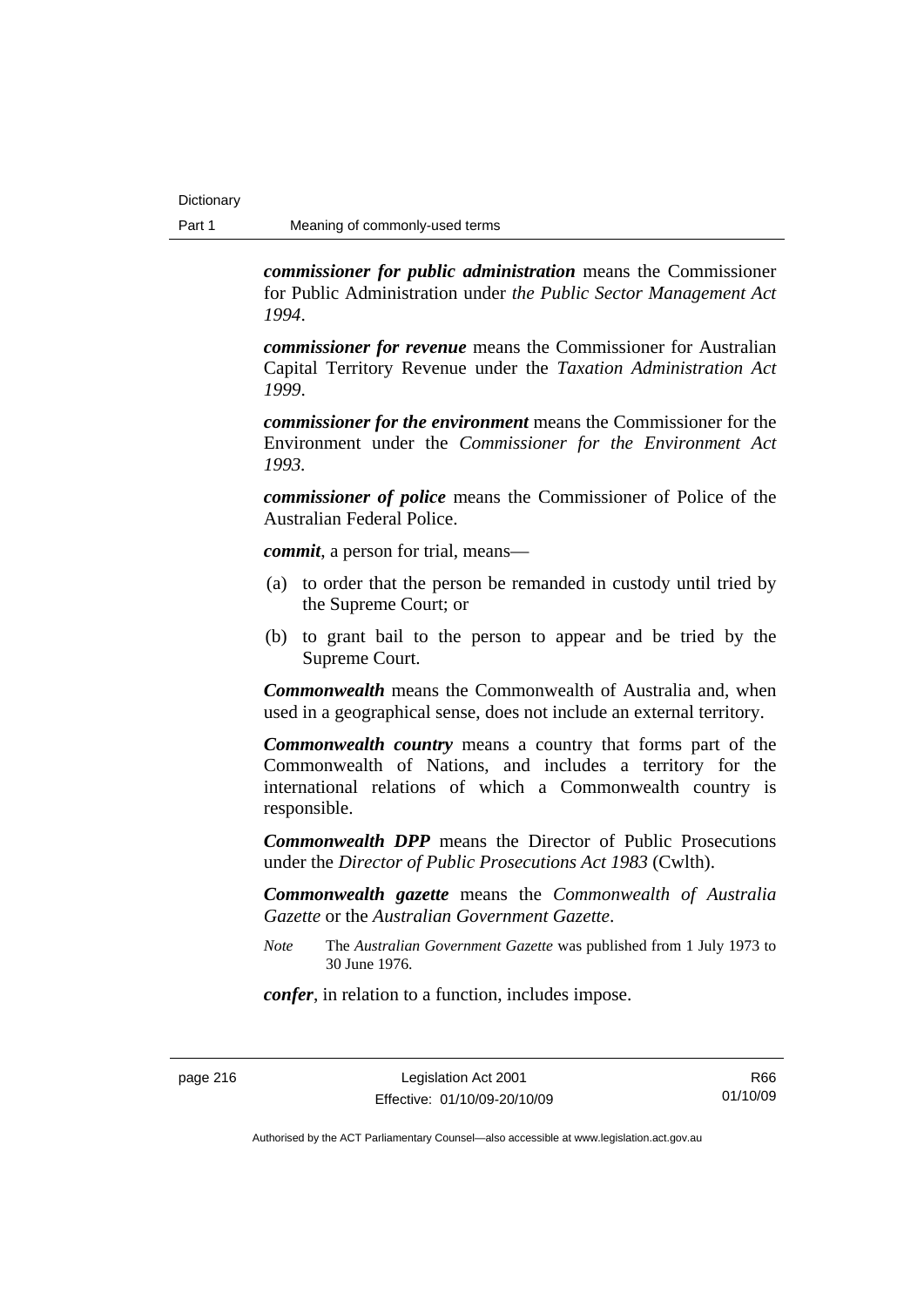***commissioner for public administration*** means the Commissioner for Public Administration under *the Public Sector Management Act 1994*.

***commissioner for revenue*** means the Commissioner for Australian Capital Territory Revenue under the *Taxation Administration Act 1999*.

***commissioner for the environment*** means the Commissioner for the Environment under the *Commissioner for the Environment Act 1993.*

***commissioner of police*** means the Commissioner of Police of the Australian Federal Police.

***commit***, a person for trial, means—

(a) to order that the person be remanded in custody until tried by the Supreme Court; or

(b) to grant bail to the person to appear and be tried by the Supreme Court.

***Commonwealth*** means the Commonwealth of Australia and, when used in a geographical sense, does not include an external territory.

***Commonwealth country*** means a country that forms part of the Commonwealth of Nations, and includes a territory for the international relations of which a Commonwealth country is responsible.

***Commonwealth DPP*** means the Director of Public Prosecutions under the *Director of Public Prosecutions Act 1983* (Cwlth).

***Commonwealth gazette*** means the *Commonwealth of Australia Gazette* or the *Australian Government Gazette*.

*Note* The *Australian Government Gazette* was published from 1 July 1973 to 30 June 1976.

***confer***, in relation to a function, includes impose.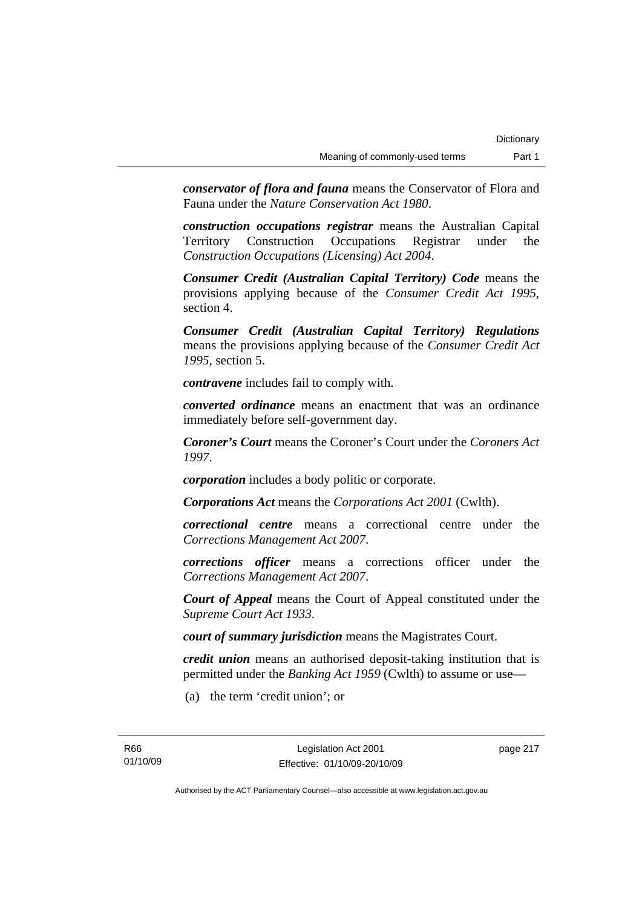***conservator of flora and fauna*** means the Conservator of Flora and Fauna under the *Nature Conservation Act 1980*.

***construction occupations registrar*** means the Australian Capital Territory Construction Occupations Registrar under the *Construction Occupations (Licensing) Act 2004*.

***Consumer Credit (Australian Capital Territory) Code*** means the provisions applying because of the *Consumer Credit Act 1995*, section 4.

***Consumer Credit (Australian Capital Territory) Regulations*** means the provisions applying because of the *Consumer Credit Act 1995*, section 5.

***contravene*** includes fail to comply with.

***converted ordinance*** means an enactment that was an ordinance immediately before self-government day.

***Coroner's Court*** means the Coroner's Court under the *Coroners Act 1997*.

***corporation*** includes a body politic or corporate.

***Corporations Act*** means the *Corporations Act 2001* (Cwlth).

***correctional centre*** means a correctional centre under the *Corrections Management Act 2007*.

***corrections officer*** means a corrections officer under the *Corrections Management Act 2007*.

***Court of Appeal*** means the Court of Appeal constituted under the *Supreme Court Act 1933*.

***court of summary jurisdiction*** means the Magistrates Court.

***credit union*** means an authorised deposit-taking institution that is permitted under the *Banking Act 1959* (Cwlth) to assume or use—

(a) the term 'credit union'; or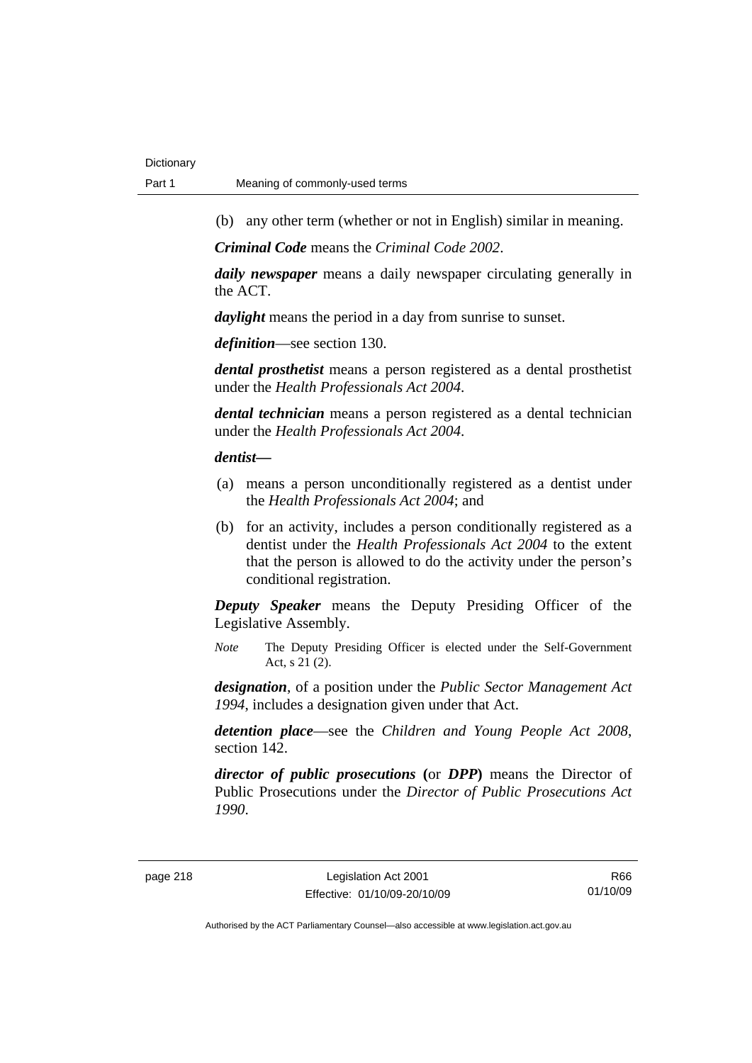(b) any other term (whether or not in English) similar in meaning.

***Criminal Code*** means the *Criminal Code 2002*.

***daily newspaper*** means a daily newspaper circulating generally in the ACT.

***daylight*** means the period in a day from sunrise to sunset.

***definition***—see section 130.

***dental prosthetist*** means a person registered as a dental prosthetist under the *Health Professionals Act 2004*.

***dental technician*** means a person registered as a dental technician under the *Health Professionals Act 2004*.

***dentist*—**

(a) means a person unconditionally registered as a dentist under the *Health Professionals Act 2004*; and

(b) for an activity, includes a person conditionally registered as a dentist under the *Health Professionals Act 2004* to the extent that the person is allowed to do the activity under the person's conditional registration.

***Deputy Speaker*** means the Deputy Presiding Officer of the Legislative Assembly.

*Note* The Deputy Presiding Officer is elected under the Self-Government Act, s 21 (2).

***designation***, of a position under the *Public Sector Management Act 1994*, includes a designation given under that Act.

***detention place***—see the *Children and Young People Act 2008*, section 142.

***director of public prosecutions* (**or ***DPP*)** means the Director of Public Prosecutions under the *Director of Public Prosecutions Act 1990*.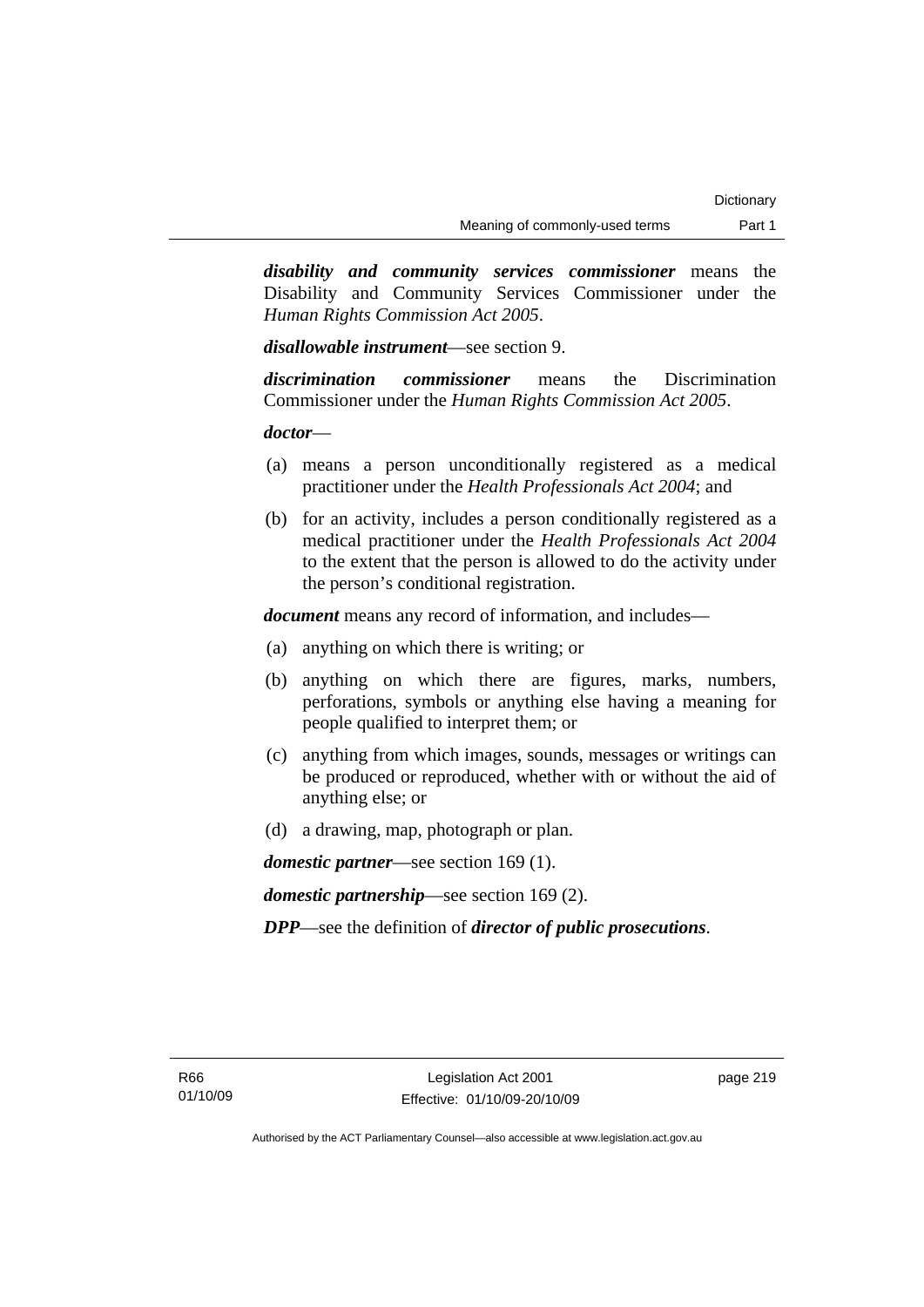***disability and community services commissioner*** means the Disability and Community Services Commissioner under the *Human Rights Commission Act 2005*.

***disallowable instrument***—see section 9.

***discrimination commissioner*** means the Discrimination Commissioner under the *Human Rights Commission Act 2005*.

***doctor***—

(a) means a person unconditionally registered as a medical practitioner under the *Health Professionals Act 2004*; and

(b) for an activity, includes a person conditionally registered as a medical practitioner under the *Health Professionals Act 2004* to the extent that the person is allowed to do the activity under the person's conditional registration.

***document*** means any record of information, and includes—

(a) anything on which there is writing; or

(b) anything on which there are figures, marks, numbers, perforations, symbols or anything else having a meaning for people qualified to interpret them; or

(c) anything from which images, sounds, messages or writings can be produced or reproduced, whether with or without the aid of anything else; or

(d) a drawing, map, photograph or plan.

***domestic partner***—see section 169 (1).

***domestic partnership***—see section 169 (2).

***DPP***—see the definition of ***director of public prosecutions***.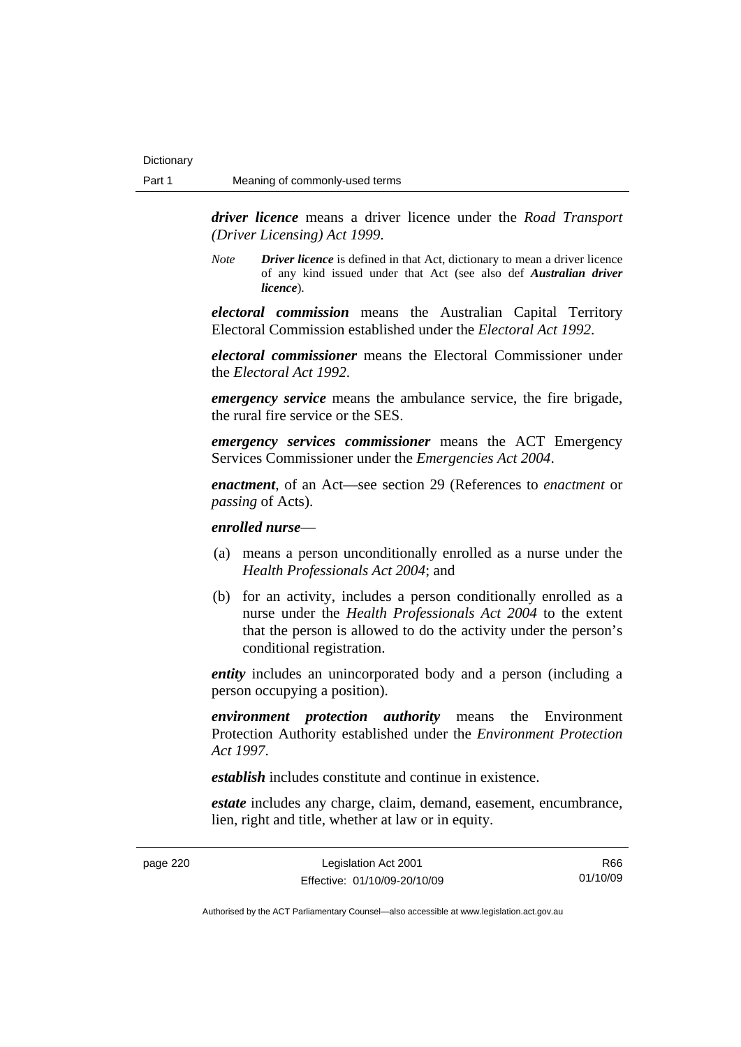***driver licence*** means a driver licence under the *Road Transport (Driver Licensing) Act 1999*.

*Note* ***Driver licence*** is defined in that Act, dictionary to mean a driver licence of any kind issued under that Act (see also def ***Australian driver licence***).

***electoral commission*** means the Australian Capital Territory Electoral Commission established under the *Electoral Act 1992*.

***electoral commissioner*** means the Electoral Commissioner under the *Electoral Act 1992*.

***emergency service*** means the ambulance service, the fire brigade, the rural fire service or the SES.

***emergency services commissioner*** means the ACT Emergency Services Commissioner under the *Emergencies Act 2004*.

***enactment***, of an Act—see section 29 (References to *enactment* or *passing* of Acts).

***enrolled nurse***—

(a) means a person unconditionally enrolled as a nurse under the *Health Professionals Act 2004*; and

(b) for an activity, includes a person conditionally enrolled as a nurse under the *Health Professionals Act 2004* to the extent that the person is allowed to do the activity under the person's conditional registration.

***entity*** includes an unincorporated body and a person (including a person occupying a position).

***environment protection authority*** means the Environment Protection Authority established under the *Environment Protection Act 1997*.

***establish*** includes constitute and continue in existence.

***estate*** includes any charge, claim, demand, easement, encumbrance, lien, right and title, whether at law or in equity.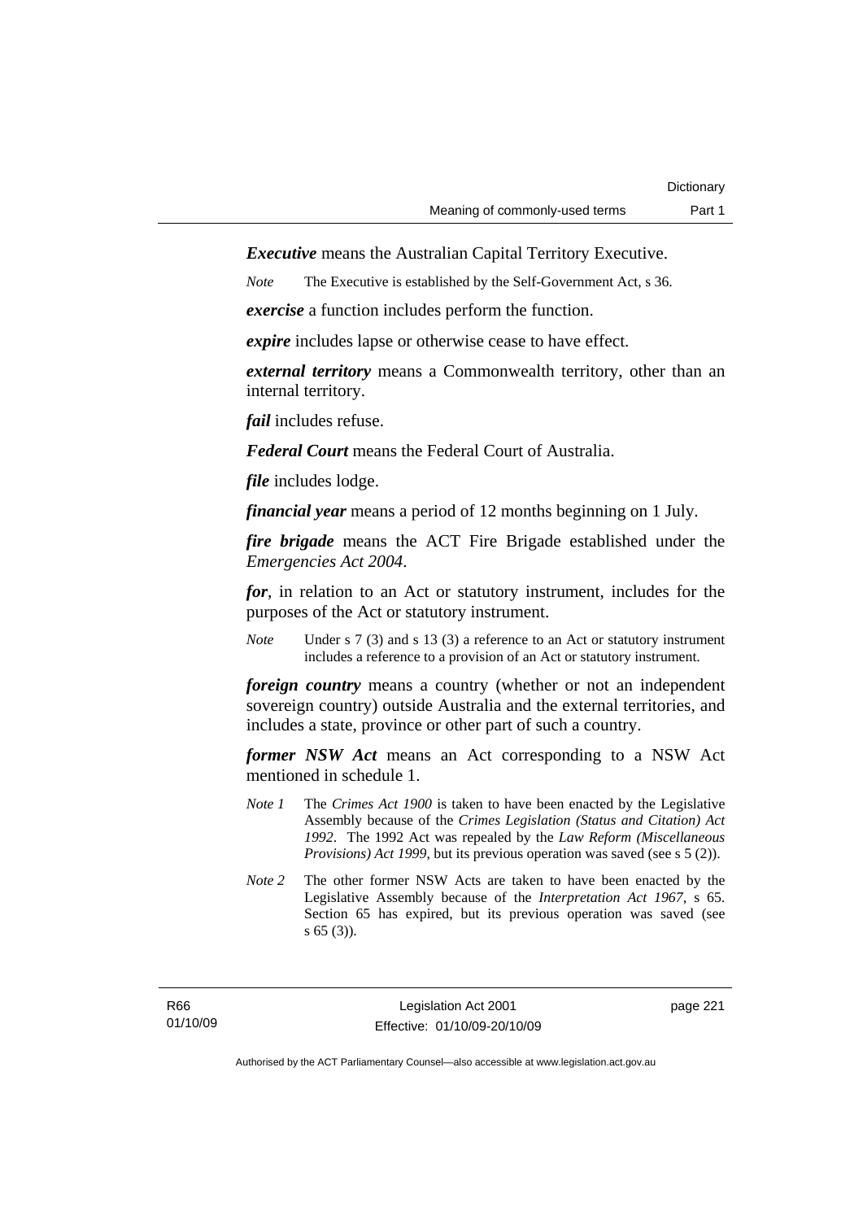***Executive*** means the Australian Capital Territory Executive.

*Note* The Executive is established by the Self-Government Act, s 36.

***exercise*** a function includes perform the function.

***expire*** includes lapse or otherwise cease to have effect.

***external territory*** means a Commonwealth territory, other than an internal territory.

***fail*** includes refuse.

***Federal Court*** means the Federal Court of Australia.

***file*** includes lodge.

***financial year*** means a period of 12 months beginning on 1 July.

***fire brigade*** means the ACT Fire Brigade established under the *Emergencies Act 2004*.

***for***, in relation to an Act or statutory instrument, includes for the purposes of the Act or statutory instrument.

*Note* Under s 7 (3) and s 13 (3) a reference to an Act or statutory instrument includes a reference to a provision of an Act or statutory instrument.

***foreign country*** means a country (whether or not an independent sovereign country) outside Australia and the external territories, and includes a state, province or other part of such a country.

***former NSW Act*** means an Act corresponding to a NSW Act mentioned in schedule 1.

*Note 1* The *Crimes Act 1900* is taken to have been enacted by the Legislative Assembly because of the *Crimes Legislation (Status and Citation) Act 1992*. The 1992 Act was repealed by the *Law Reform (Miscellaneous Provisions) Act 1999*, but its previous operation was saved (see s 5 (2)).

*Note 2* The other former NSW Acts are taken to have been enacted by the Legislative Assembly because of the *Interpretation Act 1967*, s 65. Section 65 has expired, but its previous operation was saved (see s 65 (3)).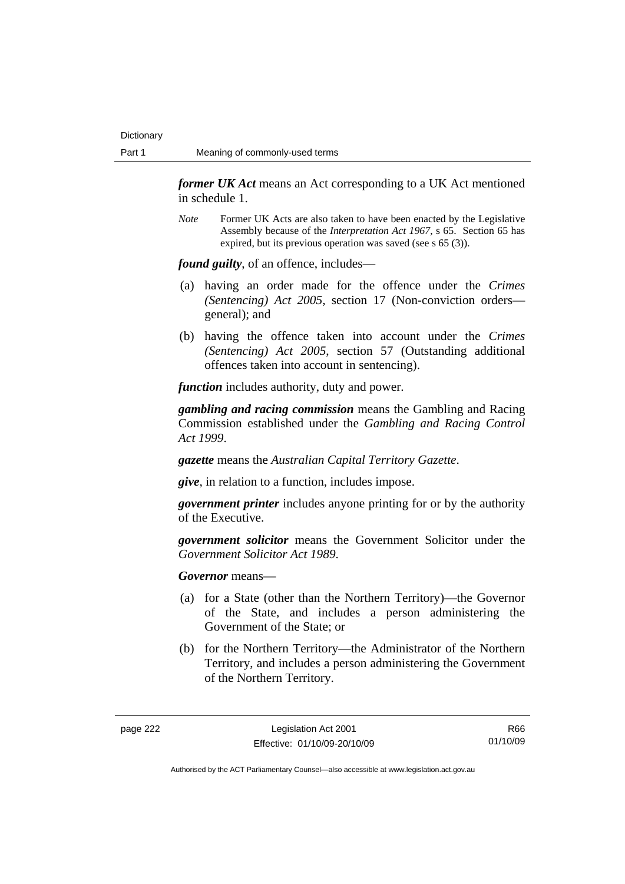***former UK Act*** means an Act corresponding to a UK Act mentioned in schedule 1.

*Note* Former UK Acts are also taken to have been enacted by the Legislative Assembly because of the *Interpretation Act 1967*, s 65. Section 65 has expired, but its previous operation was saved (see s 65 (3)).

***found guilty***, of an offence, includes—

(a) having an order made for the offence under the *Crimes (Sentencing) Act 2005*, section 17 (Non-conviction orders—general); and

(b) having the offence taken into account under the *Crimes (Sentencing) Act 2005*, section 57 (Outstanding additional offences taken into account in sentencing).

***function*** includes authority, duty and power.

***gambling and racing commission*** means the Gambling and Racing Commission established under the *Gambling and Racing Control Act 1999*.

***gazette*** means the *Australian Capital Territory Gazette*.

***give***, in relation to a function, includes impose.

***government printer*** includes anyone printing for or by the authority of the Executive.

***government solicitor*** means the Government Solicitor under the *Government Solicitor Act 1989*.

***Governor*** means—

(a) for a State (other than the Northern Territory)—the Governor of the State, and includes a person administering the Government of the State; or

(b) for the Northern Territory—the Administrator of the Northern Territory, and includes a person administering the Government of the Northern Territory.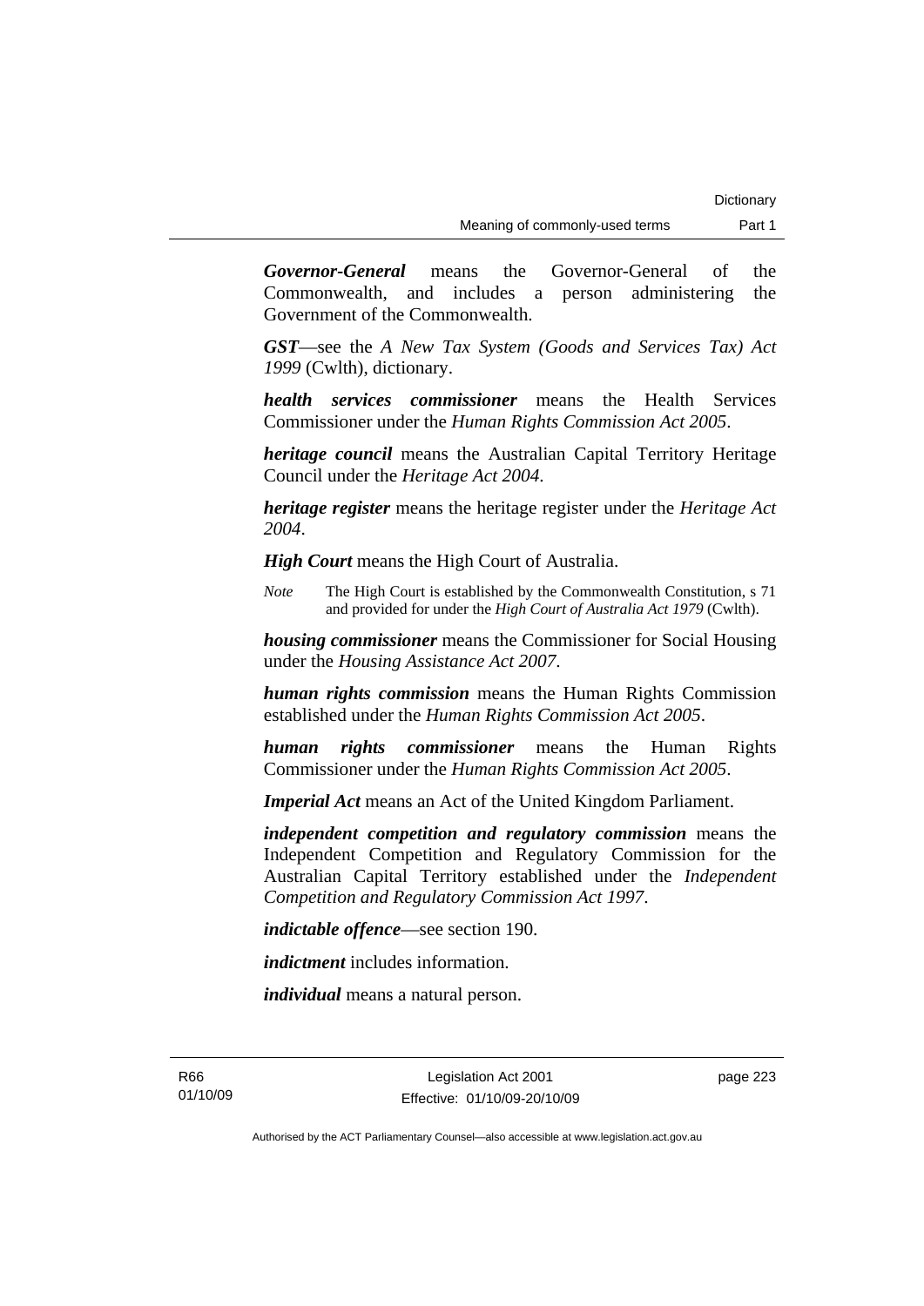***Governor-General*** means the Governor-General of the Commonwealth, and includes a person administering the Government of the Commonwealth.

***GST***—see the *A New Tax System (Goods and Services Tax) Act 1999* (Cwlth), dictionary.

***health services commissioner*** means the Health Services Commissioner under the *Human Rights Commission Act 2005*.

***heritage council*** means the Australian Capital Territory Heritage Council under the *Heritage Act 2004*.

***heritage register*** means the heritage register under the *Heritage Act 2004*.

***High Court*** means the High Court of Australia.

*Note* The High Court is established by the Commonwealth Constitution, s 71 and provided for under the *High Court of Australia Act 1979* (Cwlth).

***housing commissioner*** means the Commissioner for Social Housing under the *Housing Assistance Act 2007*.

***human rights commission*** means the Human Rights Commission established under the *Human Rights Commission Act 2005*.

***human rights commissioner*** means the Human Rights Commissioner under the *Human Rights Commission Act 2005*.

***Imperial Act*** means an Act of the United Kingdom Parliament.

***independent competition and regulatory commission*** means the Independent Competition and Regulatory Commission for the Australian Capital Territory established under the *Independent Competition and Regulatory Commission Act 1997*.

***indictable offence***—see section 190.

***indictment*** includes information.

***individual*** means a natural person.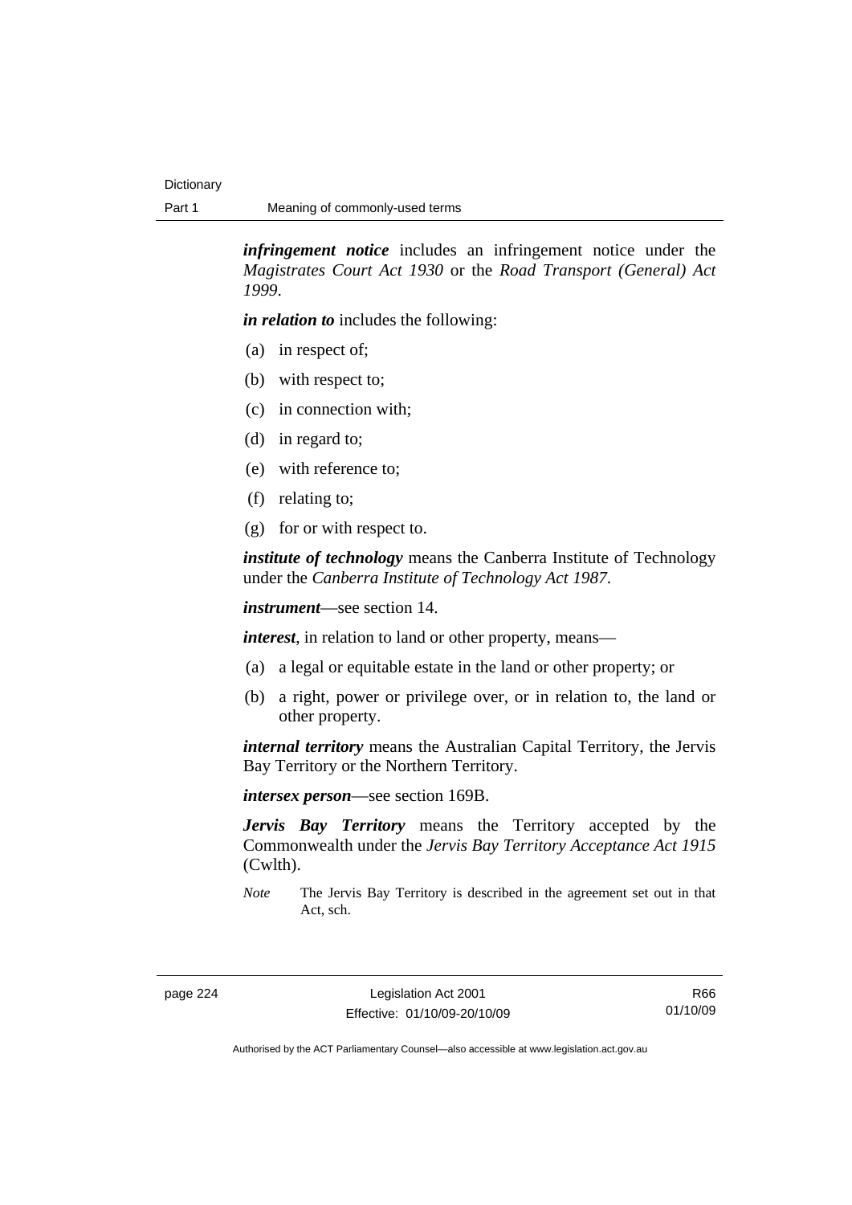***infringement notice*** includes an infringement notice under the *Magistrates Court Act 1930* or the *Road Transport (General) Act 1999*.

***in relation to*** includes the following:

(a) in respect of;

(b) with respect to;

(c) in connection with;

(d) in regard to;

(e) with reference to;

(f) relating to;

(g) for or with respect to.

***institute of technology*** means the Canberra Institute of Technology under the *Canberra Institute of Technology Act 1987*.

***instrument***—see section 14.

***interest***, in relation to land or other property, means—

(a) a legal or equitable estate in the land or other property; or

(b) a right, power or privilege over, or in relation to, the land or other property.

***internal territory*** means the Australian Capital Territory, the Jervis Bay Territory or the Northern Territory.

***intersex person***—see section 169B.

***Jervis Bay Territory*** means the Territory accepted by the Commonwealth under the *Jervis Bay Territory Acceptance Act 1915* (Cwlth).

*Note* The Jervis Bay Territory is described in the agreement set out in that Act, sch.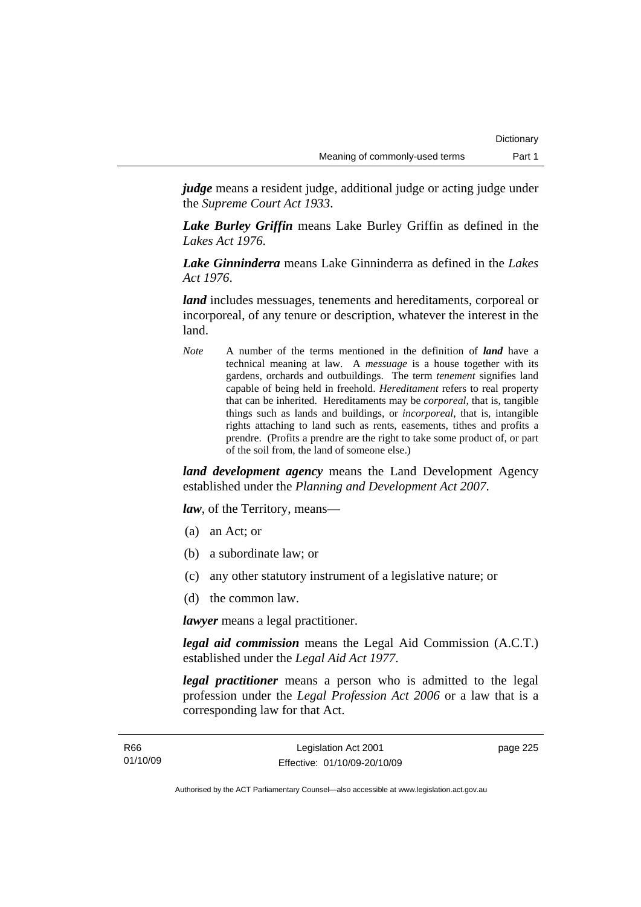***judge*** means a resident judge, additional judge or acting judge under the *Supreme Court Act 1933*.

***Lake Burley Griffin*** means Lake Burley Griffin as defined in the *Lakes Act 1976*.

***Lake Ginninderra*** means Lake Ginninderra as defined in the *Lakes Act 1976*.

***land*** includes messuages, tenements and hereditaments, corporeal or incorporeal, of any tenure or description, whatever the interest in the land.

*Note* A number of the terms mentioned in the definition of ***land*** have a technical meaning at law. A *messuage* is a house together with its gardens, orchards and outbuildings. The term *tenement* signifies land capable of being held in freehold. *Hereditament* refers to real property that can be inherited. Hereditaments may be *corporeal*, that is, tangible things such as lands and buildings, or *incorporeal*, that is, intangible rights attaching to land such as rents, easements, tithes and profits a prendre. (Profits a prendre are the right to take some product of, or part of the soil from, the land of someone else.)

***land development agency*** means the Land Development Agency established under the *Planning and Development Act 2007*.

***law***, of the Territory, means—

(a) an Act; or

(b) a subordinate law; or

(c) any other statutory instrument of a legislative nature; or

(d) the common law.

***lawyer*** means a legal practitioner.

***legal aid commission*** means the Legal Aid Commission (A.C.T.) established under the *Legal Aid Act 1977*.

***legal practitioner*** means a person who is admitted to the legal profession under the *Legal Profession Act 2006* or a law that is a corresponding law for that Act.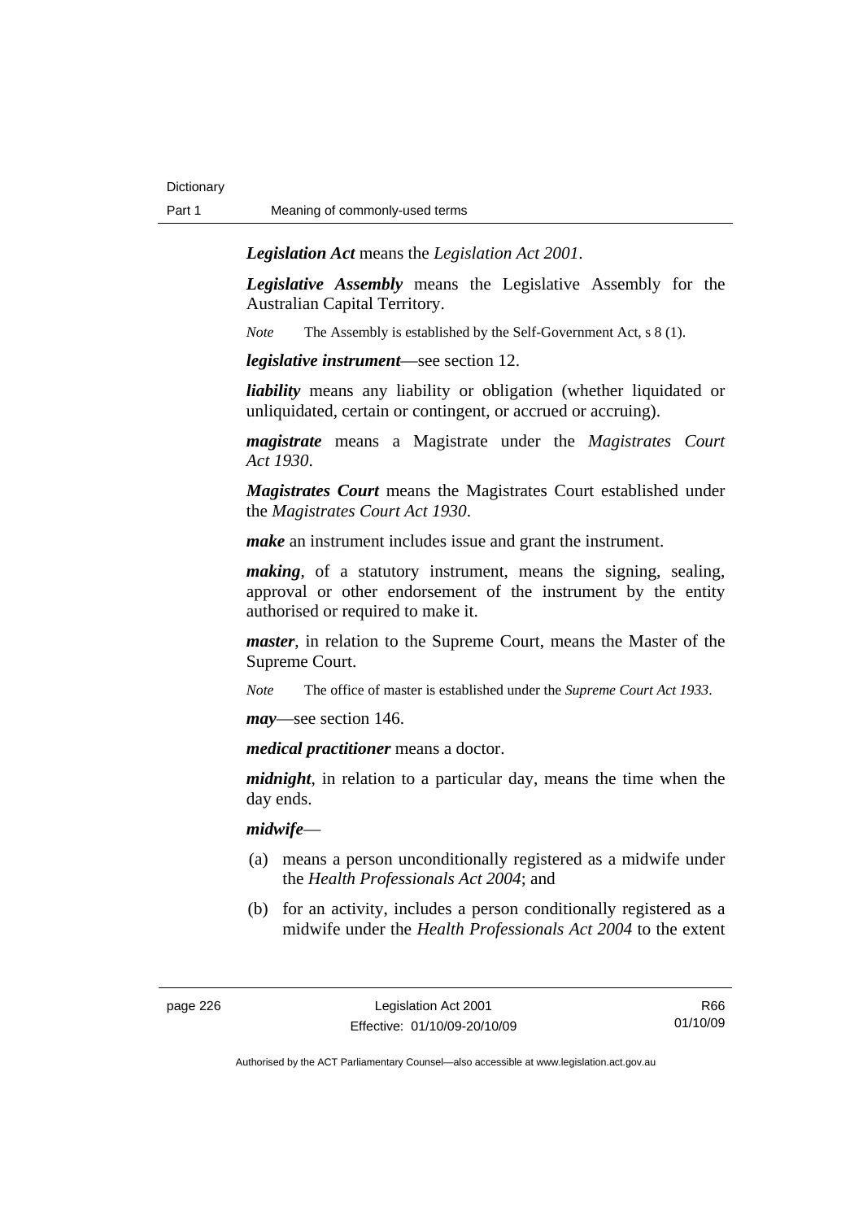***Legislation Act*** means the *Legislation Act 2001*.

***Legislative Assembly*** means the Legislative Assembly for the Australian Capital Territory.

*Note* The Assembly is established by the Self-Government Act, s 8 (1).

***legislative instrument***—see section 12.

***liability*** means any liability or obligation (whether liquidated or unliquidated, certain or contingent, or accrued or accruing).

***magistrate*** means a Magistrate under the *Magistrates Court Act 1930*.

***Magistrates Court*** means the Magistrates Court established under the *Magistrates Court Act 1930*.

***make*** an instrument includes issue and grant the instrument.

***making***, of a statutory instrument, means the signing, sealing, approval or other endorsement of the instrument by the entity authorised or required to make it.

***master***, in relation to the Supreme Court, means the Master of the Supreme Court.

*Note* The office of master is established under the *Supreme Court Act 1933*.

***may***—see section 146.

***medical practitioner*** means a doctor.

***midnight***, in relation to a particular day, means the time when the day ends.

***midwife***—

(a) means a person unconditionally registered as a midwife under the *Health Professionals Act 2004*; and

(b) for an activity, includes a person conditionally registered as a midwife under the *Health Professionals Act 2004* to the extent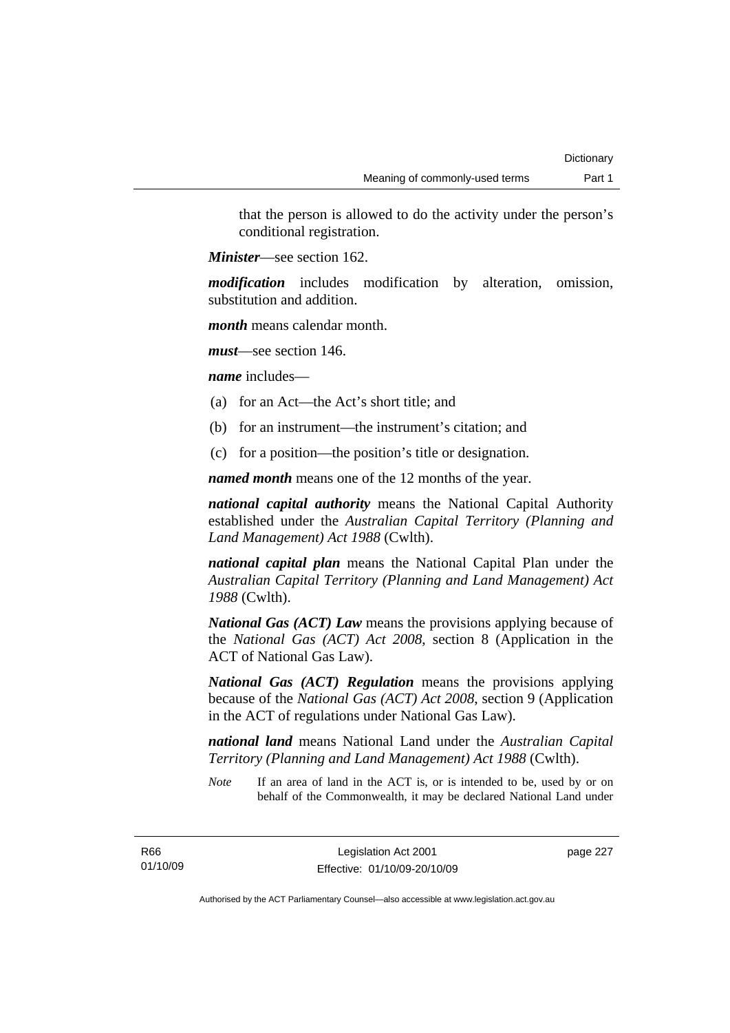that the person is allowed to do the activity under the person's conditional registration.

***Minister***—see section 162.

***modification*** includes modification by alteration, omission, substitution and addition.

***month*** means calendar month.

***must***—see section 146.

***name*** includes—

(a) for an Act—the Act's short title; and

(b) for an instrument—the instrument's citation; and

(c) for a position—the position's title or designation.

***named month*** means one of the 12 months of the year.

***national capital authority*** means the National Capital Authority established under the *Australian Capital Territory (Planning and Land Management) Act 1988* (Cwlth).

***national capital plan*** means the National Capital Plan under the *Australian Capital Territory (Planning and Land Management) Act 1988* (Cwlth).

***National Gas (ACT) Law*** means the provisions applying because of the *National Gas (ACT) Act 2008*, section 8 (Application in the ACT of National Gas Law).

***National Gas (ACT) Regulation*** means the provisions applying because of the *National Gas (ACT) Act 2008*, section 9 (Application in the ACT of regulations under National Gas Law).

***national land*** means National Land under the *Australian Capital Territory (Planning and Land Management) Act 1988* (Cwlth).

*Note* If an area of land in the ACT is, or is intended to be, used by or on behalf of the Commonwealth, it may be declared National Land under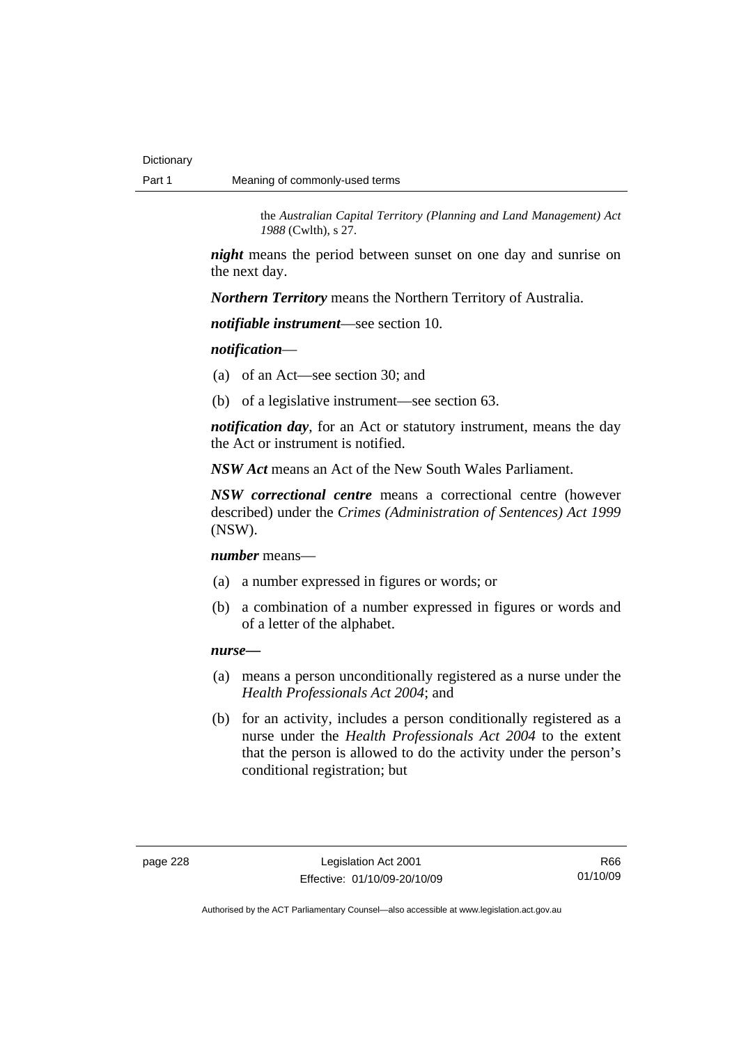the *Australian Capital Territory (Planning and Land Management) Act 1988* (Cwlth), s 27.

***night*** means the period between sunset on one day and sunrise on the next day.

***Northern Territory*** means the Northern Territory of Australia.

***notifiable instrument***—see section 10.

***notification***—

(a) of an Act—see section 30; and

(b) of a legislative instrument—see section 63.

***notification day***, for an Act or statutory instrument, means the day the Act or instrument is notified.

***NSW Act*** means an Act of the New South Wales Parliament.

***NSW correctional centre*** means a correctional centre (however described) under the *Crimes (Administration of Sentences) Act 1999* (NSW).

***number*** means—

(a) a number expressed in figures or words; or

(b) a combination of a number expressed in figures or words and of a letter of the alphabet.

***nurse—***

(a) means a person unconditionally registered as a nurse under the *Health Professionals Act 2004*; and

(b) for an activity, includes a person conditionally registered as a nurse under the *Health Professionals Act 2004* to the extent that the person is allowed to do the activity under the person's conditional registration; but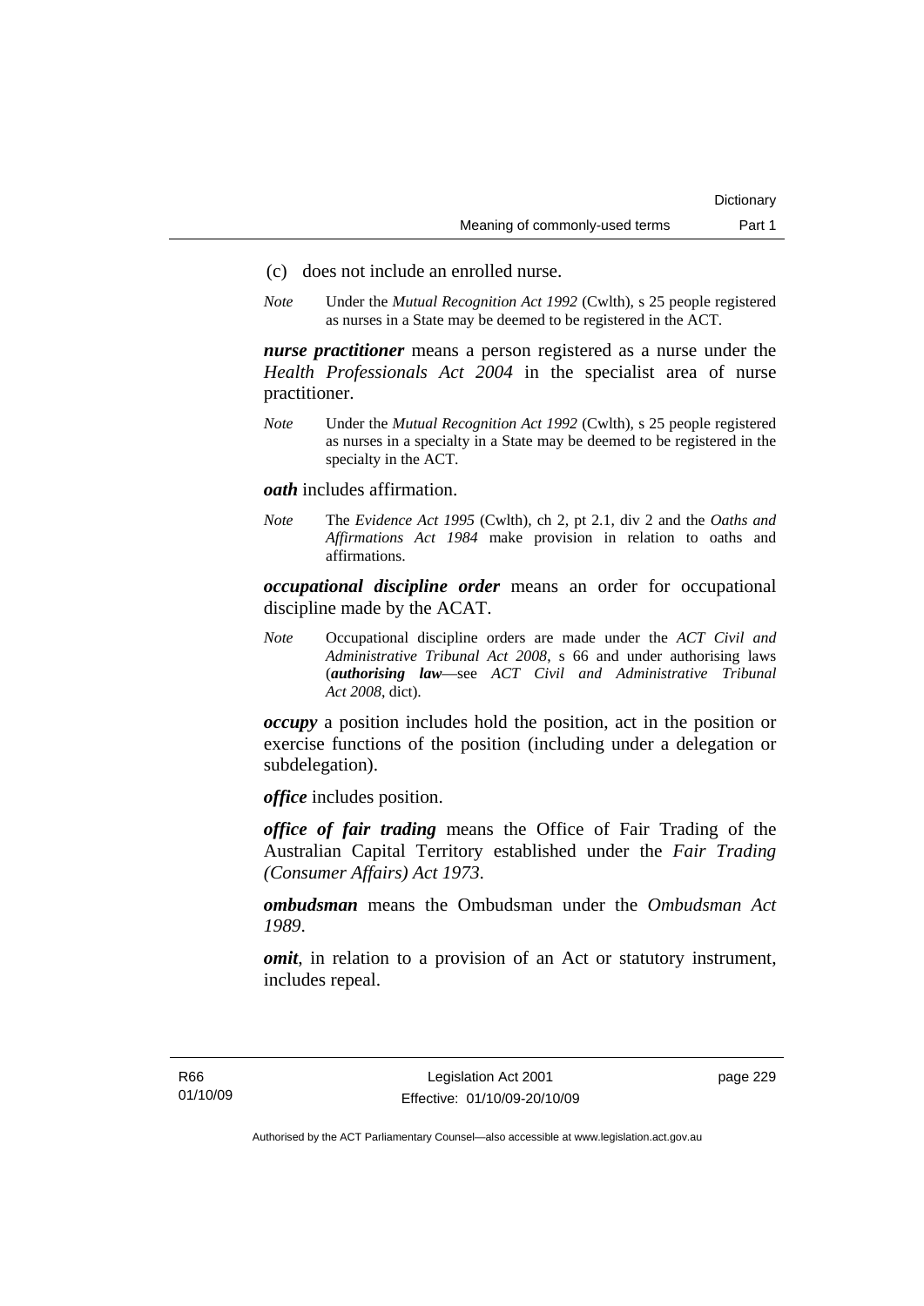(c) does not include an enrolled nurse.

*Note* Under the *Mutual Recognition Act 1992* (Cwlth), s 25 people registered as nurses in a State may be deemed to be registered in the ACT.

***nurse practitioner*** means a person registered as a nurse under the *Health Professionals Act 2004* in the specialist area of nurse practitioner.

*Note* Under the *Mutual Recognition Act 1992* (Cwlth), s 25 people registered as nurses in a specialty in a State may be deemed to be registered in the specialty in the ACT.

***oath*** includes affirmation.

*Note* The *Evidence Act 1995* (Cwlth), ch 2, pt 2.1, div 2 and the *Oaths and Affirmations Act 1984* make provision in relation to oaths and affirmations.

***occupational discipline order*** means an order for occupational discipline made by the ACAT.

*Note* Occupational discipline orders are made under the *ACT Civil and Administrative Tribunal Act 2008*, s 66 and under authorising laws (***authorising law***—see *ACT Civil and Administrative Tribunal Act 2008*, dict).

***occupy*** a position includes hold the position, act in the position or exercise functions of the position (including under a delegation or subdelegation).

***office*** includes position.

***office of fair trading*** means the Office of Fair Trading of the Australian Capital Territory established under the *Fair Trading (Consumer Affairs) Act 1973*.

***ombudsman*** means the Ombudsman under the *Ombudsman Act 1989*.

***omit***, in relation to a provision of an Act or statutory instrument, includes repeal.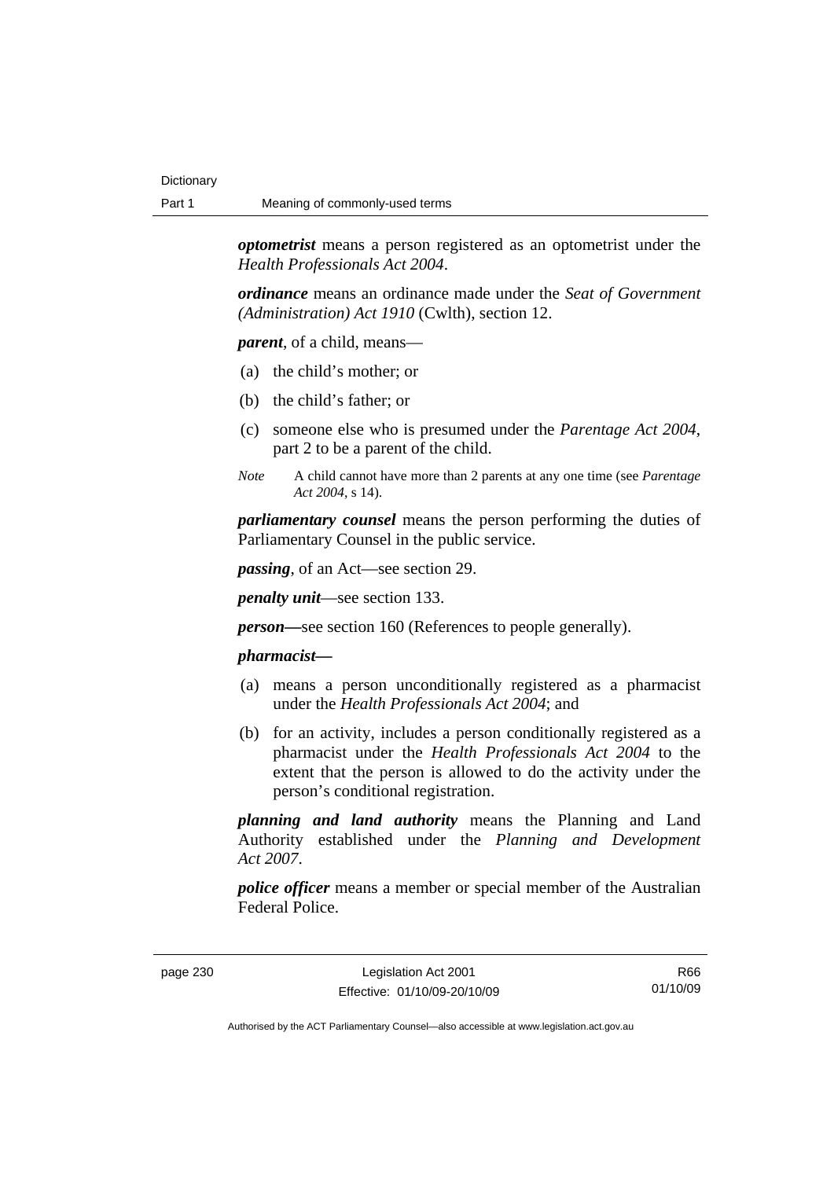***optometrist*** means a person registered as an optometrist under the *Health Professionals Act 2004*.

***ordinance*** means an ordinance made under the *Seat of Government (Administration) Act 1910* (Cwlth), section 12.

***parent***, of a child, means—

- (a) the child's mother; or
- (b) the child's father; or
- (c) someone else who is presumed under the *Parentage Act 2004*, part 2 to be a parent of the child.

*Note* A child cannot have more than 2 parents at any one time (see *Parentage Act 2004*, s 14).

***parliamentary counsel*** means the person performing the duties of Parliamentary Counsel in the public service.

***passing***, of an Act—see section 29.

***penalty unit***—see section 133.

***person—***see section 160 (References to people generally).

***pharmacist—***

- (a) means a person unconditionally registered as a pharmacist under the *Health Professionals Act 2004*; and
- (b) for an activity, includes a person conditionally registered as a pharmacist under the *Health Professionals Act 2004* to the extent that the person is allowed to do the activity under the person's conditional registration.

***planning and land authority*** means the Planning and Land Authority established under the *Planning and Development Act 2007*.

***police officer*** means a member or special member of the Australian Federal Police.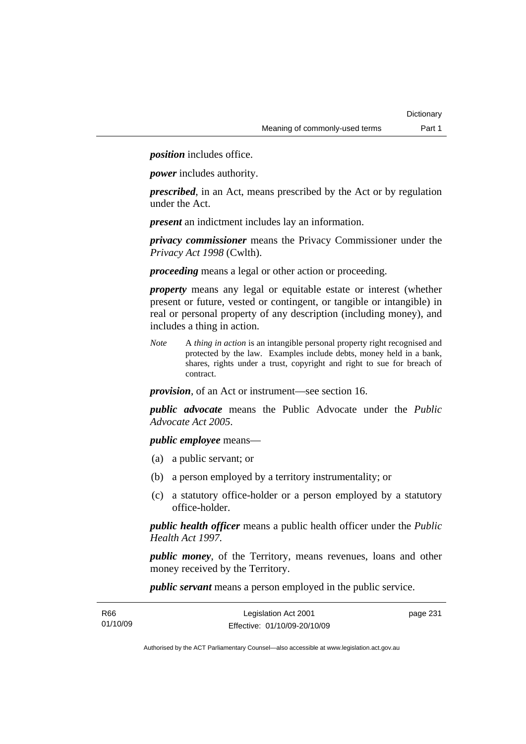***position*** includes office.

***power*** includes authority.

***prescribed***, in an Act, means prescribed by the Act or by regulation under the Act.

***present*** an indictment includes lay an information.

***privacy commissioner*** means the Privacy Commissioner under the *Privacy Act 1998* (Cwlth).

***proceeding*** means a legal or other action or proceeding.

***property*** means any legal or equitable estate or interest (whether present or future, vested or contingent, or tangible or intangible) in real or personal property of any description (including money), and includes a thing in action.

*Note* A *thing in action* is an intangible personal property right recognised and protected by the law. Examples include debts, money held in a bank, shares, rights under a trust, copyright and right to sue for breach of contract.

***provision***, of an Act or instrument—see section 16.

***public advocate*** means the Public Advocate under the *Public Advocate Act 2005*.

***public employee*** means—

(a) a public servant; or

(b) a person employed by a territory instrumentality; or

(c) a statutory office-holder or a person employed by a statutory office-holder.

***public health officer*** means a public health officer under the *Public Health Act 1997*.

***public money***, of the Territory, means revenues, loans and other money received by the Territory.

***public servant*** means a person employed in the public service.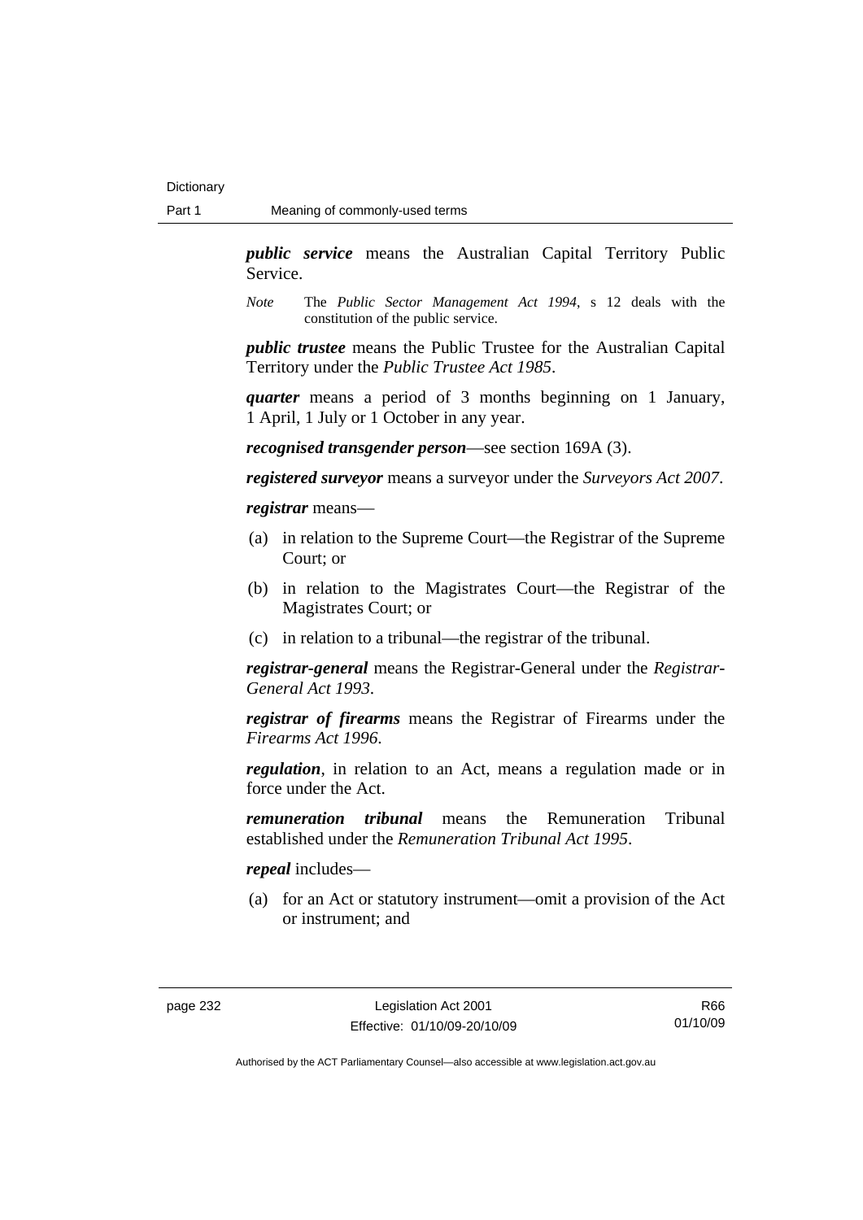***public service*** means the Australian Capital Territory Public Service.

*Note* The *Public Sector Management Act 1994*, s 12 deals with the constitution of the public service.

***public trustee*** means the Public Trustee for the Australian Capital Territory under the *Public Trustee Act 1985*.

***quarter*** means a period of 3 months beginning on 1 January, 1 April, 1 July or 1 October in any year.

***recognised transgender person***—see section 169A (3).

***registered surveyor*** means a surveyor under the *Surveyors Act 2007*.

***registrar*** means—

(a) in relation to the Supreme Court—the Registrar of the Supreme Court; or

(b) in relation to the Magistrates Court—the Registrar of the Magistrates Court; or

(c) in relation to a tribunal—the registrar of the tribunal.

***registrar-general*** means the Registrar-General under the *Registrar-General Act 1993*.

***registrar of firearms*** means the Registrar of Firearms under the *Firearms Act 1996*.

***regulation***, in relation to an Act, means a regulation made or in force under the Act.

***remuneration tribunal*** means the Remuneration Tribunal established under the *Remuneration Tribunal Act 1995*.

***repeal*** includes—

(a) for an Act or statutory instrument—omit a provision of the Act or instrument; and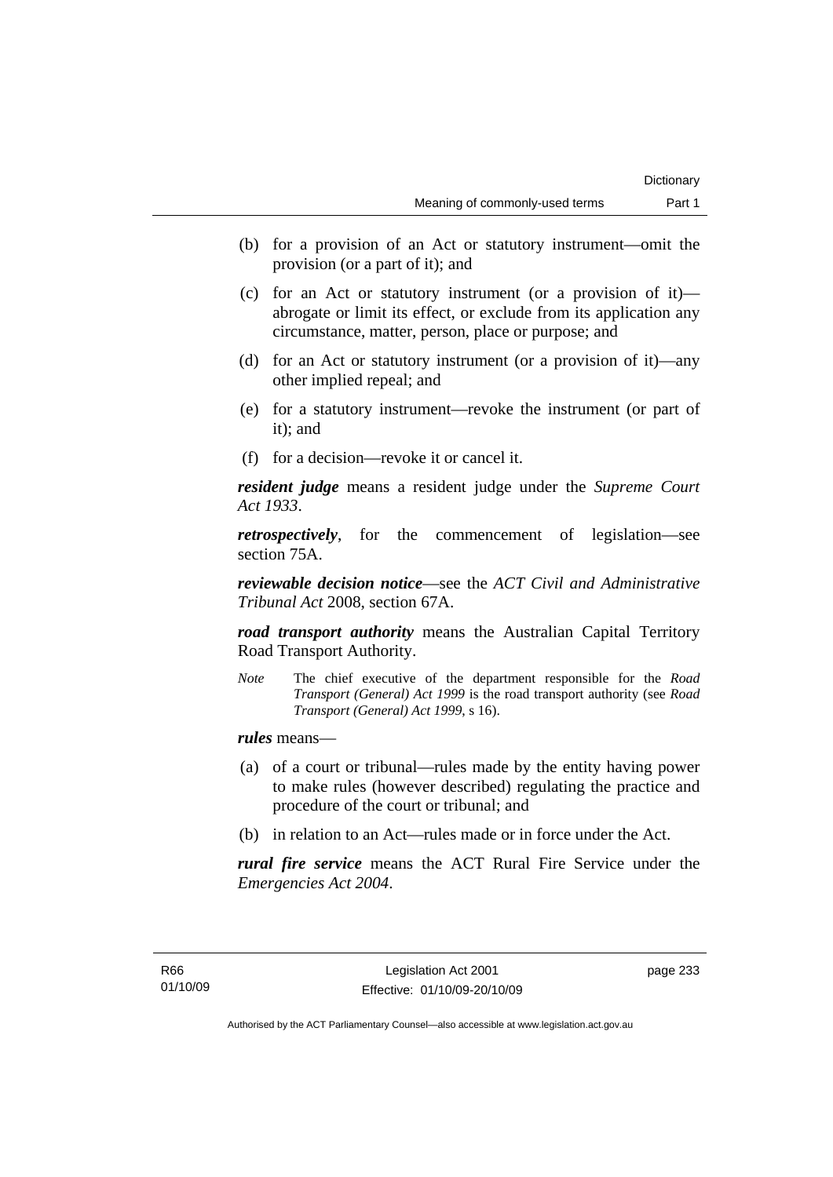(b) for a provision of an Act or statutory instrument—omit the provision (or a part of it); and

(c) for an Act or statutory instrument (or a provision of it)—abrogate or limit its effect, or exclude from its application any circumstance, matter, person, place or purpose; and

(d) for an Act or statutory instrument (or a provision of it)—any other implied repeal; and

(e) for a statutory instrument—revoke the instrument (or part of it); and

(f) for a decision—revoke it or cancel it.

***resident judge*** means a resident judge under the *Supreme Court Act 1933*.

***retrospectively***, for the commencement of legislation—see section 75A.

***reviewable decision notice***—see the *ACT Civil and Administrative Tribunal Act* 2008, section 67A.

***road transport authority*** means the Australian Capital Territory Road Transport Authority.

*Note* The chief executive of the department responsible for the *Road Transport (General) Act 1999* is the road transport authority (see *Road Transport (General) Act 1999*, s 16).

***rules*** means—

(a) of a court or tribunal—rules made by the entity having power to make rules (however described) regulating the practice and procedure of the court or tribunal; and

(b) in relation to an Act—rules made or in force under the Act.

***rural fire service*** means the ACT Rural Fire Service under the *Emergencies Act 2004*.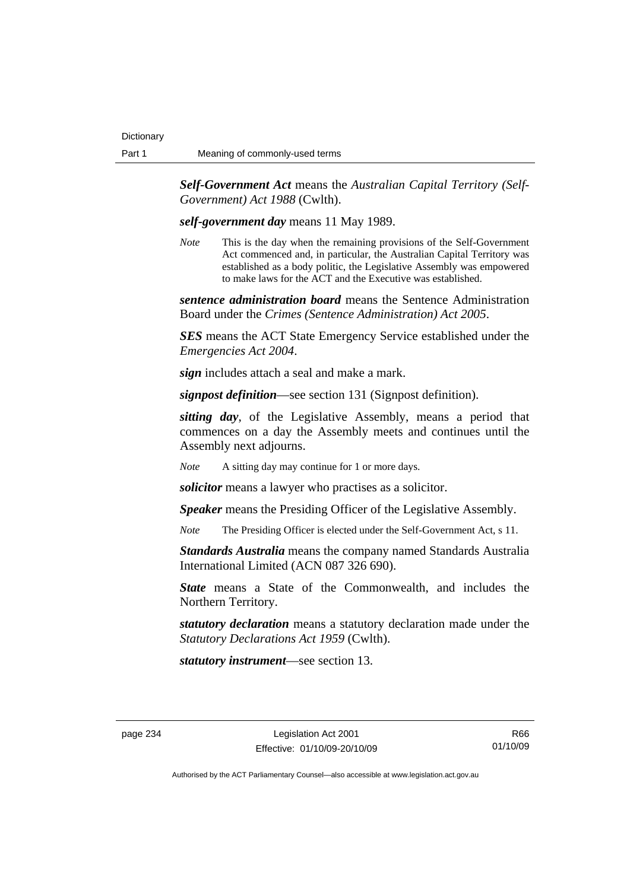***Self-Government Act*** means the *Australian Capital Territory (Self-Government) Act 1988* (Cwlth).

***self-government day*** means 11 May 1989.

*Note* This is the day when the remaining provisions of the Self-Government Act commenced and, in particular, the Australian Capital Territory was established as a body politic, the Legislative Assembly was empowered to make laws for the ACT and the Executive was established.

***sentence administration board*** means the Sentence Administration Board under the *Crimes (Sentence Administration) Act 2005*.

***SES*** means the ACT State Emergency Service established under the *Emergencies Act 2004*.

***sign*** includes attach a seal and make a mark.

***signpost definition***—see section 131 (Signpost definition).

***sitting day***, of the Legislative Assembly, means a period that commences on a day the Assembly meets and continues until the Assembly next adjourns.

*Note* A sitting day may continue for 1 or more days.

***solicitor*** means a lawyer who practises as a solicitor.

***Speaker*** means the Presiding Officer of the Legislative Assembly.

*Note* The Presiding Officer is elected under the Self-Government Act, s 11.

***Standards Australia*** means the company named Standards Australia International Limited (ACN 087 326 690).

***State*** means a State of the Commonwealth, and includes the Northern Territory.

***statutory declaration*** means a statutory declaration made under the *Statutory Declarations Act 1959* (Cwlth).

***statutory instrument***—see section 13.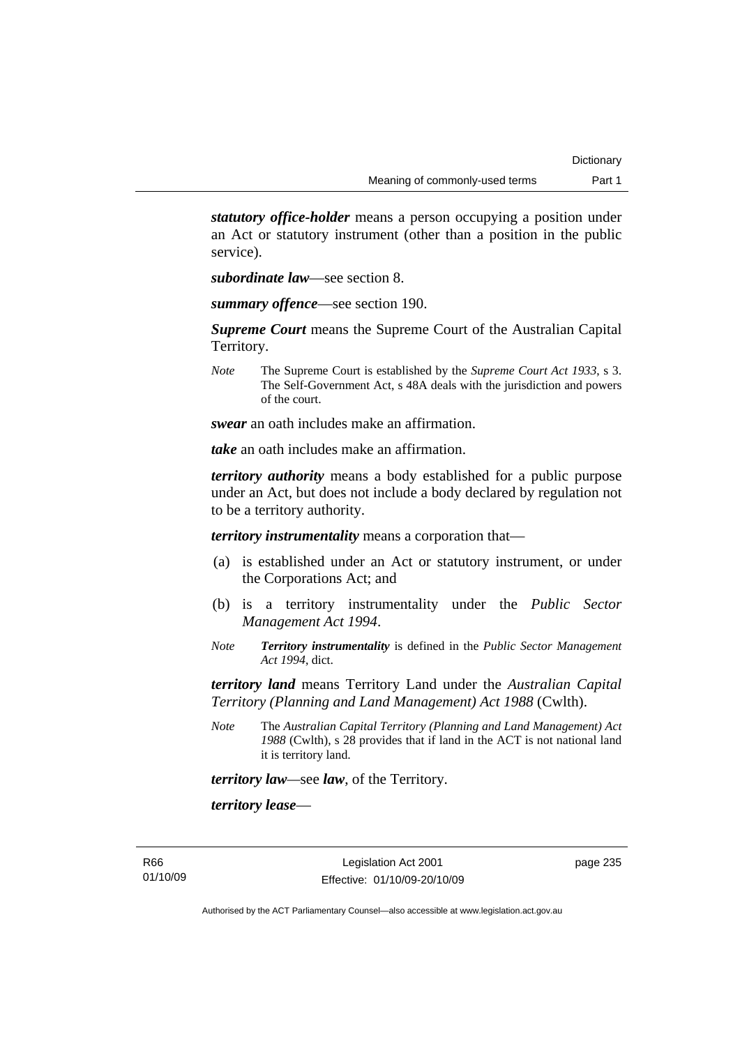***statutory office-holder*** means a person occupying a position under an Act or statutory instrument (other than a position in the public service).

***subordinate law***—see section 8.

***summary offence***—see section 190.

***Supreme Court*** means the Supreme Court of the Australian Capital Territory.

*Note* The Supreme Court is established by the *Supreme Court Act 1933*, s 3. The Self-Government Act, s 48A deals with the jurisdiction and powers of the court.

***swear*** an oath includes make an affirmation.

***take*** an oath includes make an affirmation.

***territory authority*** means a body established for a public purpose under an Act, but does not include a body declared by regulation not to be a territory authority.

***territory instrumentality*** means a corporation that—

(a) is established under an Act or statutory instrument, or under the Corporations Act; and

(b) is a territory instrumentality under the *Public Sector Management Act 1994*.

*Note* ***Territory instrumentality*** is defined in the *Public Sector Management Act 1994*, dict.

***territory land*** means Territory Land under the *Australian Capital Territory (Planning and Land Management) Act 1988* (Cwlth).

*Note* The *Australian Capital Territory (Planning and Land Management) Act 1988* (Cwlth), s 28 provides that if land in the ACT is not national land it is territory land.

***territory law***—see ***law***, of the Territory.

***territory lease***—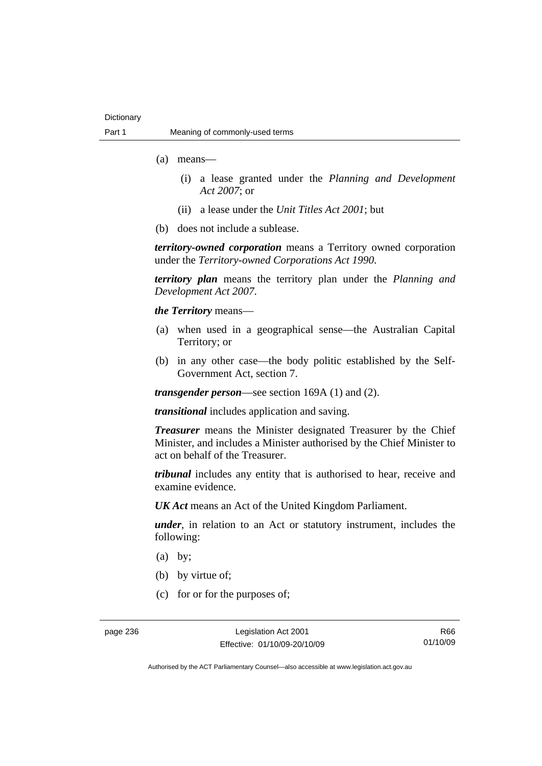(a) means—

   (i) a lease granted under the *Planning and Development Act 2007*; or

   (ii) a lease under the *Unit Titles Act 2001*; but

(b) does not include a sublease.

***territory-owned corporation*** means a Territory owned corporation under the *Territory-owned Corporations Act 1990*.

***territory plan*** means the territory plan under the *Planning and Development Act 2007*.

***the Territory*** means—

(a) when used in a geographical sense—the Australian Capital Territory; or

(b) in any other case—the body politic established by the Self-Government Act, section 7.

***transgender person***—see section 169A (1) and (2).

***transitional*** includes application and saving.

***Treasurer*** means the Minister designated Treasurer by the Chief Minister, and includes a Minister authorised by the Chief Minister to act on behalf of the Treasurer.

***tribunal*** includes any entity that is authorised to hear, receive and examine evidence.

***UK Act*** means an Act of the United Kingdom Parliament.

***under***, in relation to an Act or statutory instrument, includes the following:

(a) by;

(b) by virtue of;

(c) for or for the purposes of;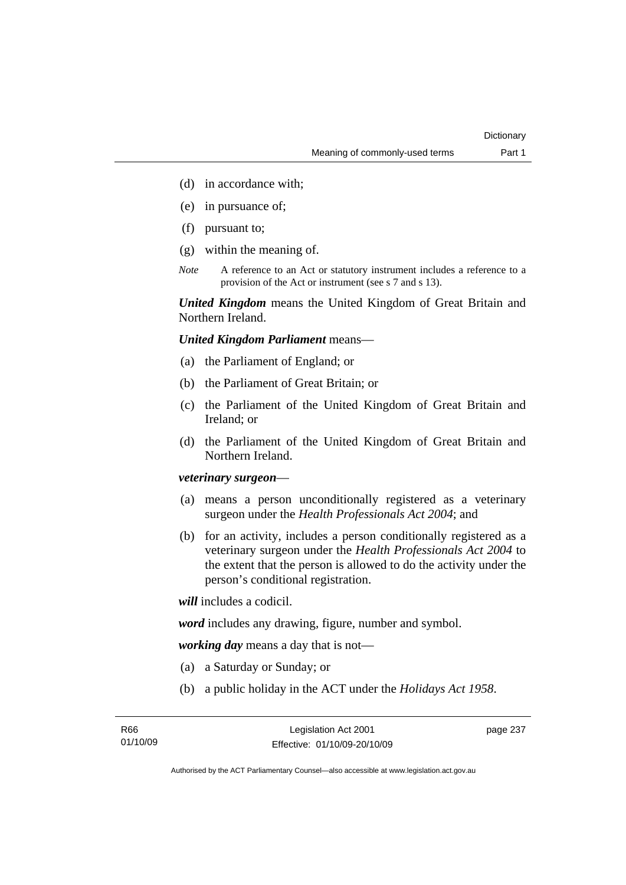(d) in accordance with;

(e) in pursuance of;

(f) pursuant to;

(g) within the meaning of.

*Note* A reference to an Act or statutory instrument includes a reference to a provision of the Act or instrument (see s 7 and s 13).

***United Kingdom*** means the United Kingdom of Great Britain and Northern Ireland.

***United Kingdom Parliament*** means—

(a) the Parliament of England; or

(b) the Parliament of Great Britain; or

(c) the Parliament of the United Kingdom of Great Britain and Ireland; or

(d) the Parliament of the United Kingdom of Great Britain and Northern Ireland.

***veterinary surgeon***—

(a) means a person unconditionally registered as a veterinary surgeon under the *Health Professionals Act 2004*; and

(b) for an activity, includes a person conditionally registered as a veterinary surgeon under the *Health Professionals Act 2004* to the extent that the person is allowed to do the activity under the person's conditional registration.

***will*** includes a codicil.

***word*** includes any drawing, figure, number and symbol.

***working day*** means a day that is not—

(a) a Saturday or Sunday; or

(b) a public holiday in the ACT under the *Holidays Act 1958*.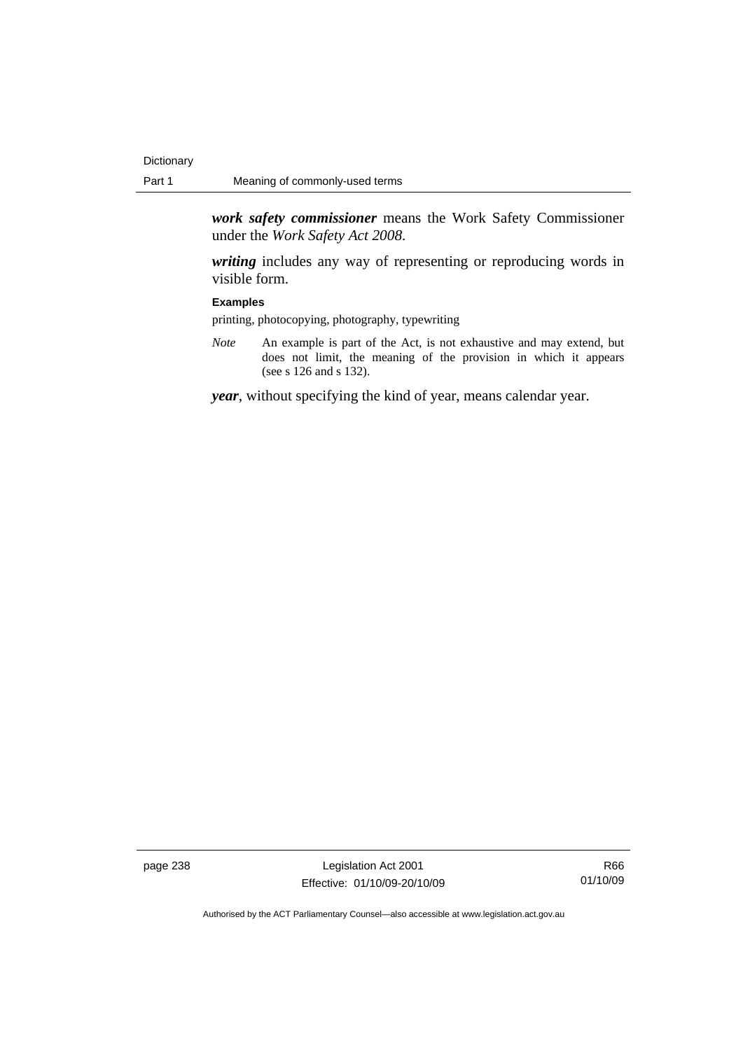***work safety commissioner*** means the Work Safety Commissioner under the *Work Safety Act 2008*.

***writing*** includes any way of representing or reproducing words in visible form.

**Examples**

printing, photocopying, photography, typewriting

*Note* An example is part of the Act, is not exhaustive and may extend, but does not limit, the meaning of the provision in which it appears (see s 126 and s 132).

***year***, without specifying the kind of year, means calendar year.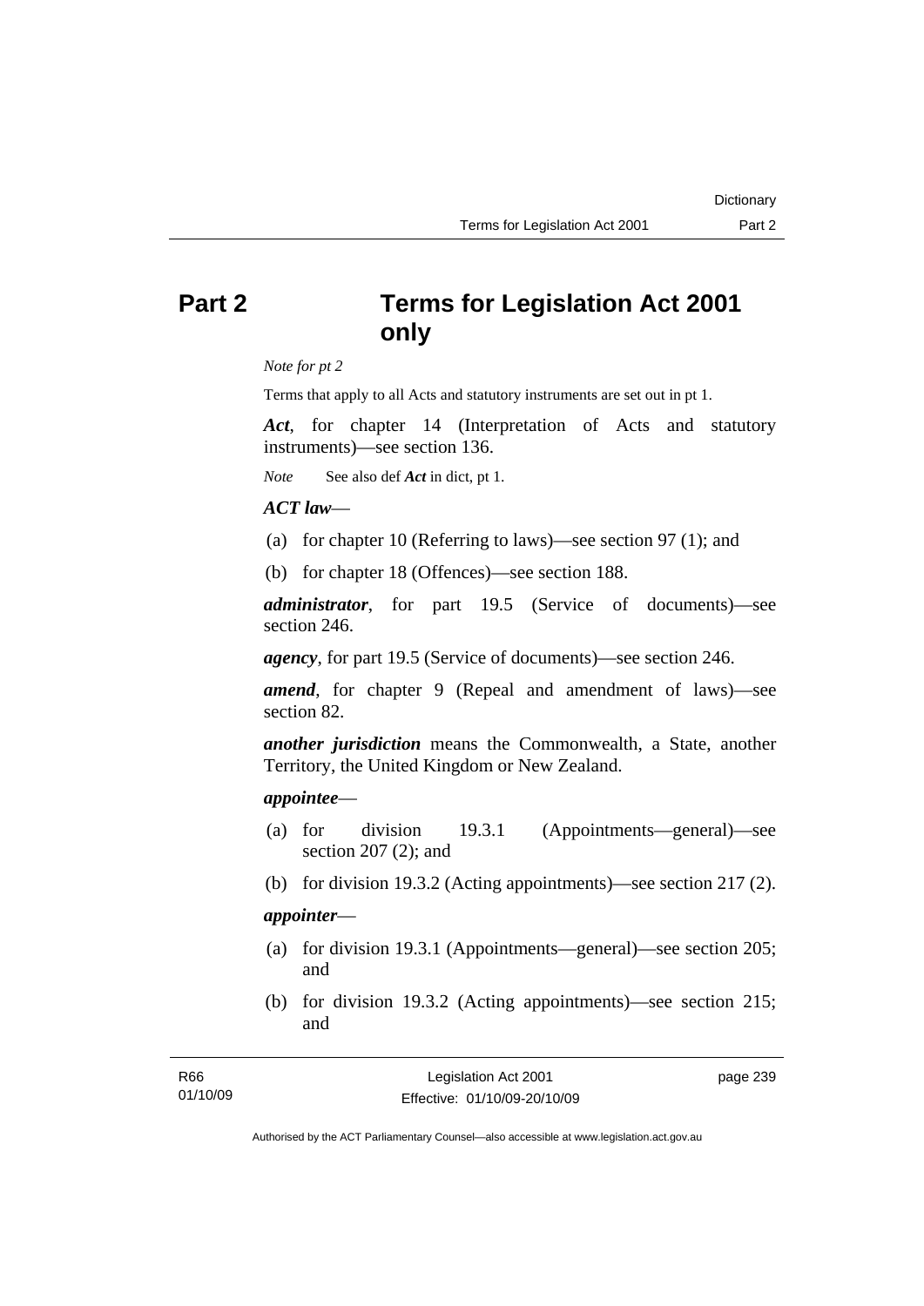# Part 2 Terms for Legislation Act 2001 only

*Note for pt 2*

Terms that apply to all Acts and statutory instruments are set out in pt 1.

***Act***, for chapter 14 (Interpretation of Acts and statutory instruments)—see section 136.

*Note* See also def ***Act*** in dict, pt 1.

***ACT law***—

(a) for chapter 10 (Referring to laws)—see section 97 (1); and

(b) for chapter 18 (Offences)—see section 188.

***administrator***, for part 19.5 (Service of documents)—see section 246.

***agency***, for part 19.5 (Service of documents)—see section 246.

***amend***, for chapter 9 (Repeal and amendment of laws)—see section 82.

***another jurisdiction*** means the Commonwealth, a State, another Territory, the United Kingdom or New Zealand.

***appointee***—

(a) for division 19.3.1 (Appointments—general)—see section 207 (2); and

(b) for division 19.3.2 (Acting appointments)—see section 217 (2).

***appointer***—

(a) for division 19.3.1 (Appointments—general)—see section 205; and

(b) for division 19.3.2 (Acting appointments)—see section 215; and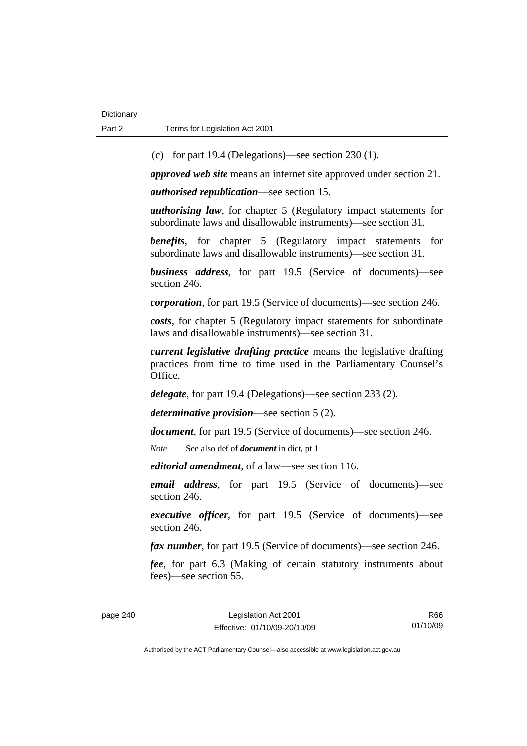(c) for part 19.4 (Delegations)—see section 230 (1).

***approved web site*** means an internet site approved under section 21.

***authorised republication***—see section 15.

***authorising law***, for chapter 5 (Regulatory impact statements for subordinate laws and disallowable instruments)—see section 31.

***benefits***, for chapter 5 (Regulatory impact statements for subordinate laws and disallowable instruments)—see section 31.

***business address***, for part 19.5 (Service of documents)—see section 246.

***corporation***, for part 19.5 (Service of documents)—see section 246.

***costs***, for chapter 5 (Regulatory impact statements for subordinate laws and disallowable instruments)—see section 31.

***current legislative drafting practice*** means the legislative drafting practices from time to time used in the Parliamentary Counsel's Office.

***delegate***, for part 19.4 (Delegations)—see section 233 (2).

***determinative provision***—see section 5 (2).

***document***, for part 19.5 (Service of documents)—see section 246.

*Note* See also def of ***document*** in dict, pt 1

***editorial amendment***, of a law—see section 116.

***email address***, for part 19.5 (Service of documents)—see section 246.

***executive officer***, for part 19.5 (Service of documents)—see section 246.

***fax number***, for part 19.5 (Service of documents)—see section 246.

***fee***, for part 6.3 (Making of certain statutory instruments about fees)—see section 55.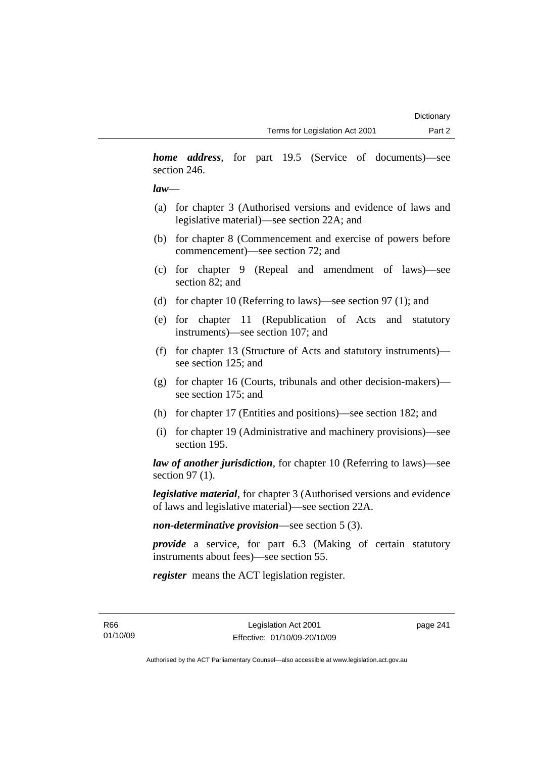***home address***, for part 19.5 (Service of documents)—see section 246.

***law***—

(a) for chapter 3 (Authorised versions and evidence of laws and legislative material)—see section 22A; and

(b) for chapter 8 (Commencement and exercise of powers before commencement)—see section 72; and

(c) for chapter 9 (Repeal and amendment of laws)—see section 82; and

(d) for chapter 10 (Referring to laws)—see section 97 (1); and

(e) for chapter 11 (Republication of Acts and statutory instruments)—see section 107; and

(f) for chapter 13 (Structure of Acts and statutory instruments)—see section 125; and

(g) for chapter 16 (Courts, tribunals and other decision-makers)—see section 175; and

(h) for chapter 17 (Entities and positions)—see section 182; and

(i) for chapter 19 (Administrative and machinery provisions)—see section 195.

***law of another jurisdiction***, for chapter 10 (Referring to laws)—see section 97 (1).

***legislative material***, for chapter 3 (Authorised versions and evidence of laws and legislative material)—see section 22A.

***non-determinative provision***—see section 5 (3).

***provide*** a service, for part 6.3 (Making of certain statutory instruments about fees)—see section 55.

***register*** means the ACT legislation register.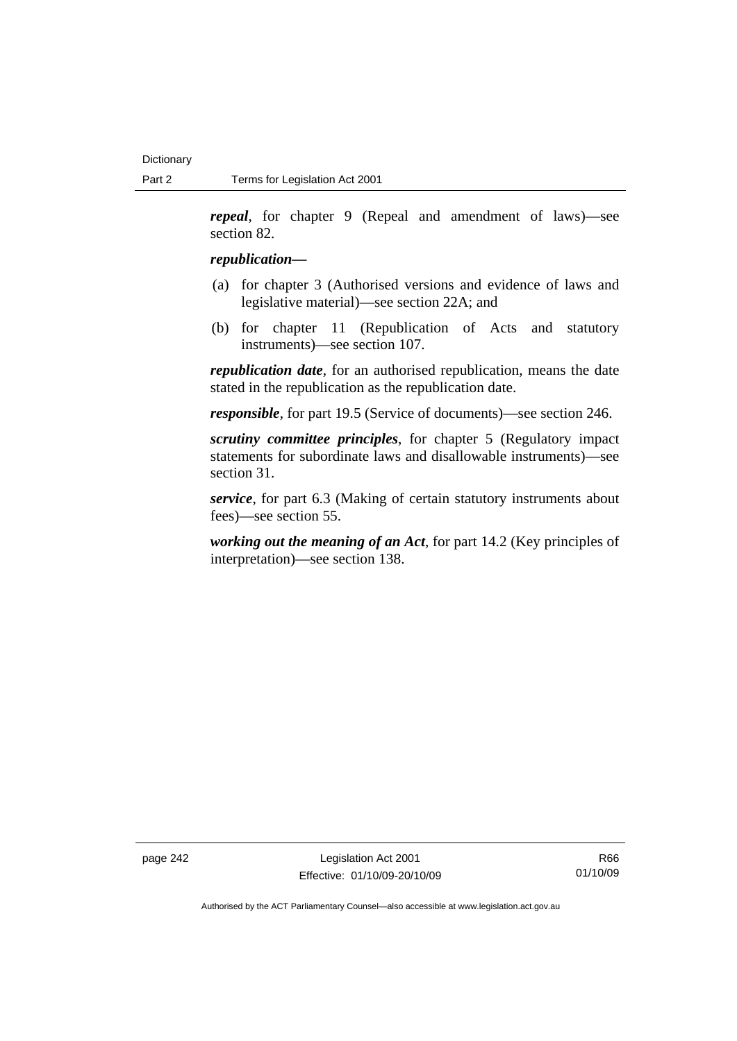***repeal***, for chapter 9 (Repeal and amendment of laws)—see section 82.

***republication—***

(a) for chapter 3 (Authorised versions and evidence of laws and legislative material)—see section 22A; and

(b) for chapter 11 (Republication of Acts and statutory instruments)—see section 107.

***republication date***, for an authorised republication, means the date stated in the republication as the republication date.

***responsible***, for part 19.5 (Service of documents)—see section 246.

***scrutiny committee principles***, for chapter 5 (Regulatory impact statements for subordinate laws and disallowable instruments)—see section 31.

***service***, for part 6.3 (Making of certain statutory instruments about fees)—see section 55.

***working out the meaning of an Act***, for part 14.2 (Key principles of interpretation)—see section 138.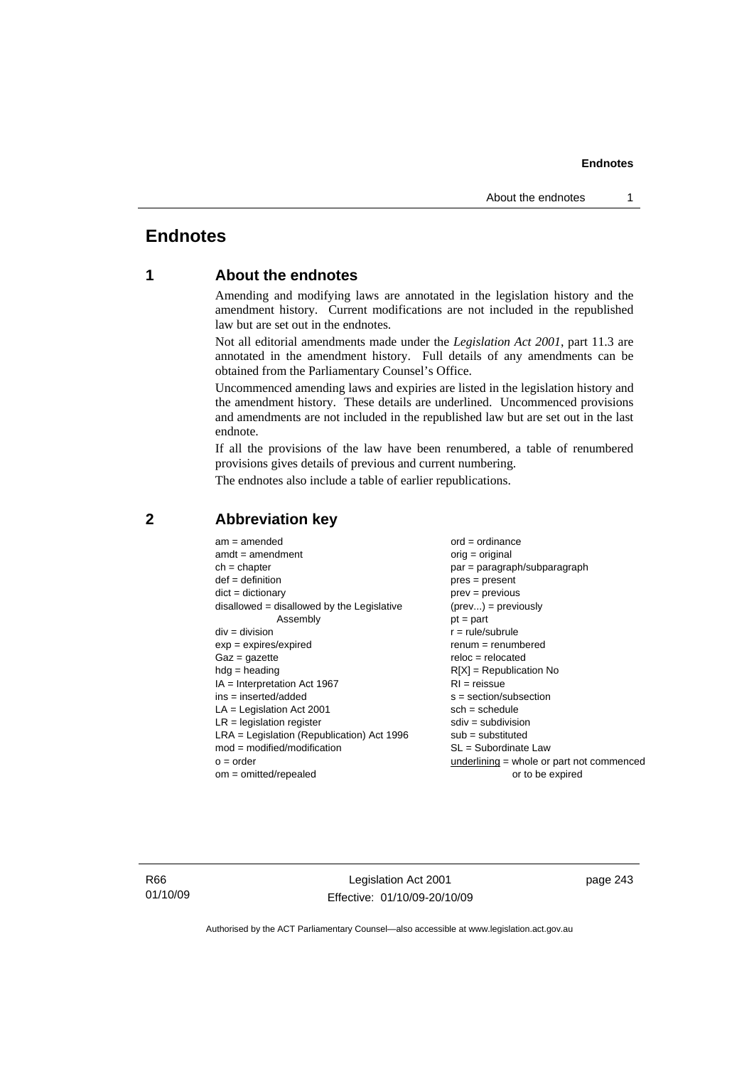# Endnotes

## 1 About the endnotes

Amending and modifying laws are annotated in the legislation history and the amendment history. Current modifications are not included in the republished law but are set out in the endnotes.

Not all editorial amendments made under the *Legislation Act 2001*, part 11.3 are annotated in the amendment history. Full details of any amendments can be obtained from the Parliamentary Counsel's Office.

Uncommenced amending laws and expiries are listed in the legislation history and the amendment history. These details are underlined. Uncommenced provisions and amendments are not included in the republished law but are set out in the last endnote.

If all the provisions of the law have been renumbered, a table of renumbered provisions gives details of previous and current numbering.

The endnotes also include a table of earlier republications.

## 2 Abbreviation key

am = amended
amdt = amendment
ch = chapter
def = definition
dict = dictionary
disallowed = disallowed by the Legislative Assembly
div = division
exp = expires/expired
Gaz = gazette
hdg = heading
IA = Interpretation Act 1967
ins = inserted/added
LA = Legislation Act 2001
LR = legislation register
LRA = Legislation (Republication) Act 1996
mod = modified/modification
o = order
om = omitted/repealed
ord = ordinance
orig = original
par = paragraph/subparagraph
pres = present
prev = previous
(prev...) = previously
pt = part
r = rule/subrule
renum = renumbered
reloc = relocated
R[X] = Republication No
RI = reissue
s = section/subsection
sch = schedule
sdiv = subdivision
sub = substituted
SL = Subordinate Law
underlining = whole or part not commenced or to be expired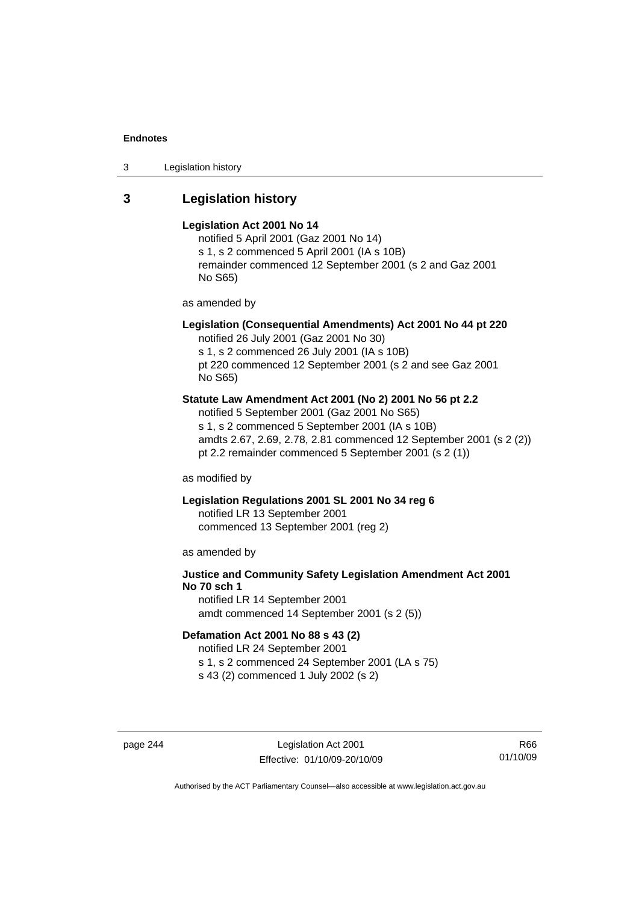## 3 Legislation history

**Legislation Act 2001 No 14**
notified 5 April 2001 (Gaz 2001 No 14)
s 1, s 2 commenced 5 April 2001 (IA s 10B)
remainder commenced 12 September 2001 (s 2 and Gaz 2001 No S65)

as amended by

**Legislation (Consequential Amendments) Act 2001 No 44 pt 220**
notified 26 July 2001 (Gaz 2001 No 30)
s 1, s 2 commenced 26 July 2001 (IA s 10B)
pt 220 commenced 12 September 2001 (s 2 and see Gaz 2001 No S65)

**Statute Law Amendment Act 2001 (No 2) 2001 No 56 pt 2.2**
notified 5 September 2001 (Gaz 2001 No S65)
s 1, s 2 commenced 5 September 2001 (IA s 10B)
amdts 2.67, 2.69, 2.78, 2.81 commenced 12 September 2001 (s 2 (2))
pt 2.2 remainder commenced 5 September 2001 (s 2 (1))

as modified by

**Legislation Regulations 2001 SL 2001 No 34 reg 6**
notified LR 13 September 2001
commenced 13 September 2001 (reg 2)

as amended by

**Justice and Community Safety Legislation Amendment Act 2001 No 70 sch 1**
notified LR 14 September 2001
amdt commenced 14 September 2001 (s 2 (5))

**Defamation Act 2001 No 88 s 43 (2)**
notified LR 24 September 2001
s 1, s 2 commenced 24 September 2001 (LA s 75)
s 43 (2) commenced 1 July 2002 (s 2)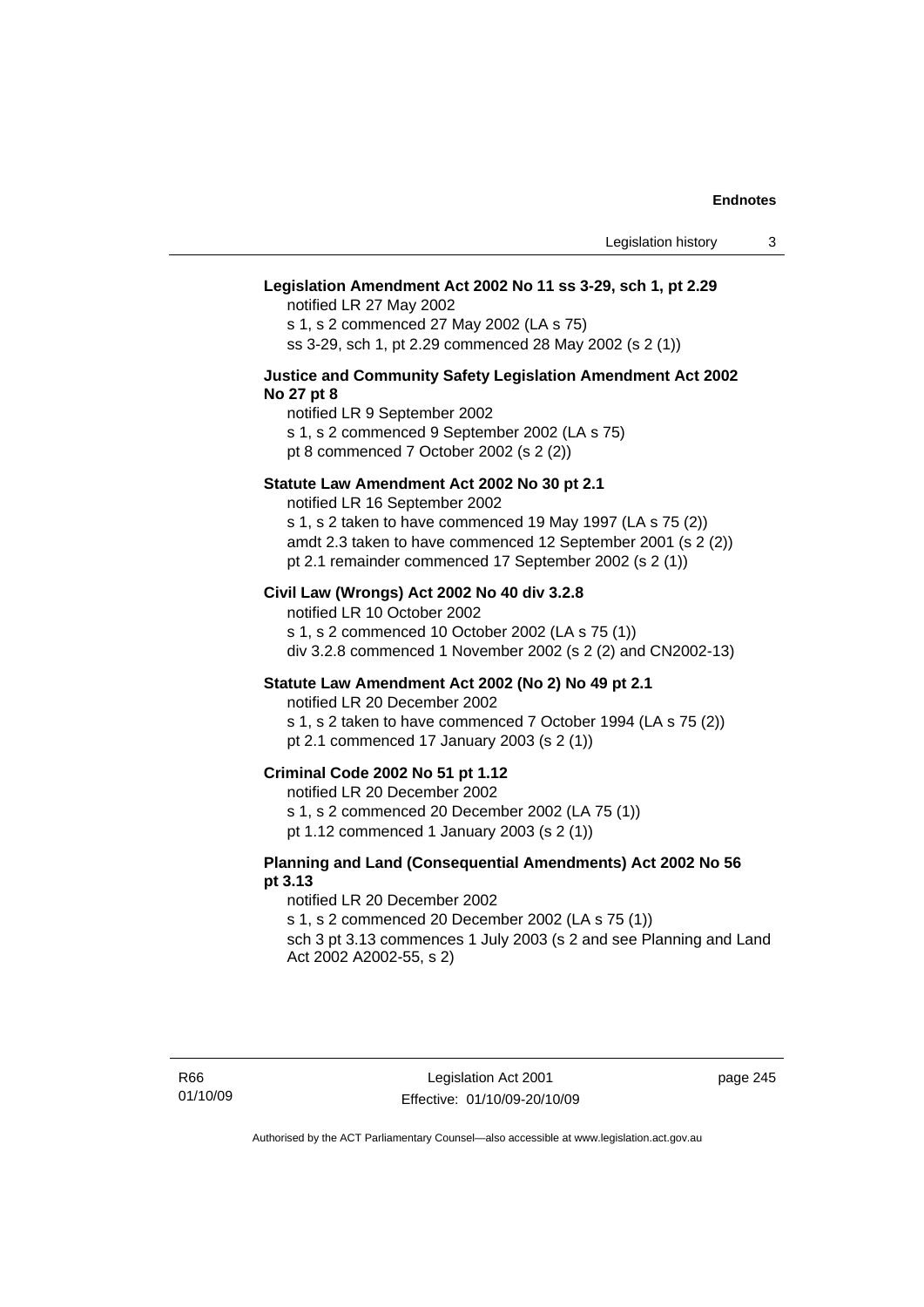**Legislation Amendment Act 2002 No 11 ss 3-29, sch 1, pt 2.29**

notified LR 27 May 2002
s 1, s 2 commenced 27 May 2002 (LA s 75)
ss 3-29, sch 1, pt 2.29 commenced 28 May 2002 (s 2 (1))

**Justice and Community Safety Legislation Amendment Act 2002 No 27 pt 8**

notified LR 9 September 2002
s 1, s 2 commenced 9 September 2002 (LA s 75)
pt 8 commenced 7 October 2002 (s 2 (2))

**Statute Law Amendment Act 2002 No 30 pt 2.1**

notified LR 16 September 2002
s 1, s 2 taken to have commenced 19 May 1997 (LA s 75 (2))
amdt 2.3 taken to have commenced 12 September 2001 (s 2 (2))
pt 2.1 remainder commenced 17 September 2002 (s 2 (1))

**Civil Law (Wrongs) Act 2002 No 40 div 3.2.8**

notified LR 10 October 2002
s 1, s 2 commenced 10 October 2002 (LA s 75 (1))
div 3.2.8 commenced 1 November 2002 (s 2 (2) and CN2002-13)

**Statute Law Amendment Act 2002 (No 2) No 49 pt 2.1**

notified LR 20 December 2002
s 1, s 2 taken to have commenced 7 October 1994 (LA s 75 (2))
pt 2.1 commenced 17 January 2003 (s 2 (1))

**Criminal Code 2002 No 51 pt 1.12**

notified LR 20 December 2002
s 1, s 2 commenced 20 December 2002 (LA 75 (1))
pt 1.12 commenced 1 January 2003 (s 2 (1))

**Planning and Land (Consequential Amendments) Act 2002 No 56 pt 3.13**

notified LR 20 December 2002
s 1, s 2 commenced 20 December 2002 (LA s 75 (1))
sch 3 pt 3.13 commences 1 July 2003 (s 2 and see Planning and Land Act 2002 A2002-55, s 2)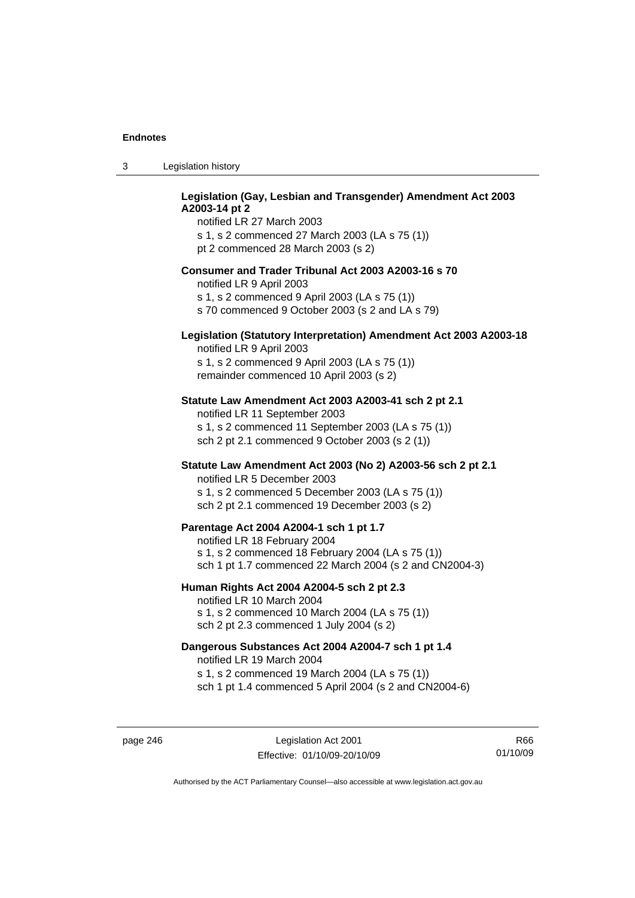**Legislation (Gay, Lesbian and Transgender) Amendment Act 2003 A2003-14 pt 2**

notified LR 27 March 2003
s 1, s 2 commenced 27 March 2003 (LA s 75 (1))
pt 2 commenced 28 March 2003 (s 2)

**Consumer and Trader Tribunal Act 2003 A2003-16 s 70**

notified LR 9 April 2003
s 1, s 2 commenced 9 April 2003 (LA s 75 (1))
s 70 commenced 9 October 2003 (s 2 and LA s 79)

**Legislation (Statutory Interpretation) Amendment Act 2003 A2003-18**

notified LR 9 April 2003
s 1, s 2 commenced 9 April 2003 (LA s 75 (1))
remainder commenced 10 April 2003 (s 2)

**Statute Law Amendment Act 2003 A2003-41 sch 2 pt 2.1**

notified LR 11 September 2003
s 1, s 2 commenced 11 September 2003 (LA s 75 (1))
sch 2 pt 2.1 commenced 9 October 2003 (s 2 (1))

**Statute Law Amendment Act 2003 (No 2) A2003-56 sch 2 pt 2.1**

notified LR 5 December 2003
s 1, s 2 commenced 5 December 2003 (LA s 75 (1))
sch 2 pt 2.1 commenced 19 December 2003 (s 2)

**Parentage Act 2004 A2004-1 sch 1 pt 1.7**

notified LR 18 February 2004
s 1, s 2 commenced 18 February 2004 (LA s 75 (1))
sch 1 pt 1.7 commenced 22 March 2004 (s 2 and CN2004-3)

**Human Rights Act 2004 A2004-5 sch 2 pt 2.3**

notified LR 10 March 2004
s 1, s 2 commenced 10 March 2004 (LA s 75 (1))
sch 2 pt 2.3 commenced 1 July 2004 (s 2)

**Dangerous Substances Act 2004 A2004-7 sch 1 pt 1.4**

notified LR 19 March 2004
s 1, s 2 commenced 19 March 2004 (LA s 75 (1))
sch 1 pt 1.4 commenced 5 April 2004 (s 2 and CN2004-6)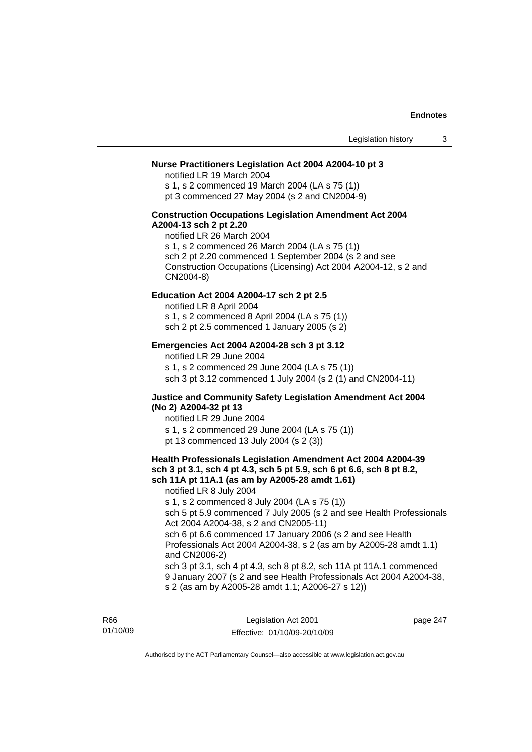**Nurse Practitioners Legislation Act 2004 A2004-10 pt 3**

notified LR 19 March 2004
s 1, s 2 commenced 19 March 2004 (LA s 75 (1))
pt 3 commenced 27 May 2004 (s 2 and CN2004-9)

**Construction Occupations Legislation Amendment Act 2004 A2004-13 sch 2 pt 2.20**

notified LR 26 March 2004
s 1, s 2 commenced 26 March 2004 (LA s 75 (1))
sch 2 pt 2.20 commenced 1 September 2004 (s 2 and see Construction Occupations (Licensing) Act 2004 A2004-12, s 2 and CN2004-8)

**Education Act 2004 A2004-17 sch 2 pt 2.5**

notified LR 8 April 2004
s 1, s 2 commenced 8 April 2004 (LA s 75 (1))
sch 2 pt 2.5 commenced 1 January 2005 (s 2)

**Emergencies Act 2004 A2004-28 sch 3 pt 3.12**

notified LR 29 June 2004
s 1, s 2 commenced 29 June 2004 (LA s 75 (1))
sch 3 pt 3.12 commenced 1 July 2004 (s 2 (1) and CN2004-11)

**Justice and Community Safety Legislation Amendment Act 2004 (No 2) A2004-32 pt 13**

notified LR 29 June 2004
s 1, s 2 commenced 29 June 2004 (LA s 75 (1))
pt 13 commenced 13 July 2004 (s 2 (3))

**Health Professionals Legislation Amendment Act 2004 A2004-39 sch 3 pt 3.1, sch 4 pt 4.3, sch 5 pt 5.9, sch 6 pt 6.6, sch 8 pt 8.2, sch 11A pt 11A.1 (as am by A2005-28 amdt 1.61)**

notified LR 8 July 2004
s 1, s 2 commenced 8 July 2004 (LA s 75 (1))
sch 5 pt 5.9 commenced 7 July 2005 (s 2 and see Health Professionals Act 2004 A2004-38, s 2 and CN2005-11)
sch 6 pt 6.6 commenced 17 January 2006 (s 2 and see Health Professionals Act 2004 A2004-38, s 2 (as am by A2005-28 amdt 1.1) and CN2006-2)
sch 3 pt 3.1, sch 4 pt 4.3, sch 8 pt 8.2, sch 11A pt 11A.1 commenced 9 January 2007 (s 2 and see Health Professionals Act 2004 A2004-38, s 2 (as am by A2005-28 amdt 1.1; A2006-27 s 12))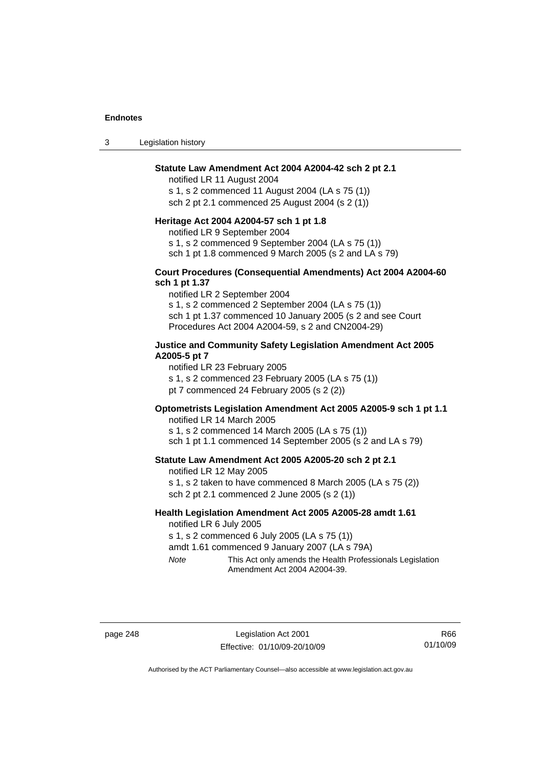**Statute Law Amendment Act 2004 A2004-42 sch 2 pt 2.1**

notified LR 11 August 2004

s 1, s 2 commenced 11 August 2004 (LA s 75 (1))

sch 2 pt 2.1 commenced 25 August 2004 (s 2 (1))

**Heritage Act 2004 A2004-57 sch 1 pt 1.8**

notified LR 9 September 2004

s 1, s 2 commenced 9 September 2004 (LA s 75 (1))

sch 1 pt 1.8 commenced 9 March 2005 (s 2 and LA s 79)

**Court Procedures (Consequential Amendments) Act 2004 A2004-60 sch 1 pt 1.37**

notified LR 2 September 2004

s 1, s 2 commenced 2 September 2004 (LA s 75 (1))

sch 1 pt 1.37 commenced 10 January 2005 (s 2 and see Court Procedures Act 2004 A2004-59, s 2 and CN2004-29)

**Justice and Community Safety Legislation Amendment Act 2005 A2005-5 pt 7**

notified LR 23 February 2005

s 1, s 2 commenced 23 February 2005 (LA s 75 (1))

pt 7 commenced 24 February 2005 (s 2 (2))

**Optometrists Legislation Amendment Act 2005 A2005-9 sch 1 pt 1.1**

notified LR 14 March 2005

s 1, s 2 commenced 14 March 2005 (LA s 75 (1))

sch 1 pt 1.1 commenced 14 September 2005 (s 2 and LA s 79)

**Statute Law Amendment Act 2005 A2005-20 sch 2 pt 2.1**

notified LR 12 May 2005

s 1, s 2 taken to have commenced 8 March 2005 (LA s 75 (2))

sch 2 pt 2.1 commenced 2 June 2005 (s 2 (1))

**Health Legislation Amendment Act 2005 A2005-28 amdt 1.61**

notified LR 6 July 2005

s 1, s 2 commenced 6 July 2005 (LA s 75 (1))

amdt 1.61 commenced 9 January 2007 (LA s 79A)

*Note* This Act only amends the Health Professionals Legislation Amendment Act 2004 A2004-39.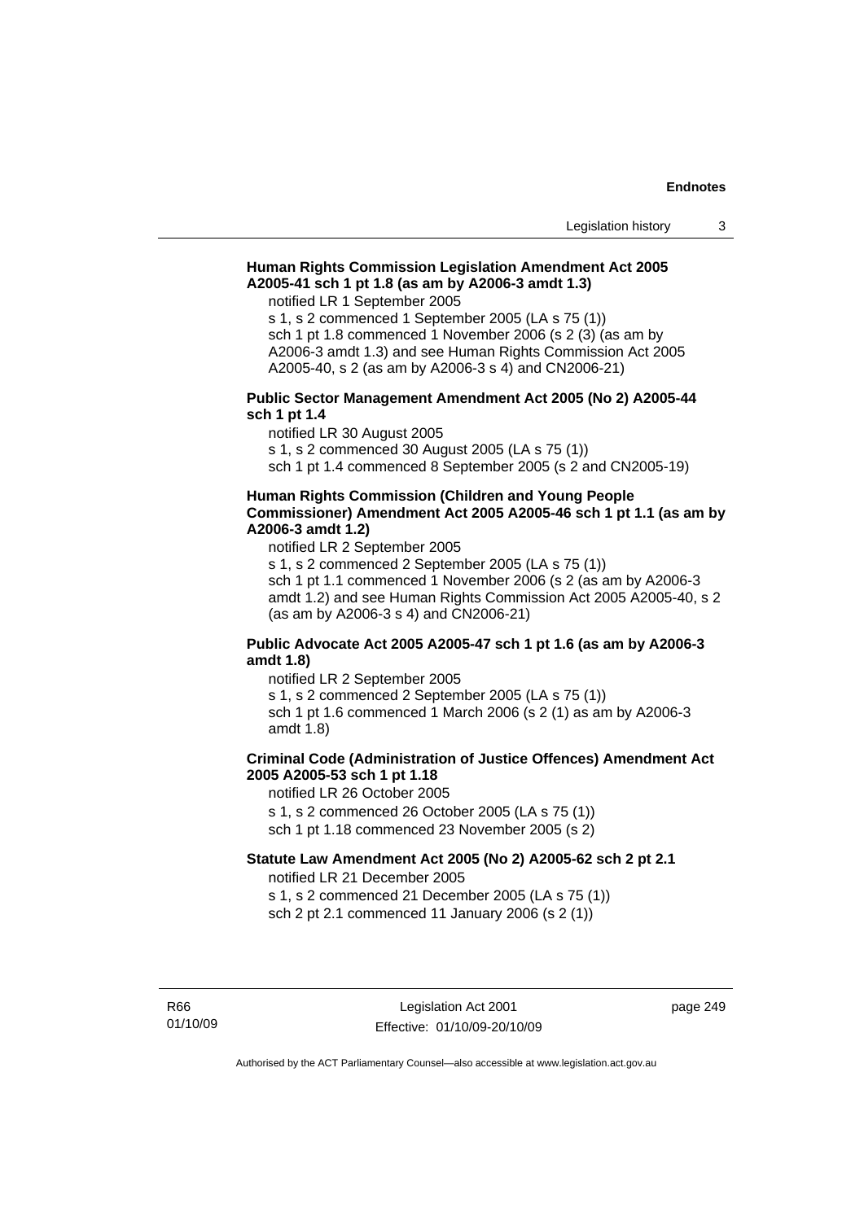**Human Rights Commission Legislation Amendment Act 2005 A2005-41 sch 1 pt 1.8 (as am by A2006-3 amdt 1.3)**

notified LR 1 September 2005
s 1, s 2 commenced 1 September 2005 (LA s 75 (1))
sch 1 pt 1.8 commenced 1 November 2006 (s 2 (3) (as am by A2006-3 amdt 1.3) and see Human Rights Commission Act 2005 A2005-40, s 2 (as am by A2006-3 s 4) and CN2006-21)

**Public Sector Management Amendment Act 2005 (No 2) A2005-44 sch 1 pt 1.4**

notified LR 30 August 2005
s 1, s 2 commenced 30 August 2005 (LA s 75 (1))
sch 1 pt 1.4 commenced 8 September 2005 (s 2 and CN2005-19)

**Human Rights Commission (Children and Young People Commissioner) Amendment Act 2005 A2005-46 sch 1 pt 1.1 (as am by A2006-3 amdt 1.2)**

notified LR 2 September 2005
s 1, s 2 commenced 2 September 2005 (LA s 75 (1))
sch 1 pt 1.1 commenced 1 November 2006 (s 2 (as am by A2006-3 amdt 1.2) and see Human Rights Commission Act 2005 A2005-40, s 2 (as am by A2006-3 s 4) and CN2006-21)

**Public Advocate Act 2005 A2005-47 sch 1 pt 1.6 (as am by A2006-3 amdt 1.8)**

notified LR 2 September 2005
s 1, s 2 commenced 2 September 2005 (LA s 75 (1))
sch 1 pt 1.6 commenced 1 March 2006 (s 2 (1) as am by A2006-3 amdt 1.8)

**Criminal Code (Administration of Justice Offences) Amendment Act 2005 A2005-53 sch 1 pt 1.18**

notified LR 26 October 2005
s 1, s 2 commenced 26 October 2005 (LA s 75 (1))
sch 1 pt 1.18 commenced 23 November 2005 (s 2)

**Statute Law Amendment Act 2005 (No 2) A2005-62 sch 2 pt 2.1**

notified LR 21 December 2005
s 1, s 2 commenced 21 December 2005 (LA s 75 (1))
sch 2 pt 2.1 commenced 11 January 2006 (s 2 (1))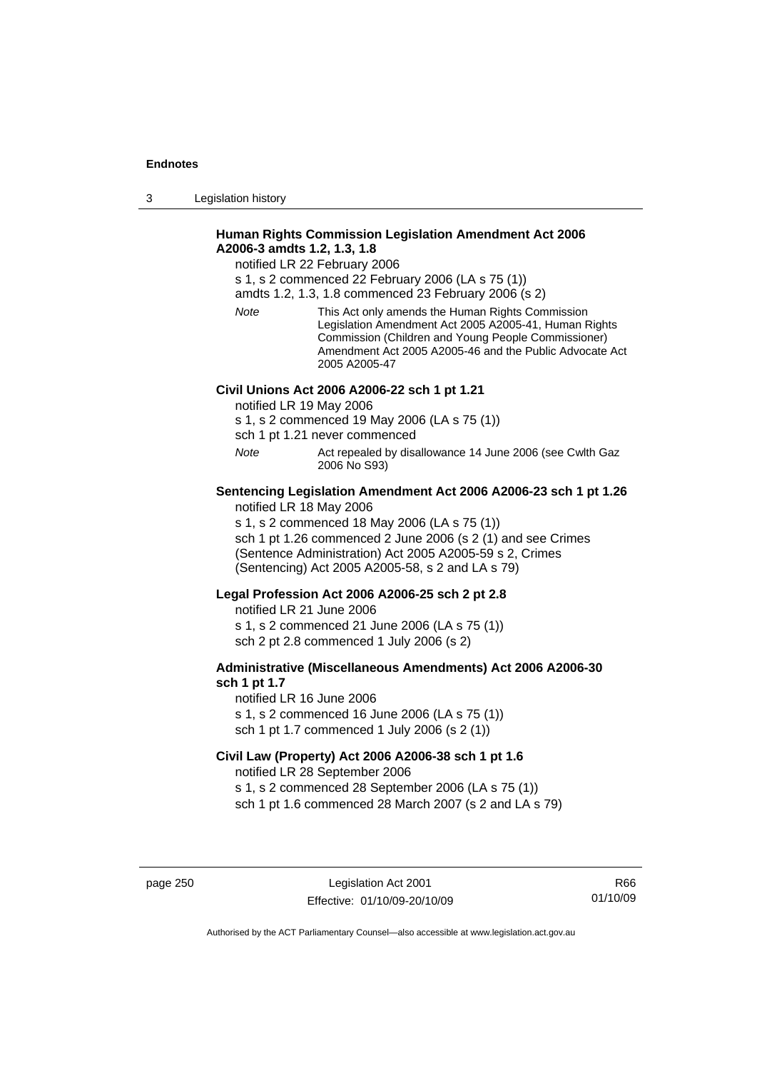**Human Rights Commission Legislation Amendment Act 2006 A2006-3 amdts 1.2, 1.3, 1.8**

notified LR 22 February 2006

s 1, s 2 commenced 22 February 2006 (LA s 75 (1))

amdts 1.2, 1.3, 1.8 commenced 23 February 2006 (s 2)

*Note* This Act only amends the Human Rights Commission Legislation Amendment Act 2005 A2005-41, Human Rights Commission (Children and Young People Commissioner) Amendment Act 2005 A2005-46 and the Public Advocate Act 2005 A2005-47

**Civil Unions Act 2006 A2006-22 sch 1 pt 1.21**

notified LR 19 May 2006

s 1, s 2 commenced 19 May 2006 (LA s 75 (1))

sch 1 pt 1.21 never commenced

*Note* Act repealed by disallowance 14 June 2006 (see Cwlth Gaz 2006 No S93)

**Sentencing Legislation Amendment Act 2006 A2006-23 sch 1 pt 1.26**

notified LR 18 May 2006

s 1, s 2 commenced 18 May 2006 (LA s 75 (1))

sch 1 pt 1.26 commenced 2 June 2006 (s 2 (1) and see Crimes (Sentence Administration) Act 2005 A2005-59 s 2, Crimes (Sentencing) Act 2005 A2005-58, s 2 and LA s 79)

**Legal Profession Act 2006 A2006-25 sch 2 pt 2.8**

notified LR 21 June 2006

s 1, s 2 commenced 21 June 2006 (LA s 75 (1))

sch 2 pt 2.8 commenced 1 July 2006 (s 2)

**Administrative (Miscellaneous Amendments) Act 2006 A2006-30 sch 1 pt 1.7**

notified LR 16 June 2006

s 1, s 2 commenced 16 June 2006 (LA s 75 (1))

sch 1 pt 1.7 commenced 1 July 2006 (s 2 (1))

**Civil Law (Property) Act 2006 A2006-38 sch 1 pt 1.6**

notified LR 28 September 2006

s 1, s 2 commenced 28 September 2006 (LA s 75 (1))

sch 1 pt 1.6 commenced 28 March 2007 (s 2 and LA s 79)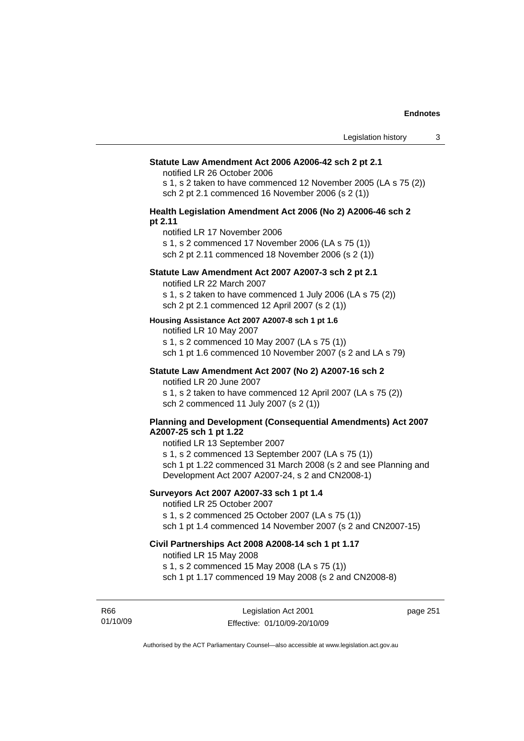**Statute Law Amendment Act 2006 A2006-42 sch 2 pt 2.1**

notified LR 26 October 2006

s 1, s 2 taken to have commenced 12 November 2005 (LA s 75 (2))

sch 2 pt 2.1 commenced 16 November 2006 (s 2 (1))

**Health Legislation Amendment Act 2006 (No 2) A2006-46 sch 2 pt 2.11**

notified LR 17 November 2006

s 1, s 2 commenced 17 November 2006 (LA s 75 (1))

sch 2 pt 2.11 commenced 18 November 2006 (s 2 (1))

**Statute Law Amendment Act 2007 A2007-3 sch 2 pt 2.1**

notified LR 22 March 2007

s 1, s 2 taken to have commenced 1 July 2006 (LA s 75 (2))

sch 2 pt 2.1 commenced 12 April 2007 (s 2 (1))

**Housing Assistance Act 2007 A2007-8 sch 1 pt 1.6**

notified LR 10 May 2007

s 1, s 2 commenced 10 May 2007 (LA s 75 (1))

sch 1 pt 1.6 commenced 10 November 2007 (s 2 and LA s 79)

**Statute Law Amendment Act 2007 (No 2) A2007-16 sch 2**

notified LR 20 June 2007

s 1, s 2 taken to have commenced 12 April 2007 (LA s 75 (2))

sch 2 commenced 11 July 2007 (s 2 (1))

**Planning and Development (Consequential Amendments) Act 2007 A2007-25 sch 1 pt 1.22**

notified LR 13 September 2007

s 1, s 2 commenced 13 September 2007 (LA s 75 (1))

sch 1 pt 1.22 commenced 31 March 2008 (s 2 and see Planning and Development Act 2007 A2007-24, s 2 and CN2008-1)

**Surveyors Act 2007 A2007-33 sch 1 pt 1.4**

notified LR 25 October 2007

s 1, s 2 commenced 25 October 2007 (LA s 75 (1))

sch 1 pt 1.4 commenced 14 November 2007 (s 2 and CN2007-15)

**Civil Partnerships Act 2008 A2008-14 sch 1 pt 1.17**

notified LR 15 May 2008

s 1, s 2 commenced 15 May 2008 (LA s 75 (1))

sch 1 pt 1.17 commenced 19 May 2008 (s 2 and CN2008-8)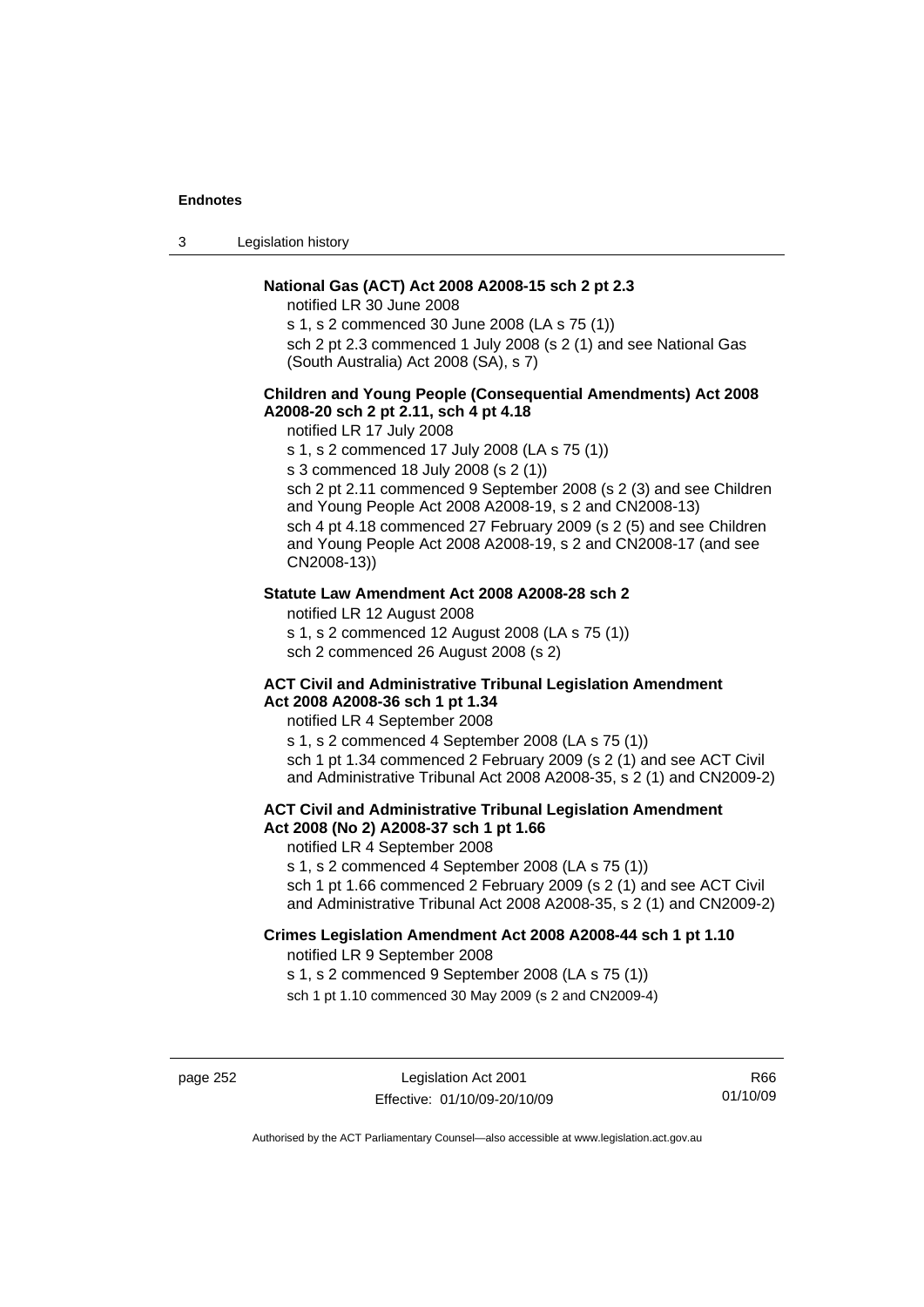**National Gas (ACT) Act 2008 A2008-15 sch 2 pt 2.3**

notified LR 30 June 2008

s 1, s 2 commenced 30 June 2008 (LA s 75 (1))

sch 2 pt 2.3 commenced 1 July 2008 (s 2 (1) and see National Gas (South Australia) Act 2008 (SA), s 7)

**Children and Young People (Consequential Amendments) Act 2008 A2008-20 sch 2 pt 2.11, sch 4 pt 4.18**

notified LR 17 July 2008

s 1, s 2 commenced 17 July 2008 (LA s 75 (1))

s 3 commenced 18 July 2008 (s 2 (1))

sch 2 pt 2.11 commenced 9 September 2008 (s 2 (3) and see Children and Young People Act 2008 A2008-19, s 2 and CN2008-13)

sch 4 pt 4.18 commenced 27 February 2009 (s 2 (5) and see Children and Young People Act 2008 A2008-19, s 2 and CN2008-17 (and see CN2008-13))

**Statute Law Amendment Act 2008 A2008-28 sch 2**

notified LR 12 August 2008

s 1, s 2 commenced 12 August 2008 (LA s 75 (1))

sch 2 commenced 26 August 2008 (s 2)

**ACT Civil and Administrative Tribunal Legislation Amendment Act 2008 A2008-36 sch 1 pt 1.34**

notified LR 4 September 2008

s 1, s 2 commenced 4 September 2008 (LA s 75 (1))

sch 1 pt 1.34 commenced 2 February 2009 (s 2 (1) and see ACT Civil and Administrative Tribunal Act 2008 A2008-35, s 2 (1) and CN2009-2)

**ACT Civil and Administrative Tribunal Legislation Amendment Act 2008 (No 2) A2008-37 sch 1 pt 1.66**

notified LR 4 September 2008

s 1, s 2 commenced 4 September 2008 (LA s 75 (1))

sch 1 pt 1.66 commenced 2 February 2009 (s 2 (1) and see ACT Civil and Administrative Tribunal Act 2008 A2008-35, s 2 (1) and CN2009-2)

**Crimes Legislation Amendment Act 2008 A2008-44 sch 1 pt 1.10**

notified LR 9 September 2008

s 1, s 2 commenced 9 September 2008 (LA s 75 (1))

sch 1 pt 1.10 commenced 30 May 2009 (s 2 and CN2009-4)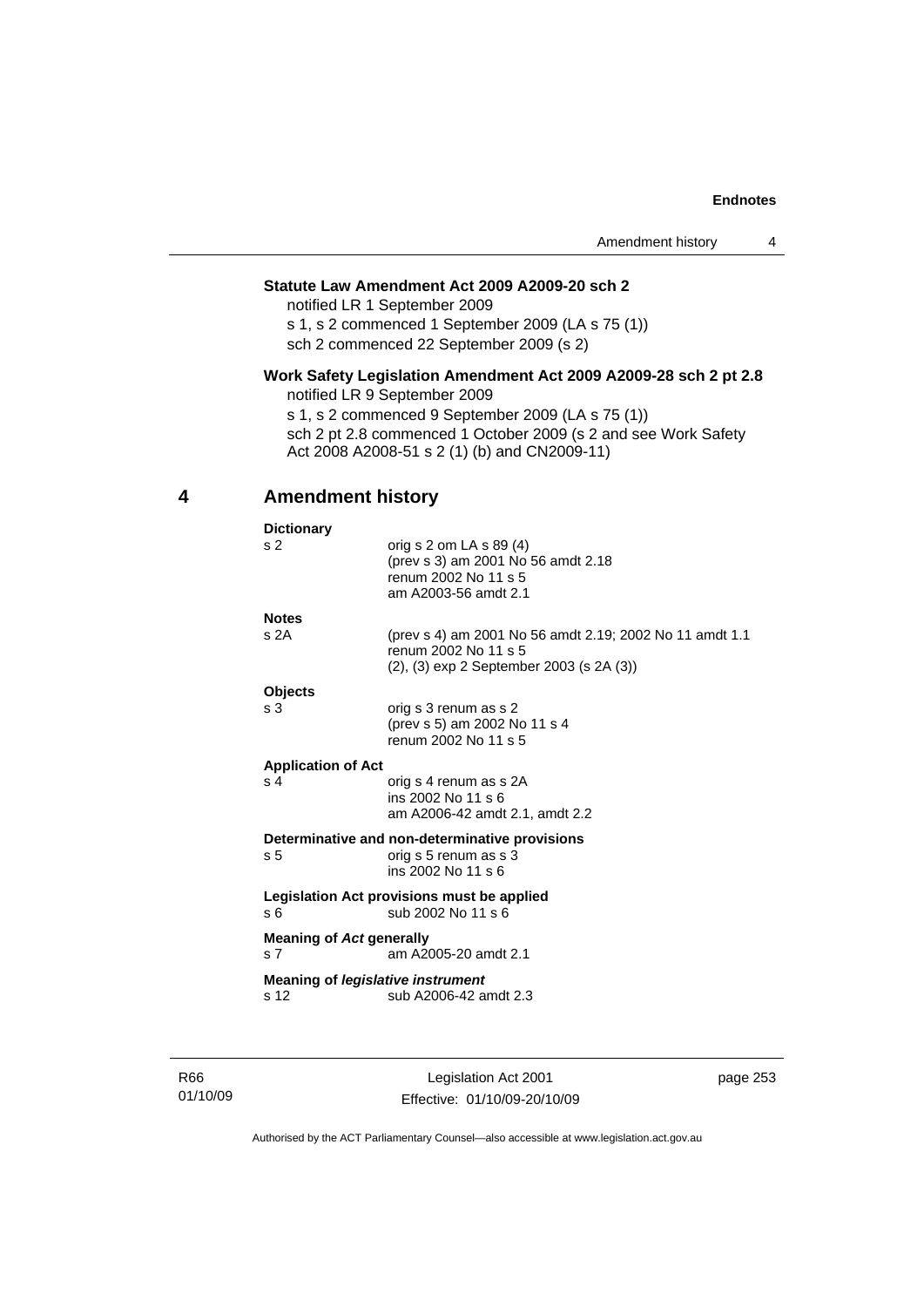**Statute Law Amendment Act 2009 A2009-20 sch 2**

notified LR 1 September 2009

s 1, s 2 commenced 1 September 2009 (LA s 75 (1))

sch 2 commenced 22 September 2009 (s 2)

**Work Safety Legislation Amendment Act 2009 A2009-28 sch 2 pt 2.8**

notified LR 9 September 2009

s 1, s 2 commenced 9 September 2009 (LA s 75 (1))

sch 2 pt 2.8 commenced 1 October 2009 (s 2 and see Work Safety Act 2008 A2008-51 s 2 (1) (b) and CN2009-11)

## 4 Amendment history

**Dictionary**

s 2 — orig s 2 om LA s 89 (4)
(prev s 3) am 2001 No 56 amdt 2.18
renum 2002 No 11 s 5
am A2003-56 amdt 2.1

**Notes**

s 2A — (prev s 4) am 2001 No 56 amdt 2.19; 2002 No 11 amdt 1.1
renum 2002 No 11 s 5
(2), (3) exp 2 September 2003 (s 2A (3))

**Objects**

s 3 — orig s 3 renum as s 2
(prev s 5) am 2002 No 11 s 4
renum 2002 No 11 s 5

**Application of Act**

s 4 — orig s 4 renum as s 2A
ins 2002 No 11 s 6
am A2006-42 amdt 2.1, amdt 2.2

**Determinative and non-determinative provisions**

s 5 — orig s 5 renum as s 3
ins 2002 No 11 s 6

**Legislation Act provisions must be applied**

s 6 — sub 2002 No 11 s 6

**Meaning of *Act* generally**

s 7 — am A2005-20 amdt 2.1

**Meaning of *legislative instrument***

s 12 — sub A2006-42 amdt 2.3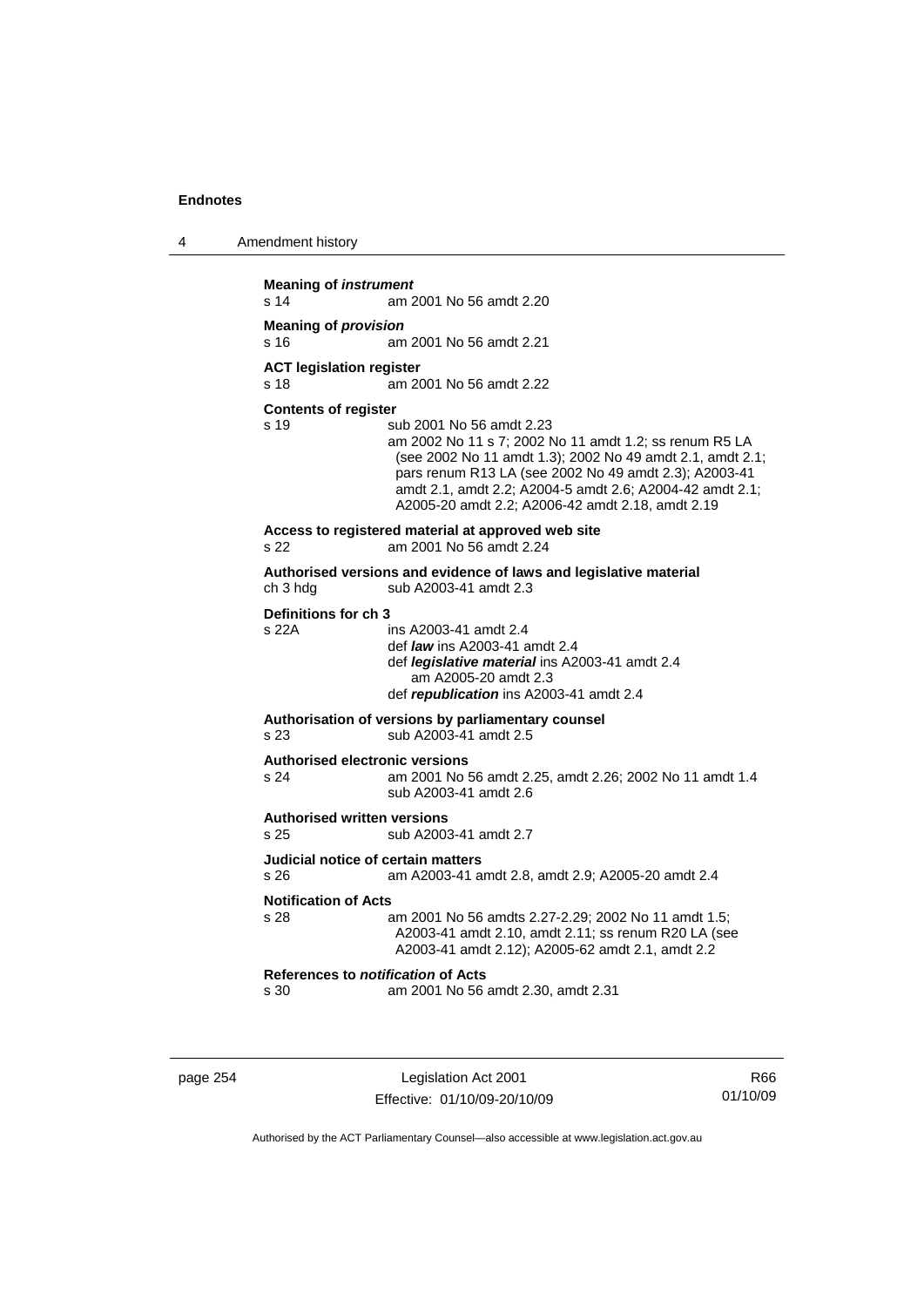**Meaning of *instrument***
s 14 am 2001 No 56 amdt 2.20

**Meaning of *provision***
s 16 am 2001 No 56 amdt 2.21

**ACT legislation register**
s 18 am 2001 No 56 amdt 2.22

**Contents of register**
s 19 sub 2001 No 56 amdt 2.23
am 2002 No 11 s 7; 2002 No 11 amdt 1.2; ss renum R5 LA (see 2002 No 11 amdt 1.3); 2002 No 49 amdt 2.1, amdt 2.1; pars renum R13 LA (see 2002 No 49 amdt 2.3); A2003-41 amdt 2.1, amdt 2.2; A2004-5 amdt 2.6; A2004-42 amdt 2.1; A2005-20 amdt 2.2; A2006-42 amdt 2.18, amdt 2.19

**Access to registered material at approved web site**
s 22 am 2001 No 56 amdt 2.24

**Authorised versions and evidence of laws and legislative material**
ch 3 hdg sub A2003-41 amdt 2.3

**Definitions for ch 3**
s 22A ins A2003-41 amdt 2.4
def ***law*** ins A2003-41 amdt 2.4
def ***legislative material*** ins A2003-41 amdt 2.4
am A2005-20 amdt 2.3
def ***republication*** ins A2003-41 amdt 2.4

**Authorisation of versions by parliamentary counsel**
s 23 sub A2003-41 amdt 2.5

**Authorised electronic versions**
s 24 am 2001 No 56 amdt 2.25, amdt 2.26; 2002 No 11 amdt 1.4
sub A2003-41 amdt 2.6

**Authorised written versions**
s 25 sub A2003-41 amdt 2.7

**Judicial notice of certain matters**
s 26 am A2003-41 amdt 2.8, amdt 2.9; A2005-20 amdt 2.4

**Notification of Acts**
s 28 am 2001 No 56 amdts 2.27-2.29; 2002 No 11 amdt 1.5; A2003-41 amdt 2.10, amdt 2.11; ss renum R20 LA (see A2003-41 amdt 2.12); A2005-62 amdt 2.1, amdt 2.2

**References to *notification* of Acts**
s 30 am 2001 No 56 amdt 2.30, amdt 2.31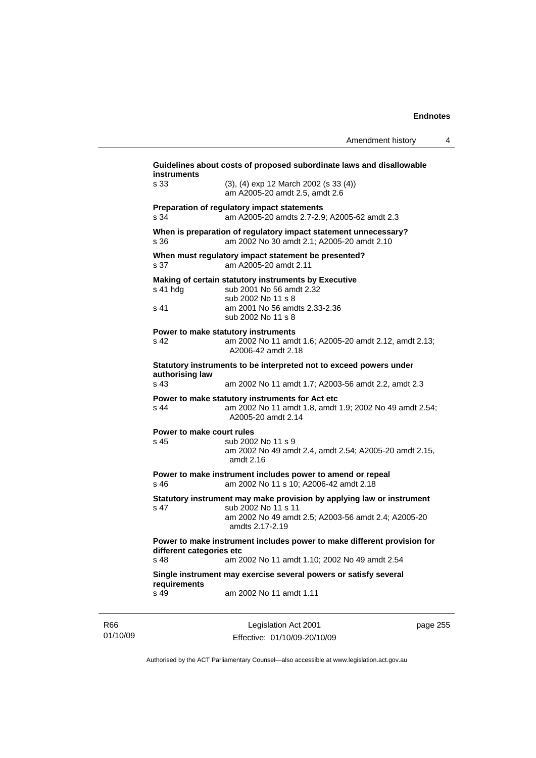**Guidelines about costs of proposed subordinate laws and disallowable instruments**

s 33 (3), (4) exp 12 March 2002 (s 33 (4))
am A2005-20 amdt 2.5, amdt 2.6

**Preparation of regulatory impact statements**

s 34 am A2005-20 amdts 2.7-2.9; A2005-62 amdt 2.3

**When is preparation of regulatory impact statement unnecessary?**

s 36 am 2002 No 30 amdt 2.1; A2005-20 amdt 2.10

**When must regulatory impact statement be presented?**

s 37 am A2005-20 amdt 2.11

**Making of certain statutory instruments by Executive**

s 41 hdg sub 2001 No 56 amdt 2.32
sub 2002 No 11 s 8

s 41 am 2001 No 56 amdts 2.33-2.36
sub 2002 No 11 s 8

**Power to make statutory instruments**

s 42 am 2002 No 11 amdt 1.6; A2005-20 amdt 2.12, amdt 2.13; A2006-42 amdt 2.18

**Statutory instruments to be interpreted not to exceed powers under authorising law**

s 43 am 2002 No 11 amdt 1.7; A2003-56 amdt 2.2, amdt 2.3

**Power to make statutory instruments for Act etc**

s 44 am 2002 No 11 amdt 1.8, amdt 1.9; 2002 No 49 amdt 2.54; A2005-20 amdt 2.14

**Power to make court rules**

s 45 sub 2002 No 11 s 9
am 2002 No 49 amdt 2.4, amdt 2.54; A2005-20 amdt 2.15, amdt 2.16

**Power to make instrument includes power to amend or repeal**

s 46 am 2002 No 11 s 10; A2006-42 amdt 2.18

**Statutory instrument may make provision by applying law or instrument**

s 47 sub 2002 No 11 s 11
am 2002 No 49 amdt 2.5; A2003-56 amdt 2.4; A2005-20 amdts 2.17-2.19

**Power to make instrument includes power to make different provision for different categories etc**

s 48 am 2002 No 11 amdt 1.10; 2002 No 49 amdt 2.54

**Single instrument may exercise several powers or satisfy several requirements**

s 49 am 2002 No 11 amdt 1.11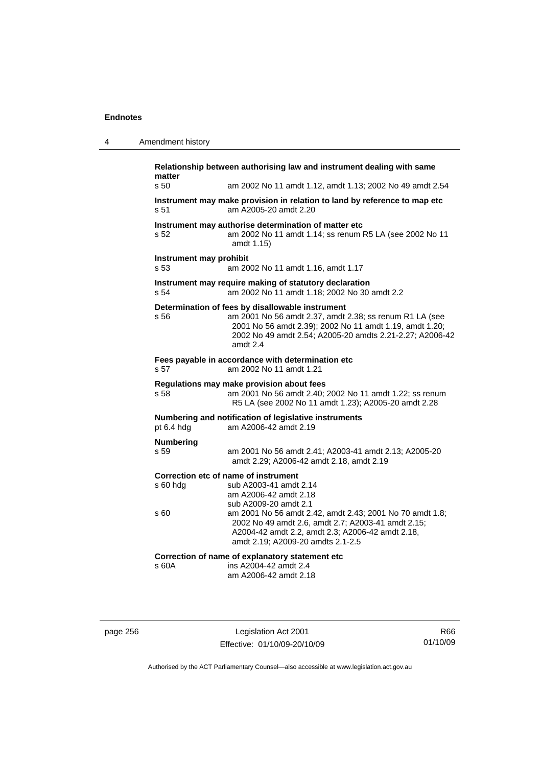**Relationship between authorising law and instrument dealing with same matter**

s 50 am 2002 No 11 amdt 1.12, amdt 1.13; 2002 No 49 amdt 2.54

**Instrument may make provision in relation to land by reference to map etc**

s 51 am A2005-20 amdt 2.20

**Instrument may authorise determination of matter etc**

s 52 am 2002 No 11 amdt 1.14; ss renum R5 LA (see 2002 No 11 amdt 1.15)

**Instrument may prohibit**

s 53 am 2002 No 11 amdt 1.16, amdt 1.17

**Instrument may require making of statutory declaration**

s 54 am 2002 No 11 amdt 1.18; 2002 No 30 amdt 2.2

**Determination of fees by disallowable instrument**

s 56 am 2001 No 56 amdt 2.37, amdt 2.38; ss renum R1 LA (see 2001 No 56 amdt 2.39); 2002 No 11 amdt 1.19, amdt 1.20; 2002 No 49 amdt 2.54; A2005-20 amdts 2.21-2.27; A2006-42 amdt 2.4

**Fees payable in accordance with determination etc**

s 57 am 2002 No 11 amdt 1.21

**Regulations may make provision about fees**

s 58 am 2001 No 56 amdt 2.40; 2002 No 11 amdt 1.22; ss renum R5 LA (see 2002 No 11 amdt 1.23); A2005-20 amdt 2.28

**Numbering and notification of legislative instruments**

pt 6.4 hdg am A2006-42 amdt 2.19

**Numbering**

s 59 am 2001 No 56 amdt 2.41; A2003-41 amdt 2.13; A2005-20 amdt 2.29; A2006-42 amdt 2.18, amdt 2.19

**Correction etc of name of instrument**

s 60 hdg sub A2003-41 amdt 2.14
am A2006-42 amdt 2.18
sub A2009-20 amdt 2.1

s 60 am 2001 No 56 amdt 2.42, amdt 2.43; 2001 No 70 amdt 1.8; 2002 No 49 amdt 2.6, amdt 2.7; A2003-41 amdt 2.15; A2004-42 amdt 2.2, amdt 2.3; A2006-42 amdt 2.18, amdt 2.19; A2009-20 amdts 2.1-2.5

**Correction of name of explanatory statement etc**

s 60A ins A2004-42 amdt 2.4
am A2006-42 amdt 2.18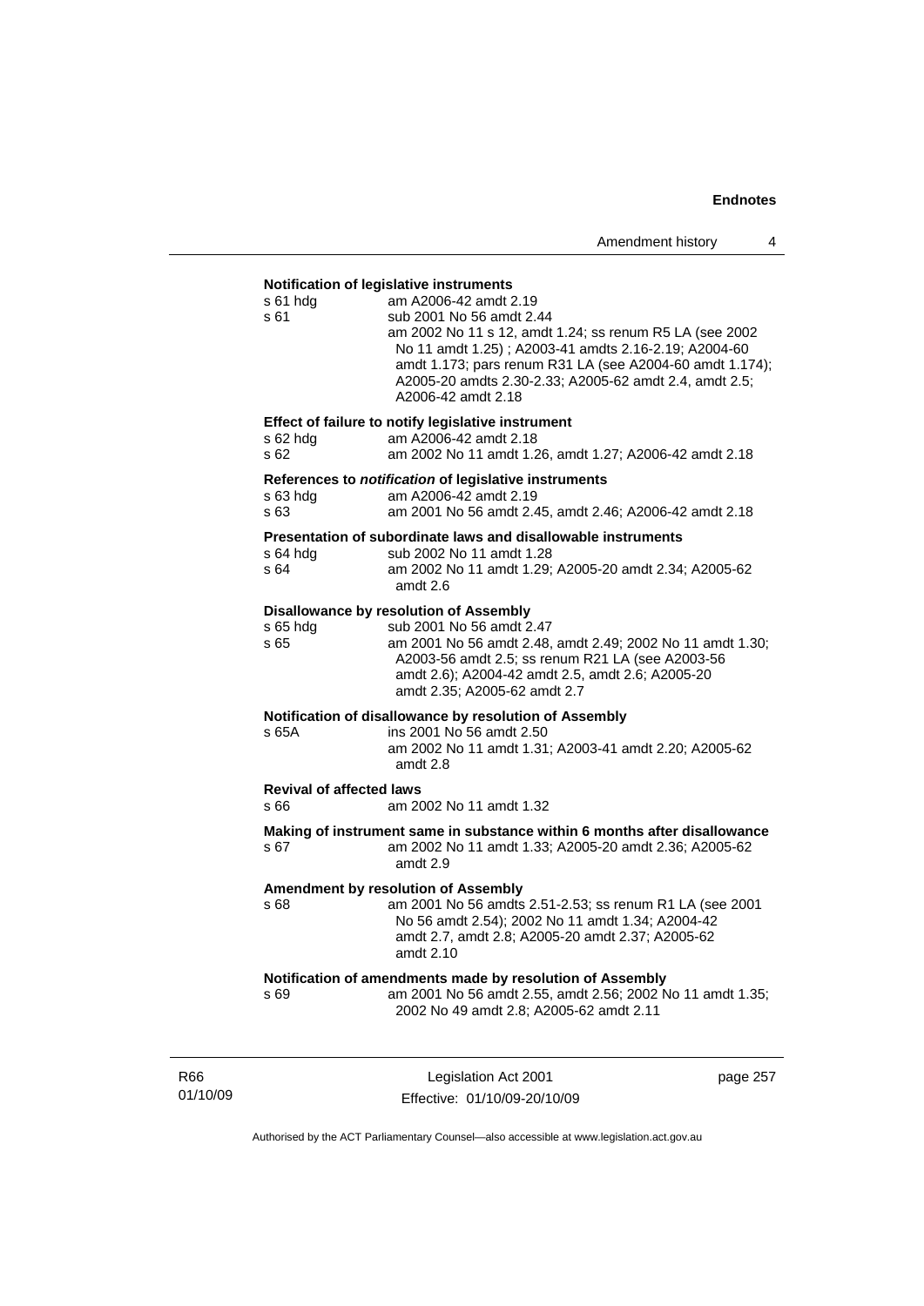**Notification of legislative instruments**

s 61 hdg — am A2006-42 amdt 2.19

s 61 — sub 2001 No 56 amdt 2.44
am 2002 No 11 s 12, amdt 1.24; ss renum R5 LA (see 2002 No 11 amdt 1.25) ; A2003-41 amdts 2.16-2.19; A2004-60 amdt 1.173; pars renum R31 LA (see A2004-60 amdt 1.174); A2005-20 amdts 2.30-2.33; A2005-62 amdt 2.4, amdt 2.5; A2006-42 amdt 2.18

**Effect of failure to notify legislative instrument**

s 62 hdg — am A2006-42 amdt 2.18

s 62 — am 2002 No 11 amdt 1.26, amdt 1.27; A2006-42 amdt 2.18

**References to *notification* of legislative instruments**

s 63 hdg — am A2006-42 amdt 2.19

s 63 — am 2001 No 56 amdt 2.45, amdt 2.46; A2006-42 amdt 2.18

**Presentation of subordinate laws and disallowable instruments**

s 64 hdg — sub 2002 No 11 amdt 1.28

s 64 — am 2002 No 11 amdt 1.29; A2005-20 amdt 2.34; A2005-62 amdt 2.6

**Disallowance by resolution of Assembly**

s 65 hdg — sub 2001 No 56 amdt 2.47

s 65 — am 2001 No 56 amdt 2.48, amdt 2.49; 2002 No 11 amdt 1.30; A2003-56 amdt 2.5; ss renum R21 LA (see A2003-56 amdt 2.6); A2004-42 amdt 2.5, amdt 2.6; A2005-20 amdt 2.35; A2005-62 amdt 2.7

**Notification of disallowance by resolution of Assembly**

s 65A — ins 2001 No 56 amdt 2.50
am 2002 No 11 amdt 1.31; A2003-41 amdt 2.20; A2005-62 amdt 2.8

**Revival of affected laws**

s 66 — am 2002 No 11 amdt 1.32

**Making of instrument same in substance within 6 months after disallowance**

s 67 — am 2002 No 11 amdt 1.33; A2005-20 amdt 2.36; A2005-62 amdt 2.9

**Amendment by resolution of Assembly**

s 68 — am 2001 No 56 amdts 2.51-2.53; ss renum R1 LA (see 2001 No 56 amdt 2.54); 2002 No 11 amdt 1.34; A2004-42 amdt 2.7, amdt 2.8; A2005-20 amdt 2.37; A2005-62 amdt 2.10

**Notification of amendments made by resolution of Assembly**

s 69 — am 2001 No 56 amdt 2.55, amdt 2.56; 2002 No 11 amdt 1.35; 2002 No 49 amdt 2.8; A2005-62 amdt 2.11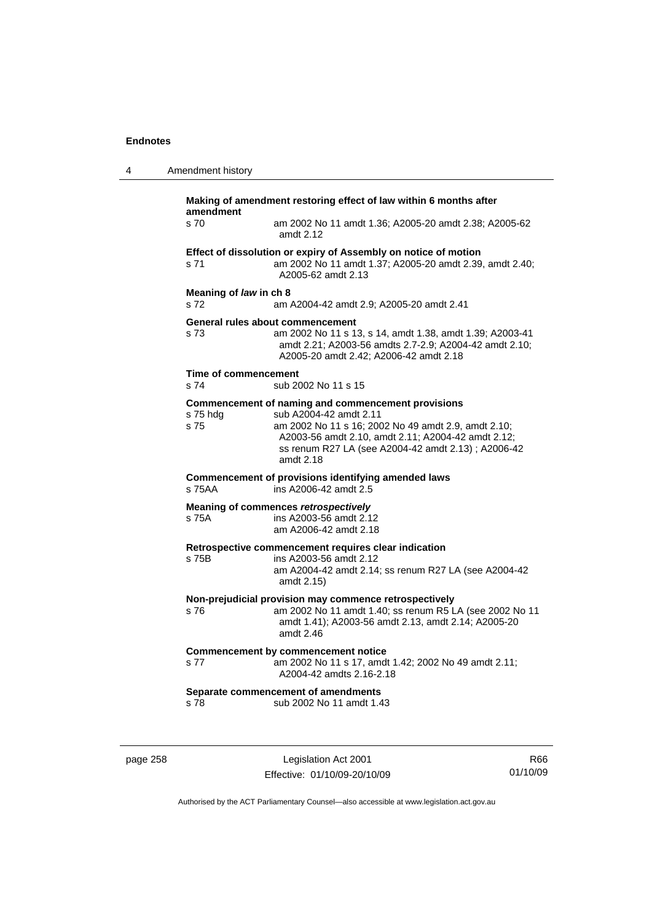**Making of amendment restoring effect of law within 6 months after amendment**

s 70 am 2002 No 11 amdt 1.36; A2005-20 amdt 2.38; A2005-62 amdt 2.12

**Effect of dissolution or expiry of Assembly on notice of motion**

s 71 am 2002 No 11 amdt 1.37; A2005-20 amdt 2.39, amdt 2.40; A2005-62 amdt 2.13

**Meaning of *law* in ch 8**

s 72 am A2004-42 amdt 2.9; A2005-20 amdt 2.41

**General rules about commencement**

s 73 am 2002 No 11 s 13, s 14, amdt 1.38, amdt 1.39; A2003-41 amdt 2.21; A2003-56 amdts 2.7-2.9; A2004-42 amdt 2.10; A2005-20 amdt 2.42; A2006-42 amdt 2.18

**Time of commencement**

s 74 sub 2002 No 11 s 15

**Commencement of naming and commencement provisions**

s 75 hdg sub A2004-42 amdt 2.11

s 75 am 2002 No 11 s 16; 2002 No 49 amdt 2.9, amdt 2.10; A2003-56 amdt 2.10, amdt 2.11; A2004-42 amdt 2.12; ss renum R27 LA (see A2004-42 amdt 2.13) ; A2006-42 amdt 2.18

**Commencement of provisions identifying amended laws**

s 75AA ins A2006-42 amdt 2.5

**Meaning of commences *retrospectively***

s 75A ins A2003-56 amdt 2.12
am A2006-42 amdt 2.18

**Retrospective commencement requires clear indication**

s 75B ins A2003-56 amdt 2.12
am A2004-42 amdt 2.14; ss renum R27 LA (see A2004-42 amdt 2.15)

**Non-prejudicial provision may commence retrospectively**

s 76 am 2002 No 11 amdt 1.40; ss renum R5 LA (see 2002 No 11 amdt 1.41); A2003-56 amdt 2.13, amdt 2.14; A2005-20 amdt 2.46

**Commencement by commencement notice**

s 77 am 2002 No 11 s 17, amdt 1.42; 2002 No 49 amdt 2.11; A2004-42 amdts 2.16-2.18

**Separate commencement of amendments**

s 78 sub 2002 No 11 amdt 1.43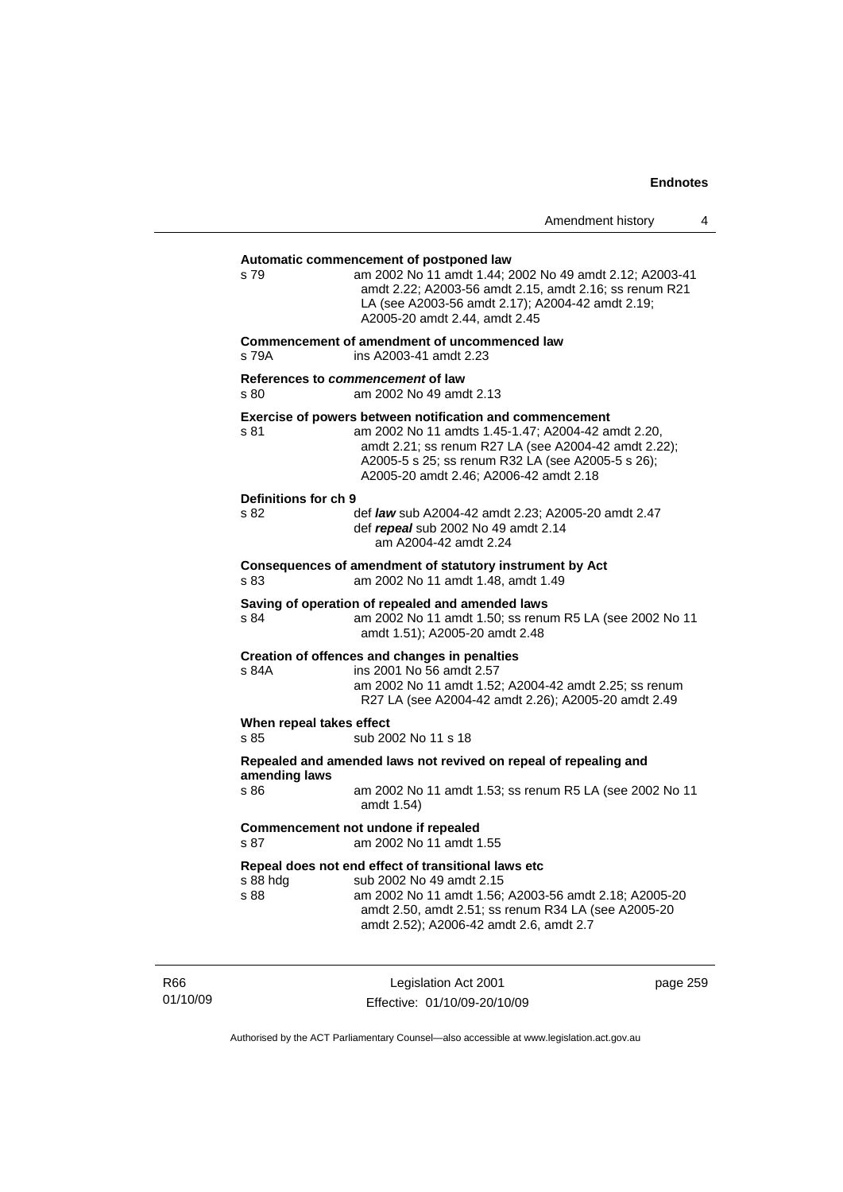**Automatic commencement of postponed law**

s 79 — am 2002 No 11 amdt 1.44; 2002 No 49 amdt 2.12; A2003-41 amdt 2.22; A2003-56 amdt 2.15, amdt 2.16; ss renum R21 LA (see A2003-56 amdt 2.17); A2004-42 amdt 2.19; A2005-20 amdt 2.44, amdt 2.45

**Commencement of amendment of uncommenced law**

s 79A — ins A2003-41 amdt 2.23

**References to *commencement* of law**

s 80 — am 2002 No 49 amdt 2.13

**Exercise of powers between notification and commencement**

s 81 — am 2002 No 11 amdts 1.45-1.47; A2004-42 amdt 2.20, amdt 2.21; ss renum R27 LA (see A2004-42 amdt 2.22); A2005-5 s 25; ss renum R32 LA (see A2005-5 s 26); A2005-20 amdt 2.46; A2006-42 amdt 2.18

**Definitions for ch 9**

s 82 — def ***law*** sub A2004-42 amdt 2.23; A2005-20 amdt 2.47
def ***repeal*** sub 2002 No 49 amdt 2.14
am A2004-42 amdt 2.24

**Consequences of amendment of statutory instrument by Act**

s 83 — am 2002 No 11 amdt 1.48, amdt 1.49

**Saving of operation of repealed and amended laws**

s 84 — am 2002 No 11 amdt 1.50; ss renum R5 LA (see 2002 No 11 amdt 1.51); A2005-20 amdt 2.48

**Creation of offences and changes in penalties**

s 84A — ins 2001 No 56 amdt 2.57
am 2002 No 11 amdt 1.52; A2004-42 amdt 2.25; ss renum R27 LA (see A2004-42 amdt 2.26); A2005-20 amdt 2.49

**When repeal takes effect**

s 85 — sub 2002 No 11 s 18

**Repealed and amended laws not revived on repeal of repealing and amending laws**

s 86 — am 2002 No 11 amdt 1.53; ss renum R5 LA (see 2002 No 11 amdt 1.54)

**Commencement not undone if repealed**

s 87 — am 2002 No 11 amdt 1.55

**Repeal does not end effect of transitional laws etc**

s 88 hdg — sub 2002 No 49 amdt 2.15
s 88 — am 2002 No 11 amdt 1.56; A2003-56 amdt 2.18; A2005-20 amdt 2.50, amdt 2.51; ss renum R34 LA (see A2005-20 amdt 2.52); A2006-42 amdt 2.6, amdt 2.7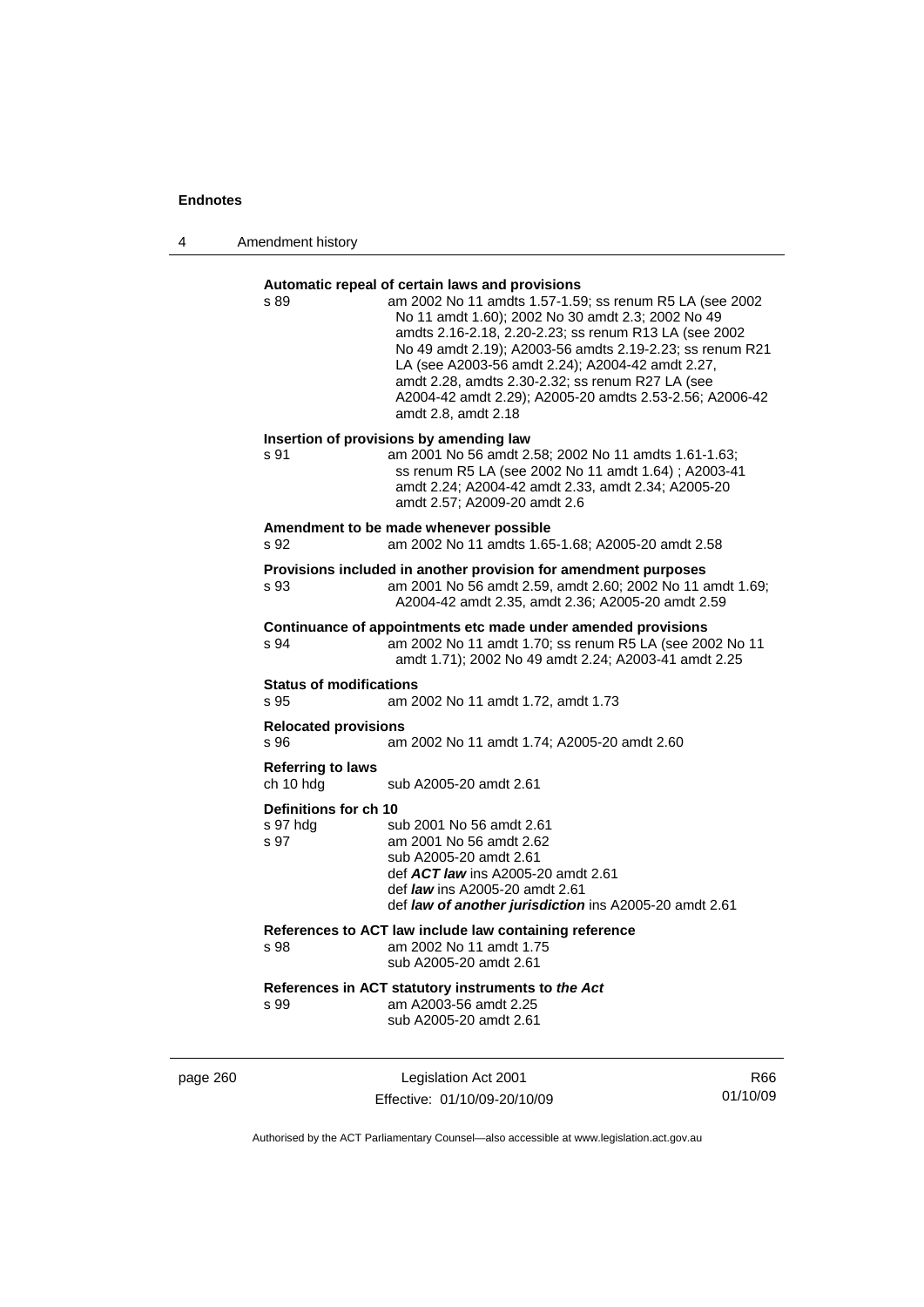**Automatic repeal of certain laws and provisions**

s 89 am 2002 No 11 amdts 1.57-1.59; ss renum R5 LA (see 2002 No 11 amdt 1.60); 2002 No 30 amdt 2.3; 2002 No 49 amdts 2.16-2.18, 2.20-2.23; ss renum R13 LA (see 2002 No 49 amdt 2.19); A2003-56 amdts 2.19-2.23; ss renum R21 LA (see A2003-56 amdt 2.24); A2004-42 amdt 2.27, amdt 2.28, amdts 2.30-2.32; ss renum R27 LA (see A2004-42 amdt 2.29); A2005-20 amdts 2.53-2.56; A2006-42 amdt 2.8, amdt 2.18

**Insertion of provisions by amending law**

s 91 am 2001 No 56 amdt 2.58; 2002 No 11 amdts 1.61-1.63; ss renum R5 LA (see 2002 No 11 amdt 1.64) ; A2003-41 amdt 2.24; A2004-42 amdt 2.33, amdt 2.34; A2005-20 amdt 2.57; A2009-20 amdt 2.6

**Amendment to be made whenever possible**

s 92 am 2002 No 11 amdts 1.65-1.68; A2005-20 amdt 2.58

**Provisions included in another provision for amendment purposes**

s 93 am 2001 No 56 amdt 2.59, amdt 2.60; 2002 No 11 amdt 1.69; A2004-42 amdt 2.35, amdt 2.36; A2005-20 amdt 2.59

**Continuance of appointments etc made under amended provisions**

s 94 am 2002 No 11 amdt 1.70; ss renum R5 LA (see 2002 No 11 amdt 1.71); 2002 No 49 amdt 2.24; A2003-41 amdt 2.25

**Status of modifications**

s 95 am 2002 No 11 amdt 1.72, amdt 1.73

**Relocated provisions**

s 96 am 2002 No 11 amdt 1.74; A2005-20 amdt 2.60

**Referring to laws**

ch 10 hdg sub A2005-20 amdt 2.61

**Definitions for ch 10**

s 97 hdg sub 2001 No 56 amdt 2.61

s 97 am 2001 No 56 amdt 2.62
sub A2005-20 amdt 2.61
def ***ACT law*** ins A2005-20 amdt 2.61
def ***law*** ins A2005-20 amdt 2.61
def ***law of another jurisdiction*** ins A2005-20 amdt 2.61

**References to ACT law include law containing reference**

s 98 am 2002 No 11 amdt 1.75
sub A2005-20 amdt 2.61

**References in ACT statutory instruments to *the Act***

s 99 am A2003-56 amdt 2.25
sub A2005-20 amdt 2.61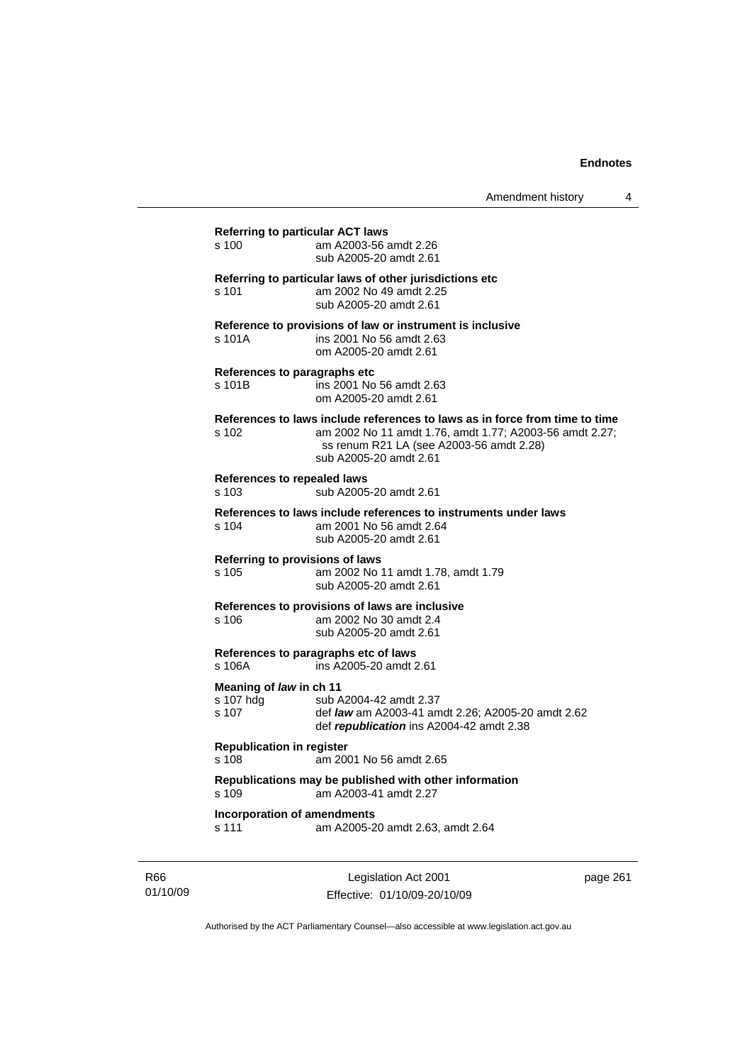**Referring to particular ACT laws**

s 100 am A2003-56 amdt 2.26
sub A2005-20 amdt 2.61

**Referring to particular laws of other jurisdictions etc**

s 101 am 2002 No 49 amdt 2.25
sub A2005-20 amdt 2.61

**Reference to provisions of law or instrument is inclusive**

s 101A ins 2001 No 56 amdt 2.63
om A2005-20 amdt 2.61

**References to paragraphs etc**

s 101B ins 2001 No 56 amdt 2.63
om A2005-20 amdt 2.61

**References to laws include references to laws as in force from time to time**

s 102 am 2002 No 11 amdt 1.76, amdt 1.77; A2003-56 amdt 2.27; ss renum R21 LA (see A2003-56 amdt 2.28)
sub A2005-20 amdt 2.61

**References to repealed laws**

s 103 sub A2005-20 amdt 2.61

**References to laws include references to instruments under laws**

s 104 am 2001 No 56 amdt 2.64
sub A2005-20 amdt 2.61

**Referring to provisions of laws**

s 105 am 2002 No 11 amdt 1.78, amdt 1.79
sub A2005-20 amdt 2.61

**References to provisions of laws are inclusive**

s 106 am 2002 No 30 amdt 2.4
sub A2005-20 amdt 2.61

**References to paragraphs etc of laws**

s 106A ins A2005-20 amdt 2.61

**Meaning of *law* in ch 11**

s 107 hdg sub A2004-42 amdt 2.37
s 107 def ***law*** am A2003-41 amdt 2.26; A2005-20 amdt 2.62
def ***republication*** ins A2004-42 amdt 2.38

**Republication in register**

s 108 am 2001 No 56 amdt 2.65

**Republications may be published with other information**

s 109 am A2003-41 amdt 2.27

**Incorporation of amendments**

s 111 am A2005-20 amdt 2.63, amdt 2.64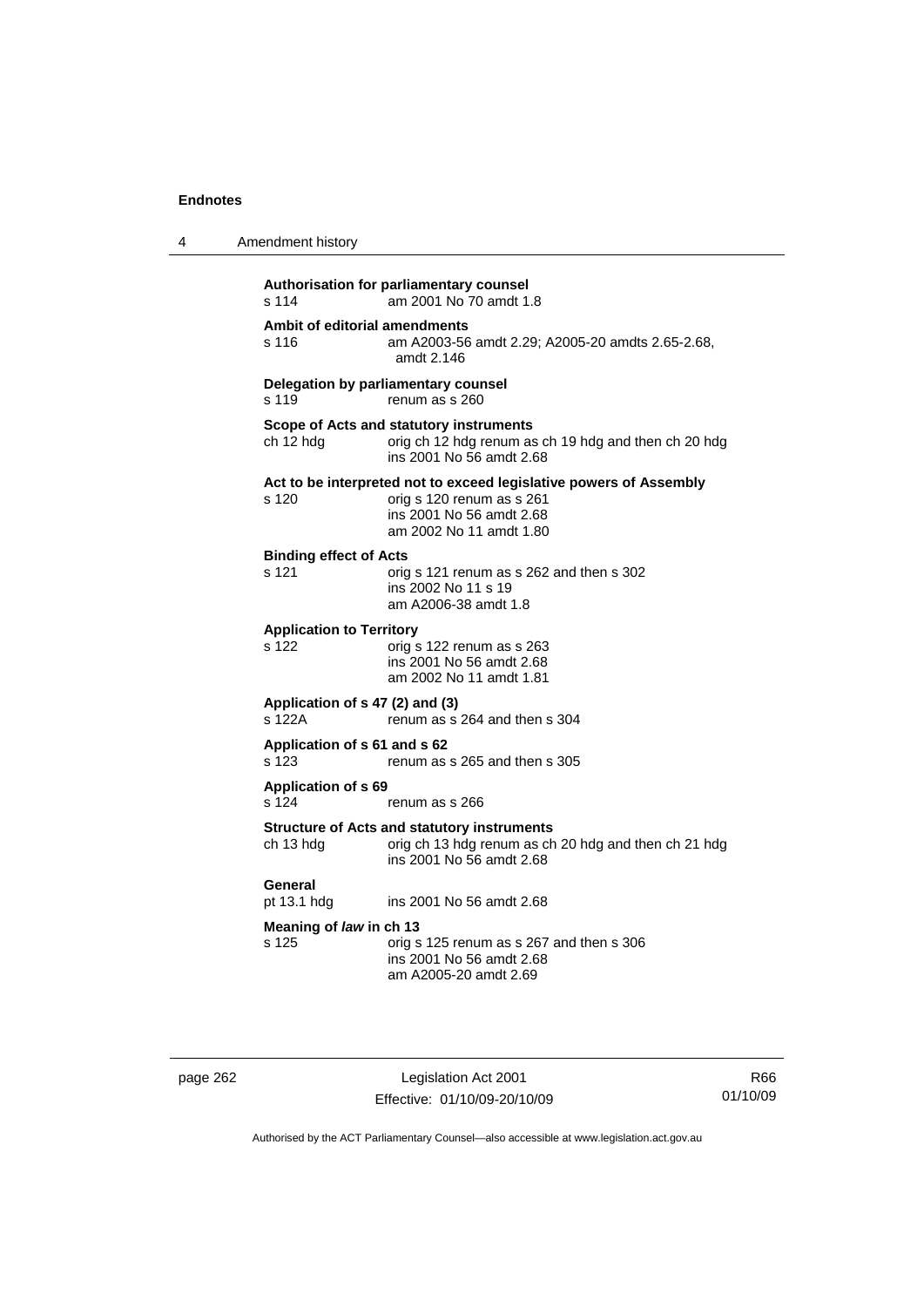**Authorisation for parliamentary counsel**
s 114 am 2001 No 70 amdt 1.8

**Ambit of editorial amendments**
s 116 am A2003-56 amdt 2.29; A2005-20 amdts 2.65-2.68, amdt 2.146

**Delegation by parliamentary counsel**
s 119 renum as s 260

**Scope of Acts and statutory instruments**
ch 12 hdg orig ch 12 hdg renum as ch 19 hdg and then ch 20 hdg
ins 2001 No 56 amdt 2.68

**Act to be interpreted not to exceed legislative powers of Assembly**
s 120 orig s 120 renum as s 261
ins 2001 No 56 amdt 2.68
am 2002 No 11 amdt 1.80

**Binding effect of Acts**
s 121 orig s 121 renum as s 262 and then s 302
ins 2002 No 11 s 19
am A2006-38 amdt 1.8

**Application to Territory**
s 122 orig s 122 renum as s 263
ins 2001 No 56 amdt 2.68
am 2002 No 11 amdt 1.81

**Application of s 47 (2) and (3)**
s 122A renum as s 264 and then s 304

**Application of s 61 and s 62**
s 123 renum as s 265 and then s 305

**Application of s 69**
s 124 renum as s 266

**Structure of Acts and statutory instruments**
ch 13 hdg orig ch 13 hdg renum as ch 20 hdg and then ch 21 hdg
ins 2001 No 56 amdt 2.68

**General**
pt 13.1 hdg ins 2001 No 56 amdt 2.68

**Meaning of *law* in ch 13**
s 125 orig s 125 renum as s 267 and then s 306
ins 2001 No 56 amdt 2.68
am A2005-20 amdt 2.69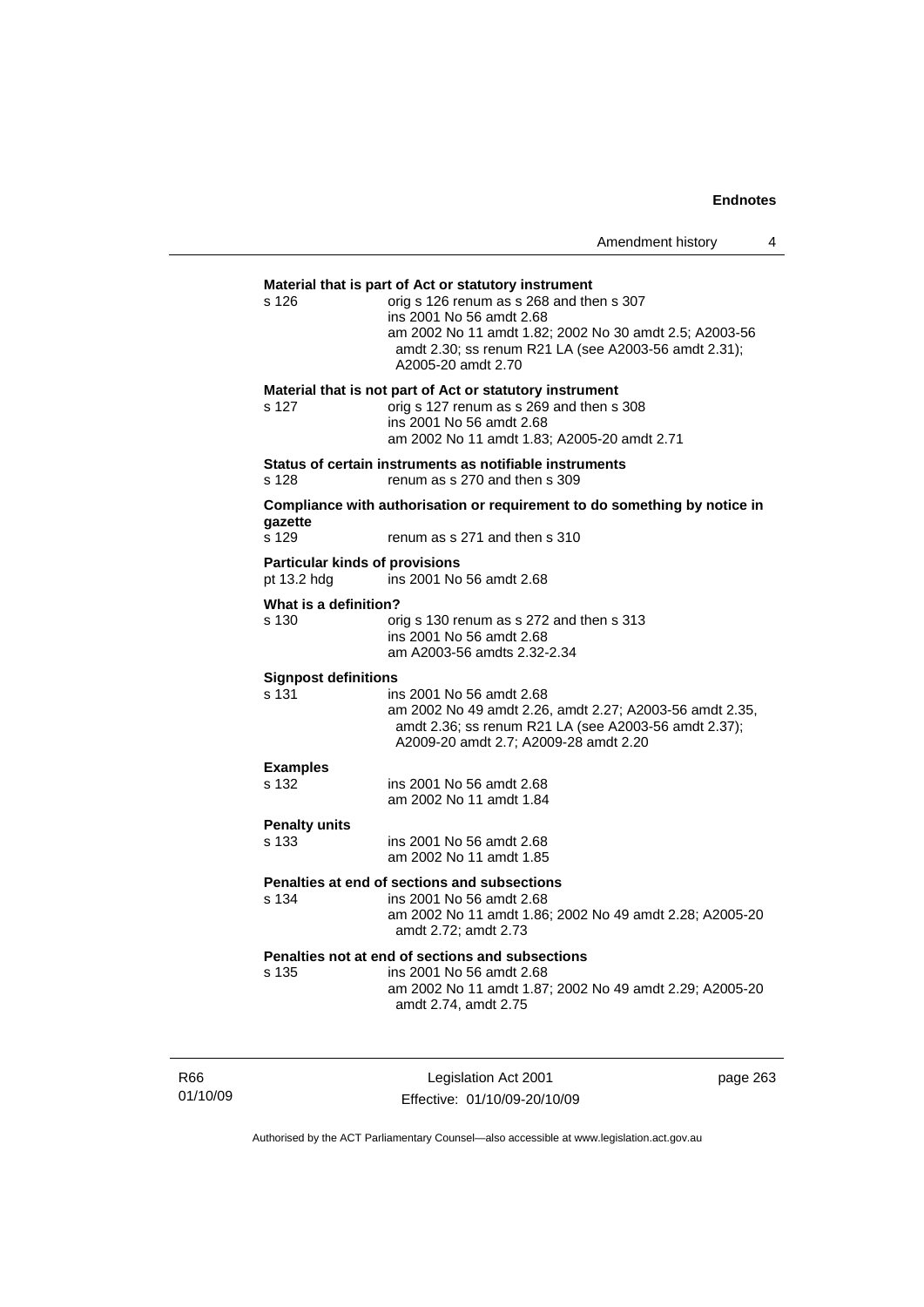**Material that is part of Act or statutory instrument**

s 126 — orig s 126 renum as s 268 and then s 307
ins 2001 No 56 amdt 2.68
am 2002 No 11 amdt 1.82; 2002 No 30 amdt 2.5; A2003-56 amdt 2.30; ss renum R21 LA (see A2003-56 amdt 2.31); A2005-20 amdt 2.70

**Material that is not part of Act or statutory instrument**

s 127 — orig s 127 renum as s 269 and then s 308
ins 2001 No 56 amdt 2.68
am 2002 No 11 amdt 1.83; A2005-20 amdt 2.71

**Status of certain instruments as notifiable instruments**

s 128 — renum as s 270 and then s 309

**Compliance with authorisation or requirement to do something by notice in gazette**

s 129 — renum as s 271 and then s 310

**Particular kinds of provisions**

pt 13.2 hdg — ins 2001 No 56 amdt 2.68

**What is a definition?**

s 130 — orig s 130 renum as s 272 and then s 313
ins 2001 No 56 amdt 2.68
am A2003-56 amdts 2.32-2.34

**Signpost definitions**

s 131 — ins 2001 No 56 amdt 2.68
am 2002 No 49 amdt 2.26, amdt 2.27; A2003-56 amdt 2.35, amdt 2.36; ss renum R21 LA (see A2003-56 amdt 2.37); A2009-20 amdt 2.7; A2009-28 amdt 2.20

**Examples**

s 132 — ins 2001 No 56 amdt 2.68
am 2002 No 11 amdt 1.84

**Penalty units**

s 133 — ins 2001 No 56 amdt 2.68
am 2002 No 11 amdt 1.85

**Penalties at end of sections and subsections**

s 134 — ins 2001 No 56 amdt 2.68
am 2002 No 11 amdt 1.86; 2002 No 49 amdt 2.28; A2005-20 amdt 2.72; amdt 2.73

**Penalties not at end of sections and subsections**

s 135 — ins 2001 No 56 amdt 2.68
am 2002 No 11 amdt 1.87; 2002 No 49 amdt 2.29; A2005-20 amdt 2.74, amdt 2.75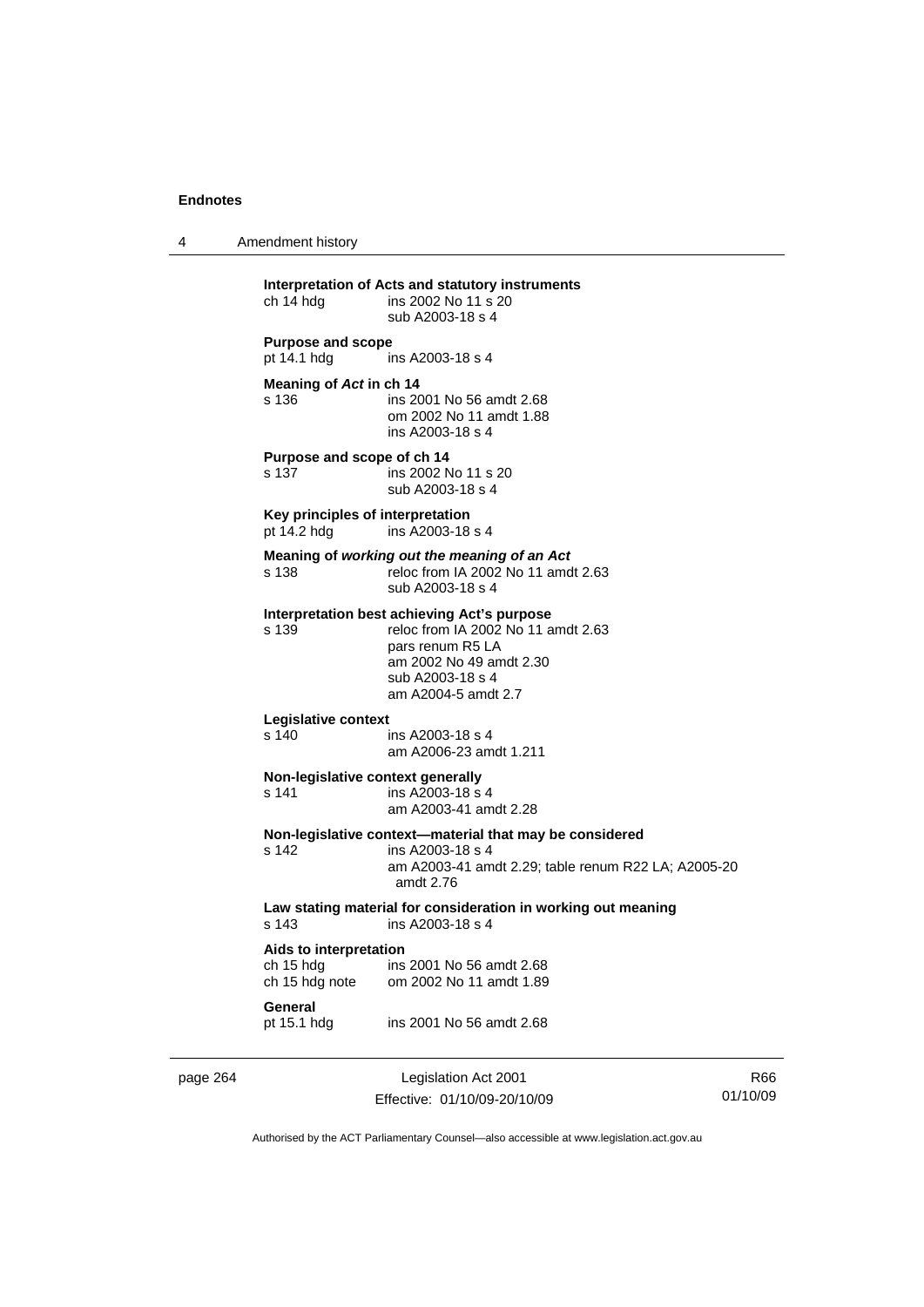**Interpretation of Acts and statutory instruments**
ch 14 hdg ins 2002 No 11 s 20
sub A2003-18 s 4

**Purpose and scope**
pt 14.1 hdg ins A2003-18 s 4

**Meaning of *Act* in ch 14**
s 136 ins 2001 No 56 amdt 2.68
om 2002 No 11 amdt 1.88
ins A2003-18 s 4

**Purpose and scope of ch 14**
s 137 ins 2002 No 11 s 20
sub A2003-18 s 4

**Key principles of interpretation**
pt 14.2 hdg ins A2003-18 s 4

**Meaning of *working out the meaning of an Act***
s 138 reloc from IA 2002 No 11 amdt 2.63
sub A2003-18 s 4

**Interpretation best achieving Act's purpose**
s 139 reloc from IA 2002 No 11 amdt 2.63
pars renum R5 LA
am 2002 No 49 amdt 2.30
sub A2003-18 s 4
am A2004-5 amdt 2.7

**Legislative context**
s 140 ins A2003-18 s 4
am A2006-23 amdt 1.211

**Non-legislative context generally**
s 141 ins A2003-18 s 4
am A2003-41 amdt 2.28

**Non-legislative context—material that may be considered**
s 142 ins A2003-18 s 4
am A2003-41 amdt 2.29; table renum R22 LA; A2005-20 amdt 2.76

**Law stating material for consideration in working out meaning**
s 143 ins A2003-18 s 4

**Aids to interpretation**
ch 15 hdg ins 2001 No 56 amdt 2.68
ch 15 hdg note om 2002 No 11 amdt 1.89

**General**
pt 15.1 hdg ins 2001 No 56 amdt 2.68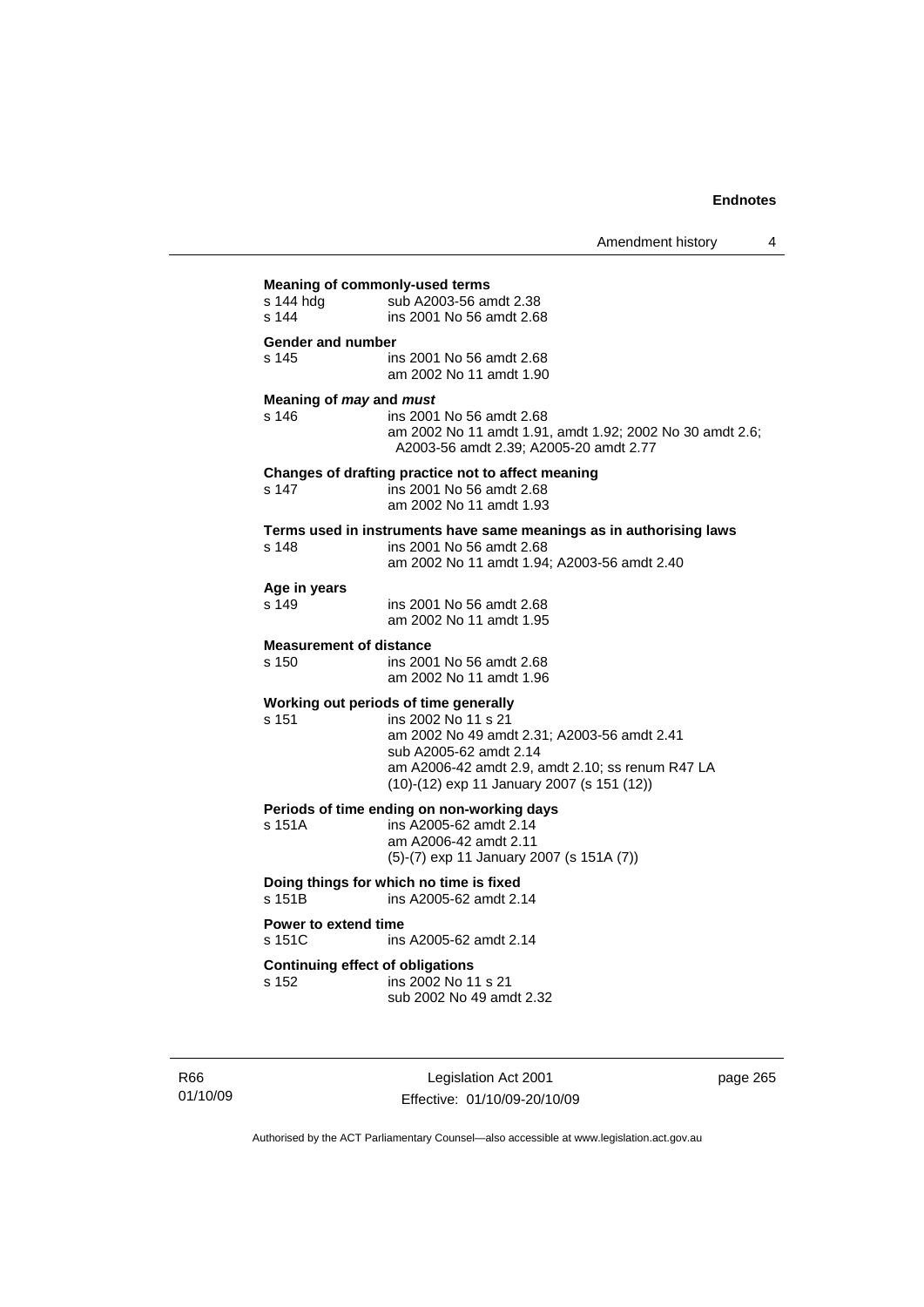**Meaning of commonly-used terms**

s 144 hdg sub A2003-56 amdt 2.38
s 144 ins 2001 No 56 amdt 2.68

**Gender and number**

s 145 ins 2001 No 56 amdt 2.68
am 2002 No 11 amdt 1.90

**Meaning of *may* and *must***

s 146 ins 2001 No 56 amdt 2.68
am 2002 No 11 amdt 1.91, amdt 1.92; 2002 No 30 amdt 2.6; A2003-56 amdt 2.39; A2005-20 amdt 2.77

**Changes of drafting practice not to affect meaning**

s 147 ins 2001 No 56 amdt 2.68
am 2002 No 11 amdt 1.93

**Terms used in instruments have same meanings as in authorising laws**

s 148 ins 2001 No 56 amdt 2.68
am 2002 No 11 amdt 1.94; A2003-56 amdt 2.40

**Age in years**

s 149 ins 2001 No 56 amdt 2.68
am 2002 No 11 amdt 1.95

**Measurement of distance**

s 150 ins 2001 No 56 amdt 2.68
am 2002 No 11 amdt 1.96

**Working out periods of time generally**

s 151 ins 2002 No 11 s 21
am 2002 No 49 amdt 2.31; A2003-56 amdt 2.41
sub A2005-62 amdt 2.14
am A2006-42 amdt 2.9, amdt 2.10; ss renum R47 LA
(10)-(12) exp 11 January 2007 (s 151 (12))

**Periods of time ending on non-working days**

s 151A ins A2005-62 amdt 2.14
am A2006-42 amdt 2.11
(5)-(7) exp 11 January 2007 (s 151A (7))

**Doing things for which no time is fixed**

s 151B ins A2005-62 amdt 2.14

**Power to extend time**

s 151C ins A2005-62 amdt 2.14

**Continuing effect of obligations**

s 152 ins 2002 No 11 s 21
sub 2002 No 49 amdt 2.32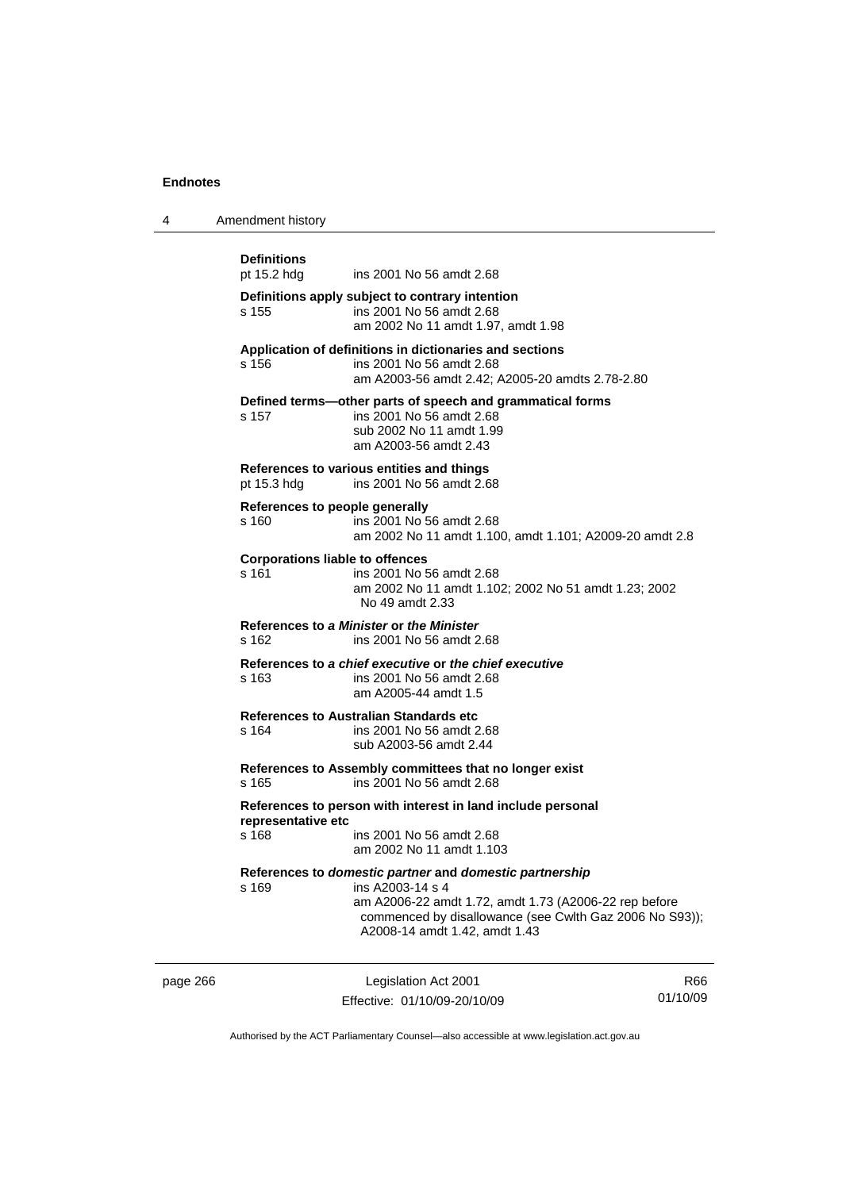**Definitions**
pt 15.2 hdg ins 2001 No 56 amdt 2.68

**Definitions apply subject to contrary intention**
s 155 ins 2001 No 56 amdt 2.68
am 2002 No 11 amdt 1.97, amdt 1.98

**Application of definitions in dictionaries and sections**
s 156 ins 2001 No 56 amdt 2.68
am A2003-56 amdt 2.42; A2005-20 amdts 2.78-2.80

**Defined terms—other parts of speech and grammatical forms**
s 157 ins 2001 No 56 amdt 2.68
sub 2002 No 11 amdt 1.99
am A2003-56 amdt 2.43

**References to various entities and things**
pt 15.3 hdg ins 2001 No 56 amdt 2.68

**References to people generally**
s 160 ins 2001 No 56 amdt 2.68
am 2002 No 11 amdt 1.100, amdt 1.101; A2009-20 amdt 2.8

**Corporations liable to offences**
s 161 ins 2001 No 56 amdt 2.68
am 2002 No 11 amdt 1.102; 2002 No 51 amdt 1.23; 2002 No 49 amdt 2.33

**References to *a Minister* or *the Minister***
s 162 ins 2001 No 56 amdt 2.68

**References to *a chief executive* or *the chief executive***
s 163 ins 2001 No 56 amdt 2.68
am A2005-44 amdt 1.5

**References to Australian Standards etc**
s 164 ins 2001 No 56 amdt 2.68
sub A2003-56 amdt 2.44

**References to Assembly committees that no longer exist**
s 165 ins 2001 No 56 amdt 2.68

**References to person with interest in land include personal representative etc**
s 168 ins 2001 No 56 amdt 2.68
am 2002 No 11 amdt 1.103

**References to *domestic partner* and *domestic partnership***
s 169 ins A2003-14 s 4
am A2006-22 amdt 1.72, amdt 1.73 (A2006-22 rep before commenced by disallowance (see Cwlth Gaz 2006 No S93)); A2008-14 amdt 1.42, amdt 1.43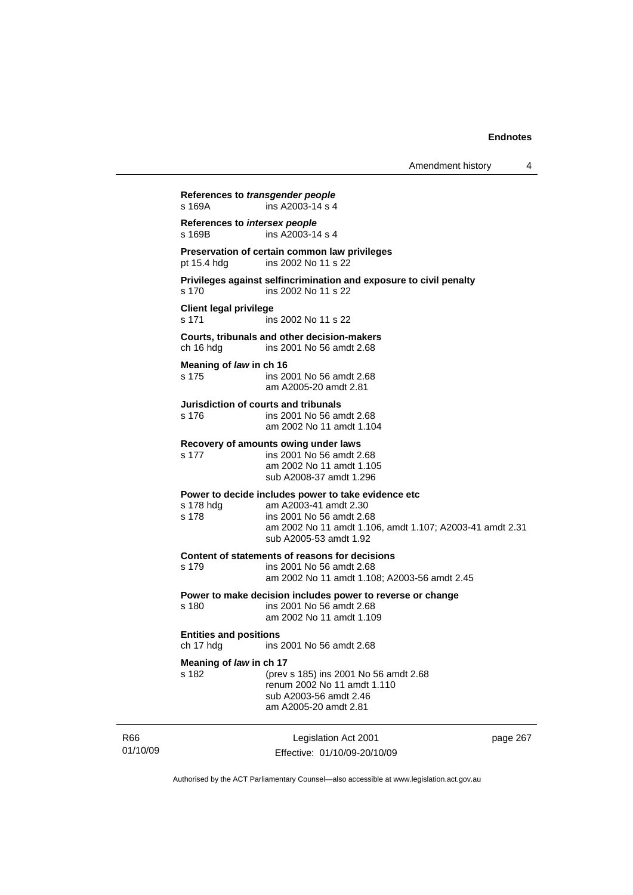**References to *transgender people***

s 169A ins A2003-14 s 4

**References to *intersex people***

s 169B ins A2003-14 s 4

**Preservation of certain common law privileges**

pt 15.4 hdg ins 2002 No 11 s 22

**Privileges against selfincrimination and exposure to civil penalty**

s 170 ins 2002 No 11 s 22

**Client legal privilege**

s 171 ins 2002 No 11 s 22

**Courts, tribunals and other decision-makers**

ch 16 hdg ins 2001 No 56 amdt 2.68

**Meaning of *law* in ch 16**

s 175 ins 2001 No 56 amdt 2.68
am A2005-20 amdt 2.81

**Jurisdiction of courts and tribunals**

s 176 ins 2001 No 56 amdt 2.68
am 2002 No 11 amdt 1.104

**Recovery of amounts owing under laws**

s 177 ins 2001 No 56 amdt 2.68
am 2002 No 11 amdt 1.105
sub A2008-37 amdt 1.296

**Power to decide includes power to take evidence etc**

s 178 hdg am A2003-41 amdt 2.30
s 178 ins 2001 No 56 amdt 2.68
am 2002 No 11 amdt 1.106, amdt 1.107; A2003-41 amdt 2.31
sub A2005-53 amdt 1.92

**Content of statements of reasons for decisions**

s 179 ins 2001 No 56 amdt 2.68
am 2002 No 11 amdt 1.108; A2003-56 amdt 2.45

**Power to make decision includes power to reverse or change**

s 180 ins 2001 No 56 amdt 2.68
am 2002 No 11 amdt 1.109

**Entities and positions**

ch 17 hdg ins 2001 No 56 amdt 2.68

**Meaning of *law* in ch 17**

s 182 (prev s 185) ins 2001 No 56 amdt 2.68
renum 2002 No 11 amdt 1.110
sub A2003-56 amdt 2.46
am A2005-20 amdt 2.81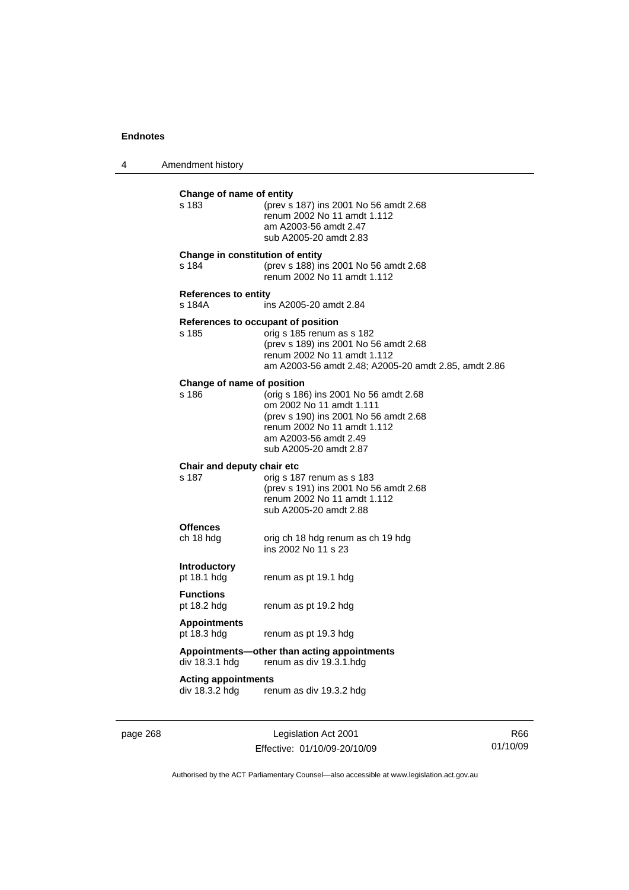**Change of name of entity**

s 183 — (prev s 187) ins 2001 No 56 amdt 2.68
renum 2002 No 11 amdt 1.112
am A2003-56 amdt 2.47
sub A2005-20 amdt 2.83

**Change in constitution of entity**

s 184 — (prev s 188) ins 2001 No 56 amdt 2.68
renum 2002 No 11 amdt 1.112

**References to entity**

s 184A — ins A2005-20 amdt 2.84

**References to occupant of position**

s 185 — orig s 185 renum as s 182
(prev s 189) ins 2001 No 56 amdt 2.68
renum 2002 No 11 amdt 1.112
am A2003-56 amdt 2.48; A2005-20 amdt 2.85, amdt 2.86

**Change of name of position**

s 186 — (orig s 186) ins 2001 No 56 amdt 2.68
om 2002 No 11 amdt 1.111
(prev s 190) ins 2001 No 56 amdt 2.68
renum 2002 No 11 amdt 1.112
am A2003-56 amdt 2.49
sub A2005-20 amdt 2.87

**Chair and deputy chair etc**

s 187 — orig s 187 renum as s 183
(prev s 191) ins 2001 No 56 amdt 2.68
renum 2002 No 11 amdt 1.112
sub A2005-20 amdt 2.88

**Offences**

ch 18 hdg — orig ch 18 hdg renum as ch 19 hdg
ins 2002 No 11 s 23

**Introductory**

pt 18.1 hdg — renum as pt 19.1 hdg

**Functions**

pt 18.2 hdg — renum as pt 19.2 hdg

**Appointments**

pt 18.3 hdg — renum as pt 19.3 hdg

**Appointments—other than acting appointments**

div 18.3.1 hdg — renum as div 19.3.1.hdg

**Acting appointments**

div 18.3.2 hdg — renum as div 19.3.2 hdg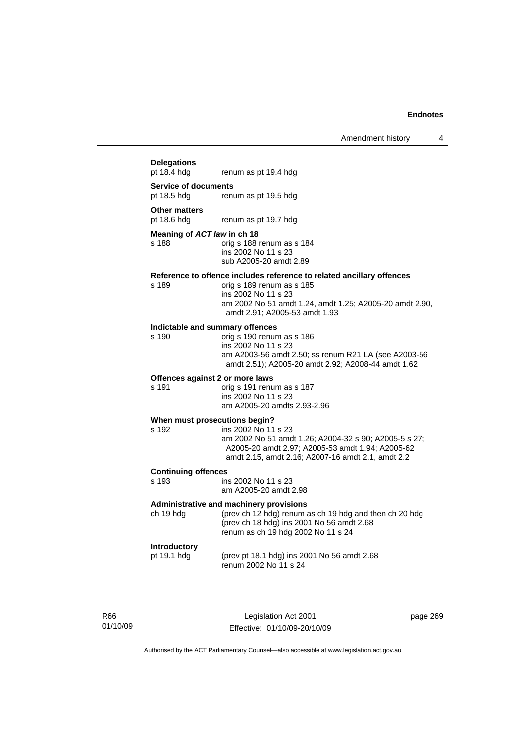**Delegations**
pt 18.4 hdg renum as pt 19.4 hdg

**Service of documents**
pt 18.5 hdg renum as pt 19.5 hdg

**Other matters**
pt 18.6 hdg renum as pt 19.7 hdg

**Meaning of *ACT law* in ch 18**
s 188 orig s 188 renum as s 184
ins 2002 No 11 s 23
sub A2005-20 amdt 2.89

**Reference to offence includes reference to related ancillary offences**
s 189 orig s 189 renum as s 185
ins 2002 No 11 s 23
am 2002 No 51 amdt 1.24, amdt 1.25; A2005-20 amdt 2.90, amdt 2.91; A2005-53 amdt 1.93

**Indictable and summary offences**
s 190 orig s 190 renum as s 186
ins 2002 No 11 s 23
am A2003-56 amdt 2.50; ss renum R21 LA (see A2003-56 amdt 2.51); A2005-20 amdt 2.92; A2008-44 amdt 1.62

**Offences against 2 or more laws**
s 191 orig s 191 renum as s 187
ins 2002 No 11 s 23
am A2005-20 amdts 2.93-2.96

**When must prosecutions begin?**
s 192 ins 2002 No 11 s 23
am 2002 No 51 amdt 1.26; A2004-32 s 90; A2005-5 s 27; A2005-20 amdt 2.97; A2005-53 amdt 1.94; A2005-62 amdt 2.15, amdt 2.16; A2007-16 amdt 2.1, amdt 2.2

**Continuing offences**
s 193 ins 2002 No 11 s 23
am A2005-20 amdt 2.98

**Administrative and machinery provisions**
ch 19 hdg (prev ch 12 hdg) renum as ch 19 hdg and then ch 20 hdg
(prev ch 18 hdg) ins 2001 No 56 amdt 2.68
renum as ch 19 hdg 2002 No 11 s 24

**Introductory**
pt 19.1 hdg (prev pt 18.1 hdg) ins 2001 No 56 amdt 2.68
renum 2002 No 11 s 24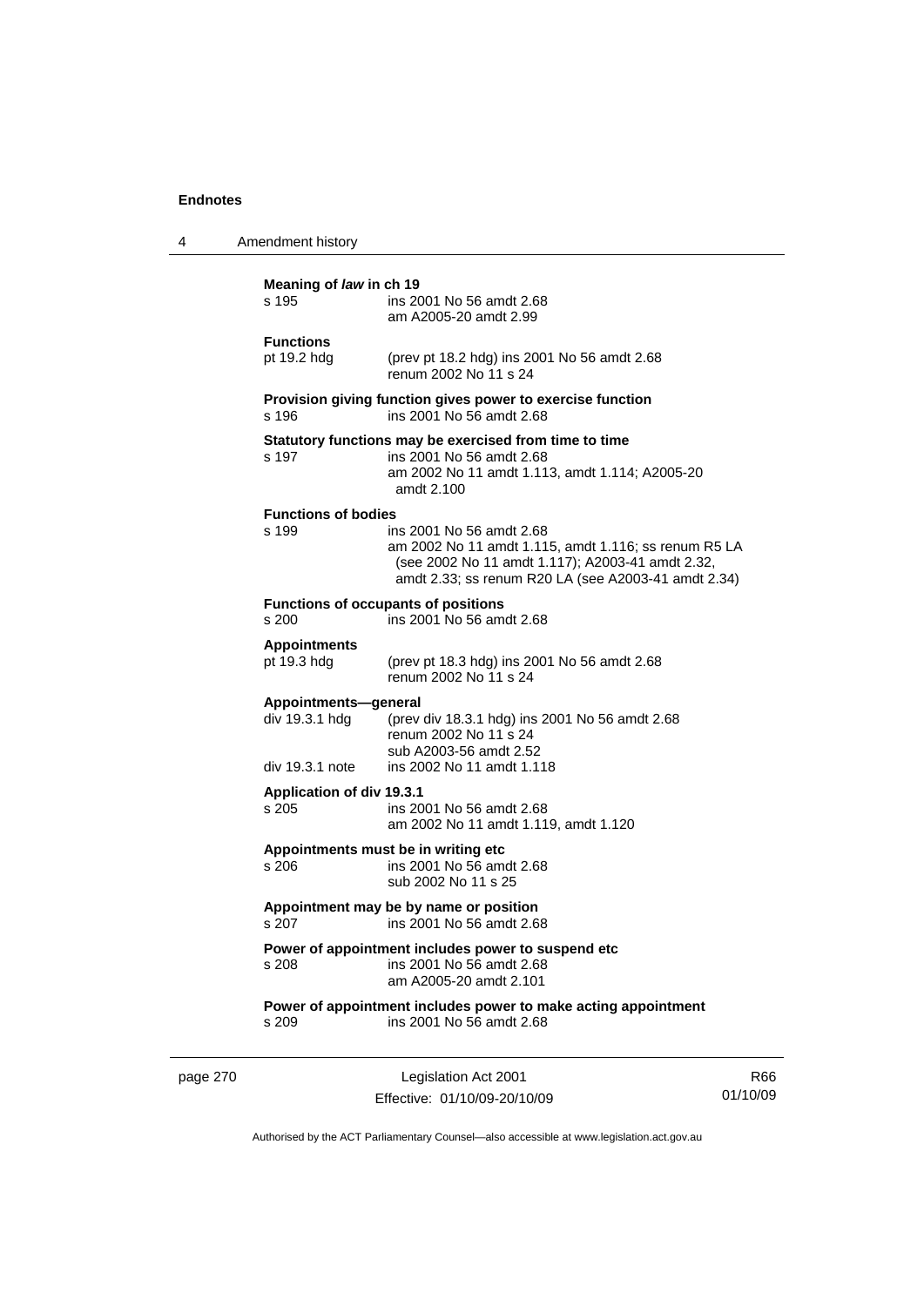**Meaning of *law* in ch 19**

| | |
|---|---|
| s 195 | ins 2001 No 56 amdt 2.68<br>am A2005-20 amdt 2.99 |

**Functions**

| | |
|---|---|
| pt 19.2 hdg | (prev pt 18.2 hdg) ins 2001 No 56 amdt 2.68<br>renum 2002 No 11 s 24 |

**Provision giving function gives power to exercise function**

| | |
|---|---|
| s 196 | ins 2001 No 56 amdt 2.68 |

**Statutory functions may be exercised from time to time**

| | |
|---|---|
| s 197 | ins 2001 No 56 amdt 2.68<br>am 2002 No 11 amdt 1.113, amdt 1.114; A2005-20 amdt 2.100 |

**Functions of bodies**

| | |
|---|---|
| s 199 | ins 2001 No 56 amdt 2.68<br>am 2002 No 11 amdt 1.115, amdt 1.116; ss renum R5 LA (see 2002 No 11 amdt 1.117); A2003-41 amdt 2.32, amdt 2.33; ss renum R20 LA (see A2003-41 amdt 2.34) |

**Functions of occupants of positions**

| | |
|---|---|
| s 200 | ins 2001 No 56 amdt 2.68 |

**Appointments**

| | |
|---|---|
| pt 19.3 hdg | (prev pt 18.3 hdg) ins 2001 No 56 amdt 2.68<br>renum 2002 No 11 s 24 |

**Appointments—general**

| | |
|---|---|
| div 19.3.1 hdg | (prev div 18.3.1 hdg) ins 2001 No 56 amdt 2.68<br>renum 2002 No 11 s 24<br>sub A2003-56 amdt 2.52 |
| div 19.3.1 note | ins 2002 No 11 amdt 1.118 |

**Application of div 19.3.1**

| | |
|---|---|
| s 205 | ins 2001 No 56 amdt 2.68<br>am 2002 No 11 amdt 1.119, amdt 1.120 |

**Appointments must be in writing etc**

| | |
|---|---|
| s 206 | ins 2001 No 56 amdt 2.68<br>sub 2002 No 11 s 25 |

**Appointment may be by name or position**

| | |
|---|---|
| s 207 | ins 2001 No 56 amdt 2.68 |

**Power of appointment includes power to suspend etc**

| | |
|---|---|
| s 208 | ins 2001 No 56 amdt 2.68<br>am A2005-20 amdt 2.101 |

**Power of appointment includes power to make acting appointment**

| | |
|---|---|
| s 209 | ins 2001 No 56 amdt 2.68 |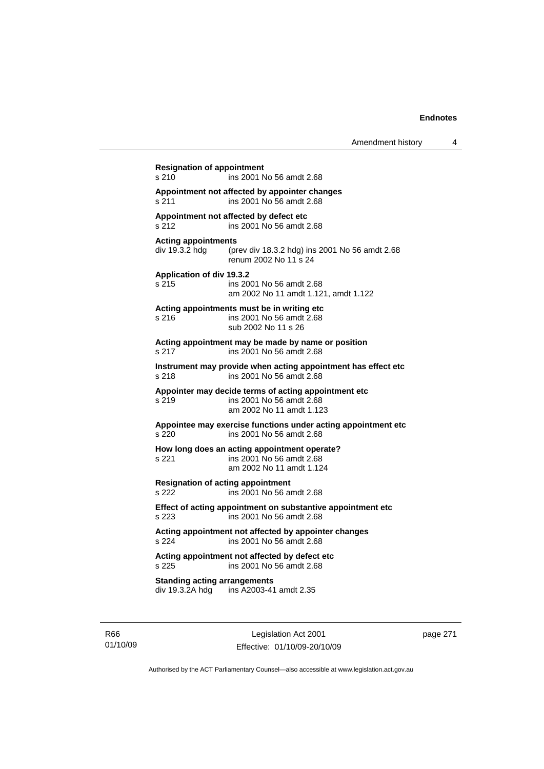**Resignation of appointment**
s 210 ins 2001 No 56 amdt 2.68

**Appointment not affected by appointer changes**
s 211 ins 2001 No 56 amdt 2.68

**Appointment not affected by defect etc**
s 212 ins 2001 No 56 amdt 2.68

**Acting appointments**
div 19.3.2 hdg (prev div 18.3.2 hdg) ins 2001 No 56 amdt 2.68
renum 2002 No 11 s 24

**Application of div 19.3.2**
s 215 ins 2001 No 56 amdt 2.68
am 2002 No 11 amdt 1.121, amdt 1.122

**Acting appointments must be in writing etc**
s 216 ins 2001 No 56 amdt 2.68
sub 2002 No 11 s 26

**Acting appointment may be made by name or position**
s 217 ins 2001 No 56 amdt 2.68

**Instrument may provide when acting appointment has effect etc**
s 218 ins 2001 No 56 amdt 2.68

**Appointer may decide terms of acting appointment etc**
s 219 ins 2001 No 56 amdt 2.68
am 2002 No 11 amdt 1.123

**Appointee may exercise functions under acting appointment etc**
s 220 ins 2001 No 56 amdt 2.68

**How long does an acting appointment operate?**
s 221 ins 2001 No 56 amdt 2.68
am 2002 No 11 amdt 1.124

**Resignation of acting appointment**
s 222 ins 2001 No 56 amdt 2.68

**Effect of acting appointment on substantive appointment etc**
s 223 ins 2001 No 56 amdt 2.68

**Acting appointment not affected by appointer changes**
s 224 ins 2001 No 56 amdt 2.68

**Acting appointment not affected by defect etc**
s 225 ins 2001 No 56 amdt 2.68

**Standing acting arrangements**
div 19.3.2A hdg ins A2003-41 amdt 2.35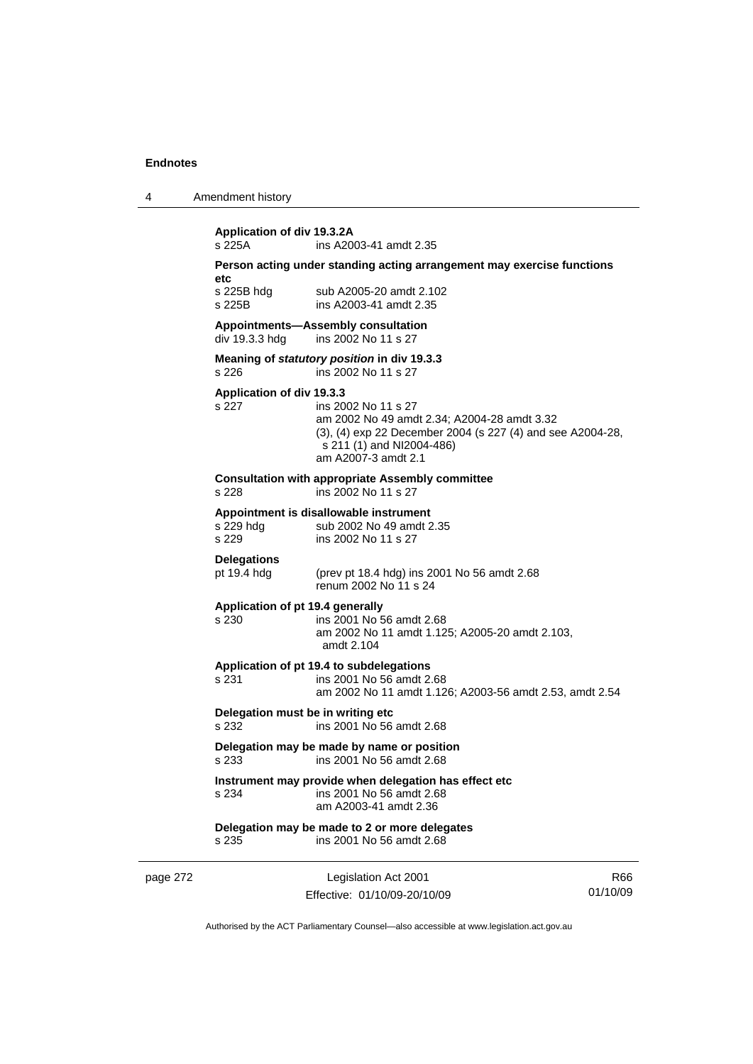**Application of div 19.3.2A**

s 225A ins A2003-41 amdt 2.35

**Person acting under standing acting arrangement may exercise functions etc**

s 225B hdg sub A2005-20 amdt 2.102
s 225B ins A2003-41 amdt 2.35

**Appointments—Assembly consultation**

div 19.3.3 hdg ins 2002 No 11 s 27

**Meaning of *statutory position* in div 19.3.3**

s 226 ins 2002 No 11 s 27

**Application of div 19.3.3**

s 227 ins 2002 No 11 s 27
am 2002 No 49 amdt 2.34; A2004-28 amdt 3.32
(3), (4) exp 22 December 2004 (s 227 (4) and see A2004-28, s 211 (1) and NI2004-486)
am A2007-3 amdt 2.1

**Consultation with appropriate Assembly committee**

s 228 ins 2002 No 11 s 27

**Appointment is disallowable instrument**

s 229 hdg sub 2002 No 49 amdt 2.35
s 229 ins 2002 No 11 s 27

**Delegations**

pt 19.4 hdg (prev pt 18.4 hdg) ins 2001 No 56 amdt 2.68
renum 2002 No 11 s 24

**Application of pt 19.4 generally**

s 230 ins 2001 No 56 amdt 2.68
am 2002 No 11 amdt 1.125; A2005-20 amdt 2.103, amdt 2.104

**Application of pt 19.4 to subdelegations**

s 231 ins 2001 No 56 amdt 2.68
am 2002 No 11 amdt 1.126; A2003-56 amdt 2.53, amdt 2.54

**Delegation must be in writing etc**

s 232 ins 2001 No 56 amdt 2.68

**Delegation may be made by name or position**

s 233 ins 2001 No 56 amdt 2.68

**Instrument may provide when delegation has effect etc**

s 234 ins 2001 No 56 amdt 2.68
am A2003-41 amdt 2.36

**Delegation may be made to 2 or more delegates**

s 235 ins 2001 No 56 amdt 2.68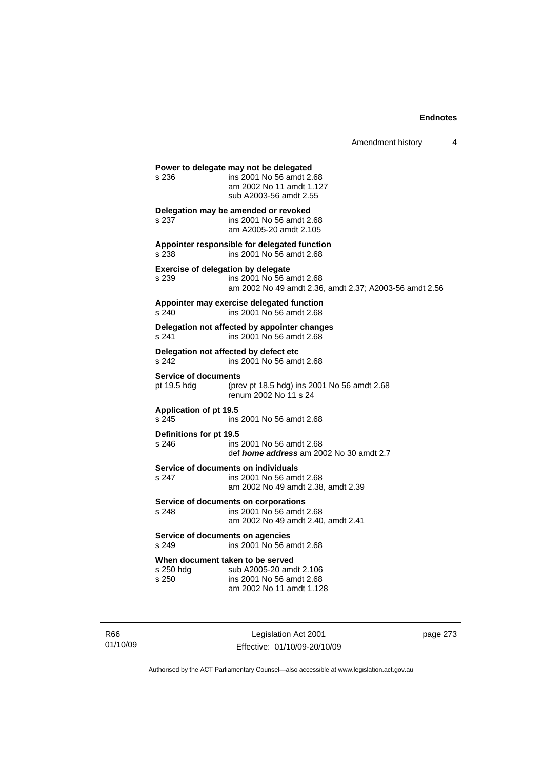**Power to delegate may not be delegated**

s 236 ins 2001 No 56 amdt 2.68
am 2002 No 11 amdt 1.127
sub A2003-56 amdt 2.55

**Delegation may be amended or revoked**

s 237 ins 2001 No 56 amdt 2.68
am A2005-20 amdt 2.105

**Appointer responsible for delegated function**

s 238 ins 2001 No 56 amdt 2.68

**Exercise of delegation by delegate**

s 239 ins 2001 No 56 amdt 2.68
am 2002 No 49 amdt 2.36, amdt 2.37; A2003-56 amdt 2.56

**Appointer may exercise delegated function**

s 240 ins 2001 No 56 amdt 2.68

**Delegation not affected by appointer changes**

s 241 ins 2001 No 56 amdt 2.68

**Delegation not affected by defect etc**

s 242 ins 2001 No 56 amdt 2.68

**Service of documents**

pt 19.5 hdg (prev pt 18.5 hdg) ins 2001 No 56 amdt 2.68
renum 2002 No 11 s 24

**Application of pt 19.5**

s 245 ins 2001 No 56 amdt 2.68

**Definitions for pt 19.5**

s 246 ins 2001 No 56 amdt 2.68
def ***home address*** am 2002 No 30 amdt 2.7

**Service of documents on individuals**

s 247 ins 2001 No 56 amdt 2.68
am 2002 No 49 amdt 2.38, amdt 2.39

**Service of documents on corporations**

s 248 ins 2001 No 56 amdt 2.68
am 2002 No 49 amdt 2.40, amdt 2.41

**Service of documents on agencies**

s 249 ins 2001 No 56 amdt 2.68

**When document taken to be served**

s 250 hdg sub A2005-20 amdt 2.106
s 250 ins 2001 No 56 amdt 2.68
am 2002 No 11 amdt 1.128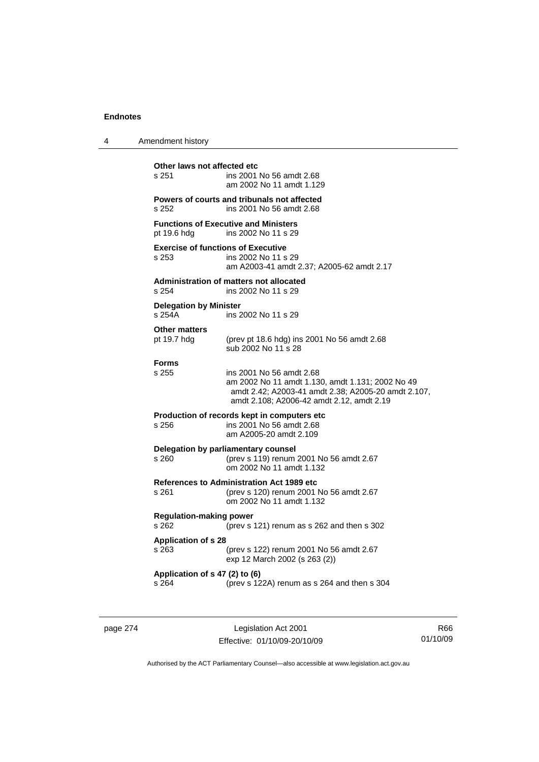**Other laws not affected etc**

s 251 ins 2001 No 56 amdt 2.68
am 2002 No 11 amdt 1.129

**Powers of courts and tribunals not affected**

s 252 ins 2001 No 56 amdt 2.68

**Functions of Executive and Ministers**

pt 19.6 hdg ins 2002 No 11 s 29

**Exercise of functions of Executive**

s 253 ins 2002 No 11 s 29
am A2003-41 amdt 2.37; A2005-62 amdt 2.17

**Administration of matters not allocated**

s 254 ins 2002 No 11 s 29

**Delegation by Minister**

s 254A ins 2002 No 11 s 29

**Other matters**

pt 19.7 hdg (prev pt 18.6 hdg) ins 2001 No 56 amdt 2.68
sub 2002 No 11 s 28

**Forms**

s 255 ins 2001 No 56 amdt 2.68
am 2002 No 11 amdt 1.130, amdt 1.131; 2002 No 49 amdt 2.42; A2003-41 amdt 2.38; A2005-20 amdt 2.107, amdt 2.108; A2006-42 amdt 2.12, amdt 2.19

**Production of records kept in computers etc**

s 256 ins 2001 No 56 amdt 2.68
am A2005-20 amdt 2.109

**Delegation by parliamentary counsel**

s 260 (prev s 119) renum 2001 No 56 amdt 2.67
om 2002 No 11 amdt 1.132

**References to Administration Act 1989 etc**

s 261 (prev s 120) renum 2001 No 56 amdt 2.67
om 2002 No 11 amdt 1.132

**Regulation-making power**

s 262 (prev s 121) renum as s 262 and then s 302

**Application of s 28**

s 263 (prev s 122) renum 2001 No 56 amdt 2.67
exp 12 March 2002 (s 263 (2))

**Application of s 47 (2) to (6)**

s 264 (prev s 122A) renum as s 264 and then s 304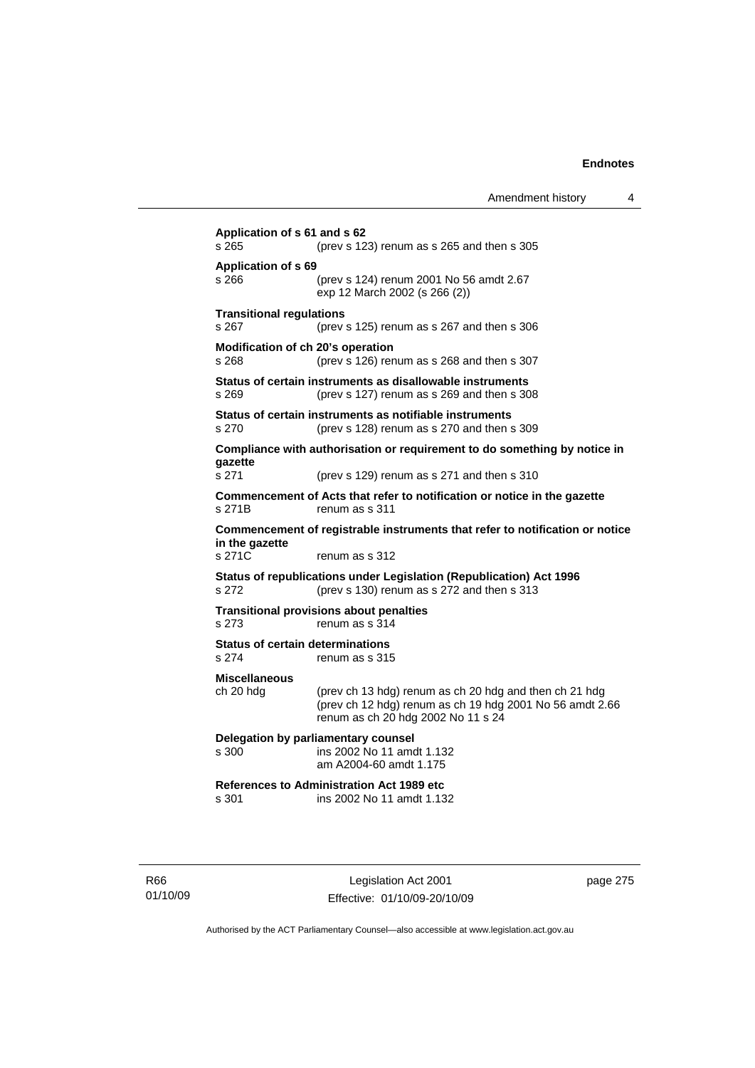**Application of s 61 and s 62**

s 265 (prev s 123) renum as s 265 and then s 305

**Application of s 69**

s 266 (prev s 124) renum 2001 No 56 amdt 2.67
exp 12 March 2002 (s 266 (2))

**Transitional regulations**

s 267 (prev s 125) renum as s 267 and then s 306

**Modification of ch 20's operation**

s 268 (prev s 126) renum as s 268 and then s 307

**Status of certain instruments as disallowable instruments**

s 269 (prev s 127) renum as s 269 and then s 308

**Status of certain instruments as notifiable instruments**

s 270 (prev s 128) renum as s 270 and then s 309

**Compliance with authorisation or requirement to do something by notice in gazette**

s 271 (prev s 129) renum as s 271 and then s 310

**Commencement of Acts that refer to notification or notice in the gazette**

s 271B renum as s 311

**Commencement of registrable instruments that refer to notification or notice in the gazette**

s 271C renum as s 312

**Status of republications under Legislation (Republication) Act 1996**

s 272 (prev s 130) renum as s 272 and then s 313

**Transitional provisions about penalties**

s 273 renum as s 314

**Status of certain determinations**

s 274 renum as s 315

**Miscellaneous**

ch 20 hdg (prev ch 13 hdg) renum as ch 20 hdg and then ch 21 hdg
(prev ch 12 hdg) renum as ch 19 hdg 2001 No 56 amdt 2.66
renum as ch 20 hdg 2002 No 11 s 24

**Delegation by parliamentary counsel**

s 300 ins 2002 No 11 amdt 1.132
am A2004-60 amdt 1.175

**References to Administration Act 1989 etc**

s 301 ins 2002 No 11 amdt 1.132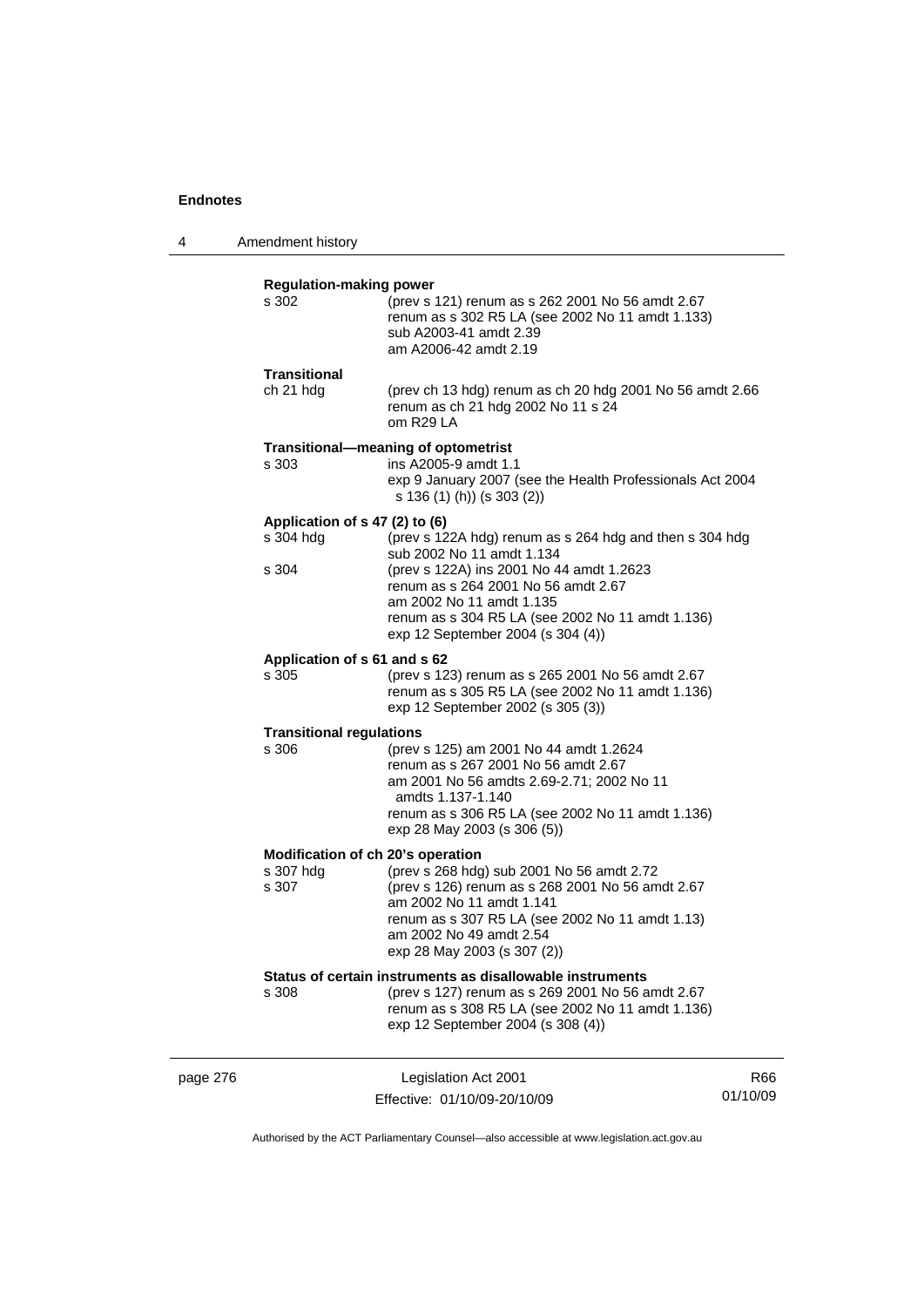**Regulation-making power**

s 302 — (prev s 121) renum as s 262 2001 No 56 amdt 2.67
renum as s 302 R5 LA (see 2002 No 11 amdt 1.133)
sub A2003-41 amdt 2.39
am A2006-42 amdt 2.19

**Transitional**

ch 21 hdg — (prev ch 13 hdg) renum as ch 20 hdg 2001 No 56 amdt 2.66
renum as ch 21 hdg 2002 No 11 s 24
om R29 LA

**Transitional—meaning of optometrist**

s 303 — ins A2005-9 amdt 1.1
exp 9 January 2007 (see the Health Professionals Act 2004 s 136 (1) (h)) (s 303 (2))

**Application of s 47 (2) to (6)**

s 304 hdg — (prev s 122A hdg) renum as s 264 hdg and then s 304 hdg
sub 2002 No 11 amdt 1.134

s 304 — (prev s 122A) ins 2001 No 44 amdt 1.2623
renum as s 264 2001 No 56 amdt 2.67
am 2002 No 11 amdt 1.135
renum as s 304 R5 LA (see 2002 No 11 amdt 1.136)
exp 12 September 2004 (s 304 (4))

**Application of s 61 and s 62**

s 305 — (prev s 123) renum as s 265 2001 No 56 amdt 2.67
renum as s 305 R5 LA (see 2002 No 11 amdt 1.136)
exp 12 September 2002 (s 305 (3))

**Transitional regulations**

s 306 — (prev s 125) am 2001 No 44 amdt 1.2624
renum as s 267 2001 No 56 amdt 2.67
am 2001 No 56 amdts 2.69-2.71; 2002 No 11 amdts 1.137-1.140
renum as s 306 R5 LA (see 2002 No 11 amdt 1.136)
exp 28 May 2003 (s 306 (5))

**Modification of ch 20's operation**

s 307 hdg — (prev s 268 hdg) sub 2001 No 56 amdt 2.72

s 307 — (prev s 126) renum as s 268 2001 No 56 amdt 2.67
am 2002 No 11 amdt 1.141
renum as s 307 R5 LA (see 2002 No 11 amdt 1.13)
am 2002 No 49 amdt 2.54
exp 28 May 2003 (s 307 (2))

**Status of certain instruments as disallowable instruments**

s 308 — (prev s 127) renum as s 269 2001 No 56 amdt 2.67
renum as s 308 R5 LA (see 2002 No 11 amdt 1.136)
exp 12 September 2004 (s 308 (4))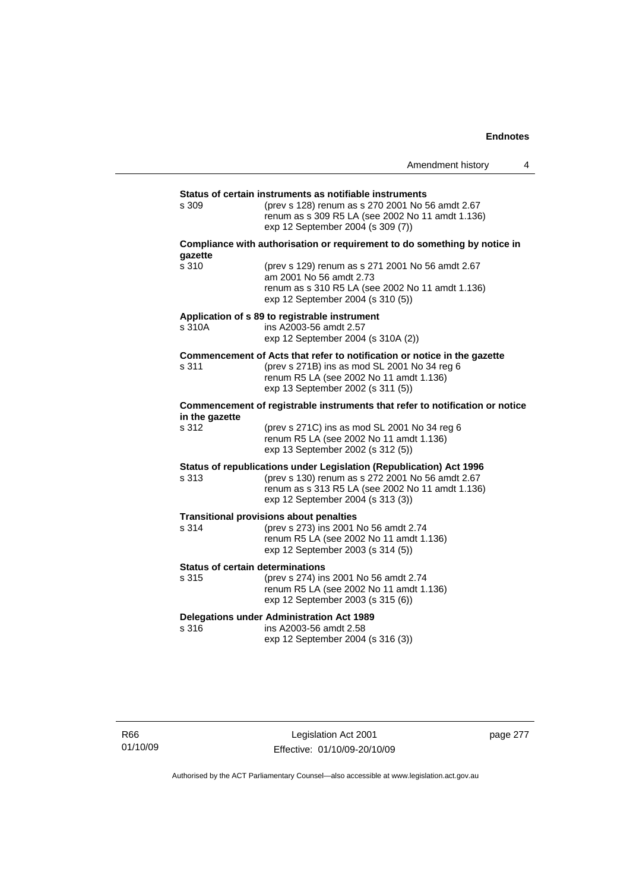**Status of certain instruments as notifiable instruments**

s 309 (prev s 128) renum as s 270 2001 No 56 amdt 2.67
renum as s 309 R5 LA (see 2002 No 11 amdt 1.136)
exp 12 September 2004 (s 309 (7))

**Compliance with authorisation or requirement to do something by notice in gazette**

s 310 (prev s 129) renum as s 271 2001 No 56 amdt 2.67
am 2001 No 56 amdt 2.73
renum as s 310 R5 LA (see 2002 No 11 amdt 1.136)
exp 12 September 2004 (s 310 (5))

**Application of s 89 to registrable instrument**

s 310A ins A2003-56 amdt 2.57
exp 12 September 2004 (s 310A (2))

**Commencement of Acts that refer to notification or notice in the gazette**

s 311 (prev s 271B) ins as mod SL 2001 No 34 reg 6
renum R5 LA (see 2002 No 11 amdt 1.136)
exp 13 September 2002 (s 311 (5))

**Commencement of registrable instruments that refer to notification or notice in the gazette**

s 312 (prev s 271C) ins as mod SL 2001 No 34 reg 6
renum R5 LA (see 2002 No 11 amdt 1.136)
exp 13 September 2002 (s 312 (5))

**Status of republications under Legislation (Republication) Act 1996**

s 313 (prev s 130) renum as s 272 2001 No 56 amdt 2.67
renum as s 313 R5 LA (see 2002 No 11 amdt 1.136)
exp 12 September 2004 (s 313 (3))

**Transitional provisions about penalties**

s 314 (prev s 273) ins 2001 No 56 amdt 2.74
renum R5 LA (see 2002 No 11 amdt 1.136)
exp 12 September 2003 (s 314 (5))

**Status of certain determinations**

s 315 (prev s 274) ins 2001 No 56 amdt 2.74
renum R5 LA (see 2002 No 11 amdt 1.136)
exp 12 September 2003 (s 315 (6))

**Delegations under Administration Act 1989**

s 316 ins A2003-56 amdt 2.58
exp 12 September 2004 (s 316 (3))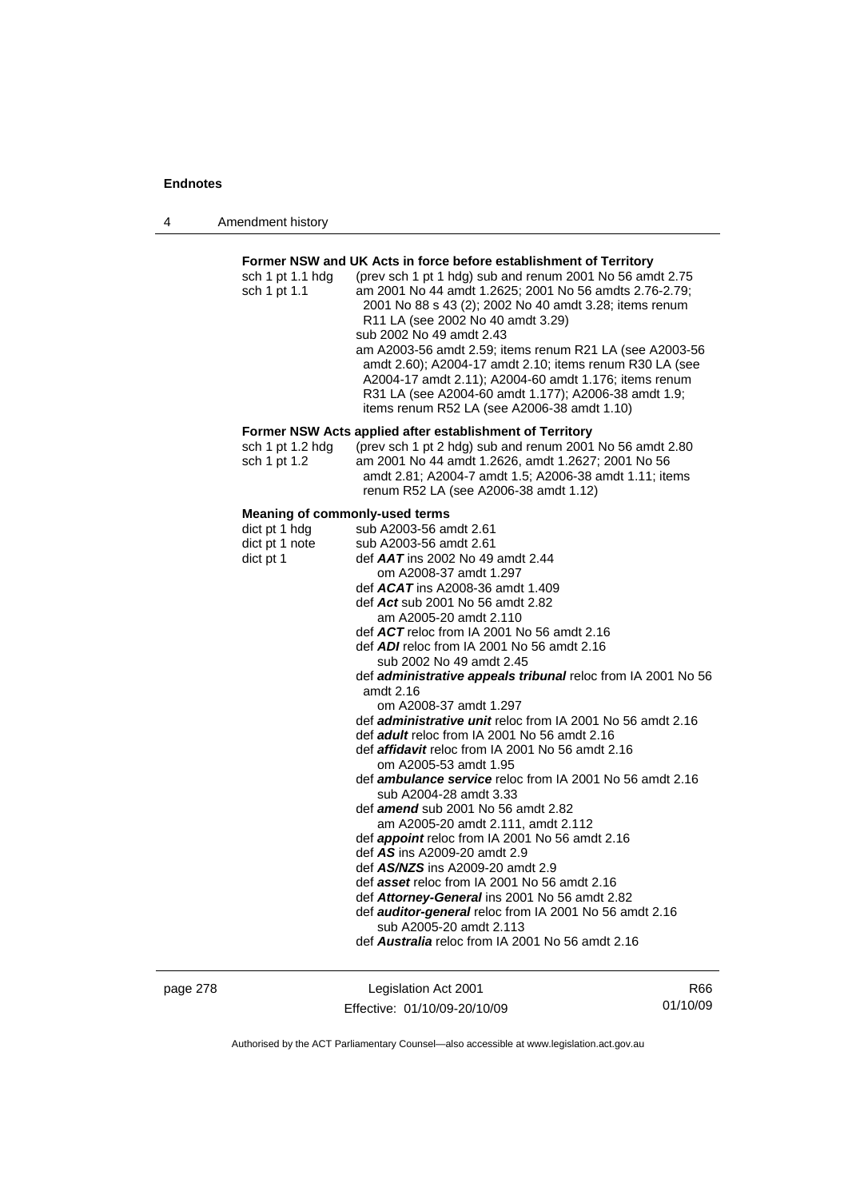**Former NSW and UK Acts in force before establishment of Territory**

sch 1 pt 1.1 hdg (prev sch 1 pt 1 hdg) sub and renum 2001 No 56 amdt 2.75

sch 1 pt 1.1 am 2001 No 44 amdt 1.2625; 2001 No 56 amdts 2.76-2.79; 2001 No 88 s 43 (2); 2002 No 40 amdt 3.28; items renum R11 LA (see 2002 No 40 amdt 3.29)
sub 2002 No 49 amdt 2.43
am A2003-56 amdt 2.59; items renum R21 LA (see A2003-56 amdt 2.60); A2004-17 amdt 2.10; items renum R30 LA (see A2004-17 amdt 2.11); A2004-60 amdt 1.176; items renum R31 LA (see A2004-60 amdt 1.177); A2006-38 amdt 1.9; items renum R52 LA (see A2006-38 amdt 1.10)

**Former NSW Acts applied after establishment of Territory**

sch 1 pt 1.2 hdg (prev sch 1 pt 2 hdg) sub and renum 2001 No 56 amdt 2.80

sch 1 pt 1.2 am 2001 No 44 amdt 1.2626, amdt 1.2627; 2001 No 56 amdt 2.81; A2004-7 amdt 1.5; A2006-38 amdt 1.11; items renum R52 LA (see A2006-38 amdt 1.12)

**Meaning of commonly-used terms**

dict pt 1 hdg sub A2003-56 amdt 2.61

dict pt 1 note sub A2003-56 amdt 2.61

dict pt 1 def ***AAT*** ins 2002 No 49 amdt 2.44
om A2008-37 amdt 1.297
def ***ACAT*** ins A2008-36 amdt 1.409
def ***Act*** sub 2001 No 56 amdt 2.82
am A2005-20 amdt 2.110
def ***ACT*** reloc from IA 2001 No 56 amdt 2.16
def ***ADI*** reloc from IA 2001 No 56 amdt 2.16
sub 2002 No 49 amdt 2.45
def ***administrative appeals tribunal*** reloc from IA 2001 No 56 amdt 2.16
om A2008-37 amdt 1.297
def ***administrative unit*** reloc from IA 2001 No 56 amdt 2.16
def ***adult*** reloc from IA 2001 No 56 amdt 2.16
def ***affidavit*** reloc from IA 2001 No 56 amdt 2.16
om A2005-53 amdt 1.95
def ***ambulance service*** reloc from IA 2001 No 56 amdt 2.16
sub A2004-28 amdt 3.33
def ***amend*** sub 2001 No 56 amdt 2.82
am A2005-20 amdt 2.111, amdt 2.112
def ***appoint*** reloc from IA 2001 No 56 amdt 2.16
def ***AS*** ins A2009-20 amdt 2.9
def ***AS/NZS*** ins A2009-20 amdt 2.9
def ***asset*** reloc from IA 2001 No 56 amdt 2.16
def ***Attorney-General*** ins 2001 No 56 amdt 2.82
def ***auditor-general*** reloc from IA 2001 No 56 amdt 2.16
sub A2005-20 amdt 2.113
def ***Australia*** reloc from IA 2001 No 56 amdt 2.16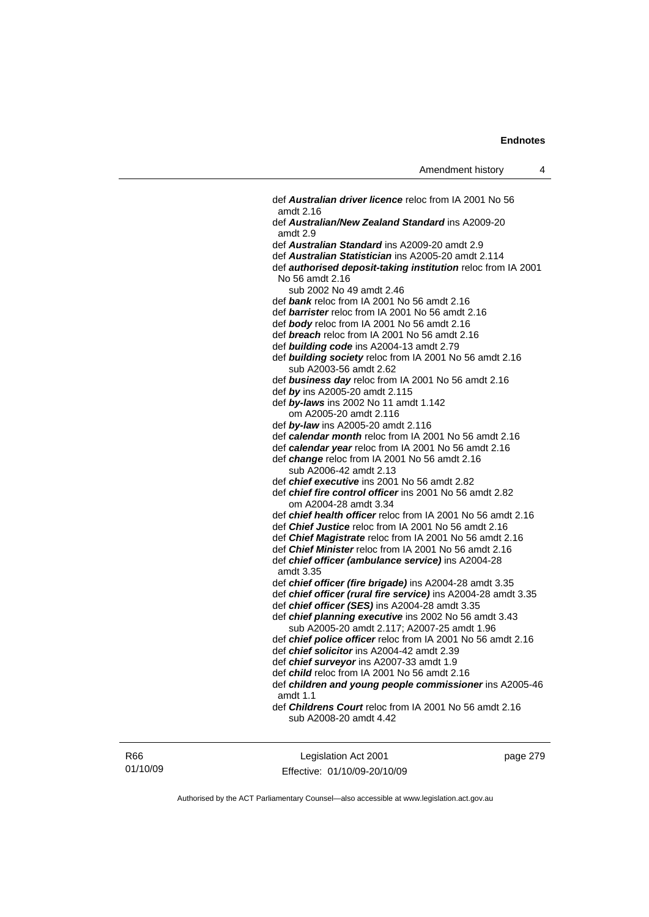def ***Australian driver licence*** reloc from IA 2001 No 56 amdt 2.16

def ***Australian/New Zealand Standard*** ins A2009-20 amdt 2.9

def ***Australian Standard*** ins A2009-20 amdt 2.9

def ***Australian Statistician*** ins A2005-20 amdt 2.114

def ***authorised deposit-taking institution*** reloc from IA 2001 No 56 amdt 2.16
  sub 2002 No 49 amdt 2.46

def ***bank*** reloc from IA 2001 No 56 amdt 2.16

def ***barrister*** reloc from IA 2001 No 56 amdt 2.16

def ***body*** reloc from IA 2001 No 56 amdt 2.16

def ***breach*** reloc from IA 2001 No 56 amdt 2.16

def ***building code*** ins A2004-13 amdt 2.79

def ***building society*** reloc from IA 2001 No 56 amdt 2.16
  sub A2003-56 amdt 2.62

def ***business day*** reloc from IA 2001 No 56 amdt 2.16

def ***by*** ins A2005-20 amdt 2.115

def ***by-laws*** ins 2002 No 11 amdt 1.142
  om A2005-20 amdt 2.116

def ***by-law*** ins A2005-20 amdt 2.116

def ***calendar month*** reloc from IA 2001 No 56 amdt 2.16

def ***calendar year*** reloc from IA 2001 No 56 amdt 2.16

def ***change*** reloc from IA 2001 No 56 amdt 2.16
  sub A2006-42 amdt 2.13

def ***chief executive*** ins 2001 No 56 amdt 2.82

def ***chief fire control officer*** ins 2001 No 56 amdt 2.82
  om A2004-28 amdt 3.34

def ***chief health officer*** reloc from IA 2001 No 56 amdt 2.16

def ***Chief Justice*** reloc from IA 2001 No 56 amdt 2.16

def ***Chief Magistrate*** reloc from IA 2001 No 56 amdt 2.16

def ***Chief Minister*** reloc from IA 2001 No 56 amdt 2.16

def ***chief officer (ambulance service)*** ins A2004-28 amdt 3.35

def ***chief officer (fire brigade)*** ins A2004-28 amdt 3.35

def ***chief officer (rural fire service)*** ins A2004-28 amdt 3.35

def ***chief officer (SES)*** ins A2004-28 amdt 3.35

def ***chief planning executive*** ins 2002 No 56 amdt 3.43
  sub A2005-20 amdt 2.117; A2007-25 amdt 1.96

def ***chief police officer*** reloc from IA 2001 No 56 amdt 2.16

def ***chief solicitor*** ins A2004-42 amdt 2.39

def ***chief surveyor*** ins A2007-33 amdt 1.9

def ***child*** reloc from IA 2001 No 56 amdt 2.16

def ***children and young people commissioner*** ins A2005-46 amdt 1.1

def ***Childrens Court*** reloc from IA 2001 No 56 amdt 2.16
  sub A2008-20 amdt 4.42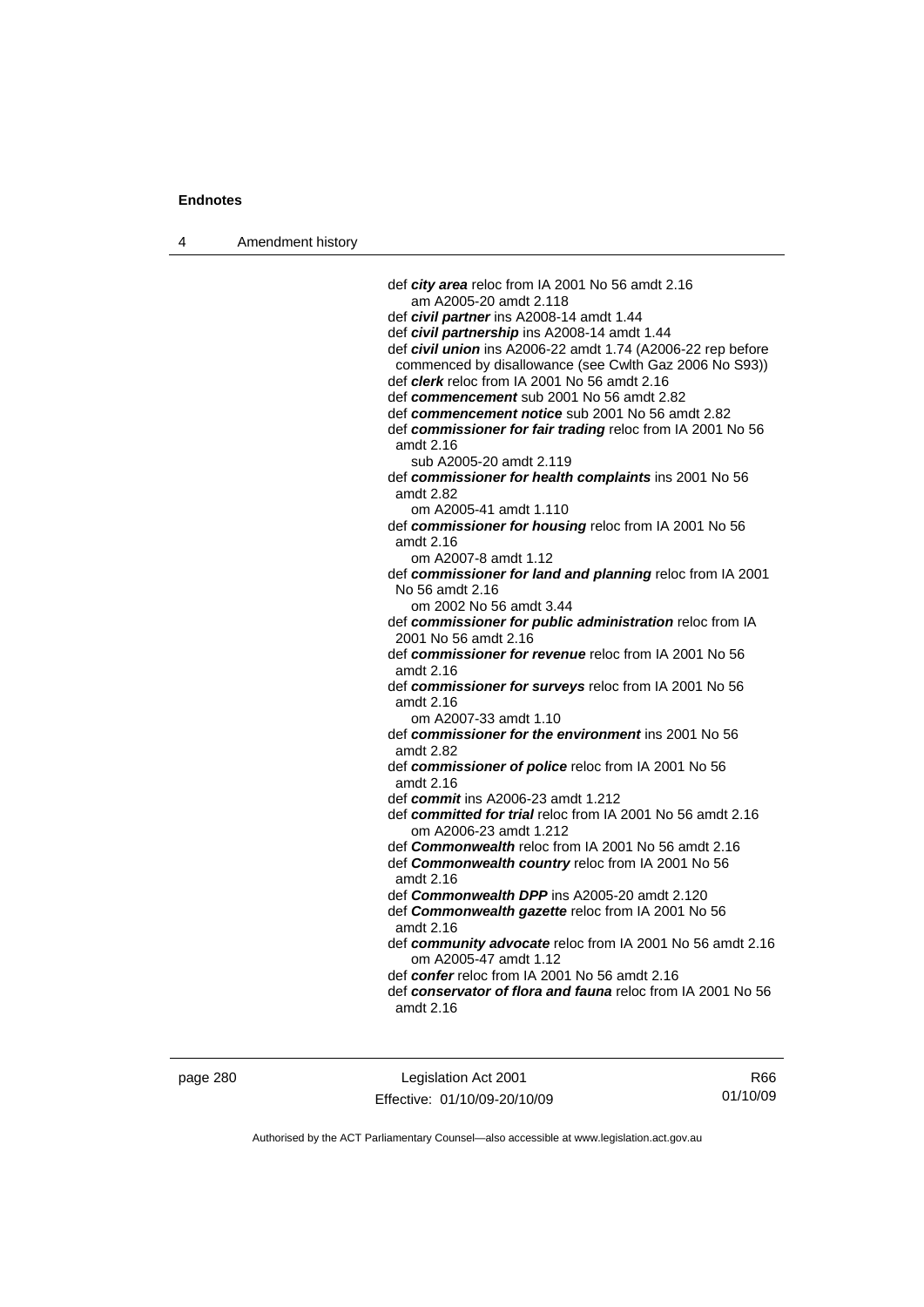def ***city area*** reloc from IA 2001 No 56 amdt 2.16
am A2005-20 amdt 2.118
def ***civil partner*** ins A2008-14 amdt 1.44
def ***civil partnership*** ins A2008-14 amdt 1.44
def ***civil union*** ins A2006-22 amdt 1.74 (A2006-22 rep before commenced by disallowance (see Cwlth Gaz 2006 No S93))
def ***clerk*** reloc from IA 2001 No 56 amdt 2.16
def ***commencement*** sub 2001 No 56 amdt 2.82
def ***commencement notice*** sub 2001 No 56 amdt 2.82
def ***commissioner for fair trading*** reloc from IA 2001 No 56 amdt 2.16
sub A2005-20 amdt 2.119
def ***commissioner for health complaints*** ins 2001 No 56 amdt 2.82
om A2005-41 amdt 1.110
def ***commissioner for housing*** reloc from IA 2001 No 56 amdt 2.16
om A2007-8 amdt 1.12
def ***commissioner for land and planning*** reloc from IA 2001 No 56 amdt 2.16
om 2002 No 56 amdt 3.44
def ***commissioner for public administration*** reloc from IA 2001 No 56 amdt 2.16
def ***commissioner for revenue*** reloc from IA 2001 No 56 amdt 2.16
def ***commissioner for surveys*** reloc from IA 2001 No 56 amdt 2.16
om A2007-33 amdt 1.10
def ***commissioner for the environment*** ins 2001 No 56 amdt 2.82
def ***commissioner of police*** reloc from IA 2001 No 56 amdt 2.16
def ***commit*** ins A2006-23 amdt 1.212
def ***committed for trial*** reloc from IA 2001 No 56 amdt 2.16
om A2006-23 amdt 1.212
def ***Commonwealth*** reloc from IA 2001 No 56 amdt 2.16
def ***Commonwealth country*** reloc from IA 2001 No 56 amdt 2.16
def ***Commonwealth DPP*** ins A2005-20 amdt 2.120
def ***Commonwealth gazette*** reloc from IA 2001 No 56 amdt 2.16
def ***community advocate*** reloc from IA 2001 No 56 amdt 2.16
om A2005-47 amdt 1.12
def ***confer*** reloc from IA 2001 No 56 amdt 2.16
def ***conservator of flora and fauna*** reloc from IA 2001 No 56 amdt 2.16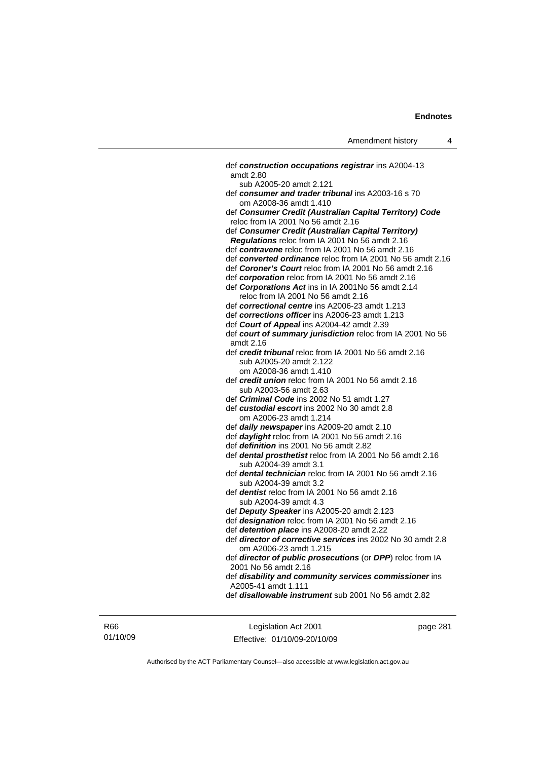def ***construction occupations registrar*** ins A2004-13 amdt 2.80
  sub A2005-20 amdt 2.121
def ***consumer and trader tribunal*** ins A2003-16 s 70
  om A2008-36 amdt 1.410
def ***Consumer Credit (Australian Capital Territory) Code*** reloc from IA 2001 No 56 amdt 2.16
def ***Consumer Credit (Australian Capital Territory) Regulations*** reloc from IA 2001 No 56 amdt 2.16
def ***contravene*** reloc from IA 2001 No 56 amdt 2.16
def ***converted ordinance*** reloc from IA 2001 No 56 amdt 2.16
def ***Coroner's Court*** reloc from IA 2001 No 56 amdt 2.16
def ***corporation*** reloc from IA 2001 No 56 amdt 2.16
def ***Corporations Act*** ins in IA 2001No 56 amdt 2.14
  reloc from IA 2001 No 56 amdt 2.16
def ***correctional centre*** ins A2006-23 amdt 1.213
def ***corrections officer*** ins A2006-23 amdt 1.213
def ***Court of Appeal*** ins A2004-42 amdt 2.39
def ***court of summary jurisdiction*** reloc from IA 2001 No 56 amdt 2.16
def ***credit tribunal*** reloc from IA 2001 No 56 amdt 2.16
  sub A2005-20 amdt 2.122
  om A2008-36 amdt 1.410
def ***credit union*** reloc from IA 2001 No 56 amdt 2.16
  sub A2003-56 amdt 2.63
def ***Criminal Code*** ins 2002 No 51 amdt 1.27
def ***custodial escort*** ins 2002 No 30 amdt 2.8
  om A2006-23 amdt 1.214
def ***daily newspaper*** ins A2009-20 amdt 2.10
def ***daylight*** reloc from IA 2001 No 56 amdt 2.16
def ***definition*** ins 2001 No 56 amdt 2.82
def ***dental prosthetist*** reloc from IA 2001 No 56 amdt 2.16
  sub A2004-39 amdt 3.1
def ***dental technician*** reloc from IA 2001 No 56 amdt 2.16
  sub A2004-39 amdt 3.2
def ***dentist*** reloc from IA 2001 No 56 amdt 2.16
  sub A2004-39 amdt 4.3
def ***Deputy Speaker*** ins A2005-20 amdt 2.123
def ***designation*** reloc from IA 2001 No 56 amdt 2.16
def ***detention place*** ins A2008-20 amdt 2.22
def ***director of corrective services*** ins 2002 No 30 amdt 2.8
  om A2006-23 amdt 1.215
def ***director of public prosecutions*** (or ***DPP***) reloc from IA 2001 No 56 amdt 2.16
def ***disability and community services commissioner*** ins A2005-41 amdt 1.111
def ***disallowable instrument*** sub 2001 No 56 amdt 2.82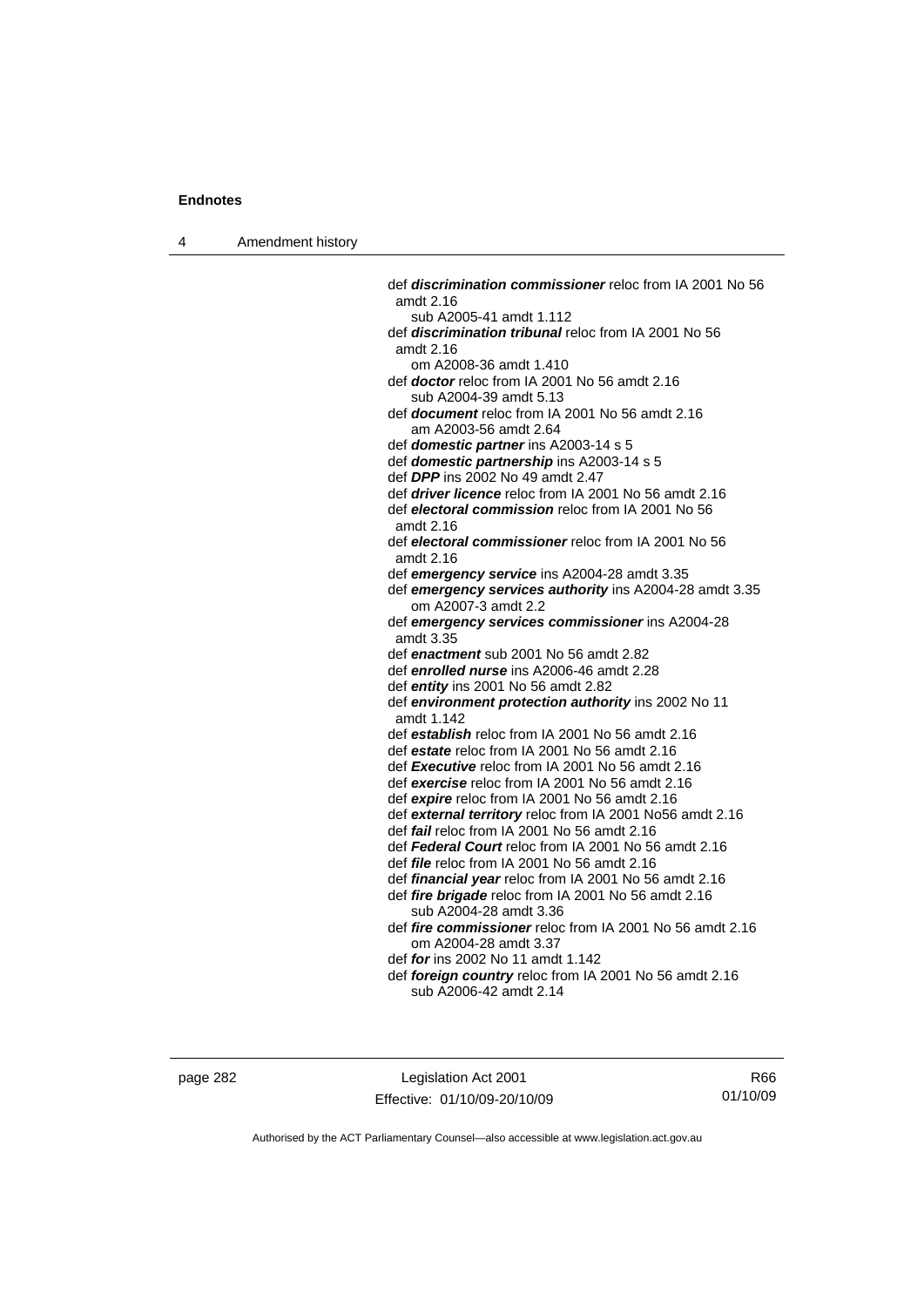def ***discrimination commissioner*** reloc from IA 2001 No 56 amdt 2.16
sub A2005-41 amdt 1.112

def ***discrimination tribunal*** reloc from IA 2001 No 56 amdt 2.16
om A2008-36 amdt 1.410

def ***doctor*** reloc from IA 2001 No 56 amdt 2.16
sub A2004-39 amdt 5.13

def ***document*** reloc from IA 2001 No 56 amdt 2.16
am A2003-56 amdt 2.64

def ***domestic partner*** ins A2003-14 s 5

def ***domestic partnership*** ins A2003-14 s 5

def ***DPP*** ins 2002 No 49 amdt 2.47

def ***driver licence*** reloc from IA 2001 No 56 amdt 2.16

def ***electoral commission*** reloc from IA 2001 No 56 amdt 2.16

def ***electoral commissioner*** reloc from IA 2001 No 56 amdt 2.16

def ***emergency service*** ins A2004-28 amdt 3.35

def ***emergency services authority*** ins A2004-28 amdt 3.35
om A2007-3 amdt 2.2

def ***emergency services commissioner*** ins A2004-28 amdt 3.35

def ***enactment*** sub 2001 No 56 amdt 2.82

def ***enrolled nurse*** ins A2006-46 amdt 2.28

def ***entity*** ins 2001 No 56 amdt 2.82

def ***environment protection authority*** ins 2002 No 11 amdt 1.142

def ***establish*** reloc from IA 2001 No 56 amdt 2.16

def ***estate*** reloc from IA 2001 No 56 amdt 2.16

def ***Executive*** reloc from IA 2001 No 56 amdt 2.16

def ***exercise*** reloc from IA 2001 No 56 amdt 2.16

def ***expire*** reloc from IA 2001 No 56 amdt 2.16

def ***external territory*** reloc from IA 2001 No56 amdt 2.16

def ***fail*** reloc from IA 2001 No 56 amdt 2.16

def ***Federal Court*** reloc from IA 2001 No 56 amdt 2.16

def ***file*** reloc from IA 2001 No 56 amdt 2.16

def ***financial year*** reloc from IA 2001 No 56 amdt 2.16

def ***fire brigade*** reloc from IA 2001 No 56 amdt 2.16
sub A2004-28 amdt 3.36

def ***fire commissioner*** reloc from IA 2001 No 56 amdt 2.16
om A2004-28 amdt 3.37

def ***for*** ins 2002 No 11 amdt 1.142

def ***foreign country*** reloc from IA 2001 No 56 amdt 2.16
sub A2006-42 amdt 2.14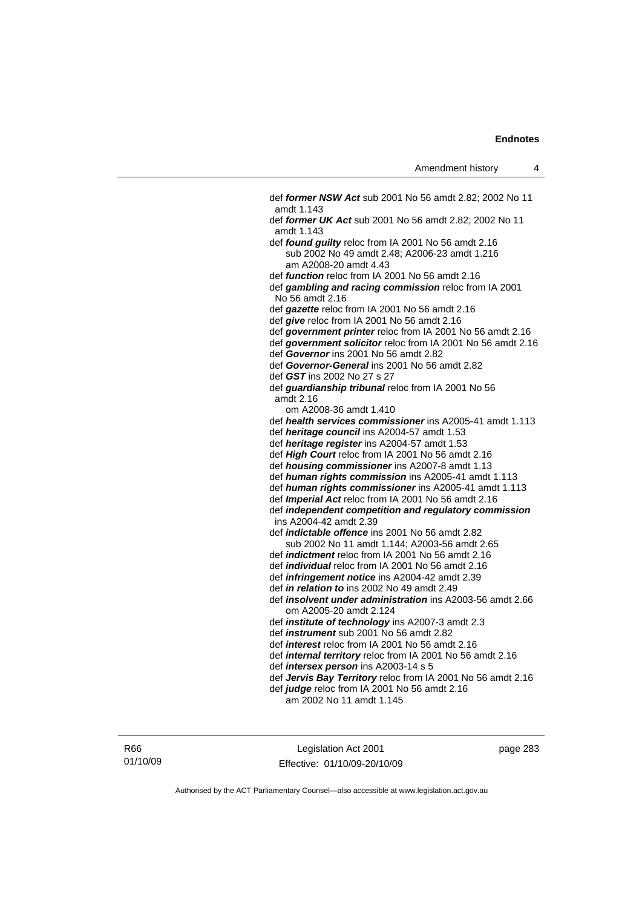def ***former NSW Act*** sub 2001 No 56 amdt 2.82; 2002 No 11 amdt 1.143

def ***former UK Act*** sub 2001 No 56 amdt 2.82; 2002 No 11 amdt 1.143

def ***found guilty*** reloc from IA 2001 No 56 amdt 2.16
  sub 2002 No 49 amdt 2.48; A2006-23 amdt 1.216
  am A2008-20 amdt 4.43

def ***function*** reloc from IA 2001 No 56 amdt 2.16

def ***gambling and racing commission*** reloc from IA 2001 No 56 amdt 2.16

def ***gazette*** reloc from IA 2001 No 56 amdt 2.16

def ***give*** reloc from IA 2001 No 56 amdt 2.16

def ***government printer*** reloc from IA 2001 No 56 amdt 2.16

def ***government solicitor*** reloc from IA 2001 No 56 amdt 2.16

def ***Governor*** ins 2001 No 56 amdt 2.82

def ***Governor-General*** ins 2001 No 56 amdt 2.82

def ***GST*** ins 2002 No 27 s 27

def ***guardianship tribunal*** reloc from IA 2001 No 56 amdt 2.16
  om A2008-36 amdt 1.410

def ***health services commissioner*** ins A2005-41 amdt 1.113

def ***heritage council*** ins A2004-57 amdt 1.53

def ***heritage register*** ins A2004-57 amdt 1.53

def ***High Court*** reloc from IA 2001 No 56 amdt 2.16

def ***housing commissioner*** ins A2007-8 amdt 1.13

def ***human rights commission*** ins A2005-41 amdt 1.113

def ***human rights commissioner*** ins A2005-41 amdt 1.113

def ***Imperial Act*** reloc from IA 2001 No 56 amdt 2.16

def ***independent competition and regulatory commission*** ins A2004-42 amdt 2.39

def ***indictable offence*** ins 2001 No 56 amdt 2.82
  sub 2002 No 11 amdt 1.144; A2003-56 amdt 2.65

def ***indictment*** reloc from IA 2001 No 56 amdt 2.16

def ***individual*** reloc from IA 2001 No 56 amdt 2.16

def ***infringement notice*** ins A2004-42 amdt 2.39

def ***in relation to*** ins 2002 No 49 amdt 2.49

def ***insolvent under administration*** ins A2003-56 amdt 2.66
  om A2005-20 amdt 2.124

def ***institute of technology*** ins A2007-3 amdt 2.3

def ***instrument*** sub 2001 No 56 amdt 2.82

def ***interest*** reloc from IA 2001 No 56 amdt 2.16

def ***internal territory*** reloc from IA 2001 No 56 amdt 2.16

def ***intersex person*** ins A2003-14 s 5

def ***Jervis Bay Territory*** reloc from IA 2001 No 56 amdt 2.16

def ***judge*** reloc from IA 2001 No 56 amdt 2.16
  am 2002 No 11 amdt 1.145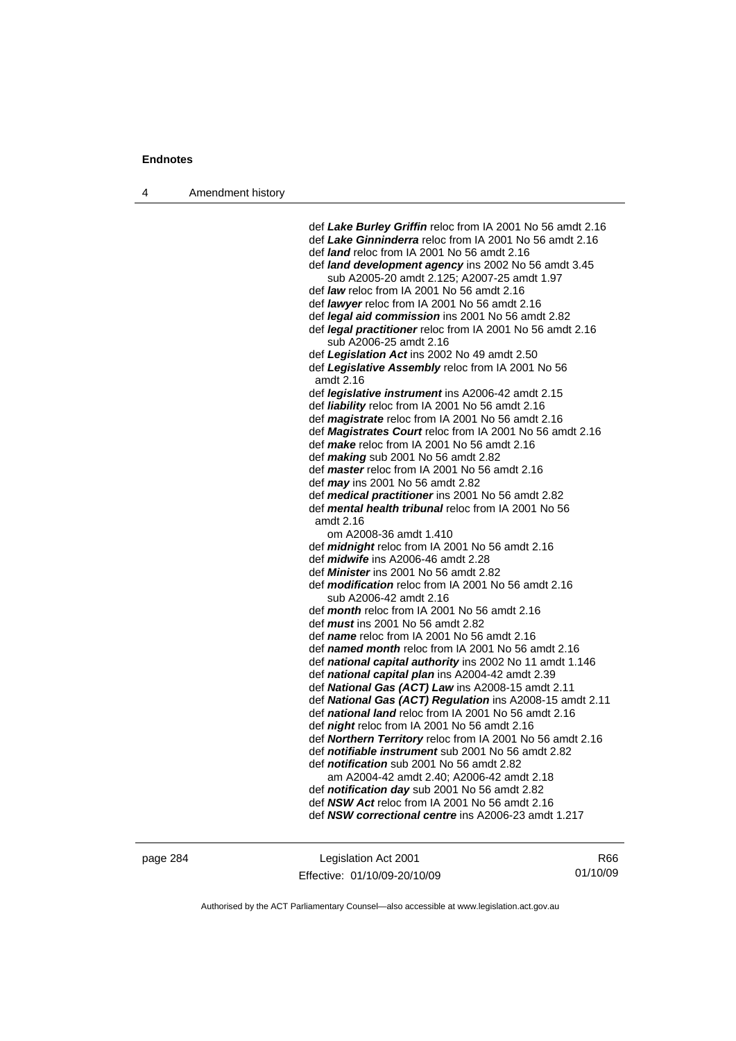def ***Lake Burley Griffin*** reloc from IA 2001 No 56 amdt 2.16
def ***Lake Ginninderra*** reloc from IA 2001 No 56 amdt 2.16
def ***land*** reloc from IA 2001 No 56 amdt 2.16
def ***land development agency*** ins 2002 No 56 amdt 3.45
    sub A2005-20 amdt 2.125; A2007-25 amdt 1.97
def ***law*** reloc from IA 2001 No 56 amdt 2.16
def ***lawyer*** reloc from IA 2001 No 56 amdt 2.16
def ***legal aid commission*** ins 2001 No 56 amdt 2.82
def ***legal practitioner*** reloc from IA 2001 No 56 amdt 2.16
    sub A2006-25 amdt 2.16
def ***Legislation Act*** ins 2002 No 49 amdt 2.50
def ***Legislative Assembly*** reloc from IA 2001 No 56 amdt 2.16
def ***legislative instrument*** ins A2006-42 amdt 2.15
def ***liability*** reloc from IA 2001 No 56 amdt 2.16
def ***magistrate*** reloc from IA 2001 No 56 amdt 2.16
def ***Magistrates Court*** reloc from IA 2001 No 56 amdt 2.16
def ***make*** reloc from IA 2001 No 56 amdt 2.16
def ***making*** sub 2001 No 56 amdt 2.82
def ***master*** reloc from IA 2001 No 56 amdt 2.16
def ***may*** ins 2001 No 56 amdt 2.82
def ***medical practitioner*** ins 2001 No 56 amdt 2.82
def ***mental health tribunal*** reloc from IA 2001 No 56 amdt 2.16
    om A2008-36 amdt 1.410
def ***midnight*** reloc from IA 2001 No 56 amdt 2.16
def ***midwife*** ins A2006-46 amdt 2.28
def ***Minister*** ins 2001 No 56 amdt 2.82
def ***modification*** reloc from IA 2001 No 56 amdt 2.16
    sub A2006-42 amdt 2.16
def ***month*** reloc from IA 2001 No 56 amdt 2.16
def ***must*** ins 2001 No 56 amdt 2.82
def ***name*** reloc from IA 2001 No 56 amdt 2.16
def ***named month*** reloc from IA 2001 No 56 amdt 2.16
def ***national capital authority*** ins 2002 No 11 amdt 1.146
def ***national capital plan*** ins A2004-42 amdt 2.39
def ***National Gas (ACT) Law*** ins A2008-15 amdt 2.11
def ***National Gas (ACT) Regulation*** ins A2008-15 amdt 2.11
def ***national land*** reloc from IA 2001 No 56 amdt 2.16
def ***night*** reloc from IA 2001 No 56 amdt 2.16
def ***Northern Territory*** reloc from IA 2001 No 56 amdt 2.16
def ***notifiable instrument*** sub 2001 No 56 amdt 2.82
def ***notification*** sub 2001 No 56 amdt 2.82
    am A2004-42 amdt 2.40; A2006-42 amdt 2.18
def ***notification day*** sub 2001 No 56 amdt 2.82
def ***NSW Act*** reloc from IA 2001 No 56 amdt 2.16
def ***NSW correctional centre*** ins A2006-23 amdt 1.217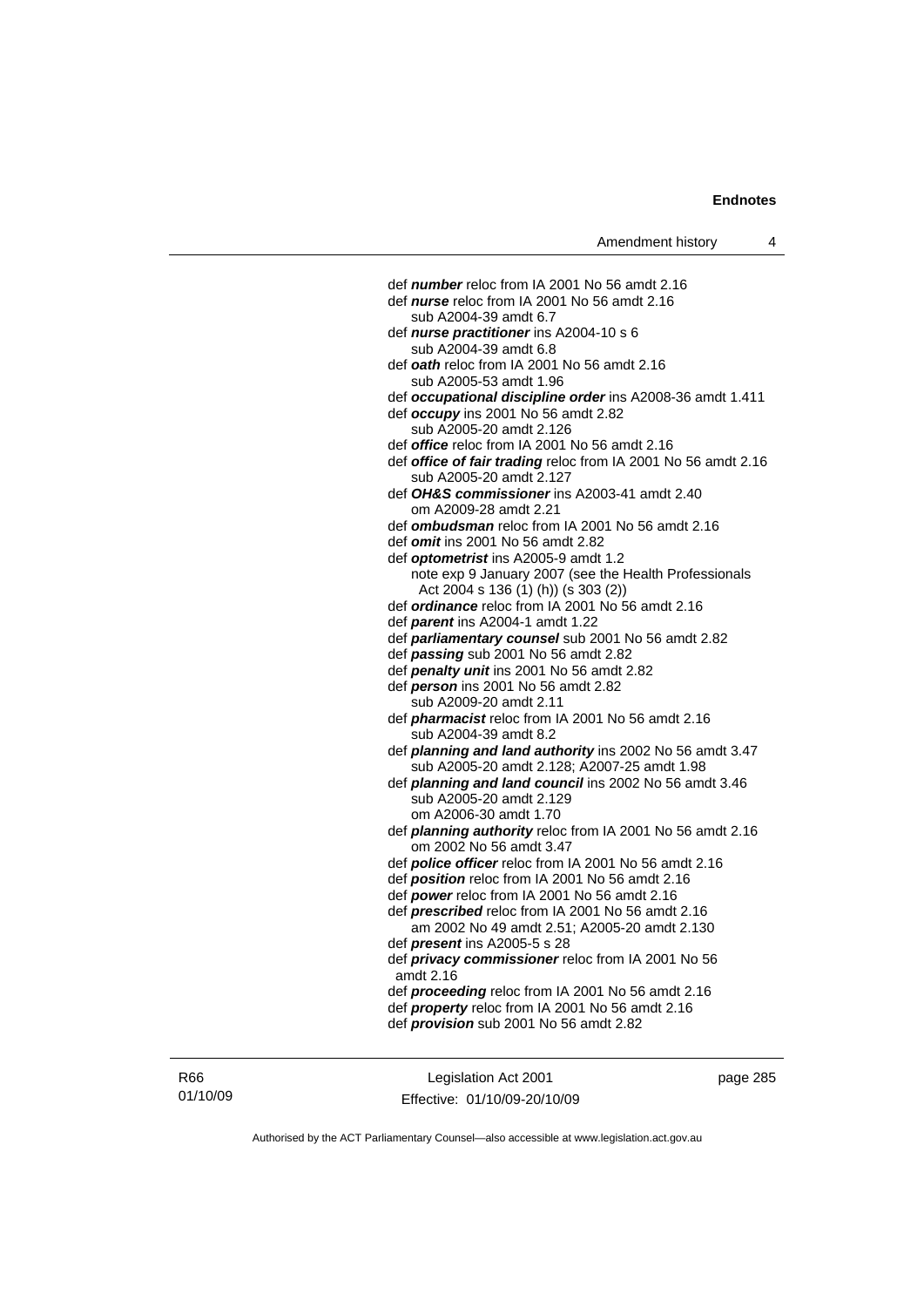def ***number*** reloc from IA 2001 No 56 amdt 2.16

def ***nurse*** reloc from IA 2001 No 56 amdt 2.16
  sub A2004-39 amdt 6.7

def ***nurse practitioner*** ins A2004-10 s 6
  sub A2004-39 amdt 6.8

def ***oath*** reloc from IA 2001 No 56 amdt 2.16
  sub A2005-53 amdt 1.96

def ***occupational discipline order*** ins A2008-36 amdt 1.411

def ***occupy*** ins 2001 No 56 amdt 2.82
  sub A2005-20 amdt 2.126

def ***office*** reloc from IA 2001 No 56 amdt 2.16

def ***office of fair trading*** reloc from IA 2001 No 56 amdt 2.16
  sub A2005-20 amdt 2.127

def ***OH&S commissioner*** ins A2003-41 amdt 2.40
  om A2009-28 amdt 2.21

def ***ombudsman*** reloc from IA 2001 No 56 amdt 2.16

def ***omit*** ins 2001 No 56 amdt 2.82

def ***optometrist*** ins A2005-9 amdt 1.2
  note exp 9 January 2007 (see the Health Professionals Act 2004 s 136 (1) (h)) (s 303 (2))

def ***ordinance*** reloc from IA 2001 No 56 amdt 2.16

def ***parent*** ins A2004-1 amdt 1.22

def ***parliamentary counsel*** sub 2001 No 56 amdt 2.82

def ***passing*** sub 2001 No 56 amdt 2.82

def ***penalty unit*** ins 2001 No 56 amdt 2.82

def ***person*** ins 2001 No 56 amdt 2.82
  sub A2009-20 amdt 2.11

def ***pharmacist*** reloc from IA 2001 No 56 amdt 2.16
  sub A2004-39 amdt 8.2

def ***planning and land authority*** ins 2002 No 56 amdt 3.47
  sub A2005-20 amdt 2.128; A2007-25 amdt 1.98

def ***planning and land council*** ins 2002 No 56 amdt 3.46
  sub A2005-20 amdt 2.129
  om A2006-30 amdt 1.70

def ***planning authority*** reloc from IA 2001 No 56 amdt 2.16
  om 2002 No 56 amdt 3.47

def ***police officer*** reloc from IA 2001 No 56 amdt 2.16

def ***position*** reloc from IA 2001 No 56 amdt 2.16

def ***power*** reloc from IA 2001 No 56 amdt 2.16

def ***prescribed*** reloc from IA 2001 No 56 amdt 2.16
  am 2002 No 49 amdt 2.51; A2005-20 amdt 2.130

def ***present*** ins A2005-5 s 28

def ***privacy commissioner*** reloc from IA 2001 No 56 amdt 2.16

def ***proceeding*** reloc from IA 2001 No 56 amdt 2.16

def ***property*** reloc from IA 2001 No 56 amdt 2.16

def ***provision*** sub 2001 No 56 amdt 2.82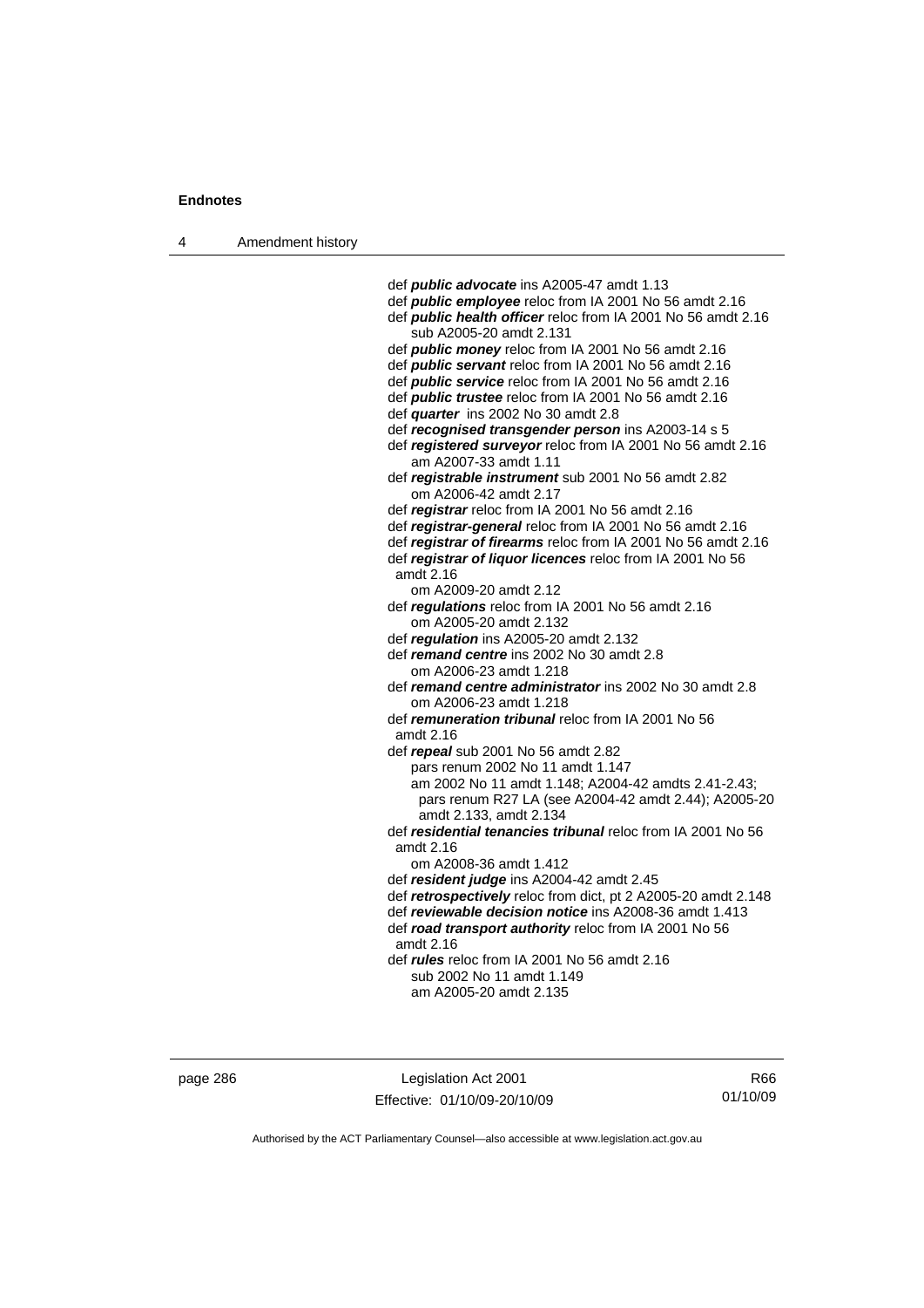def ***public advocate*** ins A2005-47 amdt 1.13

def ***public employee*** reloc from IA 2001 No 56 amdt 2.16

def ***public health officer*** reloc from IA 2001 No 56 amdt 2.16
  sub A2005-20 amdt 2.131

def ***public money*** reloc from IA 2001 No 56 amdt 2.16

def ***public servant*** reloc from IA 2001 No 56 amdt 2.16

def ***public service*** reloc from IA 2001 No 56 amdt 2.16

def ***public trustee*** reloc from IA 2001 No 56 amdt 2.16

def ***quarter*** ins 2002 No 30 amdt 2.8

def ***recognised transgender person*** ins A2003-14 s 5

def ***registered surveyor*** reloc from IA 2001 No 56 amdt 2.16
  am A2007-33 amdt 1.11

def ***registrable instrument*** sub 2001 No 56 amdt 2.82
  om A2006-42 amdt 2.17

def ***registrar*** reloc from IA 2001 No 56 amdt 2.16

def ***registrar-general*** reloc from IA 2001 No 56 amdt 2.16

def ***registrar of firearms*** reloc from IA 2001 No 56 amdt 2.16

def ***registrar of liquor licences*** reloc from IA 2001 No 56 amdt 2.16
  om A2009-20 amdt 2.12

def ***regulations*** reloc from IA 2001 No 56 amdt 2.16
  om A2005-20 amdt 2.132

def ***regulation*** ins A2005-20 amdt 2.132

def ***remand centre*** ins 2002 No 30 amdt 2.8
  om A2006-23 amdt 1.218

def ***remand centre administrator*** ins 2002 No 30 amdt 2.8
  om A2006-23 amdt 1.218

def ***remuneration tribunal*** reloc from IA 2001 No 56 amdt 2.16

def ***repeal*** sub 2001 No 56 amdt 2.82
  pars renum 2002 No 11 amdt 1.147
  am 2002 No 11 amdt 1.148; A2004-42 amdts 2.41-2.43; pars renum R27 LA (see A2004-42 amdt 2.44); A2005-20 amdt 2.133, amdt 2.134

def ***residential tenancies tribunal*** reloc from IA 2001 No 56 amdt 2.16
  om A2008-36 amdt 1.412

def ***resident judge*** ins A2004-42 amdt 2.45

def ***retrospectively*** reloc from dict, pt 2 A2005-20 amdt 2.148

def ***reviewable decision notice*** ins A2008-36 amdt 1.413

def ***road transport authority*** reloc from IA 2001 No 56 amdt 2.16

def ***rules*** reloc from IA 2001 No 56 amdt 2.16
  sub 2002 No 11 amdt 1.149
  am A2005-20 amdt 2.135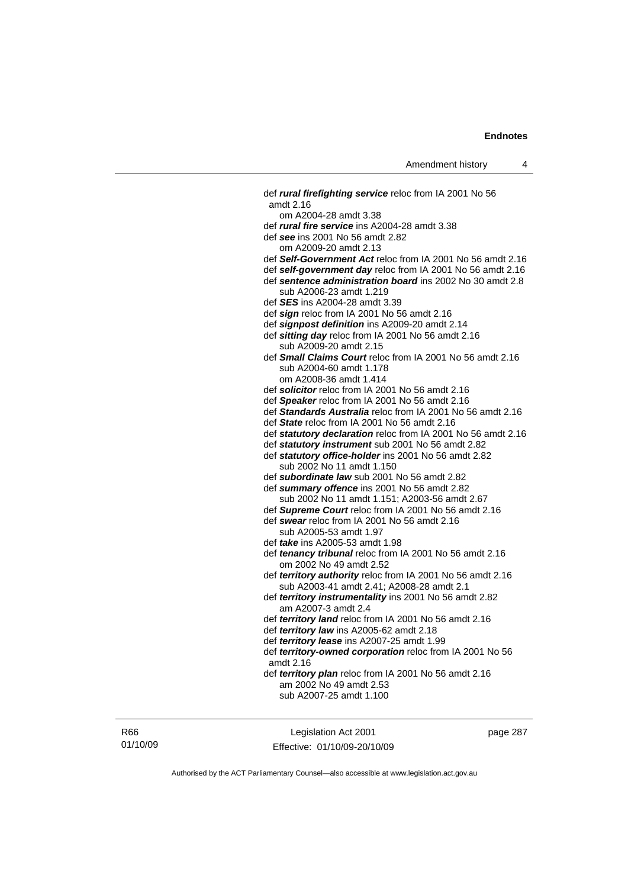def ***rural firefighting service*** reloc from IA 2001 No 56 amdt 2.16
om A2004-28 amdt 3.38
def ***rural fire service*** ins A2004-28 amdt 3.38
def ***see*** ins 2001 No 56 amdt 2.82
om A2009-20 amdt 2.13
def ***Self-Government Act*** reloc from IA 2001 No 56 amdt 2.16
def ***self-government day*** reloc from IA 2001 No 56 amdt 2.16
def ***sentence administration board*** ins 2002 No 30 amdt 2.8
sub A2006-23 amdt 1.219
def ***SES*** ins A2004-28 amdt 3.39
def ***sign*** reloc from IA 2001 No 56 amdt 2.16
def ***signpost definition*** ins A2009-20 amdt 2.14
def ***sitting day*** reloc from IA 2001 No 56 amdt 2.16
sub A2009-20 amdt 2.15
def ***Small Claims Court*** reloc from IA 2001 No 56 amdt 2.16
sub A2004-60 amdt 1.178
om A2008-36 amdt 1.414
def ***solicitor*** reloc from IA 2001 No 56 amdt 2.16
def ***Speaker*** reloc from IA 2001 No 56 amdt 2.16
def ***Standards Australia*** reloc from IA 2001 No 56 amdt 2.16
def ***State*** reloc from IA 2001 No 56 amdt 2.16
def ***statutory declaration*** reloc from IA 2001 No 56 amdt 2.16
def ***statutory instrument*** sub 2001 No 56 amdt 2.82
def ***statutory office-holder*** ins 2001 No 56 amdt 2.82
sub 2002 No 11 amdt 1.150
def ***subordinate law*** sub 2001 No 56 amdt 2.82
def ***summary offence*** ins 2001 No 56 amdt 2.82
sub 2002 No 11 amdt 1.151; A2003-56 amdt 2.67
def ***Supreme Court*** reloc from IA 2001 No 56 amdt 2.16
def ***swear*** reloc from IA 2001 No 56 amdt 2.16
sub A2005-53 amdt 1.97
def ***take*** ins A2005-53 amdt 1.98
def ***tenancy tribunal*** reloc from IA 2001 No 56 amdt 2.16
om 2002 No 49 amdt 2.52
def ***territory authority*** reloc from IA 2001 No 56 amdt 2.16
sub A2003-41 amdt 2.41; A2008-28 amdt 2.1
def ***territory instrumentality*** ins 2001 No 56 amdt 2.82
am A2007-3 amdt 2.4
def ***territory land*** reloc from IA 2001 No 56 amdt 2.16
def ***territory law*** ins A2005-62 amdt 2.18
def ***territory lease*** ins A2007-25 amdt 1.99
def ***territory-owned corporation*** reloc from IA 2001 No 56 amdt 2.16
def ***territory plan*** reloc from IA 2001 No 56 amdt 2.16
am 2002 No 49 amdt 2.53
sub A2007-25 amdt 1.100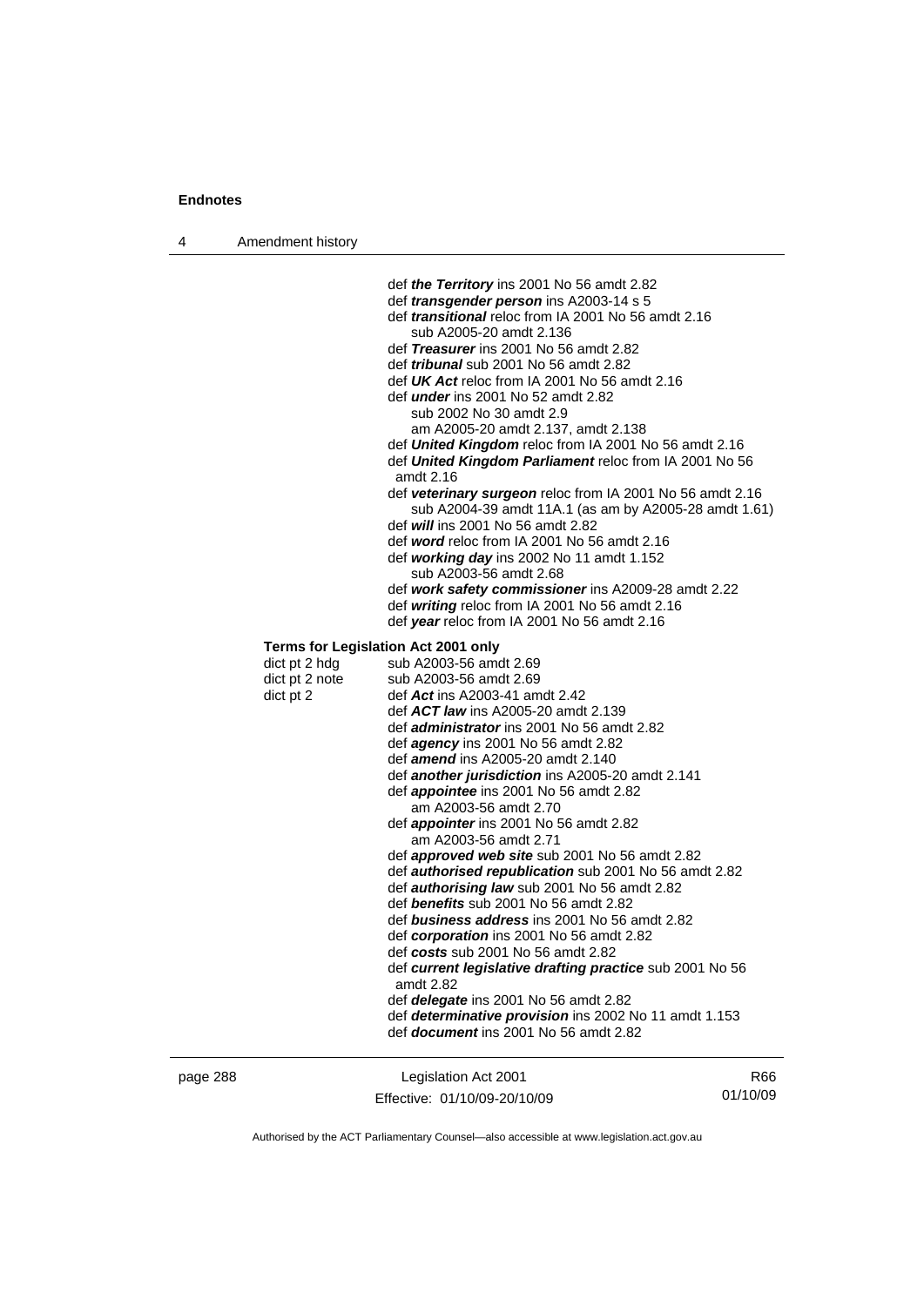def ***the Territory*** ins 2001 No 56 amdt 2.82
def ***transgender person*** ins A2003-14 s 5
def ***transitional*** reloc from IA 2001 No 56 amdt 2.16
  sub A2005-20 amdt 2.136
def ***Treasurer*** ins 2001 No 56 amdt 2.82
def ***tribunal*** sub 2001 No 56 amdt 2.82
def ***UK Act*** reloc from IA 2001 No 56 amdt 2.16
def ***under*** ins 2001 No 52 amdt 2.82
  sub 2002 No 30 amdt 2.9
  am A2005-20 amdt 2.137, amdt 2.138
def ***United Kingdom*** reloc from IA 2001 No 56 amdt 2.16
def ***United Kingdom Parliament*** reloc from IA 2001 No 56 amdt 2.16
def ***veterinary surgeon*** reloc from IA 2001 No 56 amdt 2.16
  sub A2004-39 amdt 11A.1 (as am by A2005-28 amdt 1.61)
def ***will*** ins 2001 No 56 amdt 2.82
def ***word*** reloc from IA 2001 No 56 amdt 2.16
def ***working day*** ins 2002 No 11 amdt 1.152
  sub A2003-56 amdt 2.68
def ***work safety commissioner*** ins A2009-28 amdt 2.22
def ***writing*** reloc from IA 2001 No 56 amdt 2.16
def ***year*** reloc from IA 2001 No 56 amdt 2.16

**Terms for Legislation Act 2001 only**

dict pt 2 hdg  sub A2003-56 amdt 2.69
dict pt 2 note  sub A2003-56 amdt 2.69
dict pt 2  def ***Act*** ins A2003-41 amdt 2.42
def ***ACT law*** ins A2005-20 amdt 2.139
def ***administrator*** ins 2001 No 56 amdt 2.82
def ***agency*** ins 2001 No 56 amdt 2.82
def ***amend*** ins A2005-20 amdt 2.140
def ***another jurisdiction*** ins A2005-20 amdt 2.141
def ***appointee*** ins 2001 No 56 amdt 2.82
  am A2003-56 amdt 2.70
def ***appointer*** ins 2001 No 56 amdt 2.82
  am A2003-56 amdt 2.71
def ***approved web site*** sub 2001 No 56 amdt 2.82
def ***authorised republication*** sub 2001 No 56 amdt 2.82
def ***authorising law*** sub 2001 No 56 amdt 2.82
def ***benefits*** sub 2001 No 56 amdt 2.82
def ***business address*** ins 2001 No 56 amdt 2.82
def ***corporation*** ins 2001 No 56 amdt 2.82
def ***costs*** sub 2001 No 56 amdt 2.82
def ***current legislative drafting practice*** sub 2001 No 56 amdt 2.82
def ***delegate*** ins 2001 No 56 amdt 2.82
def ***determinative provision*** ins 2002 No 11 amdt 1.153
def ***document*** ins 2001 No 56 amdt 2.82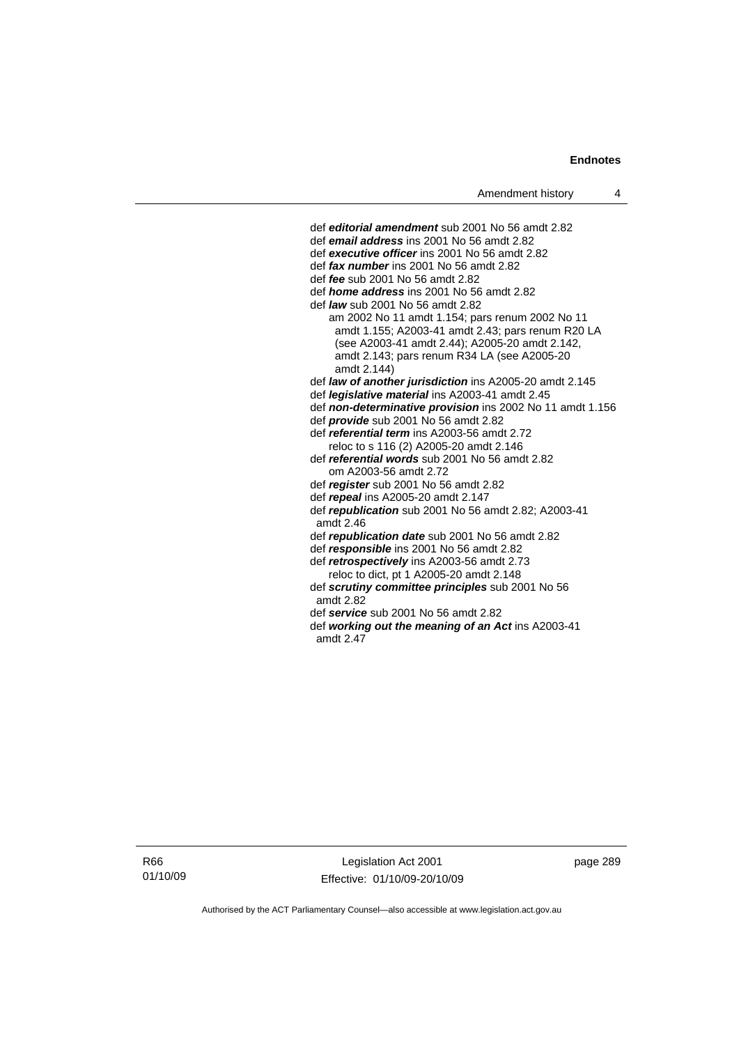def ***editorial amendment*** sub 2001 No 56 amdt 2.82
def ***email address*** ins 2001 No 56 amdt 2.82
def ***executive officer*** ins 2001 No 56 amdt 2.82
def ***fax number*** ins 2001 No 56 amdt 2.82
def ***fee*** sub 2001 No 56 amdt 2.82
def ***home address*** ins 2001 No 56 amdt 2.82
def ***law*** sub 2001 No 56 amdt 2.82
am 2002 No 11 amdt 1.154; pars renum 2002 No 11 amdt 1.155; A2003-41 amdt 2.43; pars renum R20 LA (see A2003-41 amdt 2.44); A2005-20 amdt 2.142, amdt 2.143; pars renum R34 LA (see A2005-20 amdt 2.144)
def ***law of another jurisdiction*** ins A2005-20 amdt 2.145
def ***legislative material*** ins A2003-41 amdt 2.45
def ***non-determinative provision*** ins 2002 No 11 amdt 1.156
def ***provide*** sub 2001 No 56 amdt 2.82
def ***referential term*** ins A2003-56 amdt 2.72
reloc to s 116 (2) A2005-20 amdt 2.146
def ***referential words*** sub 2001 No 56 amdt 2.82
om A2003-56 amdt 2.72
def ***register*** sub 2001 No 56 amdt 2.82
def ***repeal*** ins A2005-20 amdt 2.147
def ***republication*** sub 2001 No 56 amdt 2.82; A2003-41 amdt 2.46
def ***republication date*** sub 2001 No 56 amdt 2.82
def ***responsible*** ins 2001 No 56 amdt 2.82
def ***retrospectively*** ins A2003-56 amdt 2.73
reloc to dict, pt 1 A2005-20 amdt 2.148
def ***scrutiny committee principles*** sub 2001 No 56 amdt 2.82
def ***service*** sub 2001 No 56 amdt 2.82
def ***working out the meaning of an Act*** ins A2003-41 amdt 2.47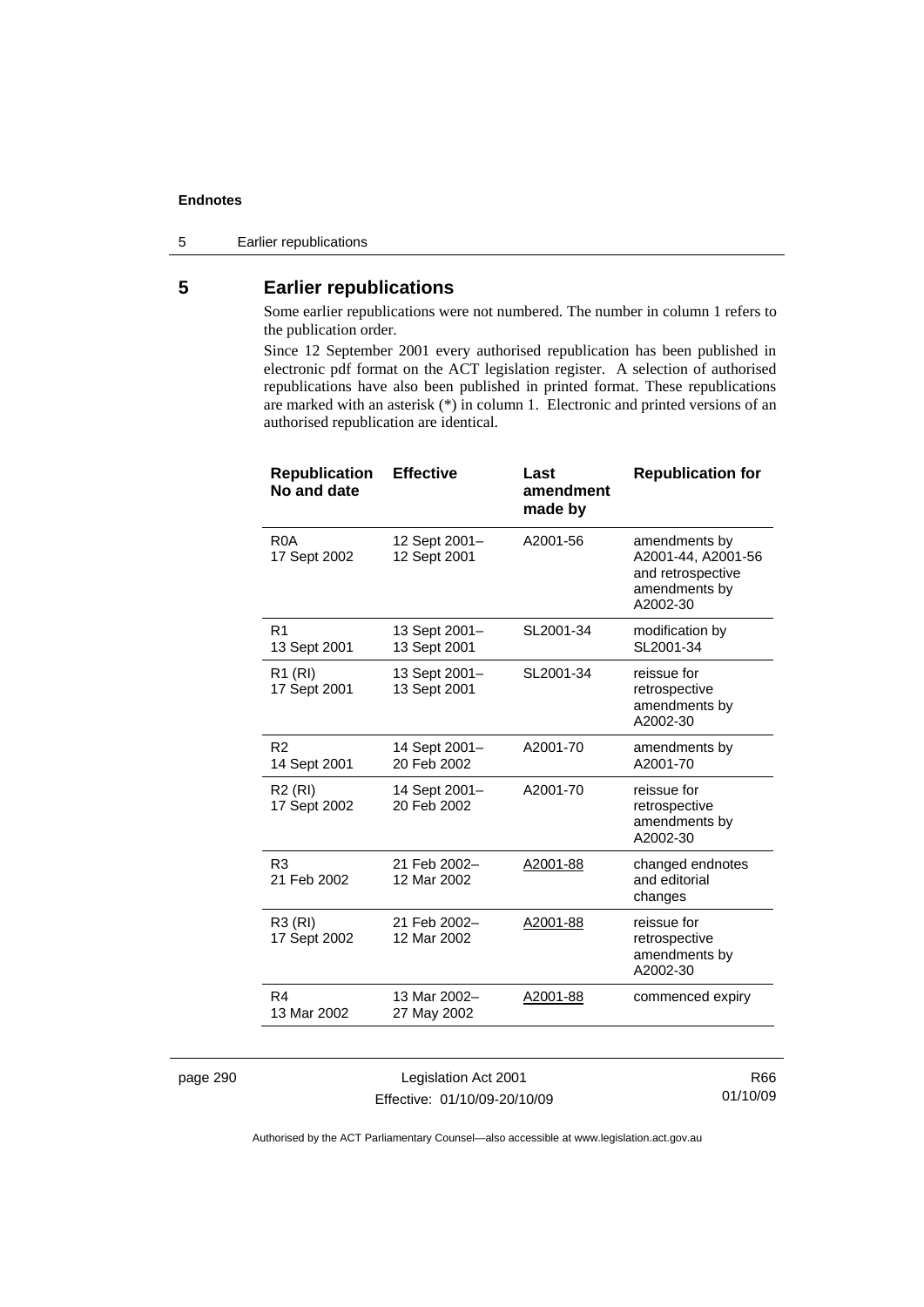## 5 Earlier republications

Some earlier republications were not numbered. The number in column 1 refers to the publication order.

Since 12 September 2001 every authorised republication has been published in electronic pdf format on the ACT legislation register. A selection of authorised republications have also been published in printed format. These republications are marked with an asterisk (*) in column 1. Electronic and printed versions of an authorised republication are identical.

| Republication No and date | Effective | Last amendment made by | Republication for |
|---|---|---|---|
| R0A 17 Sept 2002 | 12 Sept 2001– 12 Sept 2001 | A2001-56 | amendments by A2001-44, A2001-56 and retrospective amendments by A2002-30 |
| R1 13 Sept 2001 | 13 Sept 2001– 13 Sept 2001 | SL2001-34 | modification by SL2001-34 |
| R1 (RI) 17 Sept 2001 | 13 Sept 2001– 13 Sept 2001 | SL2001-34 | reissue for retrospective amendments by A2002-30 |
| R2 14 Sept 2001 | 14 Sept 2001– 20 Feb 2002 | A2001-70 | amendments by A2001-70 |
| R2 (RI) 17 Sept 2002 | 14 Sept 2001– 20 Feb 2002 | A2001-70 | reissue for retrospective amendments by A2002-30 |
| R3 21 Feb 2002 | 21 Feb 2002– 12 Mar 2002 | A2001-88 | changed endnotes and editorial changes |
| R3 (RI) 17 Sept 2002 | 21 Feb 2002– 12 Mar 2002 | A2001-88 | reissue for retrospective amendments by A2002-30 |
| R4 13 Mar 2002 | 13 Mar 2002– 27 May 2002 | A2001-88 | commenced expiry |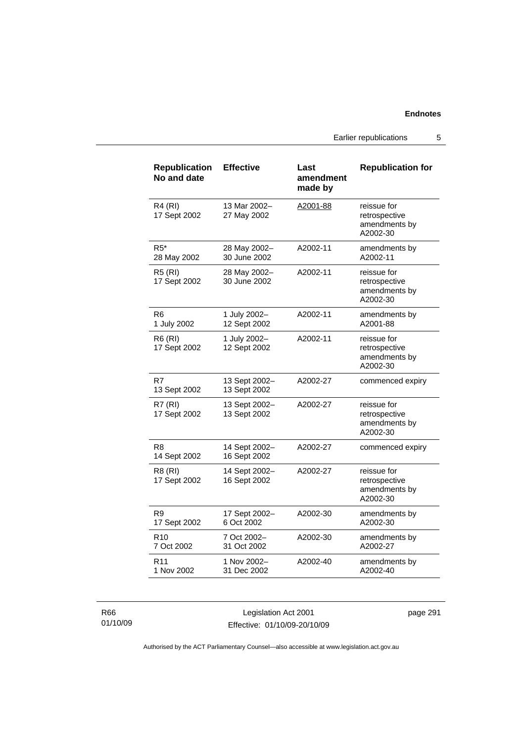| Republication No and date | Effective | Last amendment made by | Republication for |
|---|---|---|---|
| R4 (RI) 17 Sept 2002 | 13 Mar 2002– 27 May 2002 | A2001-88 | reissue for retrospective amendments by A2002-30 |
| R5* 28 May 2002 | 28 May 2002– 30 June 2002 | A2002-11 | amendments by A2002-11 |
| R5 (RI) 17 Sept 2002 | 28 May 2002– 30 June 2002 | A2002-11 | reissue for retrospective amendments by A2002-30 |
| R6 1 July 2002 | 1 July 2002– 12 Sept 2002 | A2002-11 | amendments by A2001-88 |
| R6 (RI) 17 Sept 2002 | 1 July 2002– 12 Sept 2002 | A2002-11 | reissue for retrospective amendments by A2002-30 |
| R7 13 Sept 2002 | 13 Sept 2002– 13 Sept 2002 | A2002-27 | commenced expiry |
| R7 (RI) 17 Sept 2002 | 13 Sept 2002– 13 Sept 2002 | A2002-27 | reissue for retrospective amendments by A2002-30 |
| R8 14 Sept 2002 | 14 Sept 2002– 16 Sept 2002 | A2002-27 | commenced expiry |
| R8 (RI) 17 Sept 2002 | 14 Sept 2002– 16 Sept 2002 | A2002-27 | reissue for retrospective amendments by A2002-30 |
| R9 17 Sept 2002 | 17 Sept 2002– 6 Oct 2002 | A2002-30 | amendments by A2002-30 |
| R10 7 Oct 2002 | 7 Oct 2002– 31 Oct 2002 | A2002-30 | amendments by A2002-27 |
| R11 1 Nov 2002 | 1 Nov 2002– 31 Dec 2002 | A2002-40 | amendments by A2002-40 |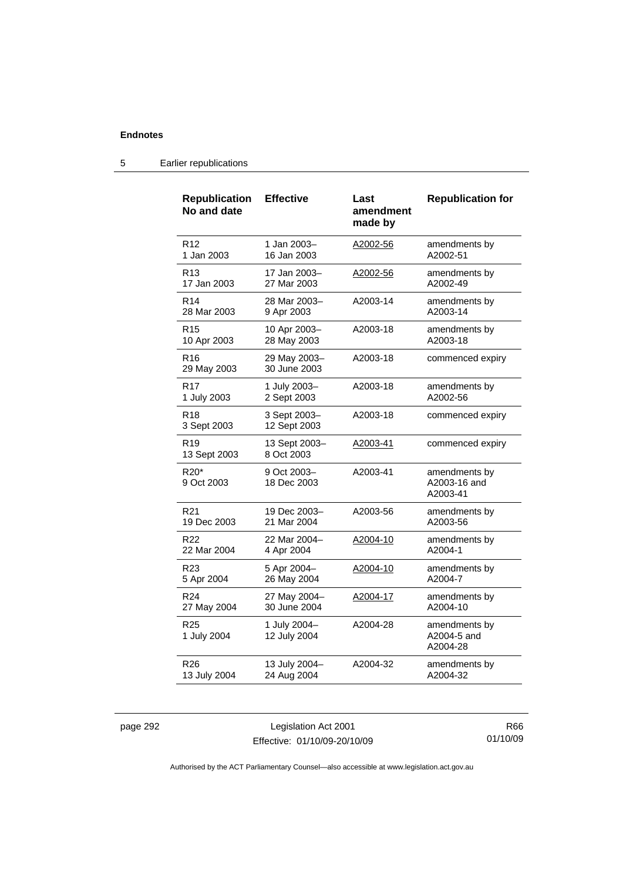| Republication No and date | Effective | Last amendment made by | Republication for |
|---|---|---|---|
| R12<br>1 Jan 2003 | 1 Jan 2003–<br>16 Jan 2003 | A2002-56 | amendments by A2002-51 |
| R13<br>17 Jan 2003 | 17 Jan 2003–<br>27 Mar 2003 | A2002-56 | amendments by A2002-49 |
| R14<br>28 Mar 2003 | 28 Mar 2003–<br>9 Apr 2003 | A2003-14 | amendments by A2003-14 |
| R15<br>10 Apr 2003 | 10 Apr 2003–<br>28 May 2003 | A2003-18 | amendments by A2003-18 |
| R16<br>29 May 2003 | 29 May 2003–<br>30 June 2003 | A2003-18 | commenced expiry |
| R17<br>1 July 2003 | 1 July 2003–<br>2 Sept 2003 | A2003-18 | amendments by A2002-56 |
| R18<br>3 Sept 2003 | 3 Sept 2003–<br>12 Sept 2003 | A2003-18 | commenced expiry |
| R19<br>13 Sept 2003 | 13 Sept 2003–<br>8 Oct 2003 | A2003-41 | commenced expiry |
| R20*<br>9 Oct 2003 | 9 Oct 2003–<br>18 Dec 2003 | A2003-41 | amendments by A2003-16 and A2003-41 |
| R21<br>19 Dec 2003 | 19 Dec 2003–<br>21 Mar 2004 | A2003-56 | amendments by A2003-56 |
| R22<br>22 Mar 2004 | 22 Mar 2004–<br>4 Apr 2004 | A2004-10 | amendments by A2004-1 |
| R23<br>5 Apr 2004 | 5 Apr 2004–<br>26 May 2004 | A2004-10 | amendments by A2004-7 |
| R24<br>27 May 2004 | 27 May 2004–<br>30 June 2004 | A2004-17 | amendments by A2004-10 |
| R25<br>1 July 2004 | 1 July 2004–<br>12 July 2004 | A2004-28 | amendments by A2004-5 and A2004-28 |
| R26<br>13 July 2004 | 13 July 2004–<br>24 Aug 2004 | A2004-32 | amendments by A2004-32 |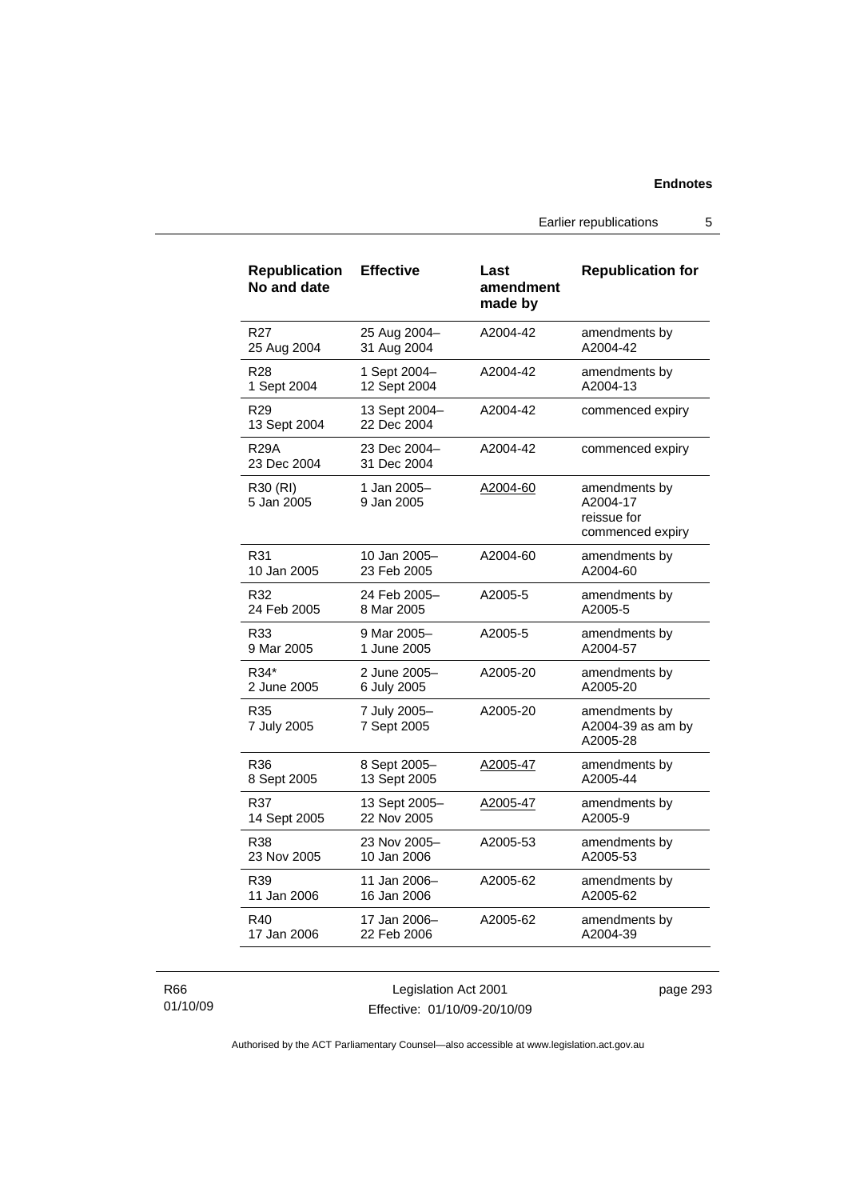| Republication No and date | Effective | Last amendment made by | Republication for |
|---|---|---|---|
| R27<br>25 Aug 2004 | 25 Aug 2004–<br>31 Aug 2004 | A2004-42 | amendments by A2004-42 |
| R28<br>1 Sept 2004 | 1 Sept 2004–<br>12 Sept 2004 | A2004-42 | amendments by A2004-13 |
| R29<br>13 Sept 2004 | 13 Sept 2004–<br>22 Dec 2004 | A2004-42 | commenced expiry |
| R29A<br>23 Dec 2004 | 23 Dec 2004–<br>31 Dec 2004 | A2004-42 | commenced expiry |
| R30 (RI)<br>5 Jan 2005 | 1 Jan 2005–<br>9 Jan 2005 | A2004-60 | amendments by A2004-17<br>reissue for commenced expiry |
| R31<br>10 Jan 2005 | 10 Jan 2005–<br>23 Feb 2005 | A2004-60 | amendments by A2004-60 |
| R32<br>24 Feb 2005 | 24 Feb 2005–<br>8 Mar 2005 | A2005-5 | amendments by A2005-5 |
| R33<br>9 Mar 2005 | 9 Mar 2005–<br>1 June 2005 | A2005-5 | amendments by A2004-57 |
| R34*<br>2 June 2005 | 2 June 2005–<br>6 July 2005 | A2005-20 | amendments by A2005-20 |
| R35<br>7 July 2005 | 7 July 2005–<br>7 Sept 2005 | A2005-20 | amendments by A2004-39 as am by A2005-28 |
| R36<br>8 Sept 2005 | 8 Sept 2005–<br>13 Sept 2005 | A2005-47 | amendments by A2005-44 |
| R37<br>14 Sept 2005 | 13 Sept 2005–<br>22 Nov 2005 | A2005-47 | amendments by A2005-9 |
| R38<br>23 Nov 2005 | 23 Nov 2005–<br>10 Jan 2006 | A2005-53 | amendments by A2005-53 |
| R39<br>11 Jan 2006 | 11 Jan 2006–<br>16 Jan 2006 | A2005-62 | amendments by A2005-62 |
| R40<br>17 Jan 2006 | 17 Jan 2006–<br>22 Feb 2006 | A2005-62 | amendments by A2004-39 |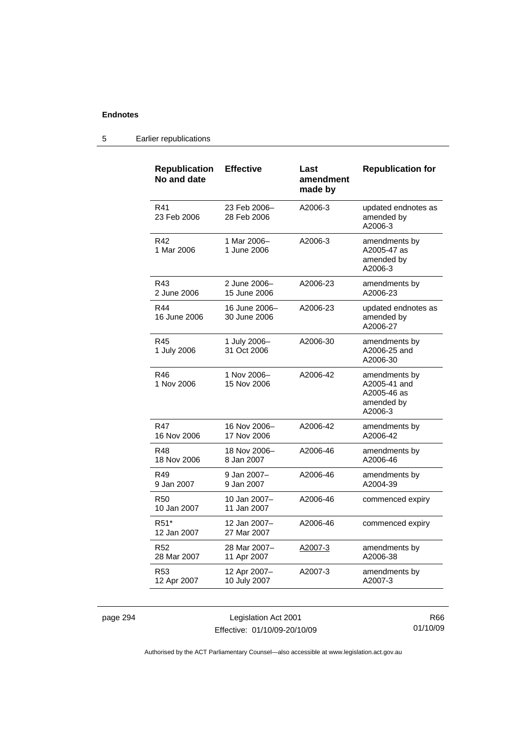## 5 Earlier republications

| Republication No and date | Effective | Last amendment made by | Republication for |
|---|---|---|---|
| R41 23 Feb 2006 | 23 Feb 2006– 28 Feb 2006 | A2006-3 | updated endnotes as amended by A2006-3 |
| R42 1 Mar 2006 | 1 Mar 2006– 1 June 2006 | A2006-3 | amendments by A2005-47 as amended by A2006-3 |
| R43 2 June 2006 | 2 June 2006– 15 June 2006 | A2006-23 | amendments by A2006-23 |
| R44 16 June 2006 | 16 June 2006– 30 June 2006 | A2006-23 | updated endnotes as amended by A2006-27 |
| R45 1 July 2006 | 1 July 2006– 31 Oct 2006 | A2006-30 | amendments by A2006-25 and A2006-30 |
| R46 1 Nov 2006 | 1 Nov 2006– 15 Nov 2006 | A2006-42 | amendments by A2005-41 and A2005-46 as amended by A2006-3 |
| R47 16 Nov 2006 | 16 Nov 2006– 17 Nov 2006 | A2006-42 | amendments by A2006-42 |
| R48 18 Nov 2006 | 18 Nov 2006– 8 Jan 2007 | A2006-46 | amendments by A2006-46 |
| R49 9 Jan 2007 | 9 Jan 2007– 9 Jan 2007 | A2006-46 | amendments by A2004-39 |
| R50 10 Jan 2007 | 10 Jan 2007– 11 Jan 2007 | A2006-46 | commenced expiry |
| R51* 12 Jan 2007 | 12 Jan 2007– 27 Mar 2007 | A2006-46 | commenced expiry |
| R52 28 Mar 2007 | 28 Mar 2007– 11 Apr 2007 | A2007-3 | amendments by A2006-38 |
| R53 12 Apr 2007 | 12 Apr 2007– 10 July 2007 | A2007-3 | amendments by A2007-3 |

Legislation Act 2001
Effective: 01/10/09-20/10/09

R66
01/10/09

Authorised by the ACT Parliamentary Counsel—also accessible at www.legislation.act.gov.au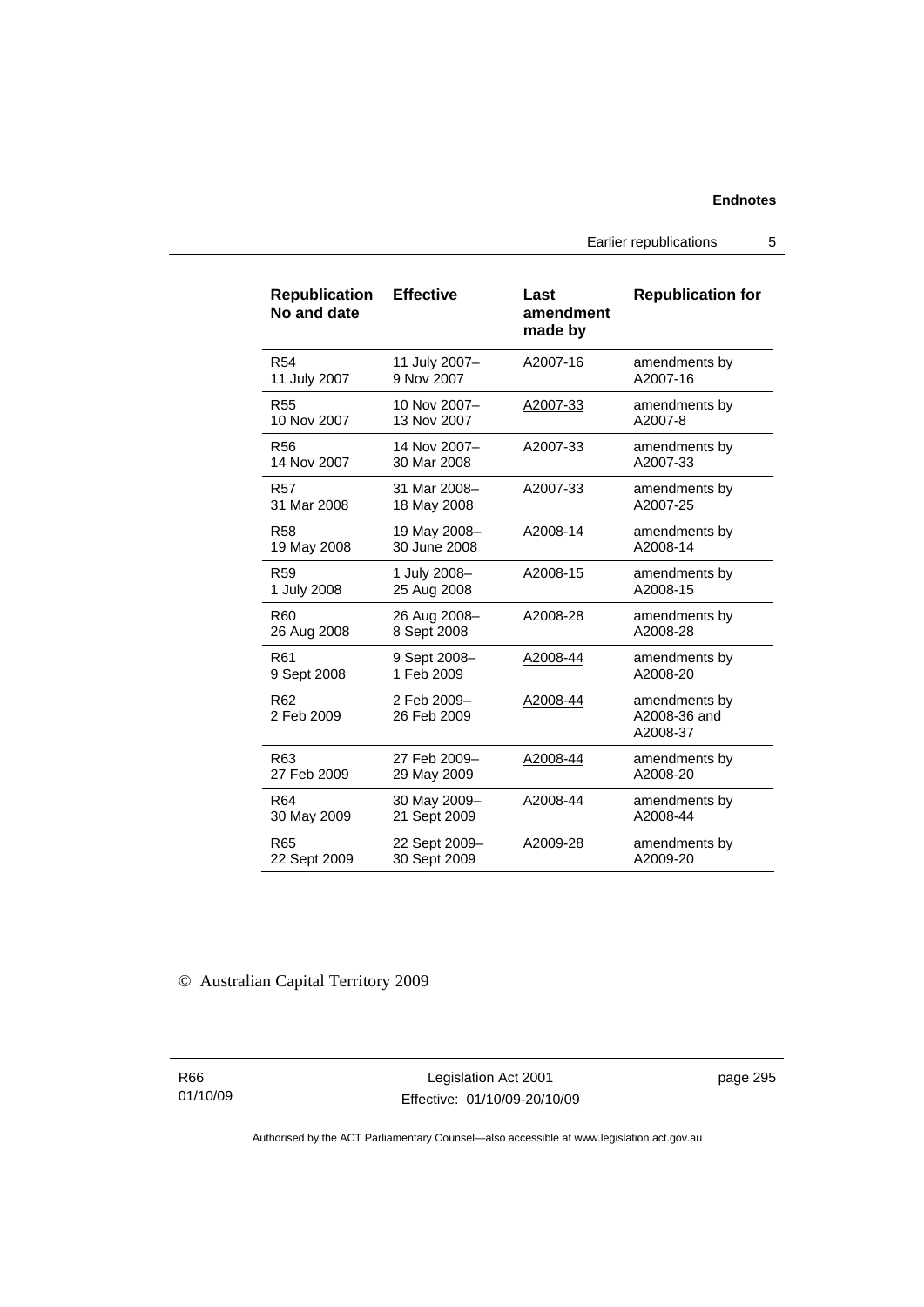| Republication No and date | Effective | Last amendment made by | Republication for |
|---|---|---|---|
| R54 11 July 2007 | 11 July 2007– 9 Nov 2007 | A2007-16 | amendments by A2007-16 |
| R55 10 Nov 2007 | 10 Nov 2007– 13 Nov 2007 | A2007-33 | amendments by A2007-8 |
| R56 14 Nov 2007 | 14 Nov 2007– 30 Mar 2008 | A2007-33 | amendments by A2007-33 |
| R57 31 Mar 2008 | 31 Mar 2008– 18 May 2008 | A2007-33 | amendments by A2007-25 |
| R58 19 May 2008 | 19 May 2008– 30 June 2008 | A2008-14 | amendments by A2008-14 |
| R59 1 July 2008 | 1 July 2008– 25 Aug 2008 | A2008-15 | amendments by A2008-15 |
| R60 26 Aug 2008 | 26 Aug 2008– 8 Sept 2008 | A2008-28 | amendments by A2008-28 |
| R61 9 Sept 2008 | 9 Sept 2008– 1 Feb 2009 | A2008-44 | amendments by A2008-20 |
| R62 2 Feb 2009 | 2 Feb 2009– 26 Feb 2009 | A2008-44 | amendments by A2008-36 and A2008-37 |
| R63 27 Feb 2009 | 27 Feb 2009– 29 May 2009 | A2008-44 | amendments by A2008-20 |
| R64 30 May 2009 | 30 May 2009– 21 Sept 2009 | A2008-44 | amendments by A2008-44 |
| R65 22 Sept 2009 | 22 Sept 2009– 30 Sept 2009 | A2009-28 | amendments by A2009-20 |

© Australian Capital Territory 2009